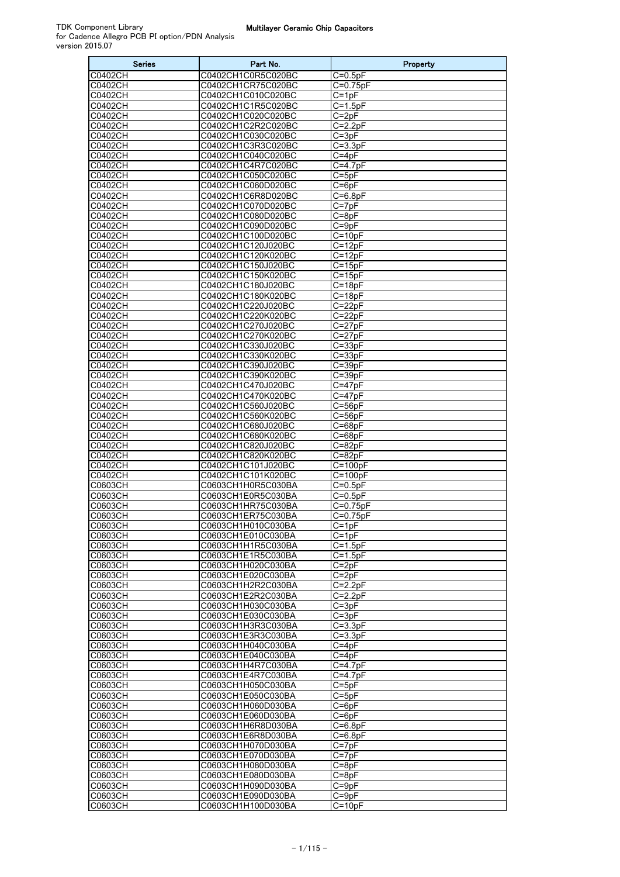TDK Component Library
for Cadence Allegro PCB PI option/PDN Analysis
version 2015.07

# Multilayer Ceramic Chip Capacitors

| Series | Part No. | Property |
|---|---|---|
| C0402CH | C0402CH1C0R5C020BC | C=0.5pF |
| C0402CH | C0402CH1CR75C020BC | C=0.75pF |
| C0402CH | C0402CH1C010C020BC | C=1pF |
| C0402CH | C0402CH1C1R5C020BC | C=1.5pF |
| C0402CH | C0402CH1C020C020BC | C=2pF |
| C0402CH | C0402CH1C2R2C020BC | C=2.2pF |
| C0402CH | C0402CH1C030C020BC | C=3pF |
| C0402CH | C0402CH1C3R3C020BC | C=3.3pF |
| C0402CH | C0402CH1C040C020BC | C=4pF |
| C0402CH | C0402CH1C4R7C020BC | C=4.7pF |
| C0402CH | C0402CH1C050C020BC | C=5pF |
| C0402CH | C0402CH1C060D020BC | C=6pF |
| C0402CH | C0402CH1C6R8D020BC | C=6.8pF |
| C0402CH | C0402CH1C070D020BC | C=7pF |
| C0402CH | C0402CH1C080D020BC | C=8pF |
| C0402CH | C0402CH1C090D020BC | C=9pF |
| C0402CH | C0402CH1C100D020BC | C=10pF |
| C0402CH | C0402CH1C120J020BC | C=12pF |
| C0402CH | C0402CH1C120K020BC | C=12pF |
| C0402CH | C0402CH1C150J020BC | C=15pF |
| C0402CH | C0402CH1C150K020BC | C=15pF |
| C0402CH | C0402CH1C180J020BC | C=18pF |
| C0402CH | C0402CH1C180K020BC | C=18pF |
| C0402CH | C0402CH1C220J020BC | C=22pF |
| C0402CH | C0402CH1C220K020BC | C=22pF |
| C0402CH | C0402CH1C270J020BC | C=27pF |
| C0402CH | C0402CH1C270K020BC | C=27pF |
| C0402CH | C0402CH1C330J020BC | C=33pF |
| C0402CH | C0402CH1C330K020BC | C=33pF |
| C0402CH | C0402CH1C390J020BC | C=39pF |
| C0402CH | C0402CH1C390K020BC | C=39pF |
| C0402CH | C0402CH1C470J020BC | C=47pF |
| C0402CH | C0402CH1C470K020BC | C=47pF |
| C0402CH | C0402CH1C560J020BC | C=56pF |
| C0402CH | C0402CH1C560K020BC | C=56pF |
| C0402CH | C0402CH1C680J020BC | C=68pF |
| C0402CH | C0402CH1C680K020BC | C=68pF |
| C0402CH | C0402CH1C820J020BC | C=82pF |
| C0402CH | C0402CH1C820K020BC | C=82pF |
| C0402CH | C0402CH1C101J020BC | C=100pF |
| C0402CH | C0402CH1C101K020BC | C=100pF |
| C0603CH | C0603CH1H0R5C030BA | C=0.5pF |
| C0603CH | C0603CH1E0R5C030BA | C=0.5pF |
| C0603CH | C0603CH1HR75C030BA | C=0.75pF |
| C0603CH | C0603CH1ER75C030BA | C=0.75pF |
| C0603CH | C0603CH1H010C030BA | C=1pF |
| C0603CH | C0603CH1E010C030BA | C=1pF |
| C0603CH | C0603CH1H1R5C030BA | C=1.5pF |
| C0603CH | C0603CH1E1R5C030BA | C=1.5pF |
| C0603CH | C0603CH1H020C030BA | C=2pF |
| C0603CH | C0603CH1E020C030BA | C=2pF |
| C0603CH | C0603CH1H2R2C030BA | C=2.2pF |
| C0603CH | C0603CH1E2R2C030BA | C=2.2pF |
| C0603CH | C0603CH1H030C030BA | C=3pF |
| C0603CH | C0603CH1E030C030BA | C=3pF |
| C0603CH | C0603CH1H3R3C030BA | C=3.3pF |
| C0603CH | C0603CH1E3R3C030BA | C=3.3pF |
| C0603CH | C0603CH1H040C030BA | C=4pF |
| C0603CH | C0603CH1E040C030BA | C=4pF |
| C0603CH | C0603CH1H4R7C030BA | C=4.7pF |
| C0603CH | C0603CH1E4R7C030BA | C=4.7pF |
| C0603CH | C0603CH1H050C030BA | C=5pF |
| C0603CH | C0603CH1E050C030BA | C=5pF |
| C0603CH | C0603CH1H060D030BA | C=6pF |
| C0603CH | C0603CH1E060D030BA | C=6pF |
| C0603CH | C0603CH1H6R8D030BA | C=6.8pF |
| C0603CH | C0603CH1E6R8D030BA | C=6.8pF |
| C0603CH | C0603CH1H070D030BA | C=7pF |
| C0603CH | C0603CH1E070D030BA | C=7pF |
| C0603CH | C0603CH1H080D030BA | C=8pF |
| C0603CH | C0603CH1E080D030BA | C=8pF |
| C0603CH | C0603CH1H090D030BA | C=9pF |
| C0603CH | C0603CH1E090D030BA | C=9pF |
| C0603CH | C0603CH1H100D030BA | C=10pF |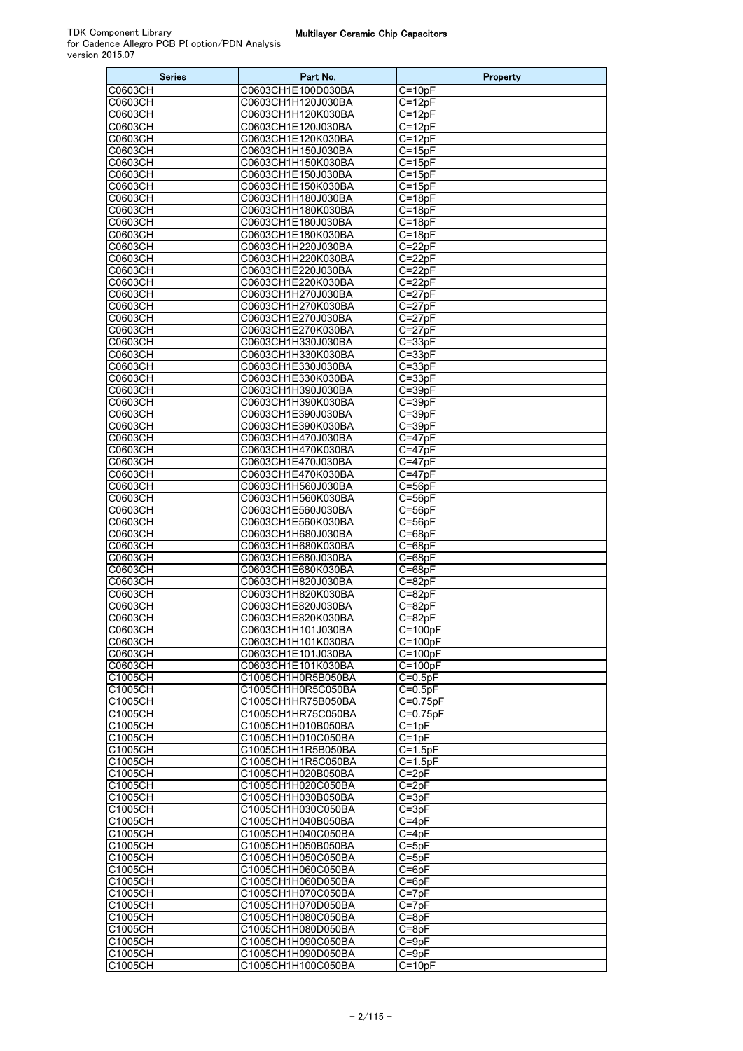| Series | Part No. | Property |
|---|---|---|
| C0603CH | C0603CH1E100D030BA | C=10pF |
| C0603CH | C0603CH1H120J030BA | C=12pF |
| C0603CH | C0603CH1H120K030BA | C=12pF |
| C0603CH | C0603CH1E120J030BA | C=12pF |
| C0603CH | C0603CH1E120K030BA | C=12pF |
| C0603CH | C0603CH1H150J030BA | C=15pF |
| C0603CH | C0603CH1H150K030BA | C=15pF |
| C0603CH | C0603CH1E150J030BA | C=15pF |
| C0603CH | C0603CH1E150K030BA | C=15pF |
| C0603CH | C0603CH1H180J030BA | C=18pF |
| C0603CH | C0603CH1H180K030BA | C=18pF |
| C0603CH | C0603CH1E180J030BA | C=18pF |
| C0603CH | C0603CH1E180K030BA | C=18pF |
| C0603CH | C0603CH1H220J030BA | C=22pF |
| C0603CH | C0603CH1H220K030BA | C=22pF |
| C0603CH | C0603CH1E220J030BA | C=22pF |
| C0603CH | C0603CH1E220K030BA | C=22pF |
| C0603CH | C0603CH1H270J030BA | C=27pF |
| C0603CH | C0603CH1H270K030BA | C=27pF |
| C0603CH | C0603CH1E270J030BA | C=27pF |
| C0603CH | C0603CH1E270K030BA | C=27pF |
| C0603CH | C0603CH1H330J030BA | C=33pF |
| C0603CH | C0603CH1H330K030BA | C=33pF |
| C0603CH | C0603CH1E330J030BA | C=33pF |
| C0603CH | C0603CH1E330K030BA | C=33pF |
| C0603CH | C0603CH1H390J030BA | C=39pF |
| C0603CH | C0603CH1H390K030BA | C=39pF |
| C0603CH | C0603CH1E390J030BA | C=39pF |
| C0603CH | C0603CH1E390K030BA | C=39pF |
| C0603CH | C0603CH1H470J030BA | C=47pF |
| C0603CH | C0603CH1H470K030BA | C=47pF |
| C0603CH | C0603CH1E470J030BA | C=47pF |
| C0603CH | C0603CH1E470K030BA | C=47pF |
| C0603CH | C0603CH1H560J030BA | C=56pF |
| C0603CH | C0603CH1H560K030BA | C=56pF |
| C0603CH | C0603CH1E560J030BA | C=56pF |
| C0603CH | C0603CH1E560K030BA | C=56pF |
| C0603CH | C0603CH1H680J030BA | C=68pF |
| C0603CH | C0603CH1H680K030BA | C=68pF |
| C0603CH | C0603CH1E680J030BA | C=68pF |
| C0603CH | C0603CH1E680K030BA | C=68pF |
| C0603CH | C0603CH1H820J030BA | C=82pF |
| C0603CH | C0603CH1H820K030BA | C=82pF |
| C0603CH | C0603CH1E820J030BA | C=82pF |
| C0603CH | C0603CH1E820K030BA | C=82pF |
| C0603CH | C0603CH1H101J030BA | C=100pF |
| C0603CH | C0603CH1H101K030BA | C=100pF |
| C0603CH | C0603CH1E101J030BA | C=100pF |
| C0603CH | C0603CH1E101K030BA | C=100pF |
| C1005CH | C1005CH1H0R5B050BA | C=0.5pF |
| C1005CH | C1005CH1H0R5C050BA | C=0.5pF |
| C1005CH | C1005CH1HR75B050BA | C=0.75pF |
| C1005CH | C1005CH1HR75C050BA | C=0.75pF |
| C1005CH | C1005CH1H010B050BA | C=1pF |
| C1005CH | C1005CH1H010C050BA | C=1pF |
| C1005CH | C1005CH1H1R5B050BA | C=1.5pF |
| C1005CH | C1005CH1H1R5C050BA | C=1.5pF |
| C1005CH | C1005CH1H020B050BA | C=2pF |
| C1005CH | C1005CH1H020C050BA | C=2pF |
| C1005CH | C1005CH1H030B050BA | C=3pF |
| C1005CH | C1005CH1H030C050BA | C=3pF |
| C1005CH | C1005CH1H040B050BA | C=4pF |
| C1005CH | C1005CH1H040C050BA | C=4pF |
| C1005CH | C1005CH1H050B050BA | C=5pF |
| C1005CH | C1005CH1H050C050BA | C=5pF |
| C1005CH | C1005CH1H060C050BA | C=6pF |
| C1005CH | C1005CH1H060D050BA | C=6pF |
| C1005CH | C1005CH1H070C050BA | C=7pF |
| C1005CH | C1005CH1H070D050BA | C=7pF |
| C1005CH | C1005CH1H080C050BA | C=8pF |
| C1005CH | C1005CH1H080D050BA | C=8pF |
| C1005CH | C1005CH1H090C050BA | C=9pF |
| C1005CH | C1005CH1H090D050BA | C=9pF |
| C1005CH | C1005CH1H100C050BA | C=10pF |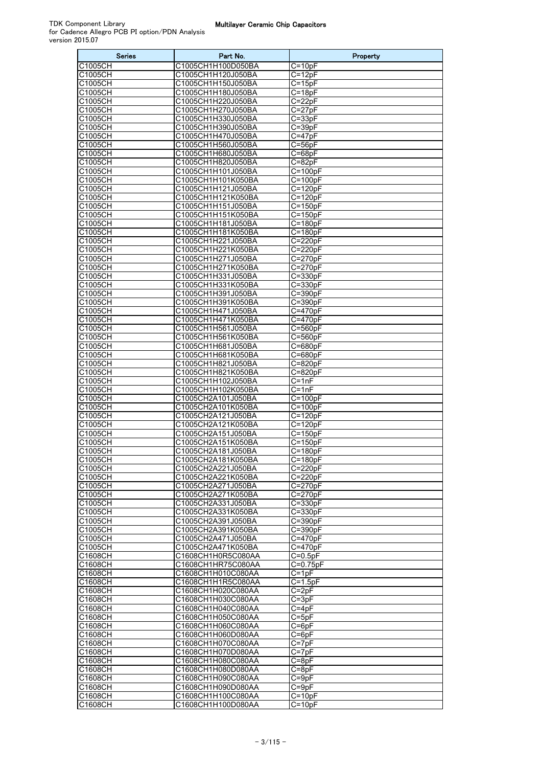| Series | Part No. | Property |
|---|---|---|
| C1005CH | C1005CH1H100D050BA | C=10pF |
| C1005CH | C1005CH1H120J050BA | C=12pF |
| C1005CH | C1005CH1H150J050BA | C=15pF |
| C1005CH | C1005CH1H180J050BA | C=18pF |
| C1005CH | C1005CH1H220J050BA | C=22pF |
| C1005CH | C1005CH1H270J050BA | C=27pF |
| C1005CH | C1005CH1H330J050BA | C=33pF |
| C1005CH | C1005CH1H390J050BA | C=39pF |
| C1005CH | C1005CH1H470J050BA | C=47pF |
| C1005CH | C1005CH1H560J050BA | C=56pF |
| C1005CH | C1005CH1H680J050BA | C=68pF |
| C1005CH | C1005CH1H820J050BA | C=82pF |
| C1005CH | C1005CH1H101J050BA | C=100pF |
| C1005CH | C1005CH1H101K050BA | C=100pF |
| C1005CH | C1005CH1H121J050BA | C=120pF |
| C1005CH | C1005CH1H121K050BA | C=120pF |
| C1005CH | C1005CH1H151J050BA | C=150pF |
| C1005CH | C1005CH1H151K050BA | C=150pF |
| C1005CH | C1005CH1H181J050BA | C=180pF |
| C1005CH | C1005CH1H181K050BA | C=180pF |
| C1005CH | C1005CH1H221J050BA | C=220pF |
| C1005CH | C1005CH1H221K050BA | C=220pF |
| C1005CH | C1005CH1H271J050BA | C=270pF |
| C1005CH | C1005CH1H271K050BA | C=270pF |
| C1005CH | C1005CH1H331J050BA | C=330pF |
| C1005CH | C1005CH1H331K050BA | C=330pF |
| C1005CH | C1005CH1H391J050BA | C=390pF |
| C1005CH | C1005CH1H391K050BA | C=390pF |
| C1005CH | C1005CH1H471J050BA | C=470pF |
| C1005CH | C1005CH1H471K050BA | C=470pF |
| C1005CH | C1005CH1H561J050BA | C=560pF |
| C1005CH | C1005CH1H561K050BA | C=560pF |
| C1005CH | C1005CH1H681J050BA | C=680pF |
| C1005CH | C1005CH1H681K050BA | C=680pF |
| C1005CH | C1005CH1H821J050BA | C=820pF |
| C1005CH | C1005CH1H821K050BA | C=820pF |
| C1005CH | C1005CH1H102J050BA | C=1nF |
| C1005CH | C1005CH1H102K050BA | C=1nF |
| C1005CH | C1005CH2A101J050BA | C=100pF |
| C1005CH | C1005CH2A101K050BA | C=100pF |
| C1005CH | C1005CH2A121J050BA | C=120pF |
| C1005CH | C1005CH2A121K050BA | C=120pF |
| C1005CH | C1005CH2A151J050BA | C=150pF |
| C1005CH | C1005CH2A151K050BA | C=150pF |
| C1005CH | C1005CH2A181J050BA | C=180pF |
| C1005CH | C1005CH2A181K050BA | C=180pF |
| C1005CH | C1005CH2A221J050BA | C=220pF |
| C1005CH | C1005CH2A221K050BA | C=220pF |
| C1005CH | C1005CH2A271J050BA | C=270pF |
| C1005CH | C1005CH2A271K050BA | C=270pF |
| C1005CH | C1005CH2A331J050BA | C=330pF |
| C1005CH | C1005CH2A331K050BA | C=330pF |
| C1005CH | C1005CH2A391J050BA | C=390pF |
| C1005CH | C1005CH2A391K050BA | C=390pF |
| C1005CH | C1005CH2A471J050BA | C=470pF |
| C1005CH | C1005CH2A471K050BA | C=470pF |
| C1608CH | C1608CH1H0R5C080AA | C=0.5pF |
| C1608CH | C1608CH1HR75C080AA | C=0.75pF |
| C1608CH | C1608CH1H010C080AA | C=1pF |
| C1608CH | C1608CH1H1R5C080AA | C=1.5pF |
| C1608CH | C1608CH1H020C080AA | C=2pF |
| C1608CH | C1608CH1H030C080AA | C=3pF |
| C1608CH | C1608CH1H040C080AA | C=4pF |
| C1608CH | C1608CH1H050C080AA | C=5pF |
| C1608CH | C1608CH1H060C080AA | C=6pF |
| C1608CH | C1608CH1H060D080AA | C=6pF |
| C1608CH | C1608CH1H070C080AA | C=7pF |
| C1608CH | C1608CH1H070D080AA | C=7pF |
| C1608CH | C1608CH1H080C080AA | C=8pF |
| C1608CH | C1608CH1H080D080AA | C=8pF |
| C1608CH | C1608CH1H090C080AA | C=9pF |
| C1608CH | C1608CH1H090D080AA | C=9pF |
| C1608CH | C1608CH1H100C080AA | C=10pF |
| C1608CH | C1608CH1H100D080AA | C=10pF |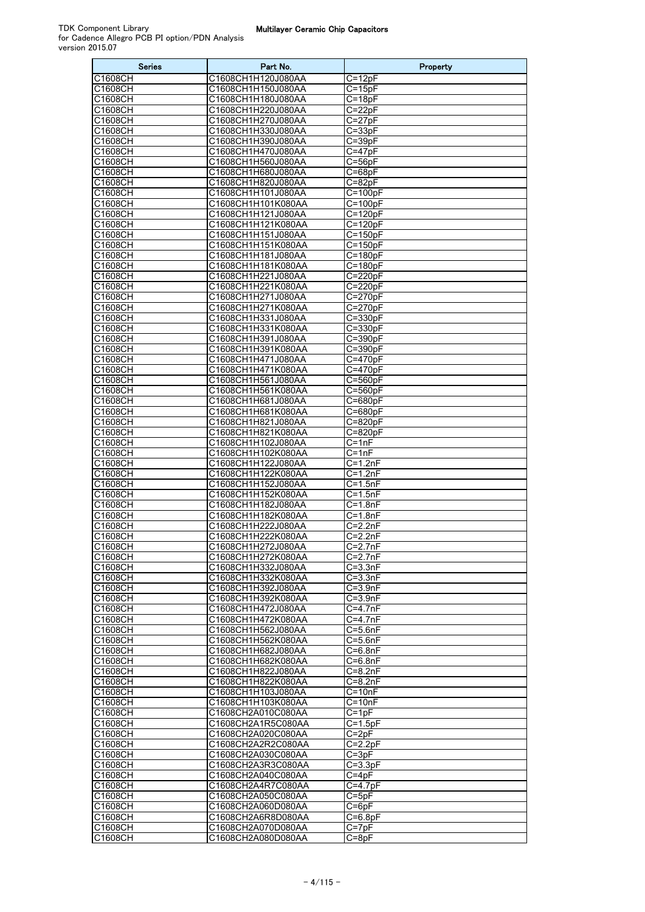| Series | Part No. | Property |
|---|---|---|
| C1608CH | C1608CH1H120J080AA | C=12pF |
| C1608CH | C1608CH1H150J080AA | C=15pF |
| C1608CH | C1608CH1H180J080AA | C=18pF |
| C1608CH | C1608CH1H220J080AA | C=22pF |
| C1608CH | C1608CH1H270J080AA | C=27pF |
| C1608CH | C1608CH1H330J080AA | C=33pF |
| C1608CH | C1608CH1H390J080AA | C=39pF |
| C1608CH | C1608CH1H470J080AA | C=47pF |
| C1608CH | C1608CH1H560J080AA | C=56pF |
| C1608CH | C1608CH1H680J080AA | C=68pF |
| C1608CH | C1608CH1H820J080AA | C=82pF |
| C1608CH | C1608CH1H101J080AA | C=100pF |
| C1608CH | C1608CH1H101K080AA | C=100pF |
| C1608CH | C1608CH1H121J080AA | C=120pF |
| C1608CH | C1608CH1H121K080AA | C=120pF |
| C1608CH | C1608CH1H151J080AA | C=150pF |
| C1608CH | C1608CH1H151K080AA | C=150pF |
| C1608CH | C1608CH1H181J080AA | C=180pF |
| C1608CH | C1608CH1H181K080AA | C=180pF |
| C1608CH | C1608CH1H221J080AA | C=220pF |
| C1608CH | C1608CH1H221K080AA | C=220pF |
| C1608CH | C1608CH1H271J080AA | C=270pF |
| C1608CH | C1608CH1H271K080AA | C=270pF |
| C1608CH | C1608CH1H331J080AA | C=330pF |
| C1608CH | C1608CH1H331K080AA | C=330pF |
| C1608CH | C1608CH1H391J080AA | C=390pF |
| C1608CH | C1608CH1H391K080AA | C=390pF |
| C1608CH | C1608CH1H471J080AA | C=470pF |
| C1608CH | C1608CH1H471K080AA | C=470pF |
| C1608CH | C1608CH1H561J080AA | C=560pF |
| C1608CH | C1608CH1H561K080AA | C=560pF |
| C1608CH | C1608CH1H681J080AA | C=680pF |
| C1608CH | C1608CH1H681K080AA | C=680pF |
| C1608CH | C1608CH1H821J080AA | C=820pF |
| C1608CH | C1608CH1H821K080AA | C=820pF |
| C1608CH | C1608CH1H102J080AA | C=1nF |
| C1608CH | C1608CH1H102K080AA | C=1nF |
| C1608CH | C1608CH1H122J080AA | C=1.2nF |
| C1608CH | C1608CH1H122K080AA | C=1.2nF |
| C1608CH | C1608CH1H152J080AA | C=1.5nF |
| C1608CH | C1608CH1H152K080AA | C=1.5nF |
| C1608CH | C1608CH1H182J080AA | C=1.8nF |
| C1608CH | C1608CH1H182K080AA | C=1.8nF |
| C1608CH | C1608CH1H222J080AA | C=2.2nF |
| C1608CH | C1608CH1H222K080AA | C=2.2nF |
| C1608CH | C1608CH1H272J080AA | C=2.7nF |
| C1608CH | C1608CH1H272K080AA | C=2.7nF |
| C1608CH | C1608CH1H332J080AA | C=3.3nF |
| C1608CH | C1608CH1H332K080AA | C=3.3nF |
| C1608CH | C1608CH1H392J080AA | C=3.9nF |
| C1608CH | C1608CH1H392K080AA | C=3.9nF |
| C1608CH | C1608CH1H472J080AA | C=4.7nF |
| C1608CH | C1608CH1H472K080AA | C=4.7nF |
| C1608CH | C1608CH1H562J080AA | C=5.6nF |
| C1608CH | C1608CH1H562K080AA | C=5.6nF |
| C1608CH | C1608CH1H682J080AA | C=6.8nF |
| C1608CH | C1608CH1H682K080AA | C=6.8nF |
| C1608CH | C1608CH1H822J080AA | C=8.2nF |
| C1608CH | C1608CH1H822K080AA | C=8.2nF |
| C1608CH | C1608CH1H103J080AA | C=10nF |
| C1608CH | C1608CH1H103K080AA | C=10nF |
| C1608CH | C1608CH2A010C080AA | C=1pF |
| C1608CH | C1608CH2A1R5C080AA | C=1.5pF |
| C1608CH | C1608CH2A020C080AA | C=2pF |
| C1608CH | C1608CH2A2R2C080AA | C=2.2pF |
| C1608CH | C1608CH2A030C080AA | C=3pF |
| C1608CH | C1608CH2A3R3C080AA | C=3.3pF |
| C1608CH | C1608CH2A040C080AA | C=4pF |
| C1608CH | C1608CH2A4R7C080AA | C=4.7pF |
| C1608CH | C1608CH2A050C080AA | C=5pF |
| C1608CH | C1608CH2A060D080AA | C=6pF |
| C1608CH | C1608CH2A6R8D080AA | C=6.8pF |
| C1608CH | C1608CH2A070D080AA | C=7pF |
| C1608CH | C1608CH2A080D080AA | C=8pF |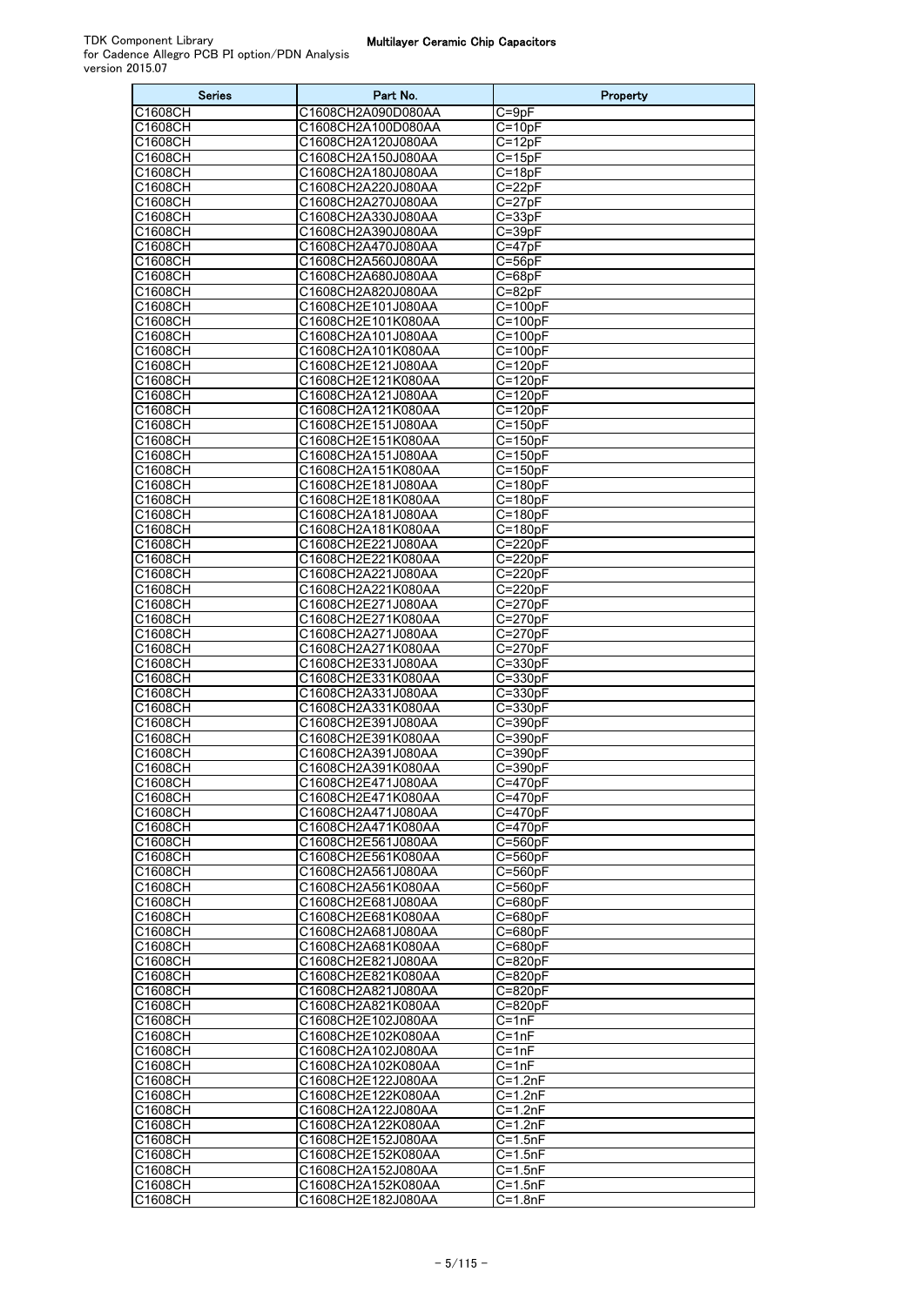| Series | Part No. | Property |
|---|---|---|
| C1608CH | C1608CH2A090D080AA | C=9pF |
| C1608CH | C1608CH2A100D080AA | C=10pF |
| C1608CH | C1608CH2A120J080AA | C=12pF |
| C1608CH | C1608CH2A150J080AA | C=15pF |
| C1608CH | C1608CH2A180J080AA | C=18pF |
| C1608CH | C1608CH2A220J080AA | C=22pF |
| C1608CH | C1608CH2A270J080AA | C=27pF |
| C1608CH | C1608CH2A330J080AA | C=33pF |
| C1608CH | C1608CH2A390J080AA | C=39pF |
| C1608CH | C1608CH2A470J080AA | C=47pF |
| C1608CH | C1608CH2A560J080AA | C=56pF |
| C1608CH | C1608CH2A680J080AA | C=68pF |
| C1608CH | C1608CH2A820J080AA | C=82pF |
| C1608CH | C1608CH2E101J080AA | C=100pF |
| C1608CH | C1608CH2E101K080AA | C=100pF |
| C1608CH | C1608CH2A101J080AA | C=100pF |
| C1608CH | C1608CH2A101K080AA | C=100pF |
| C1608CH | C1608CH2E121J080AA | C=120pF |
| C1608CH | C1608CH2E121K080AA | C=120pF |
| C1608CH | C1608CH2A121J080AA | C=120pF |
| C1608CH | C1608CH2A121K080AA | C=120pF |
| C1608CH | C1608CH2E151J080AA | C=150pF |
| C1608CH | C1608CH2E151K080AA | C=150pF |
| C1608CH | C1608CH2A151J080AA | C=150pF |
| C1608CH | C1608CH2A151K080AA | C=150pF |
| C1608CH | C1608CH2E181J080AA | C=180pF |
| C1608CH | C1608CH2E181K080AA | C=180pF |
| C1608CH | C1608CH2A181J080AA | C=180pF |
| C1608CH | C1608CH2A181K080AA | C=180pF |
| C1608CH | C1608CH2E221J080AA | C=220pF |
| C1608CH | C1608CH2E221K080AA | C=220pF |
| C1608CH | C1608CH2A221J080AA | C=220pF |
| C1608CH | C1608CH2A221K080AA | C=220pF |
| C1608CH | C1608CH2E271J080AA | C=270pF |
| C1608CH | C1608CH2E271K080AA | C=270pF |
| C1608CH | C1608CH2A271J080AA | C=270pF |
| C1608CH | C1608CH2A271K080AA | C=270pF |
| C1608CH | C1608CH2E331J080AA | C=330pF |
| C1608CH | C1608CH2E331K080AA | C=330pF |
| C1608CH | C1608CH2A331J080AA | C=330pF |
| C1608CH | C1608CH2A331K080AA | C=330pF |
| C1608CH | C1608CH2E391J080AA | C=390pF |
| C1608CH | C1608CH2E391K080AA | C=390pF |
| C1608CH | C1608CH2A391J080AA | C=390pF |
| C1608CH | C1608CH2A391K080AA | C=390pF |
| C1608CH | C1608CH2E471J080AA | C=470pF |
| C1608CH | C1608CH2E471K080AA | C=470pF |
| C1608CH | C1608CH2A471J080AA | C=470pF |
| C1608CH | C1608CH2A471K080AA | C=470pF |
| C1608CH | C1608CH2E561J080AA | C=560pF |
| C1608CH | C1608CH2E561K080AA | C=560pF |
| C1608CH | C1608CH2A561J080AA | C=560pF |
| C1608CH | C1608CH2A561K080AA | C=560pF |
| C1608CH | C1608CH2E681J080AA | C=680pF |
| C1608CH | C1608CH2E681K080AA | C=680pF |
| C1608CH | C1608CH2A681J080AA | C=680pF |
| C1608CH | C1608CH2A681K080AA | C=680pF |
| C1608CH | C1608CH2E821J080AA | C=820pF |
| C1608CH | C1608CH2E821K080AA | C=820pF |
| C1608CH | C1608CH2A821J080AA | C=820pF |
| C1608CH | C1608CH2A821K080AA | C=820pF |
| C1608CH | C1608CH2E102J080AA | C=1nF |
| C1608CH | C1608CH2E102K080AA | C=1nF |
| C1608CH | C1608CH2A102J080AA | C=1nF |
| C1608CH | C1608CH2A102K080AA | C=1nF |
| C1608CH | C1608CH2E122J080AA | C=1.2nF |
| C1608CH | C1608CH2E122K080AA | C=1.2nF |
| C1608CH | C1608CH2A122J080AA | C=1.2nF |
| C1608CH | C1608CH2A122K080AA | C=1.2nF |
| C1608CH | C1608CH2E152J080AA | C=1.5nF |
| C1608CH | C1608CH2E152K080AA | C=1.5nF |
| C1608CH | C1608CH2A152J080AA | C=1.5nF |
| C1608CH | C1608CH2A152K080AA | C=1.5nF |
| C1608CH | C1608CH2E182J080AA | C=1.8nF |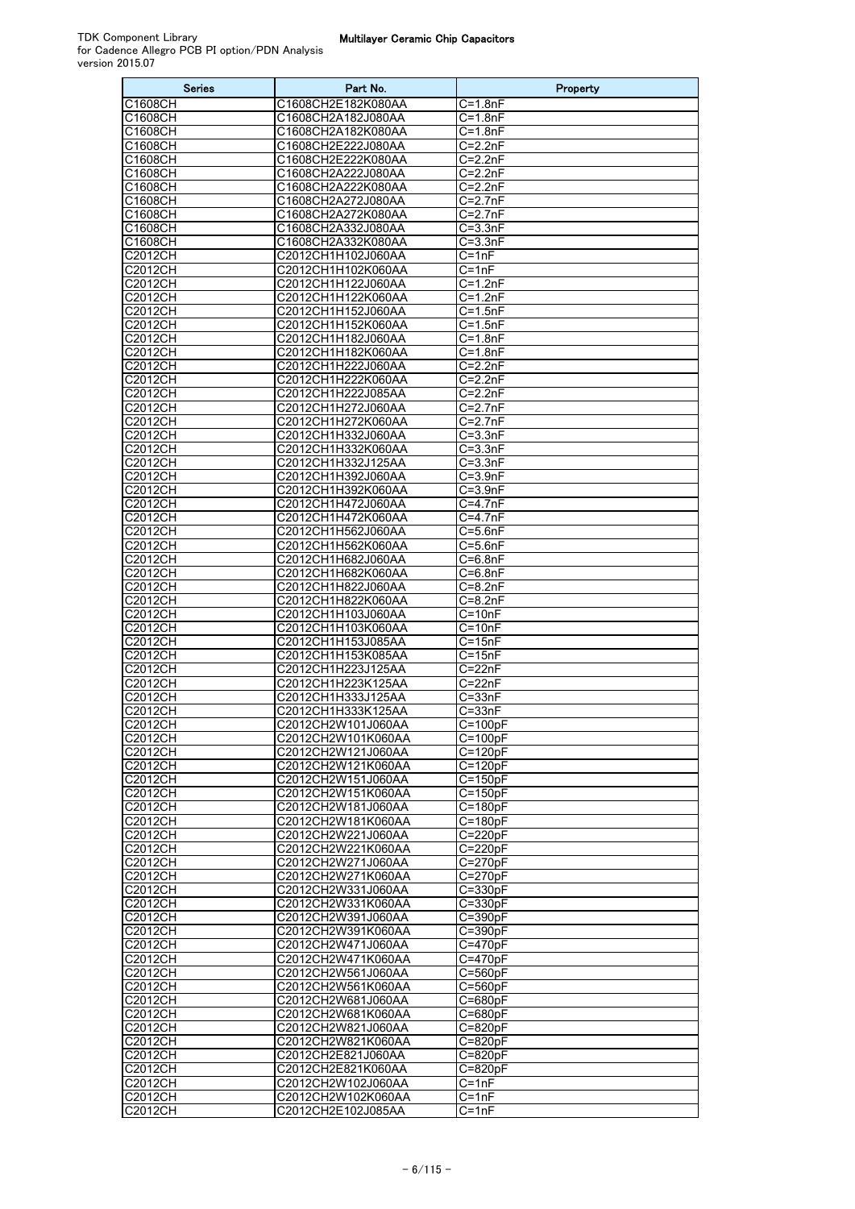| Series | Part No. | Property |
|---|---|---|
| C1608CH | C1608CH2E182K080AA | C=1.8nF |
| C1608CH | C1608CH2A182J080AA | C=1.8nF |
| C1608CH | C1608CH2A182K080AA | C=1.8nF |
| C1608CH | C1608CH2E222J080AA | C=2.2nF |
| C1608CH | C1608CH2E222K080AA | C=2.2nF |
| C1608CH | C1608CH2A222J080AA | C=2.2nF |
| C1608CH | C1608CH2A222K080AA | C=2.2nF |
| C1608CH | C1608CH2A272J080AA | C=2.7nF |
| C1608CH | C1608CH2A272K080AA | C=2.7nF |
| C1608CH | C1608CH2A332J080AA | C=3.3nF |
| C1608CH | C1608CH2A332K080AA | C=3.3nF |
| C2012CH | C2012CH1H102J060AA | C=1nF |
| C2012CH | C2012CH1H102K060AA | C=1nF |
| C2012CH | C2012CH1H122J060AA | C=1.2nF |
| C2012CH | C2012CH1H122K060AA | C=1.2nF |
| C2012CH | C2012CH1H152J060AA | C=1.5nF |
| C2012CH | C2012CH1H152K060AA | C=1.5nF |
| C2012CH | C2012CH1H182J060AA | C=1.8nF |
| C2012CH | C2012CH1H182K060AA | C=1.8nF |
| C2012CH | C2012CH1H222J060AA | C=2.2nF |
| C2012CH | C2012CH1H222K060AA | C=2.2nF |
| C2012CH | C2012CH1H222J085AA | C=2.2nF |
| C2012CH | C2012CH1H272J060AA | C=2.7nF |
| C2012CH | C2012CH1H272K060AA | C=2.7nF |
| C2012CH | C2012CH1H332J060AA | C=3.3nF |
| C2012CH | C2012CH1H332K060AA | C=3.3nF |
| C2012CH | C2012CH1H332J125AA | C=3.3nF |
| C2012CH | C2012CH1H392J060AA | C=3.9nF |
| C2012CH | C2012CH1H392K060AA | C=3.9nF |
| C2012CH | C2012CH1H472J060AA | C=4.7nF |
| C2012CH | C2012CH1H472K060AA | C=4.7nF |
| C2012CH | C2012CH1H562J060AA | C=5.6nF |
| C2012CH | C2012CH1H562K060AA | C=5.6nF |
| C2012CH | C2012CH1H682J060AA | C=6.8nF |
| C2012CH | C2012CH1H682K060AA | C=6.8nF |
| C2012CH | C2012CH1H822J060AA | C=8.2nF |
| C2012CH | C2012CH1H822K060AA | C=8.2nF |
| C2012CH | C2012CH1H103J060AA | C=10nF |
| C2012CH | C2012CH1H103K060AA | C=10nF |
| C2012CH | C2012CH1H153J085AA | C=15nF |
| C2012CH | C2012CH1H153K085AA | C=15nF |
| C2012CH | C2012CH1H223J125AA | C=22nF |
| C2012CH | C2012CH1H223K125AA | C=22nF |
| C2012CH | C2012CH1H333J125AA | C=33nF |
| C2012CH | C2012CH1H333K125AA | C=33nF |
| C2012CH | C2012CH2W101J060AA | C=100pF |
| C2012CH | C2012CH2W101K060AA | C=100pF |
| C2012CH | C2012CH2W121J060AA | C=120pF |
| C2012CH | C2012CH2W121K060AA | C=120pF |
| C2012CH | C2012CH2W151J060AA | C=150pF |
| C2012CH | C2012CH2W151K060AA | C=150pF |
| C2012CH | C2012CH2W181J060AA | C=180pF |
| C2012CH | C2012CH2W181K060AA | C=180pF |
| C2012CH | C2012CH2W221J060AA | C=220pF |
| C2012CH | C2012CH2W221K060AA | C=220pF |
| C2012CH | C2012CH2W271J060AA | C=270pF |
| C2012CH | C2012CH2W271K060AA | C=270pF |
| C2012CH | C2012CH2W331J060AA | C=330pF |
| C2012CH | C2012CH2W331K060AA | C=330pF |
| C2012CH | C2012CH2W391J060AA | C=390pF |
| C2012CH | C2012CH2W391K060AA | C=390pF |
| C2012CH | C2012CH2W471J060AA | C=470pF |
| C2012CH | C2012CH2W471K060AA | C=470pF |
| C2012CH | C2012CH2W561J060AA | C=560pF |
| C2012CH | C2012CH2W561K060AA | C=560pF |
| C2012CH | C2012CH2W681J060AA | C=680pF |
| C2012CH | C2012CH2W681K060AA | C=680pF |
| C2012CH | C2012CH2W821J060AA | C=820pF |
| C2012CH | C2012CH2W821K060AA | C=820pF |
| C2012CH | C2012CH2E821J060AA | C=820pF |
| C2012CH | C2012CH2E821K060AA | C=820pF |
| C2012CH | C2012CH2W102J060AA | C=1nF |
| C2012CH | C2012CH2W102K060AA | C=1nF |
| C2012CH | C2012CH2E102J085AA | C=1nF |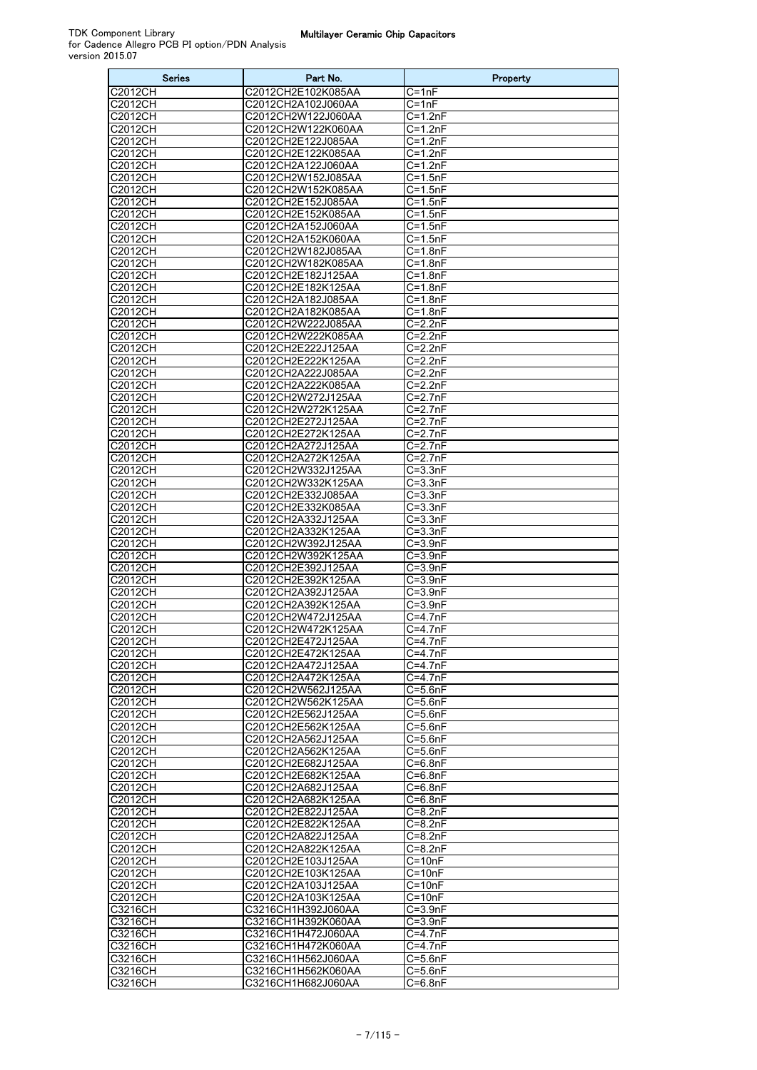| Series | Part No. | Property |
|---|---|---|
| C2012CH | C2012CH2E102K085AA | C=1nF |
| C2012CH | C2012CH2A102J060AA | C=1nF |
| C2012CH | C2012CH2W122J060AA | C=1.2nF |
| C2012CH | C2012CH2W122K060AA | C=1.2nF |
| C2012CH | C2012CH2E122J085AA | C=1.2nF |
| C2012CH | C2012CH2E122K085AA | C=1.2nF |
| C2012CH | C2012CH2A122J060AA | C=1.2nF |
| C2012CH | C2012CH2W152J085AA | C=1.5nF |
| C2012CH | C2012CH2W152K085AA | C=1.5nF |
| C2012CH | C2012CH2E152J085AA | C=1.5nF |
| C2012CH | C2012CH2E152K085AA | C=1.5nF |
| C2012CH | C2012CH2A152J060AA | C=1.5nF |
| C2012CH | C2012CH2A152K060AA | C=1.5nF |
| C2012CH | C2012CH2W182J085AA | C=1.8nF |
| C2012CH | C2012CH2W182K085AA | C=1.8nF |
| C2012CH | C2012CH2E182J125AA | C=1.8nF |
| C2012CH | C2012CH2E182K125AA | C=1.8nF |
| C2012CH | C2012CH2A182J085AA | C=1.8nF |
| C2012CH | C2012CH2A182K085AA | C=1.8nF |
| C2012CH | C2012CH2W222J085AA | C=2.2nF |
| C2012CH | C2012CH2W222K085AA | C=2.2nF |
| C2012CH | C2012CH2E222J125AA | C=2.2nF |
| C2012CH | C2012CH2E222K125AA | C=2.2nF |
| C2012CH | C2012CH2A222J085AA | C=2.2nF |
| C2012CH | C2012CH2A222K085AA | C=2.2nF |
| C2012CH | C2012CH2W272J125AA | C=2.7nF |
| C2012CH | C2012CH2W272K125AA | C=2.7nF |
| C2012CH | C2012CH2E272J125AA | C=2.7nF |
| C2012CH | C2012CH2E272K125AA | C=2.7nF |
| C2012CH | C2012CH2A272J125AA | C=2.7nF |
| C2012CH | C2012CH2A272K125AA | C=2.7nF |
| C2012CH | C2012CH2W332J125AA | C=3.3nF |
| C2012CH | C2012CH2W332K125AA | C=3.3nF |
| C2012CH | C2012CH2E332J085AA | C=3.3nF |
| C2012CH | C2012CH2E332K085AA | C=3.3nF |
| C2012CH | C2012CH2A332J125AA | C=3.3nF |
| C2012CH | C2012CH2A332K125AA | C=3.3nF |
| C2012CH | C2012CH2W392J125AA | C=3.9nF |
| C2012CH | C2012CH2W392K125AA | C=3.9nF |
| C2012CH | C2012CH2E392J125AA | C=3.9nF |
| C2012CH | C2012CH2E392K125AA | C=3.9nF |
| C2012CH | C2012CH2A392J125AA | C=3.9nF |
| C2012CH | C2012CH2A392K125AA | C=3.9nF |
| C2012CH | C2012CH2W472J125AA | C=4.7nF |
| C2012CH | C2012CH2W472K125AA | C=4.7nF |
| C2012CH | C2012CH2E472J125AA | C=4.7nF |
| C2012CH | C2012CH2E472K125AA | C=4.7nF |
| C2012CH | C2012CH2A472J125AA | C=4.7nF |
| C2012CH | C2012CH2A472K125AA | C=4.7nF |
| C2012CH | C2012CH2W562J125AA | C=5.6nF |
| C2012CH | C2012CH2W562K125AA | C=5.6nF |
| C2012CH | C2012CH2E562J125AA | C=5.6nF |
| C2012CH | C2012CH2E562K125AA | C=5.6nF |
| C2012CH | C2012CH2A562J125AA | C=5.6nF |
| C2012CH | C2012CH2A562K125AA | C=5.6nF |
| C2012CH | C2012CH2E682J125AA | C=6.8nF |
| C2012CH | C2012CH2E682K125AA | C=6.8nF |
| C2012CH | C2012CH2A682J125AA | C=6.8nF |
| C2012CH | C2012CH2A682K125AA | C=6.8nF |
| C2012CH | C2012CH2E822J125AA | C=8.2nF |
| C2012CH | C2012CH2E822K125AA | C=8.2nF |
| C2012CH | C2012CH2A822J125AA | C=8.2nF |
| C2012CH | C2012CH2A822K125AA | C=8.2nF |
| C2012CH | C2012CH2E103J125AA | C=10nF |
| C2012CH | C2012CH2E103K125AA | C=10nF |
| C2012CH | C2012CH2A103J125AA | C=10nF |
| C2012CH | C2012CH2A103K125AA | C=10nF |
| C3216CH | C3216CH1H392J060AA | C=3.9nF |
| C3216CH | C3216CH1H392K060AA | C=3.9nF |
| C3216CH | C3216CH1H472J060AA | C=4.7nF |
| C3216CH | C3216CH1H472K060AA | C=4.7nF |
| C3216CH | C3216CH1H562J060AA | C=5.6nF |
| C3216CH | C3216CH1H562K060AA | C=5.6nF |
| C3216CH | C3216CH1H682J060AA | C=6.8nF |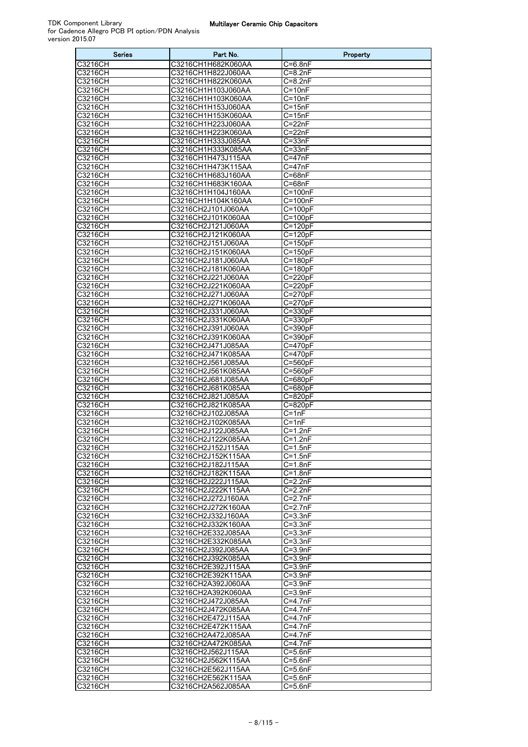| Series | Part No. | Property |
|---|---|---|
| C3216CH | C3216CH1H682K060AA | C=6.8nF |
| C3216CH | C3216CH1H822J060AA | C=8.2nF |
| C3216CH | C3216CH1H822K060AA | C=8.2nF |
| C3216CH | C3216CH1H103J060AA | C=10nF |
| C3216CH | C3216CH1H103K060AA | C=10nF |
| C3216CH | C3216CH1H153J060AA | C=15nF |
| C3216CH | C3216CH1H153K060AA | C=15nF |
| C3216CH | C3216CH1H223J060AA | C=22nF |
| C3216CH | C3216CH1H223K060AA | C=22nF |
| C3216CH | C3216CH1H333J085AA | C=33nF |
| C3216CH | C3216CH1H333K085AA | C=33nF |
| C3216CH | C3216CH1H473J115AA | C=47nF |
| C3216CH | C3216CH1H473K115AA | C=47nF |
| C3216CH | C3216CH1H683J160AA | C=68nF |
| C3216CH | C3216CH1H683K160AA | C=68nF |
| C3216CH | C3216CH1H104J160AA | C=100nF |
| C3216CH | C3216CH1H104K160AA | C=100nF |
| C3216CH | C3216CH2J101J060AA | C=100pF |
| C3216CH | C3216CH2J101K060AA | C=100pF |
| C3216CH | C3216CH2J121J060AA | C=120pF |
| C3216CH | C3216CH2J121K060AA | C=120pF |
| C3216CH | C3216CH2J151J060AA | C=150pF |
| C3216CH | C3216CH2J151K060AA | C=150pF |
| C3216CH | C3216CH2J181J060AA | C=180pF |
| C3216CH | C3216CH2J181K060AA | C=180pF |
| C3216CH | C3216CH2J221J060AA | C=220pF |
| C3216CH | C3216CH2J221K060AA | C=220pF |
| C3216CH | C3216CH2J271J060AA | C=270pF |
| C3216CH | C3216CH2J271K060AA | C=270pF |
| C3216CH | C3216CH2J331J060AA | C=330pF |
| C3216CH | C3216CH2J331K060AA | C=330pF |
| C3216CH | C3216CH2J391J060AA | C=390pF |
| C3216CH | C3216CH2J391K060AA | C=390pF |
| C3216CH | C3216CH2J471J085AA | C=470pF |
| C3216CH | C3216CH2J471K085AA | C=470pF |
| C3216CH | C3216CH2J561J085AA | C=560pF |
| C3216CH | C3216CH2J561K085AA | C=560pF |
| C3216CH | C3216CH2J681J085AA | C=680pF |
| C3216CH | C3216CH2J681K085AA | C=680pF |
| C3216CH | C3216CH2J821J085AA | C=820pF |
| C3216CH | C3216CH2J821K085AA | C=820pF |
| C3216CH | C3216CH2J102J085AA | C=1nF |
| C3216CH | C3216CH2J102K085AA | C=1nF |
| C3216CH | C3216CH2J122J085AA | C=1.2nF |
| C3216CH | C3216CH2J122K085AA | C=1.2nF |
| C3216CH | C3216CH2J152J115AA | C=1.5nF |
| C3216CH | C3216CH2J152K115AA | C=1.5nF |
| C3216CH | C3216CH2J182J115AA | C=1.8nF |
| C3216CH | C3216CH2J182K115AA | C=1.8nF |
| C3216CH | C3216CH2J222J115AA | C=2.2nF |
| C3216CH | C3216CH2J222K115AA | C=2.2nF |
| C3216CH | C3216CH2J272J160AA | C=2.7nF |
| C3216CH | C3216CH2J272K160AA | C=2.7nF |
| C3216CH | C3216CH2J332J160AA | C=3.3nF |
| C3216CH | C3216CH2J332K160AA | C=3.3nF |
| C3216CH | C3216CH2E332J085AA | C=3.3nF |
| C3216CH | C3216CH2E332K085AA | C=3.3nF |
| C3216CH | C3216CH2J392J085AA | C=3.9nF |
| C3216CH | C3216CH2J392K085AA | C=3.9nF |
| C3216CH | C3216CH2E392J115AA | C=3.9nF |
| C3216CH | C3216CH2E392K115AA | C=3.9nF |
| C3216CH | C3216CH2A392J060AA | C=3.9nF |
| C3216CH | C3216CH2A392K060AA | C=3.9nF |
| C3216CH | C3216CH2J472J085AA | C=4.7nF |
| C3216CH | C3216CH2J472K085AA | C=4.7nF |
| C3216CH | C3216CH2E472J115AA | C=4.7nF |
| C3216CH | C3216CH2E472K115AA | C=4.7nF |
| C3216CH | C3216CH2A472J085AA | C=4.7nF |
| C3216CH | C3216CH2A472K085AA | C=4.7nF |
| C3216CH | C3216CH2J562J115AA | C=5.6nF |
| C3216CH | C3216CH2J562K115AA | C=5.6nF |
| C3216CH | C3216CH2E562J115AA | C=5.6nF |
| C3216CH | C3216CH2E562K115AA | C=5.6nF |
| C3216CH | C3216CH2A562J085AA | C=5.6nF |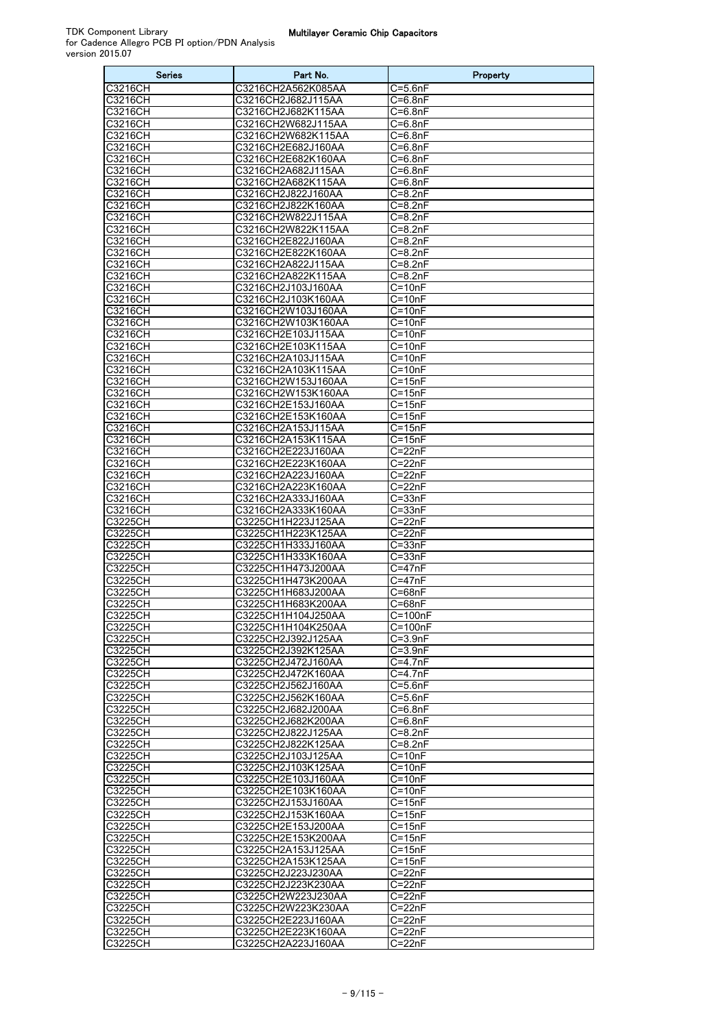| Series | Part No. | Property |
| --- | --- | --- |
| C3216CH | C3216CH2A562K085AA | C=5.6nF |
| C3216CH | C3216CH2J682J115AA | C=6.8nF |
| C3216CH | C3216CH2J682K115AA | C=6.8nF |
| C3216CH | C3216CH2W682J115AA | C=6.8nF |
| C3216CH | C3216CH2W682K115AA | C=6.8nF |
| C3216CH | C3216CH2E682J160AA | C=6.8nF |
| C3216CH | C3216CH2E682K160AA | C=6.8nF |
| C3216CH | C3216CH2A682J115AA | C=6.8nF |
| C3216CH | C3216CH2A682K115AA | C=6.8nF |
| C3216CH | C3216CH2J822J160AA | C=8.2nF |
| C3216CH | C3216CH2J822K160AA | C=8.2nF |
| C3216CH | C3216CH2W822J115AA | C=8.2nF |
| C3216CH | C3216CH2W822K115AA | C=8.2nF |
| C3216CH | C3216CH2E822J160AA | C=8.2nF |
| C3216CH | C3216CH2E822K160AA | C=8.2nF |
| C3216CH | C3216CH2A822J115AA | C=8.2nF |
| C3216CH | C3216CH2A822K115AA | C=8.2nF |
| C3216CH | C3216CH2J103J160AA | C=10nF |
| C3216CH | C3216CH2J103K160AA | C=10nF |
| C3216CH | C3216CH2W103J160AA | C=10nF |
| C3216CH | C3216CH2W103K160AA | C=10nF |
| C3216CH | C3216CH2E103J115AA | C=10nF |
| C3216CH | C3216CH2E103K115AA | C=10nF |
| C3216CH | C3216CH2A103J115AA | C=10nF |
| C3216CH | C3216CH2A103K115AA | C=10nF |
| C3216CH | C3216CH2W153J160AA | C=15nF |
| C3216CH | C3216CH2W153K160AA | C=15nF |
| C3216CH | C3216CH2E153J160AA | C=15nF |
| C3216CH | C3216CH2E153K160AA | C=15nF |
| C3216CH | C3216CH2A153J115AA | C=15nF |
| C3216CH | C3216CH2A153K115AA | C=15nF |
| C3216CH | C3216CH2E223J160AA | C=22nF |
| C3216CH | C3216CH2E223K160AA | C=22nF |
| C3216CH | C3216CH2A223J160AA | C=22nF |
| C3216CH | C3216CH2A223K160AA | C=22nF |
| C3216CH | C3216CH2A333J160AA | C=33nF |
| C3216CH | C3216CH2A333K160AA | C=33nF |
| C3225CH | C3225CH1H223J125AA | C=22nF |
| C3225CH | C3225CH1H223K125AA | C=22nF |
| C3225CH | C3225CH1H333J160AA | C=33nF |
| C3225CH | C3225CH1H333K160AA | C=33nF |
| C3225CH | C3225CH1H473J200AA | C=47nF |
| C3225CH | C3225CH1H473K200AA | C=47nF |
| C3225CH | C3225CH1H683J200AA | C=68nF |
| C3225CH | C3225CH1H683K200AA | C=68nF |
| C3225CH | C3225CH1H104J250AA | C=100nF |
| C3225CH | C3225CH1H104K250AA | C=100nF |
| C3225CH | C3225CH2J392J125AA | C=3.9nF |
| C3225CH | C3225CH2J392K125AA | C=3.9nF |
| C3225CH | C3225CH2J472J160AA | C=4.7nF |
| C3225CH | C3225CH2J472K160AA | C=4.7nF |
| C3225CH | C3225CH2J562J160AA | C=5.6nF |
| C3225CH | C3225CH2J562K160AA | C=5.6nF |
| C3225CH | C3225CH2J682J200AA | C=6.8nF |
| C3225CH | C3225CH2J682K200AA | C=6.8nF |
| C3225CH | C3225CH2J822J125AA | C=8.2nF |
| C3225CH | C3225CH2J822K125AA | C=8.2nF |
| C3225CH | C3225CH2J103J125AA | C=10nF |
| C3225CH | C3225CH2J103K125AA | C=10nF |
| C3225CH | C3225CH2E103J160AA | C=10nF |
| C3225CH | C3225CH2E103K160AA | C=10nF |
| C3225CH | C3225CH2J153J160AA | C=15nF |
| C3225CH | C3225CH2J153K160AA | C=15nF |
| C3225CH | C3225CH2E153J200AA | C=15nF |
| C3225CH | C3225CH2E153K200AA | C=15nF |
| C3225CH | C3225CH2A153J125AA | C=15nF |
| C3225CH | C3225CH2A153K125AA | C=15nF |
| C3225CH | C3225CH2J223J230AA | C=22nF |
| C3225CH | C3225CH2J223K230AA | C=22nF |
| C3225CH | C3225CH2W223J230AA | C=22nF |
| C3225CH | C3225CH2W223K230AA | C=22nF |
| C3225CH | C3225CH2E223J160AA | C=22nF |
| C3225CH | C3225CH2E223K160AA | C=22nF |
| C3225CH | C3225CH2A223J160AA | C=22nF |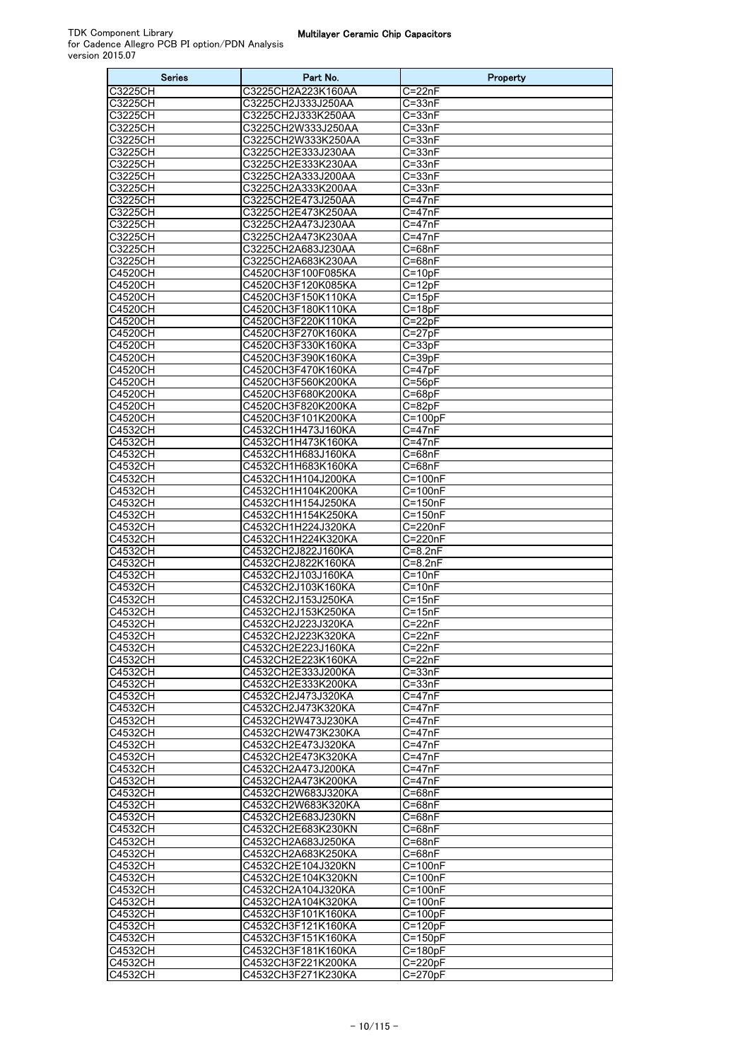| Series | Part No. | Property |
|---|---|---|
| C3225CH | C3225CH2A223K160AA | C=22nF |
| C3225CH | C3225CH2J333J250AA | C=33nF |
| C3225CH | C3225CH2J333K250AA | C=33nF |
| C3225CH | C3225CH2W333J250AA | C=33nF |
| C3225CH | C3225CH2W333K250AA | C=33nF |
| C3225CH | C3225CH2E333J230AA | C=33nF |
| C3225CH | C3225CH2E333K230AA | C=33nF |
| C3225CH | C3225CH2A333J200AA | C=33nF |
| C3225CH | C3225CH2A333K200AA | C=33nF |
| C3225CH | C3225CH2E473J250AA | C=47nF |
| C3225CH | C3225CH2E473K250AA | C=47nF |
| C3225CH | C3225CH2A473J230AA | C=47nF |
| C3225CH | C3225CH2A473K230AA | C=47nF |
| C3225CH | C3225CH2A683J230AA | C=68nF |
| C3225CH | C3225CH2A683K230AA | C=68nF |
| C4520CH | C4520CH3F100F085KA | C=10pF |
| C4520CH | C4520CH3F120K085KA | C=12pF |
| C4520CH | C4520CH3F150K110KA | C=15pF |
| C4520CH | C4520CH3F180K110KA | C=18pF |
| C4520CH | C4520CH3F220K110KA | C=22pF |
| C4520CH | C4520CH3F270K160KA | C=27pF |
| C4520CH | C4520CH3F330K160KA | C=33pF |
| C4520CH | C4520CH3F390K160KA | C=39pF |
| C4520CH | C4520CH3F470K160KA | C=47pF |
| C4520CH | C4520CH3F560K200KA | C=56pF |
| C4520CH | C4520CH3F680K200KA | C=68pF |
| C4520CH | C4520CH3F820K200KA | C=82pF |
| C4520CH | C4520CH3F101K200KA | C=100pF |
| C4532CH | C4532CH1H473J160KA | C=47nF |
| C4532CH | C4532CH1H473K160KA | C=47nF |
| C4532CH | C4532CH1H683J160KA | C=68nF |
| C4532CH | C4532CH1H683K160KA | C=68nF |
| C4532CH | C4532CH1H104J200KA | C=100nF |
| C4532CH | C4532CH1H104K200KA | C=100nF |
| C4532CH | C4532CH1H154J250KA | C=150nF |
| C4532CH | C4532CH1H154K250KA | C=150nF |
| C4532CH | C4532CH1H224J320KA | C=220nF |
| C4532CH | C4532CH1H224K320KA | C=220nF |
| C4532CH | C4532CH2J822J160KA | C=8.2nF |
| C4532CH | C4532CH2J822K160KA | C=8.2nF |
| C4532CH | C4532CH2J103J160KA | C=10nF |
| C4532CH | C4532CH2J103K160KA | C=10nF |
| C4532CH | C4532CH2J153J250KA | C=15nF |
| C4532CH | C4532CH2J153K250KA | C=15nF |
| C4532CH | C4532CH2J223J320KA | C=22nF |
| C4532CH | C4532CH2J223K320KA | C=22nF |
| C4532CH | C4532CH2E223J160KA | C=22nF |
| C4532CH | C4532CH2E223K160KA | C=22nF |
| C4532CH | C4532CH2E333J200KA | C=33nF |
| C4532CH | C4532CH2E333K200KA | C=33nF |
| C4532CH | C4532CH2J473J320KA | C=47nF |
| C4532CH | C4532CH2J473K320KA | C=47nF |
| C4532CH | C4532CH2W473J230KA | C=47nF |
| C4532CH | C4532CH2W473K230KA | C=47nF |
| C4532CH | C4532CH2E473J320KA | C=47nF |
| C4532CH | C4532CH2E473K320KA | C=47nF |
| C4532CH | C4532CH2A473J200KA | C=47nF |
| C4532CH | C4532CH2A473K200KA | C=47nF |
| C4532CH | C4532CH2W683J320KA | C=68nF |
| C4532CH | C4532CH2W683K320KA | C=68nF |
| C4532CH | C4532CH2E683J230KN | C=68nF |
| C4532CH | C4532CH2E683K230KN | C=68nF |
| C4532CH | C4532CH2A683J250KA | C=68nF |
| C4532CH | C4532CH2A683K250KA | C=68nF |
| C4532CH | C4532CH2E104J320KN | C=100nF |
| C4532CH | C4532CH2E104K320KN | C=100nF |
| C4532CH | C4532CH2A104J320KA | C=100nF |
| C4532CH | C4532CH2A104K320KA | C=100nF |
| C4532CH | C4532CH3F101K160KA | C=100pF |
| C4532CH | C4532CH3F121K160KA | C=120pF |
| C4532CH | C4532CH3F151K160KA | C=150pF |
| C4532CH | C4532CH3F181K160KA | C=180pF |
| C4532CH | C4532CH3F221K200KA | C=220pF |
| C4532CH | C4532CH3F271K230KA | C=270pF |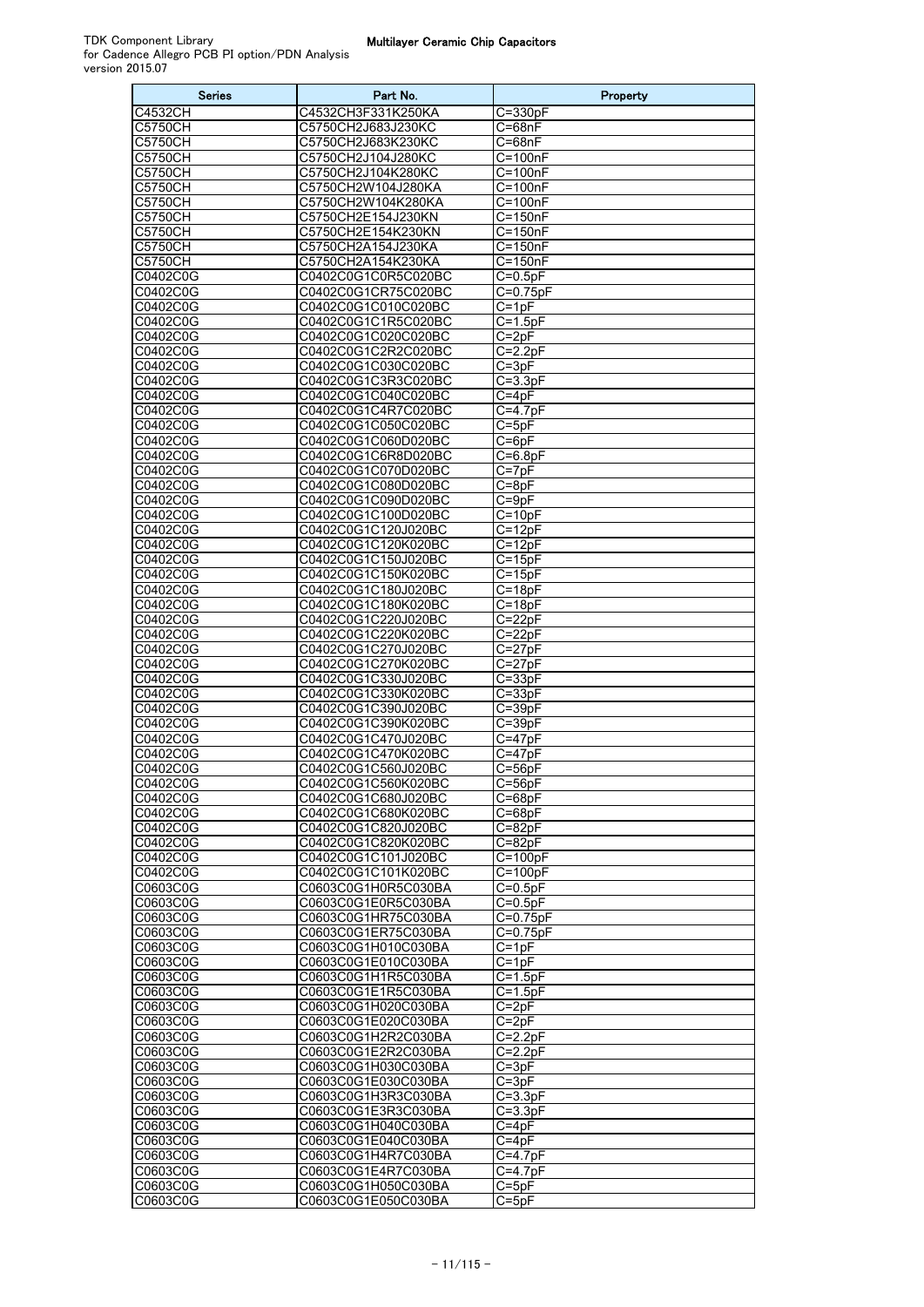| Series | Part No. | Property |
|---|---|---|
| C4532CH | C4532CH3F331K250KA | C=330pF |
| C5750CH | C5750CH2J683J230KC | C=68nF |
| C5750CH | C5750CH2J683K230KC | C=68nF |
| C5750CH | C5750CH2J104J280KC | C=100nF |
| C5750CH | C5750CH2J104K280KC | C=100nF |
| C5750CH | C5750CH2W104J280KA | C=100nF |
| C5750CH | C5750CH2W104K280KA | C=100nF |
| C5750CH | C5750CH2E154J230KN | C=150nF |
| C5750CH | C5750CH2E154K230KN | C=150nF |
| C5750CH | C5750CH2A154J230KA | C=150nF |
| C5750CH | C5750CH2A154K230KA | C=150nF |
| C0402C0G | C0402C0G1C0R5C020BC | C=0.5pF |
| C0402C0G | C0402C0G1CR75C020BC | C=0.75pF |
| C0402C0G | C0402C0G1C010C020BC | C=1pF |
| C0402C0G | C0402C0G1C1R5C020BC | C=1.5pF |
| C0402C0G | C0402C0G1C020C020BC | C=2pF |
| C0402C0G | C0402C0G1C2R2C020BC | C=2.2pF |
| C0402C0G | C0402C0G1C030C020BC | C=3pF |
| C0402C0G | C0402C0G1C3R3C020BC | C=3.3pF |
| C0402C0G | C0402C0G1C040C020BC | C=4pF |
| C0402C0G | C0402C0G1C4R7C020BC | C=4.7pF |
| C0402C0G | C0402C0G1C050C020BC | C=5pF |
| C0402C0G | C0402C0G1C060D020BC | C=6pF |
| C0402C0G | C0402C0G1C6R8D020BC | C=6.8pF |
| C0402C0G | C0402C0G1C070D020BC | C=7pF |
| C0402C0G | C0402C0G1C080D020BC | C=8pF |
| C0402C0G | C0402C0G1C090D020BC | C=9pF |
| C0402C0G | C0402C0G1C100D020BC | C=10pF |
| C0402C0G | C0402C0G1C120J020BC | C=12pF |
| C0402C0G | C0402C0G1C120K020BC | C=12pF |
| C0402C0G | C0402C0G1C150J020BC | C=15pF |
| C0402C0G | C0402C0G1C150K020BC | C=15pF |
| C0402C0G | C0402C0G1C180J020BC | C=18pF |
| C0402C0G | C0402C0G1C180K020BC | C=18pF |
| C0402C0G | C0402C0G1C220J020BC | C=22pF |
| C0402C0G | C0402C0G1C220K020BC | C=22pF |
| C0402C0G | C0402C0G1C270J020BC | C=27pF |
| C0402C0G | C0402C0G1C270K020BC | C=27pF |
| C0402C0G | C0402C0G1C330J020BC | C=33pF |
| C0402C0G | C0402C0G1C330K020BC | C=33pF |
| C0402C0G | C0402C0G1C390J020BC | C=39pF |
| C0402C0G | C0402C0G1C390K020BC | C=39pF |
| C0402C0G | C0402C0G1C470J020BC | C=47pF |
| C0402C0G | C0402C0G1C470K020BC | C=47pF |
| C0402C0G | C0402C0G1C560J020BC | C=56pF |
| C0402C0G | C0402C0G1C560K020BC | C=56pF |
| C0402C0G | C0402C0G1C680J020BC | C=68pF |
| C0402C0G | C0402C0G1C680K020BC | C=68pF |
| C0402C0G | C0402C0G1C820J020BC | C=82pF |
| C0402C0G | C0402C0G1C820K020BC | C=82pF |
| C0402C0G | C0402C0G1C101J020BC | C=100pF |
| C0402C0G | C0402C0G1C101K020BC | C=100pF |
| C0603C0G | C0603C0G1H0R5C030BA | C=0.5pF |
| C0603C0G | C0603C0G1E0R5C030BA | C=0.5pF |
| C0603C0G | C0603C0G1HR75C030BA | C=0.75pF |
| C0603C0G | C0603C0G1ER75C030BA | C=0.75pF |
| C0603C0G | C0603C0G1H010C030BA | C=1pF |
| C0603C0G | C0603C0G1E010C030BA | C=1pF |
| C0603C0G | C0603C0G1H1R5C030BA | C=1.5pF |
| C0603C0G | C0603C0G1E1R5C030BA | C=1.5pF |
| C0603C0G | C0603C0G1H020C030BA | C=2pF |
| C0603C0G | C0603C0G1E020C030BA | C=2pF |
| C0603C0G | C0603C0G1H2R2C030BA | C=2.2pF |
| C0603C0G | C0603C0G1E2R2C030BA | C=2.2pF |
| C0603C0G | C0603C0G1H030C030BA | C=3pF |
| C0603C0G | C0603C0G1E030C030BA | C=3pF |
| C0603C0G | C0603C0G1H3R3C030BA | C=3.3pF |
| C0603C0G | C0603C0G1E3R3C030BA | C=3.3pF |
| C0603C0G | C0603C0G1H040C030BA | C=4pF |
| C0603C0G | C0603C0G1E040C030BA | C=4pF |
| C0603C0G | C0603C0G1H4R7C030BA | C=4.7pF |
| C0603C0G | C0603C0G1E4R7C030BA | C=4.7pF |
| C0603C0G | C0603C0G1H050C030BA | C=5pF |
| C0603C0G | C0603C0G1E050C030BA | C=5pF |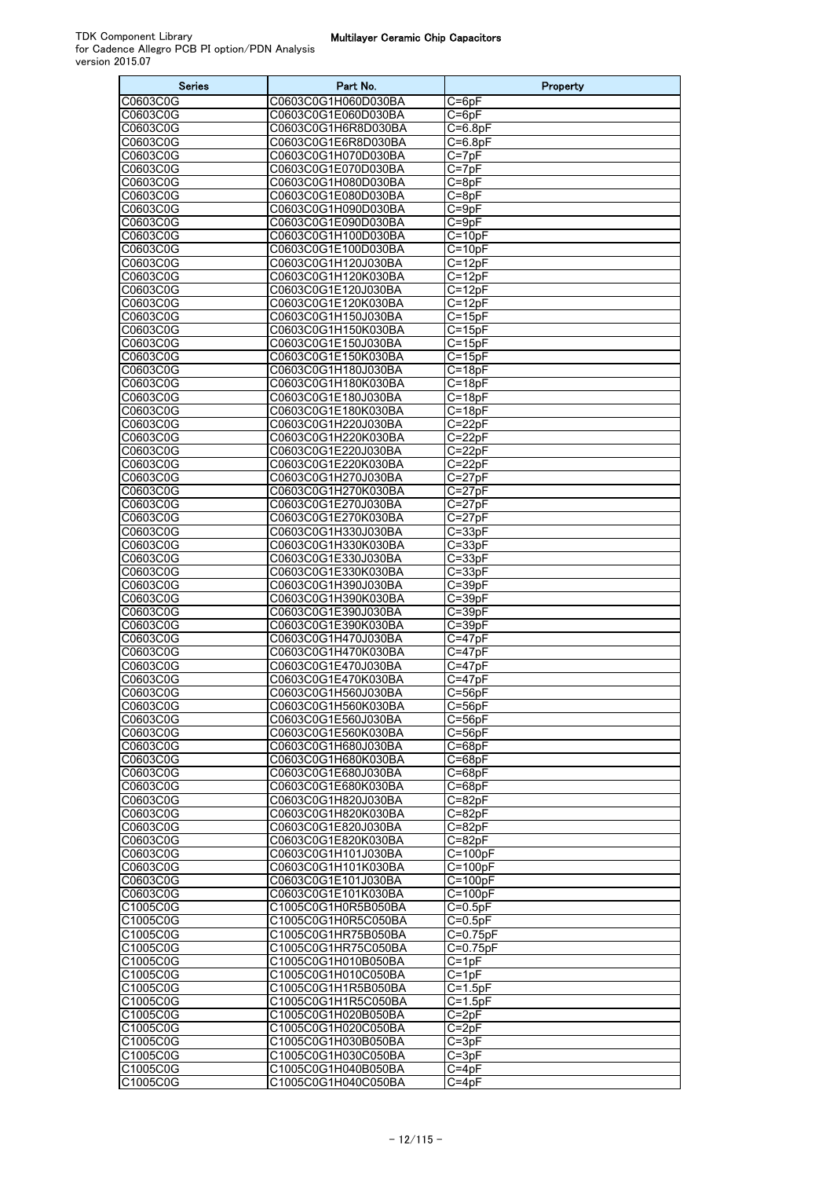| Series | Part No. | Property |
| --- | --- | --- |
| C0603C0G | C0603C0G1H060D030BA | C=6pF |
| C0603C0G | C0603C0G1E060D030BA | C=6pF |
| C0603C0G | C0603C0G1H6R8D030BA | C=6.8pF |
| C0603C0G | C0603C0G1E6R8D030BA | C=6.8pF |
| C0603C0G | C0603C0G1H070D030BA | C=7pF |
| C0603C0G | C0603C0G1E070D030BA | C=7pF |
| C0603C0G | C0603C0G1H080D030BA | C=8pF |
| C0603C0G | C0603C0G1E080D030BA | C=8pF |
| C0603C0G | C0603C0G1H090D030BA | C=9pF |
| C0603C0G | C0603C0G1E090D030BA | C=9pF |
| C0603C0G | C0603C0G1H100D030BA | C=10pF |
| C0603C0G | C0603C0G1E100D030BA | C=10pF |
| C0603C0G | C0603C0G1H120J030BA | C=12pF |
| C0603C0G | C0603C0G1H120K030BA | C=12pF |
| C0603C0G | C0603C0G1E120J030BA | C=12pF |
| C0603C0G | C0603C0G1E120K030BA | C=12pF |
| C0603C0G | C0603C0G1H150J030BA | C=15pF |
| C0603C0G | C0603C0G1H150K030BA | C=15pF |
| C0603C0G | C0603C0G1E150J030BA | C=15pF |
| C0603C0G | C0603C0G1E150K030BA | C=15pF |
| C0603C0G | C0603C0G1H180J030BA | C=18pF |
| C0603C0G | C0603C0G1H180K030BA | C=18pF |
| C0603C0G | C0603C0G1E180J030BA | C=18pF |
| C0603C0G | C0603C0G1E180K030BA | C=18pF |
| C0603C0G | C0603C0G1H220J030BA | C=22pF |
| C0603C0G | C0603C0G1H220K030BA | C=22pF |
| C0603C0G | C0603C0G1E220J030BA | C=22pF |
| C0603C0G | C0603C0G1E220K030BA | C=22pF |
| C0603C0G | C0603C0G1H270J030BA | C=27pF |
| C0603C0G | C0603C0G1H270K030BA | C=27pF |
| C0603C0G | C0603C0G1E270J030BA | C=27pF |
| C0603C0G | C0603C0G1E270K030BA | C=27pF |
| C0603C0G | C0603C0G1H330J030BA | C=33pF |
| C0603C0G | C0603C0G1H330K030BA | C=33pF |
| C0603C0G | C0603C0G1E330J030BA | C=33pF |
| C0603C0G | C0603C0G1E330K030BA | C=33pF |
| C0603C0G | C0603C0G1H390J030BA | C=39pF |
| C0603C0G | C0603C0G1H390K030BA | C=39pF |
| C0603C0G | C0603C0G1E390J030BA | C=39pF |
| C0603C0G | C0603C0G1E390K030BA | C=39pF |
| C0603C0G | C0603C0G1H470J030BA | C=47pF |
| C0603C0G | C0603C0G1H470K030BA | C=47pF |
| C0603C0G | C0603C0G1E470J030BA | C=47pF |
| C0603C0G | C0603C0G1E470K030BA | C=47pF |
| C0603C0G | C0603C0G1H560J030BA | C=56pF |
| C0603C0G | C0603C0G1H560K030BA | C=56pF |
| C0603C0G | C0603C0G1E560J030BA | C=56pF |
| C0603C0G | C0603C0G1E560K030BA | C=56pF |
| C0603C0G | C0603C0G1H680J030BA | C=68pF |
| C0603C0G | C0603C0G1H680K030BA | C=68pF |
| C0603C0G | C0603C0G1E680J030BA | C=68pF |
| C0603C0G | C0603C0G1E680K030BA | C=68pF |
| C0603C0G | C0603C0G1H820J030BA | C=82pF |
| C0603C0G | C0603C0G1H820K030BA | C=82pF |
| C0603C0G | C0603C0G1E820J030BA | C=82pF |
| C0603C0G | C0603C0G1E820K030BA | C=82pF |
| C0603C0G | C0603C0G1H101J030BA | C=100pF |
| C0603C0G | C0603C0G1H101K030BA | C=100pF |
| C0603C0G | C0603C0G1E101J030BA | C=100pF |
| C0603C0G | C0603C0G1E101K030BA | C=100pF |
| C1005C0G | C1005C0G1H0R5B050BA | C=0.5pF |
| C1005C0G | C1005C0G1H0R5C050BA | C=0.5pF |
| C1005C0G | C1005C0G1HR75B050BA | C=0.75pF |
| C1005C0G | C1005C0G1HR75C050BA | C=0.75pF |
| C1005C0G | C1005C0G1H010B050BA | C=1pF |
| C1005C0G | C1005C0G1H010C050BA | C=1pF |
| C1005C0G | C1005C0G1H1R5B050BA | C=1.5pF |
| C1005C0G | C1005C0G1H1R5C050BA | C=1.5pF |
| C1005C0G | C1005C0G1H020B050BA | C=2pF |
| C1005C0G | C1005C0G1H020C050BA | C=2pF |
| C1005C0G | C1005C0G1H030B050BA | C=3pF |
| C1005C0G | C1005C0G1H030C050BA | C=3pF |
| C1005C0G | C1005C0G1H040B050BA | C=4pF |
| C1005C0G | C1005C0G1H040C050BA | C=4pF |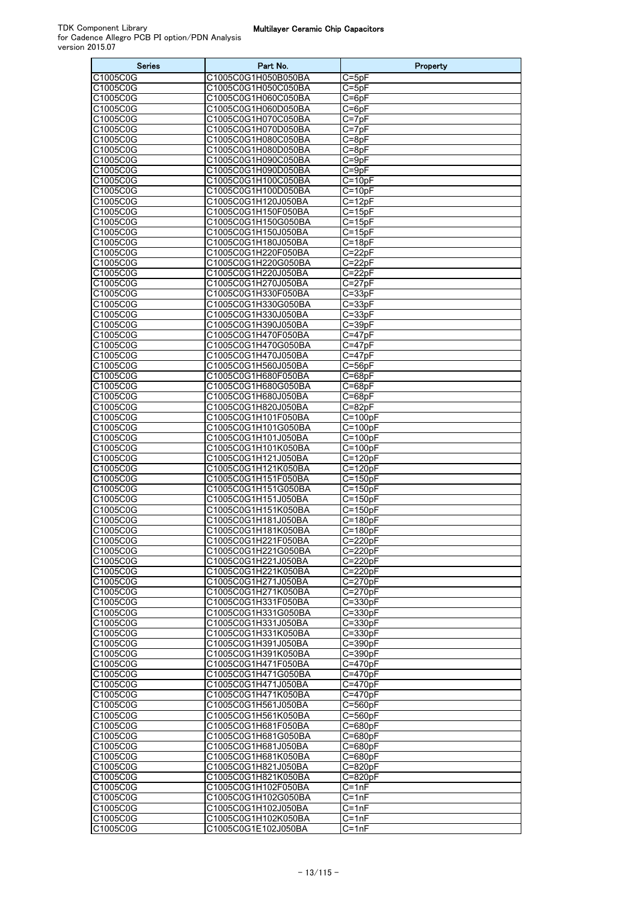| Series | Part No. | Property |
|---|---|---|
| C1005C0G | C1005C0G1H050B050BA | C=5pF |
| C1005C0G | C1005C0G1H050C050BA | C=5pF |
| C1005C0G | C1005C0G1H060C050BA | C=6pF |
| C1005C0G | C1005C0G1H060D050BA | C=6pF |
| C1005C0G | C1005C0G1H070C050BA | C=7pF |
| C1005C0G | C1005C0G1H070D050BA | C=7pF |
| C1005C0G | C1005C0G1H080C050BA | C=8pF |
| C1005C0G | C1005C0G1H080D050BA | C=8pF |
| C1005C0G | C1005C0G1H090C050BA | C=9pF |
| C1005C0G | C1005C0G1H090D050BA | C=9pF |
| C1005C0G | C1005C0G1H100C050BA | C=10pF |
| C1005C0G | C1005C0G1H100D050BA | C=10pF |
| C1005C0G | C1005C0G1H120J050BA | C=12pF |
| C1005C0G | C1005C0G1H150F050BA | C=15pF |
| C1005C0G | C1005C0G1H150G050BA | C=15pF |
| C1005C0G | C1005C0G1H150J050BA | C=15pF |
| C1005C0G | C1005C0G1H180J050BA | C=18pF |
| C1005C0G | C1005C0G1H220F050BA | C=22pF |
| C1005C0G | C1005C0G1H220G050BA | C=22pF |
| C1005C0G | C1005C0G1H220J050BA | C=22pF |
| C1005C0G | C1005C0G1H270J050BA | C=27pF |
| C1005C0G | C1005C0G1H330F050BA | C=33pF |
| C1005C0G | C1005C0G1H330G050BA | C=33pF |
| C1005C0G | C1005C0G1H330J050BA | C=33pF |
| C1005C0G | C1005C0G1H390J050BA | C=39pF |
| C1005C0G | C1005C0G1H470F050BA | C=47pF |
| C1005C0G | C1005C0G1H470G050BA | C=47pF |
| C1005C0G | C1005C0G1H470J050BA | C=47pF |
| C1005C0G | C1005C0G1H560J050BA | C=56pF |
| C1005C0G | C1005C0G1H680F050BA | C=68pF |
| C1005C0G | C1005C0G1H680G050BA | C=68pF |
| C1005C0G | C1005C0G1H680J050BA | C=68pF |
| C1005C0G | C1005C0G1H820J050BA | C=82pF |
| C1005C0G | C1005C0G1H101F050BA | C=100pF |
| C1005C0G | C1005C0G1H101G050BA | C=100pF |
| C1005C0G | C1005C0G1H101J050BA | C=100pF |
| C1005C0G | C1005C0G1H101K050BA | C=100pF |
| C1005C0G | C1005C0G1H121J050BA | C=120pF |
| C1005C0G | C1005C0G1H121K050BA | C=120pF |
| C1005C0G | C1005C0G1H151F050BA | C=150pF |
| C1005C0G | C1005C0G1H151G050BA | C=150pF |
| C1005C0G | C1005C0G1H151J050BA | C=150pF |
| C1005C0G | C1005C0G1H151K050BA | C=150pF |
| C1005C0G | C1005C0G1H181J050BA | C=180pF |
| C1005C0G | C1005C0G1H181K050BA | C=180pF |
| C1005C0G | C1005C0G1H221F050BA | C=220pF |
| C1005C0G | C1005C0G1H221G050BA | C=220pF |
| C1005C0G | C1005C0G1H221J050BA | C=220pF |
| C1005C0G | C1005C0G1H221K050BA | C=220pF |
| C1005C0G | C1005C0G1H271J050BA | C=270pF |
| C1005C0G | C1005C0G1H271K050BA | C=270pF |
| C1005C0G | C1005C0G1H331F050BA | C=330pF |
| C1005C0G | C1005C0G1H331G050BA | C=330pF |
| C1005C0G | C1005C0G1H331J050BA | C=330pF |
| C1005C0G | C1005C0G1H331K050BA | C=330pF |
| C1005C0G | C1005C0G1H391J050BA | C=390pF |
| C1005C0G | C1005C0G1H391K050BA | C=390pF |
| C1005C0G | C1005C0G1H471F050BA | C=470pF |
| C1005C0G | C1005C0G1H471G050BA | C=470pF |
| C1005C0G | C1005C0G1H471J050BA | C=470pF |
| C1005C0G | C1005C0G1H471K050BA | C=470pF |
| C1005C0G | C1005C0G1H561J050BA | C=560pF |
| C1005C0G | C1005C0G1H561K050BA | C=560pF |
| C1005C0G | C1005C0G1H681F050BA | C=680pF |
| C1005C0G | C1005C0G1H681G050BA | C=680pF |
| C1005C0G | C1005C0G1H681J050BA | C=680pF |
| C1005C0G | C1005C0G1H681K050BA | C=680pF |
| C1005C0G | C1005C0G1H821J050BA | C=820pF |
| C1005C0G | C1005C0G1H821K050BA | C=820pF |
| C1005C0G | C1005C0G1H102F050BA | C=1nF |
| C1005C0G | C1005C0G1H102G050BA | C=1nF |
| C1005C0G | C1005C0G1H102J050BA | C=1nF |
| C1005C0G | C1005C0G1H102K050BA | C=1nF |
| C1005C0G | C1005C0G1E102J050BA | C=1nF |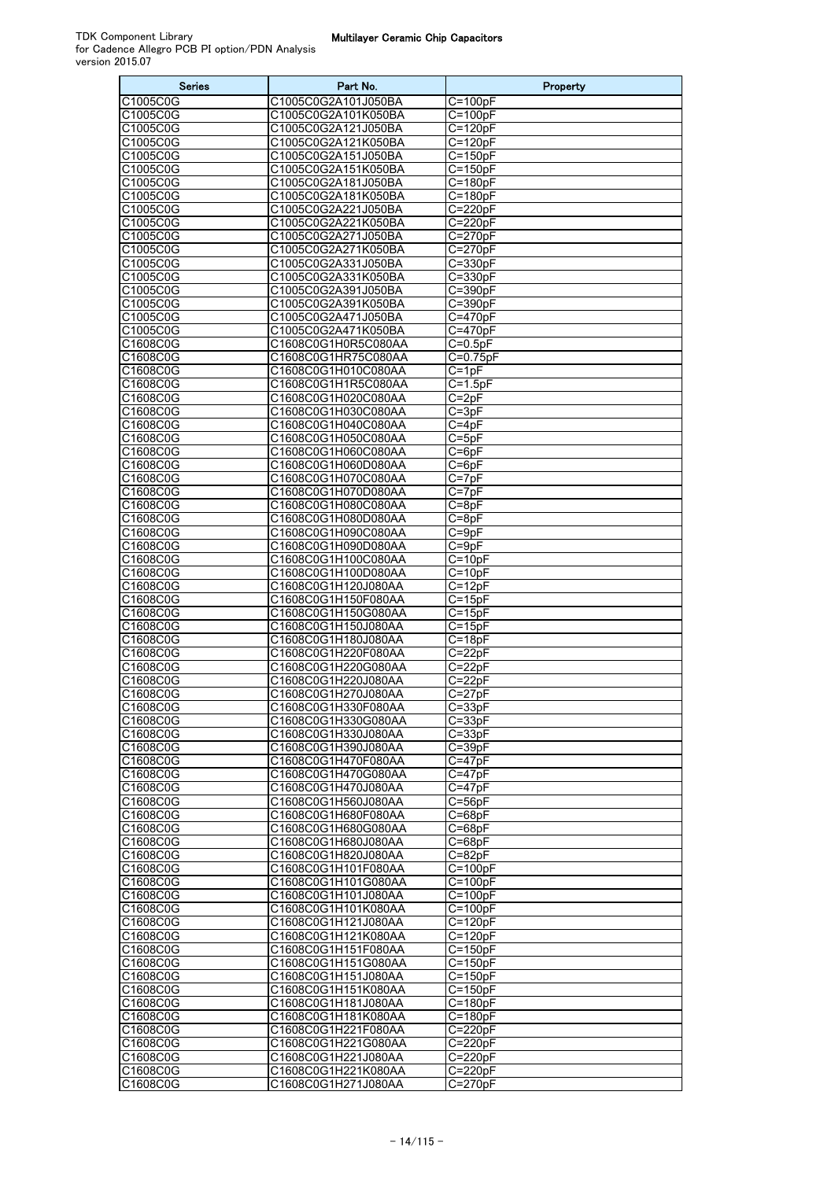| Series | Part No. | Property |
|---|---|---|
| C1005C0G | C1005C0G2A101J050BA | C=100pF |
| C1005C0G | C1005C0G2A101K050BA | C=100pF |
| C1005C0G | C1005C0G2A121J050BA | C=120pF |
| C1005C0G | C1005C0G2A121K050BA | C=120pF |
| C1005C0G | C1005C0G2A151J050BA | C=150pF |
| C1005C0G | C1005C0G2A151K050BA | C=150pF |
| C1005C0G | C1005C0G2A181J050BA | C=180pF |
| C1005C0G | C1005C0G2A181K050BA | C=180pF |
| C1005C0G | C1005C0G2A221J050BA | C=220pF |
| C1005C0G | C1005C0G2A221K050BA | C=220pF |
| C1005C0G | C1005C0G2A271J050BA | C=270pF |
| C1005C0G | C1005C0G2A271K050BA | C=270pF |
| C1005C0G | C1005C0G2A331J050BA | C=330pF |
| C1005C0G | C1005C0G2A331K050BA | C=330pF |
| C1005C0G | C1005C0G2A391J050BA | C=390pF |
| C1005C0G | C1005C0G2A391K050BA | C=390pF |
| C1005C0G | C1005C0G2A471J050BA | C=470pF |
| C1005C0G | C1005C0G2A471K050BA | C=470pF |
| C1608C0G | C1608C0G1H0R5C080AA | C=0.5pF |
| C1608C0G | C1608C0G1HR75C080AA | C=0.75pF |
| C1608C0G | C1608C0G1H010C080AA | C=1pF |
| C1608C0G | C1608C0G1H1R5C080AA | C=1.5pF |
| C1608C0G | C1608C0G1H020C080AA | C=2pF |
| C1608C0G | C1608C0G1H030C080AA | C=3pF |
| C1608C0G | C1608C0G1H040C080AA | C=4pF |
| C1608C0G | C1608C0G1H050C080AA | C=5pF |
| C1608C0G | C1608C0G1H060C080AA | C=6pF |
| C1608C0G | C1608C0G1H060D080AA | C=6pF |
| C1608C0G | C1608C0G1H070C080AA | C=7pF |
| C1608C0G | C1608C0G1H070D080AA | C=7pF |
| C1608C0G | C1608C0G1H080C080AA | C=8pF |
| C1608C0G | C1608C0G1H080D080AA | C=8pF |
| C1608C0G | C1608C0G1H090C080AA | C=9pF |
| C1608C0G | C1608C0G1H090D080AA | C=9pF |
| C1608C0G | C1608C0G1H100C080AA | C=10pF |
| C1608C0G | C1608C0G1H100D080AA | C=10pF |
| C1608C0G | C1608C0G1H120J080AA | C=12pF |
| C1608C0G | C1608C0G1H150F080AA | C=15pF |
| C1608C0G | C1608C0G1H150G080AA | C=15pF |
| C1608C0G | C1608C0G1H150J080AA | C=15pF |
| C1608C0G | C1608C0G1H180J080AA | C=18pF |
| C1608C0G | C1608C0G1H220F080AA | C=22pF |
| C1608C0G | C1608C0G1H220G080AA | C=22pF |
| C1608C0G | C1608C0G1H220J080AA | C=22pF |
| C1608C0G | C1608C0G1H270J080AA | C=27pF |
| C1608C0G | C1608C0G1H330F080AA | C=33pF |
| C1608C0G | C1608C0G1H330G080AA | C=33pF |
| C1608C0G | C1608C0G1H330J080AA | C=33pF |
| C1608C0G | C1608C0G1H390J080AA | C=39pF |
| C1608C0G | C1608C0G1H470F080AA | C=47pF |
| C1608C0G | C1608C0G1H470G080AA | C=47pF |
| C1608C0G | C1608C0G1H470J080AA | C=47pF |
| C1608C0G | C1608C0G1H560J080AA | C=56pF |
| C1608C0G | C1608C0G1H680F080AA | C=68pF |
| C1608C0G | C1608C0G1H680G080AA | C=68pF |
| C1608C0G | C1608C0G1H680J080AA | C=68pF |
| C1608C0G | C1608C0G1H820J080AA | C=82pF |
| C1608C0G | C1608C0G1H101F080AA | C=100pF |
| C1608C0G | C1608C0G1H101G080AA | C=100pF |
| C1608C0G | C1608C0G1H101J080AA | C=100pF |
| C1608C0G | C1608C0G1H101K080AA | C=100pF |
| C1608C0G | C1608C0G1H121J080AA | C=120pF |
| C1608C0G | C1608C0G1H121K080AA | C=120pF |
| C1608C0G | C1608C0G1H151F080AA | C=150pF |
| C1608C0G | C1608C0G1H151G080AA | C=150pF |
| C1608C0G | C1608C0G1H151J080AA | C=150pF |
| C1608C0G | C1608C0G1H151K080AA | C=150pF |
| C1608C0G | C1608C0G1H181J080AA | C=180pF |
| C1608C0G | C1608C0G1H181K080AA | C=180pF |
| C1608C0G | C1608C0G1H221F080AA | C=220pF |
| C1608C0G | C1608C0G1H221G080AA | C=220pF |
| C1608C0G | C1608C0G1H221J080AA | C=220pF |
| C1608C0G | C1608C0G1H221K080AA | C=220pF |
| C1608C0G | C1608C0G1H271J080AA | C=270pF |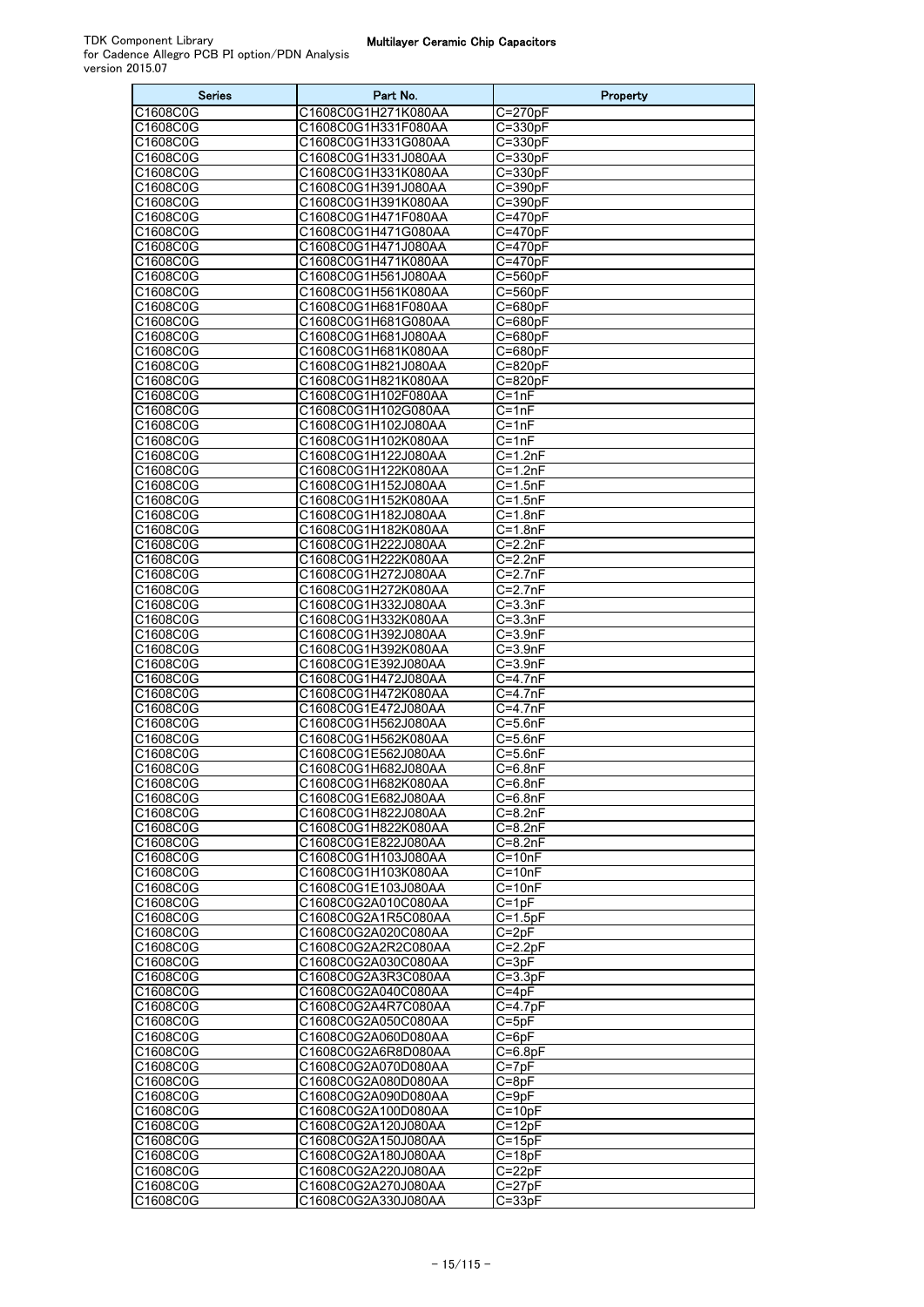| Series | Part No. | Property |
|---|---|---|
| C1608C0G | C1608C0G1H271K080AA | C=270pF |
| C1608C0G | C1608C0G1H331F080AA | C=330pF |
| C1608C0G | C1608C0G1H331G080AA | C=330pF |
| C1608C0G | C1608C0G1H331J080AA | C=330pF |
| C1608C0G | C1608C0G1H331K080AA | C=330pF |
| C1608C0G | C1608C0G1H391J080AA | C=390pF |
| C1608C0G | C1608C0G1H391K080AA | C=390pF |
| C1608C0G | C1608C0G1H471F080AA | C=470pF |
| C1608C0G | C1608C0G1H471G080AA | C=470pF |
| C1608C0G | C1608C0G1H471J080AA | C=470pF |
| C1608C0G | C1608C0G1H471K080AA | C=470pF |
| C1608C0G | C1608C0G1H561J080AA | C=560pF |
| C1608C0G | C1608C0G1H561K080AA | C=560pF |
| C1608C0G | C1608C0G1H681F080AA | C=680pF |
| C1608C0G | C1608C0G1H681G080AA | C=680pF |
| C1608C0G | C1608C0G1H681J080AA | C=680pF |
| C1608C0G | C1608C0G1H681K080AA | C=680pF |
| C1608C0G | C1608C0G1H821J080AA | C=820pF |
| C1608C0G | C1608C0G1H821K080AA | C=820pF |
| C1608C0G | C1608C0G1H102F080AA | C=1nF |
| C1608C0G | C1608C0G1H102G080AA | C=1nF |
| C1608C0G | C1608C0G1H102J080AA | C=1nF |
| C1608C0G | C1608C0G1H102K080AA | C=1nF |
| C1608C0G | C1608C0G1H122J080AA | C=1.2nF |
| C1608C0G | C1608C0G1H122K080AA | C=1.2nF |
| C1608C0G | C1608C0G1H152J080AA | C=1.5nF |
| C1608C0G | C1608C0G1H152K080AA | C=1.5nF |
| C1608C0G | C1608C0G1H182J080AA | C=1.8nF |
| C1608C0G | C1608C0G1H182K080AA | C=1.8nF |
| C1608C0G | C1608C0G1H222J080AA | C=2.2nF |
| C1608C0G | C1608C0G1H222K080AA | C=2.2nF |
| C1608C0G | C1608C0G1H272J080AA | C=2.7nF |
| C1608C0G | C1608C0G1H272K080AA | C=2.7nF |
| C1608C0G | C1608C0G1H332J080AA | C=3.3nF |
| C1608C0G | C1608C0G1H332K080AA | C=3.3nF |
| C1608C0G | C1608C0G1H392J080AA | C=3.9nF |
| C1608C0G | C1608C0G1H392K080AA | C=3.9nF |
| C1608C0G | C1608C0G1E392J080AA | C=3.9nF |
| C1608C0G | C1608C0G1H472J080AA | C=4.7nF |
| C1608C0G | C1608C0G1H472K080AA | C=4.7nF |
| C1608C0G | C1608C0G1E472J080AA | C=4.7nF |
| C1608C0G | C1608C0G1H562J080AA | C=5.6nF |
| C1608C0G | C1608C0G1H562K080AA | C=5.6nF |
| C1608C0G | C1608C0G1E562J080AA | C=5.6nF |
| C1608C0G | C1608C0G1H682J080AA | C=6.8nF |
| C1608C0G | C1608C0G1H682K080AA | C=6.8nF |
| C1608C0G | C1608C0G1E682J080AA | C=6.8nF |
| C1608C0G | C1608C0G1H822J080AA | C=8.2nF |
| C1608C0G | C1608C0G1H822K080AA | C=8.2nF |
| C1608C0G | C1608C0G1E822J080AA | C=8.2nF |
| C1608C0G | C1608C0G1H103J080AA | C=10nF |
| C1608C0G | C1608C0G1H103K080AA | C=10nF |
| C1608C0G | C1608C0G1E103J080AA | C=10nF |
| C1608C0G | C1608C0G2A010C080AA | C=1pF |
| C1608C0G | C1608C0G2A1R5C080AA | C=1.5pF |
| C1608C0G | C1608C0G2A020C080AA | C=2pF |
| C1608C0G | C1608C0G2A2R2C080AA | C=2.2pF |
| C1608C0G | C1608C0G2A030C080AA | C=3pF |
| C1608C0G | C1608C0G2A3R3C080AA | C=3.3pF |
| C1608C0G | C1608C0G2A040C080AA | C=4pF |
| C1608C0G | C1608C0G2A4R7C080AA | C=4.7pF |
| C1608C0G | C1608C0G2A050C080AA | C=5pF |
| C1608C0G | C1608C0G2A060D080AA | C=6pF |
| C1608C0G | C1608C0G2A6R8D080AA | C=6.8pF |
| C1608C0G | C1608C0G2A070D080AA | C=7pF |
| C1608C0G | C1608C0G2A080D080AA | C=8pF |
| C1608C0G | C1608C0G2A090D080AA | C=9pF |
| C1608C0G | C1608C0G2A100D080AA | C=10pF |
| C1608C0G | C1608C0G2A120J080AA | C=12pF |
| C1608C0G | C1608C0G2A150J080AA | C=15pF |
| C1608C0G | C1608C0G2A180J080AA | C=18pF |
| C1608C0G | C1608C0G2A220J080AA | C=22pF |
| C1608C0G | C1608C0G2A270J080AA | C=27pF |
| C1608C0G | C1608C0G2A330J080AA | C=33pF |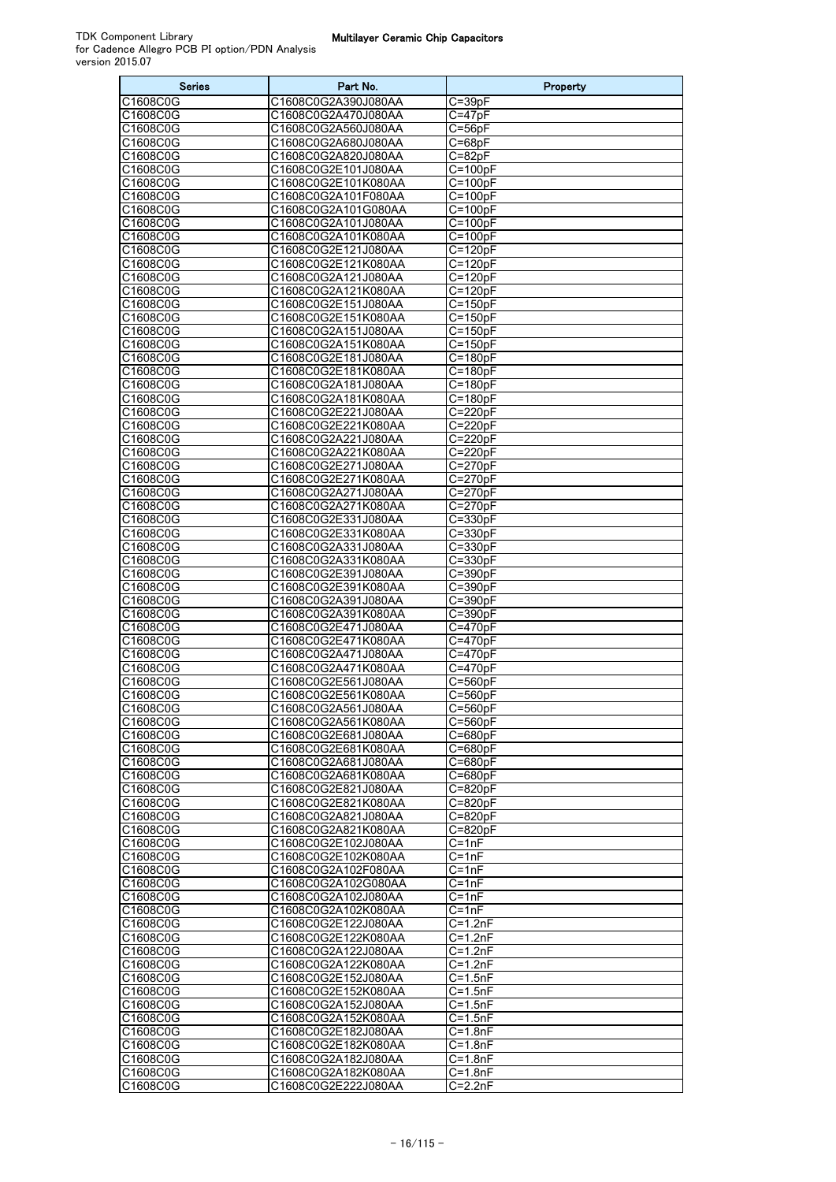| Series | Part No. | Property |
| --- | --- | --- |
| C1608C0G | C1608C0G2A390J080AA | C=39pF |
| C1608C0G | C1608C0G2A470J080AA | C=47pF |
| C1608C0G | C1608C0G2A560J080AA | C=56pF |
| C1608C0G | C1608C0G2A680J080AA | C=68pF |
| C1608C0G | C1608C0G2A820J080AA | C=82pF |
| C1608C0G | C1608C0G2E101J080AA | C=100pF |
| C1608C0G | C1608C0G2E101K080AA | C=100pF |
| C1608C0G | C1608C0G2A101F080AA | C=100pF |
| C1608C0G | C1608C0G2A101G080AA | C=100pF |
| C1608C0G | C1608C0G2A101J080AA | C=100pF |
| C1608C0G | C1608C0G2A101K080AA | C=100pF |
| C1608C0G | C1608C0G2E121J080AA | C=120pF |
| C1608C0G | C1608C0G2E121K080AA | C=120pF |
| C1608C0G | C1608C0G2A121J080AA | C=120pF |
| C1608C0G | C1608C0G2A121K080AA | C=120pF |
| C1608C0G | C1608C0G2E151J080AA | C=150pF |
| C1608C0G | C1608C0G2E151K080AA | C=150pF |
| C1608C0G | C1608C0G2A151J080AA | C=150pF |
| C1608C0G | C1608C0G2A151K080AA | C=150pF |
| C1608C0G | C1608C0G2E181J080AA | C=180pF |
| C1608C0G | C1608C0G2E181K080AA | C=180pF |
| C1608C0G | C1608C0G2A181J080AA | C=180pF |
| C1608C0G | C1608C0G2A181K080AA | C=180pF |
| C1608C0G | C1608C0G2E221J080AA | C=220pF |
| C1608C0G | C1608C0G2E221K080AA | C=220pF |
| C1608C0G | C1608C0G2A221J080AA | C=220pF |
| C1608C0G | C1608C0G2A221K080AA | C=220pF |
| C1608C0G | C1608C0G2E271J080AA | C=270pF |
| C1608C0G | C1608C0G2E271K080AA | C=270pF |
| C1608C0G | C1608C0G2A271J080AA | C=270pF |
| C1608C0G | C1608C0G2A271K080AA | C=270pF |
| C1608C0G | C1608C0G2E331J080AA | C=330pF |
| C1608C0G | C1608C0G2E331K080AA | C=330pF |
| C1608C0G | C1608C0G2A331J080AA | C=330pF |
| C1608C0G | C1608C0G2A331K080AA | C=330pF |
| C1608C0G | C1608C0G2E391J080AA | C=390pF |
| C1608C0G | C1608C0G2E391K080AA | C=390pF |
| C1608C0G | C1608C0G2A391J080AA | C=390pF |
| C1608C0G | C1608C0G2A391K080AA | C=390pF |
| C1608C0G | C1608C0G2E471J080AA | C=470pF |
| C1608C0G | C1608C0G2E471K080AA | C=470pF |
| C1608C0G | C1608C0G2A471J080AA | C=470pF |
| C1608C0G | C1608C0G2A471K080AA | C=470pF |
| C1608C0G | C1608C0G2E561J080AA | C=560pF |
| C1608C0G | C1608C0G2E561K080AA | C=560pF |
| C1608C0G | C1608C0G2A561J080AA | C=560pF |
| C1608C0G | C1608C0G2A561K080AA | C=560pF |
| C1608C0G | C1608C0G2E681J080AA | C=680pF |
| C1608C0G | C1608C0G2E681K080AA | C=680pF |
| C1608C0G | C1608C0G2A681J080AA | C=680pF |
| C1608C0G | C1608C0G2A681K080AA | C=680pF |
| C1608C0G | C1608C0G2E821J080AA | C=820pF |
| C1608C0G | C1608C0G2E821K080AA | C=820pF |
| C1608C0G | C1608C0G2A821J080AA | C=820pF |
| C1608C0G | C1608C0G2A821K080AA | C=820pF |
| C1608C0G | C1608C0G2E102J080AA | C=1nF |
| C1608C0G | C1608C0G2E102K080AA | C=1nF |
| C1608C0G | C1608C0G2A102F080AA | C=1nF |
| C1608C0G | C1608C0G2A102G080AA | C=1nF |
| C1608C0G | C1608C0G2A102J080AA | C=1nF |
| C1608C0G | C1608C0G2A102K080AA | C=1nF |
| C1608C0G | C1608C0G2E122J080AA | C=1.2nF |
| C1608C0G | C1608C0G2E122K080AA | C=1.2nF |
| C1608C0G | C1608C0G2A122J080AA | C=1.2nF |
| C1608C0G | C1608C0G2A122K080AA | C=1.2nF |
| C1608C0G | C1608C0G2E152J080AA | C=1.5nF |
| C1608C0G | C1608C0G2E152K080AA | C=1.5nF |
| C1608C0G | C1608C0G2A152J080AA | C=1.5nF |
| C1608C0G | C1608C0G2A152K080AA | C=1.5nF |
| C1608C0G | C1608C0G2E182J080AA | C=1.8nF |
| C1608C0G | C1608C0G2E182K080AA | C=1.8nF |
| C1608C0G | C1608C0G2A182J080AA | C=1.8nF |
| C1608C0G | C1608C0G2A182K080AA | C=1.8nF |
| C1608C0G | C1608C0G2E222J080AA | C=2.2nF |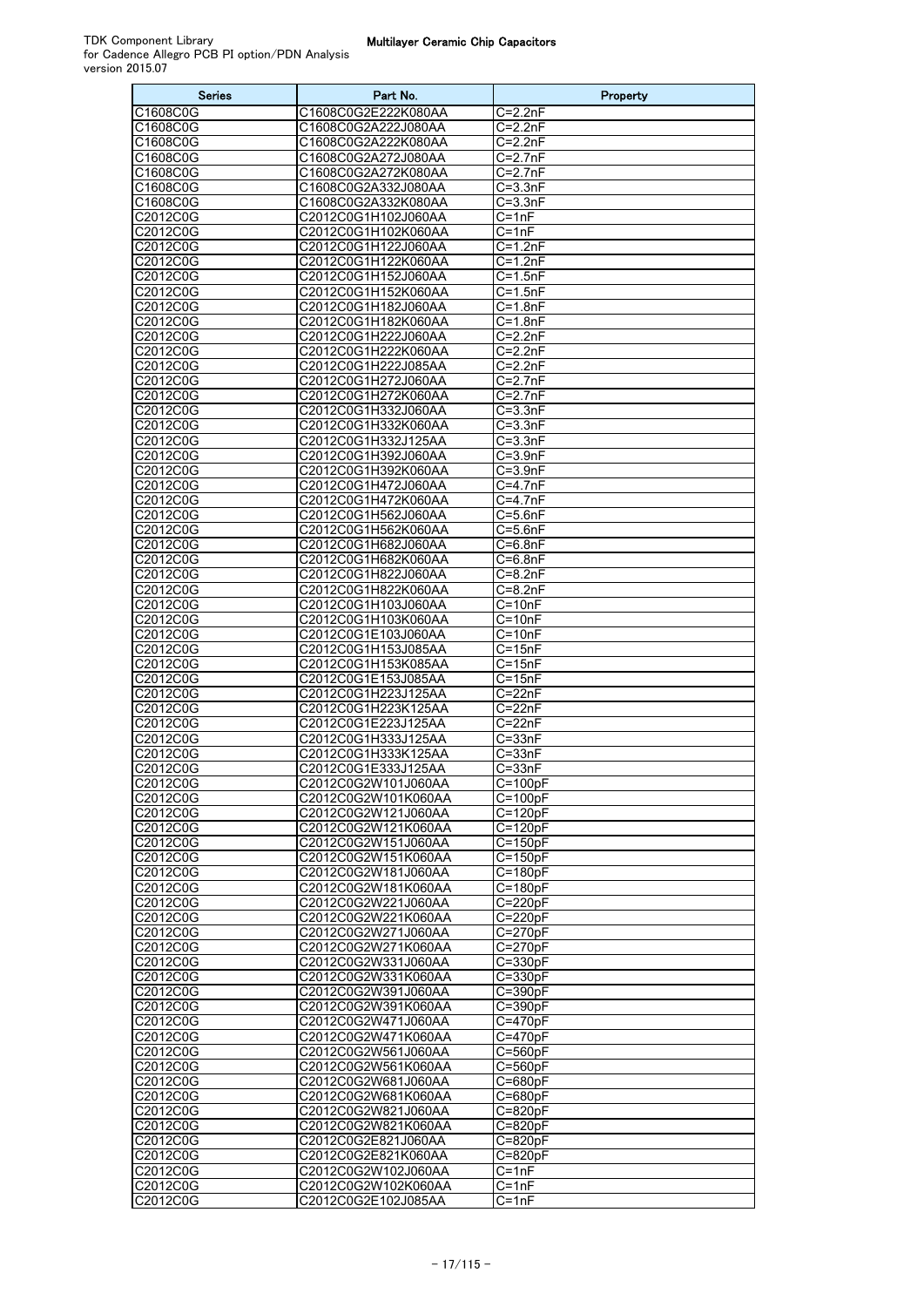| Series | Part No. | Property |
| --- | --- | --- |
| C1608C0G | C1608C0G2E222K080AA | C=2.2nF |
| C1608C0G | C1608C0G2A222J080AA | C=2.2nF |
| C1608C0G | C1608C0G2A222K080AA | C=2.2nF |
| C1608C0G | C1608C0G2A272J080AA | C=2.7nF |
| C1608C0G | C1608C0G2A272K080AA | C=2.7nF |
| C1608C0G | C1608C0G2A332J080AA | C=3.3nF |
| C1608C0G | C1608C0G2A332K080AA | C=3.3nF |
| C2012C0G | C2012C0G1H102J060AA | C=1nF |
| C2012C0G | C2012C0G1H102K060AA | C=1nF |
| C2012C0G | C2012C0G1H122J060AA | C=1.2nF |
| C2012C0G | C2012C0G1H122K060AA | C=1.2nF |
| C2012C0G | C2012C0G1H152J060AA | C=1.5nF |
| C2012C0G | C2012C0G1H152K060AA | C=1.5nF |
| C2012C0G | C2012C0G1H182J060AA | C=1.8nF |
| C2012C0G | C2012C0G1H182K060AA | C=1.8nF |
| C2012C0G | C2012C0G1H222J060AA | C=2.2nF |
| C2012C0G | C2012C0G1H222K060AA | C=2.2nF |
| C2012C0G | C2012C0G1H222J085AA | C=2.2nF |
| C2012C0G | C2012C0G1H272J060AA | C=2.7nF |
| C2012C0G | C2012C0G1H272K060AA | C=2.7nF |
| C2012C0G | C2012C0G1H332J060AA | C=3.3nF |
| C2012C0G | C2012C0G1H332K060AA | C=3.3nF |
| C2012C0G | C2012C0G1H332J125AA | C=3.3nF |
| C2012C0G | C2012C0G1H392J060AA | C=3.9nF |
| C2012C0G | C2012C0G1H392K060AA | C=3.9nF |
| C2012C0G | C2012C0G1H472J060AA | C=4.7nF |
| C2012C0G | C2012C0G1H472K060AA | C=4.7nF |
| C2012C0G | C2012C0G1H562J060AA | C=5.6nF |
| C2012C0G | C2012C0G1H562K060AA | C=5.6nF |
| C2012C0G | C2012C0G1H682J060AA | C=6.8nF |
| C2012C0G | C2012C0G1H682K060AA | C=6.8nF |
| C2012C0G | C2012C0G1H822J060AA | C=8.2nF |
| C2012C0G | C2012C0G1H822K060AA | C=8.2nF |
| C2012C0G | C2012C0G1H103J060AA | C=10nF |
| C2012C0G | C2012C0G1H103K060AA | C=10nF |
| C2012C0G | C2012C0G1E103J060AA | C=10nF |
| C2012C0G | C2012C0G1H153J085AA | C=15nF |
| C2012C0G | C2012C0G1H153K085AA | C=15nF |
| C2012C0G | C2012C0G1E153J085AA | C=15nF |
| C2012C0G | C2012C0G1H223J125AA | C=22nF |
| C2012C0G | C2012C0G1H223K125AA | C=22nF |
| C2012C0G | C2012C0G1E223J125AA | C=22nF |
| C2012C0G | C2012C0G1H333J125AA | C=33nF |
| C2012C0G | C2012C0G1H333K125AA | C=33nF |
| C2012C0G | C2012C0G1E333J125AA | C=33nF |
| C2012C0G | C2012C0G2W101J060AA | C=100pF |
| C2012C0G | C2012C0G2W101K060AA | C=100pF |
| C2012C0G | C2012C0G2W121J060AA | C=120pF |
| C2012C0G | C2012C0G2W121K060AA | C=120pF |
| C2012C0G | C2012C0G2W151J060AA | C=150pF |
| C2012C0G | C2012C0G2W151K060AA | C=150pF |
| C2012C0G | C2012C0G2W181J060AA | C=180pF |
| C2012C0G | C2012C0G2W181K060AA | C=180pF |
| C2012C0G | C2012C0G2W221J060AA | C=220pF |
| C2012C0G | C2012C0G2W221K060AA | C=220pF |
| C2012C0G | C2012C0G2W271J060AA | C=270pF |
| C2012C0G | C2012C0G2W271K060AA | C=270pF |
| C2012C0G | C2012C0G2W331J060AA | C=330pF |
| C2012C0G | C2012C0G2W331K060AA | C=330pF |
| C2012C0G | C2012C0G2W391J060AA | C=390pF |
| C2012C0G | C2012C0G2W391K060AA | C=390pF |
| C2012C0G | C2012C0G2W471J060AA | C=470pF |
| C2012C0G | C2012C0G2W471K060AA | C=470pF |
| C2012C0G | C2012C0G2W561J060AA | C=560pF |
| C2012C0G | C2012C0G2W561K060AA | C=560pF |
| C2012C0G | C2012C0G2W681J060AA | C=680pF |
| C2012C0G | C2012C0G2W681K060AA | C=680pF |
| C2012C0G | C2012C0G2W821J060AA | C=820pF |
| C2012C0G | C2012C0G2W821K060AA | C=820pF |
| C2012C0G | C2012C0G2E821J060AA | C=820pF |
| C2012C0G | C2012C0G2E821K060AA | C=820pF |
| C2012C0G | C2012C0G2W102J060AA | C=1nF |
| C2012C0G | C2012C0G2W102K060AA | C=1nF |
| C2012C0G | C2012C0G2E102J085AA | C=1nF |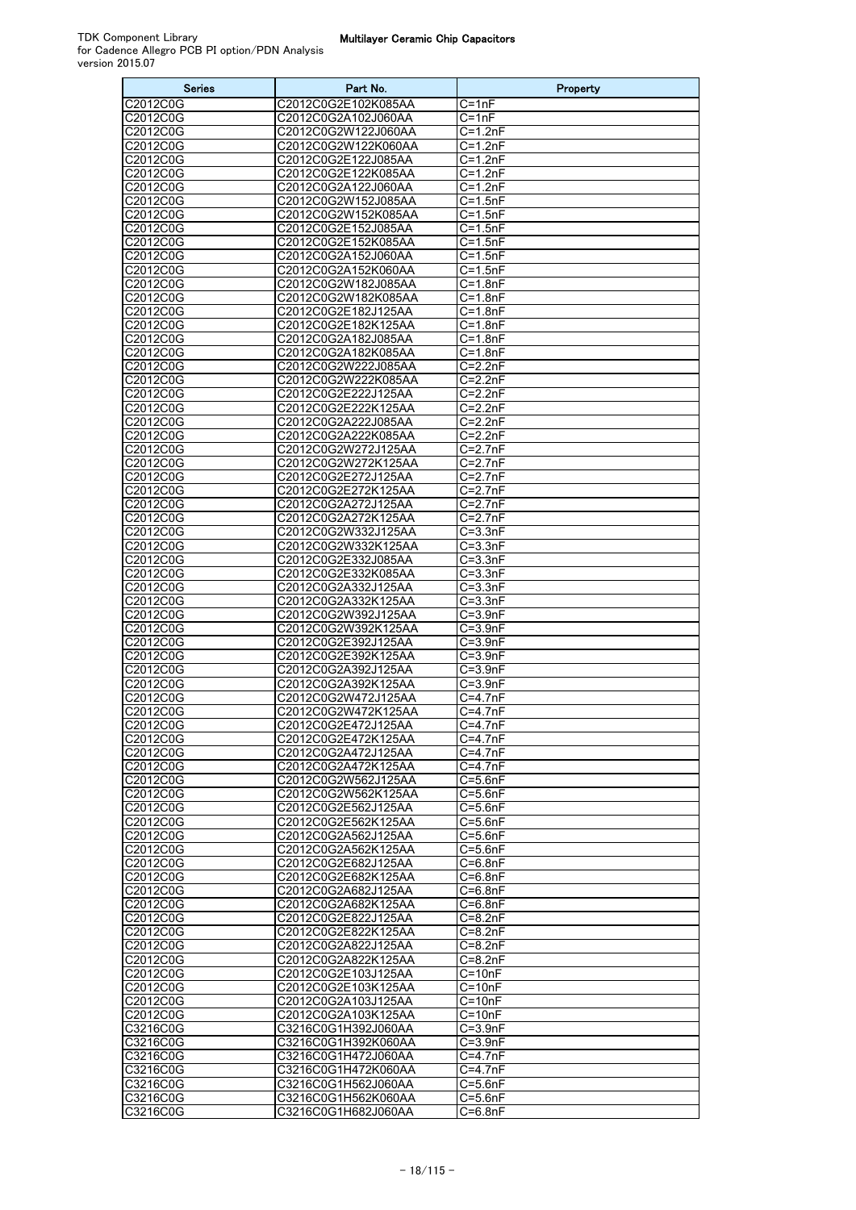TDK Component Library
for Cadence Allegro PCB PI option/PDN Analysis
version 2015.07

# Multilayer Ceramic Chip Capacitors

| Series | Part No. | Property |
|---|---|---|
| C2012C0G | C2012C0G2E102K085AA | C=1nF |
| C2012C0G | C2012C0G2A102J060AA | C=1nF |
| C2012C0G | C2012C0G2W122J060AA | C=1.2nF |
| C2012C0G | C2012C0G2W122K060AA | C=1.2nF |
| C2012C0G | C2012C0G2E122J085AA | C=1.2nF |
| C2012C0G | C2012C0G2E122K085AA | C=1.2nF |
| C2012C0G | C2012C0G2A122J060AA | C=1.2nF |
| C2012C0G | C2012C0G2W152J085AA | C=1.5nF |
| C2012C0G | C2012C0G2W152K085AA | C=1.5nF |
| C2012C0G | C2012C0G2E152J085AA | C=1.5nF |
| C2012C0G | C2012C0G2E152K085AA | C=1.5nF |
| C2012C0G | C2012C0G2A152J060AA | C=1.5nF |
| C2012C0G | C2012C0G2A152K060AA | C=1.5nF |
| C2012C0G | C2012C0G2W182J085AA | C=1.8nF |
| C2012C0G | C2012C0G2W182K085AA | C=1.8nF |
| C2012C0G | C2012C0G2E182J125AA | C=1.8nF |
| C2012C0G | C2012C0G2E182K125AA | C=1.8nF |
| C2012C0G | C2012C0G2A182J085AA | C=1.8nF |
| C2012C0G | C2012C0G2A182K085AA | C=1.8nF |
| C2012C0G | C2012C0G2W222J085AA | C=2.2nF |
| C2012C0G | C2012C0G2W222K085AA | C=2.2nF |
| C2012C0G | C2012C0G2E222J125AA | C=2.2nF |
| C2012C0G | C2012C0G2E222K125AA | C=2.2nF |
| C2012C0G | C2012C0G2A222J085AA | C=2.2nF |
| C2012C0G | C2012C0G2A222K085AA | C=2.2nF |
| C2012C0G | C2012C0G2W272J125AA | C=2.7nF |
| C2012C0G | C2012C0G2W272K125AA | C=2.7nF |
| C2012C0G | C2012C0G2E272J125AA | C=2.7nF |
| C2012C0G | C2012C0G2E272K125AA | C=2.7nF |
| C2012C0G | C2012C0G2A272J125AA | C=2.7nF |
| C2012C0G | C2012C0G2A272K125AA | C=2.7nF |
| C2012C0G | C2012C0G2W332J125AA | C=3.3nF |
| C2012C0G | C2012C0G2W332K125AA | C=3.3nF |
| C2012C0G | C2012C0G2E332J085AA | C=3.3nF |
| C2012C0G | C2012C0G2E332K085AA | C=3.3nF |
| C2012C0G | C2012C0G2A332J125AA | C=3.3nF |
| C2012C0G | C2012C0G2A332K125AA | C=3.3nF |
| C2012C0G | C2012C0G2W392J125AA | C=3.9nF |
| C2012C0G | C2012C0G2W392K125AA | C=3.9nF |
| C2012C0G | C2012C0G2E392J125AA | C=3.9nF |
| C2012C0G | C2012C0G2E392K125AA | C=3.9nF |
| C2012C0G | C2012C0G2A392J125AA | C=3.9nF |
| C2012C0G | C2012C0G2A392K125AA | C=3.9nF |
| C2012C0G | C2012C0G2W472J125AA | C=4.7nF |
| C2012C0G | C2012C0G2W472K125AA | C=4.7nF |
| C2012C0G | C2012C0G2E472J125AA | C=4.7nF |
| C2012C0G | C2012C0G2E472K125AA | C=4.7nF |
| C2012C0G | C2012C0G2A472J125AA | C=4.7nF |
| C2012C0G | C2012C0G2A472K125AA | C=4.7nF |
| C2012C0G | C2012C0G2W562J125AA | C=5.6nF |
| C2012C0G | C2012C0G2W562K125AA | C=5.6nF |
| C2012C0G | C2012C0G2E562J125AA | C=5.6nF |
| C2012C0G | C2012C0G2E562K125AA | C=5.6nF |
| C2012C0G | C2012C0G2A562J125AA | C=5.6nF |
| C2012C0G | C2012C0G2A562K125AA | C=5.6nF |
| C2012C0G | C2012C0G2E682J125AA | C=6.8nF |
| C2012C0G | C2012C0G2E682K125AA | C=6.8nF |
| C2012C0G | C2012C0G2A682J125AA | C=6.8nF |
| C2012C0G | C2012C0G2A682K125AA | C=6.8nF |
| C2012C0G | C2012C0G2E822J125AA | C=8.2nF |
| C2012C0G | C2012C0G2E822K125AA | C=8.2nF |
| C2012C0G | C2012C0G2A822J125AA | C=8.2nF |
| C2012C0G | C2012C0G2A822K125AA | C=8.2nF |
| C2012C0G | C2012C0G2E103J125AA | C=10nF |
| C2012C0G | C2012C0G2E103K125AA | C=10nF |
| C2012C0G | C2012C0G2A103J125AA | C=10nF |
| C2012C0G | C2012C0G2A103K125AA | C=10nF |
| C3216C0G | C3216C0G1H392J060AA | C=3.9nF |
| C3216C0G | C3216C0G1H392K060AA | C=3.9nF |
| C3216C0G | C3216C0G1H472J060AA | C=4.7nF |
| C3216C0G | C3216C0G1H472K060AA | C=4.7nF |
| C3216C0G | C3216C0G1H562J060AA | C=5.6nF |
| C3216C0G | C3216C0G1H562K060AA | C=5.6nF |
| C3216C0G | C3216C0G1H682J060AA | C=6.8nF |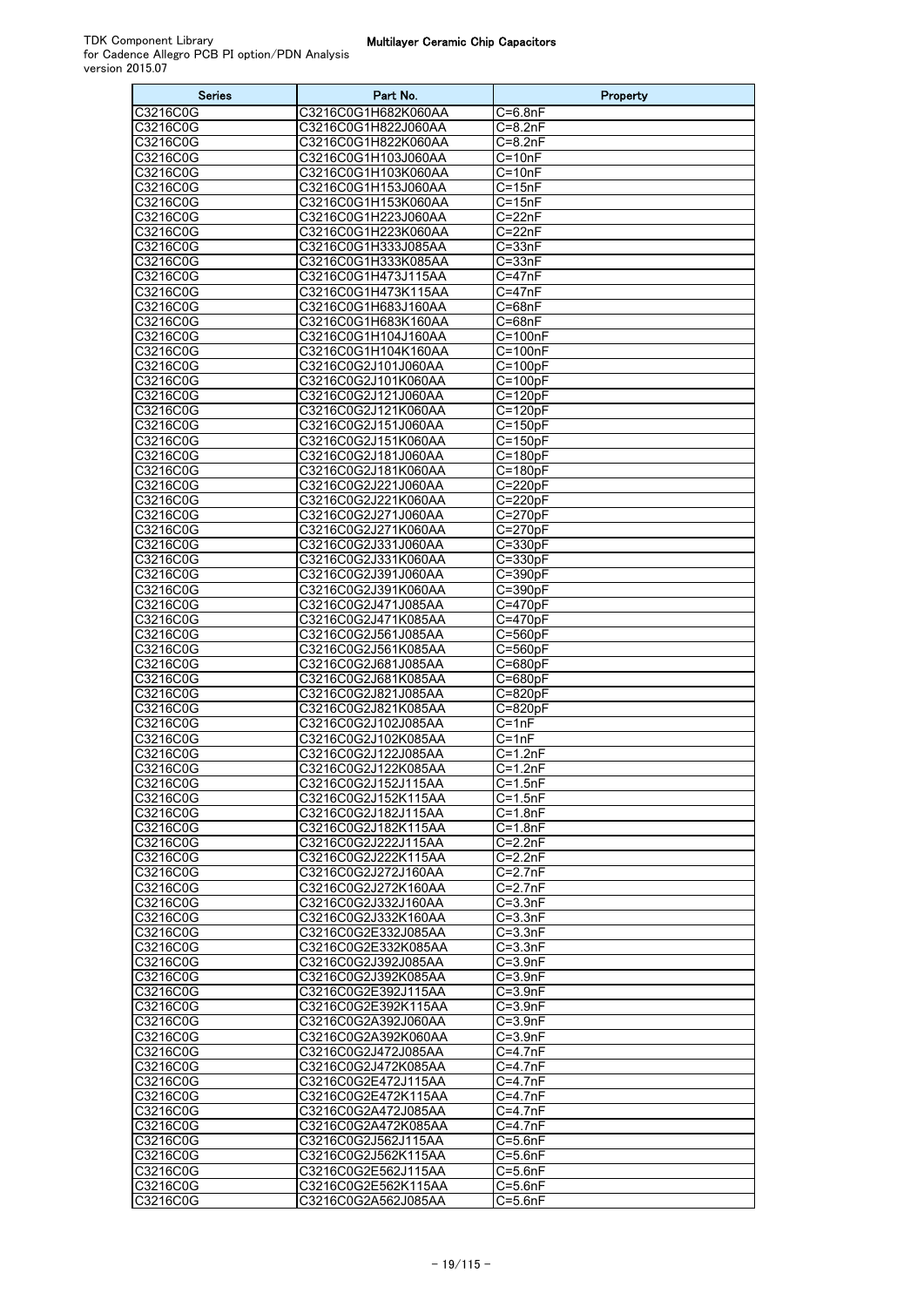| Series | Part No. | Property |
|---|---|---|
| C3216C0G | C3216C0G1H682K060AA | C=6.8nF |
| C3216C0G | C3216C0G1H822J060AA | C=8.2nF |
| C3216C0G | C3216C0G1H822K060AA | C=8.2nF |
| C3216C0G | C3216C0G1H103J060AA | C=10nF |
| C3216C0G | C3216C0G1H103K060AA | C=10nF |
| C3216C0G | C3216C0G1H153J060AA | C=15nF |
| C3216C0G | C3216C0G1H153K060AA | C=15nF |
| C3216C0G | C3216C0G1H223J060AA | C=22nF |
| C3216C0G | C3216C0G1H223K060AA | C=22nF |
| C3216C0G | C3216C0G1H333J085AA | C=33nF |
| C3216C0G | C3216C0G1H333K085AA | C=33nF |
| C3216C0G | C3216C0G1H473J115AA | C=47nF |
| C3216C0G | C3216C0G1H473K115AA | C=47nF |
| C3216C0G | C3216C0G1H683J160AA | C=68nF |
| C3216C0G | C3216C0G1H683K160AA | C=68nF |
| C3216C0G | C3216C0G1H104J160AA | C=100nF |
| C3216C0G | C3216C0G1H104K160AA | C=100nF |
| C3216C0G | C3216C0G2J101J060AA | C=100pF |
| C3216C0G | C3216C0G2J101K060AA | C=100pF |
| C3216C0G | C3216C0G2J121J060AA | C=120pF |
| C3216C0G | C3216C0G2J121K060AA | C=120pF |
| C3216C0G | C3216C0G2J151J060AA | C=150pF |
| C3216C0G | C3216C0G2J151K060AA | C=150pF |
| C3216C0G | C3216C0G2J181J060AA | C=180pF |
| C3216C0G | C3216C0G2J181K060AA | C=180pF |
| C3216C0G | C3216C0G2J221J060AA | C=220pF |
| C3216C0G | C3216C0G2J221K060AA | C=220pF |
| C3216C0G | C3216C0G2J271J060AA | C=270pF |
| C3216C0G | C3216C0G2J271K060AA | C=270pF |
| C3216C0G | C3216C0G2J331J060AA | C=330pF |
| C3216C0G | C3216C0G2J331K060AA | C=330pF |
| C3216C0G | C3216C0G2J391J060AA | C=390pF |
| C3216C0G | C3216C0G2J391K060AA | C=390pF |
| C3216C0G | C3216C0G2J471J085AA | C=470pF |
| C3216C0G | C3216C0G2J471K085AA | C=470pF |
| C3216C0G | C3216C0G2J561J085AA | C=560pF |
| C3216C0G | C3216C0G2J561K085AA | C=560pF |
| C3216C0G | C3216C0G2J681J085AA | C=680pF |
| C3216C0G | C3216C0G2J681K085AA | C=680pF |
| C3216C0G | C3216C0G2J821J085AA | C=820pF |
| C3216C0G | C3216C0G2J821K085AA | C=820pF |
| C3216C0G | C3216C0G2J102J085AA | C=1nF |
| C3216C0G | C3216C0G2J102K085AA | C=1nF |
| C3216C0G | C3216C0G2J122J085AA | C=1.2nF |
| C3216C0G | C3216C0G2J122K085AA | C=1.2nF |
| C3216C0G | C3216C0G2J152J115AA | C=1.5nF |
| C3216C0G | C3216C0G2J152K115AA | C=1.5nF |
| C3216C0G | C3216C0G2J182J115AA | C=1.8nF |
| C3216C0G | C3216C0G2J182K115AA | C=1.8nF |
| C3216C0G | C3216C0G2J222J115AA | C=2.2nF |
| C3216C0G | C3216C0G2J222K115AA | C=2.2nF |
| C3216C0G | C3216C0G2J272J160AA | C=2.7nF |
| C3216C0G | C3216C0G2J272K160AA | C=2.7nF |
| C3216C0G | C3216C0G2J332J160AA | C=3.3nF |
| C3216C0G | C3216C0G2J332K160AA | C=3.3nF |
| C3216C0G | C3216C0G2E332J085AA | C=3.3nF |
| C3216C0G | C3216C0G2E332K085AA | C=3.3nF |
| C3216C0G | C3216C0G2J392J085AA | C=3.9nF |
| C3216C0G | C3216C0G2J392K085AA | C=3.9nF |
| C3216C0G | C3216C0G2E392J115AA | C=3.9nF |
| C3216C0G | C3216C0G2E392K115AA | C=3.9nF |
| C3216C0G | C3216C0G2A392J060AA | C=3.9nF |
| C3216C0G | C3216C0G2A392K060AA | C=3.9nF |
| C3216C0G | C3216C0G2J472J085AA | C=4.7nF |
| C3216C0G | C3216C0G2J472K085AA | C=4.7nF |
| C3216C0G | C3216C0G2E472J115AA | C=4.7nF |
| C3216C0G | C3216C0G2E472K115AA | C=4.7nF |
| C3216C0G | C3216C0G2A472J085AA | C=4.7nF |
| C3216C0G | C3216C0G2A472K085AA | C=4.7nF |
| C3216C0G | C3216C0G2J562J115AA | C=5.6nF |
| C3216C0G | C3216C0G2J562K115AA | C=5.6nF |
| C3216C0G | C3216C0G2E562J115AA | C=5.6nF |
| C3216C0G | C3216C0G2E562K115AA | C=5.6nF |
| C3216C0G | C3216C0G2A562J085AA | C=5.6nF |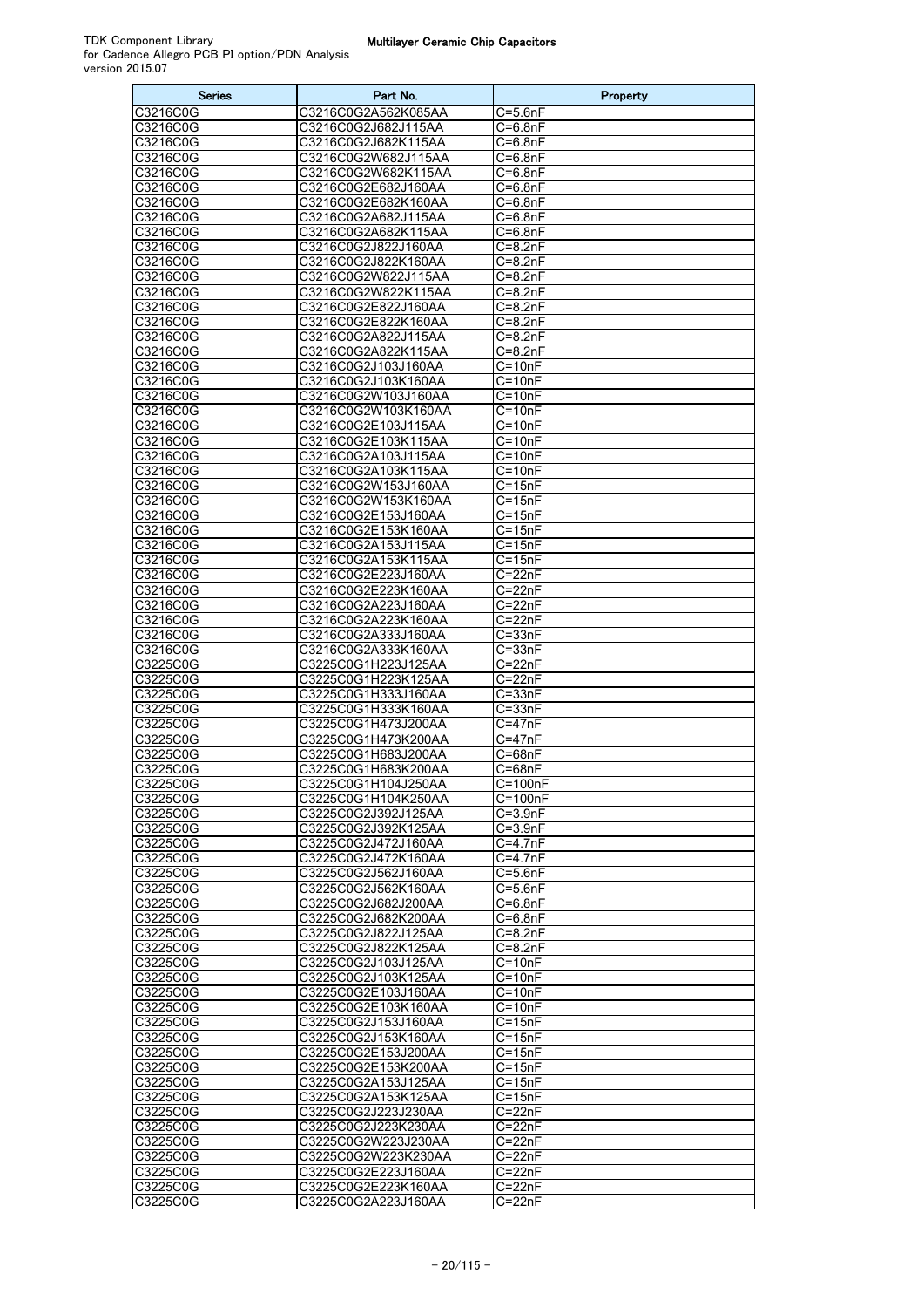| Series | Part No. | Property |
|---|---|---|
| C3216C0G | C3216C0G2A562K085AA | C=5.6nF |
| C3216C0G | C3216C0G2J682J115AA | C=6.8nF |
| C3216C0G | C3216C0G2J682K115AA | C=6.8nF |
| C3216C0G | C3216C0G2W682J115AA | C=6.8nF |
| C3216C0G | C3216C0G2W682K115AA | C=6.8nF |
| C3216C0G | C3216C0G2E682J160AA | C=6.8nF |
| C3216C0G | C3216C0G2E682K160AA | C=6.8nF |
| C3216C0G | C3216C0G2A682J115AA | C=6.8nF |
| C3216C0G | C3216C0G2A682K115AA | C=6.8nF |
| C3216C0G | C3216C0G2J822J160AA | C=8.2nF |
| C3216C0G | C3216C0G2J822K160AA | C=8.2nF |
| C3216C0G | C3216C0G2W822J115AA | C=8.2nF |
| C3216C0G | C3216C0G2W822K115AA | C=8.2nF |
| C3216C0G | C3216C0G2E822J160AA | C=8.2nF |
| C3216C0G | C3216C0G2E822K160AA | C=8.2nF |
| C3216C0G | C3216C0G2A822J115AA | C=8.2nF |
| C3216C0G | C3216C0G2A822K115AA | C=8.2nF |
| C3216C0G | C3216C0G2J103J160AA | C=10nF |
| C3216C0G | C3216C0G2J103K160AA | C=10nF |
| C3216C0G | C3216C0G2W103J160AA | C=10nF |
| C3216C0G | C3216C0G2W103K160AA | C=10nF |
| C3216C0G | C3216C0G2E103J115AA | C=10nF |
| C3216C0G | C3216C0G2E103K115AA | C=10nF |
| C3216C0G | C3216C0G2A103J115AA | C=10nF |
| C3216C0G | C3216C0G2A103K115AA | C=10nF |
| C3216C0G | C3216C0G2W153J160AA | C=15nF |
| C3216C0G | C3216C0G2W153K160AA | C=15nF |
| C3216C0G | C3216C0G2E153J160AA | C=15nF |
| C3216C0G | C3216C0G2E153K160AA | C=15nF |
| C3216C0G | C3216C0G2A153J115AA | C=15nF |
| C3216C0G | C3216C0G2A153K115AA | C=15nF |
| C3216C0G | C3216C0G2E223J160AA | C=22nF |
| C3216C0G | C3216C0G2E223K160AA | C=22nF |
| C3216C0G | C3216C0G2A223J160AA | C=22nF |
| C3216C0G | C3216C0G2A223K160AA | C=22nF |
| C3216C0G | C3216C0G2A333J160AA | C=33nF |
| C3216C0G | C3216C0G2A333K160AA | C=33nF |
| C3225C0G | C3225C0G1H223J125AA | C=22nF |
| C3225C0G | C3225C0G1H223K125AA | C=22nF |
| C3225C0G | C3225C0G1H333J160AA | C=33nF |
| C3225C0G | C3225C0G1H333K160AA | C=33nF |
| C3225C0G | C3225C0G1H473J200AA | C=47nF |
| C3225C0G | C3225C0G1H473K200AA | C=47nF |
| C3225C0G | C3225C0G1H683J200AA | C=68nF |
| C3225C0G | C3225C0G1H683K200AA | C=68nF |
| C3225C0G | C3225C0G1H104J250AA | C=100nF |
| C3225C0G | C3225C0G1H104K250AA | C=100nF |
| C3225C0G | C3225C0G2J392J125AA | C=3.9nF |
| C3225C0G | C3225C0G2J392K125AA | C=3.9nF |
| C3225C0G | C3225C0G2J472J160AA | C=4.7nF |
| C3225C0G | C3225C0G2J472K160AA | C=4.7nF |
| C3225C0G | C3225C0G2J562J160AA | C=5.6nF |
| C3225C0G | C3225C0G2J562K160AA | C=5.6nF |
| C3225C0G | C3225C0G2J682J200AA | C=6.8nF |
| C3225C0G | C3225C0G2J682K200AA | C=6.8nF |
| C3225C0G | C3225C0G2J822J125AA | C=8.2nF |
| C3225C0G | C3225C0G2J822K125AA | C=8.2nF |
| C3225C0G | C3225C0G2J103J125AA | C=10nF |
| C3225C0G | C3225C0G2J103K125AA | C=10nF |
| C3225C0G | C3225C0G2E103J160AA | C=10nF |
| C3225C0G | C3225C0G2E103K160AA | C=10nF |
| C3225C0G | C3225C0G2J153J160AA | C=15nF |
| C3225C0G | C3225C0G2J153K160AA | C=15nF |
| C3225C0G | C3225C0G2E153J200AA | C=15nF |
| C3225C0G | C3225C0G2E153K200AA | C=15nF |
| C3225C0G | C3225C0G2A153J125AA | C=15nF |
| C3225C0G | C3225C0G2A153K125AA | C=15nF |
| C3225C0G | C3225C0G2J223J230AA | C=22nF |
| C3225C0G | C3225C0G2J223K230AA | C=22nF |
| C3225C0G | C3225C0G2W223J230AA | C=22nF |
| C3225C0G | C3225C0G2W223K230AA | C=22nF |
| C3225C0G | C3225C0G2E223J160AA | C=22nF |
| C3225C0G | C3225C0G2E223K160AA | C=22nF |
| C3225C0G | C3225C0G2A223J160AA | C=22nF |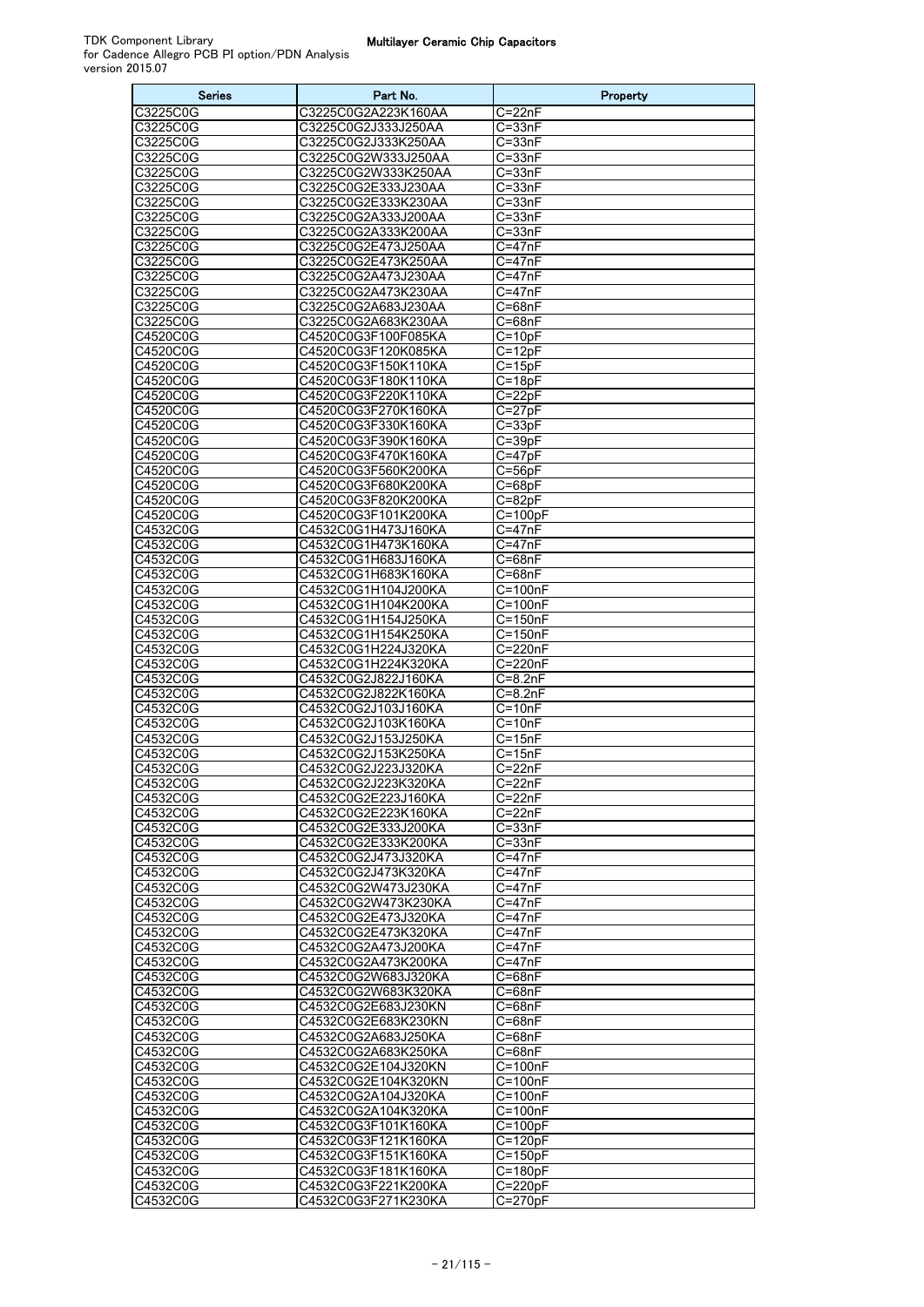| Series | Part No. | Property |
| --- | --- | --- |
| C3225C0G | C3225C0G2A223K160AA | C=22nF |
| C3225C0G | C3225C0G2J333J250AA | C=33nF |
| C3225C0G | C3225C0G2J333K250AA | C=33nF |
| C3225C0G | C3225C0G2W333J250AA | C=33nF |
| C3225C0G | C3225C0G2W333K250AA | C=33nF |
| C3225C0G | C3225C0G2E333J230AA | C=33nF |
| C3225C0G | C3225C0G2E333K230AA | C=33nF |
| C3225C0G | C3225C0G2A333J200AA | C=33nF |
| C3225C0G | C3225C0G2A333K200AA | C=33nF |
| C3225C0G | C3225C0G2E473J250AA | C=47nF |
| C3225C0G | C3225C0G2E473K250AA | C=47nF |
| C3225C0G | C3225C0G2A473J230AA | C=47nF |
| C3225C0G | C3225C0G2A473K230AA | C=47nF |
| C3225C0G | C3225C0G2A683J230AA | C=68nF |
| C3225C0G | C3225C0G2A683K230AA | C=68nF |
| C4520C0G | C4520C0G3F100F085KA | C=10pF |
| C4520C0G | C4520C0G3F120K085KA | C=12pF |
| C4520C0G | C4520C0G3F150K110KA | C=15pF |
| C4520C0G | C4520C0G3F180K110KA | C=18pF |
| C4520C0G | C4520C0G3F220K110KA | C=22pF |
| C4520C0G | C4520C0G3F270K160KA | C=27pF |
| C4520C0G | C4520C0G3F330K160KA | C=33pF |
| C4520C0G | C4520C0G3F390K160KA | C=39pF |
| C4520C0G | C4520C0G3F470K160KA | C=47pF |
| C4520C0G | C4520C0G3F560K200KA | C=56pF |
| C4520C0G | C4520C0G3F680K200KA | C=68pF |
| C4520C0G | C4520C0G3F820K200KA | C=82pF |
| C4520C0G | C4520C0G3F101K200KA | C=100pF |
| C4532C0G | C4532C0G1H473J160KA | C=47nF |
| C4532C0G | C4532C0G1H473K160KA | C=47nF |
| C4532C0G | C4532C0G1H683J160KA | C=68nF |
| C4532C0G | C4532C0G1H683K160KA | C=68nF |
| C4532C0G | C4532C0G1H104J200KA | C=100nF |
| C4532C0G | C4532C0G1H104K200KA | C=100nF |
| C4532C0G | C4532C0G1H154J250KA | C=150nF |
| C4532C0G | C4532C0G1H154K250KA | C=150nF |
| C4532C0G | C4532C0G1H224J320KA | C=220nF |
| C4532C0G | C4532C0G1H224K320KA | C=220nF |
| C4532C0G | C4532C0G2J822J160KA | C=8.2nF |
| C4532C0G | C4532C0G2J822K160KA | C=8.2nF |
| C4532C0G | C4532C0G2J103J160KA | C=10nF |
| C4532C0G | C4532C0G2J103K160KA | C=10nF |
| C4532C0G | C4532C0G2J153J250KA | C=15nF |
| C4532C0G | C4532C0G2J153K250KA | C=15nF |
| C4532C0G | C4532C0G2J223J320KA | C=22nF |
| C4532C0G | C4532C0G2J223K320KA | C=22nF |
| C4532C0G | C4532C0G2E223J160KA | C=22nF |
| C4532C0G | C4532C0G2E223K160KA | C=22nF |
| C4532C0G | C4532C0G2E333J200KA | C=33nF |
| C4532C0G | C4532C0G2E333K200KA | C=33nF |
| C4532C0G | C4532C0G2J473J320KA | C=47nF |
| C4532C0G | C4532C0G2J473K320KA | C=47nF |
| C4532C0G | C4532C0G2W473J230KA | C=47nF |
| C4532C0G | C4532C0G2W473K230KA | C=47nF |
| C4532C0G | C4532C0G2E473J320KA | C=47nF |
| C4532C0G | C4532C0G2E473K320KA | C=47nF |
| C4532C0G | C4532C0G2A473J200KA | C=47nF |
| C4532C0G | C4532C0G2A473K200KA | C=47nF |
| C4532C0G | C4532C0G2W683J320KA | C=68nF |
| C4532C0G | C4532C0G2W683K320KA | C=68nF |
| C4532C0G | C4532C0G2E683J230KN | C=68nF |
| C4532C0G | C4532C0G2E683K230KN | C=68nF |
| C4532C0G | C4532C0G2A683J250KA | C=68nF |
| C4532C0G | C4532C0G2A683K250KA | C=68nF |
| C4532C0G | C4532C0G2E104J320KN | C=100nF |
| C4532C0G | C4532C0G2E104K320KN | C=100nF |
| C4532C0G | C4532C0G2A104J320KA | C=100nF |
| C4532C0G | C4532C0G2A104K320KA | C=100nF |
| C4532C0G | C4532C0G3F101K160KA | C=100pF |
| C4532C0G | C4532C0G3F121K160KA | C=120pF |
| C4532C0G | C4532C0G3F151K160KA | C=150pF |
| C4532C0G | C4532C0G3F181K160KA | C=180pF |
| C4532C0G | C4532C0G3F221K200KA | C=220pF |
| C4532C0G | C4532C0G3F271K230KA | C=270pF |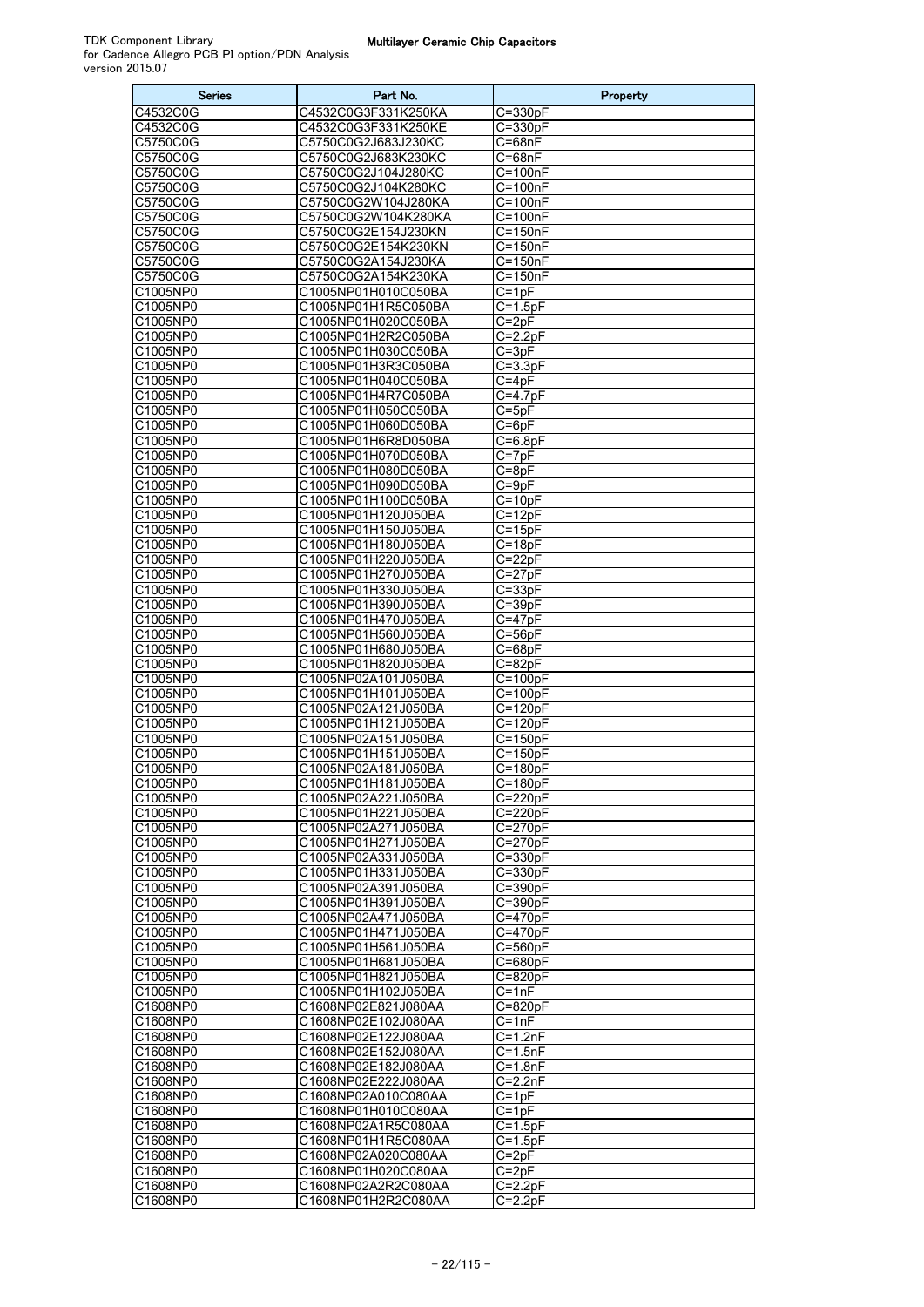| Series | Part No. | Property |
|---|---|---|
| C4532C0G | C4532C0G3F331K250KA | C=330pF |
| C4532C0G | C4532C0G3F331K250KE | C=330pF |
| C5750C0G | C5750C0G2J683J230KC | C=68nF |
| C5750C0G | C5750C0G2J683K230KC | C=68nF |
| C5750C0G | C5750C0G2J104J280KC | C=100nF |
| C5750C0G | C5750C0G2J104K280KC | C=100nF |
| C5750C0G | C5750C0G2W104J280KA | C=100nF |
| C5750C0G | C5750C0G2W104K280KA | C=100nF |
| C5750C0G | C5750C0G2E154J230KN | C=150nF |
| C5750C0G | C5750C0G2E154K230KN | C=150nF |
| C5750C0G | C5750C0G2A154J230KA | C=150nF |
| C5750C0G | C5750C0G2A154K230KA | C=150nF |
| C1005NP0 | C1005NP01H010C050BA | C=1pF |
| C1005NP0 | C1005NP01H1R5C050BA | C=1.5pF |
| C1005NP0 | C1005NP01H020C050BA | C=2pF |
| C1005NP0 | C1005NP01H2R2C050BA | C=2.2pF |
| C1005NP0 | C1005NP01H030C050BA | C=3pF |
| C1005NP0 | C1005NP01H3R3C050BA | C=3.3pF |
| C1005NP0 | C1005NP01H040C050BA | C=4pF |
| C1005NP0 | C1005NP01H4R7C050BA | C=4.7pF |
| C1005NP0 | C1005NP01H050C050BA | C=5pF |
| C1005NP0 | C1005NP01H060D050BA | C=6pF |
| C1005NP0 | C1005NP01H6R8D050BA | C=6.8pF |
| C1005NP0 | C1005NP01H070D050BA | C=7pF |
| C1005NP0 | C1005NP01H080D050BA | C=8pF |
| C1005NP0 | C1005NP01H090D050BA | C=9pF |
| C1005NP0 | C1005NP01H100D050BA | C=10pF |
| C1005NP0 | C1005NP01H120J050BA | C=12pF |
| C1005NP0 | C1005NP01H150J050BA | C=15pF |
| C1005NP0 | C1005NP01H180J050BA | C=18pF |
| C1005NP0 | C1005NP01H220J050BA | C=22pF |
| C1005NP0 | C1005NP01H270J050BA | C=27pF |
| C1005NP0 | C1005NP01H330J050BA | C=33pF |
| C1005NP0 | C1005NP01H390J050BA | C=39pF |
| C1005NP0 | C1005NP01H470J050BA | C=47pF |
| C1005NP0 | C1005NP01H560J050BA | C=56pF |
| C1005NP0 | C1005NP01H680J050BA | C=68pF |
| C1005NP0 | C1005NP01H820J050BA | C=82pF |
| C1005NP0 | C1005NP02A101J050BA | C=100pF |
| C1005NP0 | C1005NP01H101J050BA | C=100pF |
| C1005NP0 | C1005NP02A121J050BA | C=120pF |
| C1005NP0 | C1005NP01H121J050BA | C=120pF |
| C1005NP0 | C1005NP02A151J050BA | C=150pF |
| C1005NP0 | C1005NP01H151J050BA | C=150pF |
| C1005NP0 | C1005NP02A181J050BA | C=180pF |
| C1005NP0 | C1005NP01H181J050BA | C=180pF |
| C1005NP0 | C1005NP02A221J050BA | C=220pF |
| C1005NP0 | C1005NP01H221J050BA | C=220pF |
| C1005NP0 | C1005NP02A271J050BA | C=270pF |
| C1005NP0 | C1005NP01H271J050BA | C=270pF |
| C1005NP0 | C1005NP02A331J050BA | C=330pF |
| C1005NP0 | C1005NP01H331J050BA | C=330pF |
| C1005NP0 | C1005NP02A391J050BA | C=390pF |
| C1005NP0 | C1005NP01H391J050BA | C=390pF |
| C1005NP0 | C1005NP02A471J050BA | C=470pF |
| C1005NP0 | C1005NP01H471J050BA | C=470pF |
| C1005NP0 | C1005NP01H561J050BA | C=560pF |
| C1005NP0 | C1005NP01H681J050BA | C=680pF |
| C1005NP0 | C1005NP01H821J050BA | C=820pF |
| C1005NP0 | C1005NP01H102J050BA | C=1nF |
| C1608NP0 | C1608NP02E821J080AA | C=820pF |
| C1608NP0 | C1608NP02E102J080AA | C=1nF |
| C1608NP0 | C1608NP02E122J080AA | C=1.2nF |
| C1608NP0 | C1608NP02E152J080AA | C=1.5nF |
| C1608NP0 | C1608NP02E182J080AA | C=1.8nF |
| C1608NP0 | C1608NP02E222J080AA | C=2.2nF |
| C1608NP0 | C1608NP02A010C080AA | C=1pF |
| C1608NP0 | C1608NP01H010C080AA | C=1pF |
| C1608NP0 | C1608NP02A1R5C080AA | C=1.5pF |
| C1608NP0 | C1608NP01H1R5C080AA | C=1.5pF |
| C1608NP0 | C1608NP02A020C080AA | C=2pF |
| C1608NP0 | C1608NP01H020C080AA | C=2pF |
| C1608NP0 | C1608NP02A2R2C080AA | C=2.2pF |
| C1608NP0 | C1608NP01H2R2C080AA | C=2.2pF |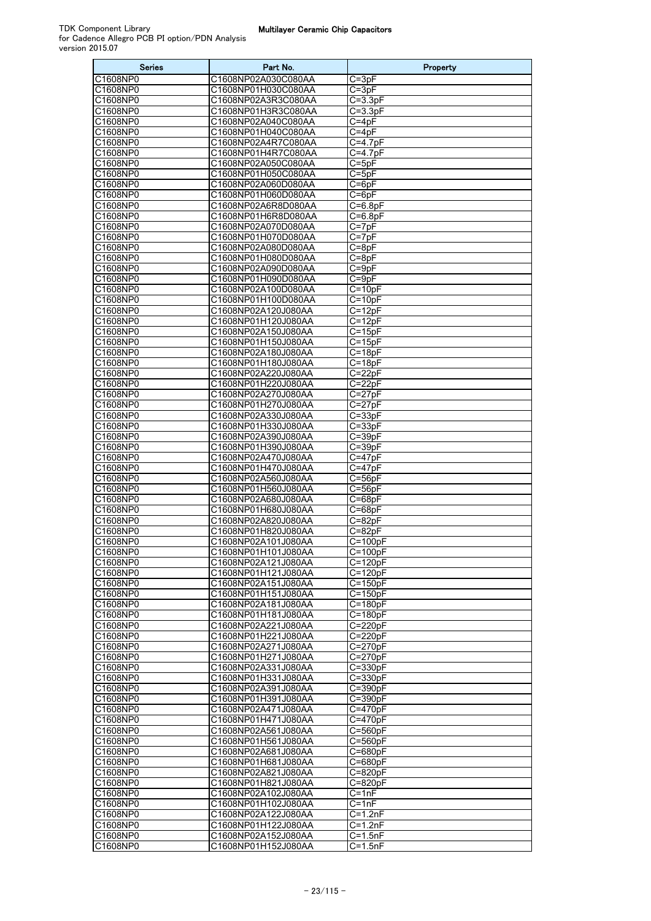| Series | Part No. | Property |
|---|---|---|
| C1608NP0 | C1608NP02A030C080AA | C=3pF |
| C1608NP0 | C1608NP01H030C080AA | C=3pF |
| C1608NP0 | C1608NP02A3R3C080AA | C=3.3pF |
| C1608NP0 | C1608NP01H3R3C080AA | C=3.3pF |
| C1608NP0 | C1608NP02A040C080AA | C=4pF |
| C1608NP0 | C1608NP01H040C080AA | C=4pF |
| C1608NP0 | C1608NP02A4R7C080AA | C=4.7pF |
| C1608NP0 | C1608NP01H4R7C080AA | C=4.7pF |
| C1608NP0 | C1608NP02A050C080AA | C=5pF |
| C1608NP0 | C1608NP01H050C080AA | C=5pF |
| C1608NP0 | C1608NP02A060D080AA | C=6pF |
| C1608NP0 | C1608NP01H060D080AA | C=6pF |
| C1608NP0 | C1608NP02A6R8D080AA | C=6.8pF |
| C1608NP0 | C1608NP01H6R8D080AA | C=6.8pF |
| C1608NP0 | C1608NP02A070D080AA | C=7pF |
| C1608NP0 | C1608NP01H070D080AA | C=7pF |
| C1608NP0 | C1608NP02A080D080AA | C=8pF |
| C1608NP0 | C1608NP01H080D080AA | C=8pF |
| C1608NP0 | C1608NP02A090D080AA | C=9pF |
| C1608NP0 | C1608NP01H090D080AA | C=9pF |
| C1608NP0 | C1608NP02A100D080AA | C=10pF |
| C1608NP0 | C1608NP01H100D080AA | C=10pF |
| C1608NP0 | C1608NP02A120J080AA | C=12pF |
| C1608NP0 | C1608NP01H120J080AA | C=12pF |
| C1608NP0 | C1608NP02A150J080AA | C=15pF |
| C1608NP0 | C1608NP01H150J080AA | C=15pF |
| C1608NP0 | C1608NP02A180J080AA | C=18pF |
| C1608NP0 | C1608NP01H180J080AA | C=18pF |
| C1608NP0 | C1608NP02A220J080AA | C=22pF |
| C1608NP0 | C1608NP01H220J080AA | C=22pF |
| C1608NP0 | C1608NP02A270J080AA | C=27pF |
| C1608NP0 | C1608NP01H270J080AA | C=27pF |
| C1608NP0 | C1608NP02A330J080AA | C=33pF |
| C1608NP0 | C1608NP01H330J080AA | C=33pF |
| C1608NP0 | C1608NP02A390J080AA | C=39pF |
| C1608NP0 | C1608NP01H390J080AA | C=39pF |
| C1608NP0 | C1608NP02A470J080AA | C=47pF |
| C1608NP0 | C1608NP01H470J080AA | C=47pF |
| C1608NP0 | C1608NP02A560J080AA | C=56pF |
| C1608NP0 | C1608NP01H560J080AA | C=56pF |
| C1608NP0 | C1608NP02A680J080AA | C=68pF |
| C1608NP0 | C1608NP01H680J080AA | C=68pF |
| C1608NP0 | C1608NP02A820J080AA | C=82pF |
| C1608NP0 | C1608NP01H820J080AA | C=82pF |
| C1608NP0 | C1608NP02A101J080AA | C=100pF |
| C1608NP0 | C1608NP01H101J080AA | C=100pF |
| C1608NP0 | C1608NP02A121J080AA | C=120pF |
| C1608NP0 | C1608NP01H121J080AA | C=120pF |
| C1608NP0 | C1608NP02A151J080AA | C=150pF |
| C1608NP0 | C1608NP01H151J080AA | C=150pF |
| C1608NP0 | C1608NP02A181J080AA | C=180pF |
| C1608NP0 | C1608NP01H181J080AA | C=180pF |
| C1608NP0 | C1608NP02A221J080AA | C=220pF |
| C1608NP0 | C1608NP01H221J080AA | C=220pF |
| C1608NP0 | C1608NP02A271J080AA | C=270pF |
| C1608NP0 | C1608NP01H271J080AA | C=270pF |
| C1608NP0 | C1608NP02A331J080AA | C=330pF |
| C1608NP0 | C1608NP01H331J080AA | C=330pF |
| C1608NP0 | C1608NP02A391J080AA | C=390pF |
| C1608NP0 | C1608NP01H391J080AA | C=390pF |
| C1608NP0 | C1608NP02A471J080AA | C=470pF |
| C1608NP0 | C1608NP01H471J080AA | C=470pF |
| C1608NP0 | C1608NP02A561J080AA | C=560pF |
| C1608NP0 | C1608NP01H561J080AA | C=560pF |
| C1608NP0 | C1608NP02A681J080AA | C=680pF |
| C1608NP0 | C1608NP01H681J080AA | C=680pF |
| C1608NP0 | C1608NP02A821J080AA | C=820pF |
| C1608NP0 | C1608NP01H821J080AA | C=820pF |
| C1608NP0 | C1608NP02A102J080AA | C=1nF |
| C1608NP0 | C1608NP01H102J080AA | C=1nF |
| C1608NP0 | C1608NP02A122J080AA | C=1.2nF |
| C1608NP0 | C1608NP01H122J080AA | C=1.2nF |
| C1608NP0 | C1608NP02A152J080AA | C=1.5nF |
| C1608NP0 | C1608NP01H152J080AA | C=1.5nF |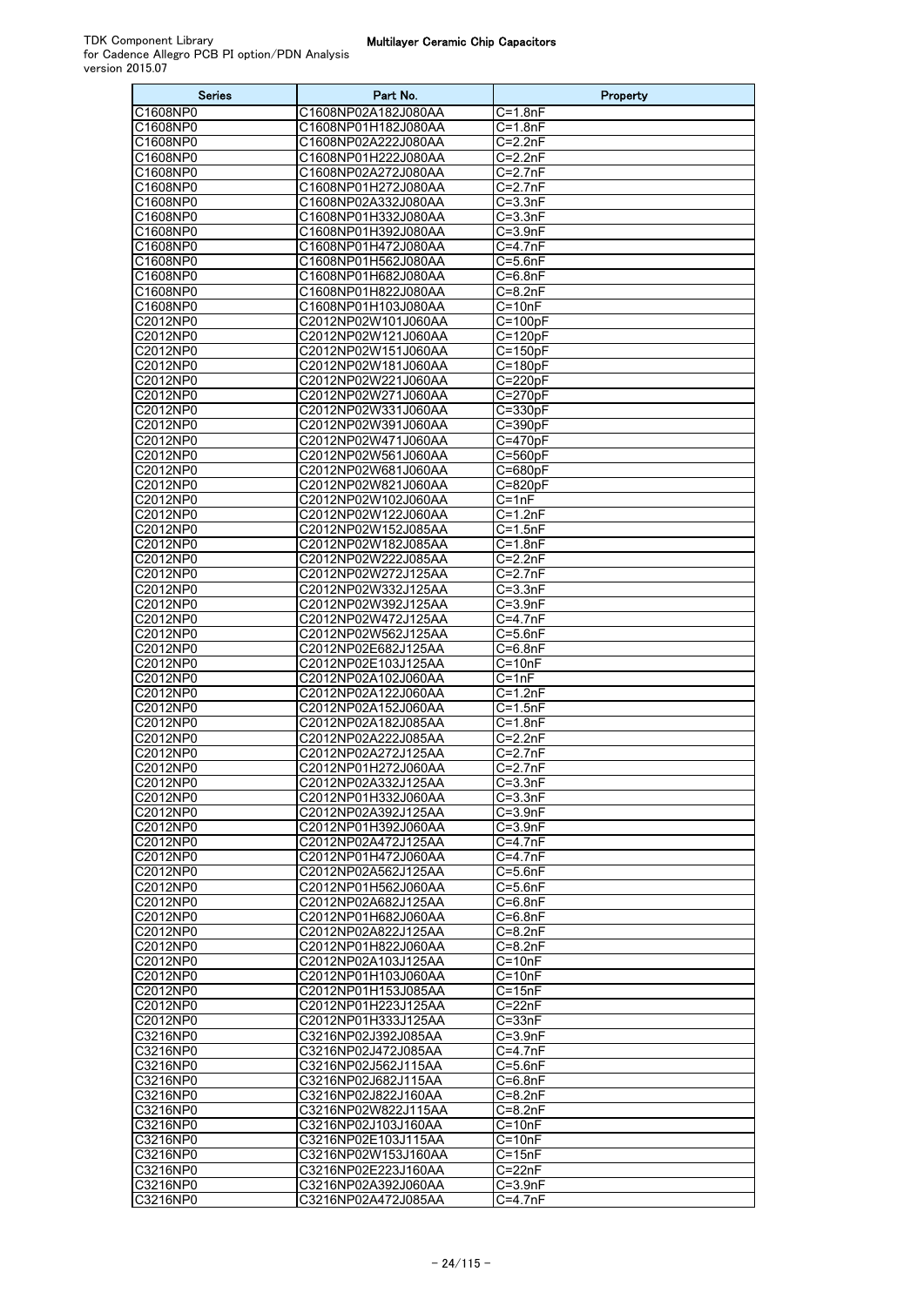| Series | Part No. | Property |
|---|---|---|
| C1608NP0 | C1608NP02A182J080AA | C=1.8nF |
| C1608NP0 | C1608NP01H182J080AA | C=1.8nF |
| C1608NP0 | C1608NP02A222J080AA | C=2.2nF |
| C1608NP0 | C1608NP01H222J080AA | C=2.2nF |
| C1608NP0 | C1608NP02A272J080AA | C=2.7nF |
| C1608NP0 | C1608NP01H272J080AA | C=2.7nF |
| C1608NP0 | C1608NP02A332J080AA | C=3.3nF |
| C1608NP0 | C1608NP01H332J080AA | C=3.3nF |
| C1608NP0 | C1608NP01H392J080AA | C=3.9nF |
| C1608NP0 | C1608NP01H472J080AA | C=4.7nF |
| C1608NP0 | C1608NP01H562J080AA | C=5.6nF |
| C1608NP0 | C1608NP01H682J080AA | C=6.8nF |
| C1608NP0 | C1608NP01H822J080AA | C=8.2nF |
| C1608NP0 | C1608NP01H103J080AA | C=10nF |
| C2012NP0 | C2012NP02W101J060AA | C=100pF |
| C2012NP0 | C2012NP02W121J060AA | C=120pF |
| C2012NP0 | C2012NP02W151J060AA | C=150pF |
| C2012NP0 | C2012NP02W181J060AA | C=180pF |
| C2012NP0 | C2012NP02W221J060AA | C=220pF |
| C2012NP0 | C2012NP02W271J060AA | C=270pF |
| C2012NP0 | C2012NP02W331J060AA | C=330pF |
| C2012NP0 | C2012NP02W391J060AA | C=390pF |
| C2012NP0 | C2012NP02W471J060AA | C=470pF |
| C2012NP0 | C2012NP02W561J060AA | C=560pF |
| C2012NP0 | C2012NP02W681J060AA | C=680pF |
| C2012NP0 | C2012NP02W821J060AA | C=820pF |
| C2012NP0 | C2012NP02W102J060AA | C=1nF |
| C2012NP0 | C2012NP02W122J060AA | C=1.2nF |
| C2012NP0 | C2012NP02W152J085AA | C=1.5nF |
| C2012NP0 | C2012NP02W182J085AA | C=1.8nF |
| C2012NP0 | C2012NP02W222J085AA | C=2.2nF |
| C2012NP0 | C2012NP02W272J125AA | C=2.7nF |
| C2012NP0 | C2012NP02W332J125AA | C=3.3nF |
| C2012NP0 | C2012NP02W392J125AA | C=3.9nF |
| C2012NP0 | C2012NP02W472J125AA | C=4.7nF |
| C2012NP0 | C2012NP02W562J125AA | C=5.6nF |
| C2012NP0 | C2012NP02E682J125AA | C=6.8nF |
| C2012NP0 | C2012NP02E103J125AA | C=10nF |
| C2012NP0 | C2012NP02A102J060AA | C=1nF |
| C2012NP0 | C2012NP02A122J060AA | C=1.2nF |
| C2012NP0 | C2012NP02A152J060AA | C=1.5nF |
| C2012NP0 | C2012NP02A182J085AA | C=1.8nF |
| C2012NP0 | C2012NP02A222J085AA | C=2.2nF |
| C2012NP0 | C2012NP02A272J125AA | C=2.7nF |
| C2012NP0 | C2012NP01H272J060AA | C=2.7nF |
| C2012NP0 | C2012NP02A332J125AA | C=3.3nF |
| C2012NP0 | C2012NP01H332J060AA | C=3.3nF |
| C2012NP0 | C2012NP02A392J125AA | C=3.9nF |
| C2012NP0 | C2012NP01H392J060AA | C=3.9nF |
| C2012NP0 | C2012NP02A472J125AA | C=4.7nF |
| C2012NP0 | C2012NP01H472J060AA | C=4.7nF |
| C2012NP0 | C2012NP02A562J125AA | C=5.6nF |
| C2012NP0 | C2012NP01H562J060AA | C=5.6nF |
| C2012NP0 | C2012NP02A682J125AA | C=6.8nF |
| C2012NP0 | C2012NP01H682J060AA | C=6.8nF |
| C2012NP0 | C2012NP02A822J125AA | C=8.2nF |
| C2012NP0 | C2012NP01H822J060AA | C=8.2nF |
| C2012NP0 | C2012NP02A103J125AA | C=10nF |
| C2012NP0 | C2012NP01H103J060AA | C=10nF |
| C2012NP0 | C2012NP01H153J085AA | C=15nF |
| C2012NP0 | C2012NP01H223J125AA | C=22nF |
| C2012NP0 | C2012NP01H333J125AA | C=33nF |
| C3216NP0 | C3216NP02J392J085AA | C=3.9nF |
| C3216NP0 | C3216NP02J472J085AA | C=4.7nF |
| C3216NP0 | C3216NP02J562J115AA | C=5.6nF |
| C3216NP0 | C3216NP02J682J115AA | C=6.8nF |
| C3216NP0 | C3216NP02J822J160AA | C=8.2nF |
| C3216NP0 | C3216NP02W822J115AA | C=8.2nF |
| C3216NP0 | C3216NP02J103J160AA | C=10nF |
| C3216NP0 | C3216NP02E103J115AA | C=10nF |
| C3216NP0 | C3216NP02W153J160AA | C=15nF |
| C3216NP0 | C3216NP02E223J160AA | C=22nF |
| C3216NP0 | C3216NP02A392J060AA | C=3.9nF |
| C3216NP0 | C3216NP02A472J085AA | C=4.7nF |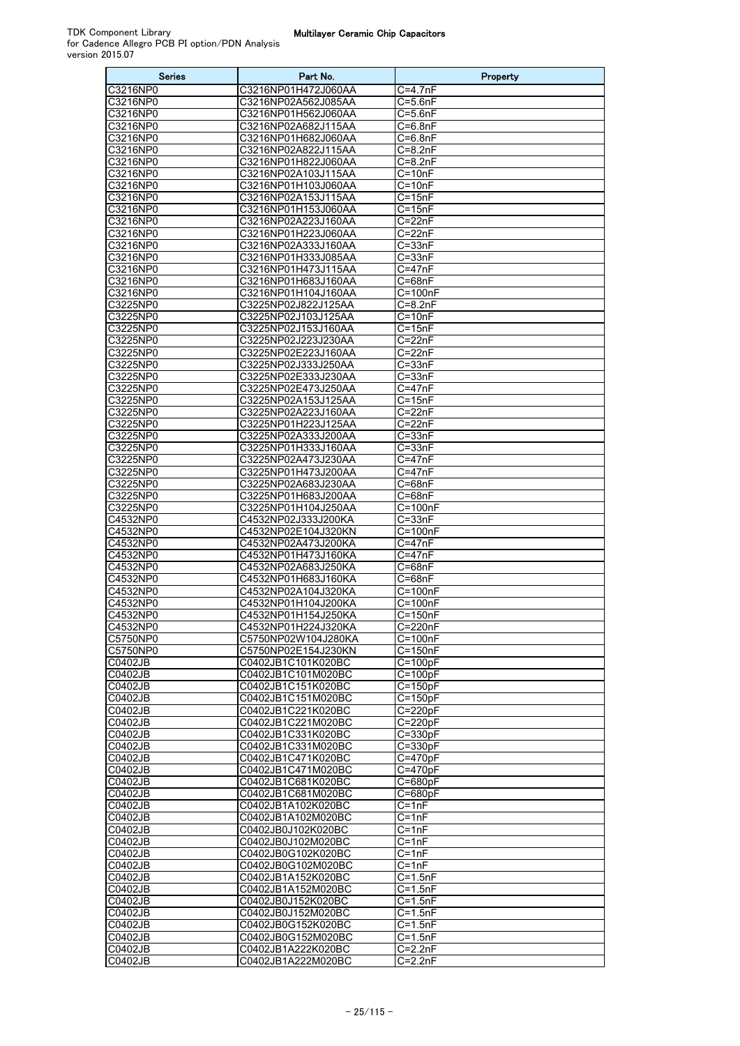| Series | Part No. | Property |
|---|---|---|
| C3216NP0 | C3216NP01H472J060AA | C=4.7nF |
| C3216NP0 | C3216NP02A562J085AA | C=5.6nF |
| C3216NP0 | C3216NP01H562J060AA | C=5.6nF |
| C3216NP0 | C3216NP02A682J115AA | C=6.8nF |
| C3216NP0 | C3216NP01H682J060AA | C=6.8nF |
| C3216NP0 | C3216NP02A822J115AA | C=8.2nF |
| C3216NP0 | C3216NP01H822J060AA | C=8.2nF |
| C3216NP0 | C3216NP02A103J115AA | C=10nF |
| C3216NP0 | C3216NP01H103J060AA | C=10nF |
| C3216NP0 | C3216NP02A153J115AA | C=15nF |
| C3216NP0 | C3216NP01H153J060AA | C=15nF |
| C3216NP0 | C3216NP02A223J160AA | C=22nF |
| C3216NP0 | C3216NP01H223J060AA | C=22nF |
| C3216NP0 | C3216NP02A333J160AA | C=33nF |
| C3216NP0 | C3216NP01H333J085AA | C=33nF |
| C3216NP0 | C3216NP01H473J115AA | C=47nF |
| C3216NP0 | C3216NP01H683J160AA | C=68nF |
| C3216NP0 | C3216NP01H104J160AA | C=100nF |
| C3225NP0 | C3225NP02J822J125AA | C=8.2nF |
| C3225NP0 | C3225NP02J103J125AA | C=10nF |
| C3225NP0 | C3225NP02J153J160AA | C=15nF |
| C3225NP0 | C3225NP02J223J230AA | C=22nF |
| C3225NP0 | C3225NP02E223J160AA | C=22nF |
| C3225NP0 | C3225NP02J333J250AA | C=33nF |
| C3225NP0 | C3225NP02E333J230AA | C=33nF |
| C3225NP0 | C3225NP02E473J250AA | C=47nF |
| C3225NP0 | C3225NP02A153J125AA | C=15nF |
| C3225NP0 | C3225NP02A223J160AA | C=22nF |
| C3225NP0 | C3225NP01H223J125AA | C=22nF |
| C3225NP0 | C3225NP02A333J200AA | C=33nF |
| C3225NP0 | C3225NP01H333J160AA | C=33nF |
| C3225NP0 | C3225NP02A473J230AA | C=47nF |
| C3225NP0 | C3225NP01H473J200AA | C=47nF |
| C3225NP0 | C3225NP02A683J230AA | C=68nF |
| C3225NP0 | C3225NP01H683J200AA | C=68nF |
| C3225NP0 | C3225NP01H104J250AA | C=100nF |
| C4532NP0 | C4532NP02J333J200KA | C=33nF |
| C4532NP0 | C4532NP02E104J320KN | C=100nF |
| C4532NP0 | C4532NP02A473J200KA | C=47nF |
| C4532NP0 | C4532NP01H473J160KA | C=47nF |
| C4532NP0 | C4532NP02A683J250KA | C=68nF |
| C4532NP0 | C4532NP01H683J160KA | C=68nF |
| C4532NP0 | C4532NP02A104J320KA | C=100nF |
| C4532NP0 | C4532NP01H104J200KA | C=100nF |
| C4532NP0 | C4532NP01H154J250KA | C=150nF |
| C4532NP0 | C4532NP01H224J320KA | C=220nF |
| C5750NP0 | C5750NP02W104J280KA | C=100nF |
| C5750NP0 | C5750NP02E154J230KN | C=150nF |
| C0402JB | C0402JB1C101K020BC | C=100pF |
| C0402JB | C0402JB1C101M020BC | C=100pF |
| C0402JB | C0402JB1C151K020BC | C=150pF |
| C0402JB | C0402JB1C151M020BC | C=150pF |
| C0402JB | C0402JB1C221K020BC | C=220pF |
| C0402JB | C0402JB1C221M020BC | C=220pF |
| C0402JB | C0402JB1C331K020BC | C=330pF |
| C0402JB | C0402JB1C331M020BC | C=330pF |
| C0402JB | C0402JB1C471K020BC | C=470pF |
| C0402JB | C0402JB1C471M020BC | C=470pF |
| C0402JB | C0402JB1C681K020BC | C=680pF |
| C0402JB | C0402JB1C681M020BC | C=680pF |
| C0402JB | C0402JB1A102K020BC | C=1nF |
| C0402JB | C0402JB1A102M020BC | C=1nF |
| C0402JB | C0402JB0J102K020BC | C=1nF |
| C0402JB | C0402JB0J102M020BC | C=1nF |
| C0402JB | C0402JB0G102K020BC | C=1nF |
| C0402JB | C0402JB0G102M020BC | C=1nF |
| C0402JB | C0402JB1A152K020BC | C=1.5nF |
| C0402JB | C0402JB1A152M020BC | C=1.5nF |
| C0402JB | C0402JB0J152K020BC | C=1.5nF |
| C0402JB | C0402JB0J152M020BC | C=1.5nF |
| C0402JB | C0402JB0G152K020BC | C=1.5nF |
| C0402JB | C0402JB0G152M020BC | C=1.5nF |
| C0402JB | C0402JB1A222K020BC | C=2.2nF |
| C0402JB | C0402JB1A222M020BC | C=2.2nF |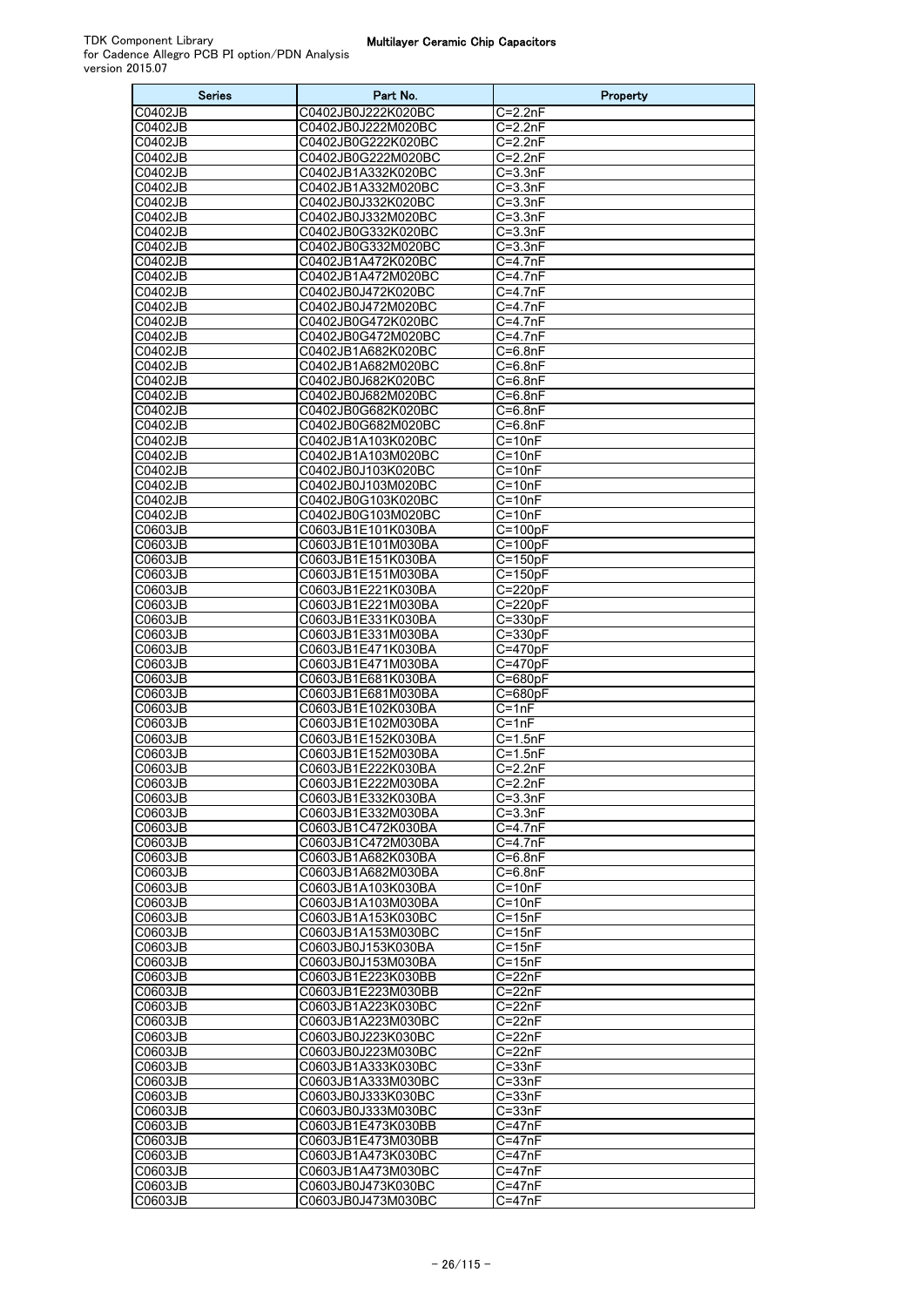| Series | Part No. | Property |
|---|---|---|
| C0402JB | C0402JB0J222K020BC | C=2.2nF |
| C0402JB | C0402JB0J222M020BC | C=2.2nF |
| C0402JB | C0402JB0G222K020BC | C=2.2nF |
| C0402JB | C0402JB0G222M020BC | C=2.2nF |
| C0402JB | C0402JB1A332K020BC | C=3.3nF |
| C0402JB | C0402JB1A332M020BC | C=3.3nF |
| C0402JB | C0402JB0J332K020BC | C=3.3nF |
| C0402JB | C0402JB0J332M020BC | C=3.3nF |
| C0402JB | C0402JB0G332K020BC | C=3.3nF |
| C0402JB | C0402JB0G332M020BC | C=3.3nF |
| C0402JB | C0402JB1A472K020BC | C=4.7nF |
| C0402JB | C0402JB1A472M020BC | C=4.7nF |
| C0402JB | C0402JB0J472K020BC | C=4.7nF |
| C0402JB | C0402JB0J472M020BC | C=4.7nF |
| C0402JB | C0402JB0G472K020BC | C=4.7nF |
| C0402JB | C0402JB0G472M020BC | C=4.7nF |
| C0402JB | C0402JB1A682K020BC | C=6.8nF |
| C0402JB | C0402JB1A682M020BC | C=6.8nF |
| C0402JB | C0402JB0J682K020BC | C=6.8nF |
| C0402JB | C0402JB0J682M020BC | C=6.8nF |
| C0402JB | C0402JB0G682K020BC | C=6.8nF |
| C0402JB | C0402JB0G682M020BC | C=6.8nF |
| C0402JB | C0402JB1A103K020BC | C=10nF |
| C0402JB | C0402JB1A103M020BC | C=10nF |
| C0402JB | C0402JB0J103K020BC | C=10nF |
| C0402JB | C0402JB0J103M020BC | C=10nF |
| C0402JB | C0402JB0G103K020BC | C=10nF |
| C0402JB | C0402JB0G103M020BC | C=10nF |
| C0603JB | C0603JB1E101K030BA | C=100pF |
| C0603JB | C0603JB1E101M030BA | C=100pF |
| C0603JB | C0603JB1E151K030BA | C=150pF |
| C0603JB | C0603JB1E151M030BA | C=150pF |
| C0603JB | C0603JB1E221K030BA | C=220pF |
| C0603JB | C0603JB1E221M030BA | C=220pF |
| C0603JB | C0603JB1E331K030BA | C=330pF |
| C0603JB | C0603JB1E331M030BA | C=330pF |
| C0603JB | C0603JB1E471K030BA | C=470pF |
| C0603JB | C0603JB1E471M030BA | C=470pF |
| C0603JB | C0603JB1E681K030BA | C=680pF |
| C0603JB | C0603JB1E681M030BA | C=680pF |
| C0603JB | C0603JB1E102K030BA | C=1nF |
| C0603JB | C0603JB1E102M030BA | C=1nF |
| C0603JB | C0603JB1E152K030BA | C=1.5nF |
| C0603JB | C0603JB1E152M030BA | C=1.5nF |
| C0603JB | C0603JB1E222K030BA | C=2.2nF |
| C0603JB | C0603JB1E222M030BA | C=2.2nF |
| C0603JB | C0603JB1E332K030BA | C=3.3nF |
| C0603JB | C0603JB1E332M030BA | C=3.3nF |
| C0603JB | C0603JB1C472K030BA | C=4.7nF |
| C0603JB | C0603JB1C472M030BA | C=4.7nF |
| C0603JB | C0603JB1A682K030BA | C=6.8nF |
| C0603JB | C0603JB1A682M030BA | C=6.8nF |
| C0603JB | C0603JB1A103K030BA | C=10nF |
| C0603JB | C0603JB1A103M030BA | C=10nF |
| C0603JB | C0603JB1A153K030BC | C=15nF |
| C0603JB | C0603JB1A153M030BC | C=15nF |
| C0603JB | C0603JB0J153K030BA | C=15nF |
| C0603JB | C0603JB0J153M030BA | C=15nF |
| C0603JB | C0603JB1E223K030BB | C=22nF |
| C0603JB | C0603JB1E223M030BB | C=22nF |
| C0603JB | C0603JB1A223K030BC | C=22nF |
| C0603JB | C0603JB1A223M030BC | C=22nF |
| C0603JB | C0603JB0J223K030BC | C=22nF |
| C0603JB | C0603JB0J223M030BC | C=22nF |
| C0603JB | C0603JB1A333K030BC | C=33nF |
| C0603JB | C0603JB1A333M030BC | C=33nF |
| C0603JB | C0603JB0J333K030BC | C=33nF |
| C0603JB | C0603JB0J333M030BC | C=33nF |
| C0603JB | C0603JB1E473K030BB | C=47nF |
| C0603JB | C0603JB1E473M030BB | C=47nF |
| C0603JB | C0603JB1A473K030BC | C=47nF |
| C0603JB | C0603JB1A473M030BC | C=47nF |
| C0603JB | C0603JB0J473K030BC | C=47nF |
| C0603JB | C0603JB0J473M030BC | C=47nF |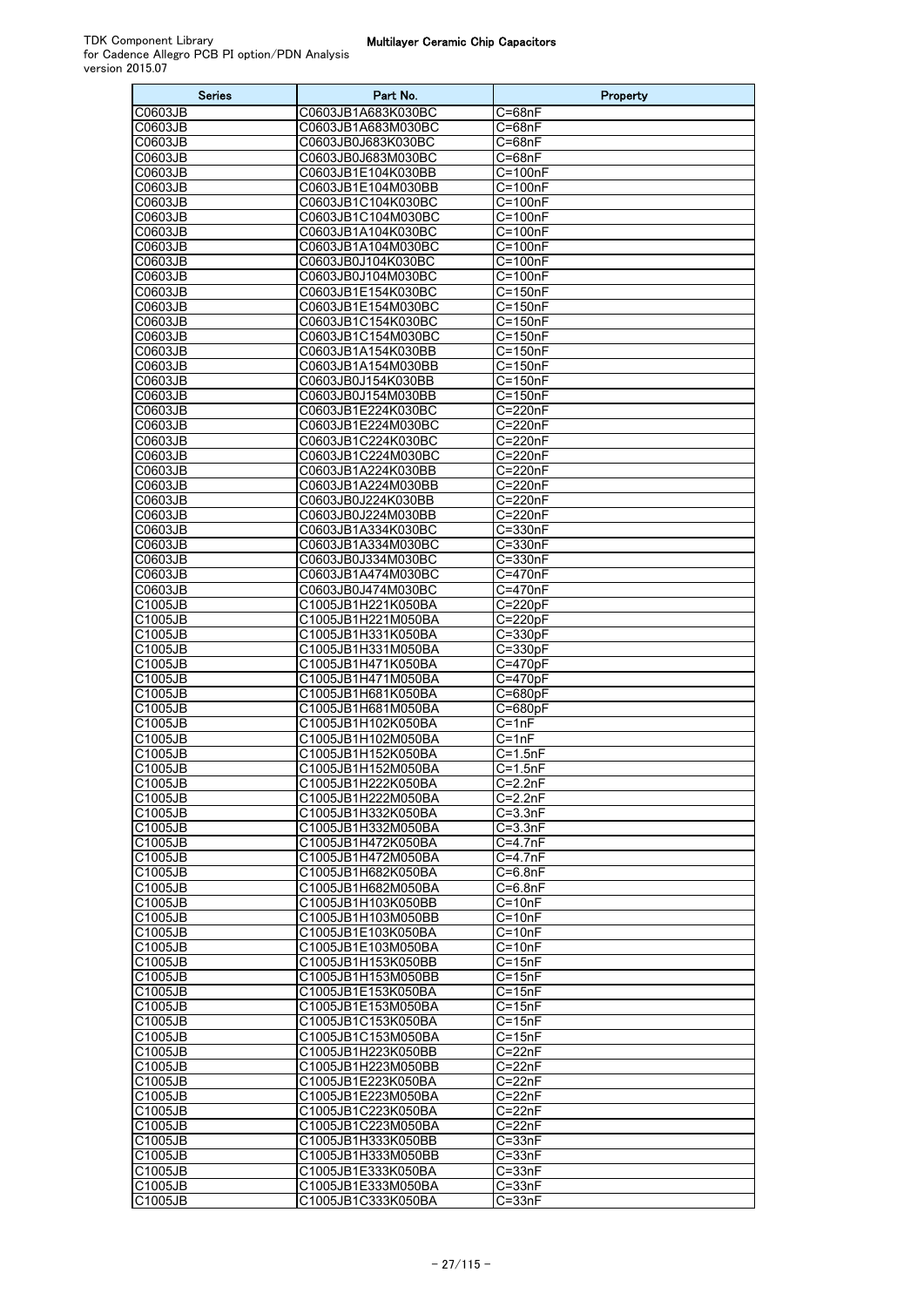| Series | Part No. | Property |
|---|---|---|
| C0603JB | C0603JB1A683K030BC | C=68nF |
| C0603JB | C0603JB1A683M030BC | C=68nF |
| C0603JB | C0603JB0J683K030BC | C=68nF |
| C0603JB | C0603JB0J683M030BC | C=68nF |
| C0603JB | C0603JB1E104K030BB | C=100nF |
| C0603JB | C0603JB1E104M030BB | C=100nF |
| C0603JB | C0603JB1C104K030BC | C=100nF |
| C0603JB | C0603JB1C104M030BC | C=100nF |
| C0603JB | C0603JB1A104K030BC | C=100nF |
| C0603JB | C0603JB1A104M030BC | C=100nF |
| C0603JB | C0603JB0J104K030BC | C=100nF |
| C0603JB | C0603JB0J104M030BC | C=100nF |
| C0603JB | C0603JB1E154K030BC | C=150nF |
| C0603JB | C0603JB1E154M030BC | C=150nF |
| C0603JB | C0603JB1C154K030BC | C=150nF |
| C0603JB | C0603JB1C154M030BC | C=150nF |
| C0603JB | C0603JB1A154K030BB | C=150nF |
| C0603JB | C0603JB1A154M030BB | C=150nF |
| C0603JB | C0603JB0J154K030BB | C=150nF |
| C0603JB | C0603JB0J154M030BB | C=150nF |
| C0603JB | C0603JB1E224K030BC | C=220nF |
| C0603JB | C0603JB1E224M030BC | C=220nF |
| C0603JB | C0603JB1C224K030BC | C=220nF |
| C0603JB | C0603JB1C224M030BC | C=220nF |
| C0603JB | C0603JB1A224K030BB | C=220nF |
| C0603JB | C0603JB1A224M030BB | C=220nF |
| C0603JB | C0603JB0J224K030BB | C=220nF |
| C0603JB | C0603JB0J224M030BB | C=220nF |
| C0603JB | C0603JB1A334K030BC | C=330nF |
| C0603JB | C0603JB1A334M030BC | C=330nF |
| C0603JB | C0603JB0J334M030BC | C=330nF |
| C0603JB | C0603JB1A474M030BC | C=470nF |
| C0603JB | C0603JB0J474M030BC | C=470nF |
| C1005JB | C1005JB1H221K050BA | C=220pF |
| C1005JB | C1005JB1H221M050BA | C=220pF |
| C1005JB | C1005JB1H331K050BA | C=330pF |
| C1005JB | C1005JB1H331M050BA | C=330pF |
| C1005JB | C1005JB1H471K050BA | C=470pF |
| C1005JB | C1005JB1H471M050BA | C=470pF |
| C1005JB | C1005JB1H681K050BA | C=680pF |
| C1005JB | C1005JB1H681M050BA | C=680pF |
| C1005JB | C1005JB1H102K050BA | C=1nF |
| C1005JB | C1005JB1H102M050BA | C=1nF |
| C1005JB | C1005JB1H152K050BA | C=1.5nF |
| C1005JB | C1005JB1H152M050BA | C=1.5nF |
| C1005JB | C1005JB1H222K050BA | C=2.2nF |
| C1005JB | C1005JB1H222M050BA | C=2.2nF |
| C1005JB | C1005JB1H332K050BA | C=3.3nF |
| C1005JB | C1005JB1H332M050BA | C=3.3nF |
| C1005JB | C1005JB1H472K050BA | C=4.7nF |
| C1005JB | C1005JB1H472M050BA | C=4.7nF |
| C1005JB | C1005JB1H682K050BA | C=6.8nF |
| C1005JB | C1005JB1H682M050BA | C=6.8nF |
| C1005JB | C1005JB1H103K050BB | C=10nF |
| C1005JB | C1005JB1H103M050BB | C=10nF |
| C1005JB | C1005JB1E103K050BA | C=10nF |
| C1005JB | C1005JB1E103M050BA | C=10nF |
| C1005JB | C1005JB1H153K050BB | C=15nF |
| C1005JB | C1005JB1H153M050BB | C=15nF |
| C1005JB | C1005JB1E153K050BA | C=15nF |
| C1005JB | C1005JB1E153M050BA | C=15nF |
| C1005JB | C1005JB1C153K050BA | C=15nF |
| C1005JB | C1005JB1C153M050BA | C=15nF |
| C1005JB | C1005JB1H223K050BB | C=22nF |
| C1005JB | C1005JB1H223M050BB | C=22nF |
| C1005JB | C1005JB1E223K050BA | C=22nF |
| C1005JB | C1005JB1E223M050BA | C=22nF |
| C1005JB | C1005JB1C223K050BA | C=22nF |
| C1005JB | C1005JB1C223M050BA | C=22nF |
| C1005JB | C1005JB1H333K050BB | C=33nF |
| C1005JB | C1005JB1H333M050BB | C=33nF |
| C1005JB | C1005JB1E333K050BA | C=33nF |
| C1005JB | C1005JB1E333M050BA | C=33nF |
| C1005JB | C1005JB1C333K050BA | C=33nF |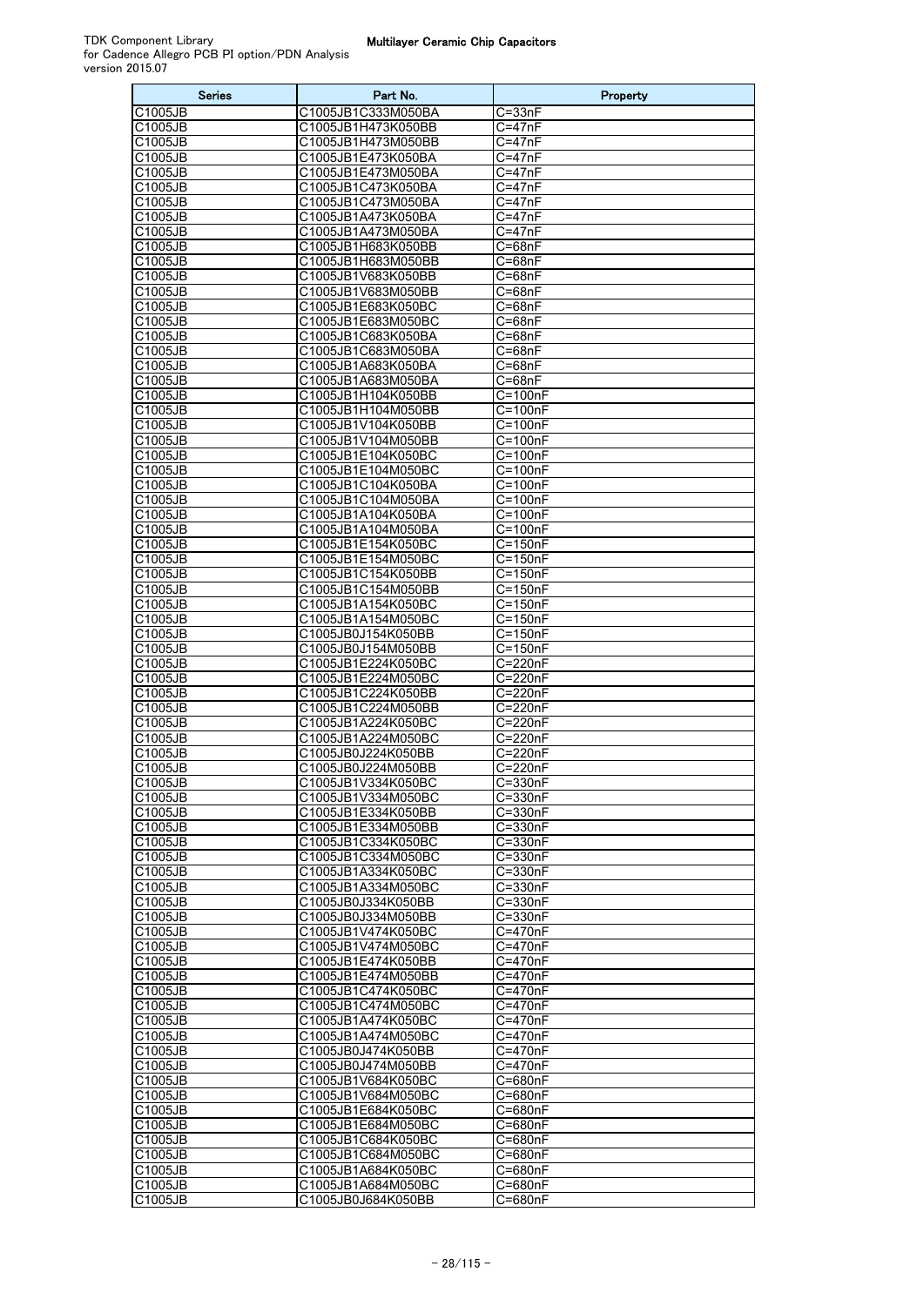| Series | Part No. | Property |
| --- | --- | --- |
| C1005JB | C1005JB1C333M050BA | C=33nF |
| C1005JB | C1005JB1H473K050BB | C=47nF |
| C1005JB | C1005JB1H473M050BB | C=47nF |
| C1005JB | C1005JB1E473K050BA | C=47nF |
| C1005JB | C1005JB1E473M050BA | C=47nF |
| C1005JB | C1005JB1C473K050BA | C=47nF |
| C1005JB | C1005JB1C473M050BA | C=47nF |
| C1005JB | C1005JB1A473K050BA | C=47nF |
| C1005JB | C1005JB1A473M050BA | C=47nF |
| C1005JB | C1005JB1H683K050BB | C=68nF |
| C1005JB | C1005JB1H683M050BB | C=68nF |
| C1005JB | C1005JB1V683K050BB | C=68nF |
| C1005JB | C1005JB1V683M050BB | C=68nF |
| C1005JB | C1005JB1E683K050BC | C=68nF |
| C1005JB | C1005JB1E683M050BC | C=68nF |
| C1005JB | C1005JB1C683K050BA | C=68nF |
| C1005JB | C1005JB1C683M050BA | C=68nF |
| C1005JB | C1005JB1A683K050BA | C=68nF |
| C1005JB | C1005JB1A683M050BA | C=68nF |
| C1005JB | C1005JB1H104K050BB | C=100nF |
| C1005JB | C1005JB1H104M050BB | C=100nF |
| C1005JB | C1005JB1V104K050BB | C=100nF |
| C1005JB | C1005JB1V104M050BB | C=100nF |
| C1005JB | C1005JB1E104K050BC | C=100nF |
| C1005JB | C1005JB1E104M050BC | C=100nF |
| C1005JB | C1005JB1C104K050BA | C=100nF |
| C1005JB | C1005JB1C104M050BA | C=100nF |
| C1005JB | C1005JB1A104K050BA | C=100nF |
| C1005JB | C1005JB1A104M050BA | C=100nF |
| C1005JB | C1005JB1E154K050BC | C=150nF |
| C1005JB | C1005JB1E154M050BC | C=150nF |
| C1005JB | C1005JB1C154K050BB | C=150nF |
| C1005JB | C1005JB1C154M050BB | C=150nF |
| C1005JB | C1005JB1A154K050BC | C=150nF |
| C1005JB | C1005JB1A154M050BC | C=150nF |
| C1005JB | C1005JB0J154K050BB | C=150nF |
| C1005JB | C1005JB0J154M050BB | C=150nF |
| C1005JB | C1005JB1E224K050BC | C=220nF |
| C1005JB | C1005JB1E224M050BC | C=220nF |
| C1005JB | C1005JB1C224K050BB | C=220nF |
| C1005JB | C1005JB1C224M050BB | C=220nF |
| C1005JB | C1005JB1A224K050BC | C=220nF |
| C1005JB | C1005JB1A224M050BC | C=220nF |
| C1005JB | C1005JB0J224K050BB | C=220nF |
| C1005JB | C1005JB0J224M050BB | C=220nF |
| C1005JB | C1005JB1V334K050BC | C=330nF |
| C1005JB | C1005JB1V334M050BC | C=330nF |
| C1005JB | C1005JB1E334K050BB | C=330nF |
| C1005JB | C1005JB1E334M050BB | C=330nF |
| C1005JB | C1005JB1C334K050BC | C=330nF |
| C1005JB | C1005JB1C334M050BC | C=330nF |
| C1005JB | C1005JB1A334K050BC | C=330nF |
| C1005JB | C1005JB1A334M050BC | C=330nF |
| C1005JB | C1005JB0J334K050BB | C=330nF |
| C1005JB | C1005JB0J334M050BB | C=330nF |
| C1005JB | C1005JB1V474K050BC | C=470nF |
| C1005JB | C1005JB1V474M050BC | C=470nF |
| C1005JB | C1005JB1E474K050BB | C=470nF |
| C1005JB | C1005JB1E474M050BB | C=470nF |
| C1005JB | C1005JB1C474K050BC | C=470nF |
| C1005JB | C1005JB1C474M050BC | C=470nF |
| C1005JB | C1005JB1A474K050BC | C=470nF |
| C1005JB | C1005JB1A474M050BC | C=470nF |
| C1005JB | C1005JB0J474K050BB | C=470nF |
| C1005JB | C1005JB0J474M050BB | C=470nF |
| C1005JB | C1005JB1V684K050BC | C=680nF |
| C1005JB | C1005JB1V684M050BC | C=680nF |
| C1005JB | C1005JB1E684K050BC | C=680nF |
| C1005JB | C1005JB1E684M050BC | C=680nF |
| C1005JB | C1005JB1C684K050BC | C=680nF |
| C1005JB | C1005JB1C684M050BC | C=680nF |
| C1005JB | C1005JB1A684K050BC | C=680nF |
| C1005JB | C1005JB1A684M050BC | C=680nF |
| C1005JB | C1005JB0J684K050BB | C=680nF |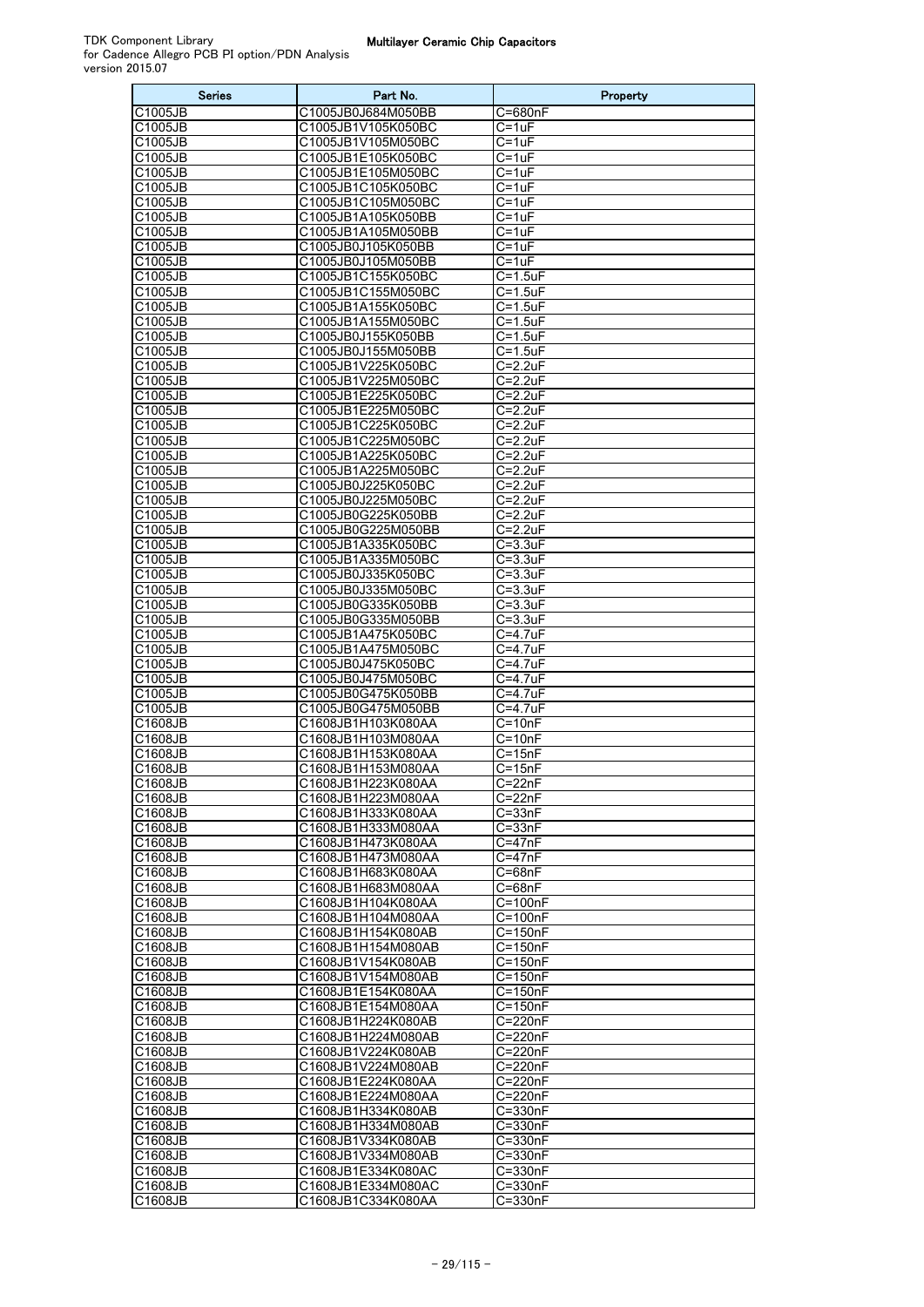| Series | Part No. | Property |
|---|---|---|
| C1005JB | C1005JB0J684M050BB | C=680nF |
| C1005JB | C1005JB1V105K050BC | C=1uF |
| C1005JB | C1005JB1V105M050BC | C=1uF |
| C1005JB | C1005JB1E105K050BC | C=1uF |
| C1005JB | C1005JB1E105M050BC | C=1uF |
| C1005JB | C1005JB1C105K050BC | C=1uF |
| C1005JB | C1005JB1C105M050BC | C=1uF |
| C1005JB | C1005JB1A105K050BB | C=1uF |
| C1005JB | C1005JB1A105M050BB | C=1uF |
| C1005JB | C1005JB0J105K050BB | C=1uF |
| C1005JB | C1005JB0J105M050BB | C=1uF |
| C1005JB | C1005JB1C155K050BC | C=1.5uF |
| C1005JB | C1005JB1C155M050BC | C=1.5uF |
| C1005JB | C1005JB1A155K050BC | C=1.5uF |
| C1005JB | C1005JB1A155M050BC | C=1.5uF |
| C1005JB | C1005JB0J155K050BB | C=1.5uF |
| C1005JB | C1005JB0J155M050BB | C=1.5uF |
| C1005JB | C1005JB1V225K050BC | C=2.2uF |
| C1005JB | C1005JB1V225M050BC | C=2.2uF |
| C1005JB | C1005JB1E225K050BC | C=2.2uF |
| C1005JB | C1005JB1E225M050BC | C=2.2uF |
| C1005JB | C1005JB1C225K050BC | C=2.2uF |
| C1005JB | C1005JB1C225M050BC | C=2.2uF |
| C1005JB | C1005JB1A225K050BC | C=2.2uF |
| C1005JB | C1005JB1A225M050BC | C=2.2uF |
| C1005JB | C1005JB0J225K050BC | C=2.2uF |
| C1005JB | C1005JB0J225M050BC | C=2.2uF |
| C1005JB | C1005JB0G225K050BB | C=2.2uF |
| C1005JB | C1005JB0G225M050BB | C=2.2uF |
| C1005JB | C1005JB1A335K050BC | C=3.3uF |
| C1005JB | C1005JB1A335M050BC | C=3.3uF |
| C1005JB | C1005JB0J335K050BC | C=3.3uF |
| C1005JB | C1005JB0J335M050BC | C=3.3uF |
| C1005JB | C1005JB0G335K050BB | C=3.3uF |
| C1005JB | C1005JB0G335M050BB | C=3.3uF |
| C1005JB | C1005JB1A475K050BC | C=4.7uF |
| C1005JB | C1005JB1A475M050BC | C=4.7uF |
| C1005JB | C1005JB0J475K050BC | C=4.7uF |
| C1005JB | C1005JB0J475M050BC | C=4.7uF |
| C1005JB | C1005JB0G475K050BB | C=4.7uF |
| C1005JB | C1005JB0G475M050BB | C=4.7uF |
| C1608JB | C1608JB1H103K080AA | C=10nF |
| C1608JB | C1608JB1H103M080AA | C=10nF |
| C1608JB | C1608JB1H153K080AA | C=15nF |
| C1608JB | C1608JB1H153M080AA | C=15nF |
| C1608JB | C1608JB1H223K080AA | C=22nF |
| C1608JB | C1608JB1H223M080AA | C=22nF |
| C1608JB | C1608JB1H333K080AA | C=33nF |
| C1608JB | C1608JB1H333M080AA | C=33nF |
| C1608JB | C1608JB1H473K080AA | C=47nF |
| C1608JB | C1608JB1H473M080AA | C=47nF |
| C1608JB | C1608JB1H683K080AA | C=68nF |
| C1608JB | C1608JB1H683M080AA | C=68nF |
| C1608JB | C1608JB1H104K080AA | C=100nF |
| C1608JB | C1608JB1H104M080AA | C=100nF |
| C1608JB | C1608JB1H154K080AB | C=150nF |
| C1608JB | C1608JB1H154M080AB | C=150nF |
| C1608JB | C1608JB1V154K080AB | C=150nF |
| C1608JB | C1608JB1V154M080AB | C=150nF |
| C1608JB | C1608JB1E154K080AA | C=150nF |
| C1608JB | C1608JB1E154M080AA | C=150nF |
| C1608JB | C1608JB1H224K080AB | C=220nF |
| C1608JB | C1608JB1H224M080AB | C=220nF |
| C1608JB | C1608JB1V224K080AB | C=220nF |
| C1608JB | C1608JB1V224M080AB | C=220nF |
| C1608JB | C1608JB1E224K080AA | C=220nF |
| C1608JB | C1608JB1E224M080AA | C=220nF |
| C1608JB | C1608JB1H334K080AB | C=330nF |
| C1608JB | C1608JB1H334M080AB | C=330nF |
| C1608JB | C1608JB1V334K080AB | C=330nF |
| C1608JB | C1608JB1V334M080AB | C=330nF |
| C1608JB | C1608JB1E334K080AC | C=330nF |
| C1608JB | C1608JB1E334M080AC | C=330nF |
| C1608JB | C1608JB1C334K080AA | C=330nF |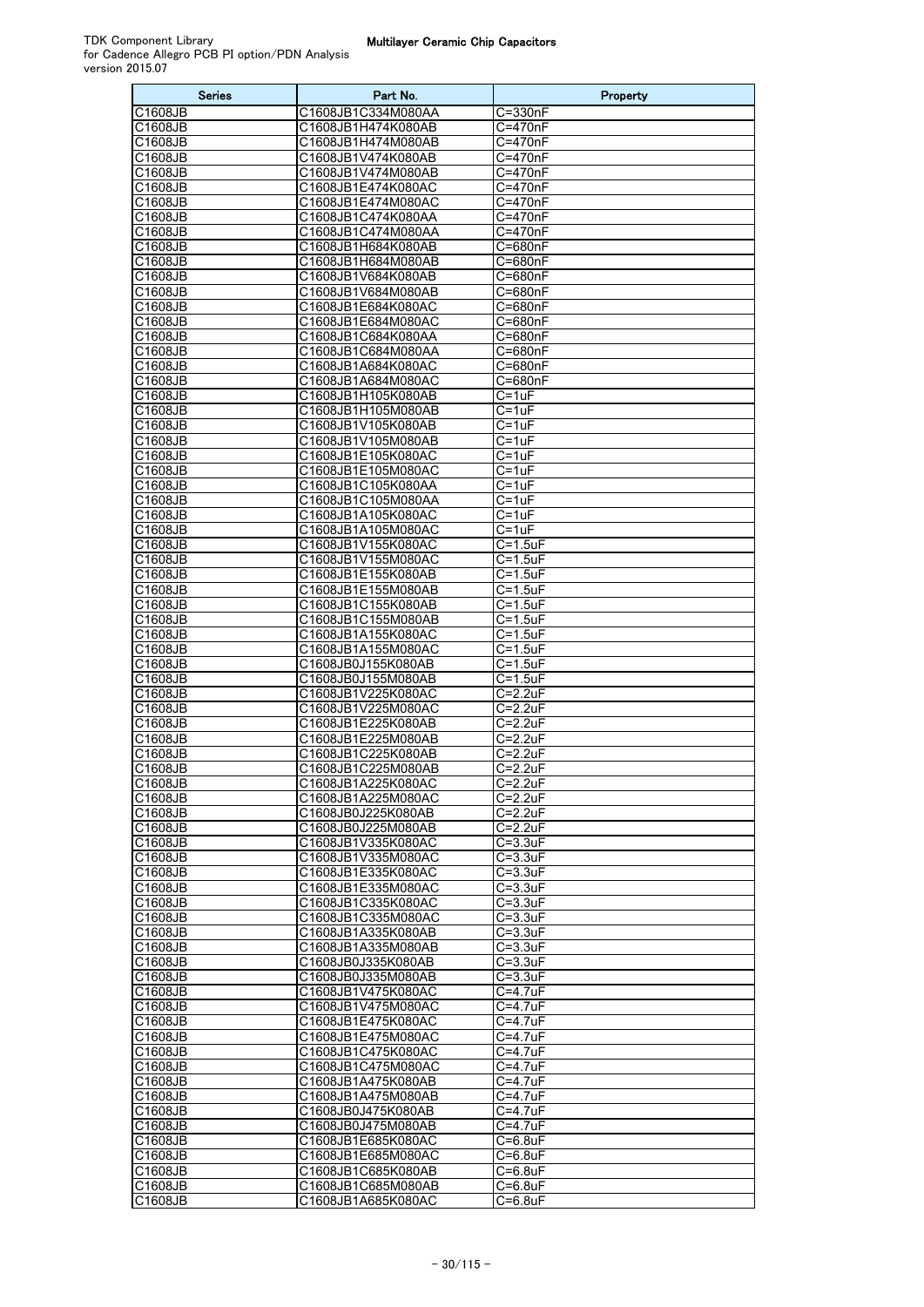| Series | Part No. | Property |
|---|---|---|
| C1608JB | C1608JB1C334M080AA | C=330nF |
| C1608JB | C1608JB1H474K080AB | C=470nF |
| C1608JB | C1608JB1H474M080AB | C=470nF |
| C1608JB | C1608JB1V474K080AB | C=470nF |
| C1608JB | C1608JB1V474M080AB | C=470nF |
| C1608JB | C1608JB1E474K080AC | C=470nF |
| C1608JB | C1608JB1E474M080AC | C=470nF |
| C1608JB | C1608JB1C474K080AA | C=470nF |
| C1608JB | C1608JB1C474M080AA | C=470nF |
| C1608JB | C1608JB1H684K080AB | C=680nF |
| C1608JB | C1608JB1H684M080AB | C=680nF |
| C1608JB | C1608JB1V684K080AB | C=680nF |
| C1608JB | C1608JB1V684M080AB | C=680nF |
| C1608JB | C1608JB1E684K080AC | C=680nF |
| C1608JB | C1608JB1E684M080AC | C=680nF |
| C1608JB | C1608JB1C684K080AA | C=680nF |
| C1608JB | C1608JB1C684M080AA | C=680nF |
| C1608JB | C1608JB1A684K080AC | C=680nF |
| C1608JB | C1608JB1A684M080AC | C=680nF |
| C1608JB | C1608JB1H105K080AB | C=1uF |
| C1608JB | C1608JB1H105M080AB | C=1uF |
| C1608JB | C1608JB1V105K080AB | C=1uF |
| C1608JB | C1608JB1V105M080AB | C=1uF |
| C1608JB | C1608JB1E105K080AC | C=1uF |
| C1608JB | C1608JB1E105M080AC | C=1uF |
| C1608JB | C1608JB1C105K080AA | C=1uF |
| C1608JB | C1608JB1C105M080AA | C=1uF |
| C1608JB | C1608JB1A105K080AC | C=1uF |
| C1608JB | C1608JB1A105M080AC | C=1uF |
| C1608JB | C1608JB1V155K080AC | C=1.5uF |
| C1608JB | C1608JB1V155M080AC | C=1.5uF |
| C1608JB | C1608JB1E155K080AB | C=1.5uF |
| C1608JB | C1608JB1E155M080AB | C=1.5uF |
| C1608JB | C1608JB1C155K080AB | C=1.5uF |
| C1608JB | C1608JB1C155M080AB | C=1.5uF |
| C1608JB | C1608JB1A155K080AC | C=1.5uF |
| C1608JB | C1608JB1A155M080AC | C=1.5uF |
| C1608JB | C1608JB0J155K080AB | C=1.5uF |
| C1608JB | C1608JB0J155M080AB | C=1.5uF |
| C1608JB | C1608JB1V225K080AC | C=2.2uF |
| C1608JB | C1608JB1V225M080AC | C=2.2uF |
| C1608JB | C1608JB1E225K080AB | C=2.2uF |
| C1608JB | C1608JB1E225M080AB | C=2.2uF |
| C1608JB | C1608JB1C225K080AB | C=2.2uF |
| C1608JB | C1608JB1C225M080AB | C=2.2uF |
| C1608JB | C1608JB1A225K080AC | C=2.2uF |
| C1608JB | C1608JB1A225M080AC | C=2.2uF |
| C1608JB | C1608JB0J225K080AB | C=2.2uF |
| C1608JB | C1608JB0J225M080AB | C=2.2uF |
| C1608JB | C1608JB1V335K080AC | C=3.3uF |
| C1608JB | C1608JB1V335M080AC | C=3.3uF |
| C1608JB | C1608JB1E335K080AC | C=3.3uF |
| C1608JB | C1608JB1E335M080AC | C=3.3uF |
| C1608JB | C1608JB1C335K080AC | C=3.3uF |
| C1608JB | C1608JB1C335M080AC | C=3.3uF |
| C1608JB | C1608JB1A335K080AB | C=3.3uF |
| C1608JB | C1608JB1A335M080AB | C=3.3uF |
| C1608JB | C1608JB0J335K080AB | C=3.3uF |
| C1608JB | C1608JB0J335M080AB | C=3.3uF |
| C1608JB | C1608JB1V475K080AC | C=4.7uF |
| C1608JB | C1608JB1V475M080AC | C=4.7uF |
| C1608JB | C1608JB1E475K080AC | C=4.7uF |
| C1608JB | C1608JB1E475M080AC | C=4.7uF |
| C1608JB | C1608JB1C475K080AC | C=4.7uF |
| C1608JB | C1608JB1C475M080AC | C=4.7uF |
| C1608JB | C1608JB1A475K080AB | C=4.7uF |
| C1608JB | C1608JB1A475M080AB | C=4.7uF |
| C1608JB | C1608JB0J475K080AB | C=4.7uF |
| C1608JB | C1608JB0J475M080AB | C=4.7uF |
| C1608JB | C1608JB1E685K080AC | C=6.8uF |
| C1608JB | C1608JB1E685M080AC | C=6.8uF |
| C1608JB | C1608JB1C685K080AB | C=6.8uF |
| C1608JB | C1608JB1C685M080AB | C=6.8uF |
| C1608JB | C1608JB1A685K080AC | C=6.8uF |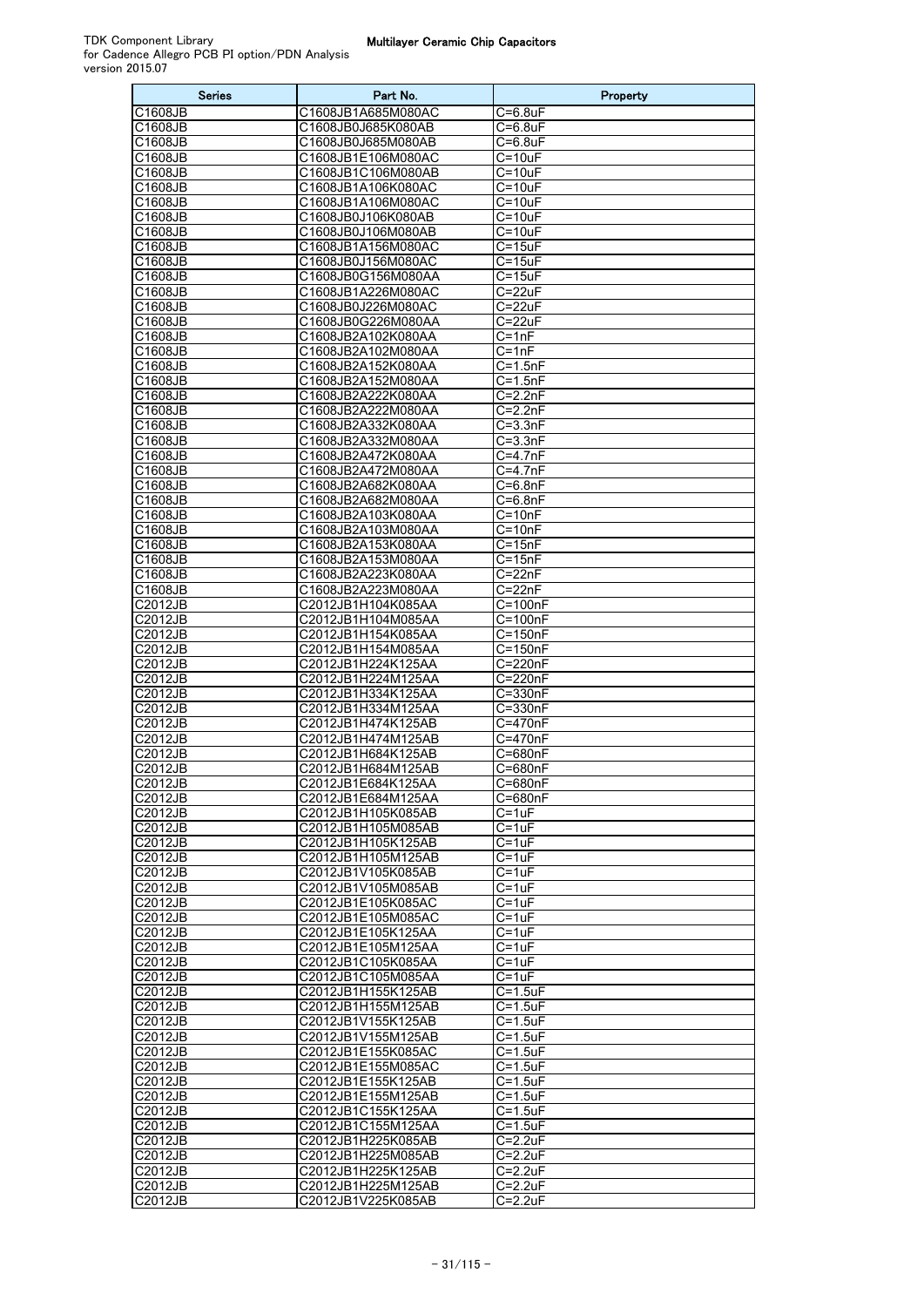| Series | Part No. | Property |
|---|---|---|
| C1608JB | C1608JB1A685M080AC | C=6.8uF |
| C1608JB | C1608JB0J685K080AB | C=6.8uF |
| C1608JB | C1608JB0J685M080AB | C=6.8uF |
| C1608JB | C1608JB1E106M080AC | C=10uF |
| C1608JB | C1608JB1C106M080AB | C=10uF |
| C1608JB | C1608JB1A106K080AC | C=10uF |
| C1608JB | C1608JB1A106M080AC | C=10uF |
| C1608JB | C1608JB0J106K080AB | C=10uF |
| C1608JB | C1608JB0J106M080AB | C=10uF |
| C1608JB | C1608JB1A156M080AC | C=15uF |
| C1608JB | C1608JB0J156M080AC | C=15uF |
| C1608JB | C1608JB0G156M080AA | C=15uF |
| C1608JB | C1608JB1A226M080AC | C=22uF |
| C1608JB | C1608JB0J226M080AC | C=22uF |
| C1608JB | C1608JB0G226M080AA | C=22uF |
| C1608JB | C1608JB2A102K080AA | C=1nF |
| C1608JB | C1608JB2A102M080AA | C=1nF |
| C1608JB | C1608JB2A152K080AA | C=1.5nF |
| C1608JB | C1608JB2A152M080AA | C=1.5nF |
| C1608JB | C1608JB2A222K080AA | C=2.2nF |
| C1608JB | C1608JB2A222M080AA | C=2.2nF |
| C1608JB | C1608JB2A332K080AA | C=3.3nF |
| C1608JB | C1608JB2A332M080AA | C=3.3nF |
| C1608JB | C1608JB2A472K080AA | C=4.7nF |
| C1608JB | C1608JB2A472M080AA | C=4.7nF |
| C1608JB | C1608JB2A682K080AA | C=6.8nF |
| C1608JB | C1608JB2A682M080AA | C=6.8nF |
| C1608JB | C1608JB2A103K080AA | C=10nF |
| C1608JB | C1608JB2A103M080AA | C=10nF |
| C1608JB | C1608JB2A153K080AA | C=15nF |
| C1608JB | C1608JB2A153M080AA | C=15nF |
| C1608JB | C1608JB2A223K080AA | C=22nF |
| C1608JB | C1608JB2A223M080AA | C=22nF |
| C2012JB | C2012JB1H104K085AA | C=100nF |
| C2012JB | C2012JB1H104M085AA | C=100nF |
| C2012JB | C2012JB1H154K085AA | C=150nF |
| C2012JB | C2012JB1H154M085AA | C=150nF |
| C2012JB | C2012JB1H224K125AA | C=220nF |
| C2012JB | C2012JB1H224M125AA | C=220nF |
| C2012JB | C2012JB1H334K125AA | C=330nF |
| C2012JB | C2012JB1H334M125AA | C=330nF |
| C2012JB | C2012JB1H474K125AB | C=470nF |
| C2012JB | C2012JB1H474M125AB | C=470nF |
| C2012JB | C2012JB1H684K125AB | C=680nF |
| C2012JB | C2012JB1H684M125AB | C=680nF |
| C2012JB | C2012JB1E684K125AA | C=680nF |
| C2012JB | C2012JB1E684M125AA | C=680nF |
| C2012JB | C2012JB1H105K085AB | C=1uF |
| C2012JB | C2012JB1H105M085AB | C=1uF |
| C2012JB | C2012JB1H105K125AB | C=1uF |
| C2012JB | C2012JB1H105M125AB | C=1uF |
| C2012JB | C2012JB1V105K085AB | C=1uF |
| C2012JB | C2012JB1V105M085AB | C=1uF |
| C2012JB | C2012JB1E105K085AC | C=1uF |
| C2012JB | C2012JB1E105M085AC | C=1uF |
| C2012JB | C2012JB1E105K125AA | C=1uF |
| C2012JB | C2012JB1E105M125AA | C=1uF |
| C2012JB | C2012JB1C105K085AA | C=1uF |
| C2012JB | C2012JB1C105M085AA | C=1uF |
| C2012JB | C2012JB1H155K125AB | C=1.5uF |
| C2012JB | C2012JB1H155M125AB | C=1.5uF |
| C2012JB | C2012JB1V155K125AB | C=1.5uF |
| C2012JB | C2012JB1V155M125AB | C=1.5uF |
| C2012JB | C2012JB1E155K085AC | C=1.5uF |
| C2012JB | C2012JB1E155M085AC | C=1.5uF |
| C2012JB | C2012JB1E155K125AB | C=1.5uF |
| C2012JB | C2012JB1E155M125AB | C=1.5uF |
| C2012JB | C2012JB1C155K125AA | C=1.5uF |
| C2012JB | C2012JB1C155M125AA | C=1.5uF |
| C2012JB | C2012JB1H225K085AB | C=2.2uF |
| C2012JB | C2012JB1H225M085AB | C=2.2uF |
| C2012JB | C2012JB1H225K125AB | C=2.2uF |
| C2012JB | C2012JB1H225M125AB | C=2.2uF |
| C2012JB | C2012JB1V225K085AB | C=2.2uF |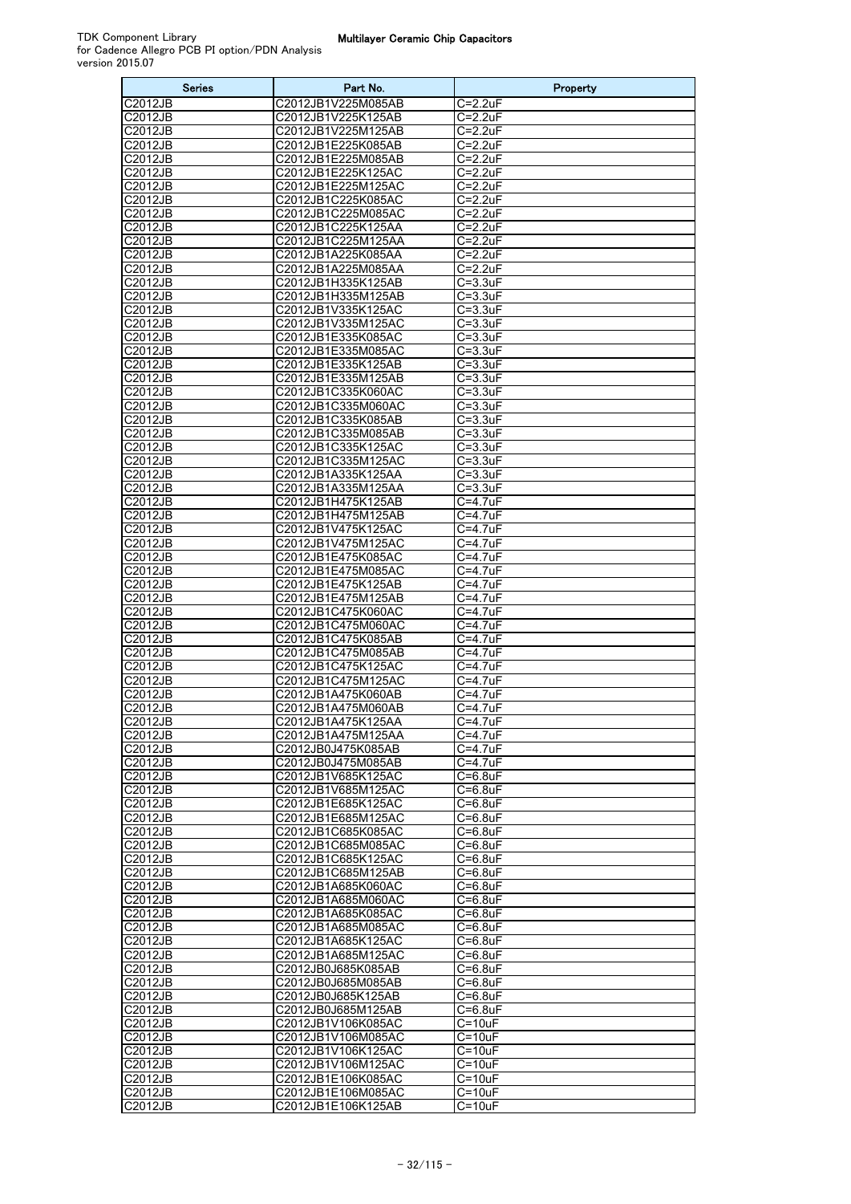| Series | Part No. | Property |
|---|---|---|
| C2012JB | C2012JB1V225M085AB | C=2.2uF |
| C2012JB | C2012JB1V225K125AB | C=2.2uF |
| C2012JB | C2012JB1V225M125AB | C=2.2uF |
| C2012JB | C2012JB1E225K085AB | C=2.2uF |
| C2012JB | C2012JB1E225M085AB | C=2.2uF |
| C2012JB | C2012JB1E225K125AC | C=2.2uF |
| C2012JB | C2012JB1E225M125AC | C=2.2uF |
| C2012JB | C2012JB1C225K085AC | C=2.2uF |
| C2012JB | C2012JB1C225M085AC | C=2.2uF |
| C2012JB | C2012JB1C225K125AA | C=2.2uF |
| C2012JB | C2012JB1C225M125AA | C=2.2uF |
| C2012JB | C2012JB1A225K085AA | C=2.2uF |
| C2012JB | C2012JB1A225M085AA | C=2.2uF |
| C2012JB | C2012JB1H335K125AB | C=3.3uF |
| C2012JB | C2012JB1H335M125AB | C=3.3uF |
| C2012JB | C2012JB1V335K125AC | C=3.3uF |
| C2012JB | C2012JB1V335M125AC | C=3.3uF |
| C2012JB | C2012JB1E335K085AC | C=3.3uF |
| C2012JB | C2012JB1E335M085AC | C=3.3uF |
| C2012JB | C2012JB1E335K125AB | C=3.3uF |
| C2012JB | C2012JB1E335M125AB | C=3.3uF |
| C2012JB | C2012JB1C335K060AC | C=3.3uF |
| C2012JB | C2012JB1C335M060AC | C=3.3uF |
| C2012JB | C2012JB1C335K085AB | C=3.3uF |
| C2012JB | C2012JB1C335M085AB | C=3.3uF |
| C2012JB | C2012JB1C335K125AC | C=3.3uF |
| C2012JB | C2012JB1C335M125AC | C=3.3uF |
| C2012JB | C2012JB1A335K125AA | C=3.3uF |
| C2012JB | C2012JB1A335M125AA | C=3.3uF |
| C2012JB | C2012JB1H475K125AB | C=4.7uF |
| C2012JB | C2012JB1H475M125AB | C=4.7uF |
| C2012JB | C2012JB1V475K125AC | C=4.7uF |
| C2012JB | C2012JB1V475M125AC | C=4.7uF |
| C2012JB | C2012JB1E475K085AC | C=4.7uF |
| C2012JB | C2012JB1E475M085AC | C=4.7uF |
| C2012JB | C2012JB1E475K125AB | C=4.7uF |
| C2012JB | C2012JB1E475M125AB | C=4.7uF |
| C2012JB | C2012JB1C475K060AC | C=4.7uF |
| C2012JB | C2012JB1C475M060AC | C=4.7uF |
| C2012JB | C2012JB1C475K085AB | C=4.7uF |
| C2012JB | C2012JB1C475M085AB | C=4.7uF |
| C2012JB | C2012JB1C475K125AC | C=4.7uF |
| C2012JB | C2012JB1C475M125AC | C=4.7uF |
| C2012JB | C2012JB1A475K060AB | C=4.7uF |
| C2012JB | C2012JB1A475M060AB | C=4.7uF |
| C2012JB | C2012JB1A475K125AA | C=4.7uF |
| C2012JB | C2012JB1A475M125AA | C=4.7uF |
| C2012JB | C2012JB0J475K085AB | C=4.7uF |
| C2012JB | C2012JB0J475M085AB | C=4.7uF |
| C2012JB | C2012JB1V685K125AC | C=6.8uF |
| C2012JB | C2012JB1V685M125AC | C=6.8uF |
| C2012JB | C2012JB1E685K125AC | C=6.8uF |
| C2012JB | C2012JB1E685M125AC | C=6.8uF |
| C2012JB | C2012JB1C685K085AC | C=6.8uF |
| C2012JB | C2012JB1C685M085AC | C=6.8uF |
| C2012JB | C2012JB1C685K125AC | C=6.8uF |
| C2012JB | C2012JB1C685M125AB | C=6.8uF |
| C2012JB | C2012JB1A685K060AC | C=6.8uF |
| C2012JB | C2012JB1A685M060AC | C=6.8uF |
| C2012JB | C2012JB1A685K085AC | C=6.8uF |
| C2012JB | C2012JB1A685M085AC | C=6.8uF |
| C2012JB | C2012JB1A685K125AC | C=6.8uF |
| C2012JB | C2012JB1A685M125AC | C=6.8uF |
| C2012JB | C2012JB0J685K085AB | C=6.8uF |
| C2012JB | C2012JB0J685M085AB | C=6.8uF |
| C2012JB | C2012JB0J685K125AB | C=6.8uF |
| C2012JB | C2012JB0J685M125AB | C=6.8uF |
| C2012JB | C2012JB1V106K085AC | C=10uF |
| C2012JB | C2012JB1V106M085AC | C=10uF |
| C2012JB | C2012JB1V106K125AC | C=10uF |
| C2012JB | C2012JB1V106M125AC | C=10uF |
| C2012JB | C2012JB1E106K085AC | C=10uF |
| C2012JB | C2012JB1E106M085AC | C=10uF |
| C2012JB | C2012JB1E106K125AB | C=10uF |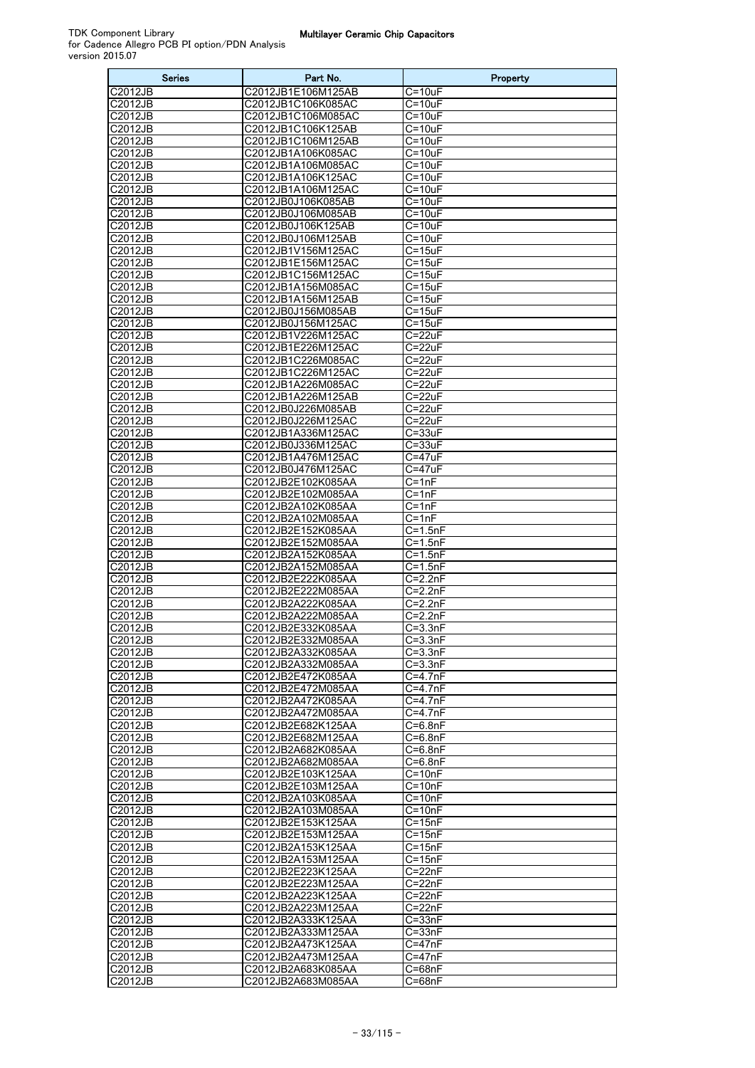| Series | Part No. | Property |
|---|---|---|
| C2012JB | C2012JB1E106M125AB | C=10uF |
| C2012JB | C2012JB1C106K085AC | C=10uF |
| C2012JB | C2012JB1C106M085AC | C=10uF |
| C2012JB | C2012JB1C106K125AB | C=10uF |
| C2012JB | C2012JB1C106M125AB | C=10uF |
| C2012JB | C2012JB1A106K085AC | C=10uF |
| C2012JB | C2012JB1A106M085AC | C=10uF |
| C2012JB | C2012JB1A106K125AC | C=10uF |
| C2012JB | C2012JB1A106M125AC | C=10uF |
| C2012JB | C2012JB0J106K085AB | C=10uF |
| C2012JB | C2012JB0J106M085AB | C=10uF |
| C2012JB | C2012JB0J106K125AB | C=10uF |
| C2012JB | C2012JB0J106M125AB | C=10uF |
| C2012JB | C2012JB1V156M125AC | C=15uF |
| C2012JB | C2012JB1E156M125AC | C=15uF |
| C2012JB | C2012JB1C156M125AC | C=15uF |
| C2012JB | C2012JB1A156M085AC | C=15uF |
| C2012JB | C2012JB1A156M125AB | C=15uF |
| C2012JB | C2012JB0J156M085AB | C=15uF |
| C2012JB | C2012JB0J156M125AC | C=15uF |
| C2012JB | C2012JB1V226M125AC | C=22uF |
| C2012JB | C2012JB1E226M125AC | C=22uF |
| C2012JB | C2012JB1C226M085AC | C=22uF |
| C2012JB | C2012JB1C226M125AC | C=22uF |
| C2012JB | C2012JB1A226M085AC | C=22uF |
| C2012JB | C2012JB1A226M125AB | C=22uF |
| C2012JB | C2012JB0J226M085AB | C=22uF |
| C2012JB | C2012JB0J226M125AC | C=22uF |
| C2012JB | C2012JB1A336M125AC | C=33uF |
| C2012JB | C2012JB0J336M125AC | C=33uF |
| C2012JB | C2012JB1A476M125AC | C=47uF |
| C2012JB | C2012JB0J476M125AC | C=47uF |
| C2012JB | C2012JB2E102K085AA | C=1nF |
| C2012JB | C2012JB2E102M085AA | C=1nF |
| C2012JB | C2012JB2A102K085AA | C=1nF |
| C2012JB | C2012JB2A102M085AA | C=1nF |
| C2012JB | C2012JB2E152K085AA | C=1.5nF |
| C2012JB | C2012JB2E152M085AA | C=1.5nF |
| C2012JB | C2012JB2A152K085AA | C=1.5nF |
| C2012JB | C2012JB2A152M085AA | C=1.5nF |
| C2012JB | C2012JB2E222K085AA | C=2.2nF |
| C2012JB | C2012JB2E222M085AA | C=2.2nF |
| C2012JB | C2012JB2A222K085AA | C=2.2nF |
| C2012JB | C2012JB2A222M085AA | C=2.2nF |
| C2012JB | C2012JB2E332K085AA | C=3.3nF |
| C2012JB | C2012JB2E332M085AA | C=3.3nF |
| C2012JB | C2012JB2A332K085AA | C=3.3nF |
| C2012JB | C2012JB2A332M085AA | C=3.3nF |
| C2012JB | C2012JB2E472K085AA | C=4.7nF |
| C2012JB | C2012JB2E472M085AA | C=4.7nF |
| C2012JB | C2012JB2A472K085AA | C=4.7nF |
| C2012JB | C2012JB2A472M085AA | C=4.7nF |
| C2012JB | C2012JB2E682K125AA | C=6.8nF |
| C2012JB | C2012JB2E682M125AA | C=6.8nF |
| C2012JB | C2012JB2A682K085AA | C=6.8nF |
| C2012JB | C2012JB2A682M085AA | C=6.8nF |
| C2012JB | C2012JB2E103K125AA | C=10nF |
| C2012JB | C2012JB2E103M125AA | C=10nF |
| C2012JB | C2012JB2A103K085AA | C=10nF |
| C2012JB | C2012JB2A103M085AA | C=10nF |
| C2012JB | C2012JB2E153K125AA | C=15nF |
| C2012JB | C2012JB2E153M125AA | C=15nF |
| C2012JB | C2012JB2A153K125AA | C=15nF |
| C2012JB | C2012JB2A153M125AA | C=15nF |
| C2012JB | C2012JB2E223K125AA | C=22nF |
| C2012JB | C2012JB2E223M125AA | C=22nF |
| C2012JB | C2012JB2A223K125AA | C=22nF |
| C2012JB | C2012JB2A223M125AA | C=22nF |
| C2012JB | C2012JB2A333K125AA | C=33nF |
| C2012JB | C2012JB2A333M125AA | C=33nF |
| C2012JB | C2012JB2A473K125AA | C=47nF |
| C2012JB | C2012JB2A473M125AA | C=47nF |
| C2012JB | C2012JB2A683K085AA | C=68nF |
| C2012JB | C2012JB2A683M085AA | C=68nF |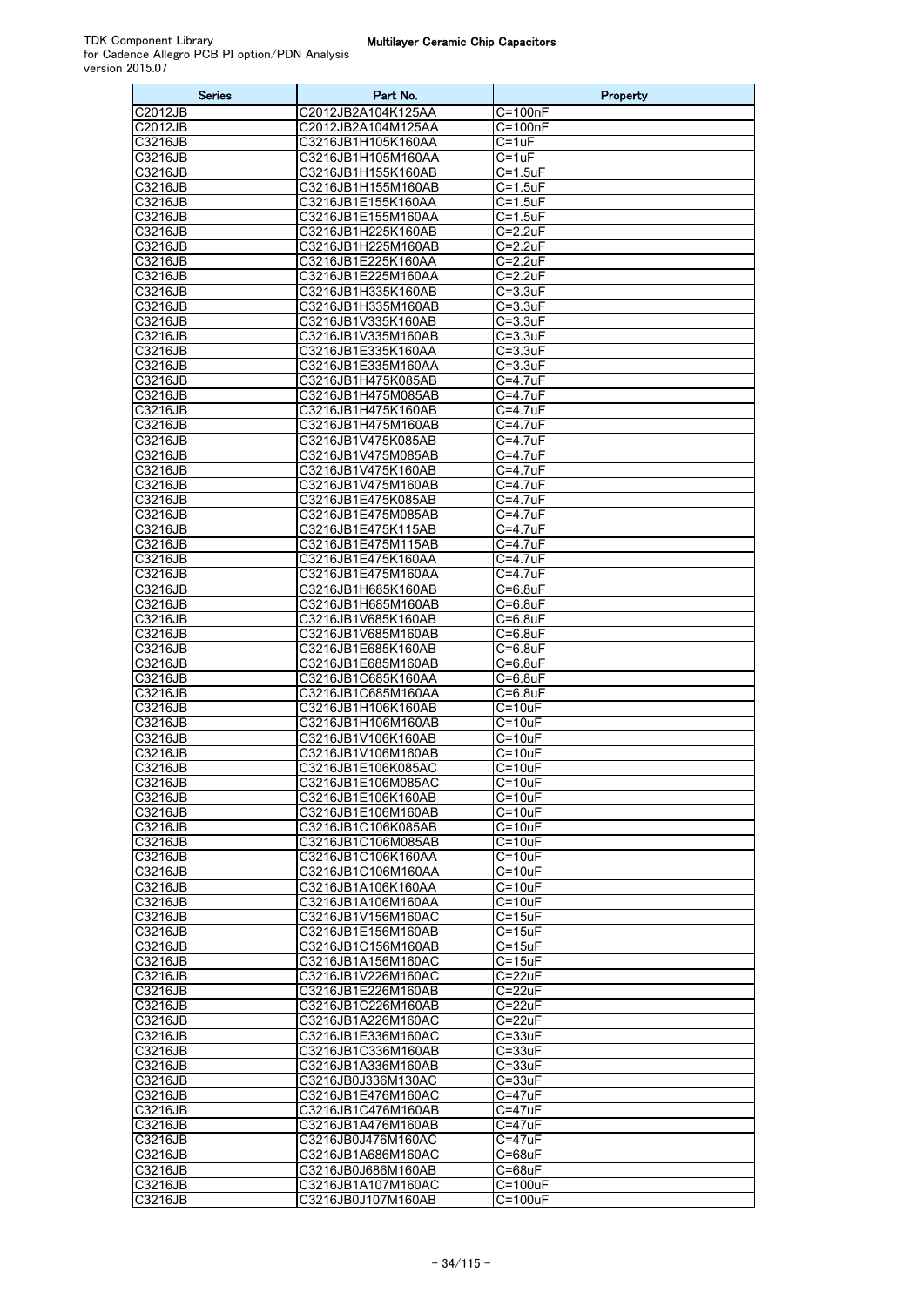| Series | Part No. | Property |
|---|---|---|
| C2012JB | C2012JB2A104K125AA | C=100nF |
| C2012JB | C2012JB2A104M125AA | C=100nF |
| C3216JB | C3216JB1H105K160AA | C=1uF |
| C3216JB | C3216JB1H105M160AA | C=1uF |
| C3216JB | C3216JB1H155K160AB | C=1.5uF |
| C3216JB | C3216JB1H155M160AB | C=1.5uF |
| C3216JB | C3216JB1E155K160AA | C=1.5uF |
| C3216JB | C3216JB1E155M160AA | C=1.5uF |
| C3216JB | C3216JB1H225K160AB | C=2.2uF |
| C3216JB | C3216JB1H225M160AB | C=2.2uF |
| C3216JB | C3216JB1E225K160AA | C=2.2uF |
| C3216JB | C3216JB1E225M160AA | C=2.2uF |
| C3216JB | C3216JB1H335K160AB | C=3.3uF |
| C3216JB | C3216JB1H335M160AB | C=3.3uF |
| C3216JB | C3216JB1V335K160AB | C=3.3uF |
| C3216JB | C3216JB1V335M160AB | C=3.3uF |
| C3216JB | C3216JB1E335K160AA | C=3.3uF |
| C3216JB | C3216JB1E335M160AA | C=3.3uF |
| C3216JB | C3216JB1H475K085AB | C=4.7uF |
| C3216JB | C3216JB1H475M085AB | C=4.7uF |
| C3216JB | C3216JB1H475K160AB | C=4.7uF |
| C3216JB | C3216JB1H475M160AB | C=4.7uF |
| C3216JB | C3216JB1V475K085AB | C=4.7uF |
| C3216JB | C3216JB1V475M085AB | C=4.7uF |
| C3216JB | C3216JB1V475K160AB | C=4.7uF |
| C3216JB | C3216JB1V475M160AB | C=4.7uF |
| C3216JB | C3216JB1E475K085AB | C=4.7uF |
| C3216JB | C3216JB1E475M085AB | C=4.7uF |
| C3216JB | C3216JB1E475K115AB | C=4.7uF |
| C3216JB | C3216JB1E475M115AB | C=4.7uF |
| C3216JB | C3216JB1E475K160AA | C=4.7uF |
| C3216JB | C3216JB1E475M160AA | C=4.7uF |
| C3216JB | C3216JB1H685K160AB | C=6.8uF |
| C3216JB | C3216JB1H685M160AB | C=6.8uF |
| C3216JB | C3216JB1V685K160AB | C=6.8uF |
| C3216JB | C3216JB1V685M160AB | C=6.8uF |
| C3216JB | C3216JB1E685K160AB | C=6.8uF |
| C3216JB | C3216JB1E685M160AB | C=6.8uF |
| C3216JB | C3216JB1C685K160AA | C=6.8uF |
| C3216JB | C3216JB1C685M160AA | C=6.8uF |
| C3216JB | C3216JB1H106K160AB | C=10uF |
| C3216JB | C3216JB1H106M160AB | C=10uF |
| C3216JB | C3216JB1V106K160AB | C=10uF |
| C3216JB | C3216JB1V106M160AB | C=10uF |
| C3216JB | C3216JB1E106K085AC | C=10uF |
| C3216JB | C3216JB1E106M085AC | C=10uF |
| C3216JB | C3216JB1E106K160AB | C=10uF |
| C3216JB | C3216JB1E106M160AB | C=10uF |
| C3216JB | C3216JB1C106K085AB | C=10uF |
| C3216JB | C3216JB1C106M085AB | C=10uF |
| C3216JB | C3216JB1C106K160AA | C=10uF |
| C3216JB | C3216JB1C106M160AA | C=10uF |
| C3216JB | C3216JB1A106K160AA | C=10uF |
| C3216JB | C3216JB1A106M160AA | C=10uF |
| C3216JB | C3216JB1V156M160AC | C=15uF |
| C3216JB | C3216JB1E156M160AB | C=15uF |
| C3216JB | C3216JB1C156M160AB | C=15uF |
| C3216JB | C3216JB1A156M160AC | C=15uF |
| C3216JB | C3216JB1V226M160AC | C=22uF |
| C3216JB | C3216JB1E226M160AB | C=22uF |
| C3216JB | C3216JB1C226M160AB | C=22uF |
| C3216JB | C3216JB1A226M160AC | C=22uF |
| C3216JB | C3216JB1E336M160AC | C=33uF |
| C3216JB | C3216JB1C336M160AB | C=33uF |
| C3216JB | C3216JB1A336M160AB | C=33uF |
| C3216JB | C3216JB0J336M130AC | C=33uF |
| C3216JB | C3216JB1E476M160AC | C=47uF |
| C3216JB | C3216JB1C476M160AB | C=47uF |
| C3216JB | C3216JB1A476M160AB | C=47uF |
| C3216JB | C3216JB0J476M160AC | C=47uF |
| C3216JB | C3216JB1A686M160AC | C=68uF |
| C3216JB | C3216JB0J686M160AB | C=68uF |
| C3216JB | C3216JB1A107M160AC | C=100uF |
| C3216JB | C3216JB0J107M160AB | C=100uF |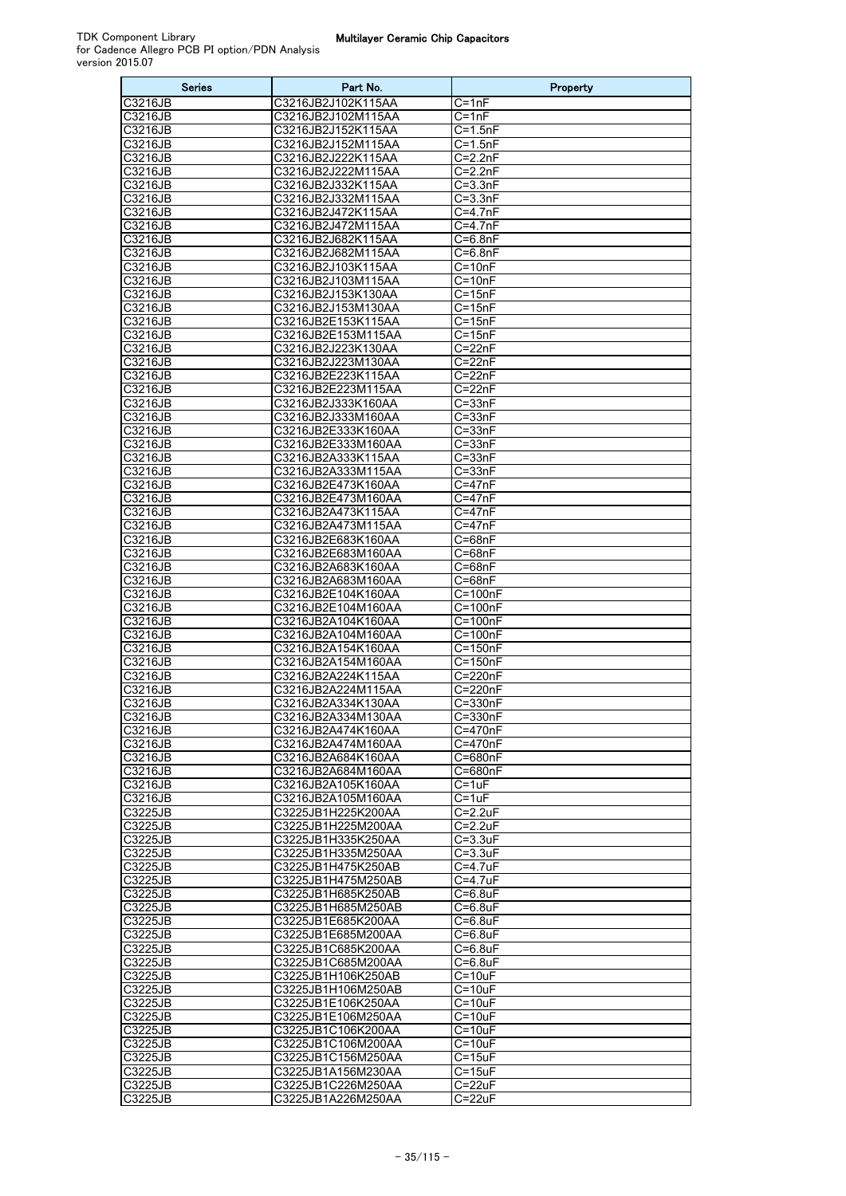| Series | Part No. | Property |
|---|---|---|
| C3216JB | C3216JB2J102K115AA | C=1nF |
| C3216JB | C3216JB2J102M115AA | C=1nF |
| C3216JB | C3216JB2J152K115AA | C=1.5nF |
| C3216JB | C3216JB2J152M115AA | C=1.5nF |
| C3216JB | C3216JB2J222K115AA | C=2.2nF |
| C3216JB | C3216JB2J222M115AA | C=2.2nF |
| C3216JB | C3216JB2J332K115AA | C=3.3nF |
| C3216JB | C3216JB2J332M115AA | C=3.3nF |
| C3216JB | C3216JB2J472K115AA | C=4.7nF |
| C3216JB | C3216JB2J472M115AA | C=4.7nF |
| C3216JB | C3216JB2J682K115AA | C=6.8nF |
| C3216JB | C3216JB2J682M115AA | C=6.8nF |
| C3216JB | C3216JB2J103K115AA | C=10nF |
| C3216JB | C3216JB2J103M115AA | C=10nF |
| C3216JB | C3216JB2J153K130AA | C=15nF |
| C3216JB | C3216JB2J153M130AA | C=15nF |
| C3216JB | C3216JB2E153K115AA | C=15nF |
| C3216JB | C3216JB2E153M115AA | C=15nF |
| C3216JB | C3216JB2J223K130AA | C=22nF |
| C3216JB | C3216JB2J223M130AA | C=22nF |
| C3216JB | C3216JB2E223K115AA | C=22nF |
| C3216JB | C3216JB2E223M115AA | C=22nF |
| C3216JB | C3216JB2J333K160AA | C=33nF |
| C3216JB | C3216JB2J333M160AA | C=33nF |
| C3216JB | C3216JB2E333K160AA | C=33nF |
| C3216JB | C3216JB2E333M160AA | C=33nF |
| C3216JB | C3216JB2A333K115AA | C=33nF |
| C3216JB | C3216JB2A333M115AA | C=33nF |
| C3216JB | C3216JB2E473K160AA | C=47nF |
| C3216JB | C3216JB2E473M160AA | C=47nF |
| C3216JB | C3216JB2A473K115AA | C=47nF |
| C3216JB | C3216JB2A473M115AA | C=47nF |
| C3216JB | C3216JB2E683K160AA | C=68nF |
| C3216JB | C3216JB2E683M160AA | C=68nF |
| C3216JB | C3216JB2A683K160AA | C=68nF |
| C3216JB | C3216JB2A683M160AA | C=68nF |
| C3216JB | C3216JB2E104K160AA | C=100nF |
| C3216JB | C3216JB2E104M160AA | C=100nF |
| C3216JB | C3216JB2A104K160AA | C=100nF |
| C3216JB | C3216JB2A104M160AA | C=100nF |
| C3216JB | C3216JB2A154K160AA | C=150nF |
| C3216JB | C3216JB2A154M160AA | C=150nF |
| C3216JB | C3216JB2A224K115AA | C=220nF |
| C3216JB | C3216JB2A224M115AA | C=220nF |
| C3216JB | C3216JB2A334K130AA | C=330nF |
| C3216JB | C3216JB2A334M130AA | C=330nF |
| C3216JB | C3216JB2A474K160AA | C=470nF |
| C3216JB | C3216JB2A474M160AA | C=470nF |
| C3216JB | C3216JB2A684K160AA | C=680nF |
| C3216JB | C3216JB2A684M160AA | C=680nF |
| C3216JB | C3216JB2A105K160AA | C=1uF |
| C3216JB | C3216JB2A105M160AA | C=1uF |
| C3225JB | C3225JB1H225K200AA | C=2.2uF |
| C3225JB | C3225JB1H225M200AA | C=2.2uF |
| C3225JB | C3225JB1H335K250AA | C=3.3uF |
| C3225JB | C3225JB1H335M250AA | C=3.3uF |
| C3225JB | C3225JB1H475K250AB | C=4.7uF |
| C3225JB | C3225JB1H475M250AB | C=4.7uF |
| C3225JB | C3225JB1H685K250AB | C=6.8uF |
| C3225JB | C3225JB1H685M250AB | C=6.8uF |
| C3225JB | C3225JB1E685K200AA | C=6.8uF |
| C3225JB | C3225JB1E685M200AA | C=6.8uF |
| C3225JB | C3225JB1C685K200AA | C=6.8uF |
| C3225JB | C3225JB1C685M200AA | C=6.8uF |
| C3225JB | C3225JB1H106K250AB | C=10uF |
| C3225JB | C3225JB1H106M250AB | C=10uF |
| C3225JB | C3225JB1E106K250AA | C=10uF |
| C3225JB | C3225JB1E106M250AA | C=10uF |
| C3225JB | C3225JB1C106K200AA | C=10uF |
| C3225JB | C3225JB1C106M200AA | C=10uF |
| C3225JB | C3225JB1C156M250AA | C=15uF |
| C3225JB | C3225JB1A156M230AA | C=15uF |
| C3225JB | C3225JB1C226M250AA | C=22uF |
| C3225JB | C3225JB1A226M250AA | C=22uF |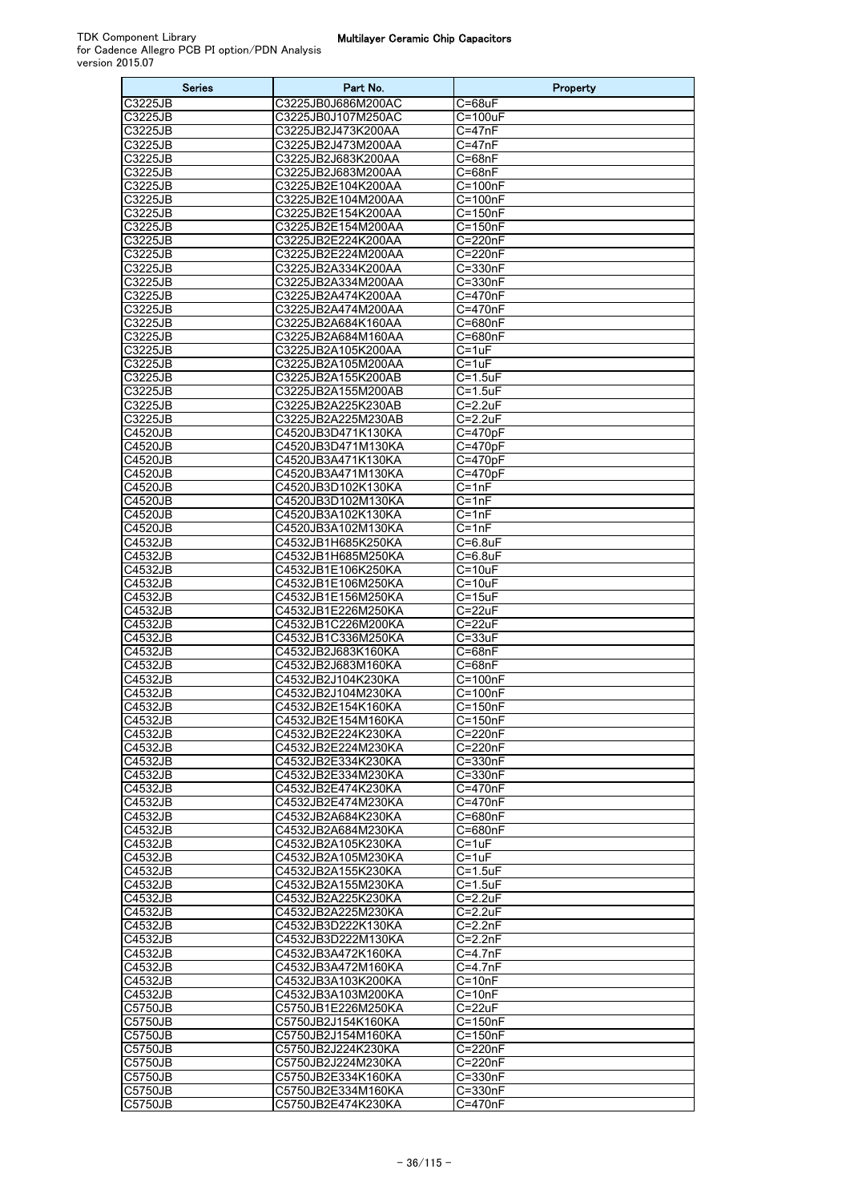| Series | Part No. | Property |
|---|---|---|
| C3225JB | C3225JB0J686M200AC | C=68uF |
| C3225JB | C3225JB0J107M250AC | C=100uF |
| C3225JB | C3225JB2J473K200AA | C=47nF |
| C3225JB | C3225JB2J473M200AA | C=47nF |
| C3225JB | C3225JB2J683K200AA | C=68nF |
| C3225JB | C3225JB2J683M200AA | C=68nF |
| C3225JB | C3225JB2E104K200AA | C=100nF |
| C3225JB | C3225JB2E104M200AA | C=100nF |
| C3225JB | C3225JB2E154K200AA | C=150nF |
| C3225JB | C3225JB2E154M200AA | C=150nF |
| C3225JB | C3225JB2E224K200AA | C=220nF |
| C3225JB | C3225JB2E224M200AA | C=220nF |
| C3225JB | C3225JB2A334K200AA | C=330nF |
| C3225JB | C3225JB2A334M200AA | C=330nF |
| C3225JB | C3225JB2A474K200AA | C=470nF |
| C3225JB | C3225JB2A474M200AA | C=470nF |
| C3225JB | C3225JB2A684K160AA | C=680nF |
| C3225JB | C3225JB2A684M160AA | C=680nF |
| C3225JB | C3225JB2A105K200AA | C=1uF |
| C3225JB | C3225JB2A105M200AA | C=1uF |
| C3225JB | C3225JB2A155K200AB | C=1.5uF |
| C3225JB | C3225JB2A155M200AB | C=1.5uF |
| C3225JB | C3225JB2A225K230AB | C=2.2uF |
| C3225JB | C3225JB2A225M230AB | C=2.2uF |
| C4520JB | C4520JB3D471K130KA | C=470pF |
| C4520JB | C4520JB3D471M130KA | C=470pF |
| C4520JB | C4520JB3A471K130KA | C=470pF |
| C4520JB | C4520JB3A471M130KA | C=470pF |
| C4520JB | C4520JB3D102K130KA | C=1nF |
| C4520JB | C4520JB3D102M130KA | C=1nF |
| C4520JB | C4520JB3A102K130KA | C=1nF |
| C4520JB | C4520JB3A102M130KA | C=1nF |
| C4532JB | C4532JB1H685K250KA | C=6.8uF |
| C4532JB | C4532JB1H685M250KA | C=6.8uF |
| C4532JB | C4532JB1E106K250KA | C=10uF |
| C4532JB | C4532JB1E106M250KA | C=10uF |
| C4532JB | C4532JB1E156M250KA | C=15uF |
| C4532JB | C4532JB1E226M250KA | C=22uF |
| C4532JB | C4532JB1C226M200KA | C=22uF |
| C4532JB | C4532JB1C336M250KA | C=33uF |
| C4532JB | C4532JB2J683K160KA | C=68nF |
| C4532JB | C4532JB2J683M160KA | C=68nF |
| C4532JB | C4532JB2J104K230KA | C=100nF |
| C4532JB | C4532JB2J104M230KA | C=100nF |
| C4532JB | C4532JB2E154K160KA | C=150nF |
| C4532JB | C4532JB2E154M160KA | C=150nF |
| C4532JB | C4532JB2E224K230KA | C=220nF |
| C4532JB | C4532JB2E224M230KA | C=220nF |
| C4532JB | C4532JB2E334K230KA | C=330nF |
| C4532JB | C4532JB2E334M230KA | C=330nF |
| C4532JB | C4532JB2E474K230KA | C=470nF |
| C4532JB | C4532JB2E474M230KA | C=470nF |
| C4532JB | C4532JB2A684K230KA | C=680nF |
| C4532JB | C4532JB2A684M230KA | C=680nF |
| C4532JB | C4532JB2A105K230KA | C=1uF |
| C4532JB | C4532JB2A105M230KA | C=1uF |
| C4532JB | C4532JB2A155K230KA | C=1.5uF |
| C4532JB | C4532JB2A155M230KA | C=1.5uF |
| C4532JB | C4532JB2A225K230KA | C=2.2uF |
| C4532JB | C4532JB2A225M230KA | C=2.2uF |
| C4532JB | C4532JB3D222K130KA | C=2.2nF |
| C4532JB | C4532JB3D222M130KA | C=2.2nF |
| C4532JB | C4532JB3A472K160KA | C=4.7nF |
| C4532JB | C4532JB3A472M160KA | C=4.7nF |
| C4532JB | C4532JB3A103K200KA | C=10nF |
| C4532JB | C4532JB3A103M200KA | C=10nF |
| C5750JB | C5750JB1E226M250KA | C=22uF |
| C5750JB | C5750JB2J154K160KA | C=150nF |
| C5750JB | C5750JB2J154M160KA | C=150nF |
| C5750JB | C5750JB2J224K230KA | C=220nF |
| C5750JB | C5750JB2J224M230KA | C=220nF |
| C5750JB | C5750JB2E334K160KA | C=330nF |
| C5750JB | C5750JB2E334M160KA | C=330nF |
| C5750JB | C5750JB2E474K230KA | C=470nF |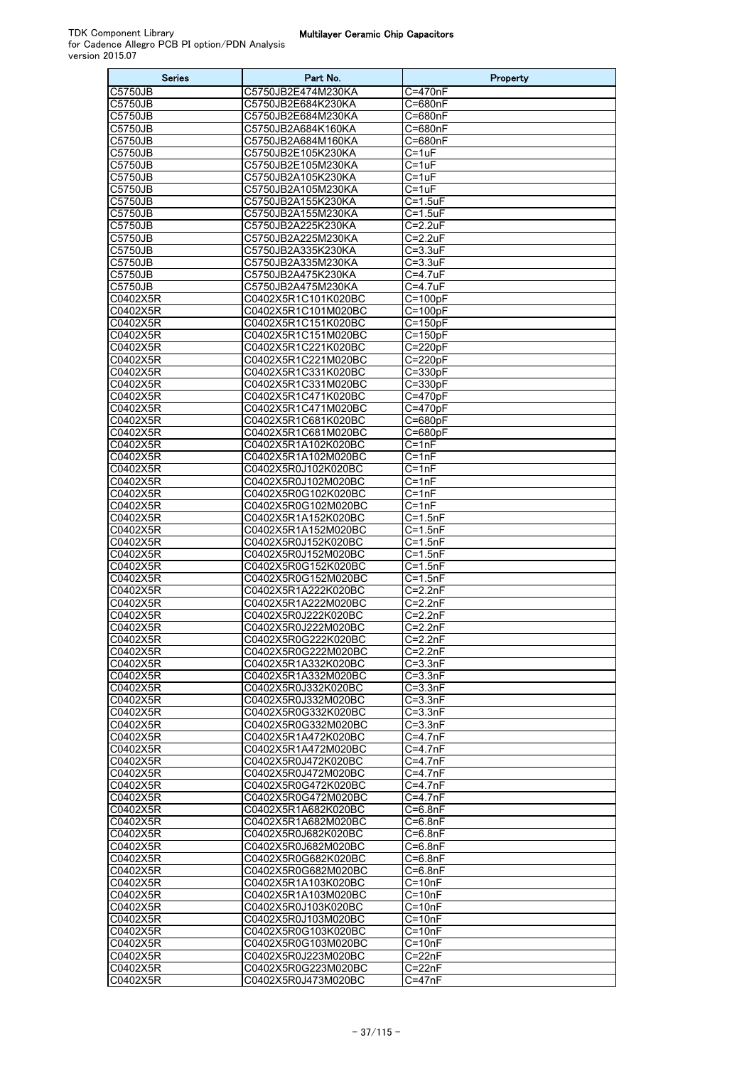| Series | Part No. | Property |
|---|---|---|
| C5750JB | C5750JB2E474M230KA | C=470nF |
| C5750JB | C5750JB2E684K230KA | C=680nF |
| C5750JB | C5750JB2E684M230KA | C=680nF |
| C5750JB | C5750JB2A684K160KA | C=680nF |
| C5750JB | C5750JB2A684M160KA | C=680nF |
| C5750JB | C5750JB2E105K230KA | C=1uF |
| C5750JB | C5750JB2E105M230KA | C=1uF |
| C5750JB | C5750JB2A105K230KA | C=1uF |
| C5750JB | C5750JB2A105M230KA | C=1uF |
| C5750JB | C5750JB2A155K230KA | C=1.5uF |
| C5750JB | C5750JB2A155M230KA | C=1.5uF |
| C5750JB | C5750JB2A225K230KA | C=2.2uF |
| C5750JB | C5750JB2A225M230KA | C=2.2uF |
| C5750JB | C5750JB2A335K230KA | C=3.3uF |
| C5750JB | C5750JB2A335M230KA | C=3.3uF |
| C5750JB | C5750JB2A475K230KA | C=4.7uF |
| C5750JB | C5750JB2A475M230KA | C=4.7uF |
| C0402X5R | C0402X5R1C101K020BC | C=100pF |
| C0402X5R | C0402X5R1C101M020BC | C=100pF |
| C0402X5R | C0402X5R1C151K020BC | C=150pF |
| C0402X5R | C0402X5R1C151M020BC | C=150pF |
| C0402X5R | C0402X5R1C221K020BC | C=220pF |
| C0402X5R | C0402X5R1C221M020BC | C=220pF |
| C0402X5R | C0402X5R1C331K020BC | C=330pF |
| C0402X5R | C0402X5R1C331M020BC | C=330pF |
| C0402X5R | C0402X5R1C471K020BC | C=470pF |
| C0402X5R | C0402X5R1C471M020BC | C=470pF |
| C0402X5R | C0402X5R1C681K020BC | C=680pF |
| C0402X5R | C0402X5R1C681M020BC | C=680pF |
| C0402X5R | C0402X5R1A102K020BC | C=1nF |
| C0402X5R | C0402X5R1A102M020BC | C=1nF |
| C0402X5R | C0402X5R0J102K020BC | C=1nF |
| C0402X5R | C0402X5R0J102M020BC | C=1nF |
| C0402X5R | C0402X5R0G102K020BC | C=1nF |
| C0402X5R | C0402X5R0G102M020BC | C=1nF |
| C0402X5R | C0402X5R1A152K020BC | C=1.5nF |
| C0402X5R | C0402X5R1A152M020BC | C=1.5nF |
| C0402X5R | C0402X5R0J152K020BC | C=1.5nF |
| C0402X5R | C0402X5R0J152M020BC | C=1.5nF |
| C0402X5R | C0402X5R0G152K020BC | C=1.5nF |
| C0402X5R | C0402X5R0G152M020BC | C=1.5nF |
| C0402X5R | C0402X5R1A222K020BC | C=2.2nF |
| C0402X5R | C0402X5R1A222M020BC | C=2.2nF |
| C0402X5R | C0402X5R0J222K020BC | C=2.2nF |
| C0402X5R | C0402X5R0J222M020BC | C=2.2nF |
| C0402X5R | C0402X5R0G222K020BC | C=2.2nF |
| C0402X5R | C0402X5R0G222M020BC | C=2.2nF |
| C0402X5R | C0402X5R1A332K020BC | C=3.3nF |
| C0402X5R | C0402X5R1A332M020BC | C=3.3nF |
| C0402X5R | C0402X5R0J332K020BC | C=3.3nF |
| C0402X5R | C0402X5R0J332M020BC | C=3.3nF |
| C0402X5R | C0402X5R0G332K020BC | C=3.3nF |
| C0402X5R | C0402X5R0G332M020BC | C=3.3nF |
| C0402X5R | C0402X5R1A472K020BC | C=4.7nF |
| C0402X5R | C0402X5R1A472M020BC | C=4.7nF |
| C0402X5R | C0402X5R0J472K020BC | C=4.7nF |
| C0402X5R | C0402X5R0J472M020BC | C=4.7nF |
| C0402X5R | C0402X5R0G472K020BC | C=4.7nF |
| C0402X5R | C0402X5R0G472M020BC | C=4.7nF |
| C0402X5R | C0402X5R1A682K020BC | C=6.8nF |
| C0402X5R | C0402X5R1A682M020BC | C=6.8nF |
| C0402X5R | C0402X5R0J682K020BC | C=6.8nF |
| C0402X5R | C0402X5R0J682M020BC | C=6.8nF |
| C0402X5R | C0402X5R0G682K020BC | C=6.8nF |
| C0402X5R | C0402X5R0G682M020BC | C=6.8nF |
| C0402X5R | C0402X5R1A103K020BC | C=10nF |
| C0402X5R | C0402X5R1A103M020BC | C=10nF |
| C0402X5R | C0402X5R0J103K020BC | C=10nF |
| C0402X5R | C0402X5R0J103M020BC | C=10nF |
| C0402X5R | C0402X5R0G103K020BC | C=10nF |
| C0402X5R | C0402X5R0G103M020BC | C=10nF |
| C0402X5R | C0402X5R0J223M020BC | C=22nF |
| C0402X5R | C0402X5R0G223M020BC | C=22nF |
| C0402X5R | C0402X5R0J473M020BC | C=47nF |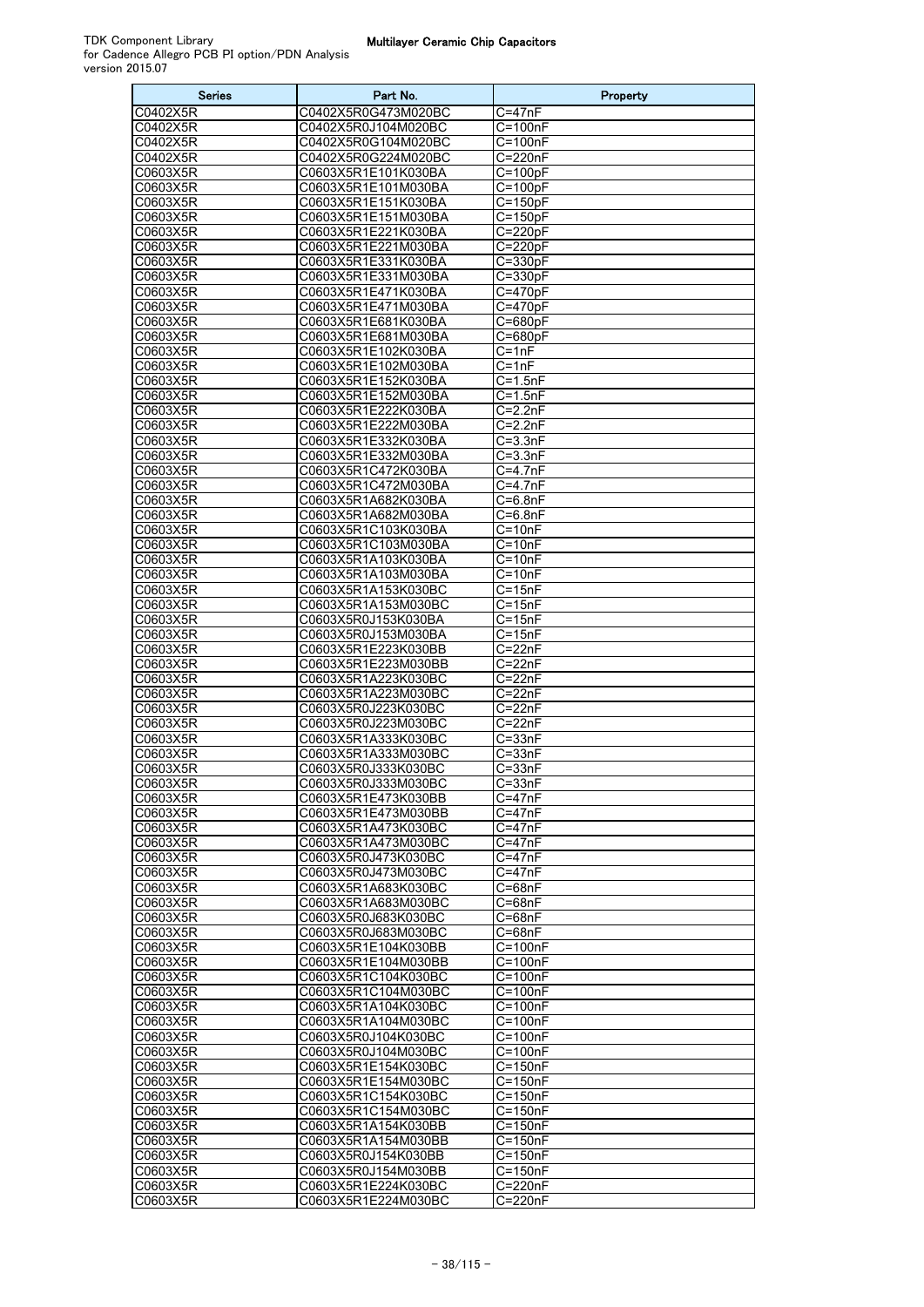| Series | Part No. | Property |
| --- | --- | --- |
| C0402X5R | C0402X5R0G473M020BC | C=47nF |
| C0402X5R | C0402X5R0J104M020BC | C=100nF |
| C0402X5R | C0402X5R0G104M020BC | C=100nF |
| C0402X5R | C0402X5R0G224M020BC | C=220nF |
| C0603X5R | C0603X5R1E101K030BA | C=100pF |
| C0603X5R | C0603X5R1E101M030BA | C=100pF |
| C0603X5R | C0603X5R1E151K030BA | C=150pF |
| C0603X5R | C0603X5R1E151M030BA | C=150pF |
| C0603X5R | C0603X5R1E221K030BA | C=220pF |
| C0603X5R | C0603X5R1E221M030BA | C=220pF |
| C0603X5R | C0603X5R1E331K030BA | C=330pF |
| C0603X5R | C0603X5R1E331M030BA | C=330pF |
| C0603X5R | C0603X5R1E471K030BA | C=470pF |
| C0603X5R | C0603X5R1E471M030BA | C=470pF |
| C0603X5R | C0603X5R1E681K030BA | C=680pF |
| C0603X5R | C0603X5R1E681M030BA | C=680pF |
| C0603X5R | C0603X5R1E102K030BA | C=1nF |
| C0603X5R | C0603X5R1E102M030BA | C=1nF |
| C0603X5R | C0603X5R1E152K030BA | C=1.5nF |
| C0603X5R | C0603X5R1E152M030BA | C=1.5nF |
| C0603X5R | C0603X5R1E222K030BA | C=2.2nF |
| C0603X5R | C0603X5R1E222M030BA | C=2.2nF |
| C0603X5R | C0603X5R1E332K030BA | C=3.3nF |
| C0603X5R | C0603X5R1E332M030BA | C=3.3nF |
| C0603X5R | C0603X5R1C472K030BA | C=4.7nF |
| C0603X5R | C0603X5R1C472M030BA | C=4.7nF |
| C0603X5R | C0603X5R1A682K030BA | C=6.8nF |
| C0603X5R | C0603X5R1A682M030BA | C=6.8nF |
| C0603X5R | C0603X5R1C103K030BA | C=10nF |
| C0603X5R | C0603X5R1C103M030BA | C=10nF |
| C0603X5R | C0603X5R1A103K030BA | C=10nF |
| C0603X5R | C0603X5R1A103M030BA | C=10nF |
| C0603X5R | C0603X5R1A153K030BC | C=15nF |
| C0603X5R | C0603X5R1A153M030BC | C=15nF |
| C0603X5R | C0603X5R0J153K030BA | C=15nF |
| C0603X5R | C0603X5R0J153M030BA | C=15nF |
| C0603X5R | C0603X5R1E223K030BB | C=22nF |
| C0603X5R | C0603X5R1E223M030BB | C=22nF |
| C0603X5R | C0603X5R1A223K030BC | C=22nF |
| C0603X5R | C0603X5R1A223M030BC | C=22nF |
| C0603X5R | C0603X5R0J223K030BC | C=22nF |
| C0603X5R | C0603X5R0J223M030BC | C=22nF |
| C0603X5R | C0603X5R1A333K030BC | C=33nF |
| C0603X5R | C0603X5R1A333M030BC | C=33nF |
| C0603X5R | C0603X5R0J333K030BC | C=33nF |
| C0603X5R | C0603X5R0J333M030BC | C=33nF |
| C0603X5R | C0603X5R1E473K030BB | C=47nF |
| C0603X5R | C0603X5R1E473M030BB | C=47nF |
| C0603X5R | C0603X5R1A473K030BC | C=47nF |
| C0603X5R | C0603X5R1A473M030BC | C=47nF |
| C0603X5R | C0603X5R0J473K030BC | C=47nF |
| C0603X5R | C0603X5R0J473M030BC | C=47nF |
| C0603X5R | C0603X5R1A683K030BC | C=68nF |
| C0603X5R | C0603X5R1A683M030BC | C=68nF |
| C0603X5R | C0603X5R0J683K030BC | C=68nF |
| C0603X5R | C0603X5R0J683M030BC | C=68nF |
| C0603X5R | C0603X5R1E104K030BB | C=100nF |
| C0603X5R | C0603X5R1E104M030BB | C=100nF |
| C0603X5R | C0603X5R1C104K030BC | C=100nF |
| C0603X5R | C0603X5R1C104M030BC | C=100nF |
| C0603X5R | C0603X5R1A104K030BC | C=100nF |
| C0603X5R | C0603X5R1A104M030BC | C=100nF |
| C0603X5R | C0603X5R0J104K030BC | C=100nF |
| C0603X5R | C0603X5R0J104M030BC | C=100nF |
| C0603X5R | C0603X5R1E154K030BC | C=150nF |
| C0603X5R | C0603X5R1E154M030BC | C=150nF |
| C0603X5R | C0603X5R1C154K030BC | C=150nF |
| C0603X5R | C0603X5R1C154M030BC | C=150nF |
| C0603X5R | C0603X5R1A154K030BB | C=150nF |
| C0603X5R | C0603X5R1A154M030BB | C=150nF |
| C0603X5R | C0603X5R0J154K030BB | C=150nF |
| C0603X5R | C0603X5R0J154M030BB | C=150nF |
| C0603X5R | C0603X5R1E224K030BC | C=220nF |
| C0603X5R | C0603X5R1E224M030BC | C=220nF |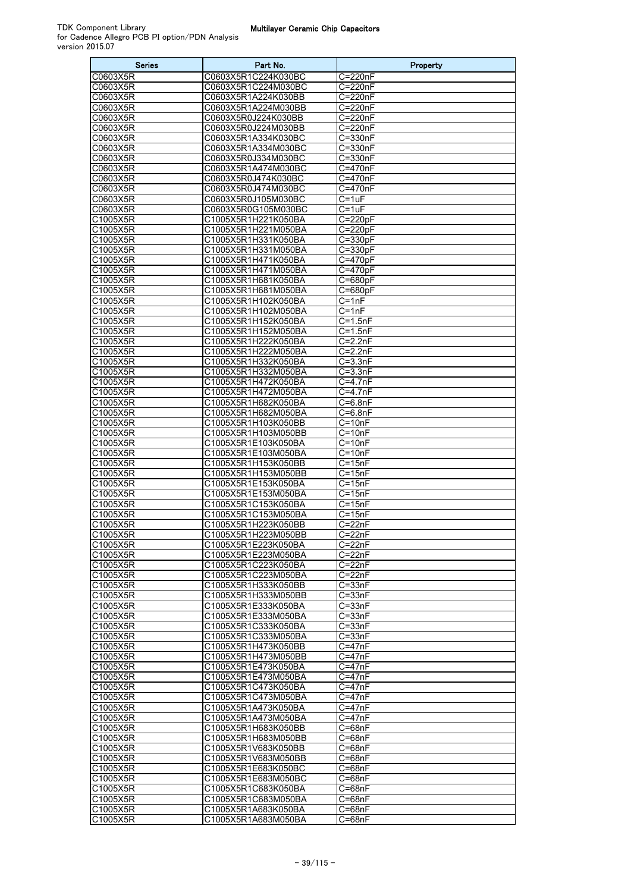| Series | Part No. | Property |
| --- | --- | --- |
| C0603X5R | C0603X5R1C224K030BC | C=220nF |
| C0603X5R | C0603X5R1C224M030BC | C=220nF |
| C0603X5R | C0603X5R1A224K030BB | C=220nF |
| C0603X5R | C0603X5R1A224M030BB | C=220nF |
| C0603X5R | C0603X5R0J224K030BB | C=220nF |
| C0603X5R | C0603X5R0J224M030BB | C=220nF |
| C0603X5R | C0603X5R1A334K030BC | C=330nF |
| C0603X5R | C0603X5R1A334M030BC | C=330nF |
| C0603X5R | C0603X5R0J334M030BC | C=330nF |
| C0603X5R | C0603X5R1A474M030BC | C=470nF |
| C0603X5R | C0603X5R0J474K030BC | C=470nF |
| C0603X5R | C0603X5R0J474M030BC | C=470nF |
| C0603X5R | C0603X5R0J105M030BC | C=1uF |
| C0603X5R | C0603X5R0G105M030BC | C=1uF |
| C1005X5R | C1005X5R1H221K050BA | C=220pF |
| C1005X5R | C1005X5R1H221M050BA | C=220pF |
| C1005X5R | C1005X5R1H331K050BA | C=330pF |
| C1005X5R | C1005X5R1H331M050BA | C=330pF |
| C1005X5R | C1005X5R1H471K050BA | C=470pF |
| C1005X5R | C1005X5R1H471M050BA | C=470pF |
| C1005X5R | C1005X5R1H681K050BA | C=680pF |
| C1005X5R | C1005X5R1H681M050BA | C=680pF |
| C1005X5R | C1005X5R1H102K050BA | C=1nF |
| C1005X5R | C1005X5R1H102M050BA | C=1nF |
| C1005X5R | C1005X5R1H152K050BA | C=1.5nF |
| C1005X5R | C1005X5R1H152M050BA | C=1.5nF |
| C1005X5R | C1005X5R1H222K050BA | C=2.2nF |
| C1005X5R | C1005X5R1H222M050BA | C=2.2nF |
| C1005X5R | C1005X5R1H332K050BA | C=3.3nF |
| C1005X5R | C1005X5R1H332M050BA | C=3.3nF |
| C1005X5R | C1005X5R1H472K050BA | C=4.7nF |
| C1005X5R | C1005X5R1H472M050BA | C=4.7nF |
| C1005X5R | C1005X5R1H682K050BA | C=6.8nF |
| C1005X5R | C1005X5R1H682M050BA | C=6.8nF |
| C1005X5R | C1005X5R1H103K050BB | C=10nF |
| C1005X5R | C1005X5R1H103M050BB | C=10nF |
| C1005X5R | C1005X5R1E103K050BA | C=10nF |
| C1005X5R | C1005X5R1E103M050BA | C=10nF |
| C1005X5R | C1005X5R1H153K050BB | C=15nF |
| C1005X5R | C1005X5R1H153M050BB | C=15nF |
| C1005X5R | C1005X5R1E153K050BA | C=15nF |
| C1005X5R | C1005X5R1E153M050BA | C=15nF |
| C1005X5R | C1005X5R1C153K050BA | C=15nF |
| C1005X5R | C1005X5R1C153M050BA | C=15nF |
| C1005X5R | C1005X5R1H223K050BB | C=22nF |
| C1005X5R | C1005X5R1H223M050BB | C=22nF |
| C1005X5R | C1005X5R1E223K050BA | C=22nF |
| C1005X5R | C1005X5R1E223M050BA | C=22nF |
| C1005X5R | C1005X5R1C223K050BA | C=22nF |
| C1005X5R | C1005X5R1C223M050BA | C=22nF |
| C1005X5R | C1005X5R1H333K050BB | C=33nF |
| C1005X5R | C1005X5R1H333M050BB | C=33nF |
| C1005X5R | C1005X5R1E333K050BA | C=33nF |
| C1005X5R | C1005X5R1E333M050BA | C=33nF |
| C1005X5R | C1005X5R1C333K050BA | C=33nF |
| C1005X5R | C1005X5R1C333M050BA | C=33nF |
| C1005X5R | C1005X5R1H473K050BB | C=47nF |
| C1005X5R | C1005X5R1H473M050BB | C=47nF |
| C1005X5R | C1005X5R1E473K050BA | C=47nF |
| C1005X5R | C1005X5R1E473M050BA | C=47nF |
| C1005X5R | C1005X5R1C473K050BA | C=47nF |
| C1005X5R | C1005X5R1C473M050BA | C=47nF |
| C1005X5R | C1005X5R1A473K050BA | C=47nF |
| C1005X5R | C1005X5R1A473M050BA | C=47nF |
| C1005X5R | C1005X5R1H683K050BB | C=68nF |
| C1005X5R | C1005X5R1H683M050BB | C=68nF |
| C1005X5R | C1005X5R1V683K050BB | C=68nF |
| C1005X5R | C1005X5R1V683M050BB | C=68nF |
| C1005X5R | C1005X5R1E683K050BC | C=68nF |
| C1005X5R | C1005X5R1E683M050BC | C=68nF |
| C1005X5R | C1005X5R1C683K050BA | C=68nF |
| C1005X5R | C1005X5R1C683M050BA | C=68nF |
| C1005X5R | C1005X5R1A683K050BA | C=68nF |
| C1005X5R | C1005X5R1A683M050BA | C=68nF |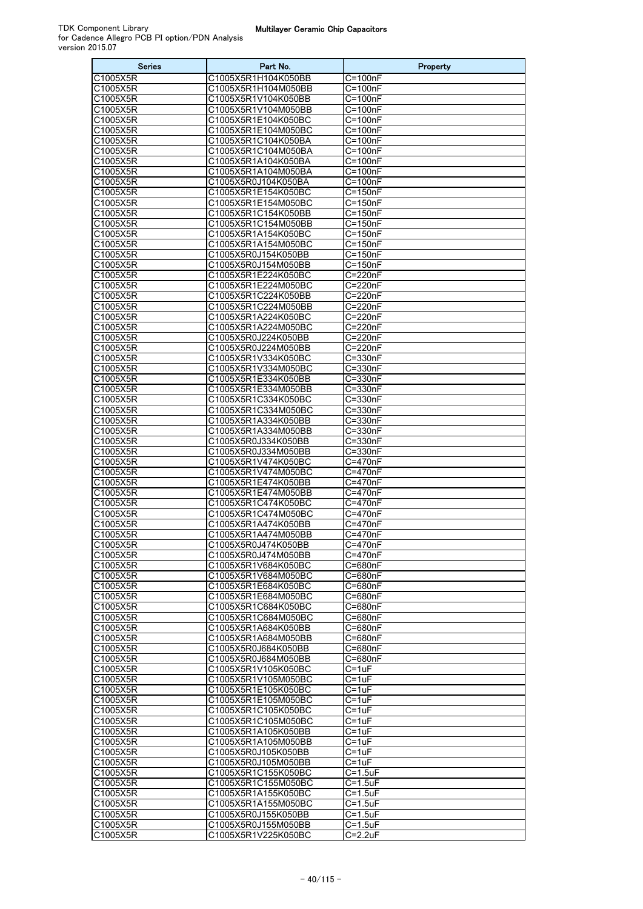| Series | Part No. | Property |
|---|---|---|
| C1005X5R | C1005X5R1H104K050BB | C=100nF |
| C1005X5R | C1005X5R1H104M050BB | C=100nF |
| C1005X5R | C1005X5R1V104K050BB | C=100nF |
| C1005X5R | C1005X5R1V104M050BB | C=100nF |
| C1005X5R | C1005X5R1E104K050BC | C=100nF |
| C1005X5R | C1005X5R1E104M050BC | C=100nF |
| C1005X5R | C1005X5R1C104K050BA | C=100nF |
| C1005X5R | C1005X5R1C104M050BA | C=100nF |
| C1005X5R | C1005X5R1A104K050BA | C=100nF |
| C1005X5R | C1005X5R1A104M050BA | C=100nF |
| C1005X5R | C1005X5R0J104K050BA | C=100nF |
| C1005X5R | C1005X5R1E154K050BC | C=150nF |
| C1005X5R | C1005X5R1E154M050BC | C=150nF |
| C1005X5R | C1005X5R1C154K050BB | C=150nF |
| C1005X5R | C1005X5R1C154M050BB | C=150nF |
| C1005X5R | C1005X5R1A154K050BC | C=150nF |
| C1005X5R | C1005X5R1A154M050BC | C=150nF |
| C1005X5R | C1005X5R0J154K050BB | C=150nF |
| C1005X5R | C1005X5R0J154M050BB | C=150nF |
| C1005X5R | C1005X5R1E224K050BC | C=220nF |
| C1005X5R | C1005X5R1E224M050BC | C=220nF |
| C1005X5R | C1005X5R1C224K050BB | C=220nF |
| C1005X5R | C1005X5R1C224M050BB | C=220nF |
| C1005X5R | C1005X5R1A224K050BC | C=220nF |
| C1005X5R | C1005X5R1A224M050BC | C=220nF |
| C1005X5R | C1005X5R0J224K050BB | C=220nF |
| C1005X5R | C1005X5R0J224M050BB | C=220nF |
| C1005X5R | C1005X5R1V334K050BC | C=330nF |
| C1005X5R | C1005X5R1V334M050BC | C=330nF |
| C1005X5R | C1005X5R1E334K050BB | C=330nF |
| C1005X5R | C1005X5R1E334M050BB | C=330nF |
| C1005X5R | C1005X5R1C334K050BC | C=330nF |
| C1005X5R | C1005X5R1C334M050BC | C=330nF |
| C1005X5R | C1005X5R1A334K050BB | C=330nF |
| C1005X5R | C1005X5R1A334M050BB | C=330nF |
| C1005X5R | C1005X5R0J334K050BB | C=330nF |
| C1005X5R | C1005X5R0J334M050BB | C=330nF |
| C1005X5R | C1005X5R1V474K050BC | C=470nF |
| C1005X5R | C1005X5R1V474M050BC | C=470nF |
| C1005X5R | C1005X5R1E474K050BB | C=470nF |
| C1005X5R | C1005X5R1E474M050BB | C=470nF |
| C1005X5R | C1005X5R1C474K050BC | C=470nF |
| C1005X5R | C1005X5R1C474M050BC | C=470nF |
| C1005X5R | C1005X5R1A474K050BB | C=470nF |
| C1005X5R | C1005X5R1A474M050BB | C=470nF |
| C1005X5R | C1005X5R0J474K050BB | C=470nF |
| C1005X5R | C1005X5R0J474M050BB | C=470nF |
| C1005X5R | C1005X5R1V684K050BC | C=680nF |
| C1005X5R | C1005X5R1V684M050BC | C=680nF |
| C1005X5R | C1005X5R1E684K050BC | C=680nF |
| C1005X5R | C1005X5R1E684M050BC | C=680nF |
| C1005X5R | C1005X5R1C684K050BC | C=680nF |
| C1005X5R | C1005X5R1C684M050BC | C=680nF |
| C1005X5R | C1005X5R1A684K050BB | C=680nF |
| C1005X5R | C1005X5R1A684M050BB | C=680nF |
| C1005X5R | C1005X5R0J684K050BB | C=680nF |
| C1005X5R | C1005X5R0J684M050BB | C=680nF |
| C1005X5R | C1005X5R1V105K050BC | C=1uF |
| C1005X5R | C1005X5R1V105M050BC | C=1uF |
| C1005X5R | C1005X5R1E105K050BC | C=1uF |
| C1005X5R | C1005X5R1E105M050BC | C=1uF |
| C1005X5R | C1005X5R1C105K050BC | C=1uF |
| C1005X5R | C1005X5R1C105M050BC | C=1uF |
| C1005X5R | C1005X5R1A105K050BB | C=1uF |
| C1005X5R | C1005X5R1A105M050BB | C=1uF |
| C1005X5R | C1005X5R0J105K050BB | C=1uF |
| C1005X5R | C1005X5R0J105M050BB | C=1uF |
| C1005X5R | C1005X5R1C155K050BC | C=1.5uF |
| C1005X5R | C1005X5R1C155M050BC | C=1.5uF |
| C1005X5R | C1005X5R1A155K050BC | C=1.5uF |
| C1005X5R | C1005X5R1A155M050BC | C=1.5uF |
| C1005X5R | C1005X5R0J155K050BB | C=1.5uF |
| C1005X5R | C1005X5R0J155M050BB | C=1.5uF |
| C1005X5R | C1005X5R1V225K050BC | C=2.2uF |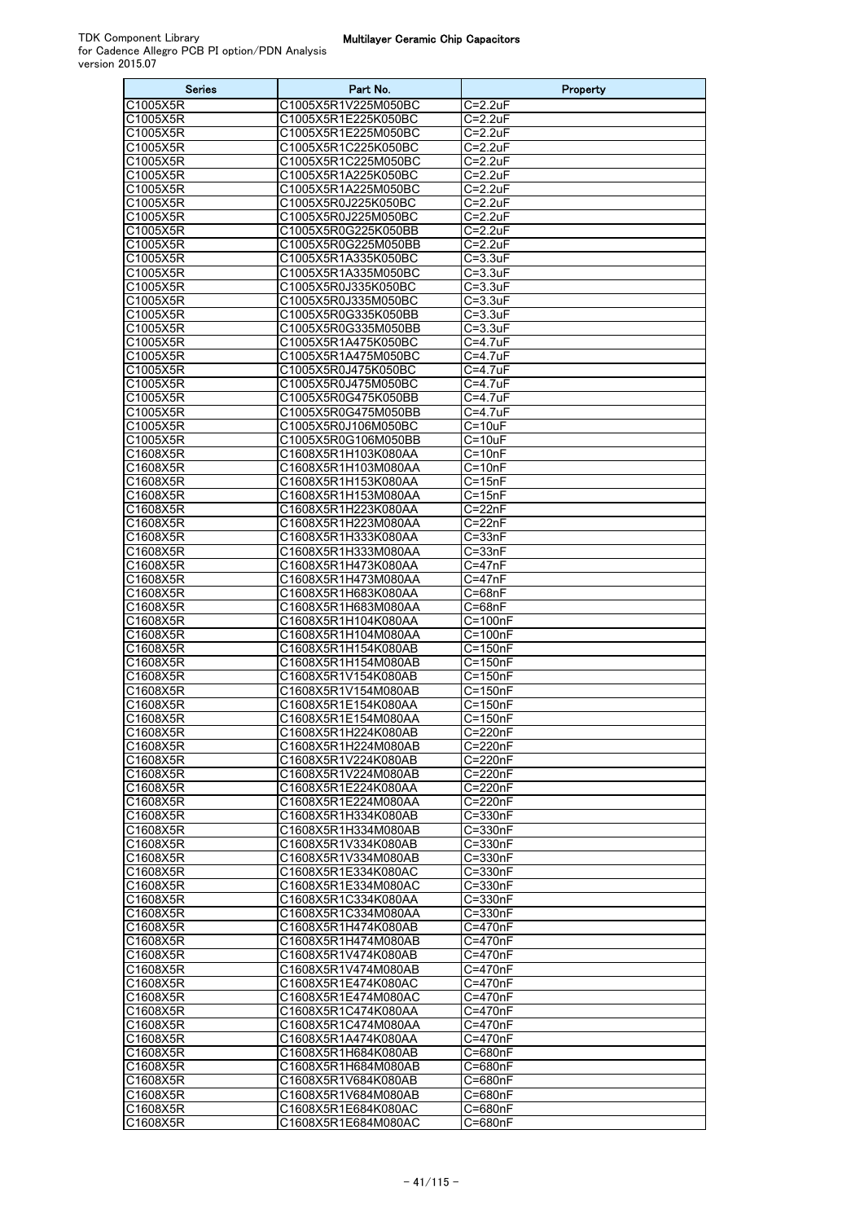| Series | Part No. | Property |
|---|---|---|
| C1005X5R | C1005X5R1V225M050BC | C=2.2uF |
| C1005X5R | C1005X5R1E225K050BC | C=2.2uF |
| C1005X5R | C1005X5R1E225M050BC | C=2.2uF |
| C1005X5R | C1005X5R1C225K050BC | C=2.2uF |
| C1005X5R | C1005X5R1C225M050BC | C=2.2uF |
| C1005X5R | C1005X5R1A225K050BC | C=2.2uF |
| C1005X5R | C1005X5R1A225M050BC | C=2.2uF |
| C1005X5R | C1005X5R0J225K050BC | C=2.2uF |
| C1005X5R | C1005X5R0J225M050BC | C=2.2uF |
| C1005X5R | C1005X5R0G225K050BB | C=2.2uF |
| C1005X5R | C1005X5R0G225M050BB | C=2.2uF |
| C1005X5R | C1005X5R1A335K050BC | C=3.3uF |
| C1005X5R | C1005X5R1A335M050BC | C=3.3uF |
| C1005X5R | C1005X5R0J335K050BC | C=3.3uF |
| C1005X5R | C1005X5R0J335M050BC | C=3.3uF |
| C1005X5R | C1005X5R0G335K050BB | C=3.3uF |
| C1005X5R | C1005X5R0G335M050BB | C=3.3uF |
| C1005X5R | C1005X5R1A475K050BC | C=4.7uF |
| C1005X5R | C1005X5R1A475M050BC | C=4.7uF |
| C1005X5R | C1005X5R0J475K050BC | C=4.7uF |
| C1005X5R | C1005X5R0J475M050BC | C=4.7uF |
| C1005X5R | C1005X5R0G475K050BB | C=4.7uF |
| C1005X5R | C1005X5R0G475M050BB | C=4.7uF |
| C1005X5R | C1005X5R0J106M050BC | C=10uF |
| C1005X5R | C1005X5R0G106M050BB | C=10uF |
| C1608X5R | C1608X5R1H103K080AA | C=10nF |
| C1608X5R | C1608X5R1H103M080AA | C=10nF |
| C1608X5R | C1608X5R1H153K080AA | C=15nF |
| C1608X5R | C1608X5R1H153M080AA | C=15nF |
| C1608X5R | C1608X5R1H223K080AA | C=22nF |
| C1608X5R | C1608X5R1H223M080AA | C=22nF |
| C1608X5R | C1608X5R1H333K080AA | C=33nF |
| C1608X5R | C1608X5R1H333M080AA | C=33nF |
| C1608X5R | C1608X5R1H473K080AA | C=47nF |
| C1608X5R | C1608X5R1H473M080AA | C=47nF |
| C1608X5R | C1608X5R1H683K080AA | C=68nF |
| C1608X5R | C1608X5R1H683M080AA | C=68nF |
| C1608X5R | C1608X5R1H104K080AA | C=100nF |
| C1608X5R | C1608X5R1H104M080AA | C=100nF |
| C1608X5R | C1608X5R1H154K080AB | C=150nF |
| C1608X5R | C1608X5R1H154M080AB | C=150nF |
| C1608X5R | C1608X5R1V154K080AB | C=150nF |
| C1608X5R | C1608X5R1V154M080AB | C=150nF |
| C1608X5R | C1608X5R1E154K080AA | C=150nF |
| C1608X5R | C1608X5R1E154M080AA | C=150nF |
| C1608X5R | C1608X5R1H224K080AB | C=220nF |
| C1608X5R | C1608X5R1H224M080AB | C=220nF |
| C1608X5R | C1608X5R1V224K080AB | C=220nF |
| C1608X5R | C1608X5R1V224M080AB | C=220nF |
| C1608X5R | C1608X5R1E224K080AA | C=220nF |
| C1608X5R | C1608X5R1E224M080AA | C=220nF |
| C1608X5R | C1608X5R1H334K080AB | C=330nF |
| C1608X5R | C1608X5R1H334M080AB | C=330nF |
| C1608X5R | C1608X5R1V334K080AB | C=330nF |
| C1608X5R | C1608X5R1V334M080AB | C=330nF |
| C1608X5R | C1608X5R1E334K080AC | C=330nF |
| C1608X5R | C1608X5R1E334M080AC | C=330nF |
| C1608X5R | C1608X5R1C334K080AA | C=330nF |
| C1608X5R | C1608X5R1C334M080AA | C=330nF |
| C1608X5R | C1608X5R1H474K080AB | C=470nF |
| C1608X5R | C1608X5R1H474M080AB | C=470nF |
| C1608X5R | C1608X5R1V474K080AB | C=470nF |
| C1608X5R | C1608X5R1V474M080AB | C=470nF |
| C1608X5R | C1608X5R1E474K080AC | C=470nF |
| C1608X5R | C1608X5R1E474M080AC | C=470nF |
| C1608X5R | C1608X5R1C474K080AA | C=470nF |
| C1608X5R | C1608X5R1C474M080AA | C=470nF |
| C1608X5R | C1608X5R1A474K080AA | C=470nF |
| C1608X5R | C1608X5R1H684K080AB | C=680nF |
| C1608X5R | C1608X5R1H684M080AB | C=680nF |
| C1608X5R | C1608X5R1V684K080AB | C=680nF |
| C1608X5R | C1608X5R1V684M080AB | C=680nF |
| C1608X5R | C1608X5R1E684K080AC | C=680nF |
| C1608X5R | C1608X5R1E684M080AC | C=680nF |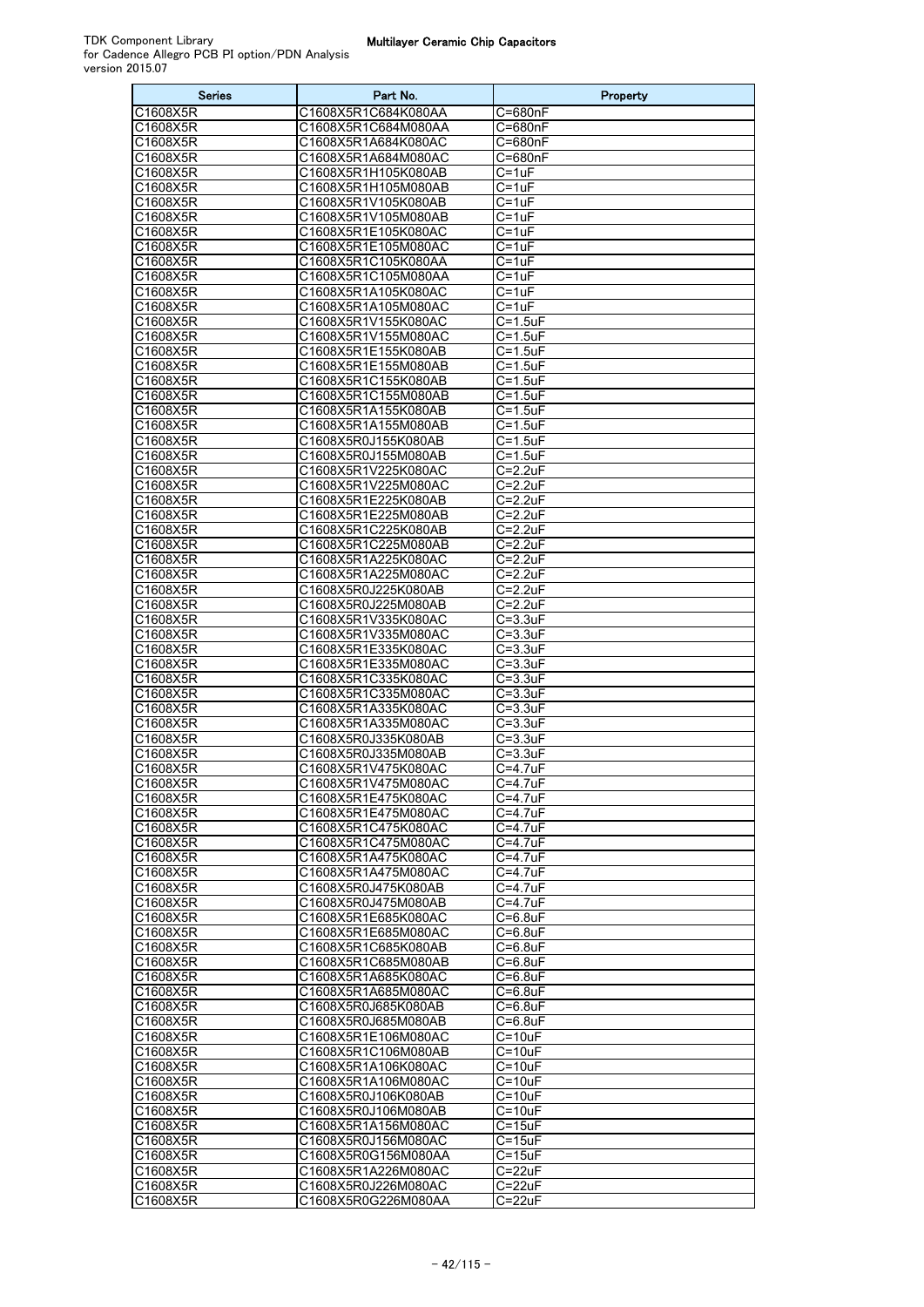| Series | Part No. | Property |
| --- | --- | --- |
| C1608X5R | C1608X5R1C684K080AA | C=680nF |
| C1608X5R | C1608X5R1C684M080AA | C=680nF |
| C1608X5R | C1608X5R1A684K080AC | C=680nF |
| C1608X5R | C1608X5R1A684M080AC | C=680nF |
| C1608X5R | C1608X5R1H105K080AB | C=1uF |
| C1608X5R | C1608X5R1H105M080AB | C=1uF |
| C1608X5R | C1608X5R1V105K080AB | C=1uF |
| C1608X5R | C1608X5R1V105M080AB | C=1uF |
| C1608X5R | C1608X5R1E105K080AC | C=1uF |
| C1608X5R | C1608X5R1E105M080AC | C=1uF |
| C1608X5R | C1608X5R1C105K080AA | C=1uF |
| C1608X5R | C1608X5R1C105M080AA | C=1uF |
| C1608X5R | C1608X5R1A105K080AC | C=1uF |
| C1608X5R | C1608X5R1A105M080AC | C=1uF |
| C1608X5R | C1608X5R1V155K080AC | C=1.5uF |
| C1608X5R | C1608X5R1V155M080AC | C=1.5uF |
| C1608X5R | C1608X5R1E155K080AB | C=1.5uF |
| C1608X5R | C1608X5R1E155M080AB | C=1.5uF |
| C1608X5R | C1608X5R1C155K080AB | C=1.5uF |
| C1608X5R | C1608X5R1C155M080AB | C=1.5uF |
| C1608X5R | C1608X5R1A155K080AB | C=1.5uF |
| C1608X5R | C1608X5R1A155M080AB | C=1.5uF |
| C1608X5R | C1608X5R0J155K080AB | C=1.5uF |
| C1608X5R | C1608X5R0J155M080AB | C=1.5uF |
| C1608X5R | C1608X5R1V225K080AC | C=2.2uF |
| C1608X5R | C1608X5R1V225M080AC | C=2.2uF |
| C1608X5R | C1608X5R1E225K080AB | C=2.2uF |
| C1608X5R | C1608X5R1E225M080AB | C=2.2uF |
| C1608X5R | C1608X5R1C225K080AB | C=2.2uF |
| C1608X5R | C1608X5R1C225M080AB | C=2.2uF |
| C1608X5R | C1608X5R1A225K080AC | C=2.2uF |
| C1608X5R | C1608X5R1A225M080AC | C=2.2uF |
| C1608X5R | C1608X5R0J225K080AB | C=2.2uF |
| C1608X5R | C1608X5R0J225M080AB | C=2.2uF |
| C1608X5R | C1608X5R1V335K080AC | C=3.3uF |
| C1608X5R | C1608X5R1V335M080AC | C=3.3uF |
| C1608X5R | C1608X5R1E335K080AC | C=3.3uF |
| C1608X5R | C1608X5R1E335M080AC | C=3.3uF |
| C1608X5R | C1608X5R1C335K080AC | C=3.3uF |
| C1608X5R | C1608X5R1C335M080AC | C=3.3uF |
| C1608X5R | C1608X5R1A335K080AC | C=3.3uF |
| C1608X5R | C1608X5R1A335M080AC | C=3.3uF |
| C1608X5R | C1608X5R0J335K080AB | C=3.3uF |
| C1608X5R | C1608X5R0J335M080AB | C=3.3uF |
| C1608X5R | C1608X5R1V475K080AC | C=4.7uF |
| C1608X5R | C1608X5R1V475M080AC | C=4.7uF |
| C1608X5R | C1608X5R1E475K080AC | C=4.7uF |
| C1608X5R | C1608X5R1E475M080AC | C=4.7uF |
| C1608X5R | C1608X5R1C475K080AC | C=4.7uF |
| C1608X5R | C1608X5R1C475M080AC | C=4.7uF |
| C1608X5R | C1608X5R1A475K080AC | C=4.7uF |
| C1608X5R | C1608X5R1A475M080AC | C=4.7uF |
| C1608X5R | C1608X5R0J475K080AB | C=4.7uF |
| C1608X5R | C1608X5R0J475M080AB | C=4.7uF |
| C1608X5R | C1608X5R1E685K080AC | C=6.8uF |
| C1608X5R | C1608X5R1E685M080AC | C=6.8uF |
| C1608X5R | C1608X5R1C685K080AB | C=6.8uF |
| C1608X5R | C1608X5R1C685M080AB | C=6.8uF |
| C1608X5R | C1608X5R1A685K080AC | C=6.8uF |
| C1608X5R | C1608X5R1A685M080AC | C=6.8uF |
| C1608X5R | C1608X5R0J685K080AB | C=6.8uF |
| C1608X5R | C1608X5R0J685M080AB | C=6.8uF |
| C1608X5R | C1608X5R1E106M080AC | C=10uF |
| C1608X5R | C1608X5R1C106M080AB | C=10uF |
| C1608X5R | C1608X5R1A106K080AC | C=10uF |
| C1608X5R | C1608X5R1A106M080AC | C=10uF |
| C1608X5R | C1608X5R0J106K080AB | C=10uF |
| C1608X5R | C1608X5R0J106M080AB | C=10uF |
| C1608X5R | C1608X5R1A156M080AC | C=15uF |
| C1608X5R | C1608X5R0J156M080AC | C=15uF |
| C1608X5R | C1608X5R0G156M080AA | C=15uF |
| C1608X5R | C1608X5R1A226M080AC | C=22uF |
| C1608X5R | C1608X5R0J226M080AC | C=22uF |
| C1608X5R | C1608X5R0G226M080AA | C=22uF |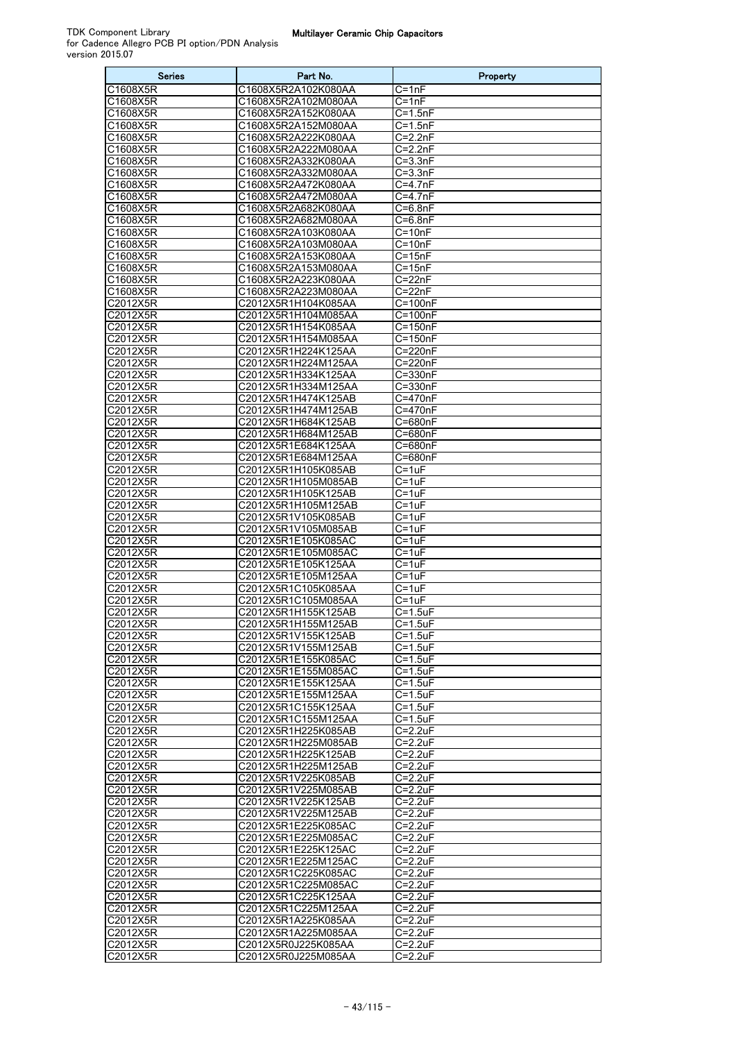| Series | Part No. | Property |
|---|---|---|
| C1608X5R | C1608X5R2A102K080AA | C=1nF |
| C1608X5R | C1608X5R2A102M080AA | C=1nF |
| C1608X5R | C1608X5R2A152K080AA | C=1.5nF |
| C1608X5R | C1608X5R2A152M080AA | C=1.5nF |
| C1608X5R | C1608X5R2A222K080AA | C=2.2nF |
| C1608X5R | C1608X5R2A222M080AA | C=2.2nF |
| C1608X5R | C1608X5R2A332K080AA | C=3.3nF |
| C1608X5R | C1608X5R2A332M080AA | C=3.3nF |
| C1608X5R | C1608X5R2A472K080AA | C=4.7nF |
| C1608X5R | C1608X5R2A472M080AA | C=4.7nF |
| C1608X5R | C1608X5R2A682K080AA | C=6.8nF |
| C1608X5R | C1608X5R2A682M080AA | C=6.8nF |
| C1608X5R | C1608X5R2A103K080AA | C=10nF |
| C1608X5R | C1608X5R2A103M080AA | C=10nF |
| C1608X5R | C1608X5R2A153K080AA | C=15nF |
| C1608X5R | C1608X5R2A153M080AA | C=15nF |
| C1608X5R | C1608X5R2A223K080AA | C=22nF |
| C1608X5R | C1608X5R2A223M080AA | C=22nF |
| C2012X5R | C2012X5R1H104K085AA | C=100nF |
| C2012X5R | C2012X5R1H104M085AA | C=100nF |
| C2012X5R | C2012X5R1H154K085AA | C=150nF |
| C2012X5R | C2012X5R1H154M085AA | C=150nF |
| C2012X5R | C2012X5R1H224K125AA | C=220nF |
| C2012X5R | C2012X5R1H224M125AA | C=220nF |
| C2012X5R | C2012X5R1H334K125AA | C=330nF |
| C2012X5R | C2012X5R1H334M125AA | C=330nF |
| C2012X5R | C2012X5R1H474K125AB | C=470nF |
| C2012X5R | C2012X5R1H474M125AB | C=470nF |
| C2012X5R | C2012X5R1H684K125AB | C=680nF |
| C2012X5R | C2012X5R1H684M125AB | C=680nF |
| C2012X5R | C2012X5R1E684K125AA | C=680nF |
| C2012X5R | C2012X5R1E684M125AA | C=680nF |
| C2012X5R | C2012X5R1H105K085AB | C=1uF |
| C2012X5R | C2012X5R1H105M085AB | C=1uF |
| C2012X5R | C2012X5R1H105K125AB | C=1uF |
| C2012X5R | C2012X5R1H105M125AB | C=1uF |
| C2012X5R | C2012X5R1V105K085AB | C=1uF |
| C2012X5R | C2012X5R1V105M085AB | C=1uF |
| C2012X5R | C2012X5R1E105K085AC | C=1uF |
| C2012X5R | C2012X5R1E105M085AC | C=1uF |
| C2012X5R | C2012X5R1E105K125AA | C=1uF |
| C2012X5R | C2012X5R1E105M125AA | C=1uF |
| C2012X5R | C2012X5R1C105K085AA | C=1uF |
| C2012X5R | C2012X5R1C105M085AA | C=1uF |
| C2012X5R | C2012X5R1H155K125AB | C=1.5uF |
| C2012X5R | C2012X5R1H155M125AB | C=1.5uF |
| C2012X5R | C2012X5R1V155K125AB | C=1.5uF |
| C2012X5R | C2012X5R1V155M125AB | C=1.5uF |
| C2012X5R | C2012X5R1E155K085AC | C=1.5uF |
| C2012X5R | C2012X5R1E155M085AC | C=1.5uF |
| C2012X5R | C2012X5R1E155K125AA | C=1.5uF |
| C2012X5R | C2012X5R1E155M125AA | C=1.5uF |
| C2012X5R | C2012X5R1C155K125AA | C=1.5uF |
| C2012X5R | C2012X5R1C155M125AA | C=1.5uF |
| C2012X5R | C2012X5R1H225K085AB | C=2.2uF |
| C2012X5R | C2012X5R1H225M085AB | C=2.2uF |
| C2012X5R | C2012X5R1H225K125AB | C=2.2uF |
| C2012X5R | C2012X5R1H225M125AB | C=2.2uF |
| C2012X5R | C2012X5R1V225K085AB | C=2.2uF |
| C2012X5R | C2012X5R1V225M085AB | C=2.2uF |
| C2012X5R | C2012X5R1V225K125AB | C=2.2uF |
| C2012X5R | C2012X5R1V225M125AB | C=2.2uF |
| C2012X5R | C2012X5R1E225K085AC | C=2.2uF |
| C2012X5R | C2012X5R1E225M085AC | C=2.2uF |
| C2012X5R | C2012X5R1E225K125AC | C=2.2uF |
| C2012X5R | C2012X5R1E225M125AC | C=2.2uF |
| C2012X5R | C2012X5R1C225K085AC | C=2.2uF |
| C2012X5R | C2012X5R1C225M085AC | C=2.2uF |
| C2012X5R | C2012X5R1C225K125AA | C=2.2uF |
| C2012X5R | C2012X5R1C225M125AA | C=2.2uF |
| C2012X5R | C2012X5R1A225K085AA | C=2.2uF |
| C2012X5R | C2012X5R1A225M085AA | C=2.2uF |
| C2012X5R | C2012X5R0J225K085AA | C=2.2uF |
| C2012X5R | C2012X5R0J225M085AA | C=2.2uF |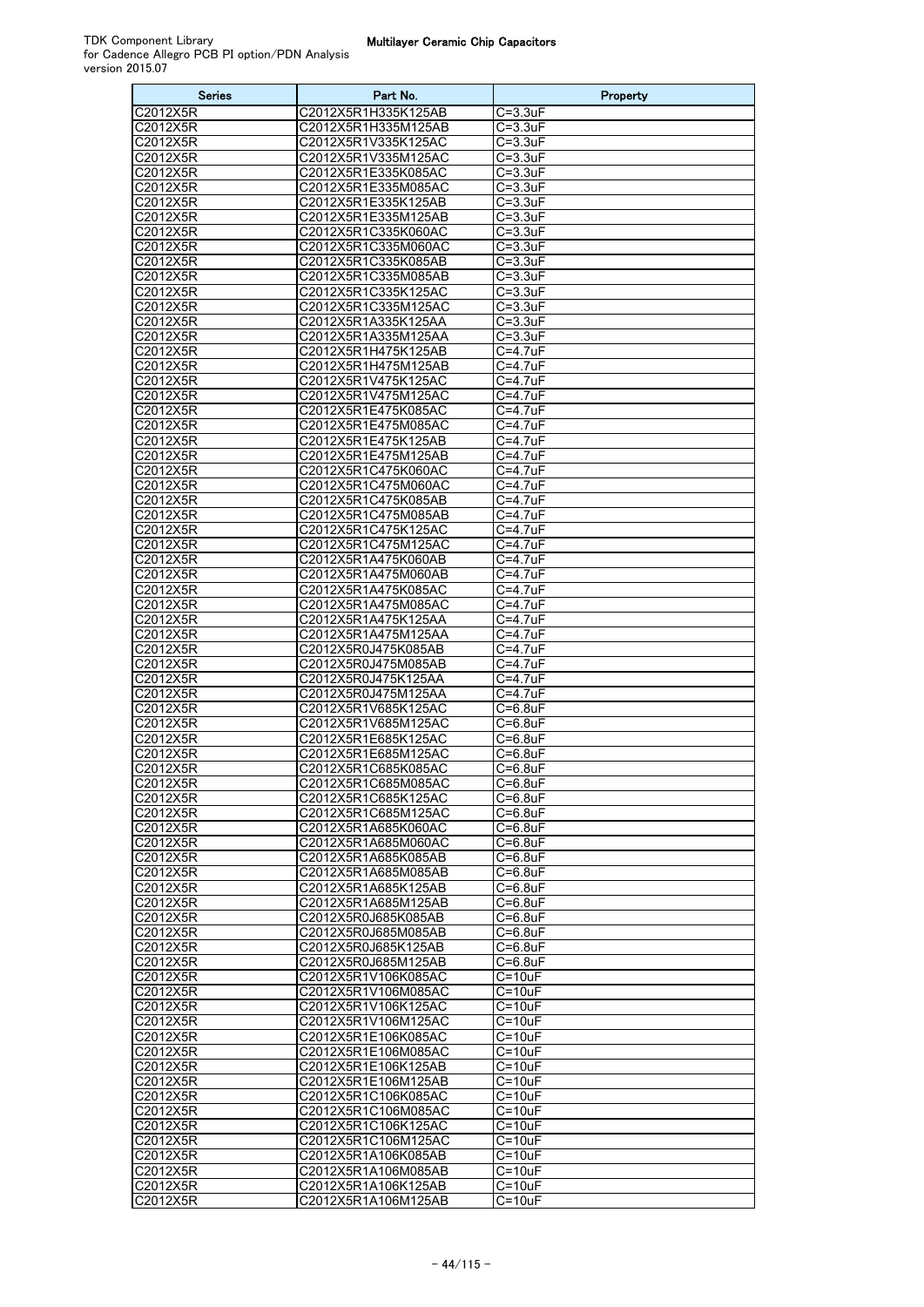| Series | Part No. | Property |
|---|---|---|
| C2012X5R | C2012X5R1H335K125AB | C=3.3uF |
| C2012X5R | C2012X5R1H335M125AB | C=3.3uF |
| C2012X5R | C2012X5R1V335K125AC | C=3.3uF |
| C2012X5R | C2012X5R1V335M125AC | C=3.3uF |
| C2012X5R | C2012X5R1E335K085AC | C=3.3uF |
| C2012X5R | C2012X5R1E335M085AC | C=3.3uF |
| C2012X5R | C2012X5R1E335K125AB | C=3.3uF |
| C2012X5R | C2012X5R1E335M125AB | C=3.3uF |
| C2012X5R | C2012X5R1C335K060AC | C=3.3uF |
| C2012X5R | C2012X5R1C335M060AC | C=3.3uF |
| C2012X5R | C2012X5R1C335K085AB | C=3.3uF |
| C2012X5R | C2012X5R1C335M085AB | C=3.3uF |
| C2012X5R | C2012X5R1C335K125AC | C=3.3uF |
| C2012X5R | C2012X5R1C335M125AC | C=3.3uF |
| C2012X5R | C2012X5R1A335K125AA | C=3.3uF |
| C2012X5R | C2012X5R1A335M125AA | C=3.3uF |
| C2012X5R | C2012X5R1H475K125AB | C=4.7uF |
| C2012X5R | C2012X5R1H475M125AB | C=4.7uF |
| C2012X5R | C2012X5R1V475K125AC | C=4.7uF |
| C2012X5R | C2012X5R1V475M125AC | C=4.7uF |
| C2012X5R | C2012X5R1E475K085AC | C=4.7uF |
| C2012X5R | C2012X5R1E475M085AC | C=4.7uF |
| C2012X5R | C2012X5R1E475K125AB | C=4.7uF |
| C2012X5R | C2012X5R1E475M125AB | C=4.7uF |
| C2012X5R | C2012X5R1C475K060AC | C=4.7uF |
| C2012X5R | C2012X5R1C475M060AC | C=4.7uF |
| C2012X5R | C2012X5R1C475K085AB | C=4.7uF |
| C2012X5R | C2012X5R1C475M085AB | C=4.7uF |
| C2012X5R | C2012X5R1C475K125AC | C=4.7uF |
| C2012X5R | C2012X5R1C475M125AC | C=4.7uF |
| C2012X5R | C2012X5R1A475K060AB | C=4.7uF |
| C2012X5R | C2012X5R1A475M060AB | C=4.7uF |
| C2012X5R | C2012X5R1A475K085AC | C=4.7uF |
| C2012X5R | C2012X5R1A475M085AC | C=4.7uF |
| C2012X5R | C2012X5R1A475K125AA | C=4.7uF |
| C2012X5R | C2012X5R1A475M125AA | C=4.7uF |
| C2012X5R | C2012X5R0J475K085AB | C=4.7uF |
| C2012X5R | C2012X5R0J475M085AB | C=4.7uF |
| C2012X5R | C2012X5R0J475K125AA | C=4.7uF |
| C2012X5R | C2012X5R0J475M125AA | C=4.7uF |
| C2012X5R | C2012X5R1V685K125AC | C=6.8uF |
| C2012X5R | C2012X5R1V685M125AC | C=6.8uF |
| C2012X5R | C2012X5R1E685K125AC | C=6.8uF |
| C2012X5R | C2012X5R1E685M125AC | C=6.8uF |
| C2012X5R | C2012X5R1C685K085AC | C=6.8uF |
| C2012X5R | C2012X5R1C685M085AC | C=6.8uF |
| C2012X5R | C2012X5R1C685K125AC | C=6.8uF |
| C2012X5R | C2012X5R1C685M125AC | C=6.8uF |
| C2012X5R | C2012X5R1A685K060AC | C=6.8uF |
| C2012X5R | C2012X5R1A685M060AC | C=6.8uF |
| C2012X5R | C2012X5R1A685K085AB | C=6.8uF |
| C2012X5R | C2012X5R1A685M085AB | C=6.8uF |
| C2012X5R | C2012X5R1A685K125AB | C=6.8uF |
| C2012X5R | C2012X5R1A685M125AB | C=6.8uF |
| C2012X5R | C2012X5R0J685K085AB | C=6.8uF |
| C2012X5R | C2012X5R0J685M085AB | C=6.8uF |
| C2012X5R | C2012X5R0J685K125AB | C=6.8uF |
| C2012X5R | C2012X5R0J685M125AB | C=6.8uF |
| C2012X5R | C2012X5R1V106K085AC | C=10uF |
| C2012X5R | C2012X5R1V106M085AC | C=10uF |
| C2012X5R | C2012X5R1V106K125AC | C=10uF |
| C2012X5R | C2012X5R1V106M125AC | C=10uF |
| C2012X5R | C2012X5R1E106K085AC | C=10uF |
| C2012X5R | C2012X5R1E106M085AC | C=10uF |
| C2012X5R | C2012X5R1E106K125AB | C=10uF |
| C2012X5R | C2012X5R1E106M125AB | C=10uF |
| C2012X5R | C2012X5R1C106K085AC | C=10uF |
| C2012X5R | C2012X5R1C106M085AC | C=10uF |
| C2012X5R | C2012X5R1C106K125AC | C=10uF |
| C2012X5R | C2012X5R1C106M125AC | C=10uF |
| C2012X5R | C2012X5R1A106K085AB | C=10uF |
| C2012X5R | C2012X5R1A106M085AB | C=10uF |
| C2012X5R | C2012X5R1A106K125AB | C=10uF |
| C2012X5R | C2012X5R1A106M125AB | C=10uF |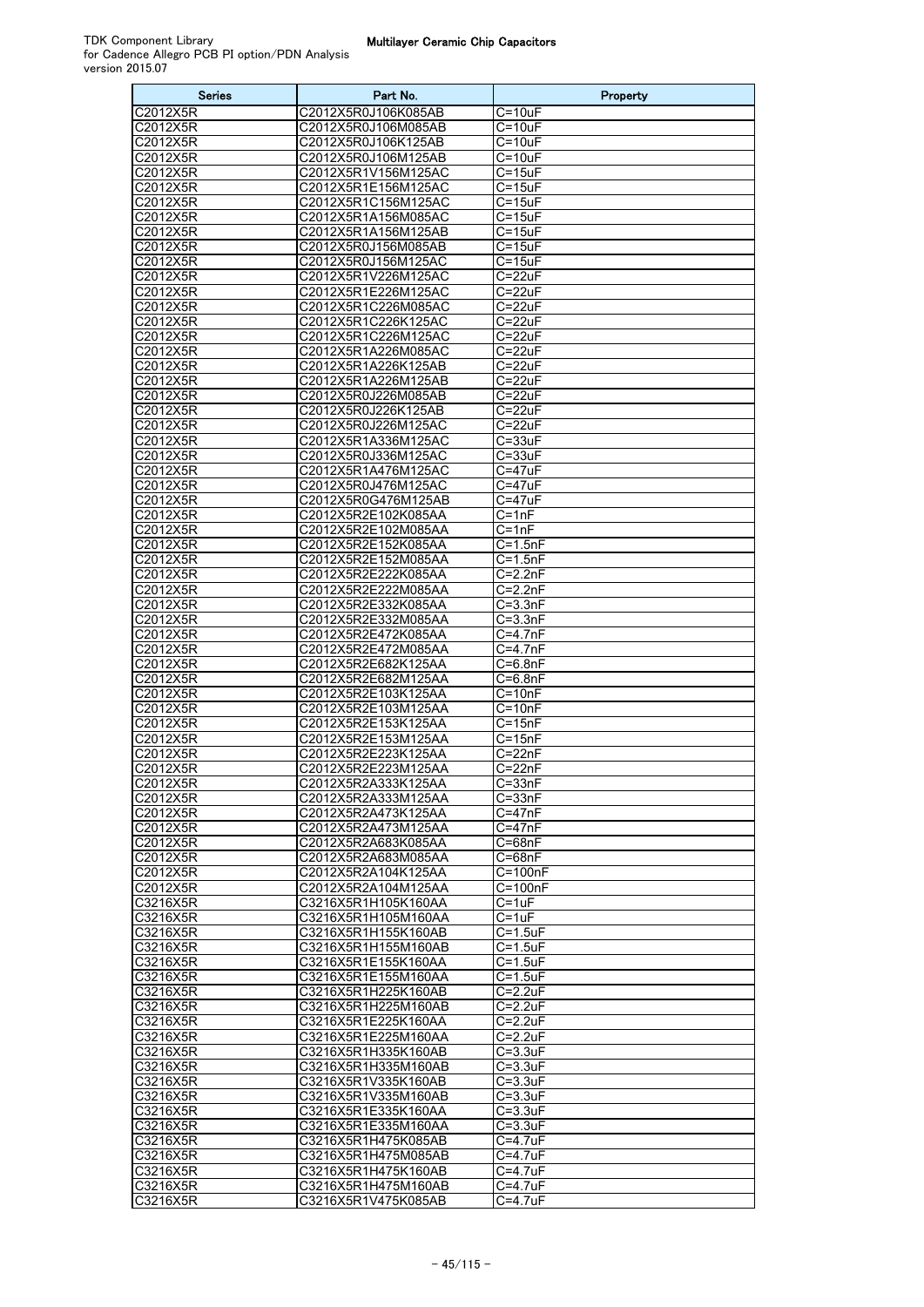| Series | Part No. | Property |
|---|---|---|
| C2012X5R | C2012X5R0J106K085AB | C=10uF |
| C2012X5R | C2012X5R0J106M085AB | C=10uF |
| C2012X5R | C2012X5R0J106K125AB | C=10uF |
| C2012X5R | C2012X5R0J106M125AB | C=10uF |
| C2012X5R | C2012X5R1V156M125AC | C=15uF |
| C2012X5R | C2012X5R1E156M125AC | C=15uF |
| C2012X5R | C2012X5R1C156M125AC | C=15uF |
| C2012X5R | C2012X5R1A156M085AC | C=15uF |
| C2012X5R | C2012X5R1A156M125AB | C=15uF |
| C2012X5R | C2012X5R0J156M085AB | C=15uF |
| C2012X5R | C2012X5R0J156M125AC | C=15uF |
| C2012X5R | C2012X5R1V226M125AC | C=22uF |
| C2012X5R | C2012X5R1E226M125AC | C=22uF |
| C2012X5R | C2012X5R1C226M085AC | C=22uF |
| C2012X5R | C2012X5R1C226K125AC | C=22uF |
| C2012X5R | C2012X5R1C226M125AC | C=22uF |
| C2012X5R | C2012X5R1A226M085AC | C=22uF |
| C2012X5R | C2012X5R1A226K125AB | C=22uF |
| C2012X5R | C2012X5R1A226M125AB | C=22uF |
| C2012X5R | C2012X5R0J226M085AB | C=22uF |
| C2012X5R | C2012X5R0J226K125AB | C=22uF |
| C2012X5R | C2012X5R0J226M125AC | C=22uF |
| C2012X5R | C2012X5R1A336M125AC | C=33uF |
| C2012X5R | C2012X5R0J336M125AC | C=33uF |
| C2012X5R | C2012X5R1A476M125AC | C=47uF |
| C2012X5R | C2012X5R0J476M125AC | C=47uF |
| C2012X5R | C2012X5R0G476M125AB | C=47uF |
| C2012X5R | C2012X5R2E102K085AA | C=1nF |
| C2012X5R | C2012X5R2E102M085AA | C=1nF |
| C2012X5R | C2012X5R2E152K085AA | C=1.5nF |
| C2012X5R | C2012X5R2E152M085AA | C=1.5nF |
| C2012X5R | C2012X5R2E222K085AA | C=2.2nF |
| C2012X5R | C2012X5R2E222M085AA | C=2.2nF |
| C2012X5R | C2012X5R2E332K085AA | C=3.3nF |
| C2012X5R | C2012X5R2E332M085AA | C=3.3nF |
| C2012X5R | C2012X5R2E472K085AA | C=4.7nF |
| C2012X5R | C2012X5R2E472M085AA | C=4.7nF |
| C2012X5R | C2012X5R2E682K125AA | C=6.8nF |
| C2012X5R | C2012X5R2E682M125AA | C=6.8nF |
| C2012X5R | C2012X5R2E103K125AA | C=10nF |
| C2012X5R | C2012X5R2E103M125AA | C=10nF |
| C2012X5R | C2012X5R2E153K125AA | C=15nF |
| C2012X5R | C2012X5R2E153M125AA | C=15nF |
| C2012X5R | C2012X5R2E223K125AA | C=22nF |
| C2012X5R | C2012X5R2E223M125AA | C=22nF |
| C2012X5R | C2012X5R2A333K125AA | C=33nF |
| C2012X5R | C2012X5R2A333M125AA | C=33nF |
| C2012X5R | C2012X5R2A473K125AA | C=47nF |
| C2012X5R | C2012X5R2A473M125AA | C=47nF |
| C2012X5R | C2012X5R2A683K085AA | C=68nF |
| C2012X5R | C2012X5R2A683M085AA | C=68nF |
| C2012X5R | C2012X5R2A104K125AA | C=100nF |
| C2012X5R | C2012X5R2A104M125AA | C=100nF |
| C3216X5R | C3216X5R1H105K160AA | C=1uF |
| C3216X5R | C3216X5R1H105M160AA | C=1uF |
| C3216X5R | C3216X5R1H155K160AB | C=1.5uF |
| C3216X5R | C3216X5R1H155M160AB | C=1.5uF |
| C3216X5R | C3216X5R1E155K160AA | C=1.5uF |
| C3216X5R | C3216X5R1E155M160AA | C=1.5uF |
| C3216X5R | C3216X5R1H225K160AB | C=2.2uF |
| C3216X5R | C3216X5R1H225M160AB | C=2.2uF |
| C3216X5R | C3216X5R1E225K160AA | C=2.2uF |
| C3216X5R | C3216X5R1E225M160AA | C=2.2uF |
| C3216X5R | C3216X5R1H335K160AB | C=3.3uF |
| C3216X5R | C3216X5R1H335M160AB | C=3.3uF |
| C3216X5R | C3216X5R1V335K160AB | C=3.3uF |
| C3216X5R | C3216X5R1V335M160AB | C=3.3uF |
| C3216X5R | C3216X5R1E335K160AA | C=3.3uF |
| C3216X5R | C3216X5R1E335M160AA | C=3.3uF |
| C3216X5R | C3216X5R1H475K085AB | C=4.7uF |
| C3216X5R | C3216X5R1H475M085AB | C=4.7uF |
| C3216X5R | C3216X5R1H475K160AB | C=4.7uF |
| C3216X5R | C3216X5R1H475M160AB | C=4.7uF |
| C3216X5R | C3216X5R1V475K085AB | C=4.7uF |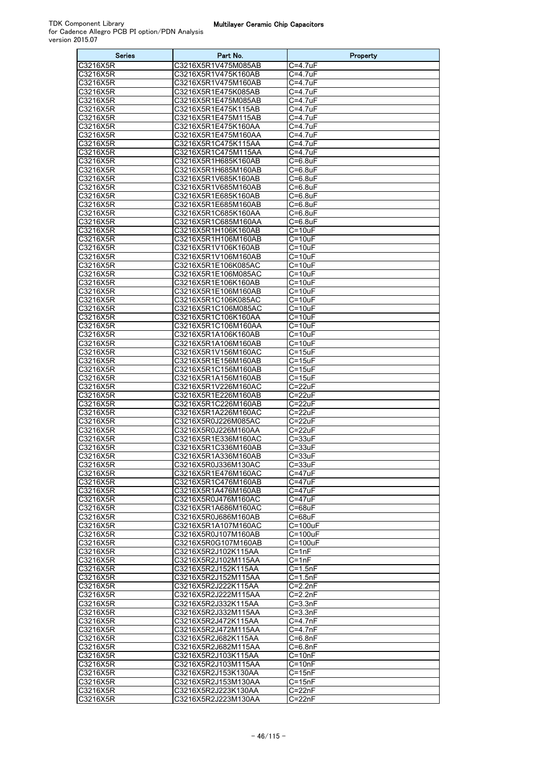| Series | Part No. | Property |
| --- | --- | --- |
| C3216X5R | C3216X5R1V475M085AB | C=4.7uF |
| C3216X5R | C3216X5R1V475K160AB | C=4.7uF |
| C3216X5R | C3216X5R1V475M160AB | C=4.7uF |
| C3216X5R | C3216X5R1E475K085AB | C=4.7uF |
| C3216X5R | C3216X5R1E475M085AB | C=4.7uF |
| C3216X5R | C3216X5R1E475K115AB | C=4.7uF |
| C3216X5R | C3216X5R1E475M115AB | C=4.7uF |
| C3216X5R | C3216X5R1E475K160AA | C=4.7uF |
| C3216X5R | C3216X5R1E475M160AA | C=4.7uF |
| C3216X5R | C3216X5R1C475K115AA | C=4.7uF |
| C3216X5R | C3216X5R1C475M115AA | C=4.7uF |
| C3216X5R | C3216X5R1H685K160AB | C=6.8uF |
| C3216X5R | C3216X5R1H685M160AB | C=6.8uF |
| C3216X5R | C3216X5R1V685K160AB | C=6.8uF |
| C3216X5R | C3216X5R1V685M160AB | C=6.8uF |
| C3216X5R | C3216X5R1E685K160AB | C=6.8uF |
| C3216X5R | C3216X5R1E685M160AB | C=6.8uF |
| C3216X5R | C3216X5R1C685K160AA | C=6.8uF |
| C3216X5R | C3216X5R1C685M160AA | C=6.8uF |
| C3216X5R | C3216X5R1H106K160AB | C=10uF |
| C3216X5R | C3216X5R1H106M160AB | C=10uF |
| C3216X5R | C3216X5R1V106K160AB | C=10uF |
| C3216X5R | C3216X5R1V106M160AB | C=10uF |
| C3216X5R | C3216X5R1E106K085AC | C=10uF |
| C3216X5R | C3216X5R1E106M085AC | C=10uF |
| C3216X5R | C3216X5R1E106K160AB | C=10uF |
| C3216X5R | C3216X5R1E106M160AB | C=10uF |
| C3216X5R | C3216X5R1C106K085AC | C=10uF |
| C3216X5R | C3216X5R1C106M085AC | C=10uF |
| C3216X5R | C3216X5R1C106K160AA | C=10uF |
| C3216X5R | C3216X5R1C106M160AA | C=10uF |
| C3216X5R | C3216X5R1A106K160AB | C=10uF |
| C3216X5R | C3216X5R1A106M160AB | C=10uF |
| C3216X5R | C3216X5R1V156M160AC | C=15uF |
| C3216X5R | C3216X5R1E156M160AB | C=15uF |
| C3216X5R | C3216X5R1C156M160AB | C=15uF |
| C3216X5R | C3216X5R1A156M160AB | C=15uF |
| C3216X5R | C3216X5R1V226M160AC | C=22uF |
| C3216X5R | C3216X5R1E226M160AB | C=22uF |
| C3216X5R | C3216X5R1C226M160AB | C=22uF |
| C3216X5R | C3216X5R1A226M160AC | C=22uF |
| C3216X5R | C3216X5R0J226M085AC | C=22uF |
| C3216X5R | C3216X5R0J226M160AA | C=22uF |
| C3216X5R | C3216X5R1E336M160AC | C=33uF |
| C3216X5R | C3216X5R1C336M160AB | C=33uF |
| C3216X5R | C3216X5R1A336M160AB | C=33uF |
| C3216X5R | C3216X5R0J336M130AC | C=33uF |
| C3216X5R | C3216X5R1E476M160AC | C=47uF |
| C3216X5R | C3216X5R1C476M160AB | C=47uF |
| C3216X5R | C3216X5R1A476M160AB | C=47uF |
| C3216X5R | C3216X5R0J476M160AC | C=47uF |
| C3216X5R | C3216X5R1A686M160AC | C=68uF |
| C3216X5R | C3216X5R0J686M160AB | C=68uF |
| C3216X5R | C3216X5R1A107M160AC | C=100uF |
| C3216X5R | C3216X5R0J107M160AB | C=100uF |
| C3216X5R | C3216X5R0G107M160AB | C=100uF |
| C3216X5R | C3216X5R2J102K115AA | C=1nF |
| C3216X5R | C3216X5R2J102M115AA | C=1nF |
| C3216X5R | C3216X5R2J152K115AA | C=1.5nF |
| C3216X5R | C3216X5R2J152M115AA | C=1.5nF |
| C3216X5R | C3216X5R2J222K115AA | C=2.2nF |
| C3216X5R | C3216X5R2J222M115AA | C=2.2nF |
| C3216X5R | C3216X5R2J332K115AA | C=3.3nF |
| C3216X5R | C3216X5R2J332M115AA | C=3.3nF |
| C3216X5R | C3216X5R2J472K115AA | C=4.7nF |
| C3216X5R | C3216X5R2J472M115AA | C=4.7nF |
| C3216X5R | C3216X5R2J682K115AA | C=6.8nF |
| C3216X5R | C3216X5R2J682M115AA | C=6.8nF |
| C3216X5R | C3216X5R2J103K115AA | C=10nF |
| C3216X5R | C3216X5R2J103M115AA | C=10nF |
| C3216X5R | C3216X5R2J153K130AA | C=15nF |
| C3216X5R | C3216X5R2J153M130AA | C=15nF |
| C3216X5R | C3216X5R2J223K130AA | C=22nF |
| C3216X5R | C3216X5R2J223M130AA | C=22nF |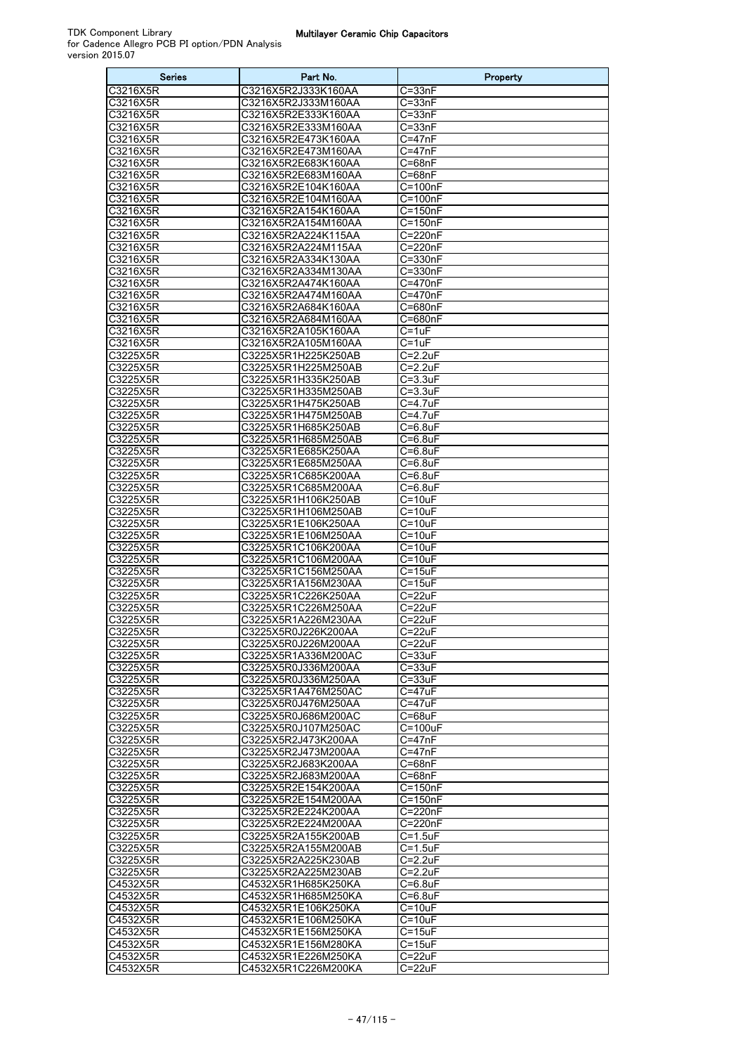| Series | Part No. | Property |
|---|---|---|
| C3216X5R | C3216X5R2J333K160AA | C=33nF |
| C3216X5R | C3216X5R2J333M160AA | C=33nF |
| C3216X5R | C3216X5R2E333K160AA | C=33nF |
| C3216X5R | C3216X5R2E333M160AA | C=33nF |
| C3216X5R | C3216X5R2E473K160AA | C=47nF |
| C3216X5R | C3216X5R2E473M160AA | C=47nF |
| C3216X5R | C3216X5R2E683K160AA | C=68nF |
| C3216X5R | C3216X5R2E683M160AA | C=68nF |
| C3216X5R | C3216X5R2E104K160AA | C=100nF |
| C3216X5R | C3216X5R2E104M160AA | C=100nF |
| C3216X5R | C3216X5R2A154K160AA | C=150nF |
| C3216X5R | C3216X5R2A154M160AA | C=150nF |
| C3216X5R | C3216X5R2A224K115AA | C=220nF |
| C3216X5R | C3216X5R2A224M115AA | C=220nF |
| C3216X5R | C3216X5R2A334K130AA | C=330nF |
| C3216X5R | C3216X5R2A334M130AA | C=330nF |
| C3216X5R | C3216X5R2A474K160AA | C=470nF |
| C3216X5R | C3216X5R2A474M160AA | C=470nF |
| C3216X5R | C3216X5R2A684K160AA | C=680nF |
| C3216X5R | C3216X5R2A684M160AA | C=680nF |
| C3216X5R | C3216X5R2A105K160AA | C=1uF |
| C3216X5R | C3216X5R2A105M160AA | C=1uF |
| C3225X5R | C3225X5R1H225K250AB | C=2.2uF |
| C3225X5R | C3225X5R1H225M250AB | C=2.2uF |
| C3225X5R | C3225X5R1H335K250AB | C=3.3uF |
| C3225X5R | C3225X5R1H335M250AB | C=3.3uF |
| C3225X5R | C3225X5R1H475K250AB | C=4.7uF |
| C3225X5R | C3225X5R1H475M250AB | C=4.7uF |
| C3225X5R | C3225X5R1H685K250AB | C=6.8uF |
| C3225X5R | C3225X5R1H685M250AB | C=6.8uF |
| C3225X5R | C3225X5R1E685K250AA | C=6.8uF |
| C3225X5R | C3225X5R1E685M250AA | C=6.8uF |
| C3225X5R | C3225X5R1C685K200AA | C=6.8uF |
| C3225X5R | C3225X5R1C685M200AA | C=6.8uF |
| C3225X5R | C3225X5R1H106K250AB | C=10uF |
| C3225X5R | C3225X5R1H106M250AB | C=10uF |
| C3225X5R | C3225X5R1E106K250AA | C=10uF |
| C3225X5R | C3225X5R1E106M250AA | C=10uF |
| C3225X5R | C3225X5R1C106K200AA | C=10uF |
| C3225X5R | C3225X5R1C106M200AA | C=10uF |
| C3225X5R | C3225X5R1C156M250AA | C=15uF |
| C3225X5R | C3225X5R1A156M230AA | C=15uF |
| C3225X5R | C3225X5R1C226K250AA | C=22uF |
| C3225X5R | C3225X5R1C226M250AA | C=22uF |
| C3225X5R | C3225X5R1A226M230AA | C=22uF |
| C3225X5R | C3225X5R0J226K200AA | C=22uF |
| C3225X5R | C3225X5R0J226M200AA | C=22uF |
| C3225X5R | C3225X5R1A336M200AC | C=33uF |
| C3225X5R | C3225X5R0J336M200AA | C=33uF |
| C3225X5R | C3225X5R0J336M250AA | C=33uF |
| C3225X5R | C3225X5R1A476M250AC | C=47uF |
| C3225X5R | C3225X5R0J476M250AA | C=47uF |
| C3225X5R | C3225X5R0J686M200AC | C=68uF |
| C3225X5R | C3225X5R0J107M250AC | C=100uF |
| C3225X5R | C3225X5R2J473K200AA | C=47nF |
| C3225X5R | C3225X5R2J473M200AA | C=47nF |
| C3225X5R | C3225X5R2J683K200AA | C=68nF |
| C3225X5R | C3225X5R2J683M200AA | C=68nF |
| C3225X5R | C3225X5R2E154K200AA | C=150nF |
| C3225X5R | C3225X5R2E154M200AA | C=150nF |
| C3225X5R | C3225X5R2E224K200AA | C=220nF |
| C3225X5R | C3225X5R2E224M200AA | C=220nF |
| C3225X5R | C3225X5R2A155K200AB | C=1.5uF |
| C3225X5R | C3225X5R2A155M200AB | C=1.5uF |
| C3225X5R | C3225X5R2A225K230AB | C=2.2uF |
| C3225X5R | C3225X5R2A225M230AB | C=2.2uF |
| C4532X5R | C4532X5R1H685K250KA | C=6.8uF |
| C4532X5R | C4532X5R1H685M250KA | C=6.8uF |
| C4532X5R | C4532X5R1E106K250KA | C=10uF |
| C4532X5R | C4532X5R1E106M250KA | C=10uF |
| C4532X5R | C4532X5R1E156M250KA | C=15uF |
| C4532X5R | C4532X5R1E156M280KA | C=15uF |
| C4532X5R | C4532X5R1E226M250KA | C=22uF |
| C4532X5R | C4532X5R1C226M200KA | C=22uF |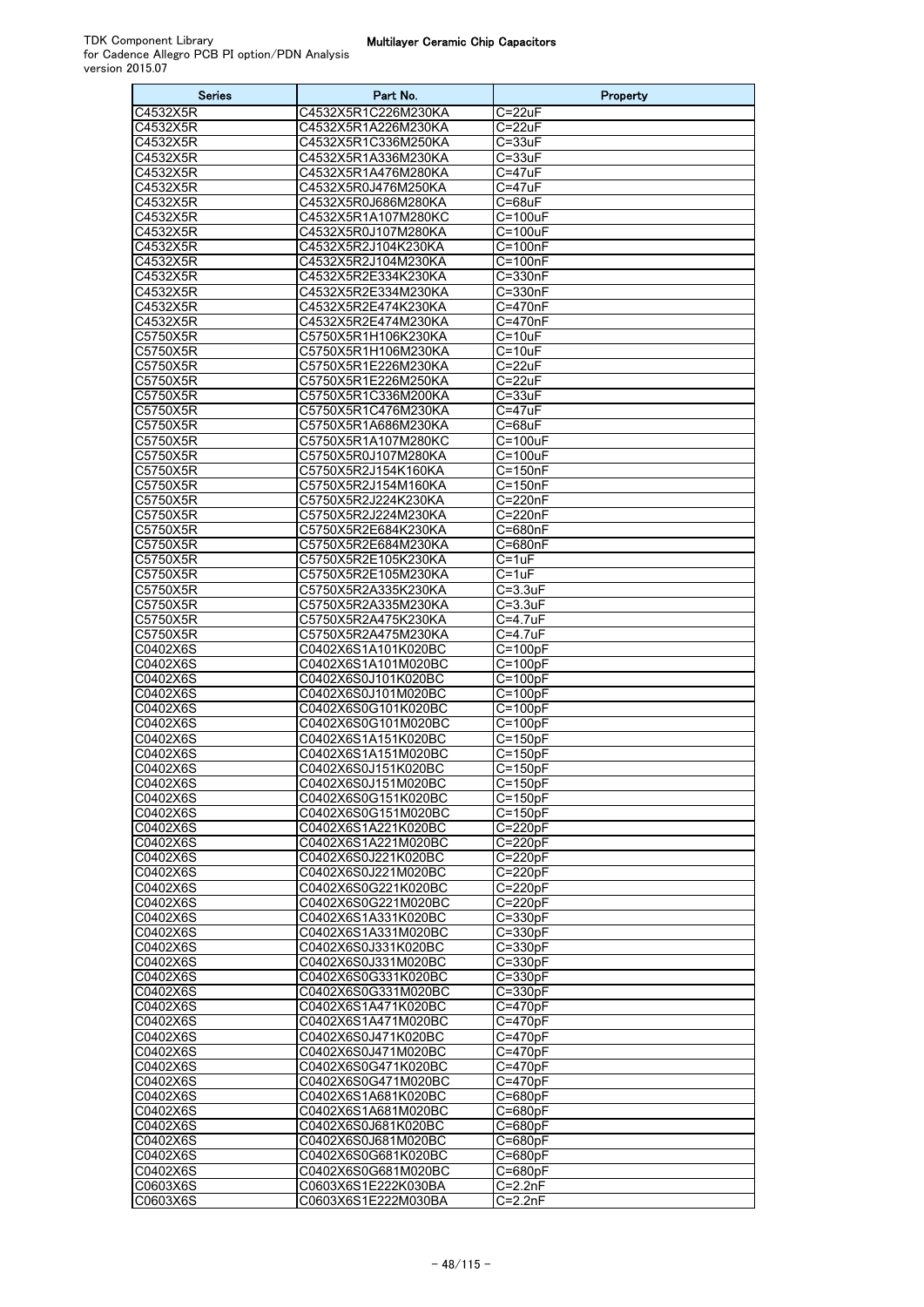| Series | Part No. | Property |
|---|---|---|
| C4532X5R | C4532X5R1C226M230KA | C=22uF |
| C4532X5R | C4532X5R1A226M230KA | C=22uF |
| C4532X5R | C4532X5R1C336M250KA | C=33uF |
| C4532X5R | C4532X5R1A336M230KA | C=33uF |
| C4532X5R | C4532X5R1A476M280KA | C=47uF |
| C4532X5R | C4532X5R0J476M250KA | C=47uF |
| C4532X5R | C4532X5R0J686M280KA | C=68uF |
| C4532X5R | C4532X5R1A107M280KC | C=100uF |
| C4532X5R | C4532X5R0J107M280KA | C=100uF |
| C4532X5R | C4532X5R2J104K230KA | C=100nF |
| C4532X5R | C4532X5R2J104M230KA | C=100nF |
| C4532X5R | C4532X5R2E334K230KA | C=330nF |
| C4532X5R | C4532X5R2E334M230KA | C=330nF |
| C4532X5R | C4532X5R2E474K230KA | C=470nF |
| C4532X5R | C4532X5R2E474M230KA | C=470nF |
| C5750X5R | C5750X5R1H106K230KA | C=10uF |
| C5750X5R | C5750X5R1H106M230KA | C=10uF |
| C5750X5R | C5750X5R1E226M230KA | C=22uF |
| C5750X5R | C5750X5R1E226M250KA | C=22uF |
| C5750X5R | C5750X5R1C336M200KA | C=33uF |
| C5750X5R | C5750X5R1C476M230KA | C=47uF |
| C5750X5R | C5750X5R1A686M230KA | C=68uF |
| C5750X5R | C5750X5R1A107M280KC | C=100uF |
| C5750X5R | C5750X5R0J107M280KA | C=100uF |
| C5750X5R | C5750X5R2J154K160KA | C=150nF |
| C5750X5R | C5750X5R2J154M160KA | C=150nF |
| C5750X5R | C5750X5R2J224K230KA | C=220nF |
| C5750X5R | C5750X5R2J224M230KA | C=220nF |
| C5750X5R | C5750X5R2E684K230KA | C=680nF |
| C5750X5R | C5750X5R2E684M230KA | C=680nF |
| C5750X5R | C5750X5R2E105K230KA | C=1uF |
| C5750X5R | C5750X5R2E105M230KA | C=1uF |
| C5750X5R | C5750X5R2A335K230KA | C=3.3uF |
| C5750X5R | C5750X5R2A335M230KA | C=3.3uF |
| C5750X5R | C5750X5R2A475K230KA | C=4.7uF |
| C5750X5R | C5750X5R2A475M230KA | C=4.7uF |
| C0402X6S | C0402X6S1A101K020BC | C=100pF |
| C0402X6S | C0402X6S1A101M020BC | C=100pF |
| C0402X6S | C0402X6S0J101K020BC | C=100pF |
| C0402X6S | C0402X6S0J101M020BC | C=100pF |
| C0402X6S | C0402X6S0G101K020BC | C=100pF |
| C0402X6S | C0402X6S0G101M020BC | C=100pF |
| C0402X6S | C0402X6S1A151K020BC | C=150pF |
| C0402X6S | C0402X6S1A151M020BC | C=150pF |
| C0402X6S | C0402X6S0J151K020BC | C=150pF |
| C0402X6S | C0402X6S0J151M020BC | C=150pF |
| C0402X6S | C0402X6S0G151K020BC | C=150pF |
| C0402X6S | C0402X6S0G151M020BC | C=150pF |
| C0402X6S | C0402X6S1A221K020BC | C=220pF |
| C0402X6S | C0402X6S1A221M020BC | C=220pF |
| C0402X6S | C0402X6S0J221K020BC | C=220pF |
| C0402X6S | C0402X6S0J221M020BC | C=220pF |
| C0402X6S | C0402X6S0G221K020BC | C=220pF |
| C0402X6S | C0402X6S0G221M020BC | C=220pF |
| C0402X6S | C0402X6S1A331K020BC | C=330pF |
| C0402X6S | C0402X6S1A331M020BC | C=330pF |
| C0402X6S | C0402X6S0J331K020BC | C=330pF |
| C0402X6S | C0402X6S0J331M020BC | C=330pF |
| C0402X6S | C0402X6S0G331K020BC | C=330pF |
| C0402X6S | C0402X6S0G331M020BC | C=330pF |
| C0402X6S | C0402X6S1A471K020BC | C=470pF |
| C0402X6S | C0402X6S1A471M020BC | C=470pF |
| C0402X6S | C0402X6S0J471K020BC | C=470pF |
| C0402X6S | C0402X6S0J471M020BC | C=470pF |
| C0402X6S | C0402X6S0G471K020BC | C=470pF |
| C0402X6S | C0402X6S0G471M020BC | C=470pF |
| C0402X6S | C0402X6S1A681K020BC | C=680pF |
| C0402X6S | C0402X6S1A681M020BC | C=680pF |
| C0402X6S | C0402X6S0J681K020BC | C=680pF |
| C0402X6S | C0402X6S0J681M020BC | C=680pF |
| C0402X6S | C0402X6S0G681K020BC | C=680pF |
| C0402X6S | C0402X6S0G681M020BC | C=680pF |
| C0603X6S | C0603X6S1E222K030BA | C=2.2nF |
| C0603X6S | C0603X6S1E222M030BA | C=2.2nF |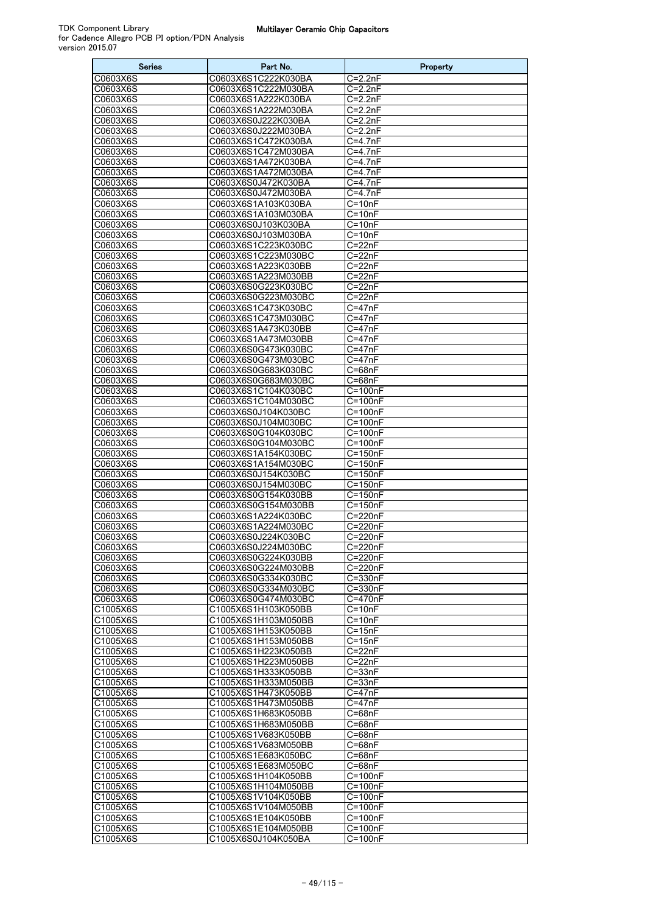| Series | Part No. | Property |
|---|---|---|
| C0603X6S | C0603X6S1C222K030BA | C=2.2nF |
| C0603X6S | C0603X6S1C222M030BA | C=2.2nF |
| C0603X6S | C0603X6S1A222K030BA | C=2.2nF |
| C0603X6S | C0603X6S1A222M030BA | C=2.2nF |
| C0603X6S | C0603X6S0J222K030BA | C=2.2nF |
| C0603X6S | C0603X6S0J222M030BA | C=2.2nF |
| C0603X6S | C0603X6S1C472K030BA | C=4.7nF |
| C0603X6S | C0603X6S1C472M030BA | C=4.7nF |
| C0603X6S | C0603X6S1A472K030BA | C=4.7nF |
| C0603X6S | C0603X6S1A472M030BA | C=4.7nF |
| C0603X6S | C0603X6S0J472K030BA | C=4.7nF |
| C0603X6S | C0603X6S0J472M030BA | C=4.7nF |
| C0603X6S | C0603X6S1A103K030BA | C=10nF |
| C0603X6S | C0603X6S1A103M030BA | C=10nF |
| C0603X6S | C0603X6S0J103K030BA | C=10nF |
| C0603X6S | C0603X6S0J103M030BA | C=10nF |
| C0603X6S | C0603X6S1C223K030BC | C=22nF |
| C0603X6S | C0603X6S1C223M030BC | C=22nF |
| C0603X6S | C0603X6S1A223K030BB | C=22nF |
| C0603X6S | C0603X6S1A223M030BB | C=22nF |
| C0603X6S | C0603X6S0G223K030BC | C=22nF |
| C0603X6S | C0603X6S0G223M030BC | C=22nF |
| C0603X6S | C0603X6S1C473K030BC | C=47nF |
| C0603X6S | C0603X6S1C473M030BC | C=47nF |
| C0603X6S | C0603X6S1A473K030BB | C=47nF |
| C0603X6S | C0603X6S1A473M030BB | C=47nF |
| C0603X6S | C0603X6S0G473K030BC | C=47nF |
| C0603X6S | C0603X6S0G473M030BC | C=47nF |
| C0603X6S | C0603X6S0G683K030BC | C=68nF |
| C0603X6S | C0603X6S0G683M030BC | C=68nF |
| C0603X6S | C0603X6S1C104K030BC | C=100nF |
| C0603X6S | C0603X6S1C104M030BC | C=100nF |
| C0603X6S | C0603X6S0J104K030BC | C=100nF |
| C0603X6S | C0603X6S0J104M030BC | C=100nF |
| C0603X6S | C0603X6S0G104K030BC | C=100nF |
| C0603X6S | C0603X6S0G104M030BC | C=100nF |
| C0603X6S | C0603X6S1A154K030BC | C=150nF |
| C0603X6S | C0603X6S1A154M030BC | C=150nF |
| C0603X6S | C0603X6S0J154K030BC | C=150nF |
| C0603X6S | C0603X6S0J154M030BC | C=150nF |
| C0603X6S | C0603X6S0G154K030BB | C=150nF |
| C0603X6S | C0603X6S0G154M030BB | C=150nF |
| C0603X6S | C0603X6S1A224K030BC | C=220nF |
| C0603X6S | C0603X6S1A224M030BC | C=220nF |
| C0603X6S | C0603X6S0J224K030BC | C=220nF |
| C0603X6S | C0603X6S0J224M030BC | C=220nF |
| C0603X6S | C0603X6S0G224K030BB | C=220nF |
| C0603X6S | C0603X6S0G224M030BB | C=220nF |
| C0603X6S | C0603X6S0G334K030BC | C=330nF |
| C0603X6S | C0603X6S0G334M030BC | C=330nF |
| C0603X6S | C0603X6S0G474M030BC | C=470nF |
| C1005X6S | C1005X6S1H103K050BB | C=10nF |
| C1005X6S | C1005X6S1H103M050BB | C=10nF |
| C1005X6S | C1005X6S1H153K050BB | C=15nF |
| C1005X6S | C1005X6S1H153M050BB | C=15nF |
| C1005X6S | C1005X6S1H223K050BB | C=22nF |
| C1005X6S | C1005X6S1H223M050BB | C=22nF |
| C1005X6S | C1005X6S1H333K050BB | C=33nF |
| C1005X6S | C1005X6S1H333M050BB | C=33nF |
| C1005X6S | C1005X6S1H473K050BB | C=47nF |
| C1005X6S | C1005X6S1H473M050BB | C=47nF |
| C1005X6S | C1005X6S1H683K050BB | C=68nF |
| C1005X6S | C1005X6S1H683M050BB | C=68nF |
| C1005X6S | C1005X6S1V683K050BB | C=68nF |
| C1005X6S | C1005X6S1V683M050BB | C=68nF |
| C1005X6S | C1005X6S1E683K050BC | C=68nF |
| C1005X6S | C1005X6S1E683M050BC | C=68nF |
| C1005X6S | C1005X6S1H104K050BB | C=100nF |
| C1005X6S | C1005X6S1H104M050BB | C=100nF |
| C1005X6S | C1005X6S1V104K050BB | C=100nF |
| C1005X6S | C1005X6S1V104M050BB | C=100nF |
| C1005X6S | C1005X6S1E104K050BB | C=100nF |
| C1005X6S | C1005X6S1E104M050BB | C=100nF |
| C1005X6S | C1005X6S0J104K050BA | C=100nF |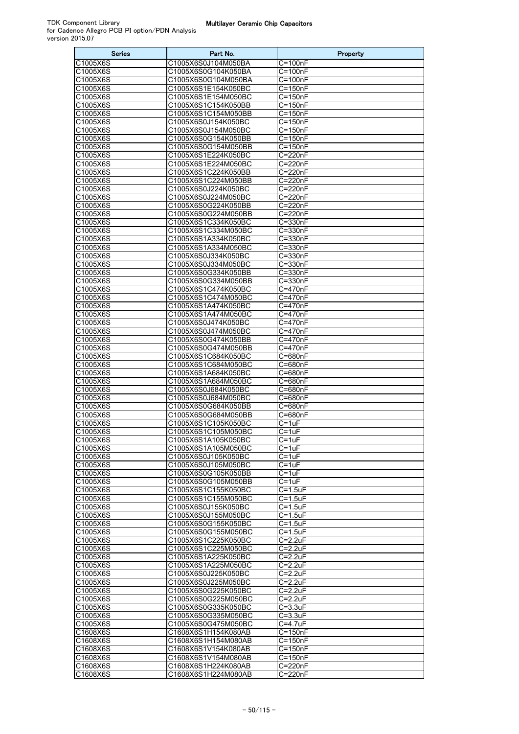| Series | Part No. | Property |
|---|---|---|
| C1005X6S | C1005X6S0J104M050BA | C=100nF |
| C1005X6S | C1005X6S0G104K050BA | C=100nF |
| C1005X6S | C1005X6S0G104M050BA | C=100nF |
| C1005X6S | C1005X6S1E154K050BC | C=150nF |
| C1005X6S | C1005X6S1E154M050BC | C=150nF |
| C1005X6S | C1005X6S1C154K050BB | C=150nF |
| C1005X6S | C1005X6S1C154M050BB | C=150nF |
| C1005X6S | C1005X6S0J154K050BC | C=150nF |
| C1005X6S | C1005X6S0J154M050BC | C=150nF |
| C1005X6S | C1005X6S0G154K050BB | C=150nF |
| C1005X6S | C1005X6S0G154M050BB | C=150nF |
| C1005X6S | C1005X6S1E224K050BC | C=220nF |
| C1005X6S | C1005X6S1E224M050BC | C=220nF |
| C1005X6S | C1005X6S1C224K050BB | C=220nF |
| C1005X6S | C1005X6S1C224M050BB | C=220nF |
| C1005X6S | C1005X6S0J224K050BC | C=220nF |
| C1005X6S | C1005X6S0J224M050BC | C=220nF |
| C1005X6S | C1005X6S0G224K050BB | C=220nF |
| C1005X6S | C1005X6S0G224M050BB | C=220nF |
| C1005X6S | C1005X6S1C334K050BC | C=330nF |
| C1005X6S | C1005X6S1C334M050BC | C=330nF |
| C1005X6S | C1005X6S1A334K050BC | C=330nF |
| C1005X6S | C1005X6S1A334M050BC | C=330nF |
| C1005X6S | C1005X6S0J334K050BC | C=330nF |
| C1005X6S | C1005X6S0J334M050BC | C=330nF |
| C1005X6S | C1005X6S0G334K050BB | C=330nF |
| C1005X6S | C1005X6S0G334M050BB | C=330nF |
| C1005X6S | C1005X6S1C474K050BC | C=470nF |
| C1005X6S | C1005X6S1C474M050BC | C=470nF |
| C1005X6S | C1005X6S1A474K050BC | C=470nF |
| C1005X6S | C1005X6S1A474M050BC | C=470nF |
| C1005X6S | C1005X6S0J474K050BC | C=470nF |
| C1005X6S | C1005X6S0J474M050BC | C=470nF |
| C1005X6S | C1005X6S0G474K050BB | C=470nF |
| C1005X6S | C1005X6S0G474M050BB | C=470nF |
| C1005X6S | C1005X6S1C684K050BC | C=680nF |
| C1005X6S | C1005X6S1C684M050BC | C=680nF |
| C1005X6S | C1005X6S1A684K050BC | C=680nF |
| C1005X6S | C1005X6S1A684M050BC | C=680nF |
| C1005X6S | C1005X6S0J684K050BC | C=680nF |
| C1005X6S | C1005X6S0J684M050BC | C=680nF |
| C1005X6S | C1005X6S0G684K050BB | C=680nF |
| C1005X6S | C1005X6S0G684M050BB | C=680nF |
| C1005X6S | C1005X6S1C105K050BC | C=1uF |
| C1005X6S | C1005X6S1C105M050BC | C=1uF |
| C1005X6S | C1005X6S1A105K050BC | C=1uF |
| C1005X6S | C1005X6S1A105M050BC | C=1uF |
| C1005X6S | C1005X6S0J105K050BC | C=1uF |
| C1005X6S | C1005X6S0J105M050BC | C=1uF |
| C1005X6S | C1005X6S0G105K050BB | C=1uF |
| C1005X6S | C1005X6S0G105M050BB | C=1uF |
| C1005X6S | C1005X6S1C155K050BC | C=1.5uF |
| C1005X6S | C1005X6S1C155M050BC | C=1.5uF |
| C1005X6S | C1005X6S0J155K050BC | C=1.5uF |
| C1005X6S | C1005X6S0J155M050BC | C=1.5uF |
| C1005X6S | C1005X6S0G155K050BC | C=1.5uF |
| C1005X6S | C1005X6S0G155M050BC | C=1.5uF |
| C1005X6S | C1005X6S1C225K050BC | C=2.2uF |
| C1005X6S | C1005X6S1C225M050BC | C=2.2uF |
| C1005X6S | C1005X6S1A225K050BC | C=2.2uF |
| C1005X6S | C1005X6S1A225M050BC | C=2.2uF |
| C1005X6S | C1005X6S0J225K050BC | C=2.2uF |
| C1005X6S | C1005X6S0J225M050BC | C=2.2uF |
| C1005X6S | C1005X6S0G225K050BC | C=2.2uF |
| C1005X6S | C1005X6S0G225M050BC | C=2.2uF |
| C1005X6S | C1005X6S0G335K050BC | C=3.3uF |
| C1005X6S | C1005X6S0G335M050BC | C=3.3uF |
| C1005X6S | C1005X6S0G475M050BC | C=4.7uF |
| C1608X6S | C1608X6S1H154K080AB | C=150nF |
| C1608X6S | C1608X6S1H154M080AB | C=150nF |
| C1608X6S | C1608X6S1V154K080AB | C=150nF |
| C1608X6S | C1608X6S1V154M080AB | C=150nF |
| C1608X6S | C1608X6S1H224K080AB | C=220nF |
| C1608X6S | C1608X6S1H224M080AB | C=220nF |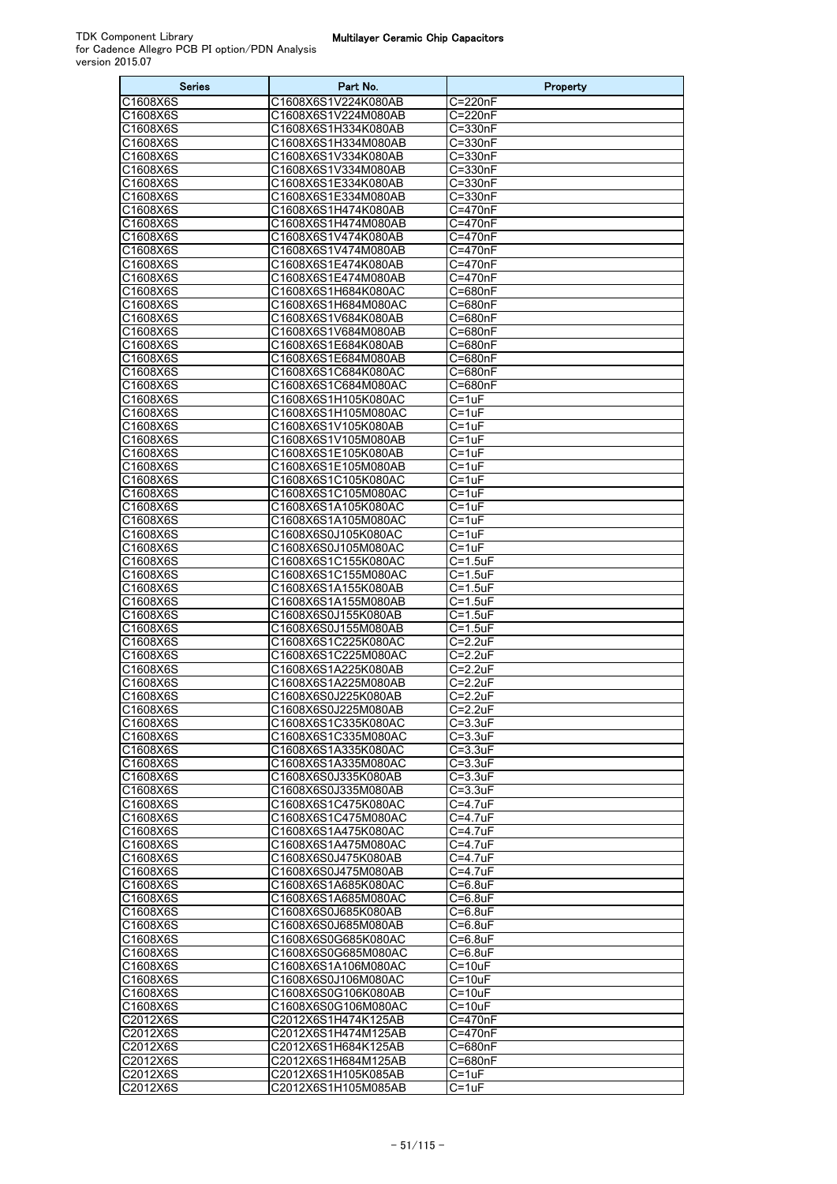| Series | Part No. | Property |
|---|---|---|
| C1608X6S | C1608X6S1V224K080AB | C=220nF |
| C1608X6S | C1608X6S1V224M080AB | C=220nF |
| C1608X6S | C1608X6S1H334K080AB | C=330nF |
| C1608X6S | C1608X6S1H334M080AB | C=330nF |
| C1608X6S | C1608X6S1V334K080AB | C=330nF |
| C1608X6S | C1608X6S1V334M080AB | C=330nF |
| C1608X6S | C1608X6S1E334K080AB | C=330nF |
| C1608X6S | C1608X6S1E334M080AB | C=330nF |
| C1608X6S | C1608X6S1H474K080AB | C=470nF |
| C1608X6S | C1608X6S1H474M080AB | C=470nF |
| C1608X6S | C1608X6S1V474K080AB | C=470nF |
| C1608X6S | C1608X6S1V474M080AB | C=470nF |
| C1608X6S | C1608X6S1E474K080AB | C=470nF |
| C1608X6S | C1608X6S1E474M080AB | C=470nF |
| C1608X6S | C1608X6S1H684K080AC | C=680nF |
| C1608X6S | C1608X6S1H684M080AC | C=680nF |
| C1608X6S | C1608X6S1V684K080AB | C=680nF |
| C1608X6S | C1608X6S1V684M080AB | C=680nF |
| C1608X6S | C1608X6S1E684K080AB | C=680nF |
| C1608X6S | C1608X6S1E684M080AB | C=680nF |
| C1608X6S | C1608X6S1C684K080AC | C=680nF |
| C1608X6S | C1608X6S1C684M080AC | C=680nF |
| C1608X6S | C1608X6S1H105K080AC | C=1uF |
| C1608X6S | C1608X6S1H105M080AC | C=1uF |
| C1608X6S | C1608X6S1V105K080AB | C=1uF |
| C1608X6S | C1608X6S1V105M080AB | C=1uF |
| C1608X6S | C1608X6S1E105K080AB | C=1uF |
| C1608X6S | C1608X6S1E105M080AB | C=1uF |
| C1608X6S | C1608X6S1C105K080AC | C=1uF |
| C1608X6S | C1608X6S1C105M080AC | C=1uF |
| C1608X6S | C1608X6S1A105K080AC | C=1uF |
| C1608X6S | C1608X6S1A105M080AC | C=1uF |
| C1608X6S | C1608X6S0J105K080AC | C=1uF |
| C1608X6S | C1608X6S0J105M080AC | C=1uF |
| C1608X6S | C1608X6S1C155K080AC | C=1.5uF |
| C1608X6S | C1608X6S1C155M080AC | C=1.5uF |
| C1608X6S | C1608X6S1A155K080AB | C=1.5uF |
| C1608X6S | C1608X6S1A155M080AB | C=1.5uF |
| C1608X6S | C1608X6S0J155K080AB | C=1.5uF |
| C1608X6S | C1608X6S0J155M080AB | C=1.5uF |
| C1608X6S | C1608X6S1C225K080AC | C=2.2uF |
| C1608X6S | C1608X6S1C225M080AC | C=2.2uF |
| C1608X6S | C1608X6S1A225K080AB | C=2.2uF |
| C1608X6S | C1608X6S1A225M080AB | C=2.2uF |
| C1608X6S | C1608X6S0J225K080AB | C=2.2uF |
| C1608X6S | C1608X6S0J225M080AB | C=2.2uF |
| C1608X6S | C1608X6S1C335K080AC | C=3.3uF |
| C1608X6S | C1608X6S1C335M080AC | C=3.3uF |
| C1608X6S | C1608X6S1A335K080AC | C=3.3uF |
| C1608X6S | C1608X6S1A335M080AC | C=3.3uF |
| C1608X6S | C1608X6S0J335K080AB | C=3.3uF |
| C1608X6S | C1608X6S0J335M080AB | C=3.3uF |
| C1608X6S | C1608X6S1C475K080AC | C=4.7uF |
| C1608X6S | C1608X6S1C475M080AC | C=4.7uF |
| C1608X6S | C1608X6S1A475K080AC | C=4.7uF |
| C1608X6S | C1608X6S1A475M080AC | C=4.7uF |
| C1608X6S | C1608X6S0J475K080AB | C=4.7uF |
| C1608X6S | C1608X6S0J475M080AB | C=4.7uF |
| C1608X6S | C1608X6S1A685K080AC | C=6.8uF |
| C1608X6S | C1608X6S1A685M080AC | C=6.8uF |
| C1608X6S | C1608X6S0J685K080AB | C=6.8uF |
| C1608X6S | C1608X6S0J685M080AB | C=6.8uF |
| C1608X6S | C1608X6S0G685K080AC | C=6.8uF |
| C1608X6S | C1608X6S0G685M080AC | C=6.8uF |
| C1608X6S | C1608X6S1A106M080AC | C=10uF |
| C1608X6S | C1608X6S0J106M080AC | C=10uF |
| C1608X6S | C1608X6S0G106K080AB | C=10uF |
| C1608X6S | C1608X6S0G106M080AC | C=10uF |
| C2012X6S | C2012X6S1H474K125AB | C=470nF |
| C2012X6S | C2012X6S1H474M125AB | C=470nF |
| C2012X6S | C2012X6S1H684K125AB | C=680nF |
| C2012X6S | C2012X6S1H684M125AB | C=680nF |
| C2012X6S | C2012X6S1H105K085AB | C=1uF |
| C2012X6S | C2012X6S1H105M085AB | C=1uF |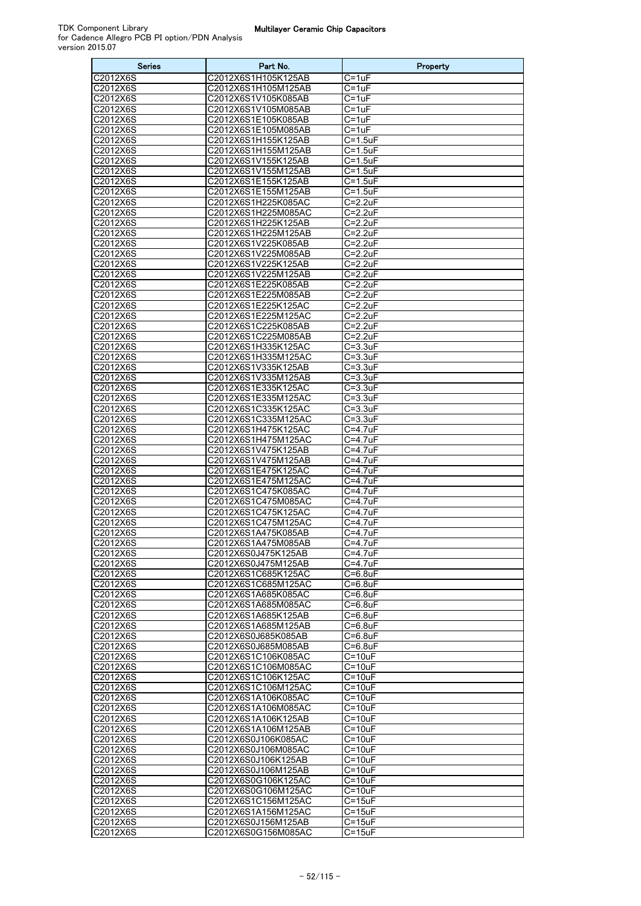| Series | Part No. | Property |
| --- | --- | --- |
| C2012X6S | C2012X6S1H105K125AB | C=1uF |
| C2012X6S | C2012X6S1H105M125AB | C=1uF |
| C2012X6S | C2012X6S1V105K085AB | C=1uF |
| C2012X6S | C2012X6S1V105M085AB | C=1uF |
| C2012X6S | C2012X6S1E105K085AB | C=1uF |
| C2012X6S | C2012X6S1E105M085AB | C=1uF |
| C2012X6S | C2012X6S1H155K125AB | C=1.5uF |
| C2012X6S | C2012X6S1H155M125AB | C=1.5uF |
| C2012X6S | C2012X6S1V155K125AB | C=1.5uF |
| C2012X6S | C2012X6S1V155M125AB | C=1.5uF |
| C2012X6S | C2012X6S1E155K125AB | C=1.5uF |
| C2012X6S | C2012X6S1E155M125AB | C=1.5uF |
| C2012X6S | C2012X6S1H225K085AC | C=2.2uF |
| C2012X6S | C2012X6S1H225M085AC | C=2.2uF |
| C2012X6S | C2012X6S1H225K125AB | C=2.2uF |
| C2012X6S | C2012X6S1H225M125AB | C=2.2uF |
| C2012X6S | C2012X6S1V225K085AB | C=2.2uF |
| C2012X6S | C2012X6S1V225M085AB | C=2.2uF |
| C2012X6S | C2012X6S1V225K125AB | C=2.2uF |
| C2012X6S | C2012X6S1V225M125AB | C=2.2uF |
| C2012X6S | C2012X6S1E225K085AB | C=2.2uF |
| C2012X6S | C2012X6S1E225M085AB | C=2.2uF |
| C2012X6S | C2012X6S1E225K125AC | C=2.2uF |
| C2012X6S | C2012X6S1E225M125AC | C=2.2uF |
| C2012X6S | C2012X6S1C225K085AB | C=2.2uF |
| C2012X6S | C2012X6S1C225M085AB | C=2.2uF |
| C2012X6S | C2012X6S1H335K125AC | C=3.3uF |
| C2012X6S | C2012X6S1H335M125AC | C=3.3uF |
| C2012X6S | C2012X6S1V335K125AB | C=3.3uF |
| C2012X6S | C2012X6S1V335M125AB | C=3.3uF |
| C2012X6S | C2012X6S1E335K125AC | C=3.3uF |
| C2012X6S | C2012X6S1E335M125AC | C=3.3uF |
| C2012X6S | C2012X6S1C335K125AC | C=3.3uF |
| C2012X6S | C2012X6S1C335M125AC | C=3.3uF |
| C2012X6S | C2012X6S1H475K125AC | C=4.7uF |
| C2012X6S | C2012X6S1H475M125AC | C=4.7uF |
| C2012X6S | C2012X6S1V475K125AB | C=4.7uF |
| C2012X6S | C2012X6S1V475M125AB | C=4.7uF |
| C2012X6S | C2012X6S1E475K125AC | C=4.7uF |
| C2012X6S | C2012X6S1E475M125AC | C=4.7uF |
| C2012X6S | C2012X6S1C475K085AC | C=4.7uF |
| C2012X6S | C2012X6S1C475M085AC | C=4.7uF |
| C2012X6S | C2012X6S1C475K125AC | C=4.7uF |
| C2012X6S | C2012X6S1C475M125AC | C=4.7uF |
| C2012X6S | C2012X6S1A475K085AB | C=4.7uF |
| C2012X6S | C2012X6S1A475M085AB | C=4.7uF |
| C2012X6S | C2012X6S0J475K125AB | C=4.7uF |
| C2012X6S | C2012X6S0J475M125AB | C=4.7uF |
| C2012X6S | C2012X6S1C685K125AC | C=6.8uF |
| C2012X6S | C2012X6S1C685M125AC | C=6.8uF |
| C2012X6S | C2012X6S1A685K085AC | C=6.8uF |
| C2012X6S | C2012X6S1A685M085AC | C=6.8uF |
| C2012X6S | C2012X6S1A685K125AB | C=6.8uF |
| C2012X6S | C2012X6S1A685M125AB | C=6.8uF |
| C2012X6S | C2012X6S0J685K085AB | C=6.8uF |
| C2012X6S | C2012X6S0J685M085AB | C=6.8uF |
| C2012X6S | C2012X6S1C106K085AC | C=10uF |
| C2012X6S | C2012X6S1C106M085AC | C=10uF |
| C2012X6S | C2012X6S1C106K125AC | C=10uF |
| C2012X6S | C2012X6S1C106M125AC | C=10uF |
| C2012X6S | C2012X6S1A106K085AC | C=10uF |
| C2012X6S | C2012X6S1A106M085AC | C=10uF |
| C2012X6S | C2012X6S1A106K125AB | C=10uF |
| C2012X6S | C2012X6S1A106M125AB | C=10uF |
| C2012X6S | C2012X6S0J106K085AC | C=10uF |
| C2012X6S | C2012X6S0J106M085AC | C=10uF |
| C2012X6S | C2012X6S0J106K125AB | C=10uF |
| C2012X6S | C2012X6S0J106M125AB | C=10uF |
| C2012X6S | C2012X6S0G106K125AC | C=10uF |
| C2012X6S | C2012X6S0G106M125AC | C=10uF |
| C2012X6S | C2012X6S1C156M125AC | C=15uF |
| C2012X6S | C2012X6S1A156M125AC | C=15uF |
| C2012X6S | C2012X6S0J156M125AB | C=15uF |
| C2012X6S | C2012X6S0G156M085AC | C=15uF |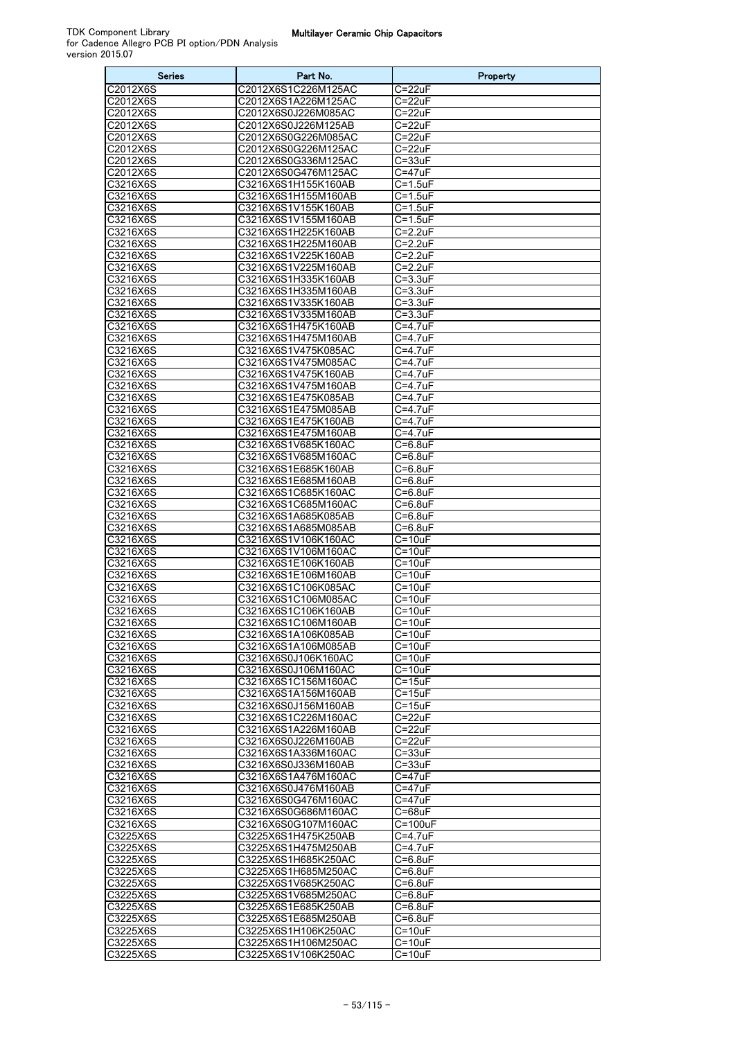| Series | Part No. | Property |
| --- | --- | --- |
| C2012X6S | C2012X6S1C226M125AC | C=22uF |
| C2012X6S | C2012X6S1A226M125AC | C=22uF |
| C2012X6S | C2012X6S0J226M085AC | C=22uF |
| C2012X6S | C2012X6S0J226M125AB | C=22uF |
| C2012X6S | C2012X6S0G226M085AC | C=22uF |
| C2012X6S | C2012X6S0G226M125AC | C=22uF |
| C2012X6S | C2012X6S0G336M125AC | C=33uF |
| C2012X6S | C2012X6S0G476M125AC | C=47uF |
| C3216X6S | C3216X6S1H155K160AB | C=1.5uF |
| C3216X6S | C3216X6S1H155M160AB | C=1.5uF |
| C3216X6S | C3216X6S1V155K160AB | C=1.5uF |
| C3216X6S | C3216X6S1V155M160AB | C=1.5uF |
| C3216X6S | C3216X6S1H225K160AB | C=2.2uF |
| C3216X6S | C3216X6S1H225M160AB | C=2.2uF |
| C3216X6S | C3216X6S1V225K160AB | C=2.2uF |
| C3216X6S | C3216X6S1V225M160AB | C=2.2uF |
| C3216X6S | C3216X6S1H335K160AB | C=3.3uF |
| C3216X6S | C3216X6S1H335M160AB | C=3.3uF |
| C3216X6S | C3216X6S1V335K160AB | C=3.3uF |
| C3216X6S | C3216X6S1V335M160AB | C=3.3uF |
| C3216X6S | C3216X6S1H475K160AB | C=4.7uF |
| C3216X6S | C3216X6S1H475M160AB | C=4.7uF |
| C3216X6S | C3216X6S1V475K085AC | C=4.7uF |
| C3216X6S | C3216X6S1V475M085AC | C=4.7uF |
| C3216X6S | C3216X6S1V475K160AB | C=4.7uF |
| C3216X6S | C3216X6S1V475M160AB | C=4.7uF |
| C3216X6S | C3216X6S1E475K085AB | C=4.7uF |
| C3216X6S | C3216X6S1E475M085AB | C=4.7uF |
| C3216X6S | C3216X6S1E475K160AB | C=4.7uF |
| C3216X6S | C3216X6S1E475M160AB | C=4.7uF |
| C3216X6S | C3216X6S1V685K160AC | C=6.8uF |
| C3216X6S | C3216X6S1V685M160AC | C=6.8uF |
| C3216X6S | C3216X6S1E685K160AB | C=6.8uF |
| C3216X6S | C3216X6S1E685M160AB | C=6.8uF |
| C3216X6S | C3216X6S1C685K160AC | C=6.8uF |
| C3216X6S | C3216X6S1C685M160AC | C=6.8uF |
| C3216X6S | C3216X6S1A685K085AB | C=6.8uF |
| C3216X6S | C3216X6S1A685M085AB | C=6.8uF |
| C3216X6S | C3216X6S1V106K160AC | C=10uF |
| C3216X6S | C3216X6S1V106M160AC | C=10uF |
| C3216X6S | C3216X6S1E106K160AB | C=10uF |
| C3216X6S | C3216X6S1E106M160AB | C=10uF |
| C3216X6S | C3216X6S1C106K085AC | C=10uF |
| C3216X6S | C3216X6S1C106M085AC | C=10uF |
| C3216X6S | C3216X6S1C106K160AB | C=10uF |
| C3216X6S | C3216X6S1C106M160AB | C=10uF |
| C3216X6S | C3216X6S1A106K085AB | C=10uF |
| C3216X6S | C3216X6S1A106M085AB | C=10uF |
| C3216X6S | C3216X6S0J106K160AC | C=10uF |
| C3216X6S | C3216X6S0J106M160AC | C=10uF |
| C3216X6S | C3216X6S1C156M160AC | C=15uF |
| C3216X6S | C3216X6S1A156M160AB | C=15uF |
| C3216X6S | C3216X6S0J156M160AB | C=15uF |
| C3216X6S | C3216X6S1C226M160AC | C=22uF |
| C3216X6S | C3216X6S1A226M160AB | C=22uF |
| C3216X6S | C3216X6S0J226M160AB | C=22uF |
| C3216X6S | C3216X6S1A336M160AC | C=33uF |
| C3216X6S | C3216X6S0J336M160AB | C=33uF |
| C3216X6S | C3216X6S1A476M160AC | C=47uF |
| C3216X6S | C3216X6S0J476M160AB | C=47uF |
| C3216X6S | C3216X6S0G476M160AC | C=47uF |
| C3216X6S | C3216X6S0G686M160AC | C=68uF |
| C3216X6S | C3216X6S0G107M160AC | C=100uF |
| C3225X6S | C3225X6S1H475K250AB | C=4.7uF |
| C3225X6S | C3225X6S1H475M250AB | C=4.7uF |
| C3225X6S | C3225X6S1H685K250AC | C=6.8uF |
| C3225X6S | C3225X6S1H685M250AC | C=6.8uF |
| C3225X6S | C3225X6S1V685K250AC | C=6.8uF |
| C3225X6S | C3225X6S1V685M250AC | C=6.8uF |
| C3225X6S | C3225X6S1E685K250AB | C=6.8uF |
| C3225X6S | C3225X6S1E685M250AB | C=6.8uF |
| C3225X6S | C3225X6S1H106K250AC | C=10uF |
| C3225X6S | C3225X6S1H106M250AC | C=10uF |
| C3225X6S | C3225X6S1V106K250AC | C=10uF |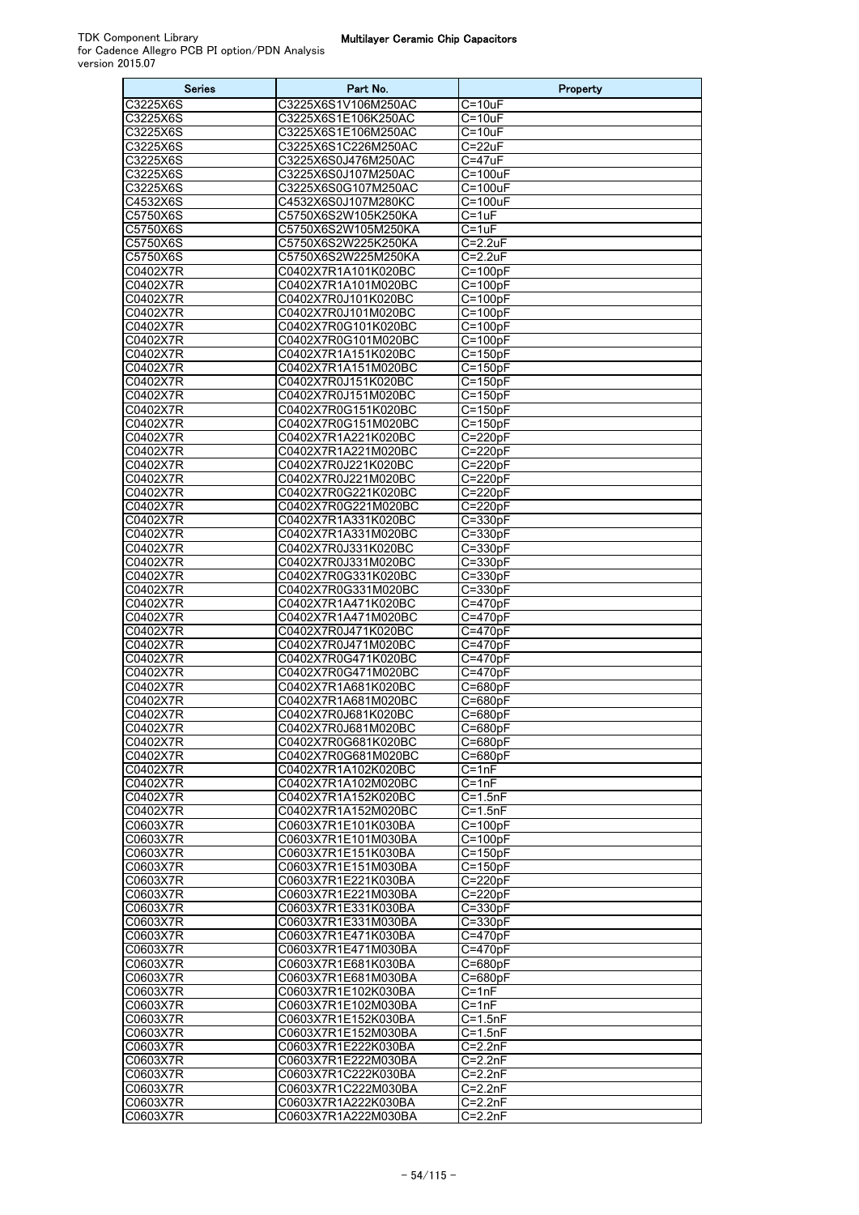| Series | Part No. | Property |
|---|---|---|
| C3225X6S | C3225X6S1V106M250AC | C=10uF |
| C3225X6S | C3225X6S1E106K250AC | C=10uF |
| C3225X6S | C3225X6S1E106M250AC | C=10uF |
| C3225X6S | C3225X6S1C226M250AC | C=22uF |
| C3225X6S | C3225X6S0J476M250AC | C=47uF |
| C3225X6S | C3225X6S0J107M250AC | C=100uF |
| C3225X6S | C3225X6S0G107M250AC | C=100uF |
| C4532X6S | C4532X6S0J107M280KC | C=100uF |
| C5750X6S | C5750X6S2W105K250KA | C=1uF |
| C5750X6S | C5750X6S2W105M250KA | C=1uF |
| C5750X6S | C5750X6S2W225K250KA | C=2.2uF |
| C5750X6S | C5750X6S2W225M250KA | C=2.2uF |
| C0402X7R | C0402X7R1A101K020BC | C=100pF |
| C0402X7R | C0402X7R1A101M020BC | C=100pF |
| C0402X7R | C0402X7R0J101K020BC | C=100pF |
| C0402X7R | C0402X7R0J101M020BC | C=100pF |
| C0402X7R | C0402X7R0G101K020BC | C=100pF |
| C0402X7R | C0402X7R0G101M020BC | C=100pF |
| C0402X7R | C0402X7R1A151K020BC | C=150pF |
| C0402X7R | C0402X7R1A151M020BC | C=150pF |
| C0402X7R | C0402X7R0J151K020BC | C=150pF |
| C0402X7R | C0402X7R0J151M020BC | C=150pF |
| C0402X7R | C0402X7R0G151K020BC | C=150pF |
| C0402X7R | C0402X7R0G151M020BC | C=150pF |
| C0402X7R | C0402X7R1A221K020BC | C=220pF |
| C0402X7R | C0402X7R1A221M020BC | C=220pF |
| C0402X7R | C0402X7R0J221K020BC | C=220pF |
| C0402X7R | C0402X7R0J221M020BC | C=220pF |
| C0402X7R | C0402X7R0G221K020BC | C=220pF |
| C0402X7R | C0402X7R0G221M020BC | C=220pF |
| C0402X7R | C0402X7R1A331K020BC | C=330pF |
| C0402X7R | C0402X7R1A331M020BC | C=330pF |
| C0402X7R | C0402X7R0J331K020BC | C=330pF |
| C0402X7R | C0402X7R0J331M020BC | C=330pF |
| C0402X7R | C0402X7R0G331K020BC | C=330pF |
| C0402X7R | C0402X7R0G331M020BC | C=330pF |
| C0402X7R | C0402X7R1A471K020BC | C=470pF |
| C0402X7R | C0402X7R1A471M020BC | C=470pF |
| C0402X7R | C0402X7R0J471K020BC | C=470pF |
| C0402X7R | C0402X7R0J471M020BC | C=470pF |
| C0402X7R | C0402X7R0G471K020BC | C=470pF |
| C0402X7R | C0402X7R0G471M020BC | C=470pF |
| C0402X7R | C0402X7R1A681K020BC | C=680pF |
| C0402X7R | C0402X7R1A681M020BC | C=680pF |
| C0402X7R | C0402X7R0J681K020BC | C=680pF |
| C0402X7R | C0402X7R0J681M020BC | C=680pF |
| C0402X7R | C0402X7R0G681K020BC | C=680pF |
| C0402X7R | C0402X7R0G681M020BC | C=680pF |
| C0402X7R | C0402X7R1A102K020BC | C=1nF |
| C0402X7R | C0402X7R1A102M020BC | C=1nF |
| C0402X7R | C0402X7R1A152K020BC | C=1.5nF |
| C0402X7R | C0402X7R1A152M020BC | C=1.5nF |
| C0603X7R | C0603X7R1E101K030BA | C=100pF |
| C0603X7R | C0603X7R1E101M030BA | C=100pF |
| C0603X7R | C0603X7R1E151K030BA | C=150pF |
| C0603X7R | C0603X7R1E151M030BA | C=150pF |
| C0603X7R | C0603X7R1E221K030BA | C=220pF |
| C0603X7R | C0603X7R1E221M030BA | C=220pF |
| C0603X7R | C0603X7R1E331K030BA | C=330pF |
| C0603X7R | C0603X7R1E331M030BA | C=330pF |
| C0603X7R | C0603X7R1E471K030BA | C=470pF |
| C0603X7R | C0603X7R1E471M030BA | C=470pF |
| C0603X7R | C0603X7R1E681K030BA | C=680pF |
| C0603X7R | C0603X7R1E681M030BA | C=680pF |
| C0603X7R | C0603X7R1E102K030BA | C=1nF |
| C0603X7R | C0603X7R1E102M030BA | C=1nF |
| C0603X7R | C0603X7R1E152K030BA | C=1.5nF |
| C0603X7R | C0603X7R1E152M030BA | C=1.5nF |
| C0603X7R | C0603X7R1E222K030BA | C=2.2nF |
| C0603X7R | C0603X7R1E222M030BA | C=2.2nF |
| C0603X7R | C0603X7R1C222K030BA | C=2.2nF |
| C0603X7R | C0603X7R1C222M030BA | C=2.2nF |
| C0603X7R | C0603X7R1A222K030BA | C=2.2nF |
| C0603X7R | C0603X7R1A222M030BA | C=2.2nF |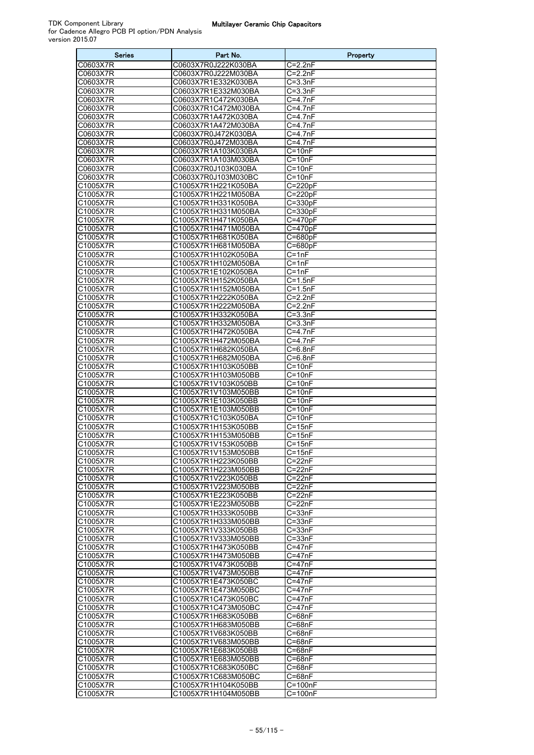| Series | Part No. | Property |
|---|---|---|
| C0603X7R | C0603X7R0J222K030BA | C=2.2nF |
| C0603X7R | C0603X7R0J222M030BA | C=2.2nF |
| C0603X7R | C0603X7R1E332K030BA | C=3.3nF |
| C0603X7R | C0603X7R1E332M030BA | C=3.3nF |
| C0603X7R | C0603X7R1C472K030BA | C=4.7nF |
| C0603X7R | C0603X7R1C472M030BA | C=4.7nF |
| C0603X7R | C0603X7R1A472K030BA | C=4.7nF |
| C0603X7R | C0603X7R1A472M030BA | C=4.7nF |
| C0603X7R | C0603X7R0J472K030BA | C=4.7nF |
| C0603X7R | C0603X7R0J472M030BA | C=4.7nF |
| C0603X7R | C0603X7R1A103K030BA | C=10nF |
| C0603X7R | C0603X7R1A103M030BA | C=10nF |
| C0603X7R | C0603X7R0J103K030BA | C=10nF |
| C0603X7R | C0603X7R0J103M030BC | C=10nF |
| C1005X7R | C1005X7R1H221K050BA | C=220pF |
| C1005X7R | C1005X7R1H221M050BA | C=220pF |
| C1005X7R | C1005X7R1H331K050BA | C=330pF |
| C1005X7R | C1005X7R1H331M050BA | C=330pF |
| C1005X7R | C1005X7R1H471K050BA | C=470pF |
| C1005X7R | C1005X7R1H471M050BA | C=470pF |
| C1005X7R | C1005X7R1H681K050BA | C=680pF |
| C1005X7R | C1005X7R1H681M050BA | C=680pF |
| C1005X7R | C1005X7R1H102K050BA | C=1nF |
| C1005X7R | C1005X7R1H102M050BA | C=1nF |
| C1005X7R | C1005X7R1E102K050BA | C=1nF |
| C1005X7R | C1005X7R1H152K050BA | C=1.5nF |
| C1005X7R | C1005X7R1H152M050BA | C=1.5nF |
| C1005X7R | C1005X7R1H222K050BA | C=2.2nF |
| C1005X7R | C1005X7R1H222M050BA | C=2.2nF |
| C1005X7R | C1005X7R1H332K050BA | C=3.3nF |
| C1005X7R | C1005X7R1H332M050BA | C=3.3nF |
| C1005X7R | C1005X7R1H472K050BA | C=4.7nF |
| C1005X7R | C1005X7R1H472M050BA | C=4.7nF |
| C1005X7R | C1005X7R1H682K050BA | C=6.8nF |
| C1005X7R | C1005X7R1H682M050BA | C=6.8nF |
| C1005X7R | C1005X7R1H103K050BB | C=10nF |
| C1005X7R | C1005X7R1H103M050BB | C=10nF |
| C1005X7R | C1005X7R1V103K050BB | C=10nF |
| C1005X7R | C1005X7R1V103M050BB | C=10nF |
| C1005X7R | C1005X7R1E103K050BB | C=10nF |
| C1005X7R | C1005X7R1E103M050BB | C=10nF |
| C1005X7R | C1005X7R1C103K050BA | C=10nF |
| C1005X7R | C1005X7R1H153K050BB | C=15nF |
| C1005X7R | C1005X7R1H153M050BB | C=15nF |
| C1005X7R | C1005X7R1V153K050BB | C=15nF |
| C1005X7R | C1005X7R1V153M050BB | C=15nF |
| C1005X7R | C1005X7R1H223K050BB | C=22nF |
| C1005X7R | C1005X7R1H223M050BB | C=22nF |
| C1005X7R | C1005X7R1V223K050BB | C=22nF |
| C1005X7R | C1005X7R1V223M050BB | C=22nF |
| C1005X7R | C1005X7R1E223K050BB | C=22nF |
| C1005X7R | C1005X7R1E223M050BB | C=22nF |
| C1005X7R | C1005X7R1H333K050BB | C=33nF |
| C1005X7R | C1005X7R1H333M050BB | C=33nF |
| C1005X7R | C1005X7R1V333K050BB | C=33nF |
| C1005X7R | C1005X7R1V333M050BB | C=33nF |
| C1005X7R | C1005X7R1H473K050BB | C=47nF |
| C1005X7R | C1005X7R1H473M050BB | C=47nF |
| C1005X7R | C1005X7R1V473K050BB | C=47nF |
| C1005X7R | C1005X7R1V473M050BB | C=47nF |
| C1005X7R | C1005X7R1E473K050BC | C=47nF |
| C1005X7R | C1005X7R1E473M050BC | C=47nF |
| C1005X7R | C1005X7R1C473K050BC | C=47nF |
| C1005X7R | C1005X7R1C473M050BC | C=47nF |
| C1005X7R | C1005X7R1H683K050BB | C=68nF |
| C1005X7R | C1005X7R1H683M050BB | C=68nF |
| C1005X7R | C1005X7R1V683K050BB | C=68nF |
| C1005X7R | C1005X7R1V683M050BB | C=68nF |
| C1005X7R | C1005X7R1E683K050BB | C=68nF |
| C1005X7R | C1005X7R1E683M050BB | C=68nF |
| C1005X7R | C1005X7R1C683K050BC | C=68nF |
| C1005X7R | C1005X7R1C683M050BC | C=68nF |
| C1005X7R | C1005X7R1H104K050BB | C=100nF |
| C1005X7R | C1005X7R1H104M050BB | C=100nF |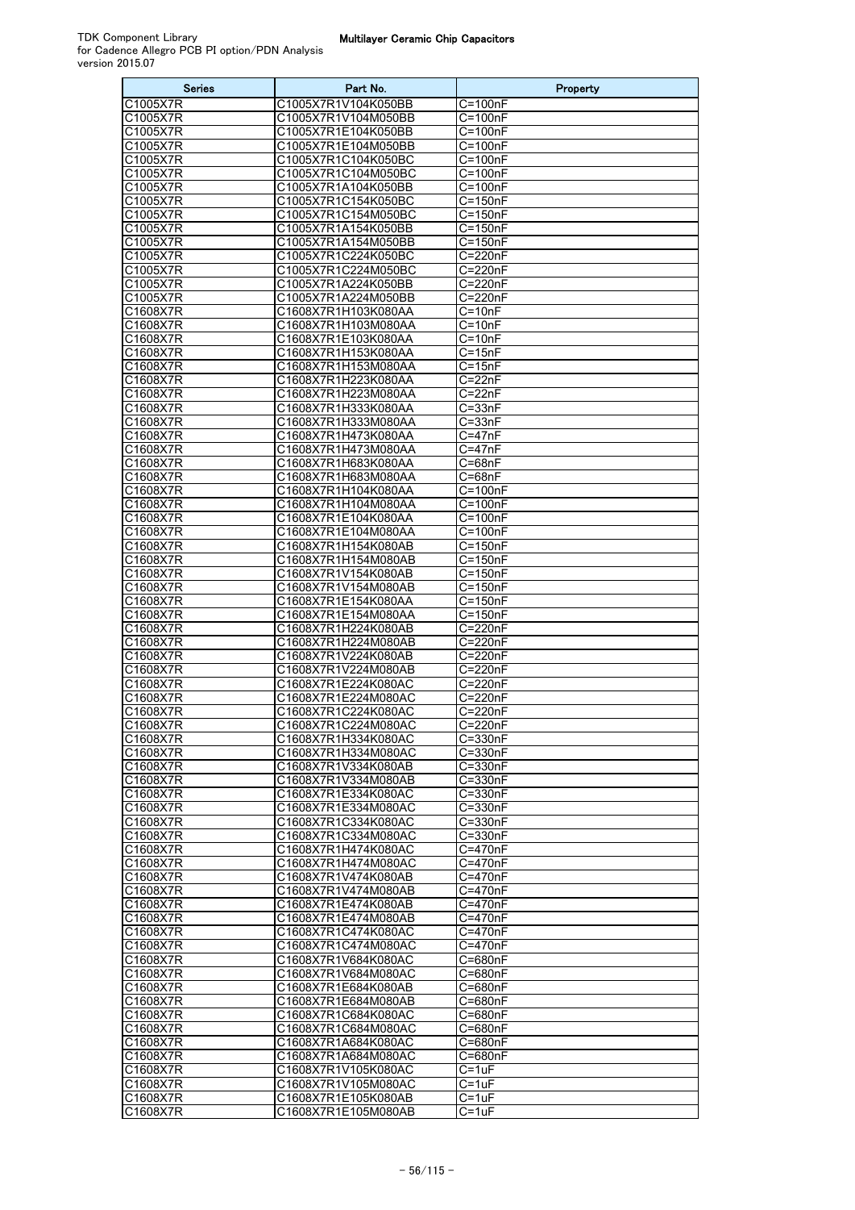| Series | Part No. | Property |
|---|---|---|
| C1005X7R | C1005X7R1V104K050BB | C=100nF |
| C1005X7R | C1005X7R1V104M050BB | C=100nF |
| C1005X7R | C1005X7R1E104K050BB | C=100nF |
| C1005X7R | C1005X7R1E104M050BB | C=100nF |
| C1005X7R | C1005X7R1C104K050BC | C=100nF |
| C1005X7R | C1005X7R1C104M050BC | C=100nF |
| C1005X7R | C1005X7R1A104K050BB | C=100nF |
| C1005X7R | C1005X7R1C154K050BC | C=150nF |
| C1005X7R | C1005X7R1C154M050BC | C=150nF |
| C1005X7R | C1005X7R1A154K050BB | C=150nF |
| C1005X7R | C1005X7R1A154M050BB | C=150nF |
| C1005X7R | C1005X7R1C224K050BC | C=220nF |
| C1005X7R | C1005X7R1C224M050BC | C=220nF |
| C1005X7R | C1005X7R1A224K050BB | C=220nF |
| C1005X7R | C1005X7R1A224M050BB | C=220nF |
| C1608X7R | C1608X7R1H103K080AA | C=10nF |
| C1608X7R | C1608X7R1H103M080AA | C=10nF |
| C1608X7R | C1608X7R1E103K080AA | C=10nF |
| C1608X7R | C1608X7R1H153K080AA | C=15nF |
| C1608X7R | C1608X7R1H153M080AA | C=15nF |
| C1608X7R | C1608X7R1H223K080AA | C=22nF |
| C1608X7R | C1608X7R1H223M080AA | C=22nF |
| C1608X7R | C1608X7R1H333K080AA | C=33nF |
| C1608X7R | C1608X7R1H333M080AA | C=33nF |
| C1608X7R | C1608X7R1H473K080AA | C=47nF |
| C1608X7R | C1608X7R1H473M080AA | C=47nF |
| C1608X7R | C1608X7R1H683K080AA | C=68nF |
| C1608X7R | C1608X7R1H683M080AA | C=68nF |
| C1608X7R | C1608X7R1H104K080AA | C=100nF |
| C1608X7R | C1608X7R1H104M080AA | C=100nF |
| C1608X7R | C1608X7R1E104K080AA | C=100nF |
| C1608X7R | C1608X7R1E104M080AA | C=100nF |
| C1608X7R | C1608X7R1H154K080AB | C=150nF |
| C1608X7R | C1608X7R1H154M080AB | C=150nF |
| C1608X7R | C1608X7R1V154K080AB | C=150nF |
| C1608X7R | C1608X7R1V154M080AB | C=150nF |
| C1608X7R | C1608X7R1E154K080AA | C=150nF |
| C1608X7R | C1608X7R1E154M080AA | C=150nF |
| C1608X7R | C1608X7R1H224K080AB | C=220nF |
| C1608X7R | C1608X7R1H224M080AB | C=220nF |
| C1608X7R | C1608X7R1V224K080AB | C=220nF |
| C1608X7R | C1608X7R1V224M080AB | C=220nF |
| C1608X7R | C1608X7R1E224K080AC | C=220nF |
| C1608X7R | C1608X7R1E224M080AC | C=220nF |
| C1608X7R | C1608X7R1C224K080AC | C=220nF |
| C1608X7R | C1608X7R1C224M080AC | C=220nF |
| C1608X7R | C1608X7R1H334K080AC | C=330nF |
| C1608X7R | C1608X7R1H334M080AC | C=330nF |
| C1608X7R | C1608X7R1V334K080AB | C=330nF |
| C1608X7R | C1608X7R1V334M080AB | C=330nF |
| C1608X7R | C1608X7R1E334K080AC | C=330nF |
| C1608X7R | C1608X7R1E334M080AC | C=330nF |
| C1608X7R | C1608X7R1C334K080AC | C=330nF |
| C1608X7R | C1608X7R1C334M080AC | C=330nF |
| C1608X7R | C1608X7R1H474K080AC | C=470nF |
| C1608X7R | C1608X7R1H474M080AC | C=470nF |
| C1608X7R | C1608X7R1V474K080AB | C=470nF |
| C1608X7R | C1608X7R1V474M080AB | C=470nF |
| C1608X7R | C1608X7R1E474K080AB | C=470nF |
| C1608X7R | C1608X7R1E474M080AB | C=470nF |
| C1608X7R | C1608X7R1C474K080AC | C=470nF |
| C1608X7R | C1608X7R1C474M080AC | C=470nF |
| C1608X7R | C1608X7R1V684K080AC | C=680nF |
| C1608X7R | C1608X7R1V684M080AC | C=680nF |
| C1608X7R | C1608X7R1E684K080AB | C=680nF |
| C1608X7R | C1608X7R1E684M080AB | C=680nF |
| C1608X7R | C1608X7R1C684K080AC | C=680nF |
| C1608X7R | C1608X7R1C684M080AC | C=680nF |
| C1608X7R | C1608X7R1A684K080AC | C=680nF |
| C1608X7R | C1608X7R1A684M080AC | C=680nF |
| C1608X7R | C1608X7R1V105K080AC | C=1uF |
| C1608X7R | C1608X7R1V105M080AC | C=1uF |
| C1608X7R | C1608X7R1E105K080AB | C=1uF |
| C1608X7R | C1608X7R1E105M080AB | C=1uF |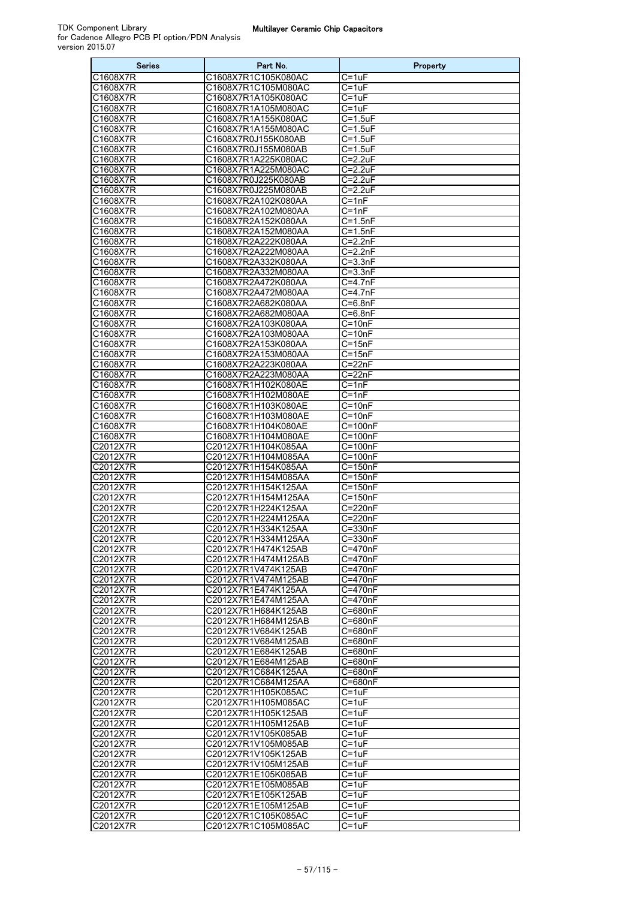| Series | Part No. | Property |
|---|---|---|
| C1608X7R | C1608X7R1C105K080AC | C=1uF |
| C1608X7R | C1608X7R1C105M080AC | C=1uF |
| C1608X7R | C1608X7R1A105K080AC | C=1uF |
| C1608X7R | C1608X7R1A105M080AC | C=1uF |
| C1608X7R | C1608X7R1A155K080AC | C=1.5uF |
| C1608X7R | C1608X7R1A155M080AC | C=1.5uF |
| C1608X7R | C1608X7R0J155K080AB | C=1.5uF |
| C1608X7R | C1608X7R0J155M080AB | C=1.5uF |
| C1608X7R | C1608X7R1A225K080AC | C=2.2uF |
| C1608X7R | C1608X7R1A225M080AC | C=2.2uF |
| C1608X7R | C1608X7R0J225K080AB | C=2.2uF |
| C1608X7R | C1608X7R0J225M080AB | C=2.2uF |
| C1608X7R | C1608X7R2A102K080AA | C=1nF |
| C1608X7R | C1608X7R2A102M080AA | C=1nF |
| C1608X7R | C1608X7R2A152K080AA | C=1.5nF |
| C1608X7R | C1608X7R2A152M080AA | C=1.5nF |
| C1608X7R | C1608X7R2A222K080AA | C=2.2nF |
| C1608X7R | C1608X7R2A222M080AA | C=2.2nF |
| C1608X7R | C1608X7R2A332K080AA | C=3.3nF |
| C1608X7R | C1608X7R2A332M080AA | C=3.3nF |
| C1608X7R | C1608X7R2A472K080AA | C=4.7nF |
| C1608X7R | C1608X7R2A472M080AA | C=4.7nF |
| C1608X7R | C1608X7R2A682K080AA | C=6.8nF |
| C1608X7R | C1608X7R2A682M080AA | C=6.8nF |
| C1608X7R | C1608X7R2A103K080AA | C=10nF |
| C1608X7R | C1608X7R2A103M080AA | C=10nF |
| C1608X7R | C1608X7R2A153K080AA | C=15nF |
| C1608X7R | C1608X7R2A153M080AA | C=15nF |
| C1608X7R | C1608X7R2A223K080AA | C=22nF |
| C1608X7R | C1608X7R2A223M080AA | C=22nF |
| C1608X7R | C1608X7R1H102K080AE | C=1nF |
| C1608X7R | C1608X7R1H102M080AE | C=1nF |
| C1608X7R | C1608X7R1H103K080AE | C=10nF |
| C1608X7R | C1608X7R1H103M080AE | C=10nF |
| C1608X7R | C1608X7R1H104K080AE | C=100nF |
| C1608X7R | C1608X7R1H104M080AE | C=100nF |
| C2012X7R | C2012X7R1H104K085AA | C=100nF |
| C2012X7R | C2012X7R1H104M085AA | C=100nF |
| C2012X7R | C2012X7R1H154K085AA | C=150nF |
| C2012X7R | C2012X7R1H154M085AA | C=150nF |
| C2012X7R | C2012X7R1H154K125AA | C=150nF |
| C2012X7R | C2012X7R1H154M125AA | C=150nF |
| C2012X7R | C2012X7R1H224K125AA | C=220nF |
| C2012X7R | C2012X7R1H224M125AA | C=220nF |
| C2012X7R | C2012X7R1H334K125AA | C=330nF |
| C2012X7R | C2012X7R1H334M125AA | C=330nF |
| C2012X7R | C2012X7R1H474K125AB | C=470nF |
| C2012X7R | C2012X7R1H474M125AB | C=470nF |
| C2012X7R | C2012X7R1V474K125AB | C=470nF |
| C2012X7R | C2012X7R1V474M125AB | C=470nF |
| C2012X7R | C2012X7R1E474K125AA | C=470nF |
| C2012X7R | C2012X7R1E474M125AA | C=470nF |
| C2012X7R | C2012X7R1H684K125AB | C=680nF |
| C2012X7R | C2012X7R1H684M125AB | C=680nF |
| C2012X7R | C2012X7R1V684K125AB | C=680nF |
| C2012X7R | C2012X7R1V684M125AB | C=680nF |
| C2012X7R | C2012X7R1E684K125AB | C=680nF |
| C2012X7R | C2012X7R1E684M125AB | C=680nF |
| C2012X7R | C2012X7R1C684K125AA | C=680nF |
| C2012X7R | C2012X7R1C684M125AA | C=680nF |
| C2012X7R | C2012X7R1H105K085AC | C=1uF |
| C2012X7R | C2012X7R1H105M085AC | C=1uF |
| C2012X7R | C2012X7R1H105K125AB | C=1uF |
| C2012X7R | C2012X7R1H105M125AB | C=1uF |
| C2012X7R | C2012X7R1V105K085AB | C=1uF |
| C2012X7R | C2012X7R1V105M085AB | C=1uF |
| C2012X7R | C2012X7R1V105K125AB | C=1uF |
| C2012X7R | C2012X7R1V105M125AB | C=1uF |
| C2012X7R | C2012X7R1E105K085AB | C=1uF |
| C2012X7R | C2012X7R1E105M085AB | C=1uF |
| C2012X7R | C2012X7R1E105K125AB | C=1uF |
| C2012X7R | C2012X7R1E105M125AB | C=1uF |
| C2012X7R | C2012X7R1C105K085AC | C=1uF |
| C2012X7R | C2012X7R1C105M085AC | C=1uF |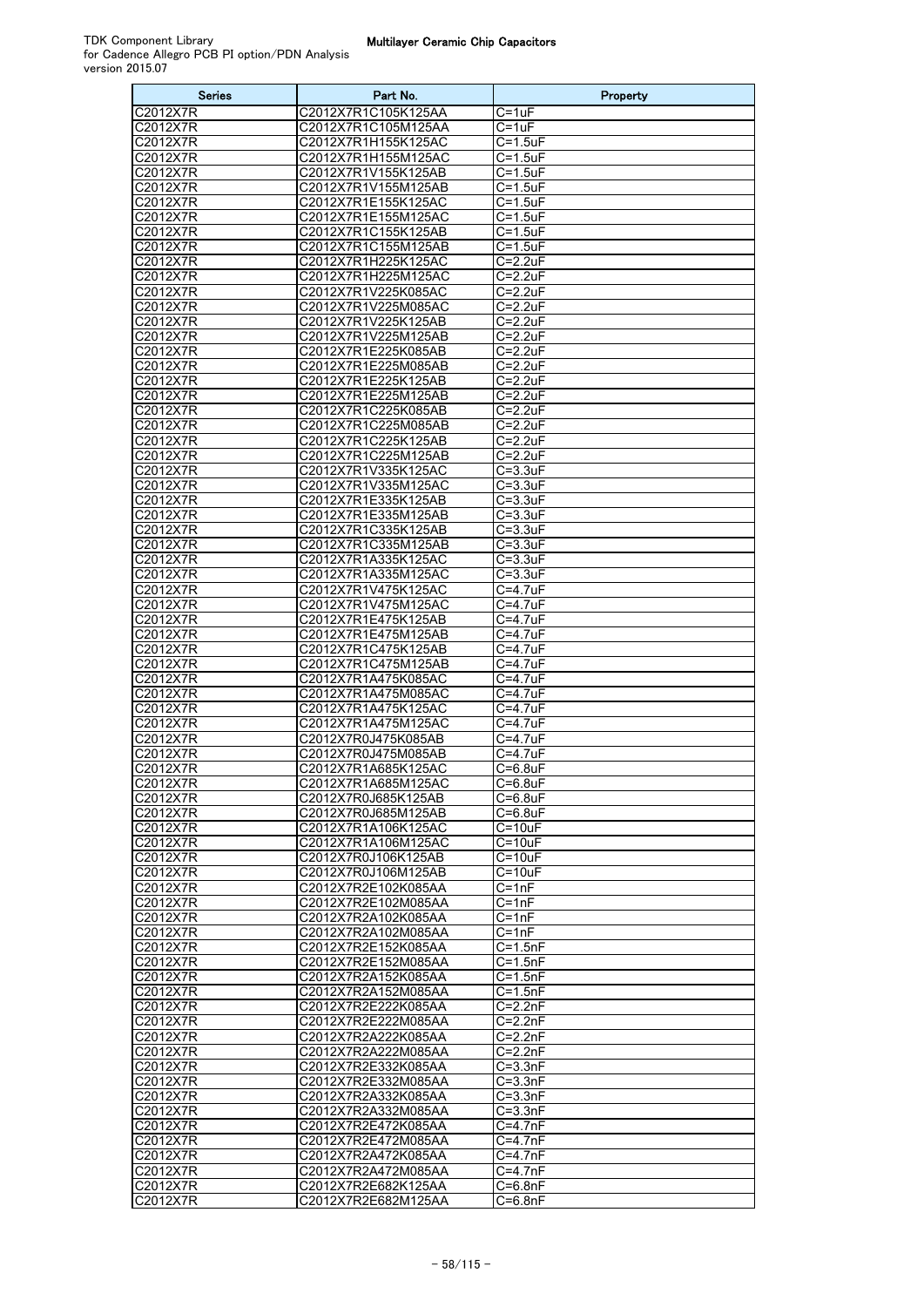| Series | Part No. | Property |
|---|---|---|
| C2012X7R | C2012X7R1C105K125AA | C=1uF |
| C2012X7R | C2012X7R1C105M125AA | C=1uF |
| C2012X7R | C2012X7R1H155K125AC | C=1.5uF |
| C2012X7R | C2012X7R1H155M125AC | C=1.5uF |
| C2012X7R | C2012X7R1V155K125AB | C=1.5uF |
| C2012X7R | C2012X7R1V155M125AB | C=1.5uF |
| C2012X7R | C2012X7R1E155K125AC | C=1.5uF |
| C2012X7R | C2012X7R1E155M125AC | C=1.5uF |
| C2012X7R | C2012X7R1C155K125AB | C=1.5uF |
| C2012X7R | C2012X7R1C155M125AB | C=1.5uF |
| C2012X7R | C2012X7R1H225K125AC | C=2.2uF |
| C2012X7R | C2012X7R1H225M125AC | C=2.2uF |
| C2012X7R | C2012X7R1V225K085AC | C=2.2uF |
| C2012X7R | C2012X7R1V225M085AC | C=2.2uF |
| C2012X7R | C2012X7R1V225K125AB | C=2.2uF |
| C2012X7R | C2012X7R1V225M125AB | C=2.2uF |
| C2012X7R | C2012X7R1E225K085AB | C=2.2uF |
| C2012X7R | C2012X7R1E225M085AB | C=2.2uF |
| C2012X7R | C2012X7R1E225K125AB | C=2.2uF |
| C2012X7R | C2012X7R1E225M125AB | C=2.2uF |
| C2012X7R | C2012X7R1C225K085AB | C=2.2uF |
| C2012X7R | C2012X7R1C225M085AB | C=2.2uF |
| C2012X7R | C2012X7R1C225K125AB | C=2.2uF |
| C2012X7R | C2012X7R1C225M125AB | C=2.2uF |
| C2012X7R | C2012X7R1V335K125AC | C=3.3uF |
| C2012X7R | C2012X7R1V335M125AC | C=3.3uF |
| C2012X7R | C2012X7R1E335K125AB | C=3.3uF |
| C2012X7R | C2012X7R1E335M125AB | C=3.3uF |
| C2012X7R | C2012X7R1C335K125AB | C=3.3uF |
| C2012X7R | C2012X7R1C335M125AB | C=3.3uF |
| C2012X7R | C2012X7R1A335K125AC | C=3.3uF |
| C2012X7R | C2012X7R1A335M125AC | C=3.3uF |
| C2012X7R | C2012X7R1V475K125AC | C=4.7uF |
| C2012X7R | C2012X7R1V475M125AC | C=4.7uF |
| C2012X7R | C2012X7R1E475K125AB | C=4.7uF |
| C2012X7R | C2012X7R1E475M125AB | C=4.7uF |
| C2012X7R | C2012X7R1C475K125AB | C=4.7uF |
| C2012X7R | C2012X7R1C475M125AB | C=4.7uF |
| C2012X7R | C2012X7R1A475K085AC | C=4.7uF |
| C2012X7R | C2012X7R1A475M085AC | C=4.7uF |
| C2012X7R | C2012X7R1A475K125AC | C=4.7uF |
| C2012X7R | C2012X7R1A475M125AC | C=4.7uF |
| C2012X7R | C2012X7R0J475K085AB | C=4.7uF |
| C2012X7R | C2012X7R0J475M085AB | C=4.7uF |
| C2012X7R | C2012X7R1A685K125AC | C=6.8uF |
| C2012X7R | C2012X7R1A685M125AC | C=6.8uF |
| C2012X7R | C2012X7R0J685K125AB | C=6.8uF |
| C2012X7R | C2012X7R0J685M125AB | C=6.8uF |
| C2012X7R | C2012X7R1A106K125AC | C=10uF |
| C2012X7R | C2012X7R1A106M125AC | C=10uF |
| C2012X7R | C2012X7R0J106K125AB | C=10uF |
| C2012X7R | C2012X7R0J106M125AB | C=10uF |
| C2012X7R | C2012X7R2E102K085AA | C=1nF |
| C2012X7R | C2012X7R2E102M085AA | C=1nF |
| C2012X7R | C2012X7R2A102K085AA | C=1nF |
| C2012X7R | C2012X7R2A102M085AA | C=1nF |
| C2012X7R | C2012X7R2E152K085AA | C=1.5nF |
| C2012X7R | C2012X7R2E152M085AA | C=1.5nF |
| C2012X7R | C2012X7R2A152K085AA | C=1.5nF |
| C2012X7R | C2012X7R2A152M085AA | C=1.5nF |
| C2012X7R | C2012X7R2E222K085AA | C=2.2nF |
| C2012X7R | C2012X7R2E222M085AA | C=2.2nF |
| C2012X7R | C2012X7R2A222K085AA | C=2.2nF |
| C2012X7R | C2012X7R2A222M085AA | C=2.2nF |
| C2012X7R | C2012X7R2E332K085AA | C=3.3nF |
| C2012X7R | C2012X7R2E332M085AA | C=3.3nF |
| C2012X7R | C2012X7R2A332K085AA | C=3.3nF |
| C2012X7R | C2012X7R2A332M085AA | C=3.3nF |
| C2012X7R | C2012X7R2E472K085AA | C=4.7nF |
| C2012X7R | C2012X7R2E472M085AA | C=4.7nF |
| C2012X7R | C2012X7R2A472K085AA | C=4.7nF |
| C2012X7R | C2012X7R2A472M085AA | C=4.7nF |
| C2012X7R | C2012X7R2E682K125AA | C=6.8nF |
| C2012X7R | C2012X7R2E682M125AA | C=6.8nF |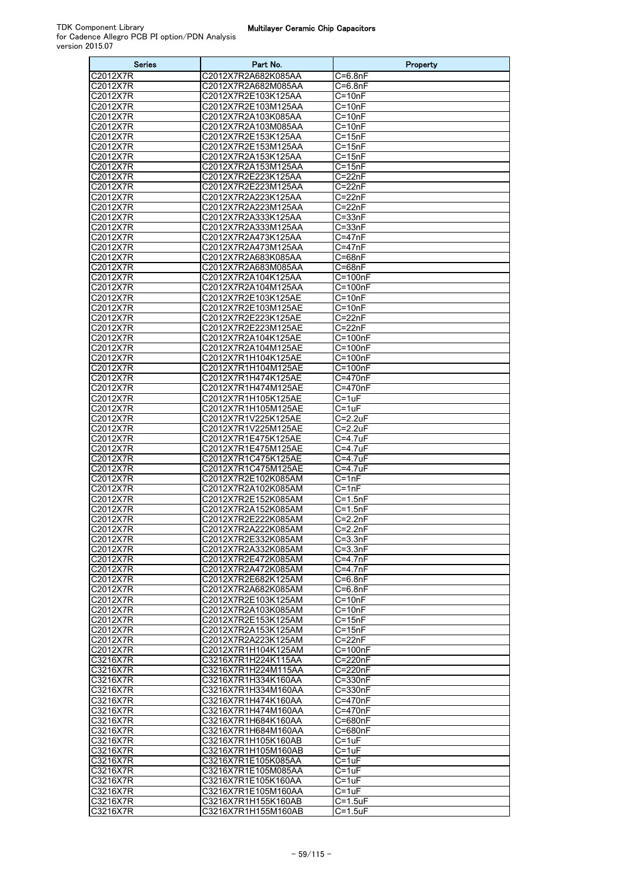| Series | Part No. | Property |
| --- | --- | --- |
| C2012X7R | C2012X7R2A682K085AA | C=6.8nF |
| C2012X7R | C2012X7R2A682M085AA | C=6.8nF |
| C2012X7R | C2012X7R2E103K125AA | C=10nF |
| C2012X7R | C2012X7R2E103M125AA | C=10nF |
| C2012X7R | C2012X7R2A103K085AA | C=10nF |
| C2012X7R | C2012X7R2A103M085AA | C=10nF |
| C2012X7R | C2012X7R2E153K125AA | C=15nF |
| C2012X7R | C2012X7R2E153M125AA | C=15nF |
| C2012X7R | C2012X7R2A153K125AA | C=15nF |
| C2012X7R | C2012X7R2A153M125AA | C=15nF |
| C2012X7R | C2012X7R2E223K125AA | C=22nF |
| C2012X7R | C2012X7R2E223M125AA | C=22nF |
| C2012X7R | C2012X7R2A223K125AA | C=22nF |
| C2012X7R | C2012X7R2A223M125AA | C=22nF |
| C2012X7R | C2012X7R2A333K125AA | C=33nF |
| C2012X7R | C2012X7R2A333M125AA | C=33nF |
| C2012X7R | C2012X7R2A473K125AA | C=47nF |
| C2012X7R | C2012X7R2A473M125AA | C=47nF |
| C2012X7R | C2012X7R2A683K085AA | C=68nF |
| C2012X7R | C2012X7R2A683M085AA | C=68nF |
| C2012X7R | C2012X7R2A104K125AA | C=100nF |
| C2012X7R | C2012X7R2A104M125AA | C=100nF |
| C2012X7R | C2012X7R2E103K125AE | C=10nF |
| C2012X7R | C2012X7R2E103M125AE | C=10nF |
| C2012X7R | C2012X7R2E223K125AE | C=22nF |
| C2012X7R | C2012X7R2E223M125AE | C=22nF |
| C2012X7R | C2012X7R2A104K125AE | C=100nF |
| C2012X7R | C2012X7R2A104M125AE | C=100nF |
| C2012X7R | C2012X7R1H104K125AE | C=100nF |
| C2012X7R | C2012X7R1H104M125AE | C=100nF |
| C2012X7R | C2012X7R1H474K125AE | C=470nF |
| C2012X7R | C2012X7R1H474M125AE | C=470nF |
| C2012X7R | C2012X7R1H105K125AE | C=1uF |
| C2012X7R | C2012X7R1H105M125AE | C=1uF |
| C2012X7R | C2012X7R1V225K125AE | C=2.2uF |
| C2012X7R | C2012X7R1V225M125AE | C=2.2uF |
| C2012X7R | C2012X7R1E475K125AE | C=4.7uF |
| C2012X7R | C2012X7R1E475M125AE | C=4.7uF |
| C2012X7R | C2012X7R1C475K125AE | C=4.7uF |
| C2012X7R | C2012X7R1C475M125AE | C=4.7uF |
| C2012X7R | C2012X7R2E102K085AM | C=1nF |
| C2012X7R | C2012X7R2A102K085AM | C=1nF |
| C2012X7R | C2012X7R2E152K085AM | C=1.5nF |
| C2012X7R | C2012X7R2A152K085AM | C=1.5nF |
| C2012X7R | C2012X7R2E222K085AM | C=2.2nF |
| C2012X7R | C2012X7R2A222K085AM | C=2.2nF |
| C2012X7R | C2012X7R2E332K085AM | C=3.3nF |
| C2012X7R | C2012X7R2A332K085AM | C=3.3nF |
| C2012X7R | C2012X7R2E472K085AM | C=4.7nF |
| C2012X7R | C2012X7R2A472K085AM | C=4.7nF |
| C2012X7R | C2012X7R2E682K125AM | C=6.8nF |
| C2012X7R | C2012X7R2A682K085AM | C=6.8nF |
| C2012X7R | C2012X7R2E103K125AM | C=10nF |
| C2012X7R | C2012X7R2A103K085AM | C=10nF |
| C2012X7R | C2012X7R2E153K125AM | C=15nF |
| C2012X7R | C2012X7R2A153K125AM | C=15nF |
| C2012X7R | C2012X7R2A223K125AM | C=22nF |
| C2012X7R | C2012X7R1H104K125AM | C=100nF |
| C3216X7R | C3216X7R1H224K115AA | C=220nF |
| C3216X7R | C3216X7R1H224M115AA | C=220nF |
| C3216X7R | C3216X7R1H334K160AA | C=330nF |
| C3216X7R | C3216X7R1H334M160AA | C=330nF |
| C3216X7R | C3216X7R1H474K160AA | C=470nF |
| C3216X7R | C3216X7R1H474M160AA | C=470nF |
| C3216X7R | C3216X7R1H684K160AA | C=680nF |
| C3216X7R | C3216X7R1H684M160AA | C=680nF |
| C3216X7R | C3216X7R1H105K160AB | C=1uF |
| C3216X7R | C3216X7R1H105M160AB | C=1uF |
| C3216X7R | C3216X7R1E105K085AA | C=1uF |
| C3216X7R | C3216X7R1E105M085AA | C=1uF |
| C3216X7R | C3216X7R1E105K160AA | C=1uF |
| C3216X7R | C3216X7R1E105M160AA | C=1uF |
| C3216X7R | C3216X7R1H155K160AB | C=1.5uF |
| C3216X7R | C3216X7R1H155M160AB | C=1.5uF |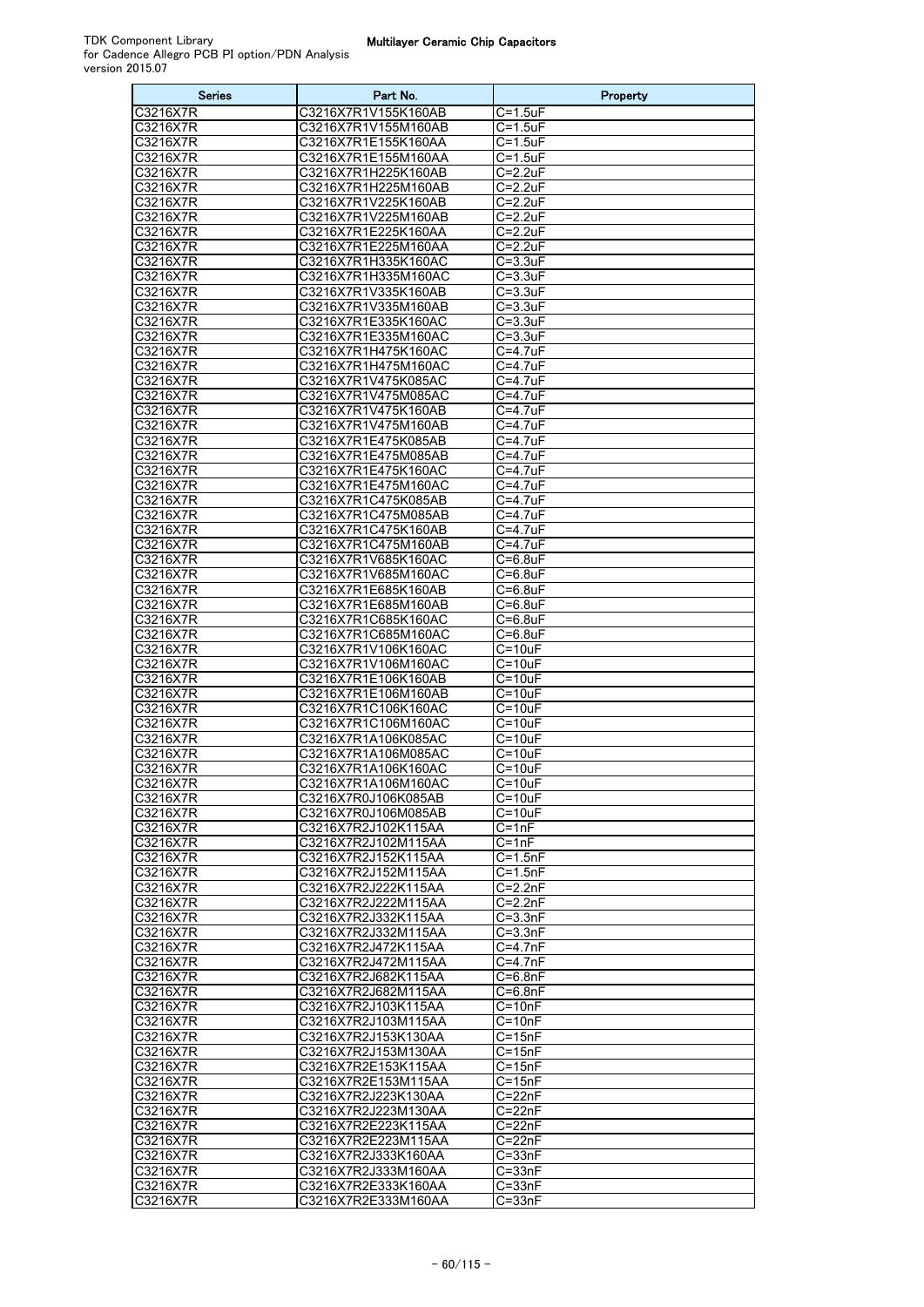| Series | Part No. | Property |
|---|---|---|
| C3216X7R | C3216X7R1V155K160AB | C=1.5uF |
| C3216X7R | C3216X7R1V155M160AB | C=1.5uF |
| C3216X7R | C3216X7R1E155K160AA | C=1.5uF |
| C3216X7R | C3216X7R1E155M160AA | C=1.5uF |
| C3216X7R | C3216X7R1H225K160AB | C=2.2uF |
| C3216X7R | C3216X7R1H225M160AB | C=2.2uF |
| C3216X7R | C3216X7R1V225K160AB | C=2.2uF |
| C3216X7R | C3216X7R1V225M160AB | C=2.2uF |
| C3216X7R | C3216X7R1E225K160AA | C=2.2uF |
| C3216X7R | C3216X7R1E225M160AA | C=2.2uF |
| C3216X7R | C3216X7R1H335K160AC | C=3.3uF |
| C3216X7R | C3216X7R1H335M160AC | C=3.3uF |
| C3216X7R | C3216X7R1V335K160AB | C=3.3uF |
| C3216X7R | C3216X7R1V335M160AB | C=3.3uF |
| C3216X7R | C3216X7R1E335K160AC | C=3.3uF |
| C3216X7R | C3216X7R1E335M160AC | C=3.3uF |
| C3216X7R | C3216X7R1H475K160AC | C=4.7uF |
| C3216X7R | C3216X7R1H475M160AC | C=4.7uF |
| C3216X7R | C3216X7R1V475K085AC | C=4.7uF |
| C3216X7R | C3216X7R1V475M085AC | C=4.7uF |
| C3216X7R | C3216X7R1V475K160AB | C=4.7uF |
| C3216X7R | C3216X7R1V475M160AB | C=4.7uF |
| C3216X7R | C3216X7R1E475K085AB | C=4.7uF |
| C3216X7R | C3216X7R1E475M085AB | C=4.7uF |
| C3216X7R | C3216X7R1E475K160AC | C=4.7uF |
| C3216X7R | C3216X7R1E475M160AC | C=4.7uF |
| C3216X7R | C3216X7R1C475K085AB | C=4.7uF |
| C3216X7R | C3216X7R1C475M085AB | C=4.7uF |
| C3216X7R | C3216X7R1C475K160AB | C=4.7uF |
| C3216X7R | C3216X7R1C475M160AB | C=4.7uF |
| C3216X7R | C3216X7R1V685K160AC | C=6.8uF |
| C3216X7R | C3216X7R1V685M160AC | C=6.8uF |
| C3216X7R | C3216X7R1E685K160AB | C=6.8uF |
| C3216X7R | C3216X7R1E685M160AB | C=6.8uF |
| C3216X7R | C3216X7R1C685K160AC | C=6.8uF |
| C3216X7R | C3216X7R1C685M160AC | C=6.8uF |
| C3216X7R | C3216X7R1V106K160AC | C=10uF |
| C3216X7R | C3216X7R1V106M160AC | C=10uF |
| C3216X7R | C3216X7R1E106K160AB | C=10uF |
| C3216X7R | C3216X7R1E106M160AB | C=10uF |
| C3216X7R | C3216X7R1C106K160AC | C=10uF |
| C3216X7R | C3216X7R1C106M160AC | C=10uF |
| C3216X7R | C3216X7R1A106K085AC | C=10uF |
| C3216X7R | C3216X7R1A106M085AC | C=10uF |
| C3216X7R | C3216X7R1A106K160AC | C=10uF |
| C3216X7R | C3216X7R1A106M160AC | C=10uF |
| C3216X7R | C3216X7R0J106K085AB | C=10uF |
| C3216X7R | C3216X7R0J106M085AB | C=10uF |
| C3216X7R | C3216X7R2J102K115AA | C=1nF |
| C3216X7R | C3216X7R2J102M115AA | C=1nF |
| C3216X7R | C3216X7R2J152K115AA | C=1.5nF |
| C3216X7R | C3216X7R2J152M115AA | C=1.5nF |
| C3216X7R | C3216X7R2J222K115AA | C=2.2nF |
| C3216X7R | C3216X7R2J222M115AA | C=2.2nF |
| C3216X7R | C3216X7R2J332K115AA | C=3.3nF |
| C3216X7R | C3216X7R2J332M115AA | C=3.3nF |
| C3216X7R | C3216X7R2J472K115AA | C=4.7nF |
| C3216X7R | C3216X7R2J472M115AA | C=4.7nF |
| C3216X7R | C3216X7R2J682K115AA | C=6.8nF |
| C3216X7R | C3216X7R2J682M115AA | C=6.8nF |
| C3216X7R | C3216X7R2J103K115AA | C=10nF |
| C3216X7R | C3216X7R2J103M115AA | C=10nF |
| C3216X7R | C3216X7R2J153K130AA | C=15nF |
| C3216X7R | C3216X7R2J153M130AA | C=15nF |
| C3216X7R | C3216X7R2E153K115AA | C=15nF |
| C3216X7R | C3216X7R2E153M115AA | C=15nF |
| C3216X7R | C3216X7R2J223K130AA | C=22nF |
| C3216X7R | C3216X7R2J223M130AA | C=22nF |
| C3216X7R | C3216X7R2E223K115AA | C=22nF |
| C3216X7R | C3216X7R2E223M115AA | C=22nF |
| C3216X7R | C3216X7R2J333K160AA | C=33nF |
| C3216X7R | C3216X7R2J333M160AA | C=33nF |
| C3216X7R | C3216X7R2E333K160AA | C=33nF |
| C3216X7R | C3216X7R2E333M160AA | C=33nF |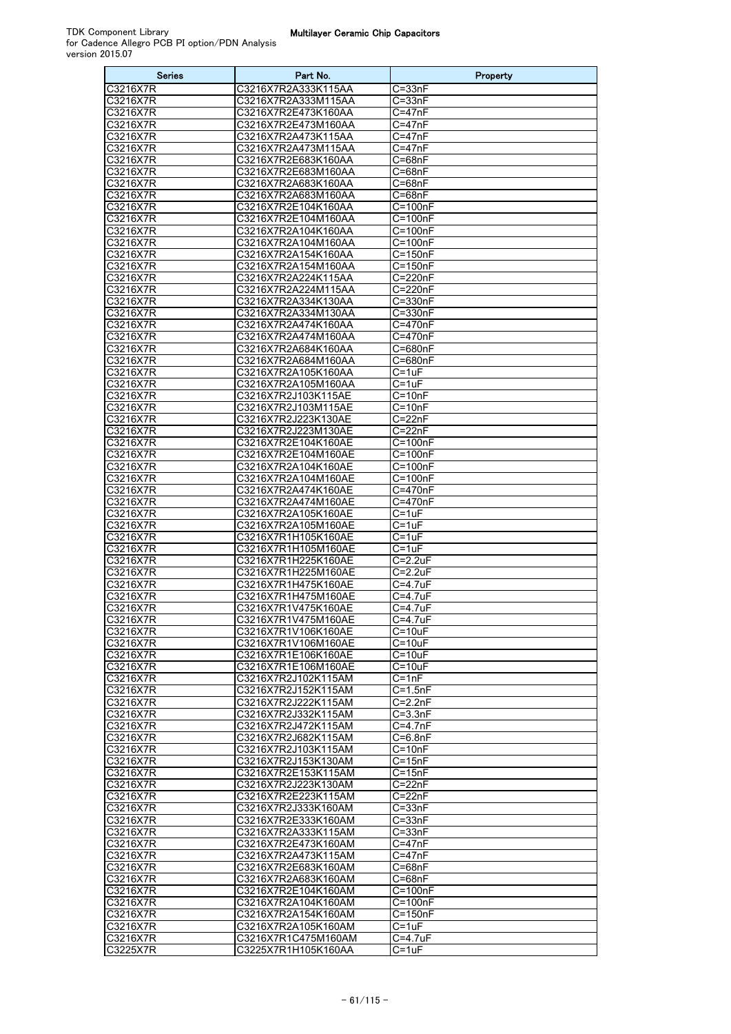| Series | Part No. | Property |
|---|---|---|
| C3216X7R | C3216X7R2A333K115AA | C=33nF |
| C3216X7R | C3216X7R2A333M115AA | C=33nF |
| C3216X7R | C3216X7R2E473K160AA | C=47nF |
| C3216X7R | C3216X7R2E473M160AA | C=47nF |
| C3216X7R | C3216X7R2A473K115AA | C=47nF |
| C3216X7R | C3216X7R2A473M115AA | C=47nF |
| C3216X7R | C3216X7R2E683K160AA | C=68nF |
| C3216X7R | C3216X7R2E683M160AA | C=68nF |
| C3216X7R | C3216X7R2A683K160AA | C=68nF |
| C3216X7R | C3216X7R2A683M160AA | C=68nF |
| C3216X7R | C3216X7R2E104K160AA | C=100nF |
| C3216X7R | C3216X7R2E104M160AA | C=100nF |
| C3216X7R | C3216X7R2A104K160AA | C=100nF |
| C3216X7R | C3216X7R2A104M160AA | C=100nF |
| C3216X7R | C3216X7R2A154K160AA | C=150nF |
| C3216X7R | C3216X7R2A154M160AA | C=150nF |
| C3216X7R | C3216X7R2A224K115AA | C=220nF |
| C3216X7R | C3216X7R2A224M115AA | C=220nF |
| C3216X7R | C3216X7R2A334K130AA | C=330nF |
| C3216X7R | C3216X7R2A334M130AA | C=330nF |
| C3216X7R | C3216X7R2A474K160AA | C=470nF |
| C3216X7R | C3216X7R2A474M160AA | C=470nF |
| C3216X7R | C3216X7R2A684K160AA | C=680nF |
| C3216X7R | C3216X7R2A684M160AA | C=680nF |
| C3216X7R | C3216X7R2A105K160AA | C=1uF |
| C3216X7R | C3216X7R2A105M160AA | C=1uF |
| C3216X7R | C3216X7R2J103K115AE | C=10nF |
| C3216X7R | C3216X7R2J103M115AE | C=10nF |
| C3216X7R | C3216X7R2J223K130AE | C=22nF |
| C3216X7R | C3216X7R2J223M130AE | C=22nF |
| C3216X7R | C3216X7R2E104K160AE | C=100nF |
| C3216X7R | C3216X7R2E104M160AE | C=100nF |
| C3216X7R | C3216X7R2A104K160AE | C=100nF |
| C3216X7R | C3216X7R2A104M160AE | C=100nF |
| C3216X7R | C3216X7R2A474K160AE | C=470nF |
| C3216X7R | C3216X7R2A474M160AE | C=470nF |
| C3216X7R | C3216X7R2A105K160AE | C=1uF |
| C3216X7R | C3216X7R2A105M160AE | C=1uF |
| C3216X7R | C3216X7R1H105K160AE | C=1uF |
| C3216X7R | C3216X7R1H105M160AE | C=1uF |
| C3216X7R | C3216X7R1H225K160AE | C=2.2uF |
| C3216X7R | C3216X7R1H225M160AE | C=2.2uF |
| C3216X7R | C3216X7R1H475K160AE | C=4.7uF |
| C3216X7R | C3216X7R1H475M160AE | C=4.7uF |
| C3216X7R | C3216X7R1V475K160AE | C=4.7uF |
| C3216X7R | C3216X7R1V475M160AE | C=4.7uF |
| C3216X7R | C3216X7R1V106K160AE | C=10uF |
| C3216X7R | C3216X7R1V106M160AE | C=10uF |
| C3216X7R | C3216X7R1E106K160AE | C=10uF |
| C3216X7R | C3216X7R1E106M160AE | C=10uF |
| C3216X7R | C3216X7R2J102K115AM | C=1nF |
| C3216X7R | C3216X7R2J152K115AM | C=1.5nF |
| C3216X7R | C3216X7R2J222K115AM | C=2.2nF |
| C3216X7R | C3216X7R2J332K115AM | C=3.3nF |
| C3216X7R | C3216X7R2J472K115AM | C=4.7nF |
| C3216X7R | C3216X7R2J682K115AM | C=6.8nF |
| C3216X7R | C3216X7R2J103K115AM | C=10nF |
| C3216X7R | C3216X7R2J153K130AM | C=15nF |
| C3216X7R | C3216X7R2E153K115AM | C=15nF |
| C3216X7R | C3216X7R2J223K130AM | C=22nF |
| C3216X7R | C3216X7R2E223K115AM | C=22nF |
| C3216X7R | C3216X7R2J333K160AM | C=33nF |
| C3216X7R | C3216X7R2E333K160AM | C=33nF |
| C3216X7R | C3216X7R2A333K115AM | C=33nF |
| C3216X7R | C3216X7R2E473K160AM | C=47nF |
| C3216X7R | C3216X7R2A473K115AM | C=47nF |
| C3216X7R | C3216X7R2E683K160AM | C=68nF |
| C3216X7R | C3216X7R2A683K160AM | C=68nF |
| C3216X7R | C3216X7R2E104K160AM | C=100nF |
| C3216X7R | C3216X7R2A104K160AM | C=100nF |
| C3216X7R | C3216X7R2A154K160AM | C=150nF |
| C3216X7R | C3216X7R2A105K160AM | C=1uF |
| C3216X7R | C3216X7R1C475M160AM | C=4.7uF |
| C3225X7R | C3225X7R1H105K160AA | C=1uF |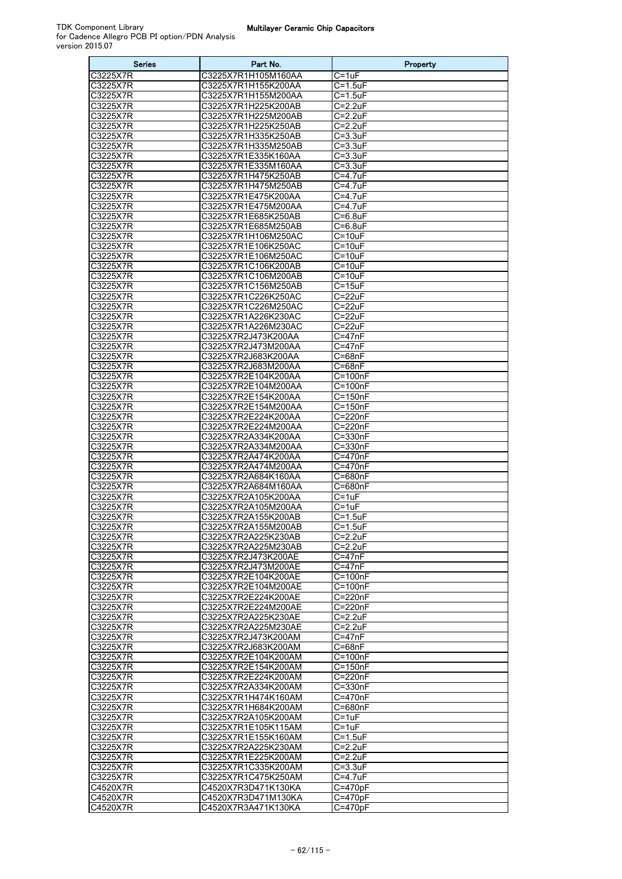| Series | Part No. | Property |
|---|---|---|
| C3225X7R | C3225X7R1H105M160AA | C=1uF |
| C3225X7R | C3225X7R1H155K200AA | C=1.5uF |
| C3225X7R | C3225X7R1H155M200AA | C=1.5uF |
| C3225X7R | C3225X7R1H225K200AB | C=2.2uF |
| C3225X7R | C3225X7R1H225M200AB | C=2.2uF |
| C3225X7R | C3225X7R1H225K250AB | C=2.2uF |
| C3225X7R | C3225X7R1H335K250AB | C=3.3uF |
| C3225X7R | C3225X7R1H335M250AB | C=3.3uF |
| C3225X7R | C3225X7R1E335K160AA | C=3.3uF |
| C3225X7R | C3225X7R1E335M160AA | C=3.3uF |
| C3225X7R | C3225X7R1H475K250AB | C=4.7uF |
| C3225X7R | C3225X7R1H475M250AB | C=4.7uF |
| C3225X7R | C3225X7R1E475K200AA | C=4.7uF |
| C3225X7R | C3225X7R1E475M200AA | C=4.7uF |
| C3225X7R | C3225X7R1E685K250AB | C=6.8uF |
| C3225X7R | C3225X7R1E685M250AB | C=6.8uF |
| C3225X7R | C3225X7R1H106M250AC | C=10uF |
| C3225X7R | C3225X7R1E106K250AC | C=10uF |
| C3225X7R | C3225X7R1E106M250AC | C=10uF |
| C3225X7R | C3225X7R1C106K200AB | C=10uF |
| C3225X7R | C3225X7R1C106M200AB | C=10uF |
| C3225X7R | C3225X7R1C156M250AB | C=15uF |
| C3225X7R | C3225X7R1C226K250AC | C=22uF |
| C3225X7R | C3225X7R1C226M250AC | C=22uF |
| C3225X7R | C3225X7R1A226K230AC | C=22uF |
| C3225X7R | C3225X7R1A226M230AC | C=22uF |
| C3225X7R | C3225X7R2J473K200AA | C=47nF |
| C3225X7R | C3225X7R2J473M200AA | C=47nF |
| C3225X7R | C3225X7R2J683K200AA | C=68nF |
| C3225X7R | C3225X7R2J683M200AA | C=68nF |
| C3225X7R | C3225X7R2E104K200AA | C=100nF |
| C3225X7R | C3225X7R2E104M200AA | C=100nF |
| C3225X7R | C3225X7R2E154K200AA | C=150nF |
| C3225X7R | C3225X7R2E154M200AA | C=150nF |
| C3225X7R | C3225X7R2E224K200AA | C=220nF |
| C3225X7R | C3225X7R2E224M200AA | C=220nF |
| C3225X7R | C3225X7R2A334K200AA | C=330nF |
| C3225X7R | C3225X7R2A334M200AA | C=330nF |
| C3225X7R | C3225X7R2A474K200AA | C=470nF |
| C3225X7R | C3225X7R2A474M200AA | C=470nF |
| C3225X7R | C3225X7R2A684K160AA | C=680nF |
| C3225X7R | C3225X7R2A684M160AA | C=680nF |
| C3225X7R | C3225X7R2A105K200AA | C=1uF |
| C3225X7R | C3225X7R2A105M200AA | C=1uF |
| C3225X7R | C3225X7R2A155K200AB | C=1.5uF |
| C3225X7R | C3225X7R2A155M200AB | C=1.5uF |
| C3225X7R | C3225X7R2A225K230AB | C=2.2uF |
| C3225X7R | C3225X7R2A225M230AB | C=2.2uF |
| C3225X7R | C3225X7R2J473K200AE | C=47nF |
| C3225X7R | C3225X7R2J473M200AE | C=47nF |
| C3225X7R | C3225X7R2E104K200AE | C=100nF |
| C3225X7R | C3225X7R2E104M200AE | C=100nF |
| C3225X7R | C3225X7R2E224K200AE | C=220nF |
| C3225X7R | C3225X7R2E224M200AE | C=220nF |
| C3225X7R | C3225X7R2A225K230AE | C=2.2uF |
| C3225X7R | C3225X7R2A225M230AE | C=2.2uF |
| C3225X7R | C3225X7R2J473K200AM | C=47nF |
| C3225X7R | C3225X7R2J683K200AM | C=68nF |
| C3225X7R | C3225X7R2E104K200AM | C=100nF |
| C3225X7R | C3225X7R2E154K200AM | C=150nF |
| C3225X7R | C3225X7R2E224K200AM | C=220nF |
| C3225X7R | C3225X7R2A334K200AM | C=330nF |
| C3225X7R | C3225X7R1H474K160AM | C=470nF |
| C3225X7R | C3225X7R1H684K200AM | C=680nF |
| C3225X7R | C3225X7R2A105K200AM | C=1uF |
| C3225X7R | C3225X7R1E105K115AM | C=1uF |
| C3225X7R | C3225X7R1E155K160AM | C=1.5uF |
| C3225X7R | C3225X7R2A225K230AM | C=2.2uF |
| C3225X7R | C3225X7R1E225K200AM | C=2.2uF |
| C3225X7R | C3225X7R1C335K200AM | C=3.3uF |
| C3225X7R | C3225X7R1C475K250AM | C=4.7uF |
| C4520X7R | C4520X7R3D471K130KA | C=470pF |
| C4520X7R | C4520X7R3D471M130KA | C=470pF |
| C4520X7R | C4520X7R3A471K130KA | C=470pF |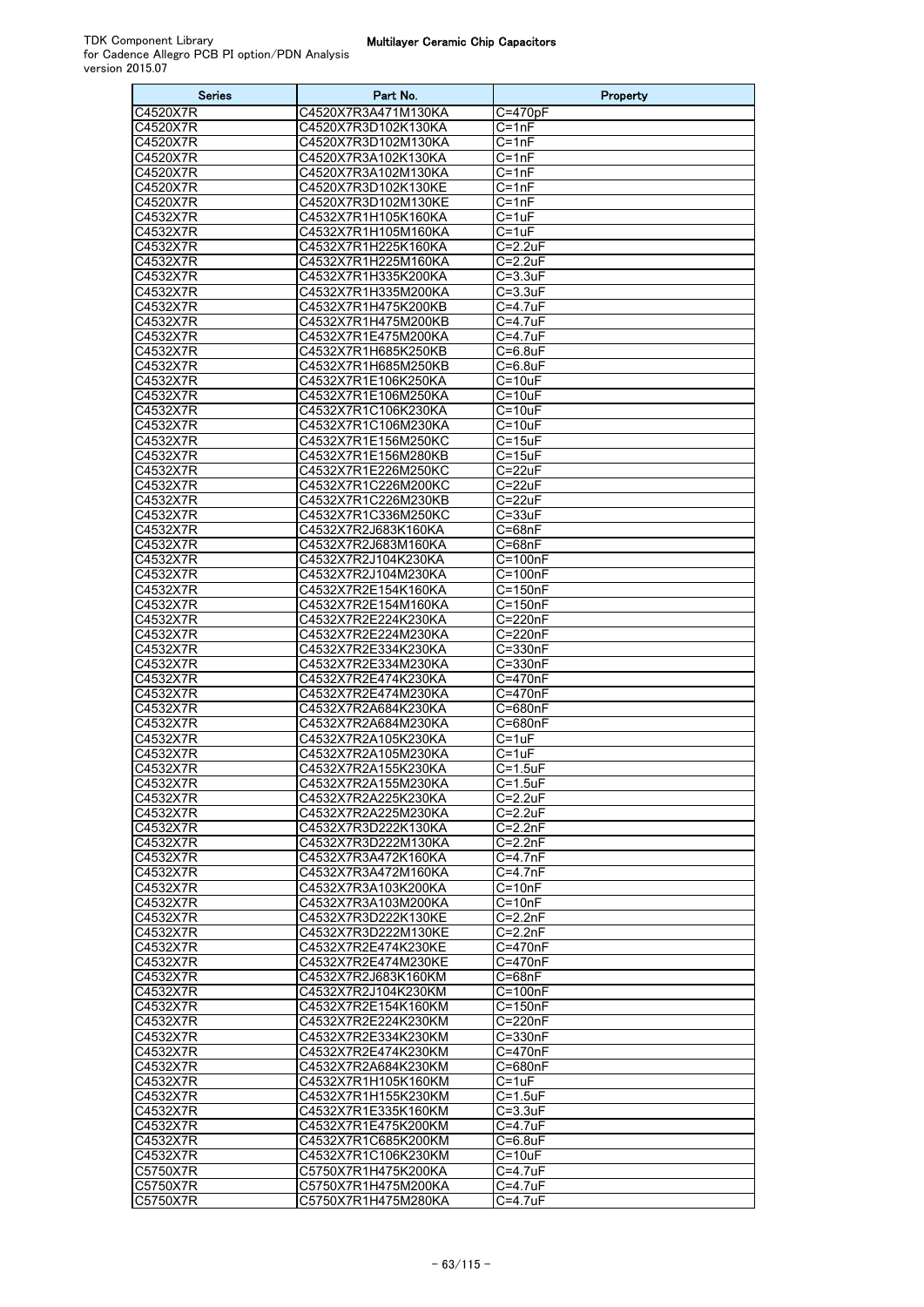| Series | Part No. | Property |
|---|---|---|
| C4520X7R | C4520X7R3A471M130KA | C=470pF |
| C4520X7R | C4520X7R3D102K130KA | C=1nF |
| C4520X7R | C4520X7R3D102M130KA | C=1nF |
| C4520X7R | C4520X7R3A102K130KA | C=1nF |
| C4520X7R | C4520X7R3A102M130KA | C=1nF |
| C4520X7R | C4520X7R3D102K130KE | C=1nF |
| C4520X7R | C4520X7R3D102M130KE | C=1nF |
| C4532X7R | C4532X7R1H105K160KA | C=1uF |
| C4532X7R | C4532X7R1H105M160KA | C=1uF |
| C4532X7R | C4532X7R1H225K160KA | C=2.2uF |
| C4532X7R | C4532X7R1H225M160KA | C=2.2uF |
| C4532X7R | C4532X7R1H335K200KA | C=3.3uF |
| C4532X7R | C4532X7R1H335M200KA | C=3.3uF |
| C4532X7R | C4532X7R1H475K200KB | C=4.7uF |
| C4532X7R | C4532X7R1H475M200KB | C=4.7uF |
| C4532X7R | C4532X7R1E475M200KA | C=4.7uF |
| C4532X7R | C4532X7R1H685K250KB | C=6.8uF |
| C4532X7R | C4532X7R1H685M250KB | C=6.8uF |
| C4532X7R | C4532X7R1E106K250KA | C=10uF |
| C4532X7R | C4532X7R1E106M250KA | C=10uF |
| C4532X7R | C4532X7R1C106K230KA | C=10uF |
| C4532X7R | C4532X7R1C106M230KA | C=10uF |
| C4532X7R | C4532X7R1E156M250KC | C=15uF |
| C4532X7R | C4532X7R1E156M280KB | C=15uF |
| C4532X7R | C4532X7R1E226M250KC | C=22uF |
| C4532X7R | C4532X7R1C226M200KC | C=22uF |
| C4532X7R | C4532X7R1C226M230KB | C=22uF |
| C4532X7R | C4532X7R1C336M250KC | C=33uF |
| C4532X7R | C4532X7R2J683K160KA | C=68nF |
| C4532X7R | C4532X7R2J683M160KA | C=68nF |
| C4532X7R | C4532X7R2J104K230KA | C=100nF |
| C4532X7R | C4532X7R2J104M230KA | C=100nF |
| C4532X7R | C4532X7R2E154K160KA | C=150nF |
| C4532X7R | C4532X7R2E154M160KA | C=150nF |
| C4532X7R | C4532X7R2E224K230KA | C=220nF |
| C4532X7R | C4532X7R2E224M230KA | C=220nF |
| C4532X7R | C4532X7R2E334K230KA | C=330nF |
| C4532X7R | C4532X7R2E334M230KA | C=330nF |
| C4532X7R | C4532X7R2E474K230KA | C=470nF |
| C4532X7R | C4532X7R2E474M230KA | C=470nF |
| C4532X7R | C4532X7R2A684K230KA | C=680nF |
| C4532X7R | C4532X7R2A684M230KA | C=680nF |
| C4532X7R | C4532X7R2A105K230KA | C=1uF |
| C4532X7R | C4532X7R2A105M230KA | C=1uF |
| C4532X7R | C4532X7R2A155K230KA | C=1.5uF |
| C4532X7R | C4532X7R2A155M230KA | C=1.5uF |
| C4532X7R | C4532X7R2A225K230KA | C=2.2uF |
| C4532X7R | C4532X7R2A225M230KA | C=2.2uF |
| C4532X7R | C4532X7R3D222K130KA | C=2.2nF |
| C4532X7R | C4532X7R3D222M130KA | C=2.2nF |
| C4532X7R | C4532X7R3A472K160KA | C=4.7nF |
| C4532X7R | C4532X7R3A472M160KA | C=4.7nF |
| C4532X7R | C4532X7R3A103K200KA | C=10nF |
| C4532X7R | C4532X7R3A103M200KA | C=10nF |
| C4532X7R | C4532X7R3D222K130KE | C=2.2nF |
| C4532X7R | C4532X7R3D222M130KE | C=2.2nF |
| C4532X7R | C4532X7R2E474K230KE | C=470nF |
| C4532X7R | C4532X7R2E474M230KE | C=470nF |
| C4532X7R | C4532X7R2J683K160KM | C=68nF |
| C4532X7R | C4532X7R2J104K230KM | C=100nF |
| C4532X7R | C4532X7R2E154K160KM | C=150nF |
| C4532X7R | C4532X7R2E224K230KM | C=220nF |
| C4532X7R | C4532X7R2E334K230KM | C=330nF |
| C4532X7R | C4532X7R2E474K230KM | C=470nF |
| C4532X7R | C4532X7R2A684K230KM | C=680nF |
| C4532X7R | C4532X7R1H105K160KM | C=1uF |
| C4532X7R | C4532X7R1H155K230KM | C=1.5uF |
| C4532X7R | C4532X7R1E335K160KM | C=3.3uF |
| C4532X7R | C4532X7R1E475K200KM | C=4.7uF |
| C4532X7R | C4532X7R1C685K200KM | C=6.8uF |
| C4532X7R | C4532X7R1C106K230KM | C=10uF |
| C5750X7R | C5750X7R1H475K200KA | C=4.7uF |
| C5750X7R | C5750X7R1H475M200KA | C=4.7uF |
| C5750X7R | C5750X7R1H475M280KA | C=4.7uF |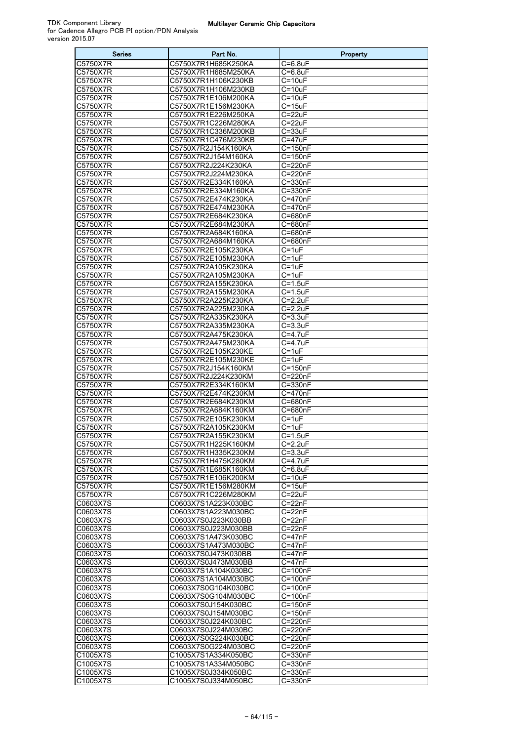| Series | Part No. | Property |
|---|---|---|
| C5750X7R | C5750X7R1H685K250KA | C=6.8uF |
| C5750X7R | C5750X7R1H685M250KA | C=6.8uF |
| C5750X7R | C5750X7R1H106K230KB | C=10uF |
| C5750X7R | C5750X7R1H106M230KB | C=10uF |
| C5750X7R | C5750X7R1E106M200KA | C=10uF |
| C5750X7R | C5750X7R1E156M230KA | C=15uF |
| C5750X7R | C5750X7R1E226M250KA | C=22uF |
| C5750X7R | C5750X7R1C226M280KA | C=22uF |
| C5750X7R | C5750X7R1C336M200KB | C=33uF |
| C5750X7R | C5750X7R1C476M230KB | C=47uF |
| C5750X7R | C5750X7R2J154K160KA | C=150nF |
| C5750X7R | C5750X7R2J154M160KA | C=150nF |
| C5750X7R | C5750X7R2J224K230KA | C=220nF |
| C5750X7R | C5750X7R2J224M230KA | C=220nF |
| C5750X7R | C5750X7R2E334K160KA | C=330nF |
| C5750X7R | C5750X7R2E334M160KA | C=330nF |
| C5750X7R | C5750X7R2E474K230KA | C=470nF |
| C5750X7R | C5750X7R2E474M230KA | C=470nF |
| C5750X7R | C5750X7R2E684K230KA | C=680nF |
| C5750X7R | C5750X7R2E684M230KA | C=680nF |
| C5750X7R | C5750X7R2A684K160KA | C=680nF |
| C5750X7R | C5750X7R2A684M160KA | C=680nF |
| C5750X7R | C5750X7R2E105K230KA | C=1uF |
| C5750X7R | C5750X7R2E105M230KA | C=1uF |
| C5750X7R | C5750X7R2A105K230KA | C=1uF |
| C5750X7R | C5750X7R2A105M230KA | C=1uF |
| C5750X7R | C5750X7R2A155K230KA | C=1.5uF |
| C5750X7R | C5750X7R2A155M230KA | C=1.5uF |
| C5750X7R | C5750X7R2A225K230KA | C=2.2uF |
| C5750X7R | C5750X7R2A225M230KA | C=2.2uF |
| C5750X7R | C5750X7R2A335K230KA | C=3.3uF |
| C5750X7R | C5750X7R2A335M230KA | C=3.3uF |
| C5750X7R | C5750X7R2A475K230KA | C=4.7uF |
| C5750X7R | C5750X7R2A475M230KA | C=4.7uF |
| C5750X7R | C5750X7R2E105K230KE | C=1uF |
| C5750X7R | C5750X7R2E105M230KE | C=1uF |
| C5750X7R | C5750X7R2J154K160KM | C=150nF |
| C5750X7R | C5750X7R2J224K230KM | C=220nF |
| C5750X7R | C5750X7R2E334K160KM | C=330nF |
| C5750X7R | C5750X7R2E474K230KM | C=470nF |
| C5750X7R | C5750X7R2E684K230KM | C=680nF |
| C5750X7R | C5750X7R2A684K160KM | C=680nF |
| C5750X7R | C5750X7R2E105K230KM | C=1uF |
| C5750X7R | C5750X7R2A105K230KM | C=1uF |
| C5750X7R | C5750X7R2A155K230KM | C=1.5uF |
| C5750X7R | C5750X7R1H225K160KM | C=2.2uF |
| C5750X7R | C5750X7R1H335K230KM | C=3.3uF |
| C5750X7R | C5750X7R1H475K280KM | C=4.7uF |
| C5750X7R | C5750X7R1E685K160KM | C=6.8uF |
| C5750X7R | C5750X7R1E106K200KM | C=10uF |
| C5750X7R | C5750X7R1E156M280KM | C=15uF |
| C5750X7R | C5750X7R1C226M280KM | C=22uF |
| C0603X7S | C0603X7S1A223K030BC | C=22nF |
| C0603X7S | C0603X7S1A223M030BC | C=22nF |
| C0603X7S | C0603X7S0J223K030BB | C=22nF |
| C0603X7S | C0603X7S0J223M030BB | C=22nF |
| C0603X7S | C0603X7S1A473K030BC | C=47nF |
| C0603X7S | C0603X7S1A473M030BC | C=47nF |
| C0603X7S | C0603X7S0J473K030BB | C=47nF |
| C0603X7S | C0603X7S0J473M030BB | C=47nF |
| C0603X7S | C0603X7S1A104K030BC | C=100nF |
| C0603X7S | C0603X7S1A104M030BC | C=100nF |
| C0603X7S | C0603X7S0G104K030BC | C=100nF |
| C0603X7S | C0603X7S0G104M030BC | C=100nF |
| C0603X7S | C0603X7S0J154K030BC | C=150nF |
| C0603X7S | C0603X7S0J154M030BC | C=150nF |
| C0603X7S | C0603X7S0J224K030BC | C=220nF |
| C0603X7S | C0603X7S0J224M030BC | C=220nF |
| C0603X7S | C0603X7S0G224K030BC | C=220nF |
| C0603X7S | C0603X7S0G224M030BC | C=220nF |
| C1005X7S | C1005X7S1A334K050BC | C=330nF |
| C1005X7S | C1005X7S1A334M050BC | C=330nF |
| C1005X7S | C1005X7S0J334K050BC | C=330nF |
| C1005X7S | C1005X7S0J334M050BC | C=330nF |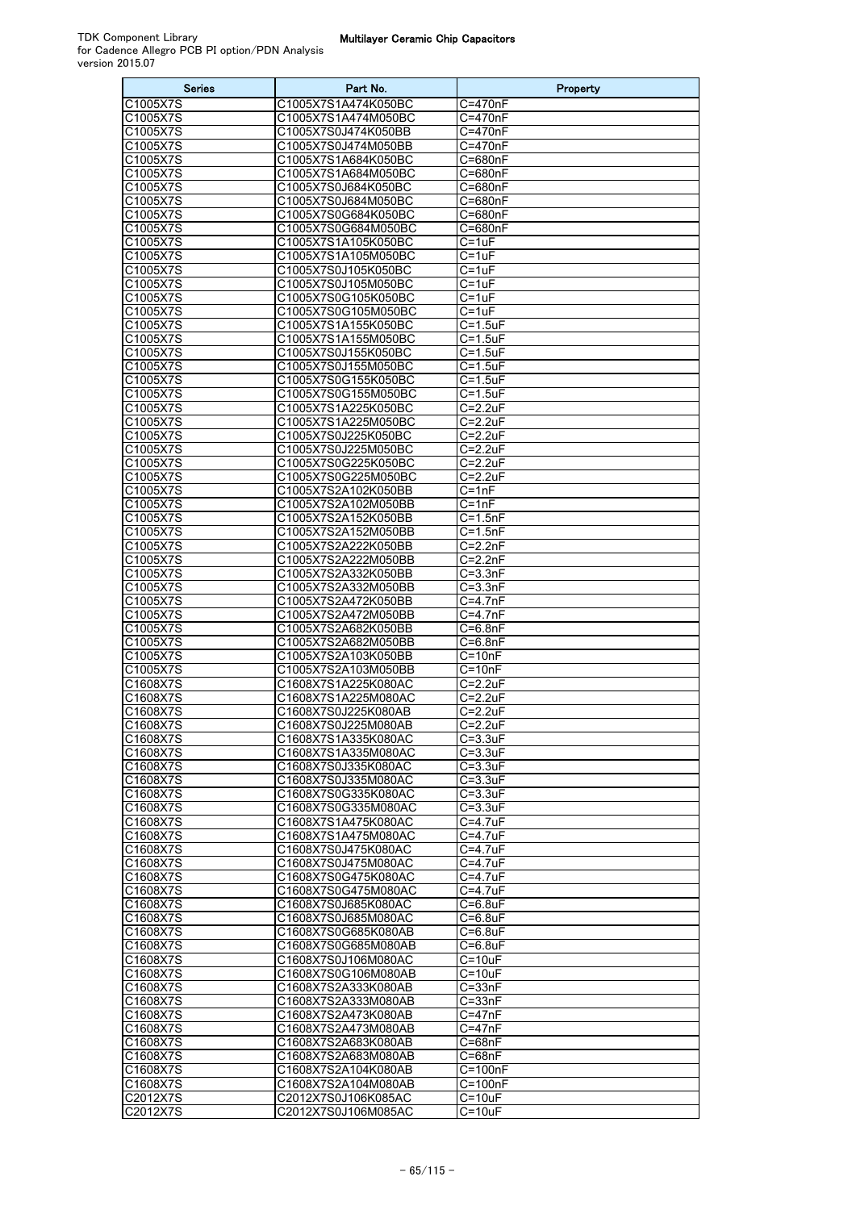| Series | Part No. | Property |
| --- | --- | --- |
| C1005X7S | C1005X7S1A474K050BC | C=470nF |
| C1005X7S | C1005X7S1A474M050BC | C=470nF |
| C1005X7S | C1005X7S0J474K050BB | C=470nF |
| C1005X7S | C1005X7S0J474M050BB | C=470nF |
| C1005X7S | C1005X7S1A684K050BC | C=680nF |
| C1005X7S | C1005X7S1A684M050BC | C=680nF |
| C1005X7S | C1005X7S0J684K050BC | C=680nF |
| C1005X7S | C1005X7S0J684M050BC | C=680nF |
| C1005X7S | C1005X7S0G684K050BC | C=680nF |
| C1005X7S | C1005X7S0G684M050BC | C=680nF |
| C1005X7S | C1005X7S1A105K050BC | C=1uF |
| C1005X7S | C1005X7S1A105M050BC | C=1uF |
| C1005X7S | C1005X7S0J105K050BC | C=1uF |
| C1005X7S | C1005X7S0J105M050BC | C=1uF |
| C1005X7S | C1005X7S0G105K050BC | C=1uF |
| C1005X7S | C1005X7S0G105M050BC | C=1uF |
| C1005X7S | C1005X7S1A155K050BC | C=1.5uF |
| C1005X7S | C1005X7S1A155M050BC | C=1.5uF |
| C1005X7S | C1005X7S0J155K050BC | C=1.5uF |
| C1005X7S | C1005X7S0J155M050BC | C=1.5uF |
| C1005X7S | C1005X7S0G155K050BC | C=1.5uF |
| C1005X7S | C1005X7S0G155M050BC | C=1.5uF |
| C1005X7S | C1005X7S1A225K050BC | C=2.2uF |
| C1005X7S | C1005X7S1A225M050BC | C=2.2uF |
| C1005X7S | C1005X7S0J225K050BC | C=2.2uF |
| C1005X7S | C1005X7S0J225M050BC | C=2.2uF |
| C1005X7S | C1005X7S0G225K050BC | C=2.2uF |
| C1005X7S | C1005X7S0G225M050BC | C=2.2uF |
| C1005X7S | C1005X7S2A102K050BB | C=1nF |
| C1005X7S | C1005X7S2A102M050BB | C=1nF |
| C1005X7S | C1005X7S2A152K050BB | C=1.5nF |
| C1005X7S | C1005X7S2A152M050BB | C=1.5nF |
| C1005X7S | C1005X7S2A222K050BB | C=2.2nF |
| C1005X7S | C1005X7S2A222M050BB | C=2.2nF |
| C1005X7S | C1005X7S2A332K050BB | C=3.3nF |
| C1005X7S | C1005X7S2A332M050BB | C=3.3nF |
| C1005X7S | C1005X7S2A472K050BB | C=4.7nF |
| C1005X7S | C1005X7S2A472M050BB | C=4.7nF |
| C1005X7S | C1005X7S2A682K050BB | C=6.8nF |
| C1005X7S | C1005X7S2A682M050BB | C=6.8nF |
| C1005X7S | C1005X7S2A103K050BB | C=10nF |
| C1005X7S | C1005X7S2A103M050BB | C=10nF |
| C1608X7S | C1608X7S1A225K080AC | C=2.2uF |
| C1608X7S | C1608X7S1A225M080AC | C=2.2uF |
| C1608X7S | C1608X7S0J225K080AB | C=2.2uF |
| C1608X7S | C1608X7S0J225M080AB | C=2.2uF |
| C1608X7S | C1608X7S1A335K080AC | C=3.3uF |
| C1608X7S | C1608X7S1A335M080AC | C=3.3uF |
| C1608X7S | C1608X7S0J335K080AC | C=3.3uF |
| C1608X7S | C1608X7S0J335M080AC | C=3.3uF |
| C1608X7S | C1608X7S0G335K080AC | C=3.3uF |
| C1608X7S | C1608X7S0G335M080AC | C=3.3uF |
| C1608X7S | C1608X7S1A475K080AC | C=4.7uF |
| C1608X7S | C1608X7S1A475M080AC | C=4.7uF |
| C1608X7S | C1608X7S0J475K080AC | C=4.7uF |
| C1608X7S | C1608X7S0J475M080AC | C=4.7uF |
| C1608X7S | C1608X7S0G475K080AC | C=4.7uF |
| C1608X7S | C1608X7S0G475M080AC | C=4.7uF |
| C1608X7S | C1608X7S0J685K080AC | C=6.8uF |
| C1608X7S | C1608X7S0J685M080AC | C=6.8uF |
| C1608X7S | C1608X7S0G685K080AB | C=6.8uF |
| C1608X7S | C1608X7S0G685M080AB | C=6.8uF |
| C1608X7S | C1608X7S0J106M080AC | C=10uF |
| C1608X7S | C1608X7S0G106M080AB | C=10uF |
| C1608X7S | C1608X7S2A333K080AB | C=33nF |
| C1608X7S | C1608X7S2A333M080AB | C=33nF |
| C1608X7S | C1608X7S2A473K080AB | C=47nF |
| C1608X7S | C1608X7S2A473M080AB | C=47nF |
| C1608X7S | C1608X7S2A683K080AB | C=68nF |
| C1608X7S | C1608X7S2A683M080AB | C=68nF |
| C1608X7S | C1608X7S2A104K080AB | C=100nF |
| C1608X7S | C1608X7S2A104M080AB | C=100nF |
| C2012X7S | C2012X7S0J106K085AC | C=10uF |
| C2012X7S | C2012X7S0J106M085AC | C=10uF |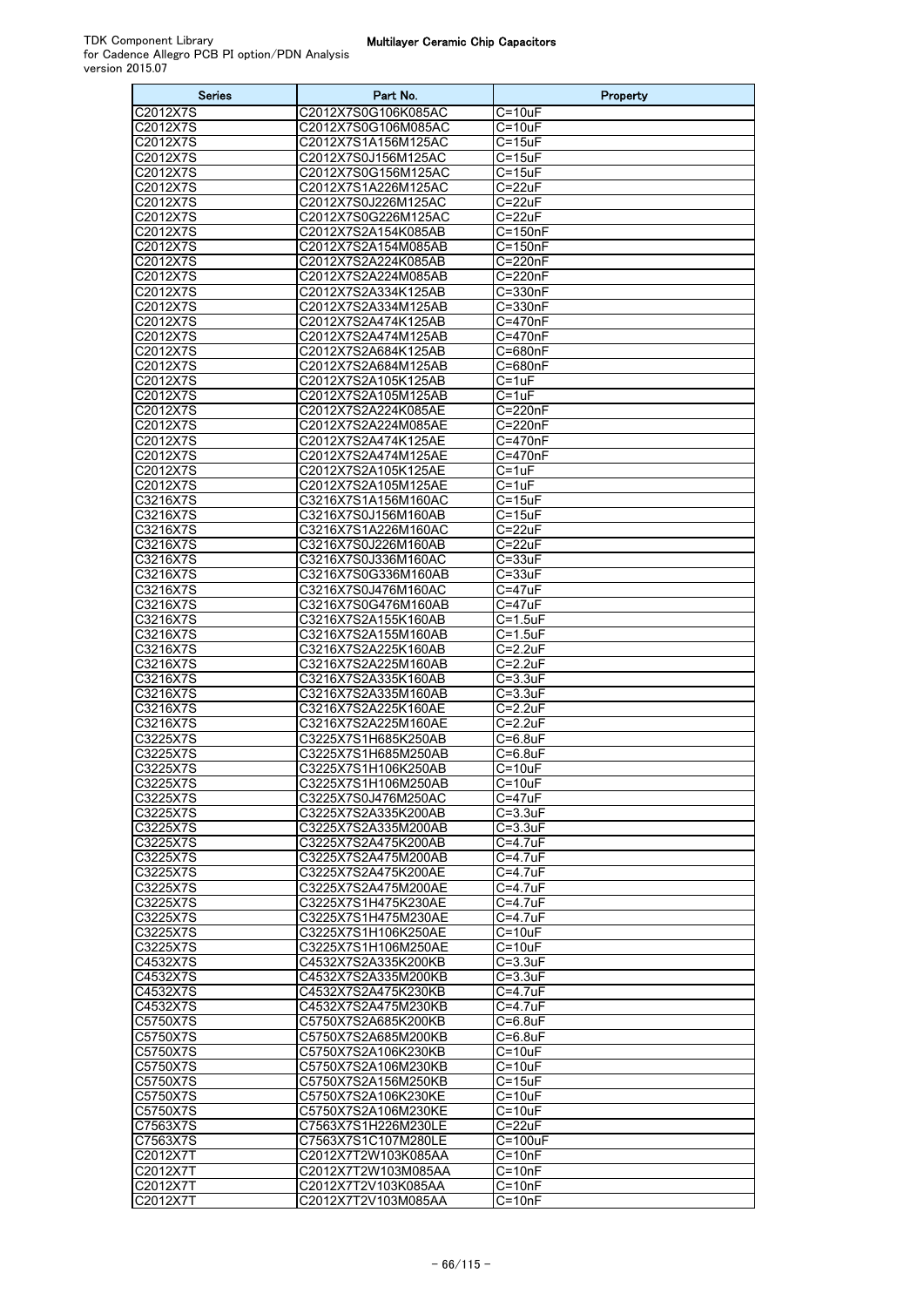| Series | Part No. | Property |
| --- | --- | --- |
| C2012X7S | C2012X7S0G106K085AC | C=10uF |
| C2012X7S | C2012X7S0G106M085AC | C=10uF |
| C2012X7S | C2012X7S1A156M125AC | C=15uF |
| C2012X7S | C2012X7S0J156M125AC | C=15uF |
| C2012X7S | C2012X7S0G156M125AC | C=15uF |
| C2012X7S | C2012X7S1A226M125AC | C=22uF |
| C2012X7S | C2012X7S0J226M125AC | C=22uF |
| C2012X7S | C2012X7S0G226M125AC | C=22uF |
| C2012X7S | C2012X7S2A154K085AB | C=150nF |
| C2012X7S | C2012X7S2A154M085AB | C=150nF |
| C2012X7S | C2012X7S2A224K085AB | C=220nF |
| C2012X7S | C2012X7S2A224M085AB | C=220nF |
| C2012X7S | C2012X7S2A334K125AB | C=330nF |
| C2012X7S | C2012X7S2A334M125AB | C=330nF |
| C2012X7S | C2012X7S2A474K125AB | C=470nF |
| C2012X7S | C2012X7S2A474M125AB | C=470nF |
| C2012X7S | C2012X7S2A684K125AB | C=680nF |
| C2012X7S | C2012X7S2A684M125AB | C=680nF |
| C2012X7S | C2012X7S2A105K125AB | C=1uF |
| C2012X7S | C2012X7S2A105M125AB | C=1uF |
| C2012X7S | C2012X7S2A224K085AE | C=220nF |
| C2012X7S | C2012X7S2A224M085AE | C=220nF |
| C2012X7S | C2012X7S2A474K125AE | C=470nF |
| C2012X7S | C2012X7S2A474M125AE | C=470nF |
| C2012X7S | C2012X7S2A105K125AE | C=1uF |
| C2012X7S | C2012X7S2A105M125AE | C=1uF |
| C3216X7S | C3216X7S1A156M160AC | C=15uF |
| C3216X7S | C3216X7S0J156M160AB | C=15uF |
| C3216X7S | C3216X7S1A226M160AC | C=22uF |
| C3216X7S | C3216X7S0J226M160AB | C=22uF |
| C3216X7S | C3216X7S0J336M160AC | C=33uF |
| C3216X7S | C3216X7S0G336M160AB | C=33uF |
| C3216X7S | C3216X7S0J476M160AC | C=47uF |
| C3216X7S | C3216X7S0G476M160AB | C=47uF |
| C3216X7S | C3216X7S2A155K160AB | C=1.5uF |
| C3216X7S | C3216X7S2A155M160AB | C=1.5uF |
| C3216X7S | C3216X7S2A225K160AB | C=2.2uF |
| C3216X7S | C3216X7S2A225M160AB | C=2.2uF |
| C3216X7S | C3216X7S2A335K160AB | C=3.3uF |
| C3216X7S | C3216X7S2A335M160AB | C=3.3uF |
| C3216X7S | C3216X7S2A225K160AE | C=2.2uF |
| C3216X7S | C3216X7S2A225M160AE | C=2.2uF |
| C3225X7S | C3225X7S1H685K250AB | C=6.8uF |
| C3225X7S | C3225X7S1H685M250AB | C=6.8uF |
| C3225X7S | C3225X7S1H106K250AB | C=10uF |
| C3225X7S | C3225X7S1H106M250AB | C=10uF |
| C3225X7S | C3225X7S0J476M250AC | C=47uF |
| C3225X7S | C3225X7S2A335K200AB | C=3.3uF |
| C3225X7S | C3225X7S2A335M200AB | C=3.3uF |
| C3225X7S | C3225X7S2A475K200AB | C=4.7uF |
| C3225X7S | C3225X7S2A475M200AB | C=4.7uF |
| C3225X7S | C3225X7S2A475K200AE | C=4.7uF |
| C3225X7S | C3225X7S2A475M200AE | C=4.7uF |
| C3225X7S | C3225X7S1H475K230AE | C=4.7uF |
| C3225X7S | C3225X7S1H475M230AE | C=4.7uF |
| C3225X7S | C3225X7S1H106K250AE | C=10uF |
| C3225X7S | C3225X7S1H106M250AE | C=10uF |
| C4532X7S | C4532X7S2A335K200KB | C=3.3uF |
| C4532X7S | C4532X7S2A335M200KB | C=3.3uF |
| C4532X7S | C4532X7S2A475K230KB | C=4.7uF |
| C4532X7S | C4532X7S2A475M230KB | C=4.7uF |
| C5750X7S | C5750X7S2A685K200KB | C=6.8uF |
| C5750X7S | C5750X7S2A685M200KB | C=6.8uF |
| C5750X7S | C5750X7S2A106K230KB | C=10uF |
| C5750X7S | C5750X7S2A106M230KB | C=10uF |
| C5750X7S | C5750X7S2A156M250KB | C=15uF |
| C5750X7S | C5750X7S2A106K230KE | C=10uF |
| C5750X7S | C5750X7S2A106M230KE | C=10uF |
| C7563X7S | C7563X7S1H226M230LE | C=22uF |
| C7563X7S | C7563X7S1C107M280LE | C=100uF |
| C2012X7T | C2012X7T2W103K085AA | C=10nF |
| C2012X7T | C2012X7T2W103M085AA | C=10nF |
| C2012X7T | C2012X7T2V103K085AA | C=10nF |
| C2012X7T | C2012X7T2V103M085AA | C=10nF |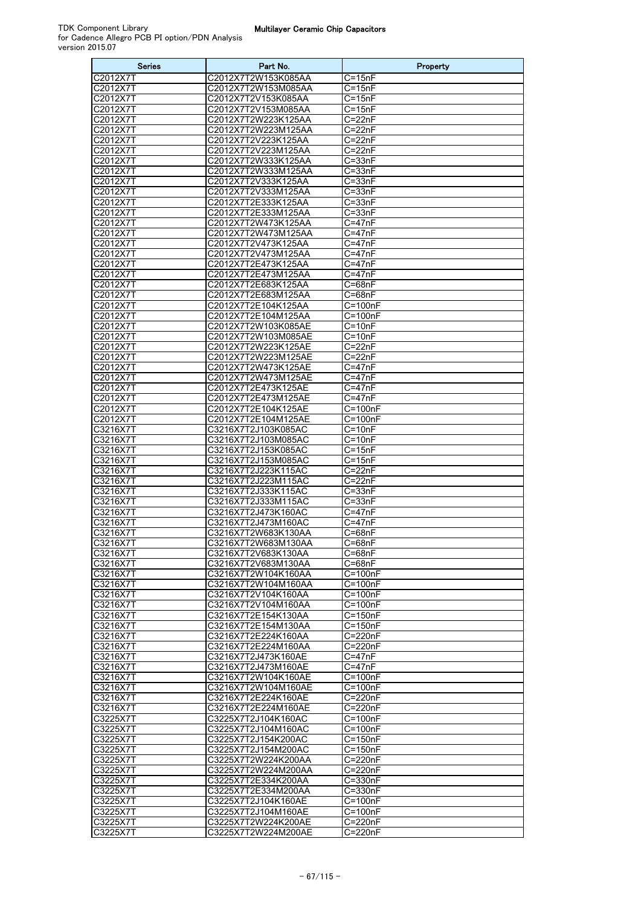| Series | Part No. | Property |
|---|---|---|
| C2012X7T | C2012X7T2W153K085AA | C=15nF |
| C2012X7T | C2012X7T2W153M085AA | C=15nF |
| C2012X7T | C2012X7T2V153K085AA | C=15nF |
| C2012X7T | C2012X7T2V153M085AA | C=15nF |
| C2012X7T | C2012X7T2W223K125AA | C=22nF |
| C2012X7T | C2012X7T2W223M125AA | C=22nF |
| C2012X7T | C2012X7T2V223K125AA | C=22nF |
| C2012X7T | C2012X7T2V223M125AA | C=22nF |
| C2012X7T | C2012X7T2W333K125AA | C=33nF |
| C2012X7T | C2012X7T2W333M125AA | C=33nF |
| C2012X7T | C2012X7T2V333K125AA | C=33nF |
| C2012X7T | C2012X7T2V333M125AA | C=33nF |
| C2012X7T | C2012X7T2E333K125AA | C=33nF |
| C2012X7T | C2012X7T2E333M125AA | C=33nF |
| C2012X7T | C2012X7T2W473K125AA | C=47nF |
| C2012X7T | C2012X7T2W473M125AA | C=47nF |
| C2012X7T | C2012X7T2V473K125AA | C=47nF |
| C2012X7T | C2012X7T2V473M125AA | C=47nF |
| C2012X7T | C2012X7T2E473K125AA | C=47nF |
| C2012X7T | C2012X7T2E473M125AA | C=47nF |
| C2012X7T | C2012X7T2E683K125AA | C=68nF |
| C2012X7T | C2012X7T2E683M125AA | C=68nF |
| C2012X7T | C2012X7T2E104K125AA | C=100nF |
| C2012X7T | C2012X7T2E104M125AA | C=100nF |
| C2012X7T | C2012X7T2W103K085AE | C=10nF |
| C2012X7T | C2012X7T2W103M085AE | C=10nF |
| C2012X7T | C2012X7T2W223K125AE | C=22nF |
| C2012X7T | C2012X7T2W223M125AE | C=22nF |
| C2012X7T | C2012X7T2W473K125AE | C=47nF |
| C2012X7T | C2012X7T2W473M125AE | C=47nF |
| C2012X7T | C2012X7T2E473K125AE | C=47nF |
| C2012X7T | C2012X7T2E473M125AE | C=47nF |
| C2012X7T | C2012X7T2E104K125AE | C=100nF |
| C2012X7T | C2012X7T2E104M125AE | C=100nF |
| C3216X7T | C3216X7T2J103K085AC | C=10nF |
| C3216X7T | C3216X7T2J103M085AC | C=10nF |
| C3216X7T | C3216X7T2J153K085AC | C=15nF |
| C3216X7T | C3216X7T2J153M085AC | C=15nF |
| C3216X7T | C3216X7T2J223K115AC | C=22nF |
| C3216X7T | C3216X7T2J223M115AC | C=22nF |
| C3216X7T | C3216X7T2J333K115AC | C=33nF |
| C3216X7T | C3216X7T2J333M115AC | C=33nF |
| C3216X7T | C3216X7T2J473K160AC | C=47nF |
| C3216X7T | C3216X7T2J473M160AC | C=47nF |
| C3216X7T | C3216X7T2W683K130AA | C=68nF |
| C3216X7T | C3216X7T2W683M130AA | C=68nF |
| C3216X7T | C3216X7T2V683K130AA | C=68nF |
| C3216X7T | C3216X7T2V683M130AA | C=68nF |
| C3216X7T | C3216X7T2W104K160AA | C=100nF |
| C3216X7T | C3216X7T2W104M160AA | C=100nF |
| C3216X7T | C3216X7T2V104K160AA | C=100nF |
| C3216X7T | C3216X7T2V104M160AA | C=100nF |
| C3216X7T | C3216X7T2E154K130AA | C=150nF |
| C3216X7T | C3216X7T2E154M130AA | C=150nF |
| C3216X7T | C3216X7T2E224K160AA | C=220nF |
| C3216X7T | C3216X7T2E224M160AA | C=220nF |
| C3216X7T | C3216X7T2J473K160AE | C=47nF |
| C3216X7T | C3216X7T2J473M160AE | C=47nF |
| C3216X7T | C3216X7T2W104K160AE | C=100nF |
| C3216X7T | C3216X7T2W104M160AE | C=100nF |
| C3216X7T | C3216X7T2E224K160AE | C=220nF |
| C3216X7T | C3216X7T2E224M160AE | C=220nF |
| C3225X7T | C3225X7T2J104K160AC | C=100nF |
| C3225X7T | C3225X7T2J104M160AC | C=100nF |
| C3225X7T | C3225X7T2J154K200AC | C=150nF |
| C3225X7T | C3225X7T2J154M200AC | C=150nF |
| C3225X7T | C3225X7T2W224K200AA | C=220nF |
| C3225X7T | C3225X7T2W224M200AA | C=220nF |
| C3225X7T | C3225X7T2E334K200AA | C=330nF |
| C3225X7T | C3225X7T2E334M200AA | C=330nF |
| C3225X7T | C3225X7T2J104K160AE | C=100nF |
| C3225X7T | C3225X7T2J104M160AE | C=100nF |
| C3225X7T | C3225X7T2W224K200AE | C=220nF |
| C3225X7T | C3225X7T2W224M200AE | C=220nF |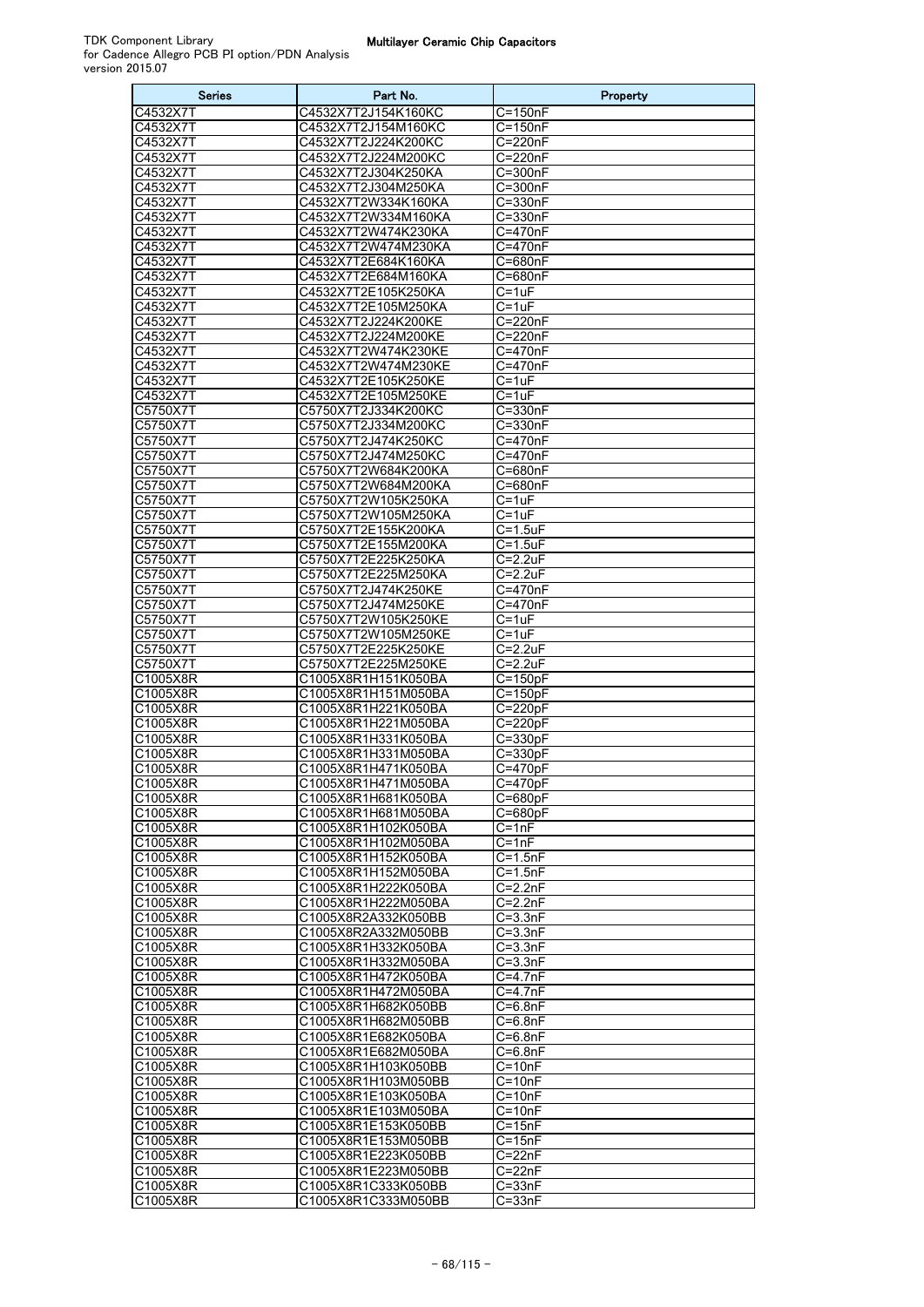| Series | Part No. | Property |
|---|---|---|
| C4532X7T | C4532X7T2J154K160KC | C=150nF |
| C4532X7T | C4532X7T2J154M160KC | C=150nF |
| C4532X7T | C4532X7T2J224K200KC | C=220nF |
| C4532X7T | C4532X7T2J224M200KC | C=220nF |
| C4532X7T | C4532X7T2J304K250KA | C=300nF |
| C4532X7T | C4532X7T2J304M250KA | C=300nF |
| C4532X7T | C4532X7T2W334K160KA | C=330nF |
| C4532X7T | C4532X7T2W334M160KA | C=330nF |
| C4532X7T | C4532X7T2W474K230KA | C=470nF |
| C4532X7T | C4532X7T2W474M230KA | C=470nF |
| C4532X7T | C4532X7T2E684K160KA | C=680nF |
| C4532X7T | C4532X7T2E684M160KA | C=680nF |
| C4532X7T | C4532X7T2E105K250KA | C=1uF |
| C4532X7T | C4532X7T2E105M250KA | C=1uF |
| C4532X7T | C4532X7T2J224K200KE | C=220nF |
| C4532X7T | C4532X7T2J224M200KE | C=220nF |
| C4532X7T | C4532X7T2W474K230KE | C=470nF |
| C4532X7T | C4532X7T2W474M230KE | C=470nF |
| C4532X7T | C4532X7T2E105K250KE | C=1uF |
| C4532X7T | C4532X7T2E105M250KE | C=1uF |
| C5750X7T | C5750X7T2J334K200KC | C=330nF |
| C5750X7T | C5750X7T2J334M200KC | C=330nF |
| C5750X7T | C5750X7T2J474K250KC | C=470nF |
| C5750X7T | C5750X7T2J474M250KC | C=470nF |
| C5750X7T | C5750X7T2W684K200KA | C=680nF |
| C5750X7T | C5750X7T2W684M200KA | C=680nF |
| C5750X7T | C5750X7T2W105K250KA | C=1uF |
| C5750X7T | C5750X7T2W105M250KA | C=1uF |
| C5750X7T | C5750X7T2E155K200KA | C=1.5uF |
| C5750X7T | C5750X7T2E155M200KA | C=1.5uF |
| C5750X7T | C5750X7T2E225K250KA | C=2.2uF |
| C5750X7T | C5750X7T2E225M250KA | C=2.2uF |
| C5750X7T | C5750X7T2J474K250KE | C=470nF |
| C5750X7T | C5750X7T2J474M250KE | C=470nF |
| C5750X7T | C5750X7T2W105K250KE | C=1uF |
| C5750X7T | C5750X7T2W105M250KE | C=1uF |
| C5750X7T | C5750X7T2E225K250KE | C=2.2uF |
| C5750X7T | C5750X7T2E225M250KE | C=2.2uF |
| C1005X8R | C1005X8R1H151K050BA | C=150pF |
| C1005X8R | C1005X8R1H151M050BA | C=150pF |
| C1005X8R | C1005X8R1H221K050BA | C=220pF |
| C1005X8R | C1005X8R1H221M050BA | C=220pF |
| C1005X8R | C1005X8R1H331K050BA | C=330pF |
| C1005X8R | C1005X8R1H331M050BA | C=330pF |
| C1005X8R | C1005X8R1H471K050BA | C=470pF |
| C1005X8R | C1005X8R1H471M050BA | C=470pF |
| C1005X8R | C1005X8R1H681K050BA | C=680pF |
| C1005X8R | C1005X8R1H681M050BA | C=680pF |
| C1005X8R | C1005X8R1H102K050BA | C=1nF |
| C1005X8R | C1005X8R1H102M050BA | C=1nF |
| C1005X8R | C1005X8R1H152K050BA | C=1.5nF |
| C1005X8R | C1005X8R1H152M050BA | C=1.5nF |
| C1005X8R | C1005X8R1H222K050BA | C=2.2nF |
| C1005X8R | C1005X8R1H222M050BA | C=2.2nF |
| C1005X8R | C1005X8R2A332K050BB | C=3.3nF |
| C1005X8R | C1005X8R2A332M050BB | C=3.3nF |
| C1005X8R | C1005X8R1H332K050BA | C=3.3nF |
| C1005X8R | C1005X8R1H332M050BA | C=3.3nF |
| C1005X8R | C1005X8R1H472K050BA | C=4.7nF |
| C1005X8R | C1005X8R1H472M050BA | C=4.7nF |
| C1005X8R | C1005X8R1H682K050BB | C=6.8nF |
| C1005X8R | C1005X8R1H682M050BB | C=6.8nF |
| C1005X8R | C1005X8R1E682K050BA | C=6.8nF |
| C1005X8R | C1005X8R1E682M050BA | C=6.8nF |
| C1005X8R | C1005X8R1H103K050BB | C=10nF |
| C1005X8R | C1005X8R1H103M050BB | C=10nF |
| C1005X8R | C1005X8R1E103K050BA | C=10nF |
| C1005X8R | C1005X8R1E103M050BA | C=10nF |
| C1005X8R | C1005X8R1E153K050BB | C=15nF |
| C1005X8R | C1005X8R1E153M050BB | C=15nF |
| C1005X8R | C1005X8R1E223K050BB | C=22nF |
| C1005X8R | C1005X8R1E223M050BB | C=22nF |
| C1005X8R | C1005X8R1C333K050BB | C=33nF |
| C1005X8R | C1005X8R1C333M050BB | C=33nF |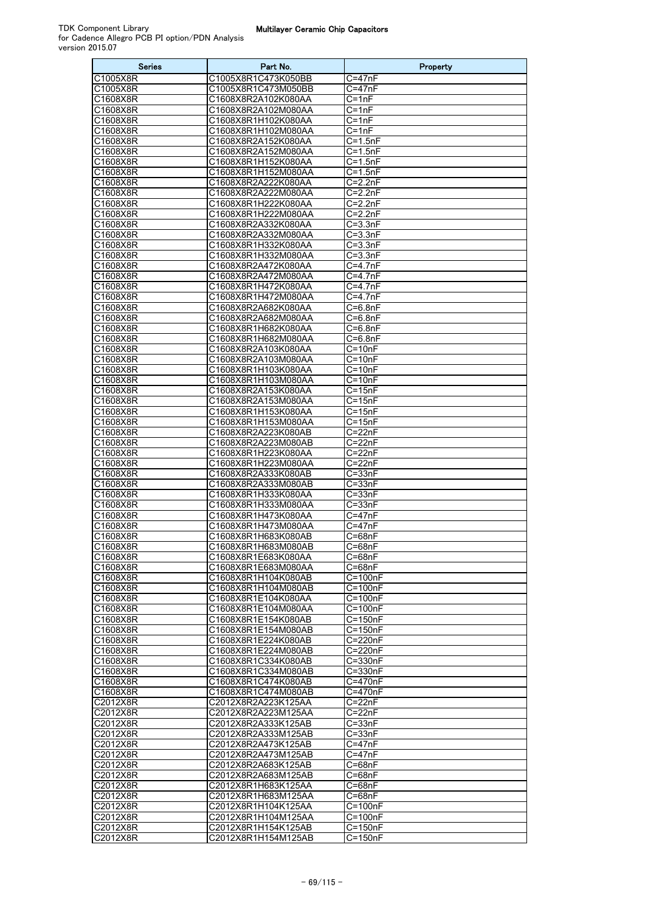| Series | Part No. | Property |
| --- | --- | --- |
| C1005X8R | C1005X8R1C473K050BB | C=47nF |
| C1005X8R | C1005X8R1C473M050BB | C=47nF |
| C1608X8R | C1608X8R2A102K080AA | C=1nF |
| C1608X8R | C1608X8R2A102M080AA | C=1nF |
| C1608X8R | C1608X8R1H102K080AA | C=1nF |
| C1608X8R | C1608X8R1H102M080AA | C=1nF |
| C1608X8R | C1608X8R2A152K080AA | C=1.5nF |
| C1608X8R | C1608X8R2A152M080AA | C=1.5nF |
| C1608X8R | C1608X8R1H152K080AA | C=1.5nF |
| C1608X8R | C1608X8R1H152M080AA | C=1.5nF |
| C1608X8R | C1608X8R2A222K080AA | C=2.2nF |
| C1608X8R | C1608X8R2A222M080AA | C=2.2nF |
| C1608X8R | C1608X8R1H222K080AA | C=2.2nF |
| C1608X8R | C1608X8R1H222M080AA | C=2.2nF |
| C1608X8R | C1608X8R2A332K080AA | C=3.3nF |
| C1608X8R | C1608X8R2A332M080AA | C=3.3nF |
| C1608X8R | C1608X8R1H332K080AA | C=3.3nF |
| C1608X8R | C1608X8R1H332M080AA | C=3.3nF |
| C1608X8R | C1608X8R2A472K080AA | C=4.7nF |
| C1608X8R | C1608X8R2A472M080AA | C=4.7nF |
| C1608X8R | C1608X8R1H472K080AA | C=4.7nF |
| C1608X8R | C1608X8R1H472M080AA | C=4.7nF |
| C1608X8R | C1608X8R2A682K080AA | C=6.8nF |
| C1608X8R | C1608X8R2A682M080AA | C=6.8nF |
| C1608X8R | C1608X8R1H682K080AA | C=6.8nF |
| C1608X8R | C1608X8R1H682M080AA | C=6.8nF |
| C1608X8R | C1608X8R2A103K080AA | C=10nF |
| C1608X8R | C1608X8R2A103M080AA | C=10nF |
| C1608X8R | C1608X8R1H103K080AA | C=10nF |
| C1608X8R | C1608X8R1H103M080AA | C=10nF |
| C1608X8R | C1608X8R2A153K080AA | C=15nF |
| C1608X8R | C1608X8R2A153M080AA | C=15nF |
| C1608X8R | C1608X8R1H153K080AA | C=15nF |
| C1608X8R | C1608X8R1H153M080AA | C=15nF |
| C1608X8R | C1608X8R2A223K080AB | C=22nF |
| C1608X8R | C1608X8R2A223M080AB | C=22nF |
| C1608X8R | C1608X8R1H223K080AA | C=22nF |
| C1608X8R | C1608X8R1H223M080AA | C=22nF |
| C1608X8R | C1608X8R2A333K080AB | C=33nF |
| C1608X8R | C1608X8R2A333M080AB | C=33nF |
| C1608X8R | C1608X8R1H333K080AA | C=33nF |
| C1608X8R | C1608X8R1H333M080AA | C=33nF |
| C1608X8R | C1608X8R1H473K080AA | C=47nF |
| C1608X8R | C1608X8R1H473M080AA | C=47nF |
| C1608X8R | C1608X8R1H683K080AB | C=68nF |
| C1608X8R | C1608X8R1H683M080AB | C=68nF |
| C1608X8R | C1608X8R1E683K080AA | C=68nF |
| C1608X8R | C1608X8R1E683M080AA | C=68nF |
| C1608X8R | C1608X8R1H104K080AB | C=100nF |
| C1608X8R | C1608X8R1H104M080AB | C=100nF |
| C1608X8R | C1608X8R1E104K080AA | C=100nF |
| C1608X8R | C1608X8R1E104M080AA | C=100nF |
| C1608X8R | C1608X8R1E154K080AB | C=150nF |
| C1608X8R | C1608X8R1E154M080AB | C=150nF |
| C1608X8R | C1608X8R1E224K080AB | C=220nF |
| C1608X8R | C1608X8R1E224M080AB | C=220nF |
| C1608X8R | C1608X8R1C334K080AB | C=330nF |
| C1608X8R | C1608X8R1C334M080AB | C=330nF |
| C1608X8R | C1608X8R1C474K080AB | C=470nF |
| C1608X8R | C1608X8R1C474M080AB | C=470nF |
| C2012X8R | C2012X8R2A223K125AA | C=22nF |
| C2012X8R | C2012X8R2A223M125AA | C=22nF |
| C2012X8R | C2012X8R2A333K125AB | C=33nF |
| C2012X8R | C2012X8R2A333M125AB | C=33nF |
| C2012X8R | C2012X8R2A473K125AB | C=47nF |
| C2012X8R | C2012X8R2A473M125AB | C=47nF |
| C2012X8R | C2012X8R2A683K125AB | C=68nF |
| C2012X8R | C2012X8R2A683M125AB | C=68nF |
| C2012X8R | C2012X8R1H683K125AA | C=68nF |
| C2012X8R | C2012X8R1H683M125AA | C=68nF |
| C2012X8R | C2012X8R1H104K125AA | C=100nF |
| C2012X8R | C2012X8R1H104M125AA | C=100nF |
| C2012X8R | C2012X8R1H154K125AB | C=150nF |
| C2012X8R | C2012X8R1H154M125AB | C=150nF |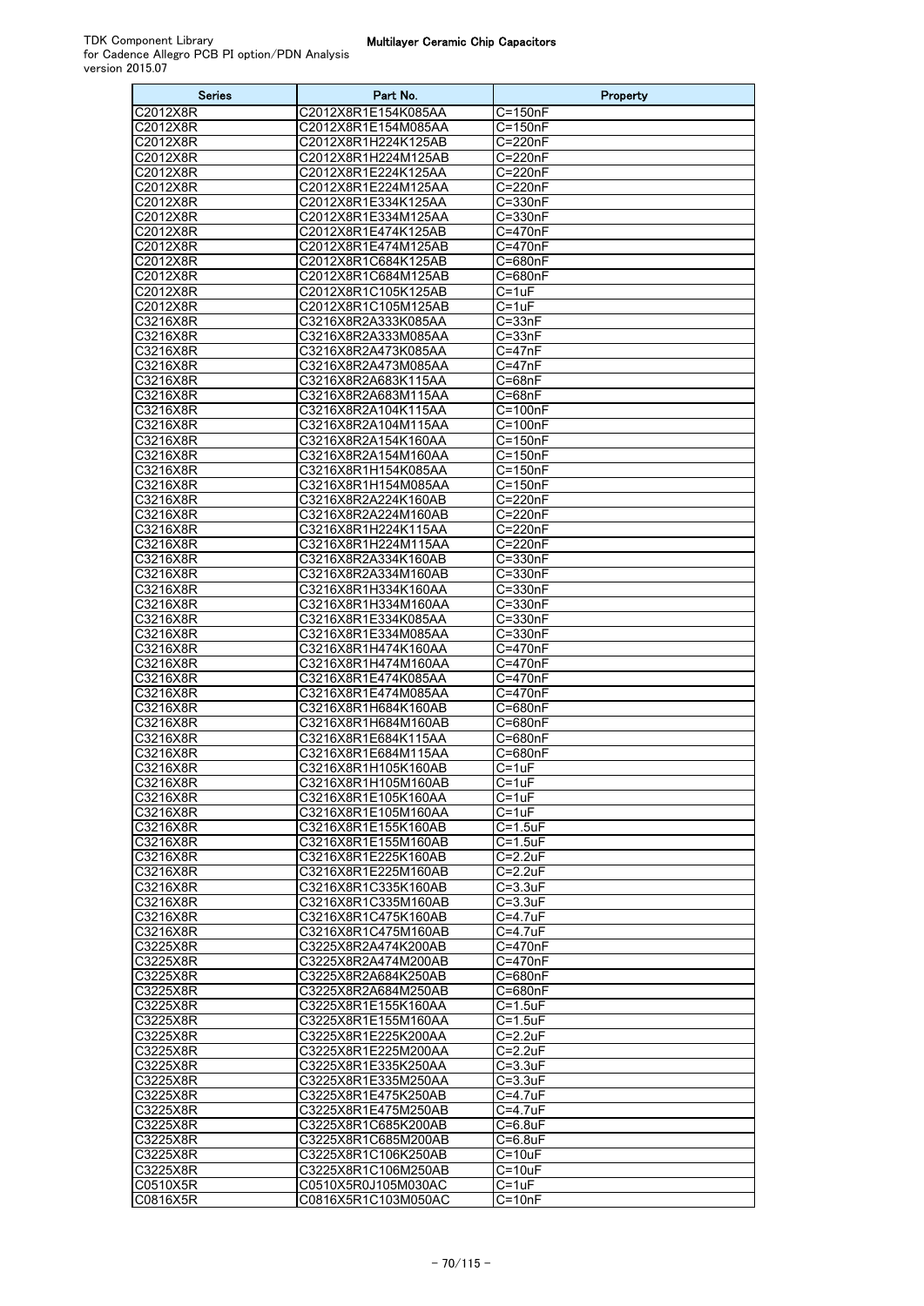| Series | Part No. | Property |
| --- | --- | --- |
| C2012X8R | C2012X8R1E154K085AA | C=150nF |
| C2012X8R | C2012X8R1E154M085AA | C=150nF |
| C2012X8R | C2012X8R1H224K125AB | C=220nF |
| C2012X8R | C2012X8R1H224M125AB | C=220nF |
| C2012X8R | C2012X8R1E224K125AA | C=220nF |
| C2012X8R | C2012X8R1E224M125AA | C=220nF |
| C2012X8R | C2012X8R1E334K125AA | C=330nF |
| C2012X8R | C2012X8R1E334M125AA | C=330nF |
| C2012X8R | C2012X8R1E474K125AB | C=470nF |
| C2012X8R | C2012X8R1E474M125AB | C=470nF |
| C2012X8R | C2012X8R1C684K125AB | C=680nF |
| C2012X8R | C2012X8R1C684M125AB | C=680nF |
| C2012X8R | C2012X8R1C105K125AB | C=1uF |
| C2012X8R | C2012X8R1C105M125AB | C=1uF |
| C3216X8R | C3216X8R2A333K085AA | C=33nF |
| C3216X8R | C3216X8R2A333M085AA | C=33nF |
| C3216X8R | C3216X8R2A473K085AA | C=47nF |
| C3216X8R | C3216X8R2A473M085AA | C=47nF |
| C3216X8R | C3216X8R2A683K115AA | C=68nF |
| C3216X8R | C3216X8R2A683M115AA | C=68nF |
| C3216X8R | C3216X8R2A104K115AA | C=100nF |
| C3216X8R | C3216X8R2A104M115AA | C=100nF |
| C3216X8R | C3216X8R2A154K160AA | C=150nF |
| C3216X8R | C3216X8R2A154M160AA | C=150nF |
| C3216X8R | C3216X8R1H154K085AA | C=150nF |
| C3216X8R | C3216X8R1H154M085AA | C=150nF |
| C3216X8R | C3216X8R2A224K160AB | C=220nF |
| C3216X8R | C3216X8R2A224M160AB | C=220nF |
| C3216X8R | C3216X8R1H224K115AA | C=220nF |
| C3216X8R | C3216X8R1H224M115AA | C=220nF |
| C3216X8R | C3216X8R2A334K160AB | C=330nF |
| C3216X8R | C3216X8R2A334M160AB | C=330nF |
| C3216X8R | C3216X8R1H334K160AA | C=330nF |
| C3216X8R | C3216X8R1H334M160AA | C=330nF |
| C3216X8R | C3216X8R1E334K085AA | C=330nF |
| C3216X8R | C3216X8R1E334M085AA | C=330nF |
| C3216X8R | C3216X8R1H474K160AA | C=470nF |
| C3216X8R | C3216X8R1H474M160AA | C=470nF |
| C3216X8R | C3216X8R1E474K085AA | C=470nF |
| C3216X8R | C3216X8R1E474M085AA | C=470nF |
| C3216X8R | C3216X8R1H684K160AB | C=680nF |
| C3216X8R | C3216X8R1H684M160AB | C=680nF |
| C3216X8R | C3216X8R1E684K115AA | C=680nF |
| C3216X8R | C3216X8R1E684M115AA | C=680nF |
| C3216X8R | C3216X8R1H105K160AB | C=1uF |
| C3216X8R | C3216X8R1H105M160AB | C=1uF |
| C3216X8R | C3216X8R1E105K160AA | C=1uF |
| C3216X8R | C3216X8R1E105M160AA | C=1uF |
| C3216X8R | C3216X8R1E155K160AB | C=1.5uF |
| C3216X8R | C3216X8R1E155M160AB | C=1.5uF |
| C3216X8R | C3216X8R1E225K160AB | C=2.2uF |
| C3216X8R | C3216X8R1E225M160AB | C=2.2uF |
| C3216X8R | C3216X8R1C335K160AB | C=3.3uF |
| C3216X8R | C3216X8R1C335M160AB | C=3.3uF |
| C3216X8R | C3216X8R1C475K160AB | C=4.7uF |
| C3216X8R | C3216X8R1C475M160AB | C=4.7uF |
| C3225X8R | C3225X8R2A474K200AB | C=470nF |
| C3225X8R | C3225X8R2A474M200AB | C=470nF |
| C3225X8R | C3225X8R2A684K250AB | C=680nF |
| C3225X8R | C3225X8R2A684M250AB | C=680nF |
| C3225X8R | C3225X8R1E155K160AA | C=1.5uF |
| C3225X8R | C3225X8R1E155M160AA | C=1.5uF |
| C3225X8R | C3225X8R1E225K200AA | C=2.2uF |
| C3225X8R | C3225X8R1E225M200AA | C=2.2uF |
| C3225X8R | C3225X8R1E335K250AA | C=3.3uF |
| C3225X8R | C3225X8R1E335M250AA | C=3.3uF |
| C3225X8R | C3225X8R1E475K250AB | C=4.7uF |
| C3225X8R | C3225X8R1E475M250AB | C=4.7uF |
| C3225X8R | C3225X8R1C685K200AB | C=6.8uF |
| C3225X8R | C3225X8R1C685M200AB | C=6.8uF |
| C3225X8R | C3225X8R1C106K250AB | C=10uF |
| C3225X8R | C3225X8R1C106M250AB | C=10uF |
| C0510X5R | C0510X5R0J105M030AC | C=1uF |
| C0816X5R | C0816X5R1C103M050AC | C=10nF |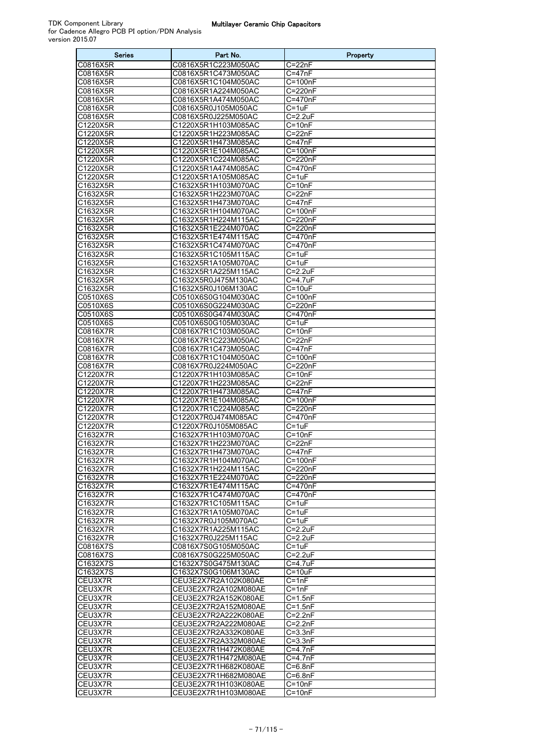| Series | Part No. | Property |
|---|---|---|
| C0816X5R | C0816X5R1C223M050AC | C=22nF |
| C0816X5R | C0816X5R1C473M050AC | C=47nF |
| C0816X5R | C0816X5R1C104M050AC | C=100nF |
| C0816X5R | C0816X5R1A224M050AC | C=220nF |
| C0816X5R | C0816X5R1A474M050AC | C=470nF |
| C0816X5R | C0816X5R0J105M050AC | C=1uF |
| C0816X5R | C0816X5R0J225M050AC | C=2.2uF |
| C1220X5R | C1220X5R1H103M085AC | C=10nF |
| C1220X5R | C1220X5R1H223M085AC | C=22nF |
| C1220X5R | C1220X5R1H473M085AC | C=47nF |
| C1220X5R | C1220X5R1E104M085AC | C=100nF |
| C1220X5R | C1220X5R1C224M085AC | C=220nF |
| C1220X5R | C1220X5R1A474M085AC | C=470nF |
| C1220X5R | C1220X5R1A105M085AC | C=1uF |
| C1632X5R | C1632X5R1H103M070AC | C=10nF |
| C1632X5R | C1632X5R1H223M070AC | C=22nF |
| C1632X5R | C1632X5R1H473M070AC | C=47nF |
| C1632X5R | C1632X5R1H104M070AC | C=100nF |
| C1632X5R | C1632X5R1H224M115AC | C=220nF |
| C1632X5R | C1632X5R1E224M070AC | C=220nF |
| C1632X5R | C1632X5R1E474M115AC | C=470nF |
| C1632X5R | C1632X5R1C474M070AC | C=470nF |
| C1632X5R | C1632X5R1C105M115AC | C=1uF |
| C1632X5R | C1632X5R1A105M070AC | C=1uF |
| C1632X5R | C1632X5R1A225M115AC | C=2.2uF |
| C1632X5R | C1632X5R0J475M130AC | C=4.7uF |
| C1632X5R | C1632X5R0J106M130AC | C=10uF |
| C0510X6S | C0510X6S0G104M030AC | C=100nF |
| C0510X6S | C0510X6S0G224M030AC | C=220nF |
| C0510X6S | C0510X6S0G474M030AC | C=470nF |
| C0510X6S | C0510X6S0G105M030AC | C=1uF |
| C0816X7R | C0816X7R1C103M050AC | C=10nF |
| C0816X7R | C0816X7R1C223M050AC | C=22nF |
| C0816X7R | C0816X7R1C473M050AC | C=47nF |
| C0816X7R | C0816X7R1C104M050AC | C=100nF |
| C0816X7R | C0816X7R0J224M050AC | C=220nF |
| C1220X7R | C1220X7R1H103M085AC | C=10nF |
| C1220X7R | C1220X7R1H223M085AC | C=22nF |
| C1220X7R | C1220X7R1H473M085AC | C=47nF |
| C1220X7R | C1220X7R1E104M085AC | C=100nF |
| C1220X7R | C1220X7R1C224M085AC | C=220nF |
| C1220X7R | C1220X7R0J474M085AC | C=470nF |
| C1220X7R | C1220X7R0J105M085AC | C=1uF |
| C1632X7R | C1632X7R1H103M070AC | C=10nF |
| C1632X7R | C1632X7R1H223M070AC | C=22nF |
| C1632X7R | C1632X7R1H473M070AC | C=47nF |
| C1632X7R | C1632X7R1H104M070AC | C=100nF |
| C1632X7R | C1632X7R1H224M115AC | C=220nF |
| C1632X7R | C1632X7R1E224M070AC | C=220nF |
| C1632X7R | C1632X7R1E474M115AC | C=470nF |
| C1632X7R | C1632X7R1C474M070AC | C=470nF |
| C1632X7R | C1632X7R1C105M115AC | C=1uF |
| C1632X7R | C1632X7R1A105M070AC | C=1uF |
| C1632X7R | C1632X7R0J105M070AC | C=1uF |
| C1632X7R | C1632X7R1A225M115AC | C=2.2uF |
| C1632X7R | C1632X7R0J225M115AC | C=2.2uF |
| C0816X7S | C0816X7S0G105M050AC | C=1uF |
| C0816X7S | C0816X7S0G225M050AC | C=2.2uF |
| C1632X7S | C1632X7S0G475M130AC | C=4.7uF |
| C1632X7S | C1632X7S0G106M130AC | C=10uF |
| CEU3X7R | CEU3E2X7R2A102K080AE | C=1nF |
| CEU3X7R | CEU3E2X7R2A102M080AE | C=1nF |
| CEU3X7R | CEU3E2X7R2A152K080AE | C=1.5nF |
| CEU3X7R | CEU3E2X7R2A152M080AE | C=1.5nF |
| CEU3X7R | CEU3E2X7R2A222K080AE | C=2.2nF |
| CEU3X7R | CEU3E2X7R2A222M080AE | C=2.2nF |
| CEU3X7R | CEU3E2X7R2A332K080AE | C=3.3nF |
| CEU3X7R | CEU3E2X7R2A332M080AE | C=3.3nF |
| CEU3X7R | CEU3E2X7R1H472K080AE | C=4.7nF |
| CEU3X7R | CEU3E2X7R1H472M080AE | C=4.7nF |
| CEU3X7R | CEU3E2X7R1H682K080AE | C=6.8nF |
| CEU3X7R | CEU3E2X7R1H682M080AE | C=6.8nF |
| CEU3X7R | CEU3E2X7R1H103K080AE | C=10nF |
| CEU3X7R | CEU3E2X7R1H103M080AE | C=10nF |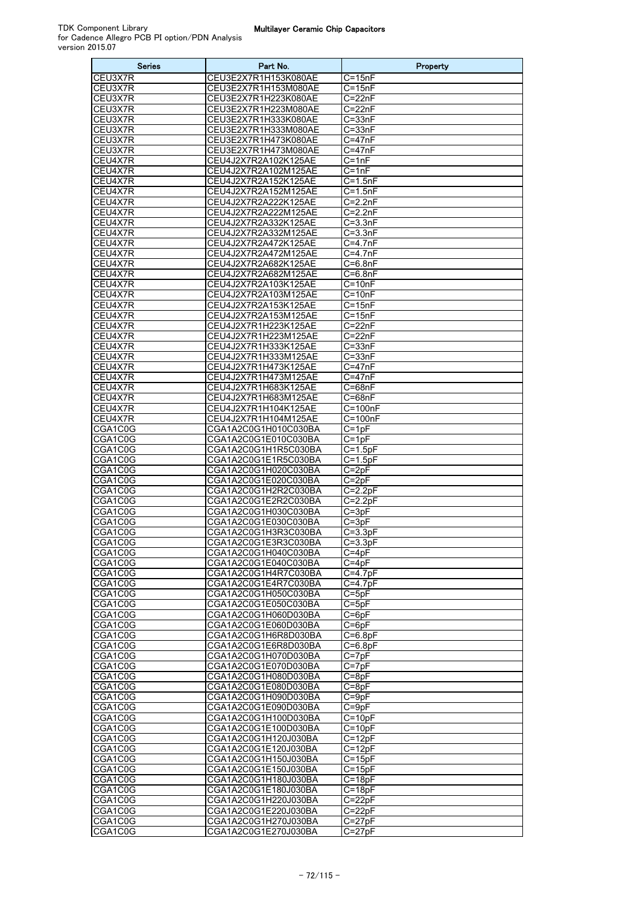| Series | Part No. | Property |
|---|---|---|
| CEU3X7R | CEU3E2X7R1H153K080AE | C=15nF |
| CEU3X7R | CEU3E2X7R1H153M080AE | C=15nF |
| CEU3X7R | CEU3E2X7R1H223K080AE | C=22nF |
| CEU3X7R | CEU3E2X7R1H223M080AE | C=22nF |
| CEU3X7R | CEU3E2X7R1H333K080AE | C=33nF |
| CEU3X7R | CEU3E2X7R1H333M080AE | C=33nF |
| CEU3X7R | CEU3E2X7R1H473K080AE | C=47nF |
| CEU3X7R | CEU3E2X7R1H473M080AE | C=47nF |
| CEU4X7R | CEU4J2X7R2A102K125AE | C=1nF |
| CEU4X7R | CEU4J2X7R2A102M125AE | C=1nF |
| CEU4X7R | CEU4J2X7R2A152K125AE | C=1.5nF |
| CEU4X7R | CEU4J2X7R2A152M125AE | C=1.5nF |
| CEU4X7R | CEU4J2X7R2A222K125AE | C=2.2nF |
| CEU4X7R | CEU4J2X7R2A222M125AE | C=2.2nF |
| CEU4X7R | CEU4J2X7R2A332K125AE | C=3.3nF |
| CEU4X7R | CEU4J2X7R2A332M125AE | C=3.3nF |
| CEU4X7R | CEU4J2X7R2A472K125AE | C=4.7nF |
| CEU4X7R | CEU4J2X7R2A472M125AE | C=4.7nF |
| CEU4X7R | CEU4J2X7R2A682K125AE | C=6.8nF |
| CEU4X7R | CEU4J2X7R2A682M125AE | C=6.8nF |
| CEU4X7R | CEU4J2X7R2A103K125AE | C=10nF |
| CEU4X7R | CEU4J2X7R2A103M125AE | C=10nF |
| CEU4X7R | CEU4J2X7R2A153K125AE | C=15nF |
| CEU4X7R | CEU4J2X7R2A153M125AE | C=15nF |
| CEU4X7R | CEU4J2X7R1H223K125AE | C=22nF |
| CEU4X7R | CEU4J2X7R1H223M125AE | C=22nF |
| CEU4X7R | CEU4J2X7R1H333K125AE | C=33nF |
| CEU4X7R | CEU4J2X7R1H333M125AE | C=33nF |
| CEU4X7R | CEU4J2X7R1H473K125AE | C=47nF |
| CEU4X7R | CEU4J2X7R1H473M125AE | C=47nF |
| CEU4X7R | CEU4J2X7R1H683K125AE | C=68nF |
| CEU4X7R | CEU4J2X7R1H683M125AE | C=68nF |
| CEU4X7R | CEU4J2X7R1H104K125AE | C=100nF |
| CEU4X7R | CEU4J2X7R1H104M125AE | C=100nF |
| CGA1C0G | CGA1A2C0G1H010C030BA | C=1pF |
| CGA1C0G | CGA1A2C0G1E010C030BA | C=1pF |
| CGA1C0G | CGA1A2C0G1H1R5C030BA | C=1.5pF |
| CGA1C0G | CGA1A2C0G1E1R5C030BA | C=1.5pF |
| CGA1C0G | CGA1A2C0G1H020C030BA | C=2pF |
| CGA1C0G | CGA1A2C0G1E020C030BA | C=2pF |
| CGA1C0G | CGA1A2C0G1H2R2C030BA | C=2.2pF |
| CGA1C0G | CGA1A2C0G1E2R2C030BA | C=2.2pF |
| CGA1C0G | CGA1A2C0G1H030C030BA | C=3pF |
| CGA1C0G | CGA1A2C0G1E030C030BA | C=3pF |
| CGA1C0G | CGA1A2C0G1H3R3C030BA | C=3.3pF |
| CGA1C0G | CGA1A2C0G1E3R3C030BA | C=3.3pF |
| CGA1C0G | CGA1A2C0G1H040C030BA | C=4pF |
| CGA1C0G | CGA1A2C0G1E040C030BA | C=4pF |
| CGA1C0G | CGA1A2C0G1H4R7C030BA | C=4.7pF |
| CGA1C0G | CGA1A2C0G1E4R7C030BA | C=4.7pF |
| CGA1C0G | CGA1A2C0G1H050C030BA | C=5pF |
| CGA1C0G | CGA1A2C0G1E050C030BA | C=5pF |
| CGA1C0G | CGA1A2C0G1H060D030BA | C=6pF |
| CGA1C0G | CGA1A2C0G1E060D030BA | C=6pF |
| CGA1C0G | CGA1A2C0G1H6R8D030BA | C=6.8pF |
| CGA1C0G | CGA1A2C0G1E6R8D030BA | C=6.8pF |
| CGA1C0G | CGA1A2C0G1H070D030BA | C=7pF |
| CGA1C0G | CGA1A2C0G1E070D030BA | C=7pF |
| CGA1C0G | CGA1A2C0G1H080D030BA | C=8pF |
| CGA1C0G | CGA1A2C0G1E080D030BA | C=8pF |
| CGA1C0G | CGA1A2C0G1H090D030BA | C=9pF |
| CGA1C0G | CGA1A2C0G1E090D030BA | C=9pF |
| CGA1C0G | CGA1A2C0G1H100D030BA | C=10pF |
| CGA1C0G | CGA1A2C0G1E100D030BA | C=10pF |
| CGA1C0G | CGA1A2C0G1H120J030BA | C=12pF |
| CGA1C0G | CGA1A2C0G1E120J030BA | C=12pF |
| CGA1C0G | CGA1A2C0G1H150J030BA | C=15pF |
| CGA1C0G | CGA1A2C0G1E150J030BA | C=15pF |
| CGA1C0G | CGA1A2C0G1H180J030BA | C=18pF |
| CGA1C0G | CGA1A2C0G1E180J030BA | C=18pF |
| CGA1C0G | CGA1A2C0G1H220J030BA | C=22pF |
| CGA1C0G | CGA1A2C0G1E220J030BA | C=22pF |
| CGA1C0G | CGA1A2C0G1H270J030BA | C=27pF |
| CGA1C0G | CGA1A2C0G1E270J030BA | C=27pF |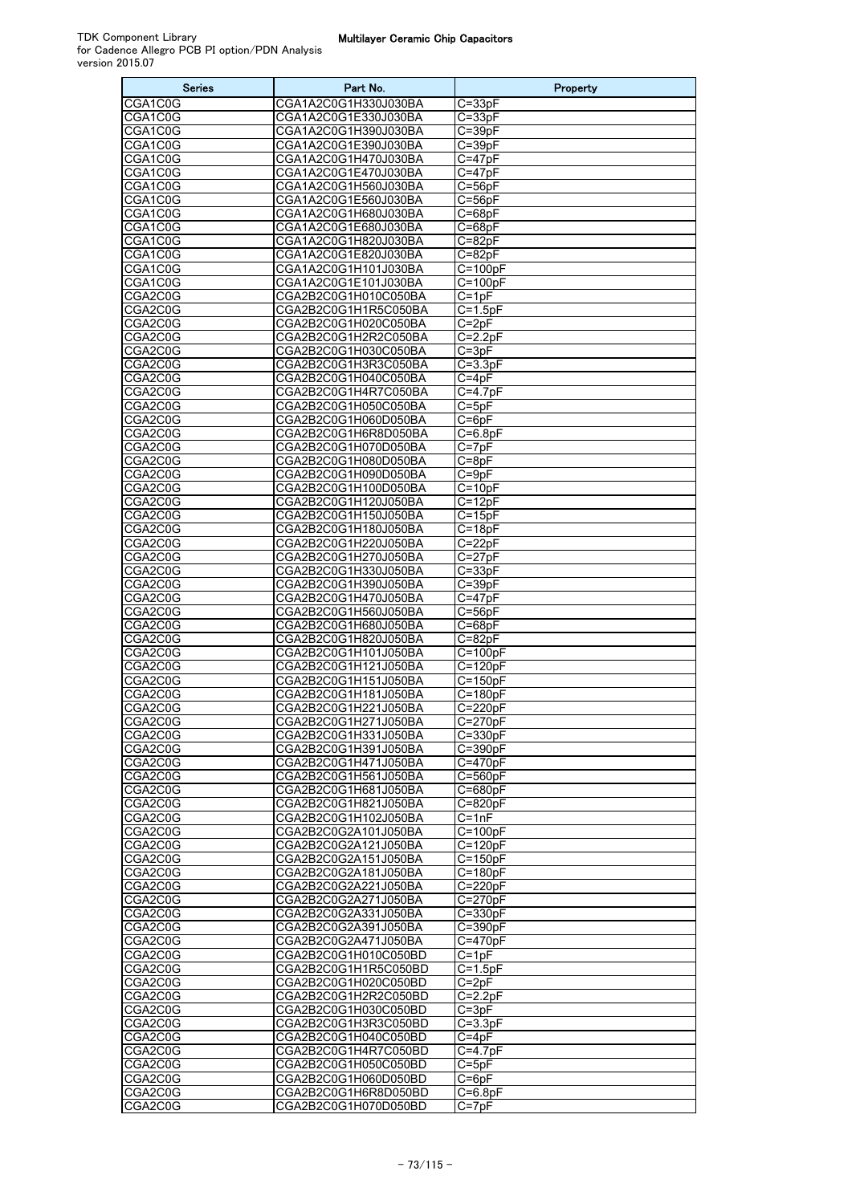| Series | Part No. | Property |
|---|---|---|
| CGA1C0G | CGA1A2C0G1H330J030BA | C=33pF |
| CGA1C0G | CGA1A2C0G1E330J030BA | C=33pF |
| CGA1C0G | CGA1A2C0G1H390J030BA | C=39pF |
| CGA1C0G | CGA1A2C0G1E390J030BA | C=39pF |
| CGA1C0G | CGA1A2C0G1H470J030BA | C=47pF |
| CGA1C0G | CGA1A2C0G1E470J030BA | C=47pF |
| CGA1C0G | CGA1A2C0G1H560J030BA | C=56pF |
| CGA1C0G | CGA1A2C0G1E560J030BA | C=56pF |
| CGA1C0G | CGA1A2C0G1H680J030BA | C=68pF |
| CGA1C0G | CGA1A2C0G1E680J030BA | C=68pF |
| CGA1C0G | CGA1A2C0G1H820J030BA | C=82pF |
| CGA1C0G | CGA1A2C0G1E820J030BA | C=82pF |
| CGA1C0G | CGA1A2C0G1H101J030BA | C=100pF |
| CGA1C0G | CGA1A2C0G1E101J030BA | C=100pF |
| CGA2C0G | CGA2B2C0G1H010C050BA | C=1pF |
| CGA2C0G | CGA2B2C0G1H1R5C050BA | C=1.5pF |
| CGA2C0G | CGA2B2C0G1H020C050BA | C=2pF |
| CGA2C0G | CGA2B2C0G1H2R2C050BA | C=2.2pF |
| CGA2C0G | CGA2B2C0G1H030C050BA | C=3pF |
| CGA2C0G | CGA2B2C0G1H3R3C050BA | C=3.3pF |
| CGA2C0G | CGA2B2C0G1H040C050BA | C=4pF |
| CGA2C0G | CGA2B2C0G1H4R7C050BA | C=4.7pF |
| CGA2C0G | CGA2B2C0G1H050C050BA | C=5pF |
| CGA2C0G | CGA2B2C0G1H060D050BA | C=6pF |
| CGA2C0G | CGA2B2C0G1H6R8D050BA | C=6.8pF |
| CGA2C0G | CGA2B2C0G1H070D050BA | C=7pF |
| CGA2C0G | CGA2B2C0G1H080D050BA | C=8pF |
| CGA2C0G | CGA2B2C0G1H090D050BA | C=9pF |
| CGA2C0G | CGA2B2C0G1H100D050BA | C=10pF |
| CGA2C0G | CGA2B2C0G1H120J050BA | C=12pF |
| CGA2C0G | CGA2B2C0G1H150J050BA | C=15pF |
| CGA2C0G | CGA2B2C0G1H180J050BA | C=18pF |
| CGA2C0G | CGA2B2C0G1H220J050BA | C=22pF |
| CGA2C0G | CGA2B2C0G1H270J050BA | C=27pF |
| CGA2C0G | CGA2B2C0G1H330J050BA | C=33pF |
| CGA2C0G | CGA2B2C0G1H390J050BA | C=39pF |
| CGA2C0G | CGA2B2C0G1H470J050BA | C=47pF |
| CGA2C0G | CGA2B2C0G1H560J050BA | C=56pF |
| CGA2C0G | CGA2B2C0G1H680J050BA | C=68pF |
| CGA2C0G | CGA2B2C0G1H820J050BA | C=82pF |
| CGA2C0G | CGA2B2C0G1H101J050BA | C=100pF |
| CGA2C0G | CGA2B2C0G1H121J050BA | C=120pF |
| CGA2C0G | CGA2B2C0G1H151J050BA | C=150pF |
| CGA2C0G | CGA2B2C0G1H181J050BA | C=180pF |
| CGA2C0G | CGA2B2C0G1H221J050BA | C=220pF |
| CGA2C0G | CGA2B2C0G1H271J050BA | C=270pF |
| CGA2C0G | CGA2B2C0G1H331J050BA | C=330pF |
| CGA2C0G | CGA2B2C0G1H391J050BA | C=390pF |
| CGA2C0G | CGA2B2C0G1H471J050BA | C=470pF |
| CGA2C0G | CGA2B2C0G1H561J050BA | C=560pF |
| CGA2C0G | CGA2B2C0G1H681J050BA | C=680pF |
| CGA2C0G | CGA2B2C0G1H821J050BA | C=820pF |
| CGA2C0G | CGA2B2C0G1H102J050BA | C=1nF |
| CGA2C0G | CGA2B2C0G2A101J050BA | C=100pF |
| CGA2C0G | CGA2B2C0G2A121J050BA | C=120pF |
| CGA2C0G | CGA2B2C0G2A151J050BA | C=150pF |
| CGA2C0G | CGA2B2C0G2A181J050BA | C=180pF |
| CGA2C0G | CGA2B2C0G2A221J050BA | C=220pF |
| CGA2C0G | CGA2B2C0G2A271J050BA | C=270pF |
| CGA2C0G | CGA2B2C0G2A331J050BA | C=330pF |
| CGA2C0G | CGA2B2C0G2A391J050BA | C=390pF |
| CGA2C0G | CGA2B2C0G2A471J050BA | C=470pF |
| CGA2C0G | CGA2B2C0G1H010C050BD | C=1pF |
| CGA2C0G | CGA2B2C0G1H1R5C050BD | C=1.5pF |
| CGA2C0G | CGA2B2C0G1H020C050BD | C=2pF |
| CGA2C0G | CGA2B2C0G1H2R2C050BD | C=2.2pF |
| CGA2C0G | CGA2B2C0G1H030C050BD | C=3pF |
| CGA2C0G | CGA2B2C0G1H3R3C050BD | C=3.3pF |
| CGA2C0G | CGA2B2C0G1H040C050BD | C=4pF |
| CGA2C0G | CGA2B2C0G1H4R7C050BD | C=4.7pF |
| CGA2C0G | CGA2B2C0G1H050C050BD | C=5pF |
| CGA2C0G | CGA2B2C0G1H060D050BD | C=6pF |
| CGA2C0G | CGA2B2C0G1H6R8D050BD | C=6.8pF |
| CGA2C0G | CGA2B2C0G1H070D050BD | C=7pF |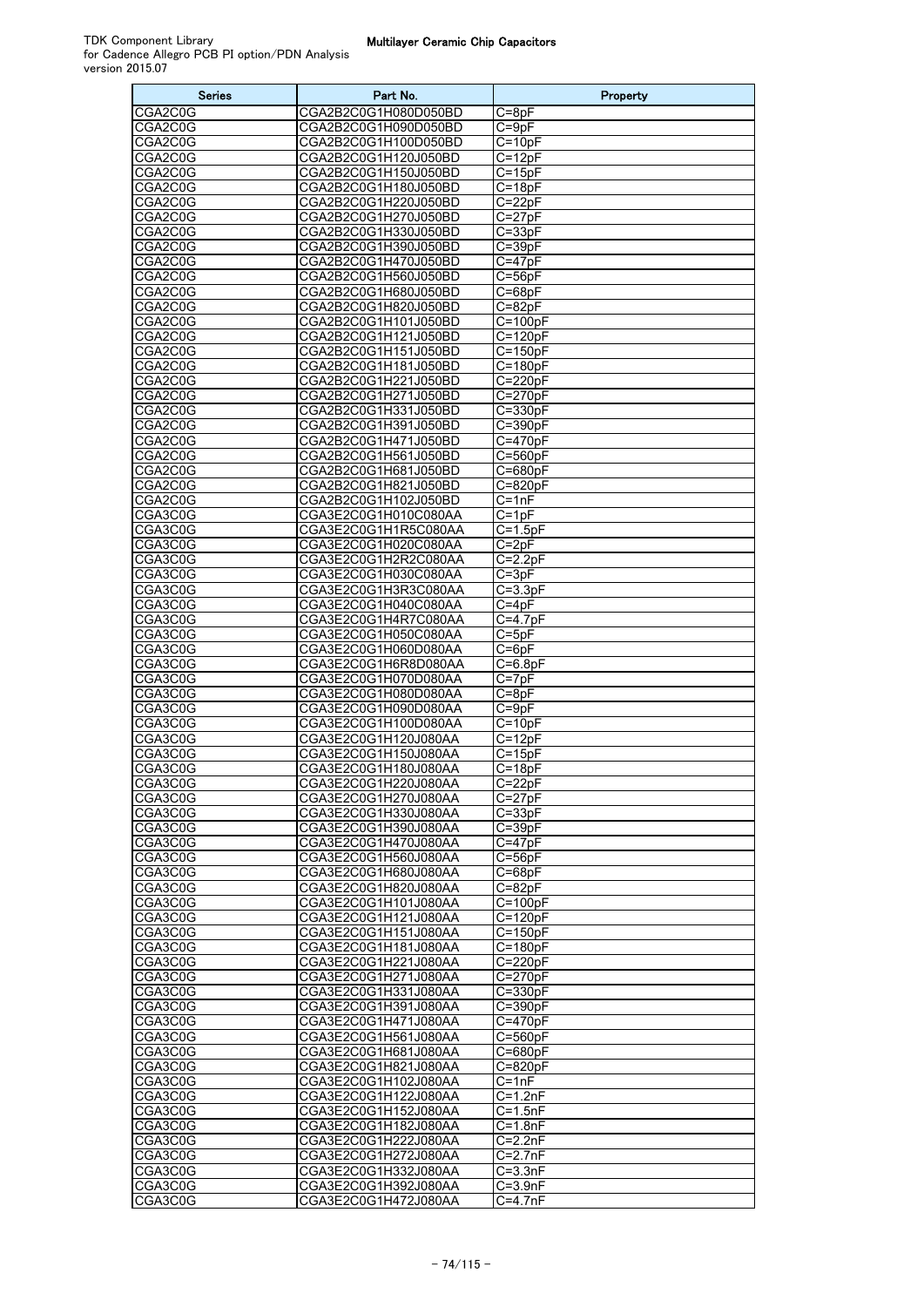| Series | Part No. | Property |
|---|---|---|
| CGA2C0G | CGA2B2C0G1H080D050BD | C=8pF |
| CGA2C0G | CGA2B2C0G1H090D050BD | C=9pF |
| CGA2C0G | CGA2B2C0G1H100D050BD | C=10pF |
| CGA2C0G | CGA2B2C0G1H120J050BD | C=12pF |
| CGA2C0G | CGA2B2C0G1H150J050BD | C=15pF |
| CGA2C0G | CGA2B2C0G1H180J050BD | C=18pF |
| CGA2C0G | CGA2B2C0G1H220J050BD | C=22pF |
| CGA2C0G | CGA2B2C0G1H270J050BD | C=27pF |
| CGA2C0G | CGA2B2C0G1H330J050BD | C=33pF |
| CGA2C0G | CGA2B2C0G1H390J050BD | C=39pF |
| CGA2C0G | CGA2B2C0G1H470J050BD | C=47pF |
| CGA2C0G | CGA2B2C0G1H560J050BD | C=56pF |
| CGA2C0G | CGA2B2C0G1H680J050BD | C=68pF |
| CGA2C0G | CGA2B2C0G1H820J050BD | C=82pF |
| CGA2C0G | CGA2B2C0G1H101J050BD | C=100pF |
| CGA2C0G | CGA2B2C0G1H121J050BD | C=120pF |
| CGA2C0G | CGA2B2C0G1H151J050BD | C=150pF |
| CGA2C0G | CGA2B2C0G1H181J050BD | C=180pF |
| CGA2C0G | CGA2B2C0G1H221J050BD | C=220pF |
| CGA2C0G | CGA2B2C0G1H271J050BD | C=270pF |
| CGA2C0G | CGA2B2C0G1H331J050BD | C=330pF |
| CGA2C0G | CGA2B2C0G1H391J050BD | C=390pF |
| CGA2C0G | CGA2B2C0G1H471J050BD | C=470pF |
| CGA2C0G | CGA2B2C0G1H561J050BD | C=560pF |
| CGA2C0G | CGA2B2C0G1H681J050BD | C=680pF |
| CGA2C0G | CGA2B2C0G1H821J050BD | C=820pF |
| CGA2C0G | CGA2B2C0G1H102J050BD | C=1nF |
| CGA3C0G | CGA3E2C0G1H010C080AA | C=1pF |
| CGA3C0G | CGA3E2C0G1H1R5C080AA | C=1.5pF |
| CGA3C0G | CGA3E2C0G1H020C080AA | C=2pF |
| CGA3C0G | CGA3E2C0G1H2R2C080AA | C=2.2pF |
| CGA3C0G | CGA3E2C0G1H030C080AA | C=3pF |
| CGA3C0G | CGA3E2C0G1H3R3C080AA | C=3.3pF |
| CGA3C0G | CGA3E2C0G1H040C080AA | C=4pF |
| CGA3C0G | CGA3E2C0G1H4R7C080AA | C=4.7pF |
| CGA3C0G | CGA3E2C0G1H050C080AA | C=5pF |
| CGA3C0G | CGA3E2C0G1H060D080AA | C=6pF |
| CGA3C0G | CGA3E2C0G1H6R8D080AA | C=6.8pF |
| CGA3C0G | CGA3E2C0G1H070D080AA | C=7pF |
| CGA3C0G | CGA3E2C0G1H080D080AA | C=8pF |
| CGA3C0G | CGA3E2C0G1H090D080AA | C=9pF |
| CGA3C0G | CGA3E2C0G1H100D080AA | C=10pF |
| CGA3C0G | CGA3E2C0G1H120J080AA | C=12pF |
| CGA3C0G | CGA3E2C0G1H150J080AA | C=15pF |
| CGA3C0G | CGA3E2C0G1H180J080AA | C=18pF |
| CGA3C0G | CGA3E2C0G1H220J080AA | C=22pF |
| CGA3C0G | CGA3E2C0G1H270J080AA | C=27pF |
| CGA3C0G | CGA3E2C0G1H330J080AA | C=33pF |
| CGA3C0G | CGA3E2C0G1H390J080AA | C=39pF |
| CGA3C0G | CGA3E2C0G1H470J080AA | C=47pF |
| CGA3C0G | CGA3E2C0G1H560J080AA | C=56pF |
| CGA3C0G | CGA3E2C0G1H680J080AA | C=68pF |
| CGA3C0G | CGA3E2C0G1H820J080AA | C=82pF |
| CGA3C0G | CGA3E2C0G1H101J080AA | C=100pF |
| CGA3C0G | CGA3E2C0G1H121J080AA | C=120pF |
| CGA3C0G | CGA3E2C0G1H151J080AA | C=150pF |
| CGA3C0G | CGA3E2C0G1H181J080AA | C=180pF |
| CGA3C0G | CGA3E2C0G1H221J080AA | C=220pF |
| CGA3C0G | CGA3E2C0G1H271J080AA | C=270pF |
| CGA3C0G | CGA3E2C0G1H331J080AA | C=330pF |
| CGA3C0G | CGA3E2C0G1H391J080AA | C=390pF |
| CGA3C0G | CGA3E2C0G1H471J080AA | C=470pF |
| CGA3C0G | CGA3E2C0G1H561J080AA | C=560pF |
| CGA3C0G | CGA3E2C0G1H681J080AA | C=680pF |
| CGA3C0G | CGA3E2C0G1H821J080AA | C=820pF |
| CGA3C0G | CGA3E2C0G1H102J080AA | C=1nF |
| CGA3C0G | CGA3E2C0G1H122J080AA | C=1.2nF |
| CGA3C0G | CGA3E2C0G1H152J080AA | C=1.5nF |
| CGA3C0G | CGA3E2C0G1H182J080AA | C=1.8nF |
| CGA3C0G | CGA3E2C0G1H222J080AA | C=2.2nF |
| CGA3C0G | CGA3E2C0G1H272J080AA | C=2.7nF |
| CGA3C0G | CGA3E2C0G1H332J080AA | C=3.3nF |
| CGA3C0G | CGA3E2C0G1H392J080AA | C=3.9nF |
| CGA3C0G | CGA3E2C0G1H472J080AA | C=4.7nF |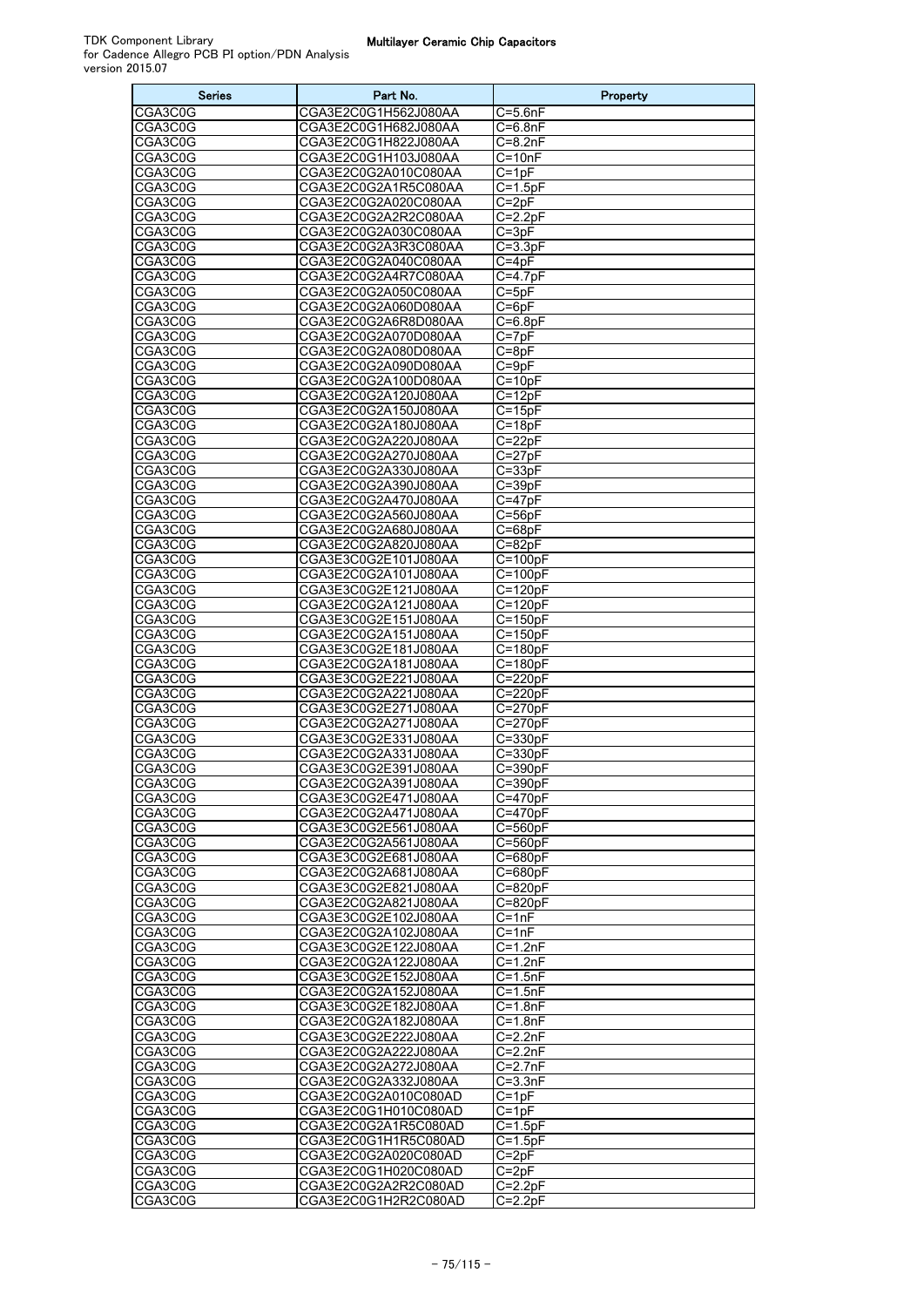| Series | Part No. | Property |
|---|---|---|
| CGA3C0G | CGA3E2C0G1H562J080AA | C=5.6nF |
| CGA3C0G | CGA3E2C0G1H682J080AA | C=6.8nF |
| CGA3C0G | CGA3E2C0G1H822J080AA | C=8.2nF |
| CGA3C0G | CGA3E2C0G1H103J080AA | C=10nF |
| CGA3C0G | CGA3E2C0G2A010C080AA | C=1pF |
| CGA3C0G | CGA3E2C0G2A1R5C080AA | C=1.5pF |
| CGA3C0G | CGA3E2C0G2A020C080AA | C=2pF |
| CGA3C0G | CGA3E2C0G2A2R2C080AA | C=2.2pF |
| CGA3C0G | CGA3E2C0G2A030C080AA | C=3pF |
| CGA3C0G | CGA3E2C0G2A3R3C080AA | C=3.3pF |
| CGA3C0G | CGA3E2C0G2A040C080AA | C=4pF |
| CGA3C0G | CGA3E2C0G2A4R7C080AA | C=4.7pF |
| CGA3C0G | CGA3E2C0G2A050C080AA | C=5pF |
| CGA3C0G | CGA3E2C0G2A060D080AA | C=6pF |
| CGA3C0G | CGA3E2C0G2A6R8D080AA | C=6.8pF |
| CGA3C0G | CGA3E2C0G2A070D080AA | C=7pF |
| CGA3C0G | CGA3E2C0G2A080D080AA | C=8pF |
| CGA3C0G | CGA3E2C0G2A090D080AA | C=9pF |
| CGA3C0G | CGA3E2C0G2A100D080AA | C=10pF |
| CGA3C0G | CGA3E2C0G2A120J080AA | C=12pF |
| CGA3C0G | CGA3E2C0G2A150J080AA | C=15pF |
| CGA3C0G | CGA3E2C0G2A180J080AA | C=18pF |
| CGA3C0G | CGA3E2C0G2A220J080AA | C=22pF |
| CGA3C0G | CGA3E2C0G2A270J080AA | C=27pF |
| CGA3C0G | CGA3E2C0G2A330J080AA | C=33pF |
| CGA3C0G | CGA3E2C0G2A390J080AA | C=39pF |
| CGA3C0G | CGA3E2C0G2A470J080AA | C=47pF |
| CGA3C0G | CGA3E2C0G2A560J080AA | C=56pF |
| CGA3C0G | CGA3E2C0G2A680J080AA | C=68pF |
| CGA3C0G | CGA3E2C0G2A820J080AA | C=82pF |
| CGA3C0G | CGA3E3C0G2E101J080AA | C=100pF |
| CGA3C0G | CGA3E2C0G2A101J080AA | C=100pF |
| CGA3C0G | CGA3E3C0G2E121J080AA | C=120pF |
| CGA3C0G | CGA3E2C0G2A121J080AA | C=120pF |
| CGA3C0G | CGA3E3C0G2E151J080AA | C=150pF |
| CGA3C0G | CGA3E2C0G2A151J080AA | C=150pF |
| CGA3C0G | CGA3E3C0G2E181J080AA | C=180pF |
| CGA3C0G | CGA3E2C0G2A181J080AA | C=180pF |
| CGA3C0G | CGA3E3C0G2E221J080AA | C=220pF |
| CGA3C0G | CGA3E2C0G2A221J080AA | C=220pF |
| CGA3C0G | CGA3E3C0G2E271J080AA | C=270pF |
| CGA3C0G | CGA3E2C0G2A271J080AA | C=270pF |
| CGA3C0G | CGA3E3C0G2E331J080AA | C=330pF |
| CGA3C0G | CGA3E2C0G2A331J080AA | C=330pF |
| CGA3C0G | CGA3E3C0G2E391J080AA | C=390pF |
| CGA3C0G | CGA3E2C0G2A391J080AA | C=390pF |
| CGA3C0G | CGA3E3C0G2E471J080AA | C=470pF |
| CGA3C0G | CGA3E2C0G2A471J080AA | C=470pF |
| CGA3C0G | CGA3E3C0G2E561J080AA | C=560pF |
| CGA3C0G | CGA3E2C0G2A561J080AA | C=560pF |
| CGA3C0G | CGA3E3C0G2E681J080AA | C=680pF |
| CGA3C0G | CGA3E2C0G2A681J080AA | C=680pF |
| CGA3C0G | CGA3E3C0G2E821J080AA | C=820pF |
| CGA3C0G | CGA3E2C0G2A821J080AA | C=820pF |
| CGA3C0G | CGA3E3C0G2E102J080AA | C=1nF |
| CGA3C0G | CGA3E2C0G2A102J080AA | C=1nF |
| CGA3C0G | CGA3E3C0G2E122J080AA | C=1.2nF |
| CGA3C0G | CGA3E2C0G2A122J080AA | C=1.2nF |
| CGA3C0G | CGA3E3C0G2E152J080AA | C=1.5nF |
| CGA3C0G | CGA3E2C0G2A152J080AA | C=1.5nF |
| CGA3C0G | CGA3E3C0G2E182J080AA | C=1.8nF |
| CGA3C0G | CGA3E2C0G2A182J080AA | C=1.8nF |
| CGA3C0G | CGA3E3C0G2E222J080AA | C=2.2nF |
| CGA3C0G | CGA3E2C0G2A222J080AA | C=2.2nF |
| CGA3C0G | CGA3E2C0G2A272J080AA | C=2.7nF |
| CGA3C0G | CGA3E2C0G2A332J080AA | C=3.3nF |
| CGA3C0G | CGA3E2C0G2A010C080AD | C=1pF |
| CGA3C0G | CGA3E2C0G1H010C080AD | C=1pF |
| CGA3C0G | CGA3E2C0G2A1R5C080AD | C=1.5pF |
| CGA3C0G | CGA3E2C0G1H1R5C080AD | C=1.5pF |
| CGA3C0G | CGA3E2C0G2A020C080AD | C=2pF |
| CGA3C0G | CGA3E2C0G1H020C080AD | C=2pF |
| CGA3C0G | CGA3E2C0G2A2R2C080AD | C=2.2pF |
| CGA3C0G | CGA3E2C0G1H2R2C080AD | C=2.2pF |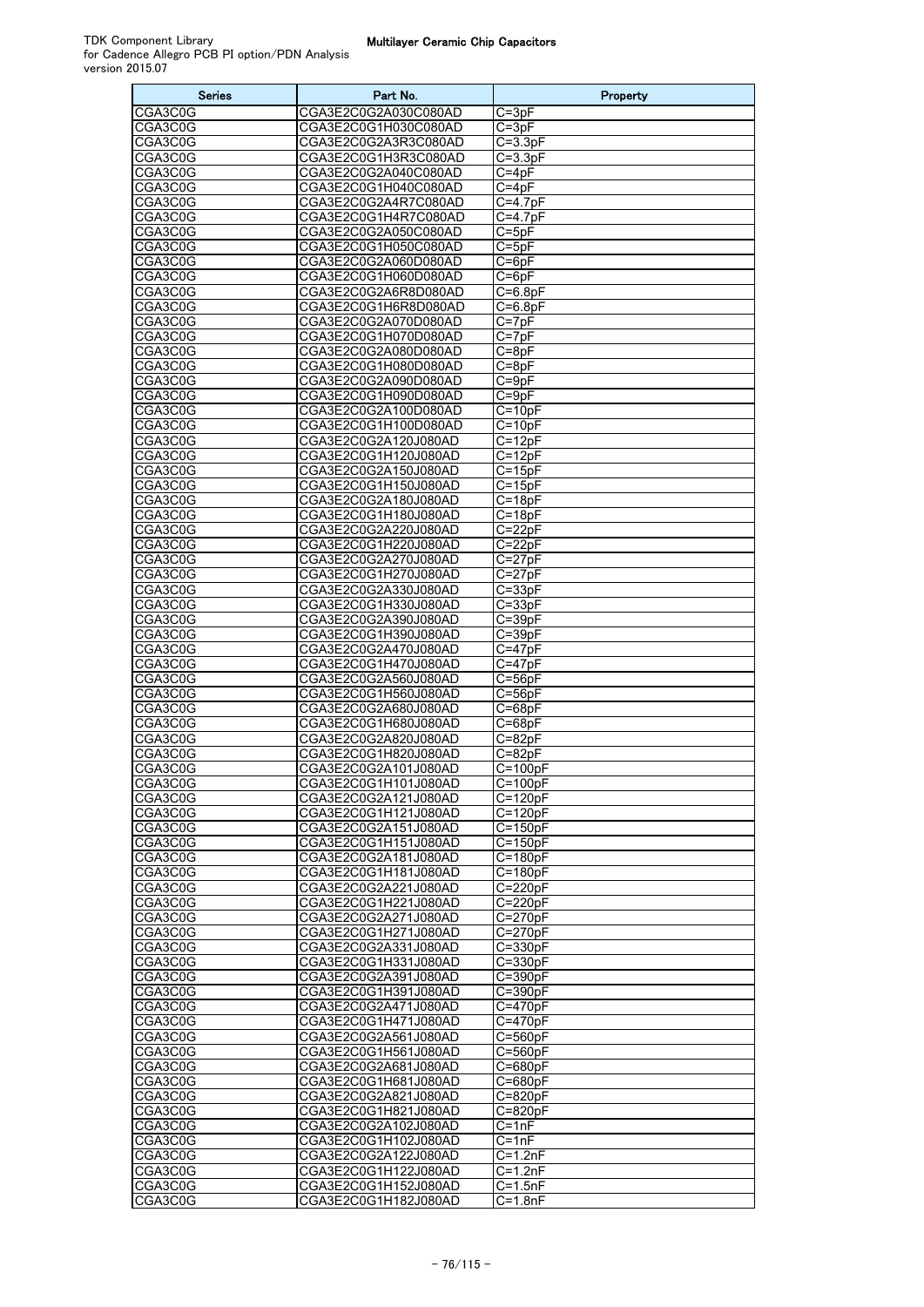| Series | Part No. | Property |
|---|---|---|
| CGA3C0G | CGA3E2C0G2A030C080AD | C=3pF |
| CGA3C0G | CGA3E2C0G1H030C080AD | C=3pF |
| CGA3C0G | CGA3E2C0G2A3R3C080AD | C=3.3pF |
| CGA3C0G | CGA3E2C0G1H3R3C080AD | C=3.3pF |
| CGA3C0G | CGA3E2C0G2A040C080AD | C=4pF |
| CGA3C0G | CGA3E2C0G1H040C080AD | C=4pF |
| CGA3C0G | CGA3E2C0G2A4R7C080AD | C=4.7pF |
| CGA3C0G | CGA3E2C0G1H4R7C080AD | C=4.7pF |
| CGA3C0G | CGA3E2C0G2A050C080AD | C=5pF |
| CGA3C0G | CGA3E2C0G1H050C080AD | C=5pF |
| CGA3C0G | CGA3E2C0G2A060D080AD | C=6pF |
| CGA3C0G | CGA3E2C0G1H060D080AD | C=6pF |
| CGA3C0G | CGA3E2C0G2A6R8D080AD | C=6.8pF |
| CGA3C0G | CGA3E2C0G1H6R8D080AD | C=6.8pF |
| CGA3C0G | CGA3E2C0G2A070D080AD | C=7pF |
| CGA3C0G | CGA3E2C0G1H070D080AD | C=7pF |
| CGA3C0G | CGA3E2C0G2A080D080AD | C=8pF |
| CGA3C0G | CGA3E2C0G1H080D080AD | C=8pF |
| CGA3C0G | CGA3E2C0G2A090D080AD | C=9pF |
| CGA3C0G | CGA3E2C0G1H090D080AD | C=9pF |
| CGA3C0G | CGA3E2C0G2A100D080AD | C=10pF |
| CGA3C0G | CGA3E2C0G1H100D080AD | C=10pF |
| CGA3C0G | CGA3E2C0G2A120J080AD | C=12pF |
| CGA3C0G | CGA3E2C0G1H120J080AD | C=12pF |
| CGA3C0G | CGA3E2C0G2A150J080AD | C=15pF |
| CGA3C0G | CGA3E2C0G1H150J080AD | C=15pF |
| CGA3C0G | CGA3E2C0G2A180J080AD | C=18pF |
| CGA3C0G | CGA3E2C0G1H180J080AD | C=18pF |
| CGA3C0G | CGA3E2C0G2A220J080AD | C=22pF |
| CGA3C0G | CGA3E2C0G1H220J080AD | C=22pF |
| CGA3C0G | CGA3E2C0G2A270J080AD | C=27pF |
| CGA3C0G | CGA3E2C0G1H270J080AD | C=27pF |
| CGA3C0G | CGA3E2C0G2A330J080AD | C=33pF |
| CGA3C0G | CGA3E2C0G1H330J080AD | C=33pF |
| CGA3C0G | CGA3E2C0G2A390J080AD | C=39pF |
| CGA3C0G | CGA3E2C0G1H390J080AD | C=39pF |
| CGA3C0G | CGA3E2C0G2A470J080AD | C=47pF |
| CGA3C0G | CGA3E2C0G1H470J080AD | C=47pF |
| CGA3C0G | CGA3E2C0G2A560J080AD | C=56pF |
| CGA3C0G | CGA3E2C0G1H560J080AD | C=56pF |
| CGA3C0G | CGA3E2C0G2A680J080AD | C=68pF |
| CGA3C0G | CGA3E2C0G1H680J080AD | C=68pF |
| CGA3C0G | CGA3E2C0G2A820J080AD | C=82pF |
| CGA3C0G | CGA3E2C0G1H820J080AD | C=82pF |
| CGA3C0G | CGA3E2C0G2A101J080AD | C=100pF |
| CGA3C0G | CGA3E2C0G1H101J080AD | C=100pF |
| CGA3C0G | CGA3E2C0G2A121J080AD | C=120pF |
| CGA3C0G | CGA3E2C0G1H121J080AD | C=120pF |
| CGA3C0G | CGA3E2C0G2A151J080AD | C=150pF |
| CGA3C0G | CGA3E2C0G1H151J080AD | C=150pF |
| CGA3C0G | CGA3E2C0G2A181J080AD | C=180pF |
| CGA3C0G | CGA3E2C0G1H181J080AD | C=180pF |
| CGA3C0G | CGA3E2C0G2A221J080AD | C=220pF |
| CGA3C0G | CGA3E2C0G1H221J080AD | C=220pF |
| CGA3C0G | CGA3E2C0G2A271J080AD | C=270pF |
| CGA3C0G | CGA3E2C0G1H271J080AD | C=270pF |
| CGA3C0G | CGA3E2C0G2A331J080AD | C=330pF |
| CGA3C0G | CGA3E2C0G1H331J080AD | C=330pF |
| CGA3C0G | CGA3E2C0G2A391J080AD | C=390pF |
| CGA3C0G | CGA3E2C0G1H391J080AD | C=390pF |
| CGA3C0G | CGA3E2C0G2A471J080AD | C=470pF |
| CGA3C0G | CGA3E2C0G1H471J080AD | C=470pF |
| CGA3C0G | CGA3E2C0G2A561J080AD | C=560pF |
| CGA3C0G | CGA3E2C0G1H561J080AD | C=560pF |
| CGA3C0G | CGA3E2C0G2A681J080AD | C=680pF |
| CGA3C0G | CGA3E2C0G1H681J080AD | C=680pF |
| CGA3C0G | CGA3E2C0G2A821J080AD | C=820pF |
| CGA3C0G | CGA3E2C0G1H821J080AD | C=820pF |
| CGA3C0G | CGA3E2C0G2A102J080AD | C=1nF |
| CGA3C0G | CGA3E2C0G1H102J080AD | C=1nF |
| CGA3C0G | CGA3E2C0G2A122J080AD | C=1.2nF |
| CGA3C0G | CGA3E2C0G1H122J080AD | C=1.2nF |
| CGA3C0G | CGA3E2C0G1H152J080AD | C=1.5nF |
| CGA3C0G | CGA3E2C0G1H182J080AD | C=1.8nF |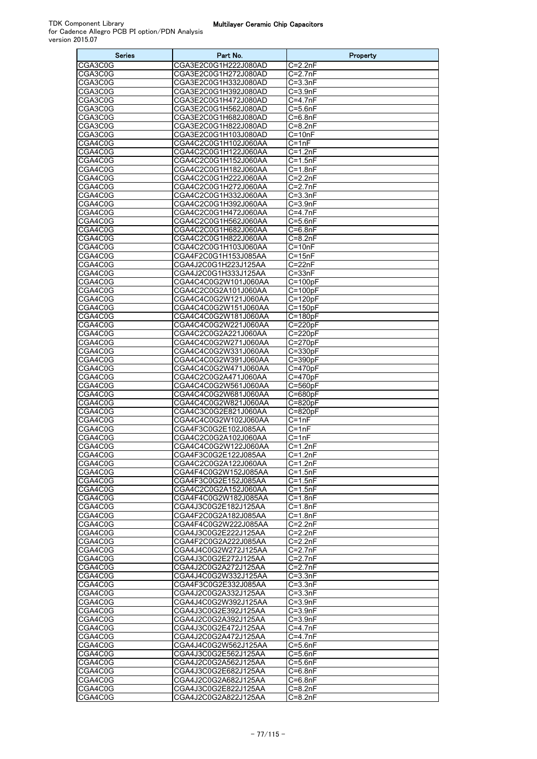| Series | Part No. | Property |
| --- | --- | --- |
| CGA3C0G | CGA3E2C0G1H222J080AD | C=2.2nF |
| CGA3C0G | CGA3E2C0G1H272J080AD | C=2.7nF |
| CGA3C0G | CGA3E2C0G1H332J080AD | C=3.3nF |
| CGA3C0G | CGA3E2C0G1H392J080AD | C=3.9nF |
| CGA3C0G | CGA3E2C0G1H472J080AD | C=4.7nF |
| CGA3C0G | CGA3E2C0G1H562J080AD | C=5.6nF |
| CGA3C0G | CGA3E2C0G1H682J080AD | C=6.8nF |
| CGA3C0G | CGA3E2C0G1H822J080AD | C=8.2nF |
| CGA3C0G | CGA3E2C0G1H103J080AD | C=10nF |
| CGA4C0G | CGA4C2C0G1H102J060AA | C=1nF |
| CGA4C0G | CGA4C2C0G1H122J060AA | C=1.2nF |
| CGA4C0G | CGA4C2C0G1H152J060AA | C=1.5nF |
| CGA4C0G | CGA4C2C0G1H182J060AA | C=1.8nF |
| CGA4C0G | CGA4C2C0G1H222J060AA | C=2.2nF |
| CGA4C0G | CGA4C2C0G1H272J060AA | C=2.7nF |
| CGA4C0G | CGA4C2C0G1H332J060AA | C=3.3nF |
| CGA4C0G | CGA4C2C0G1H392J060AA | C=3.9nF |
| CGA4C0G | CGA4C2C0G1H472J060AA | C=4.7nF |
| CGA4C0G | CGA4C2C0G1H562J060AA | C=5.6nF |
| CGA4C0G | CGA4C2C0G1H682J060AA | C=6.8nF |
| CGA4C0G | CGA4C2C0G1H822J060AA | C=8.2nF |
| CGA4C0G | CGA4C2C0G1H103J060AA | C=10nF |
| CGA4C0G | CGA4F2C0G1H153J085AA | C=15nF |
| CGA4C0G | CGA4J2C0G1H223J125AA | C=22nF |
| CGA4C0G | CGA4J2C0G1H333J125AA | C=33nF |
| CGA4C0G | CGA4C4C0G2W101J060AA | C=100pF |
| CGA4C0G | CGA4C2C0G2A101J060AA | C=100pF |
| CGA4C0G | CGA4C4C0G2W121J060AA | C=120pF |
| CGA4C0G | CGA4C4C0G2W151J060AA | C=150pF |
| CGA4C0G | CGA4C4C0G2W181J060AA | C=180pF |
| CGA4C0G | CGA4C4C0G2W221J060AA | C=220pF |
| CGA4C0G | CGA4C2C0G2A221J060AA | C=220pF |
| CGA4C0G | CGA4C4C0G2W271J060AA | C=270pF |
| CGA4C0G | CGA4C4C0G2W331J060AA | C=330pF |
| CGA4C0G | CGA4C4C0G2W391J060AA | C=390pF |
| CGA4C0G | CGA4C4C0G2W471J060AA | C=470pF |
| CGA4C0G | CGA4C2C0G2A471J060AA | C=470pF |
| CGA4C0G | CGA4C4C0G2W561J060AA | C=560pF |
| CGA4C0G | CGA4C4C0G2W681J060AA | C=680pF |
| CGA4C0G | CGA4C4C0G2W821J060AA | C=820pF |
| CGA4C0G | CGA4C3C0G2E821J060AA | C=820pF |
| CGA4C0G | CGA4C4C0G2W102J060AA | C=1nF |
| CGA4C0G | CGA4F3C0G2E102J085AA | C=1nF |
| CGA4C0G | CGA4C2C0G2A102J060AA | C=1nF |
| CGA4C0G | CGA4C4C0G2W122J060AA | C=1.2nF |
| CGA4C0G | CGA4F3C0G2E122J085AA | C=1.2nF |
| CGA4C0G | CGA4C2C0G2A122J060AA | C=1.2nF |
| CGA4C0G | CGA4F4C0G2W152J085AA | C=1.5nF |
| CGA4C0G | CGA4F3C0G2E152J085AA | C=1.5nF |
| CGA4C0G | CGA4C2C0G2A152J060AA | C=1.5nF |
| CGA4C0G | CGA4F4C0G2W182J085AA | C=1.8nF |
| CGA4C0G | CGA4J3C0G2E182J125AA | C=1.8nF |
| CGA4C0G | CGA4F2C0G2A182J085AA | C=1.8nF |
| CGA4C0G | CGA4F4C0G2W222J085AA | C=2.2nF |
| CGA4C0G | CGA4J3C0G2E222J125AA | C=2.2nF |
| CGA4C0G | CGA4F2C0G2A222J085AA | C=2.2nF |
| CGA4C0G | CGA4J4C0G2W272J125AA | C=2.7nF |
| CGA4C0G | CGA4J3C0G2E272J125AA | C=2.7nF |
| CGA4C0G | CGA4J2C0G2A272J125AA | C=2.7nF |
| CGA4C0G | CGA4J4C0G2W332J125AA | C=3.3nF |
| CGA4C0G | CGA4F3C0G2E332J085AA | C=3.3nF |
| CGA4C0G | CGA4J2C0G2A332J125AA | C=3.3nF |
| CGA4C0G | CGA4J4C0G2W392J125AA | C=3.9nF |
| CGA4C0G | CGA4J3C0G2E392J125AA | C=3.9nF |
| CGA4C0G | CGA4J2C0G2A392J125AA | C=3.9nF |
| CGA4C0G | CGA4J3C0G2E472J125AA | C=4.7nF |
| CGA4C0G | CGA4J2C0G2A472J125AA | C=4.7nF |
| CGA4C0G | CGA4J4C0G2W562J125AA | C=5.6nF |
| CGA4C0G | CGA4J3C0G2E562J125AA | C=5.6nF |
| CGA4C0G | CGA4J2C0G2A562J125AA | C=5.6nF |
| CGA4C0G | CGA4J3C0G2E682J125AA | C=6.8nF |
| CGA4C0G | CGA4J2C0G2A682J125AA | C=6.8nF |
| CGA4C0G | CGA4J3C0G2E822J125AA | C=8.2nF |
| CGA4C0G | CGA4J2C0G2A822J125AA | C=8.2nF |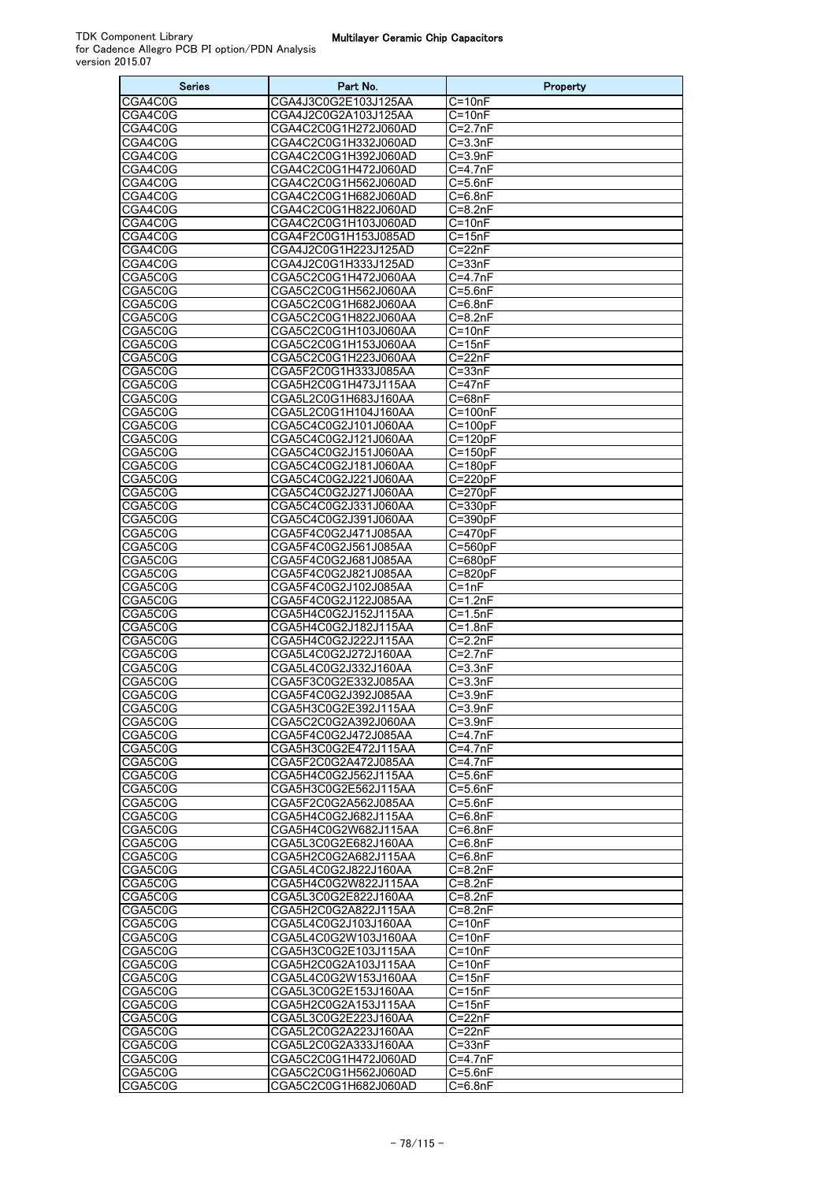| Series | Part No. | Property |
|---|---|---|
| CGA4C0G | CGA4J3C0G2E103J125AA | C=10nF |
| CGA4C0G | CGA4J2C0G2A103J125AA | C=10nF |
| CGA4C0G | CGA4C2C0G1H272J060AD | C=2.7nF |
| CGA4C0G | CGA4C2C0G1H332J060AD | C=3.3nF |
| CGA4C0G | CGA4C2C0G1H392J060AD | C=3.9nF |
| CGA4C0G | CGA4C2C0G1H472J060AD | C=4.7nF |
| CGA4C0G | CGA4C2C0G1H562J060AD | C=5.6nF |
| CGA4C0G | CGA4C2C0G1H682J060AD | C=6.8nF |
| CGA4C0G | CGA4C2C0G1H822J060AD | C=8.2nF |
| CGA4C0G | CGA4C2C0G1H103J060AD | C=10nF |
| CGA4C0G | CGA4F2C0G1H153J085AD | C=15nF |
| CGA4C0G | CGA4J2C0G1H223J125AD | C=22nF |
| CGA4C0G | CGA4J2C0G1H333J125AD | C=33nF |
| CGA5C0G | CGA5C2C0G1H472J060AA | C=4.7nF |
| CGA5C0G | CGA5C2C0G1H562J060AA | C=5.6nF |
| CGA5C0G | CGA5C2C0G1H682J060AA | C=6.8nF |
| CGA5C0G | CGA5C2C0G1H822J060AA | C=8.2nF |
| CGA5C0G | CGA5C2C0G1H103J060AA | C=10nF |
| CGA5C0G | CGA5C2C0G1H153J060AA | C=15nF |
| CGA5C0G | CGA5C2C0G1H223J060AA | C=22nF |
| CGA5C0G | CGA5F2C0G1H333J085AA | C=33nF |
| CGA5C0G | CGA5H2C0G1H473J115AA | C=47nF |
| CGA5C0G | CGA5L2C0G1H683J160AA | C=68nF |
| CGA5C0G | CGA5L2C0G1H104J160AA | C=100nF |
| CGA5C0G | CGA5C4C0G2J101J060AA | C=100pF |
| CGA5C0G | CGA5C4C0G2J121J060AA | C=120pF |
| CGA5C0G | CGA5C4C0G2J151J060AA | C=150pF |
| CGA5C0G | CGA5C4C0G2J181J060AA | C=180pF |
| CGA5C0G | CGA5C4C0G2J221J060AA | C=220pF |
| CGA5C0G | CGA5C4C0G2J271J060AA | C=270pF |
| CGA5C0G | CGA5C4C0G2J331J060AA | C=330pF |
| CGA5C0G | CGA5C4C0G2J391J060AA | C=390pF |
| CGA5C0G | CGA5F4C0G2J471J085AA | C=470pF |
| CGA5C0G | CGA5F4C0G2J561J085AA | C=560pF |
| CGA5C0G | CGA5F4C0G2J681J085AA | C=680pF |
| CGA5C0G | CGA5F4C0G2J821J085AA | C=820pF |
| CGA5C0G | CGA5F4C0G2J102J085AA | C=1nF |
| CGA5C0G | CGA5F4C0G2J122J085AA | C=1.2nF |
| CGA5C0G | CGA5H4C0G2J152J115AA | C=1.5nF |
| CGA5C0G | CGA5H4C0G2J182J115AA | C=1.8nF |
| CGA5C0G | CGA5H4C0G2J222J115AA | C=2.2nF |
| CGA5C0G | CGA5L4C0G2J272J160AA | C=2.7nF |
| CGA5C0G | CGA5L4C0G2J332J160AA | C=3.3nF |
| CGA5C0G | CGA5F3C0G2E332J085AA | C=3.3nF |
| CGA5C0G | CGA5F4C0G2J392J085AA | C=3.9nF |
| CGA5C0G | CGA5H3C0G2E392J115AA | C=3.9nF |
| CGA5C0G | CGA5C2C0G2A392J060AA | C=3.9nF |
| CGA5C0G | CGA5F4C0G2J472J085AA | C=4.7nF |
| CGA5C0G | CGA5H3C0G2E472J115AA | C=4.7nF |
| CGA5C0G | CGA5F2C0G2A472J085AA | C=4.7nF |
| CGA5C0G | CGA5H4C0G2J562J115AA | C=5.6nF |
| CGA5C0G | CGA5H3C0G2E562J115AA | C=5.6nF |
| CGA5C0G | CGA5F2C0G2A562J085AA | C=5.6nF |
| CGA5C0G | CGA5H4C0G2J682J115AA | C=6.8nF |
| CGA5C0G | CGA5H4C0G2W682J115AA | C=6.8nF |
| CGA5C0G | CGA5L3C0G2E682J160AA | C=6.8nF |
| CGA5C0G | CGA5H2C0G2A682J115AA | C=6.8nF |
| CGA5C0G | CGA5L4C0G2J822J160AA | C=8.2nF |
| CGA5C0G | CGA5H4C0G2W822J115AA | C=8.2nF |
| CGA5C0G | CGA5L3C0G2E822J160AA | C=8.2nF |
| CGA5C0G | CGA5H2C0G2A822J115AA | C=8.2nF |
| CGA5C0G | CGA5L4C0G2J103J160AA | C=10nF |
| CGA5C0G | CGA5L4C0G2W103J160AA | C=10nF |
| CGA5C0G | CGA5H3C0G2E103J115AA | C=10nF |
| CGA5C0G | CGA5H2C0G2A103J115AA | C=10nF |
| CGA5C0G | CGA5L4C0G2W153J160AA | C=15nF |
| CGA5C0G | CGA5L3C0G2E153J160AA | C=15nF |
| CGA5C0G | CGA5H2C0G2A153J115AA | C=15nF |
| CGA5C0G | CGA5L3C0G2E223J160AA | C=22nF |
| CGA5C0G | CGA5L2C0G2A223J160AA | C=22nF |
| CGA5C0G | CGA5L2C0G2A333J160AA | C=33nF |
| CGA5C0G | CGA5C2C0G1H472J060AD | C=4.7nF |
| CGA5C0G | CGA5C2C0G1H562J060AD | C=5.6nF |
| CGA5C0G | CGA5C2C0G1H682J060AD | C=6.8nF |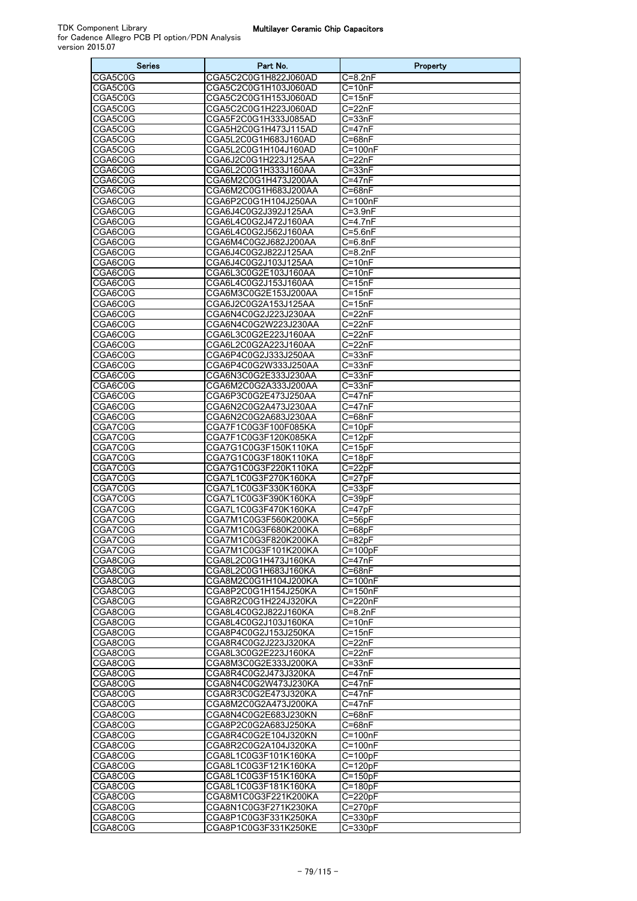| Series | Part No. | Property |
|---|---|---|
| CGA5C0G | CGA5C2C0G1H822J060AD | C=8.2nF |
| CGA5C0G | CGA5C2C0G1H103J060AD | C=10nF |
| CGA5C0G | CGA5C2C0G1H153J060AD | C=15nF |
| CGA5C0G | CGA5C2C0G1H223J060AD | C=22nF |
| CGA5C0G | CGA5F2C0G1H333J085AD | C=33nF |
| CGA5C0G | CGA5H2C0G1H473J115AD | C=47nF |
| CGA5C0G | CGA5L2C0G1H683J160AD | C=68nF |
| CGA5C0G | CGA5L2C0G1H104J160AD | C=100nF |
| CGA6C0G | CGA6J2C0G1H223J125AA | C=22nF |
| CGA6C0G | CGA6L2C0G1H333J160AA | C=33nF |
| CGA6C0G | CGA6M2C0G1H473J200AA | C=47nF |
| CGA6C0G | CGA6M2C0G1H683J200AA | C=68nF |
| CGA6C0G | CGA6P2C0G1H104J250AA | C=100nF |
| CGA6C0G | CGA6J4C0G2J392J125AA | C=3.9nF |
| CGA6C0G | CGA6L4C0G2J472J160AA | C=4.7nF |
| CGA6C0G | CGA6L4C0G2J562J160AA | C=5.6nF |
| CGA6C0G | CGA6M4C0G2J682J200AA | C=6.8nF |
| CGA6C0G | CGA6J4C0G2J822J125AA | C=8.2nF |
| CGA6C0G | CGA6J4C0G2J103J125AA | C=10nF |
| CGA6C0G | CGA6L3C0G2E103J160AA | C=10nF |
| CGA6C0G | CGA6L4C0G2J153J160AA | C=15nF |
| CGA6C0G | CGA6M3C0G2E153J200AA | C=15nF |
| CGA6C0G | CGA6J2C0G2A153J125AA | C=15nF |
| CGA6C0G | CGA6N4C0G2J223J230AA | C=22nF |
| CGA6C0G | CGA6N4C0G2W223J230AA | C=22nF |
| CGA6C0G | CGA6L3C0G2E223J160AA | C=22nF |
| CGA6C0G | CGA6L2C0G2A223J160AA | C=22nF |
| CGA6C0G | CGA6P4C0G2J333J250AA | C=33nF |
| CGA6C0G | CGA6P4C0G2W333J250AA | C=33nF |
| CGA6C0G | CGA6N3C0G2E333J230AA | C=33nF |
| CGA6C0G | CGA6M2C0G2A333J200AA | C=33nF |
| CGA6C0G | CGA6P3C0G2E473J250AA | C=47nF |
| CGA6C0G | CGA6N2C0G2A473J230AA | C=47nF |
| CGA6C0G | CGA6N2C0G2A683J230AA | C=68nF |
| CGA7C0G | CGA7F1C0G3F100F085KA | C=10pF |
| CGA7C0G | CGA7F1C0G3F120K085KA | C=12pF |
| CGA7C0G | CGA7G1C0G3F150K110KA | C=15pF |
| CGA7C0G | CGA7G1C0G3F180K110KA | C=18pF |
| CGA7C0G | CGA7G1C0G3F220K110KA | C=22pF |
| CGA7C0G | CGA7L1C0G3F270K160KA | C=27pF |
| CGA7C0G | CGA7L1C0G3F330K160KA | C=33pF |
| CGA7C0G | CGA7L1C0G3F390K160KA | C=39pF |
| CGA7C0G | CGA7L1C0G3F470K160KA | C=47pF |
| CGA7C0G | CGA7M1C0G3F560K200KA | C=56pF |
| CGA7C0G | CGA7M1C0G3F680K200KA | C=68pF |
| CGA7C0G | CGA7M1C0G3F820K200KA | C=82pF |
| CGA7C0G | CGA7M1C0G3F101K200KA | C=100pF |
| CGA8C0G | CGA8L2C0G1H473J160KA | C=47nF |
| CGA8C0G | CGA8L2C0G1H683J160KA | C=68nF |
| CGA8C0G | CGA8M2C0G1H104J200KA | C=100nF |
| CGA8C0G | CGA8P2C0G1H154J250KA | C=150nF |
| CGA8C0G | CGA8R2C0G1H224J320KA | C=220nF |
| CGA8C0G | CGA8L4C0G2J822J160KA | C=8.2nF |
| CGA8C0G | CGA8L4C0G2J103J160KA | C=10nF |
| CGA8C0G | CGA8P4C0G2J153J250KA | C=15nF |
| CGA8C0G | CGA8R4C0G2J223J320KA | C=22nF |
| CGA8C0G | CGA8L3C0G2E223J160KA | C=22nF |
| CGA8C0G | CGA8M3C0G2E333J200KA | C=33nF |
| CGA8C0G | CGA8R4C0G2J473J320KA | C=47nF |
| CGA8C0G | CGA8N4C0G2W473J230KA | C=47nF |
| CGA8C0G | CGA8R3C0G2E473J320KA | C=47nF |
| CGA8C0G | CGA8M2C0G2A473J200KA | C=47nF |
| CGA8C0G | CGA8N4C0G2E683J230KN | C=68nF |
| CGA8C0G | CGA8P2C0G2A683J250KA | C=68nF |
| CGA8C0G | CGA8R4C0G2E104J320KN | C=100nF |
| CGA8C0G | CGA8R2C0G2A104J320KA | C=100nF |
| CGA8C0G | CGA8L1C0G3F101K160KA | C=100pF |
| CGA8C0G | CGA8L1C0G3F121K160KA | C=120pF |
| CGA8C0G | CGA8L1C0G3F151K160KA | C=150pF |
| CGA8C0G | CGA8L1C0G3F181K160KA | C=180pF |
| CGA8C0G | CGA8M1C0G3F221K200KA | C=220pF |
| CGA8C0G | CGA8N1C0G3F271K230KA | C=270pF |
| CGA8C0G | CGA8P1C0G3F331K250KA | C=330pF |
| CGA8C0G | CGA8P1C0G3F331K250KE | C=330pF |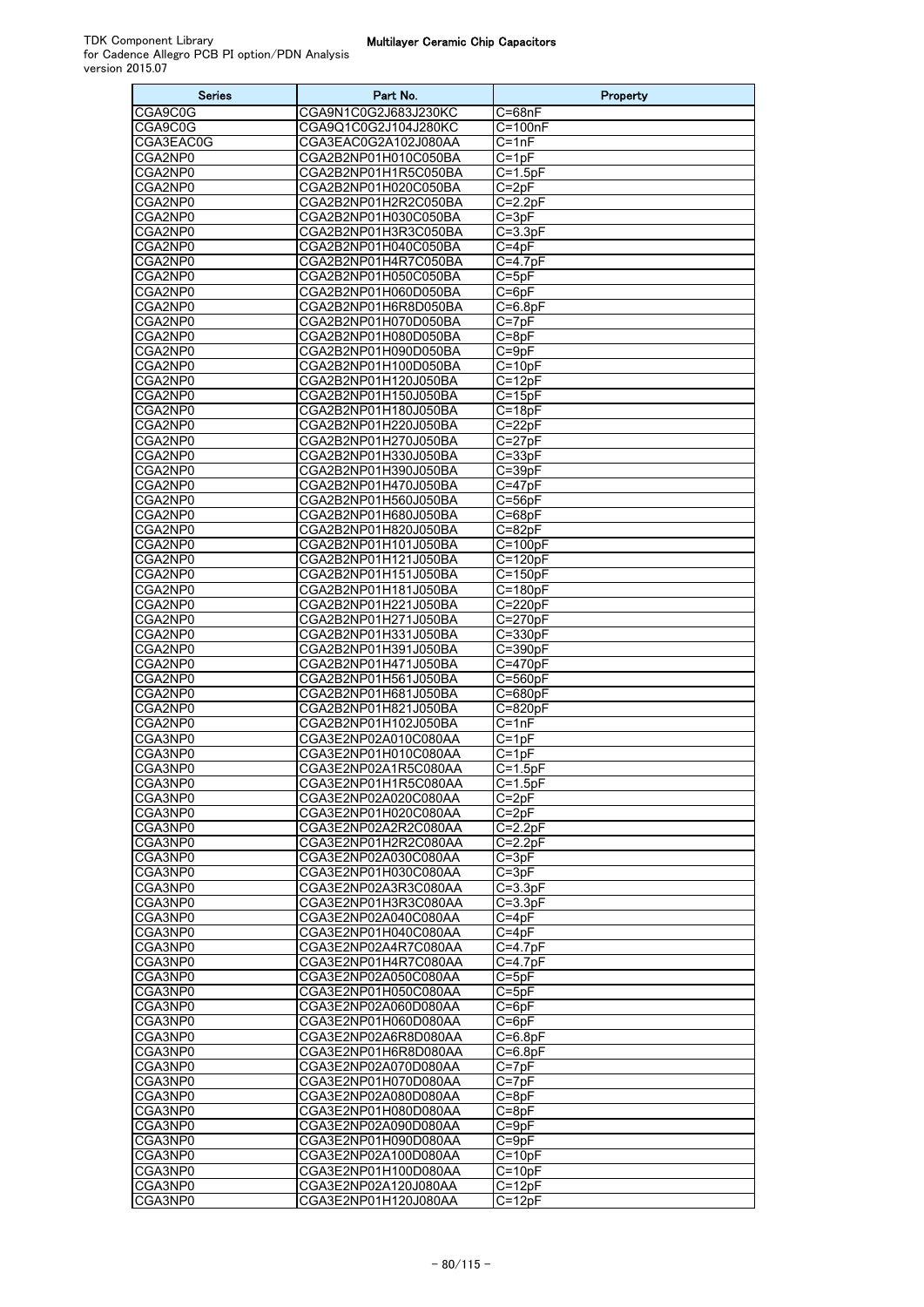| Series | Part No. | Property |
| --- | --- | --- |
| CGA9C0G | CGA9N1C0G2J683J230KC | C=68nF |
| CGA9C0G | CGA9Q1C0G2J104J280KC | C=100nF |
| CGA3EAC0G | CGA3EAC0G2A102J080AA | C=1nF |
| CGA2NP0 | CGA2B2NP01H010C050BA | C=1pF |
| CGA2NP0 | CGA2B2NP01H1R5C050BA | C=1.5pF |
| CGA2NP0 | CGA2B2NP01H020C050BA | C=2pF |
| CGA2NP0 | CGA2B2NP01H2R2C050BA | C=2.2pF |
| CGA2NP0 | CGA2B2NP01H030C050BA | C=3pF |
| CGA2NP0 | CGA2B2NP01H3R3C050BA | C=3.3pF |
| CGA2NP0 | CGA2B2NP01H040C050BA | C=4pF |
| CGA2NP0 | CGA2B2NP01H4R7C050BA | C=4.7pF |
| CGA2NP0 | CGA2B2NP01H050C050BA | C=5pF |
| CGA2NP0 | CGA2B2NP01H060D050BA | C=6pF |
| CGA2NP0 | CGA2B2NP01H6R8D050BA | C=6.8pF |
| CGA2NP0 | CGA2B2NP01H070D050BA | C=7pF |
| CGA2NP0 | CGA2B2NP01H080D050BA | C=8pF |
| CGA2NP0 | CGA2B2NP01H090D050BA | C=9pF |
| CGA2NP0 | CGA2B2NP01H100D050BA | C=10pF |
| CGA2NP0 | CGA2B2NP01H120J050BA | C=12pF |
| CGA2NP0 | CGA2B2NP01H150J050BA | C=15pF |
| CGA2NP0 | CGA2B2NP01H180J050BA | C=18pF |
| CGA2NP0 | CGA2B2NP01H220J050BA | C=22pF |
| CGA2NP0 | CGA2B2NP01H270J050BA | C=27pF |
| CGA2NP0 | CGA2B2NP01H330J050BA | C=33pF |
| CGA2NP0 | CGA2B2NP01H390J050BA | C=39pF |
| CGA2NP0 | CGA2B2NP01H470J050BA | C=47pF |
| CGA2NP0 | CGA2B2NP01H560J050BA | C=56pF |
| CGA2NP0 | CGA2B2NP01H680J050BA | C=68pF |
| CGA2NP0 | CGA2B2NP01H820J050BA | C=82pF |
| CGA2NP0 | CGA2B2NP01H101J050BA | C=100pF |
| CGA2NP0 | CGA2B2NP01H121J050BA | C=120pF |
| CGA2NP0 | CGA2B2NP01H151J050BA | C=150pF |
| CGA2NP0 | CGA2B2NP01H181J050BA | C=180pF |
| CGA2NP0 | CGA2B2NP01H221J050BA | C=220pF |
| CGA2NP0 | CGA2B2NP01H271J050BA | C=270pF |
| CGA2NP0 | CGA2B2NP01H331J050BA | C=330pF |
| CGA2NP0 | CGA2B2NP01H391J050BA | C=390pF |
| CGA2NP0 | CGA2B2NP01H471J050BA | C=470pF |
| CGA2NP0 | CGA2B2NP01H561J050BA | C=560pF |
| CGA2NP0 | CGA2B2NP01H681J050BA | C=680pF |
| CGA2NP0 | CGA2B2NP01H821J050BA | C=820pF |
| CGA2NP0 | CGA2B2NP01H102J050BA | C=1nF |
| CGA3NP0 | CGA3E2NP02A010C080AA | C=1pF |
| CGA3NP0 | CGA3E2NP01H010C080AA | C=1pF |
| CGA3NP0 | CGA3E2NP02A1R5C080AA | C=1.5pF |
| CGA3NP0 | CGA3E2NP01H1R5C080AA | C=1.5pF |
| CGA3NP0 | CGA3E2NP02A020C080AA | C=2pF |
| CGA3NP0 | CGA3E2NP01H020C080AA | C=2pF |
| CGA3NP0 | CGA3E2NP02A2R2C080AA | C=2.2pF |
| CGA3NP0 | CGA3E2NP01H2R2C080AA | C=2.2pF |
| CGA3NP0 | CGA3E2NP02A030C080AA | C=3pF |
| CGA3NP0 | CGA3E2NP01H030C080AA | C=3pF |
| CGA3NP0 | CGA3E2NP02A3R3C080AA | C=3.3pF |
| CGA3NP0 | CGA3E2NP01H3R3C080AA | C=3.3pF |
| CGA3NP0 | CGA3E2NP02A040C080AA | C=4pF |
| CGA3NP0 | CGA3E2NP01H040C080AA | C=4pF |
| CGA3NP0 | CGA3E2NP02A4R7C080AA | C=4.7pF |
| CGA3NP0 | CGA3E2NP01H4R7C080AA | C=4.7pF |
| CGA3NP0 | CGA3E2NP02A050C080AA | C=5pF |
| CGA3NP0 | CGA3E2NP01H050C080AA | C=5pF |
| CGA3NP0 | CGA3E2NP02A060D080AA | C=6pF |
| CGA3NP0 | CGA3E2NP01H060D080AA | C=6pF |
| CGA3NP0 | CGA3E2NP02A6R8D080AA | C=6.8pF |
| CGA3NP0 | CGA3E2NP01H6R8D080AA | C=6.8pF |
| CGA3NP0 | CGA3E2NP02A070D080AA | C=7pF |
| CGA3NP0 | CGA3E2NP01H070D080AA | C=7pF |
| CGA3NP0 | CGA3E2NP02A080D080AA | C=8pF |
| CGA3NP0 | CGA3E2NP01H080D080AA | C=8pF |
| CGA3NP0 | CGA3E2NP02A090D080AA | C=9pF |
| CGA3NP0 | CGA3E2NP01H090D080AA | C=9pF |
| CGA3NP0 | CGA3E2NP02A100D080AA | C=10pF |
| CGA3NP0 | CGA3E2NP01H100D080AA | C=10pF |
| CGA3NP0 | CGA3E2NP02A120J080AA | C=12pF |
| CGA3NP0 | CGA3E2NP01H120J080AA | C=12pF |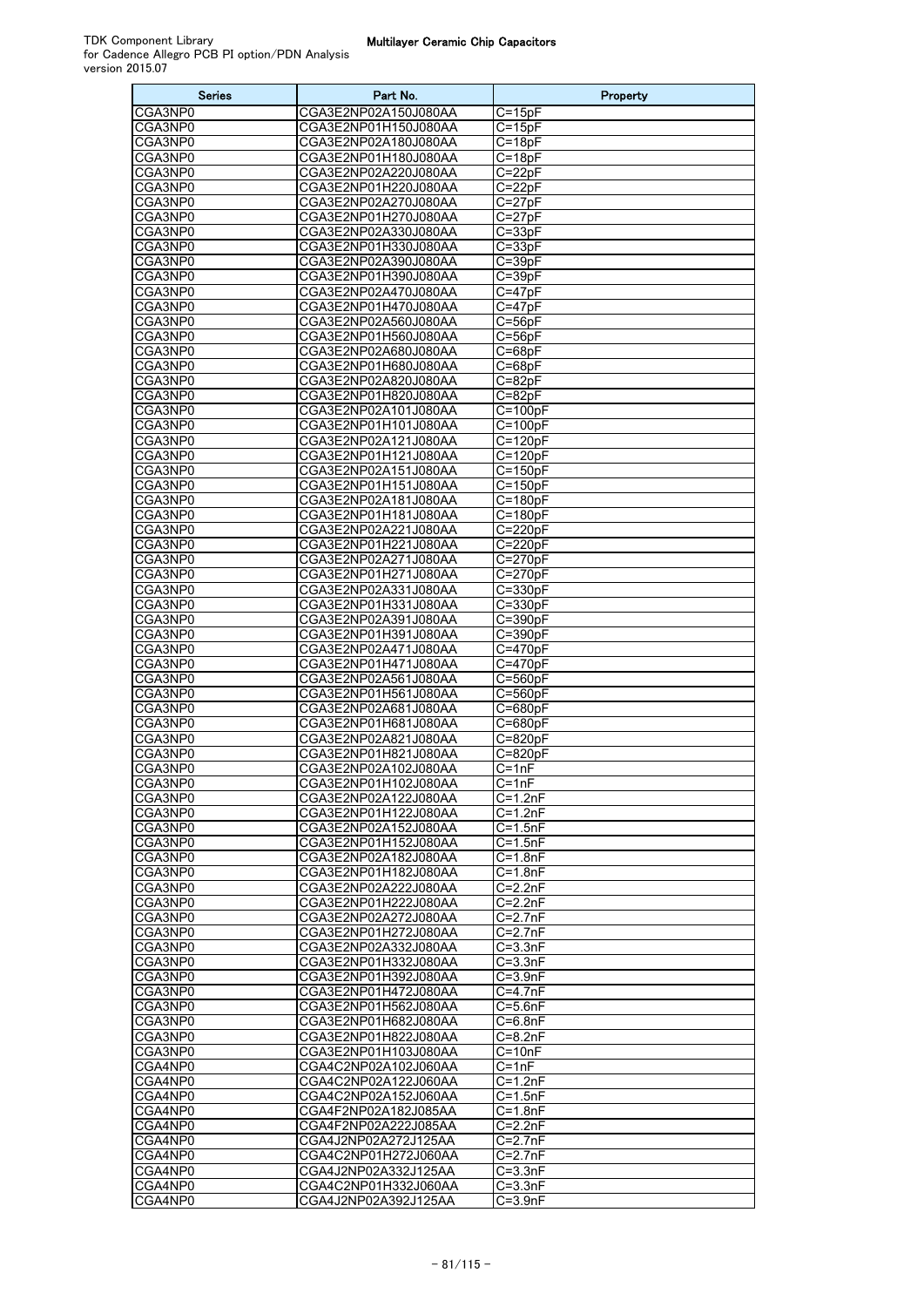| Series | Part No. | Property |
|---|---|---|
| CGA3NP0 | CGA3E2NP02A150J080AA | C=15pF |
| CGA3NP0 | CGA3E2NP01H150J080AA | C=15pF |
| CGA3NP0 | CGA3E2NP02A180J080AA | C=18pF |
| CGA3NP0 | CGA3E2NP01H180J080AA | C=18pF |
| CGA3NP0 | CGA3E2NP02A220J080AA | C=22pF |
| CGA3NP0 | CGA3E2NP01H220J080AA | C=22pF |
| CGA3NP0 | CGA3E2NP02A270J080AA | C=27pF |
| CGA3NP0 | CGA3E2NP01H270J080AA | C=27pF |
| CGA3NP0 | CGA3E2NP02A330J080AA | C=33pF |
| CGA3NP0 | CGA3E2NP01H330J080AA | C=33pF |
| CGA3NP0 | CGA3E2NP02A390J080AA | C=39pF |
| CGA3NP0 | CGA3E2NP01H390J080AA | C=39pF |
| CGA3NP0 | CGA3E2NP02A470J080AA | C=47pF |
| CGA3NP0 | CGA3E2NP01H470J080AA | C=47pF |
| CGA3NP0 | CGA3E2NP02A560J080AA | C=56pF |
| CGA3NP0 | CGA3E2NP01H560J080AA | C=56pF |
| CGA3NP0 | CGA3E2NP02A680J080AA | C=68pF |
| CGA3NP0 | CGA3E2NP01H680J080AA | C=68pF |
| CGA3NP0 | CGA3E2NP02A820J080AA | C=82pF |
| CGA3NP0 | CGA3E2NP01H820J080AA | C=82pF |
| CGA3NP0 | CGA3E2NP02A101J080AA | C=100pF |
| CGA3NP0 | CGA3E2NP01H101J080AA | C=100pF |
| CGA3NP0 | CGA3E2NP02A121J080AA | C=120pF |
| CGA3NP0 | CGA3E2NP01H121J080AA | C=120pF |
| CGA3NP0 | CGA3E2NP02A151J080AA | C=150pF |
| CGA3NP0 | CGA3E2NP01H151J080AA | C=150pF |
| CGA3NP0 | CGA3E2NP02A181J080AA | C=180pF |
| CGA3NP0 | CGA3E2NP01H181J080AA | C=180pF |
| CGA3NP0 | CGA3E2NP02A221J080AA | C=220pF |
| CGA3NP0 | CGA3E2NP01H221J080AA | C=220pF |
| CGA3NP0 | CGA3E2NP02A271J080AA | C=270pF |
| CGA3NP0 | CGA3E2NP01H271J080AA | C=270pF |
| CGA3NP0 | CGA3E2NP02A331J080AA | C=330pF |
| CGA3NP0 | CGA3E2NP01H331J080AA | C=330pF |
| CGA3NP0 | CGA3E2NP02A391J080AA | C=390pF |
| CGA3NP0 | CGA3E2NP01H391J080AA | C=390pF |
| CGA3NP0 | CGA3E2NP02A471J080AA | C=470pF |
| CGA3NP0 | CGA3E2NP01H471J080AA | C=470pF |
| CGA3NP0 | CGA3E2NP02A561J080AA | C=560pF |
| CGA3NP0 | CGA3E2NP01H561J080AA | C=560pF |
| CGA3NP0 | CGA3E2NP02A681J080AA | C=680pF |
| CGA3NP0 | CGA3E2NP01H681J080AA | C=680pF |
| CGA3NP0 | CGA3E2NP02A821J080AA | C=820pF |
| CGA3NP0 | CGA3E2NP01H821J080AA | C=820pF |
| CGA3NP0 | CGA3E2NP02A102J080AA | C=1nF |
| CGA3NP0 | CGA3E2NP01H102J080AA | C=1nF |
| CGA3NP0 | CGA3E2NP02A122J080AA | C=1.2nF |
| CGA3NP0 | CGA3E2NP01H122J080AA | C=1.2nF |
| CGA3NP0 | CGA3E2NP02A152J080AA | C=1.5nF |
| CGA3NP0 | CGA3E2NP01H152J080AA | C=1.5nF |
| CGA3NP0 | CGA3E2NP02A182J080AA | C=1.8nF |
| CGA3NP0 | CGA3E2NP01H182J080AA | C=1.8nF |
| CGA3NP0 | CGA3E2NP02A222J080AA | C=2.2nF |
| CGA3NP0 | CGA3E2NP01H222J080AA | C=2.2nF |
| CGA3NP0 | CGA3E2NP02A272J080AA | C=2.7nF |
| CGA3NP0 | CGA3E2NP01H272J080AA | C=2.7nF |
| CGA3NP0 | CGA3E2NP02A332J080AA | C=3.3nF |
| CGA3NP0 | CGA3E2NP01H332J080AA | C=3.3nF |
| CGA3NP0 | CGA3E2NP01H392J080AA | C=3.9nF |
| CGA3NP0 | CGA3E2NP01H472J080AA | C=4.7nF |
| CGA3NP0 | CGA3E2NP01H562J080AA | C=5.6nF |
| CGA3NP0 | CGA3E2NP01H682J080AA | C=6.8nF |
| CGA3NP0 | CGA3E2NP01H822J080AA | C=8.2nF |
| CGA3NP0 | CGA3E2NP01H103J080AA | C=10nF |
| CGA4NP0 | CGA4C2NP02A102J060AA | C=1nF |
| CGA4NP0 | CGA4C2NP02A122J060AA | C=1.2nF |
| CGA4NP0 | CGA4C2NP02A152J060AA | C=1.5nF |
| CGA4NP0 | CGA4F2NP02A182J085AA | C=1.8nF |
| CGA4NP0 | CGA4F2NP02A222J085AA | C=2.2nF |
| CGA4NP0 | CGA4J2NP02A272J125AA | C=2.7nF |
| CGA4NP0 | CGA4C2NP01H272J060AA | C=2.7nF |
| CGA4NP0 | CGA4J2NP02A332J125AA | C=3.3nF |
| CGA4NP0 | CGA4C2NP01H332J060AA | C=3.3nF |
| CGA4NP0 | CGA4J2NP02A392J125AA | C=3.9nF |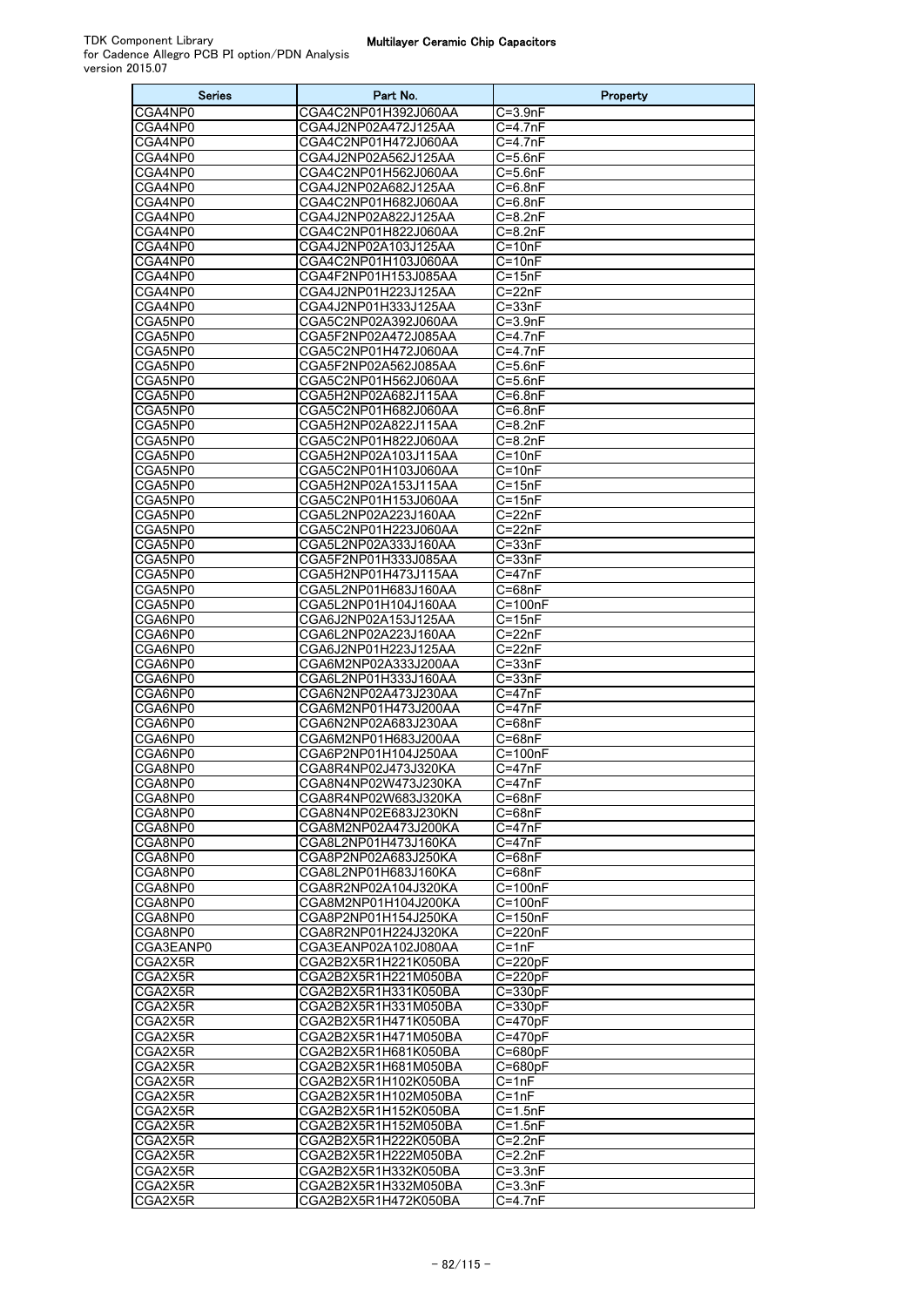| Series | Part No. | Property |
|---|---|---|
| CGA4NP0 | CGA4C2NP01H392J060AA | C=3.9nF |
| CGA4NP0 | CGA4J2NP02A472J125AA | C=4.7nF |
| CGA4NP0 | CGA4C2NP01H472J060AA | C=4.7nF |
| CGA4NP0 | CGA4J2NP02A562J125AA | C=5.6nF |
| CGA4NP0 | CGA4C2NP01H562J060AA | C=5.6nF |
| CGA4NP0 | CGA4J2NP02A682J125AA | C=6.8nF |
| CGA4NP0 | CGA4C2NP01H682J060AA | C=6.8nF |
| CGA4NP0 | CGA4J2NP02A822J125AA | C=8.2nF |
| CGA4NP0 | CGA4C2NP01H822J060AA | C=8.2nF |
| CGA4NP0 | CGA4J2NP02A103J125AA | C=10nF |
| CGA4NP0 | CGA4C2NP01H103J060AA | C=10nF |
| CGA4NP0 | CGA4F2NP01H153J085AA | C=15nF |
| CGA4NP0 | CGA4J2NP01H223J125AA | C=22nF |
| CGA4NP0 | CGA4J2NP01H333J125AA | C=33nF |
| CGA5NP0 | CGA5C2NP02A392J060AA | C=3.9nF |
| CGA5NP0 | CGA5F2NP02A472J085AA | C=4.7nF |
| CGA5NP0 | CGA5C2NP01H472J060AA | C=4.7nF |
| CGA5NP0 | CGA5F2NP02A562J085AA | C=5.6nF |
| CGA5NP0 | CGA5C2NP01H562J060AA | C=5.6nF |
| CGA5NP0 | CGA5H2NP02A682J115AA | C=6.8nF |
| CGA5NP0 | CGA5C2NP01H682J060AA | C=6.8nF |
| CGA5NP0 | CGA5H2NP02A822J115AA | C=8.2nF |
| CGA5NP0 | CGA5C2NP01H822J060AA | C=8.2nF |
| CGA5NP0 | CGA5H2NP02A103J115AA | C=10nF |
| CGA5NP0 | CGA5C2NP01H103J060AA | C=10nF |
| CGA5NP0 | CGA5H2NP02A153J115AA | C=15nF |
| CGA5NP0 | CGA5C2NP01H153J060AA | C=15nF |
| CGA5NP0 | CGA5L2NP02A223J160AA | C=22nF |
| CGA5NP0 | CGA5C2NP01H223J060AA | C=22nF |
| CGA5NP0 | CGA5L2NP02A333J160AA | C=33nF |
| CGA5NP0 | CGA5F2NP01H333J085AA | C=33nF |
| CGA5NP0 | CGA5H2NP01H473J115AA | C=47nF |
| CGA5NP0 | CGA5L2NP01H683J160AA | C=68nF |
| CGA5NP0 | CGA5L2NP01H104J160AA | C=100nF |
| CGA6NP0 | CGA6J2NP02A153J125AA | C=15nF |
| CGA6NP0 | CGA6L2NP02A223J160AA | C=22nF |
| CGA6NP0 | CGA6J2NP01H223J125AA | C=22nF |
| CGA6NP0 | CGA6M2NP02A333J200AA | C=33nF |
| CGA6NP0 | CGA6L2NP01H333J160AA | C=33nF |
| CGA6NP0 | CGA6N2NP02A473J230AA | C=47nF |
| CGA6NP0 | CGA6M2NP01H473J200AA | C=47nF |
| CGA6NP0 | CGA6N2NP02A683J230AA | C=68nF |
| CGA6NP0 | CGA6M2NP01H683J200AA | C=68nF |
| CGA6NP0 | CGA6P2NP01H104J250AA | C=100nF |
| CGA8NP0 | CGA8R4NP02J473J320KA | C=47nF |
| CGA8NP0 | CGA8N4NP02W473J230KA | C=47nF |
| CGA8NP0 | CGA8R4NP02W683J320KA | C=68nF |
| CGA8NP0 | CGA8N4NP02E683J230KN | C=68nF |
| CGA8NP0 | CGA8M2NP02A473J200KA | C=47nF |
| CGA8NP0 | CGA8L2NP01H473J160KA | C=47nF |
| CGA8NP0 | CGA8P2NP02A683J250KA | C=68nF |
| CGA8NP0 | CGA8L2NP01H683J160KA | C=68nF |
| CGA8NP0 | CGA8R2NP02A104J320KA | C=100nF |
| CGA8NP0 | CGA8M2NP01H104J200KA | C=100nF |
| CGA8NP0 | CGA8P2NP01H154J250KA | C=150nF |
| CGA8NP0 | CGA8R2NP01H224J320KA | C=220nF |
| CGA3EANP0 | CGA3EANP02A102J080AA | C=1nF |
| CGA2X5R | CGA2B2X5R1H221K050BA | C=220pF |
| CGA2X5R | CGA2B2X5R1H221M050BA | C=220pF |
| CGA2X5R | CGA2B2X5R1H331K050BA | C=330pF |
| CGA2X5R | CGA2B2X5R1H331M050BA | C=330pF |
| CGA2X5R | CGA2B2X5R1H471K050BA | C=470pF |
| CGA2X5R | CGA2B2X5R1H471M050BA | C=470pF |
| CGA2X5R | CGA2B2X5R1H681K050BA | C=680pF |
| CGA2X5R | CGA2B2X5R1H681M050BA | C=680pF |
| CGA2X5R | CGA2B2X5R1H102K050BA | C=1nF |
| CGA2X5R | CGA2B2X5R1H102M050BA | C=1nF |
| CGA2X5R | CGA2B2X5R1H152K050BA | C=1.5nF |
| CGA2X5R | CGA2B2X5R1H152M050BA | C=1.5nF |
| CGA2X5R | CGA2B2X5R1H222K050BA | C=2.2nF |
| CGA2X5R | CGA2B2X5R1H222M050BA | C=2.2nF |
| CGA2X5R | CGA2B2X5R1H332K050BA | C=3.3nF |
| CGA2X5R | CGA2B2X5R1H332M050BA | C=3.3nF |
| CGA2X5R | CGA2B2X5R1H472K050BA | C=4.7nF |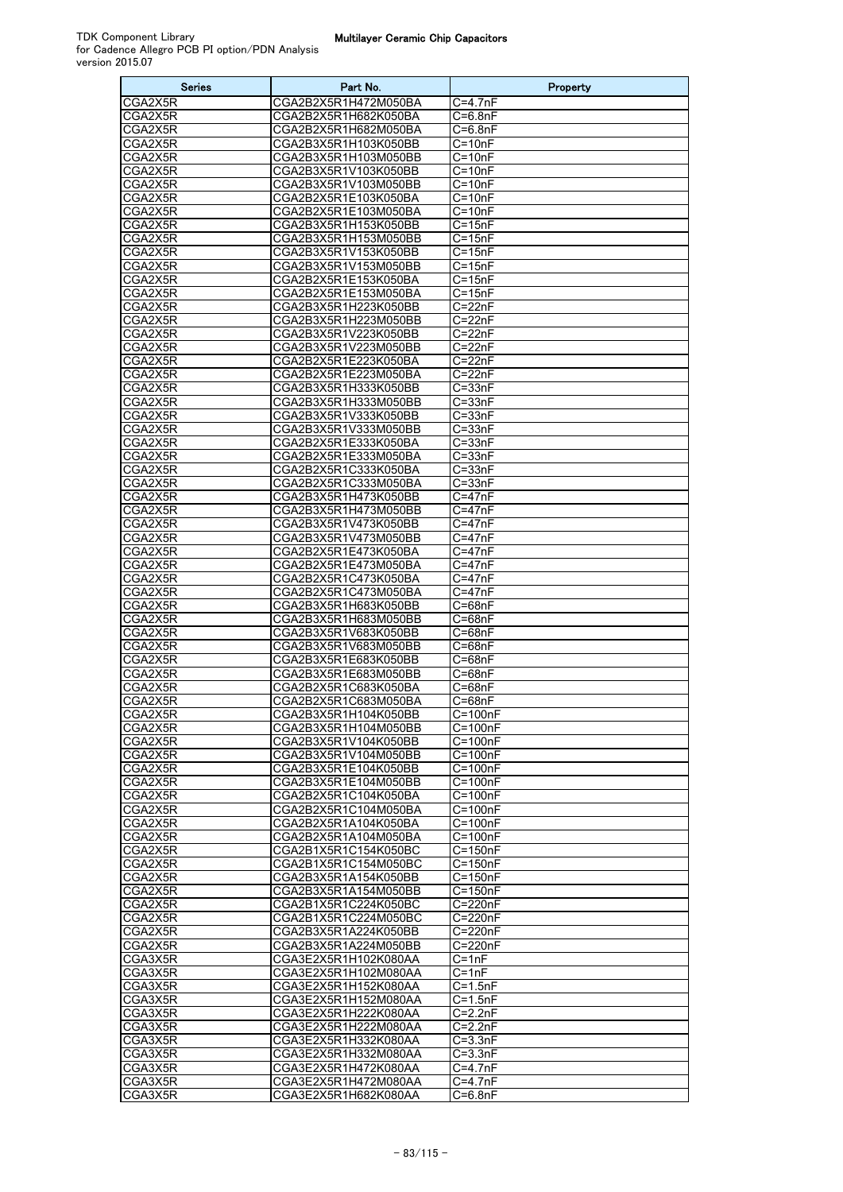| Series | Part No. | Property |
|---|---|---|
| CGA2X5R | CGA2B2X5R1H472M050BA | C=4.7nF |
| CGA2X5R | CGA2B2X5R1H682K050BA | C=6.8nF |
| CGA2X5R | CGA2B2X5R1H682M050BA | C=6.8nF |
| CGA2X5R | CGA2B3X5R1H103K050BB | C=10nF |
| CGA2X5R | CGA2B3X5R1H103M050BB | C=10nF |
| CGA2X5R | CGA2B3X5R1V103K050BB | C=10nF |
| CGA2X5R | CGA2B3X5R1V103M050BB | C=10nF |
| CGA2X5R | CGA2B2X5R1E103K050BA | C=10nF |
| CGA2X5R | CGA2B2X5R1E103M050BA | C=10nF |
| CGA2X5R | CGA2B3X5R1H153K050BB | C=15nF |
| CGA2X5R | CGA2B3X5R1H153M050BB | C=15nF |
| CGA2X5R | CGA2B3X5R1V153K050BB | C=15nF |
| CGA2X5R | CGA2B3X5R1V153M050BB | C=15nF |
| CGA2X5R | CGA2B2X5R1E153K050BA | C=15nF |
| CGA2X5R | CGA2B2X5R1E153M050BA | C=15nF |
| CGA2X5R | CGA2B3X5R1H223K050BB | C=22nF |
| CGA2X5R | CGA2B3X5R1H223M050BB | C=22nF |
| CGA2X5R | CGA2B3X5R1V223K050BB | C=22nF |
| CGA2X5R | CGA2B3X5R1V223M050BB | C=22nF |
| CGA2X5R | CGA2B2X5R1E223K050BA | C=22nF |
| CGA2X5R | CGA2B2X5R1E223M050BA | C=22nF |
| CGA2X5R | CGA2B3X5R1H333K050BB | C=33nF |
| CGA2X5R | CGA2B3X5R1H333M050BB | C=33nF |
| CGA2X5R | CGA2B3X5R1V333K050BB | C=33nF |
| CGA2X5R | CGA2B3X5R1V333M050BB | C=33nF |
| CGA2X5R | CGA2B2X5R1E333K050BA | C=33nF |
| CGA2X5R | CGA2B2X5R1E333M050BA | C=33nF |
| CGA2X5R | CGA2B2X5R1C333K050BA | C=33nF |
| CGA2X5R | CGA2B2X5R1C333M050BA | C=33nF |
| CGA2X5R | CGA2B3X5R1H473K050BB | C=47nF |
| CGA2X5R | CGA2B3X5R1H473M050BB | C=47nF |
| CGA2X5R | CGA2B3X5R1V473K050BB | C=47nF |
| CGA2X5R | CGA2B3X5R1V473M050BB | C=47nF |
| CGA2X5R | CGA2B2X5R1E473K050BA | C=47nF |
| CGA2X5R | CGA2B2X5R1E473M050BA | C=47nF |
| CGA2X5R | CGA2B2X5R1C473K050BA | C=47nF |
| CGA2X5R | CGA2B2X5R1C473M050BA | C=47nF |
| CGA2X5R | CGA2B3X5R1H683K050BB | C=68nF |
| CGA2X5R | CGA2B3X5R1H683M050BB | C=68nF |
| CGA2X5R | CGA2B3X5R1V683K050BB | C=68nF |
| CGA2X5R | CGA2B3X5R1V683M050BB | C=68nF |
| CGA2X5R | CGA2B3X5R1E683K050BB | C=68nF |
| CGA2X5R | CGA2B3X5R1E683M050BB | C=68nF |
| CGA2X5R | CGA2B2X5R1C683K050BA | C=68nF |
| CGA2X5R | CGA2B2X5R1C683M050BA | C=68nF |
| CGA2X5R | CGA2B3X5R1H104K050BB | C=100nF |
| CGA2X5R | CGA2B3X5R1H104M050BB | C=100nF |
| CGA2X5R | CGA2B3X5R1V104K050BB | C=100nF |
| CGA2X5R | CGA2B3X5R1V104M050BB | C=100nF |
| CGA2X5R | CGA2B3X5R1E104K050BB | C=100nF |
| CGA2X5R | CGA2B3X5R1E104M050BB | C=100nF |
| CGA2X5R | CGA2B2X5R1C104K050BA | C=100nF |
| CGA2X5R | CGA2B2X5R1C104M050BA | C=100nF |
| CGA2X5R | CGA2B2X5R1A104K050BA | C=100nF |
| CGA2X5R | CGA2B2X5R1A104M050BA | C=100nF |
| CGA2X5R | CGA2B1X5R1C154K050BC | C=150nF |
| CGA2X5R | CGA2B1X5R1C154M050BC | C=150nF |
| CGA2X5R | CGA2B3X5R1A154K050BB | C=150nF |
| CGA2X5R | CGA2B3X5R1A154M050BB | C=150nF |
| CGA2X5R | CGA2B1X5R1C224K050BC | C=220nF |
| CGA2X5R | CGA2B1X5R1C224M050BC | C=220nF |
| CGA2X5R | CGA2B3X5R1A224K050BB | C=220nF |
| CGA2X5R | CGA2B3X5R1A224M050BB | C=220nF |
| CGA3X5R | CGA3E2X5R1H102K080AA | C=1nF |
| CGA3X5R | CGA3E2X5R1H102M080AA | C=1nF |
| CGA3X5R | CGA3E2X5R1H152K080AA | C=1.5nF |
| CGA3X5R | CGA3E2X5R1H152M080AA | C=1.5nF |
| CGA3X5R | CGA3E2X5R1H222K080AA | C=2.2nF |
| CGA3X5R | CGA3E2X5R1H222M080AA | C=2.2nF |
| CGA3X5R | CGA3E2X5R1H332K080AA | C=3.3nF |
| CGA3X5R | CGA3E2X5R1H332M080AA | C=3.3nF |
| CGA3X5R | CGA3E2X5R1H472K080AA | C=4.7nF |
| CGA3X5R | CGA3E2X5R1H472M080AA | C=4.7nF |
| CGA3X5R | CGA3E2X5R1H682K080AA | C=6.8nF |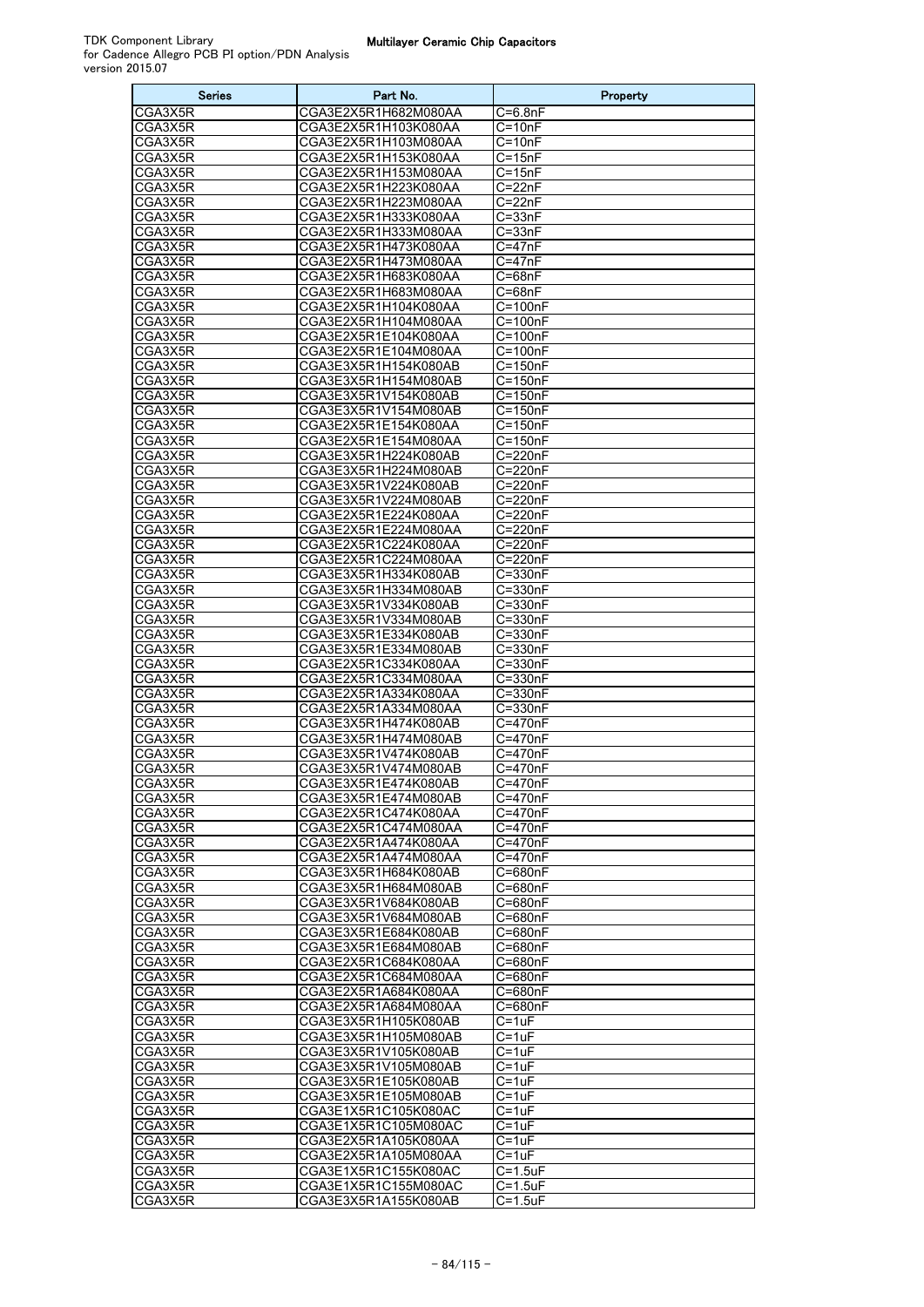| Series | Part No. | Property |
|---|---|---|
| CGA3X5R | CGA3E2X5R1H682M080AA | C=6.8nF |
| CGA3X5R | CGA3E2X5R1H103K080AA | C=10nF |
| CGA3X5R | CGA3E2X5R1H103M080AA | C=10nF |
| CGA3X5R | CGA3E2X5R1H153K080AA | C=15nF |
| CGA3X5R | CGA3E2X5R1H153M080AA | C=15nF |
| CGA3X5R | CGA3E2X5R1H223K080AA | C=22nF |
| CGA3X5R | CGA3E2X5R1H223M080AA | C=22nF |
| CGA3X5R | CGA3E2X5R1H333K080AA | C=33nF |
| CGA3X5R | CGA3E2X5R1H333M080AA | C=33nF |
| CGA3X5R | CGA3E2X5R1H473K080AA | C=47nF |
| CGA3X5R | CGA3E2X5R1H473M080AA | C=47nF |
| CGA3X5R | CGA3E2X5R1H683K080AA | C=68nF |
| CGA3X5R | CGA3E2X5R1H683M080AA | C=68nF |
| CGA3X5R | CGA3E2X5R1H104K080AA | C=100nF |
| CGA3X5R | CGA3E2X5R1H104M080AA | C=100nF |
| CGA3X5R | CGA3E2X5R1E104K080AA | C=100nF |
| CGA3X5R | CGA3E2X5R1E104M080AA | C=100nF |
| CGA3X5R | CGA3E3X5R1H154K080AB | C=150nF |
| CGA3X5R | CGA3E3X5R1H154M080AB | C=150nF |
| CGA3X5R | CGA3E3X5R1V154K080AB | C=150nF |
| CGA3X5R | CGA3E3X5R1V154M080AB | C=150nF |
| CGA3X5R | CGA3E2X5R1E154K080AA | C=150nF |
| CGA3X5R | CGA3E2X5R1E154M080AA | C=150nF |
| CGA3X5R | CGA3E3X5R1H224K080AB | C=220nF |
| CGA3X5R | CGA3E3X5R1H224M080AB | C=220nF |
| CGA3X5R | CGA3E3X5R1V224K080AB | C=220nF |
| CGA3X5R | CGA3E3X5R1V224M080AB | C=220nF |
| CGA3X5R | CGA3E2X5R1E224K080AA | C=220nF |
| CGA3X5R | CGA3E2X5R1E224M080AA | C=220nF |
| CGA3X5R | CGA3E2X5R1C224K080AA | C=220nF |
| CGA3X5R | CGA3E2X5R1C224M080AA | C=220nF |
| CGA3X5R | CGA3E3X5R1H334K080AB | C=330nF |
| CGA3X5R | CGA3E3X5R1H334M080AB | C=330nF |
| CGA3X5R | CGA3E3X5R1V334K080AB | C=330nF |
| CGA3X5R | CGA3E3X5R1V334M080AB | C=330nF |
| CGA3X5R | CGA3E3X5R1E334K080AB | C=330nF |
| CGA3X5R | CGA3E3X5R1E334M080AB | C=330nF |
| CGA3X5R | CGA3E2X5R1C334K080AA | C=330nF |
| CGA3X5R | CGA3E2X5R1C334M080AA | C=330nF |
| CGA3X5R | CGA3E2X5R1A334K080AA | C=330nF |
| CGA3X5R | CGA3E2X5R1A334M080AA | C=330nF |
| CGA3X5R | CGA3E3X5R1H474K080AB | C=470nF |
| CGA3X5R | CGA3E3X5R1H474M080AB | C=470nF |
| CGA3X5R | CGA3E3X5R1V474K080AB | C=470nF |
| CGA3X5R | CGA3E3X5R1V474M080AB | C=470nF |
| CGA3X5R | CGA3E3X5R1E474K080AB | C=470nF |
| CGA3X5R | CGA3E3X5R1E474M080AB | C=470nF |
| CGA3X5R | CGA3E2X5R1C474K080AA | C=470nF |
| CGA3X5R | CGA3E2X5R1C474M080AA | C=470nF |
| CGA3X5R | CGA3E2X5R1A474K080AA | C=470nF |
| CGA3X5R | CGA3E2X5R1A474M080AA | C=470nF |
| CGA3X5R | CGA3E3X5R1H684K080AB | C=680nF |
| CGA3X5R | CGA3E3X5R1H684M080AB | C=680nF |
| CGA3X5R | CGA3E3X5R1V684K080AB | C=680nF |
| CGA3X5R | CGA3E3X5R1V684M080AB | C=680nF |
| CGA3X5R | CGA3E3X5R1E684K080AB | C=680nF |
| CGA3X5R | CGA3E3X5R1E684M080AB | C=680nF |
| CGA3X5R | CGA3E2X5R1C684K080AA | C=680nF |
| CGA3X5R | CGA3E2X5R1C684M080AA | C=680nF |
| CGA3X5R | CGA3E2X5R1A684K080AA | C=680nF |
| CGA3X5R | CGA3E2X5R1A684M080AA | C=680nF |
| CGA3X5R | CGA3E3X5R1H105K080AB | C=1uF |
| CGA3X5R | CGA3E3X5R1H105M080AB | C=1uF |
| CGA3X5R | CGA3E3X5R1V105K080AB | C=1uF |
| CGA3X5R | CGA3E3X5R1V105M080AB | C=1uF |
| CGA3X5R | CGA3E3X5R1E105K080AB | C=1uF |
| CGA3X5R | CGA3E3X5R1E105M080AB | C=1uF |
| CGA3X5R | CGA3E1X5R1C105K080AC | C=1uF |
| CGA3X5R | CGA3E1X5R1C105M080AC | C=1uF |
| CGA3X5R | CGA3E2X5R1A105K080AA | C=1uF |
| CGA3X5R | CGA3E2X5R1A105M080AA | C=1uF |
| CGA3X5R | CGA3E1X5R1C155K080AC | C=1.5uF |
| CGA3X5R | CGA3E1X5R1C155M080AC | C=1.5uF |
| CGA3X5R | CGA3E3X5R1A155K080AB | C=1.5uF |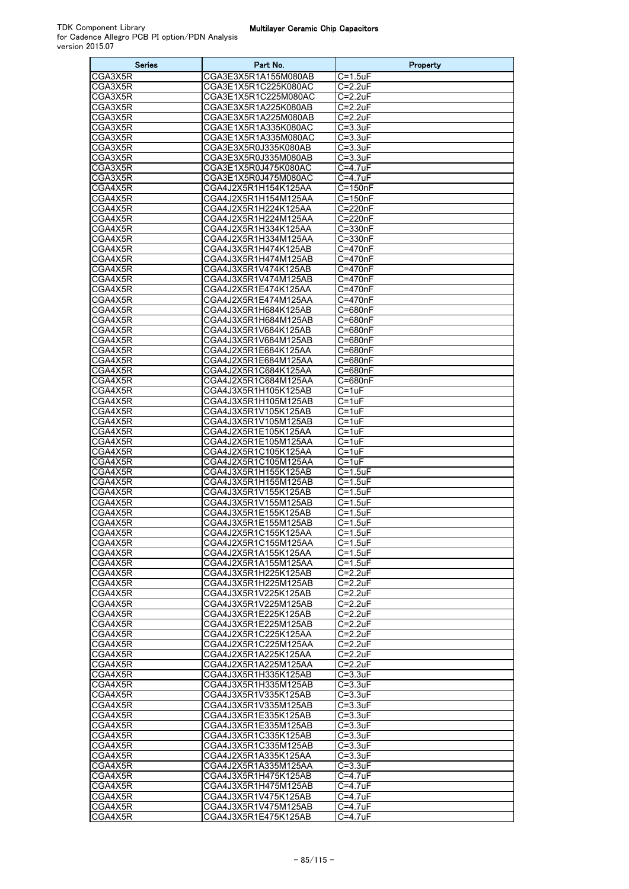| Series | Part No. | Property |
|---|---|---|
| CGA3X5R | CGA3E3X5R1A155M080AB | C=1.5uF |
| CGA3X5R | CGA3E1X5R1C225K080AC | C=2.2uF |
| CGA3X5R | CGA3E1X5R1C225M080AC | C=2.2uF |
| CGA3X5R | CGA3E3X5R1A225K080AB | C=2.2uF |
| CGA3X5R | CGA3E3X5R1A225M080AB | C=2.2uF |
| CGA3X5R | CGA3E1X5R1A335K080AC | C=3.3uF |
| CGA3X5R | CGA3E1X5R1A335M080AC | C=3.3uF |
| CGA3X5R | CGA3E3X5R0J335K080AB | C=3.3uF |
| CGA3X5R | CGA3E3X5R0J335M080AB | C=3.3uF |
| CGA3X5R | CGA3E1X5R0J475K080AC | C=4.7uF |
| CGA3X5R | CGA3E1X5R0J475M080AC | C=4.7uF |
| CGA4X5R | CGA4J2X5R1H154K125AA | C=150nF |
| CGA4X5R | CGA4J2X5R1H154M125AA | C=150nF |
| CGA4X5R | CGA4J2X5R1H224K125AA | C=220nF |
| CGA4X5R | CGA4J2X5R1H224M125AA | C=220nF |
| CGA4X5R | CGA4J2X5R1H334K125AA | C=330nF |
| CGA4X5R | CGA4J2X5R1H334M125AA | C=330nF |
| CGA4X5R | CGA4J3X5R1H474K125AB | C=470nF |
| CGA4X5R | CGA4J3X5R1H474M125AB | C=470nF |
| CGA4X5R | CGA4J3X5R1V474K125AB | C=470nF |
| CGA4X5R | CGA4J3X5R1V474M125AB | C=470nF |
| CGA4X5R | CGA4J2X5R1E474K125AA | C=470nF |
| CGA4X5R | CGA4J2X5R1E474M125AA | C=470nF |
| CGA4X5R | CGA4J3X5R1H684K125AB | C=680nF |
| CGA4X5R | CGA4J3X5R1H684M125AB | C=680nF |
| CGA4X5R | CGA4J3X5R1V684K125AB | C=680nF |
| CGA4X5R | CGA4J3X5R1V684M125AB | C=680nF |
| CGA4X5R | CGA4J2X5R1E684K125AA | C=680nF |
| CGA4X5R | CGA4J2X5R1E684M125AA | C=680nF |
| CGA4X5R | CGA4J2X5R1C684K125AA | C=680nF |
| CGA4X5R | CGA4J2X5R1C684M125AA | C=680nF |
| CGA4X5R | CGA4J3X5R1H105K125AB | C=1uF |
| CGA4X5R | CGA4J3X5R1H105M125AB | C=1uF |
| CGA4X5R | CGA4J3X5R1V105K125AB | C=1uF |
| CGA4X5R | CGA4J3X5R1V105M125AB | C=1uF |
| CGA4X5R | CGA4J2X5R1E105K125AA | C=1uF |
| CGA4X5R | CGA4J2X5R1E105M125AA | C=1uF |
| CGA4X5R | CGA4J2X5R1C105K125AA | C=1uF |
| CGA4X5R | CGA4J2X5R1C105M125AA | C=1uF |
| CGA4X5R | CGA4J3X5R1H155K125AB | C=1.5uF |
| CGA4X5R | CGA4J3X5R1H155M125AB | C=1.5uF |
| CGA4X5R | CGA4J3X5R1V155K125AB | C=1.5uF |
| CGA4X5R | CGA4J3X5R1V155M125AB | C=1.5uF |
| CGA4X5R | CGA4J3X5R1E155K125AB | C=1.5uF |
| CGA4X5R | CGA4J3X5R1E155M125AB | C=1.5uF |
| CGA4X5R | CGA4J2X5R1C155K125AA | C=1.5uF |
| CGA4X5R | CGA4J2X5R1C155M125AA | C=1.5uF |
| CGA4X5R | CGA4J2X5R1A155K125AA | C=1.5uF |
| CGA4X5R | CGA4J2X5R1A155M125AA | C=1.5uF |
| CGA4X5R | CGA4J3X5R1H225K125AB | C=2.2uF |
| CGA4X5R | CGA4J3X5R1H225M125AB | C=2.2uF |
| CGA4X5R | CGA4J3X5R1V225K125AB | C=2.2uF |
| CGA4X5R | CGA4J3X5R1V225M125AB | C=2.2uF |
| CGA4X5R | CGA4J3X5R1E225K125AB | C=2.2uF |
| CGA4X5R | CGA4J3X5R1E225M125AB | C=2.2uF |
| CGA4X5R | CGA4J2X5R1C225K125AA | C=2.2uF |
| CGA4X5R | CGA4J2X5R1C225M125AA | C=2.2uF |
| CGA4X5R | CGA4J2X5R1A225K125AA | C=2.2uF |
| CGA4X5R | CGA4J2X5R1A225M125AA | C=2.2uF |
| CGA4X5R | CGA4J3X5R1H335K125AB | C=3.3uF |
| CGA4X5R | CGA4J3X5R1H335M125AB | C=3.3uF |
| CGA4X5R | CGA4J3X5R1V335K125AB | C=3.3uF |
| CGA4X5R | CGA4J3X5R1V335M125AB | C=3.3uF |
| CGA4X5R | CGA4J3X5R1E335K125AB | C=3.3uF |
| CGA4X5R | CGA4J3X5R1E335M125AB | C=3.3uF |
| CGA4X5R | CGA4J3X5R1C335K125AB | C=3.3uF |
| CGA4X5R | CGA4J3X5R1C335M125AB | C=3.3uF |
| CGA4X5R | CGA4J2X5R1A335K125AA | C=3.3uF |
| CGA4X5R | CGA4J2X5R1A335M125AA | C=3.3uF |
| CGA4X5R | CGA4J3X5R1H475K125AB | C=4.7uF |
| CGA4X5R | CGA4J3X5R1H475M125AB | C=4.7uF |
| CGA4X5R | CGA4J3X5R1V475K125AB | C=4.7uF |
| CGA4X5R | CGA4J3X5R1V475M125AB | C=4.7uF |
| CGA4X5R | CGA4J3X5R1E475K125AB | C=4.7uF |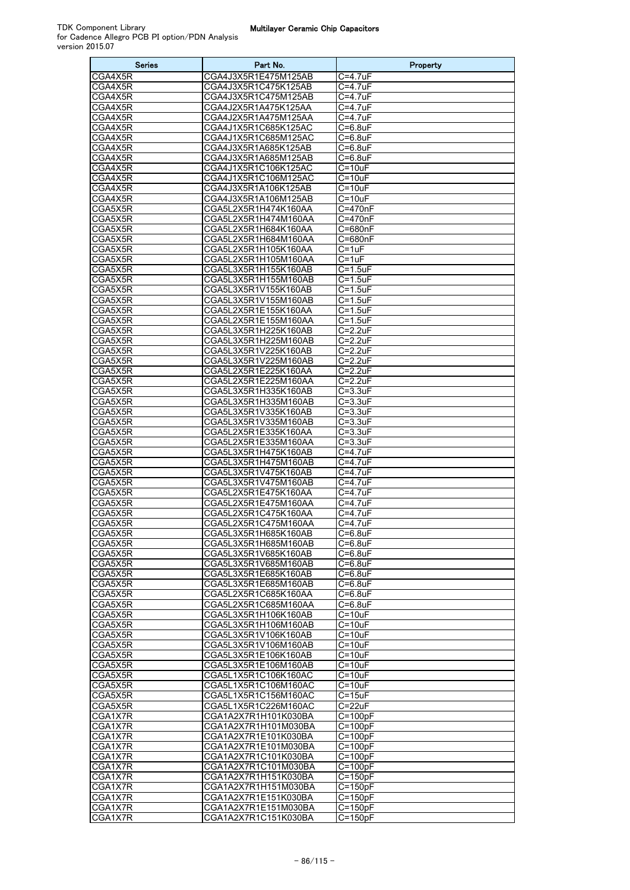| Series | Part No. | Property |
|---|---|---|
| CGA4X5R | CGA4J3X5R1E475M125AB | C=4.7uF |
| CGA4X5R | CGA4J3X5R1C475K125AB | C=4.7uF |
| CGA4X5R | CGA4J3X5R1C475M125AB | C=4.7uF |
| CGA4X5R | CGA4J2X5R1A475K125AA | C=4.7uF |
| CGA4X5R | CGA4J2X5R1A475M125AA | C=4.7uF |
| CGA4X5R | CGA4J1X5R1C685K125AC | C=6.8uF |
| CGA4X5R | CGA4J1X5R1C685M125AC | C=6.8uF |
| CGA4X5R | CGA4J3X5R1A685K125AB | C=6.8uF |
| CGA4X5R | CGA4J3X5R1A685M125AB | C=6.8uF |
| CGA4X5R | CGA4J1X5R1C106K125AC | C=10uF |
| CGA4X5R | CGA4J1X5R1C106M125AC | C=10uF |
| CGA4X5R | CGA4J3X5R1A106K125AB | C=10uF |
| CGA4X5R | CGA4J3X5R1A106M125AB | C=10uF |
| CGA5X5R | CGA5L2X5R1H474K160AA | C=470nF |
| CGA5X5R | CGA5L2X5R1H474M160AA | C=470nF |
| CGA5X5R | CGA5L2X5R1H684K160AA | C=680nF |
| CGA5X5R | CGA5L2X5R1H684M160AA | C=680nF |
| CGA5X5R | CGA5L2X5R1H105K160AA | C=1uF |
| CGA5X5R | CGA5L2X5R1H105M160AA | C=1uF |
| CGA5X5R | CGA5L3X5R1H155K160AB | C=1.5uF |
| CGA5X5R | CGA5L3X5R1H155M160AB | C=1.5uF |
| CGA5X5R | CGA5L3X5R1V155K160AB | C=1.5uF |
| CGA5X5R | CGA5L3X5R1V155M160AB | C=1.5uF |
| CGA5X5R | CGA5L2X5R1E155K160AA | C=1.5uF |
| CGA5X5R | CGA5L2X5R1E155M160AA | C=1.5uF |
| CGA5X5R | CGA5L3X5R1H225K160AB | C=2.2uF |
| CGA5X5R | CGA5L3X5R1H225M160AB | C=2.2uF |
| CGA5X5R | CGA5L3X5R1V225K160AB | C=2.2uF |
| CGA5X5R | CGA5L3X5R1V225M160AB | C=2.2uF |
| CGA5X5R | CGA5L2X5R1E225K160AA | C=2.2uF |
| CGA5X5R | CGA5L2X5R1E225M160AA | C=2.2uF |
| CGA5X5R | CGA5L3X5R1H335K160AB | C=3.3uF |
| CGA5X5R | CGA5L3X5R1H335M160AB | C=3.3uF |
| CGA5X5R | CGA5L3X5R1V335K160AB | C=3.3uF |
| CGA5X5R | CGA5L3X5R1V335M160AB | C=3.3uF |
| CGA5X5R | CGA5L2X5R1E335K160AA | C=3.3uF |
| CGA5X5R | CGA5L2X5R1E335M160AA | C=3.3uF |
| CGA5X5R | CGA5L3X5R1H475K160AB | C=4.7uF |
| CGA5X5R | CGA5L3X5R1H475M160AB | C=4.7uF |
| CGA5X5R | CGA5L3X5R1V475K160AB | C=4.7uF |
| CGA5X5R | CGA5L3X5R1V475M160AB | C=4.7uF |
| CGA5X5R | CGA5L2X5R1E475K160AA | C=4.7uF |
| CGA5X5R | CGA5L2X5R1E475M160AA | C=4.7uF |
| CGA5X5R | CGA5L2X5R1C475K160AA | C=4.7uF |
| CGA5X5R | CGA5L2X5R1C475M160AA | C=4.7uF |
| CGA5X5R | CGA5L3X5R1H685K160AB | C=6.8uF |
| CGA5X5R | CGA5L3X5R1H685M160AB | C=6.8uF |
| CGA5X5R | CGA5L3X5R1V685K160AB | C=6.8uF |
| CGA5X5R | CGA5L3X5R1V685M160AB | C=6.8uF |
| CGA5X5R | CGA5L3X5R1E685K160AB | C=6.8uF |
| CGA5X5R | CGA5L3X5R1E685M160AB | C=6.8uF |
| CGA5X5R | CGA5L2X5R1C685K160AA | C=6.8uF |
| CGA5X5R | CGA5L2X5R1C685M160AA | C=6.8uF |
| CGA5X5R | CGA5L3X5R1H106K160AB | C=10uF |
| CGA5X5R | CGA5L3X5R1H106M160AB | C=10uF |
| CGA5X5R | CGA5L3X5R1V106K160AB | C=10uF |
| CGA5X5R | CGA5L3X5R1V106M160AB | C=10uF |
| CGA5X5R | CGA5L3X5R1E106K160AB | C=10uF |
| CGA5X5R | CGA5L3X5R1E106M160AB | C=10uF |
| CGA5X5R | CGA5L1X5R1C106K160AC | C=10uF |
| CGA5X5R | CGA5L1X5R1C106M160AC | C=10uF |
| CGA5X5R | CGA5L1X5R1C156M160AC | C=15uF |
| CGA5X5R | CGA5L1X5R1C226M160AC | C=22uF |
| CGA1X7R | CGA1A2X7R1H101K030BA | C=100pF |
| CGA1X7R | CGA1A2X7R1H101M030BA | C=100pF |
| CGA1X7R | CGA1A2X7R1E101K030BA | C=100pF |
| CGA1X7R | CGA1A2X7R1E101M030BA | C=100pF |
| CGA1X7R | CGA1A2X7R1C101K030BA | C=100pF |
| CGA1X7R | CGA1A2X7R1C101M030BA | C=100pF |
| CGA1X7R | CGA1A2X7R1H151K030BA | C=150pF |
| CGA1X7R | CGA1A2X7R1H151M030BA | C=150pF |
| CGA1X7R | CGA1A2X7R1E151K030BA | C=150pF |
| CGA1X7R | CGA1A2X7R1E151M030BA | C=150pF |
| CGA1X7R | CGA1A2X7R1C151K030BA | C=150pF |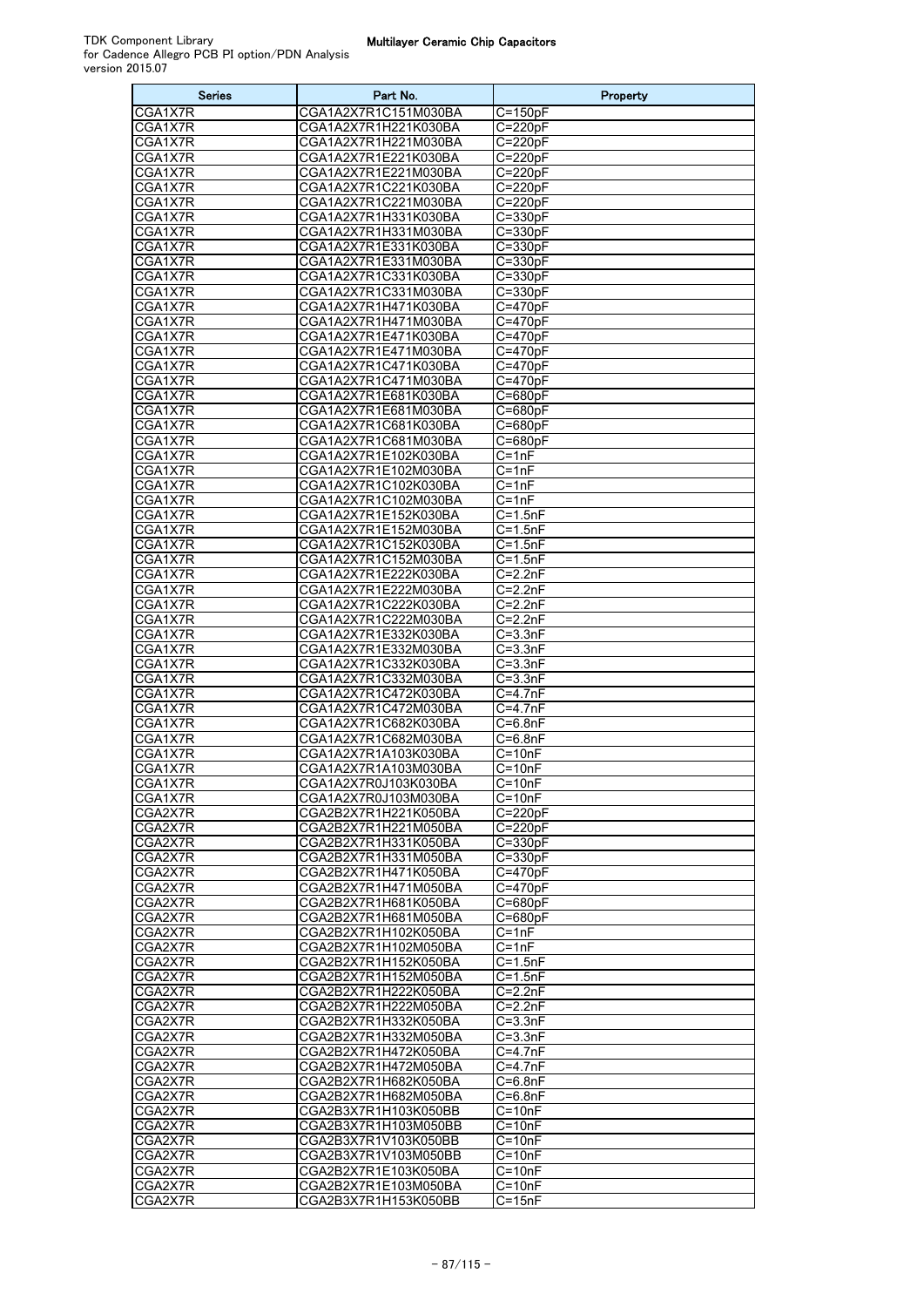| Series | Part No. | Property |
| --- | --- | --- |
| CGA1X7R | CGA1A2X7R1C151M030BA | C=150pF |
| CGA1X7R | CGA1A2X7R1H221K030BA | C=220pF |
| CGA1X7R | CGA1A2X7R1H221M030BA | C=220pF |
| CGA1X7R | CGA1A2X7R1E221K030BA | C=220pF |
| CGA1X7R | CGA1A2X7R1E221M030BA | C=220pF |
| CGA1X7R | CGA1A2X7R1C221K030BA | C=220pF |
| CGA1X7R | CGA1A2X7R1C221M030BA | C=220pF |
| CGA1X7R | CGA1A2X7R1H331K030BA | C=330pF |
| CGA1X7R | CGA1A2X7R1H331M030BA | C=330pF |
| CGA1X7R | CGA1A2X7R1E331K030BA | C=330pF |
| CGA1X7R | CGA1A2X7R1E331M030BA | C=330pF |
| CGA1X7R | CGA1A2X7R1C331K030BA | C=330pF |
| CGA1X7R | CGA1A2X7R1C331M030BA | C=330pF |
| CGA1X7R | CGA1A2X7R1H471K030BA | C=470pF |
| CGA1X7R | CGA1A2X7R1H471M030BA | C=470pF |
| CGA1X7R | CGA1A2X7R1E471K030BA | C=470pF |
| CGA1X7R | CGA1A2X7R1E471M030BA | C=470pF |
| CGA1X7R | CGA1A2X7R1C471K030BA | C=470pF |
| CGA1X7R | CGA1A2X7R1C471M030BA | C=470pF |
| CGA1X7R | CGA1A2X7R1E681K030BA | C=680pF |
| CGA1X7R | CGA1A2X7R1E681M030BA | C=680pF |
| CGA1X7R | CGA1A2X7R1C681K030BA | C=680pF |
| CGA1X7R | CGA1A2X7R1C681M030BA | C=680pF |
| CGA1X7R | CGA1A2X7R1E102K030BA | C=1nF |
| CGA1X7R | CGA1A2X7R1E102M030BA | C=1nF |
| CGA1X7R | CGA1A2X7R1C102K030BA | C=1nF |
| CGA1X7R | CGA1A2X7R1C102M030BA | C=1nF |
| CGA1X7R | CGA1A2X7R1E152K030BA | C=1.5nF |
| CGA1X7R | CGA1A2X7R1E152M030BA | C=1.5nF |
| CGA1X7R | CGA1A2X7R1C152K030BA | C=1.5nF |
| CGA1X7R | CGA1A2X7R1C152M030BA | C=1.5nF |
| CGA1X7R | CGA1A2X7R1E222K030BA | C=2.2nF |
| CGA1X7R | CGA1A2X7R1E222M030BA | C=2.2nF |
| CGA1X7R | CGA1A2X7R1C222K030BA | C=2.2nF |
| CGA1X7R | CGA1A2X7R1C222M030BA | C=2.2nF |
| CGA1X7R | CGA1A2X7R1E332K030BA | C=3.3nF |
| CGA1X7R | CGA1A2X7R1E332M030BA | C=3.3nF |
| CGA1X7R | CGA1A2X7R1C332K030BA | C=3.3nF |
| CGA1X7R | CGA1A2X7R1C332M030BA | C=3.3nF |
| CGA1X7R | CGA1A2X7R1C472K030BA | C=4.7nF |
| CGA1X7R | CGA1A2X7R1C472M030BA | C=4.7nF |
| CGA1X7R | CGA1A2X7R1C682K030BA | C=6.8nF |
| CGA1X7R | CGA1A2X7R1C682M030BA | C=6.8nF |
| CGA1X7R | CGA1A2X7R1A103K030BA | C=10nF |
| CGA1X7R | CGA1A2X7R1A103M030BA | C=10nF |
| CGA1X7R | CGA1A2X7R0J103K030BA | C=10nF |
| CGA1X7R | CGA1A2X7R0J103M030BA | C=10nF |
| CGA2X7R | CGA2B2X7R1H221K050BA | C=220pF |
| CGA2X7R | CGA2B2X7R1H221M050BA | C=220pF |
| CGA2X7R | CGA2B2X7R1H331K050BA | C=330pF |
| CGA2X7R | CGA2B2X7R1H331M050BA | C=330pF |
| CGA2X7R | CGA2B2X7R1H471K050BA | C=470pF |
| CGA2X7R | CGA2B2X7R1H471M050BA | C=470pF |
| CGA2X7R | CGA2B2X7R1H681K050BA | C=680pF |
| CGA2X7R | CGA2B2X7R1H681M050BA | C=680pF |
| CGA2X7R | CGA2B2X7R1H102K050BA | C=1nF |
| CGA2X7R | CGA2B2X7R1H102M050BA | C=1nF |
| CGA2X7R | CGA2B2X7R1H152K050BA | C=1.5nF |
| CGA2X7R | CGA2B2X7R1H152M050BA | C=1.5nF |
| CGA2X7R | CGA2B2X7R1H222K050BA | C=2.2nF |
| CGA2X7R | CGA2B2X7R1H222M050BA | C=2.2nF |
| CGA2X7R | CGA2B2X7R1H332K050BA | C=3.3nF |
| CGA2X7R | CGA2B2X7R1H332M050BA | C=3.3nF |
| CGA2X7R | CGA2B2X7R1H472K050BA | C=4.7nF |
| CGA2X7R | CGA2B2X7R1H472M050BA | C=4.7nF |
| CGA2X7R | CGA2B2X7R1H682K050BA | C=6.8nF |
| CGA2X7R | CGA2B2X7R1H682M050BA | C=6.8nF |
| CGA2X7R | CGA2B3X7R1H103K050BB | C=10nF |
| CGA2X7R | CGA2B3X7R1H103M050BB | C=10nF |
| CGA2X7R | CGA2B3X7R1V103K050BB | C=10nF |
| CGA2X7R | CGA2B3X7R1V103M050BB | C=10nF |
| CGA2X7R | CGA2B2X7R1E103K050BA | C=10nF |
| CGA2X7R | CGA2B2X7R1E103M050BA | C=10nF |
| CGA2X7R | CGA2B3X7R1H153K050BB | C=15nF |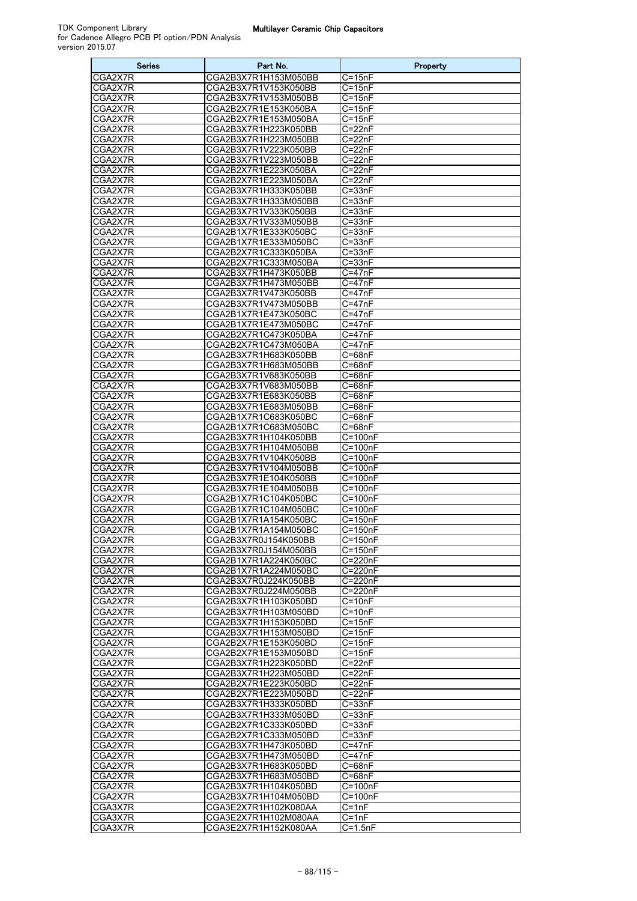| Series | Part No. | Property |
|---|---|---|
| CGA2X7R | CGA2B3X7R1H153M050BB | C=15nF |
| CGA2X7R | CGA2B3X7R1V153K050BB | C=15nF |
| CGA2X7R | CGA2B3X7R1V153M050BB | C=15nF |
| CGA2X7R | CGA2B2X7R1E153K050BA | C=15nF |
| CGA2X7R | CGA2B2X7R1E153M050BA | C=15nF |
| CGA2X7R | CGA2B3X7R1H223K050BB | C=22nF |
| CGA2X7R | CGA2B3X7R1H223M050BB | C=22nF |
| CGA2X7R | CGA2B3X7R1V223K050BB | C=22nF |
| CGA2X7R | CGA2B3X7R1V223M050BB | C=22nF |
| CGA2X7R | CGA2B2X7R1E223K050BA | C=22nF |
| CGA2X7R | CGA2B2X7R1E223M050BA | C=22nF |
| CGA2X7R | CGA2B3X7R1H333K050BB | C=33nF |
| CGA2X7R | CGA2B3X7R1H333M050BB | C=33nF |
| CGA2X7R | CGA2B3X7R1V333K050BB | C=33nF |
| CGA2X7R | CGA2B3X7R1V333M050BB | C=33nF |
| CGA2X7R | CGA2B1X7R1E333K050BC | C=33nF |
| CGA2X7R | CGA2B1X7R1E333M050BC | C=33nF |
| CGA2X7R | CGA2B2X7R1C333K050BA | C=33nF |
| CGA2X7R | CGA2B2X7R1C333M050BA | C=33nF |
| CGA2X7R | CGA2B3X7R1H473K050BB | C=47nF |
| CGA2X7R | CGA2B3X7R1H473M050BB | C=47nF |
| CGA2X7R | CGA2B3X7R1V473K050BB | C=47nF |
| CGA2X7R | CGA2B3X7R1V473M050BB | C=47nF |
| CGA2X7R | CGA2B1X7R1E473K050BC | C=47nF |
| CGA2X7R | CGA2B1X7R1E473M050BC | C=47nF |
| CGA2X7R | CGA2B2X7R1C473K050BA | C=47nF |
| CGA2X7R | CGA2B2X7R1C473M050BA | C=47nF |
| CGA2X7R | CGA2B3X7R1H683K050BB | C=68nF |
| CGA2X7R | CGA2B3X7R1H683M050BB | C=68nF |
| CGA2X7R | CGA2B3X7R1V683K050BB | C=68nF |
| CGA2X7R | CGA2B3X7R1V683M050BB | C=68nF |
| CGA2X7R | CGA2B3X7R1E683K050BB | C=68nF |
| CGA2X7R | CGA2B3X7R1E683M050BB | C=68nF |
| CGA2X7R | CGA2B1X7R1C683K050BC | C=68nF |
| CGA2X7R | CGA2B1X7R1C683M050BC | C=68nF |
| CGA2X7R | CGA2B3X7R1H104K050BB | C=100nF |
| CGA2X7R | CGA2B3X7R1H104M050BB | C=100nF |
| CGA2X7R | CGA2B3X7R1V104K050BB | C=100nF |
| CGA2X7R | CGA2B3X7R1V104M050BB | C=100nF |
| CGA2X7R | CGA2B3X7R1E104K050BB | C=100nF |
| CGA2X7R | CGA2B3X7R1E104M050BB | C=100nF |
| CGA2X7R | CGA2B1X7R1C104K050BC | C=100nF |
| CGA2X7R | CGA2B1X7R1C104M050BC | C=100nF |
| CGA2X7R | CGA2B1X7R1A154K050BC | C=150nF |
| CGA2X7R | CGA2B1X7R1A154M050BC | C=150nF |
| CGA2X7R | CGA2B3X7R0J154K050BB | C=150nF |
| CGA2X7R | CGA2B3X7R0J154M050BB | C=150nF |
| CGA2X7R | CGA2B1X7R1A224K050BC | C=220nF |
| CGA2X7R | CGA2B1X7R1A224M050BC | C=220nF |
| CGA2X7R | CGA2B3X7R0J224K050BB | C=220nF |
| CGA2X7R | CGA2B3X7R0J224M050BB | C=220nF |
| CGA2X7R | CGA2B3X7R1H103K050BD | C=10nF |
| CGA2X7R | CGA2B3X7R1H103M050BD | C=10nF |
| CGA2X7R | CGA2B3X7R1H153K050BD | C=15nF |
| CGA2X7R | CGA2B3X7R1H153M050BD | C=15nF |
| CGA2X7R | CGA2B2X7R1E153K050BD | C=15nF |
| CGA2X7R | CGA2B2X7R1E153M050BD | C=15nF |
| CGA2X7R | CGA2B3X7R1H223K050BD | C=22nF |
| CGA2X7R | CGA2B3X7R1H223M050BD | C=22nF |
| CGA2X7R | CGA2B2X7R1E223K050BD | C=22nF |
| CGA2X7R | CGA2B2X7R1E223M050BD | C=22nF |
| CGA2X7R | CGA2B3X7R1H333K050BD | C=33nF |
| CGA2X7R | CGA2B3X7R1H333M050BD | C=33nF |
| CGA2X7R | CGA2B2X7R1C333K050BD | C=33nF |
| CGA2X7R | CGA2B2X7R1C333M050BD | C=33nF |
| CGA2X7R | CGA2B3X7R1H473K050BD | C=47nF |
| CGA2X7R | CGA2B3X7R1H473M050BD | C=47nF |
| CGA2X7R | CGA2B3X7R1H683K050BD | C=68nF |
| CGA2X7R | CGA2B3X7R1H683M050BD | C=68nF |
| CGA2X7R | CGA2B3X7R1H104K050BD | C=100nF |
| CGA2X7R | CGA2B3X7R1H104M050BD | C=100nF |
| CGA3X7R | CGA3E2X7R1H102K080AA | C=1nF |
| CGA3X7R | CGA3E2X7R1H102M080AA | C=1nF |
| CGA3X7R | CGA3E2X7R1H152K080AA | C=1.5nF |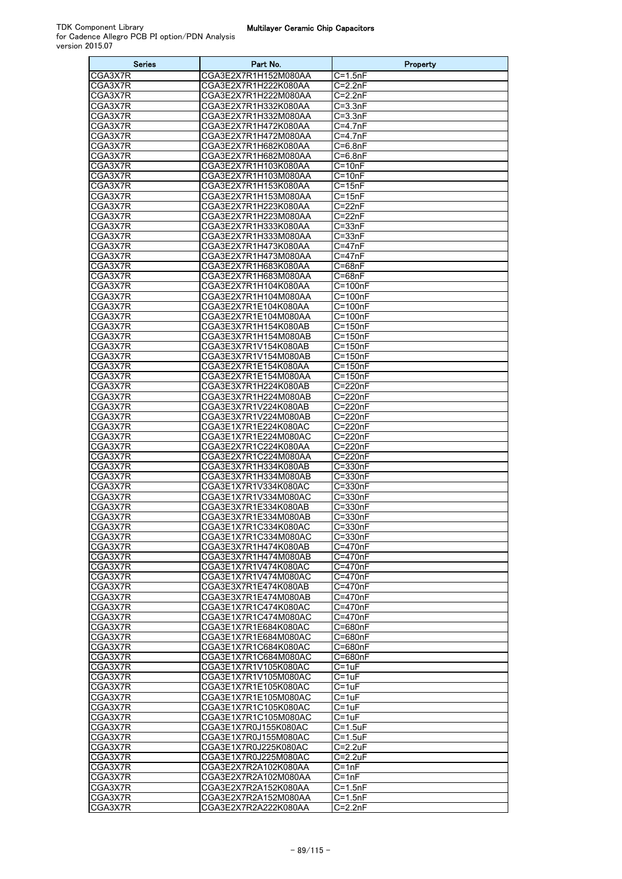| Series | Part No. | Property |
|---|---|---|
| CGA3X7R | CGA3E2X7R1H152M080AA | C=1.5nF |
| CGA3X7R | CGA3E2X7R1H222K080AA | C=2.2nF |
| CGA3X7R | CGA3E2X7R1H222M080AA | C=2.2nF |
| CGA3X7R | CGA3E2X7R1H332K080AA | C=3.3nF |
| CGA3X7R | CGA3E2X7R1H332M080AA | C=3.3nF |
| CGA3X7R | CGA3E2X7R1H472K080AA | C=4.7nF |
| CGA3X7R | CGA3E2X7R1H472M080AA | C=4.7nF |
| CGA3X7R | CGA3E2X7R1H682K080AA | C=6.8nF |
| CGA3X7R | CGA3E2X7R1H682M080AA | C=6.8nF |
| CGA3X7R | CGA3E2X7R1H103K080AA | C=10nF |
| CGA3X7R | CGA3E2X7R1H103M080AA | C=10nF |
| CGA3X7R | CGA3E2X7R1H153K080AA | C=15nF |
| CGA3X7R | CGA3E2X7R1H153M080AA | C=15nF |
| CGA3X7R | CGA3E2X7R1H223K080AA | C=22nF |
| CGA3X7R | CGA3E2X7R1H223M080AA | C=22nF |
| CGA3X7R | CGA3E2X7R1H333K080AA | C=33nF |
| CGA3X7R | CGA3E2X7R1H333M080AA | C=33nF |
| CGA3X7R | CGA3E2X7R1H473K080AA | C=47nF |
| CGA3X7R | CGA3E2X7R1H473M080AA | C=47nF |
| CGA3X7R | CGA3E2X7R1H683K080AA | C=68nF |
| CGA3X7R | CGA3E2X7R1H683M080AA | C=68nF |
| CGA3X7R | CGA3E2X7R1H104K080AA | C=100nF |
| CGA3X7R | CGA3E2X7R1H104M080AA | C=100nF |
| CGA3X7R | CGA3E2X7R1E104K080AA | C=100nF |
| CGA3X7R | CGA3E2X7R1E104M080AA | C=100nF |
| CGA3X7R | CGA3E3X7R1H154K080AB | C=150nF |
| CGA3X7R | CGA3E3X7R1H154M080AB | C=150nF |
| CGA3X7R | CGA3E3X7R1V154K080AB | C=150nF |
| CGA3X7R | CGA3E3X7R1V154M080AB | C=150nF |
| CGA3X7R | CGA3E2X7R1E154K080AA | C=150nF |
| CGA3X7R | CGA3E2X7R1E154M080AA | C=150nF |
| CGA3X7R | CGA3E3X7R1H224K080AB | C=220nF |
| CGA3X7R | CGA3E3X7R1H224M080AB | C=220nF |
| CGA3X7R | CGA3E3X7R1V224K080AB | C=220nF |
| CGA3X7R | CGA3E3X7R1V224M080AB | C=220nF |
| CGA3X7R | CGA3E1X7R1E224K080AC | C=220nF |
| CGA3X7R | CGA3E1X7R1E224M080AC | C=220nF |
| CGA3X7R | CGA3E2X7R1C224K080AA | C=220nF |
| CGA3X7R | CGA3E2X7R1C224M080AA | C=220nF |
| CGA3X7R | CGA3E3X7R1H334K080AB | C=330nF |
| CGA3X7R | CGA3E3X7R1H334M080AB | C=330nF |
| CGA3X7R | CGA3E1X7R1V334K080AC | C=330nF |
| CGA3X7R | CGA3E1X7R1V334M080AC | C=330nF |
| CGA3X7R | CGA3E3X7R1E334K080AB | C=330nF |
| CGA3X7R | CGA3E3X7R1E334M080AB | C=330nF |
| CGA3X7R | CGA3E1X7R1C334K080AC | C=330nF |
| CGA3X7R | CGA3E1X7R1C334M080AC | C=330nF |
| CGA3X7R | CGA3E3X7R1H474K080AB | C=470nF |
| CGA3X7R | CGA3E3X7R1H474M080AB | C=470nF |
| CGA3X7R | CGA3E1X7R1V474K080AC | C=470nF |
| CGA3X7R | CGA3E1X7R1V474M080AC | C=470nF |
| CGA3X7R | CGA3E3X7R1E474K080AB | C=470nF |
| CGA3X7R | CGA3E3X7R1E474M080AB | C=470nF |
| CGA3X7R | CGA3E1X7R1C474K080AC | C=470nF |
| CGA3X7R | CGA3E1X7R1C474M080AC | C=470nF |
| CGA3X7R | CGA3E1X7R1E684K080AC | C=680nF |
| CGA3X7R | CGA3E1X7R1E684M080AC | C=680nF |
| CGA3X7R | CGA3E1X7R1C684K080AC | C=680nF |
| CGA3X7R | CGA3E1X7R1C684M080AC | C=680nF |
| CGA3X7R | CGA3E1X7R1V105K080AC | C=1uF |
| CGA3X7R | CGA3E1X7R1V105M080AC | C=1uF |
| CGA3X7R | CGA3E1X7R1E105K080AC | C=1uF |
| CGA3X7R | CGA3E1X7R1E105M080AC | C=1uF |
| CGA3X7R | CGA3E1X7R1C105K080AC | C=1uF |
| CGA3X7R | CGA3E1X7R1C105M080AC | C=1uF |
| CGA3X7R | CGA3E1X7R0J155K080AC | C=1.5uF |
| CGA3X7R | CGA3E1X7R0J155M080AC | C=1.5uF |
| CGA3X7R | CGA3E1X7R0J225K080AC | C=2.2uF |
| CGA3X7R | CGA3E1X7R0J225M080AC | C=2.2uF |
| CGA3X7R | CGA3E2X7R2A102K080AA | C=1nF |
| CGA3X7R | CGA3E2X7R2A102M080AA | C=1nF |
| CGA3X7R | CGA3E2X7R2A152K080AA | C=1.5nF |
| CGA3X7R | CGA3E2X7R2A152M080AA | C=1.5nF |
| CGA3X7R | CGA3E2X7R2A222K080AA | C=2.2nF |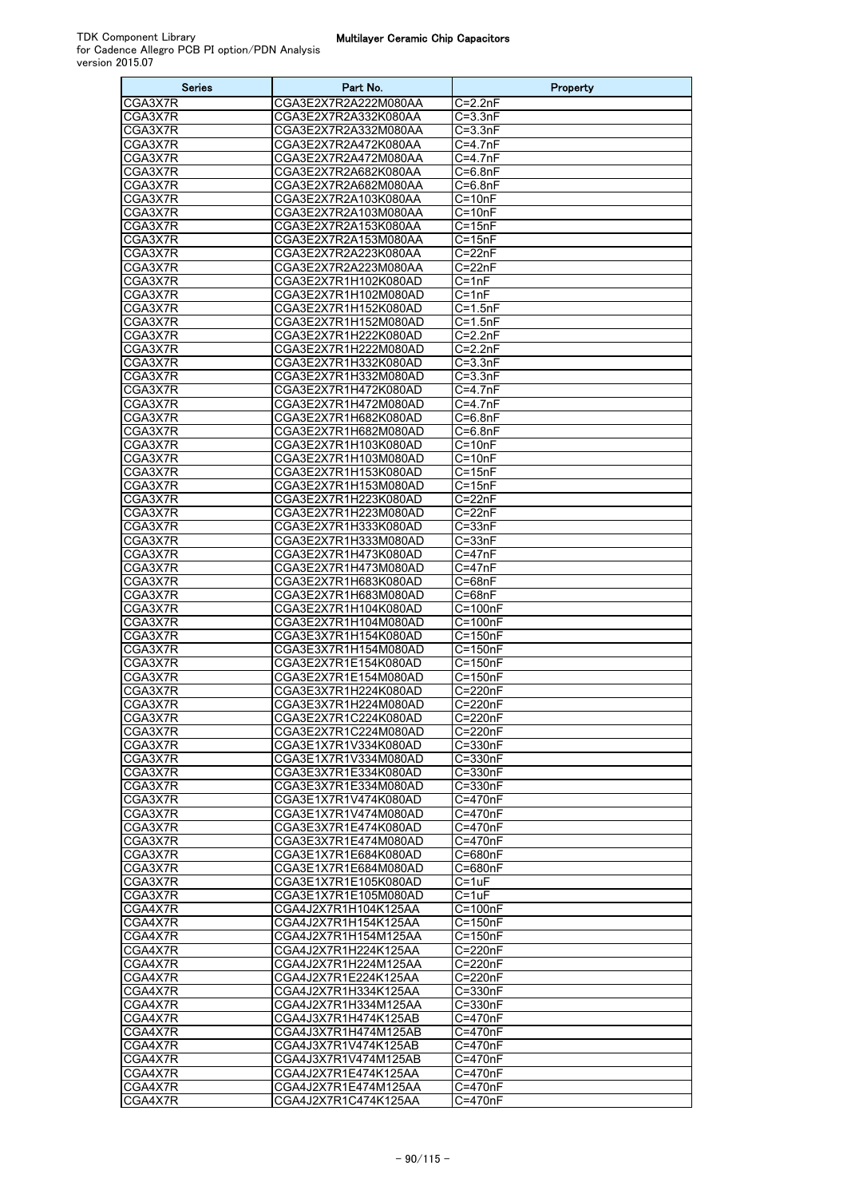| Series | Part No. | Property |
|---|---|---|
| CGA3X7R | CGA3E2X7R2A222M080AA | C=2.2nF |
| CGA3X7R | CGA3E2X7R2A332K080AA | C=3.3nF |
| CGA3X7R | CGA3E2X7R2A332M080AA | C=3.3nF |
| CGA3X7R | CGA3E2X7R2A472K080AA | C=4.7nF |
| CGA3X7R | CGA3E2X7R2A472M080AA | C=4.7nF |
| CGA3X7R | CGA3E2X7R2A682K080AA | C=6.8nF |
| CGA3X7R | CGA3E2X7R2A682M080AA | C=6.8nF |
| CGA3X7R | CGA3E2X7R2A103K080AA | C=10nF |
| CGA3X7R | CGA3E2X7R2A103M080AA | C=10nF |
| CGA3X7R | CGA3E2X7R2A153K080AA | C=15nF |
| CGA3X7R | CGA3E2X7R2A153M080AA | C=15nF |
| CGA3X7R | CGA3E2X7R2A223K080AA | C=22nF |
| CGA3X7R | CGA3E2X7R2A223M080AA | C=22nF |
| CGA3X7R | CGA3E2X7R1H102K080AD | C=1nF |
| CGA3X7R | CGA3E2X7R1H102M080AD | C=1nF |
| CGA3X7R | CGA3E2X7R1H152K080AD | C=1.5nF |
| CGA3X7R | CGA3E2X7R1H152M080AD | C=1.5nF |
| CGA3X7R | CGA3E2X7R1H222K080AD | C=2.2nF |
| CGA3X7R | CGA3E2X7R1H222M080AD | C=2.2nF |
| CGA3X7R | CGA3E2X7R1H332K080AD | C=3.3nF |
| CGA3X7R | CGA3E2X7R1H332M080AD | C=3.3nF |
| CGA3X7R | CGA3E2X7R1H472K080AD | C=4.7nF |
| CGA3X7R | CGA3E2X7R1H472M080AD | C=4.7nF |
| CGA3X7R | CGA3E2X7R1H682K080AD | C=6.8nF |
| CGA3X7R | CGA3E2X7R1H682M080AD | C=6.8nF |
| CGA3X7R | CGA3E2X7R1H103K080AD | C=10nF |
| CGA3X7R | CGA3E2X7R1H103M080AD | C=10nF |
| CGA3X7R | CGA3E2X7R1H153K080AD | C=15nF |
| CGA3X7R | CGA3E2X7R1H153M080AD | C=15nF |
| CGA3X7R | CGA3E2X7R1H223K080AD | C=22nF |
| CGA3X7R | CGA3E2X7R1H223M080AD | C=22nF |
| CGA3X7R | CGA3E2X7R1H333K080AD | C=33nF |
| CGA3X7R | CGA3E2X7R1H333M080AD | C=33nF |
| CGA3X7R | CGA3E2X7R1H473K080AD | C=47nF |
| CGA3X7R | CGA3E2X7R1H473M080AD | C=47nF |
| CGA3X7R | CGA3E2X7R1H683K080AD | C=68nF |
| CGA3X7R | CGA3E2X7R1H683M080AD | C=68nF |
| CGA3X7R | CGA3E2X7R1H104K080AD | C=100nF |
| CGA3X7R | CGA3E2X7R1H104M080AD | C=100nF |
| CGA3X7R | CGA3E3X7R1H154K080AD | C=150nF |
| CGA3X7R | CGA3E3X7R1H154M080AD | C=150nF |
| CGA3X7R | CGA3E2X7R1E154K080AD | C=150nF |
| CGA3X7R | CGA3E2X7R1E154M080AD | C=150nF |
| CGA3X7R | CGA3E3X7R1H224K080AD | C=220nF |
| CGA3X7R | CGA3E3X7R1H224M080AD | C=220nF |
| CGA3X7R | CGA3E2X7R1C224K080AD | C=220nF |
| CGA3X7R | CGA3E2X7R1C224M080AD | C=220nF |
| CGA3X7R | CGA3E1X7R1V334K080AD | C=330nF |
| CGA3X7R | CGA3E1X7R1V334M080AD | C=330nF |
| CGA3X7R | CGA3E3X7R1E334K080AD | C=330nF |
| CGA3X7R | CGA3E3X7R1E334M080AD | C=330nF |
| CGA3X7R | CGA3E1X7R1V474K080AD | C=470nF |
| CGA3X7R | CGA3E1X7R1V474M080AD | C=470nF |
| CGA3X7R | CGA3E3X7R1E474K080AD | C=470nF |
| CGA3X7R | CGA3E3X7R1E474M080AD | C=470nF |
| CGA3X7R | CGA3E1X7R1E684K080AD | C=680nF |
| CGA3X7R | CGA3E1X7R1E684M080AD | C=680nF |
| CGA3X7R | CGA3E1X7R1E105K080AD | C=1uF |
| CGA3X7R | CGA3E1X7R1E105M080AD | C=1uF |
| CGA4X7R | CGA4J2X7R1H104K125AA | C=100nF |
| CGA4X7R | CGA4J2X7R1H154K125AA | C=150nF |
| CGA4X7R | CGA4J2X7R1H154M125AA | C=150nF |
| CGA4X7R | CGA4J2X7R1H224K125AA | C=220nF |
| CGA4X7R | CGA4J2X7R1H224M125AA | C=220nF |
| CGA4X7R | CGA4J2X7R1E224K125AA | C=220nF |
| CGA4X7R | CGA4J2X7R1H334K125AA | C=330nF |
| CGA4X7R | CGA4J2X7R1H334M125AA | C=330nF |
| CGA4X7R | CGA4J3X7R1H474K125AB | C=470nF |
| CGA4X7R | CGA4J3X7R1H474M125AB | C=470nF |
| CGA4X7R | CGA4J3X7R1V474K125AB | C=470nF |
| CGA4X7R | CGA4J3X7R1V474M125AB | C=470nF |
| CGA4X7R | CGA4J2X7R1E474K125AA | C=470nF |
| CGA4X7R | CGA4J2X7R1E474M125AA | C=470nF |
| CGA4X7R | CGA4J2X7R1C474K125AA | C=470nF |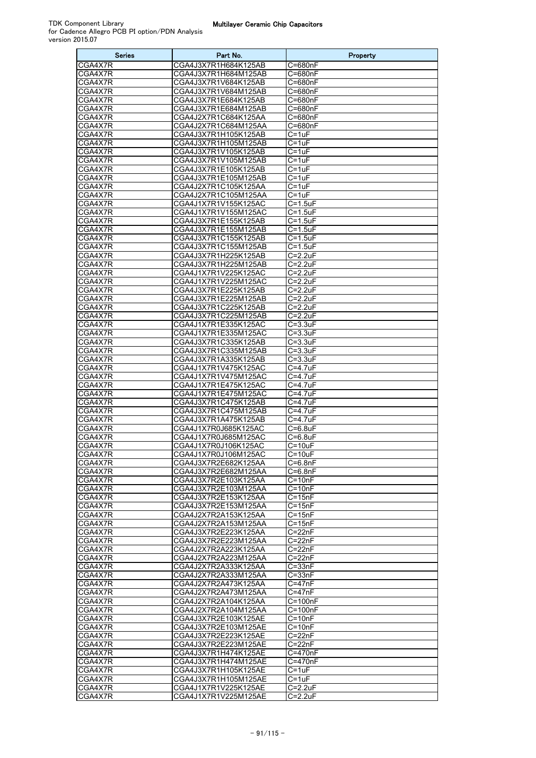| Series | Part No. | Property |
| --- | --- | --- |
| CGA4X7R | CGA4J3X7R1H684K125AB | C=680nF |
| CGA4X7R | CGA4J3X7R1H684M125AB | C=680nF |
| CGA4X7R | CGA4J3X7R1V684K125AB | C=680nF |
| CGA4X7R | CGA4J3X7R1V684M125AB | C=680nF |
| CGA4X7R | CGA4J3X7R1E684K125AB | C=680nF |
| CGA4X7R | CGA4J3X7R1E684M125AB | C=680nF |
| CGA4X7R | CGA4J2X7R1C684K125AA | C=680nF |
| CGA4X7R | CGA4J2X7R1C684M125AA | C=680nF |
| CGA4X7R | CGA4J3X7R1H105K125AB | C=1uF |
| CGA4X7R | CGA4J3X7R1H105M125AB | C=1uF |
| CGA4X7R | CGA4J3X7R1V105K125AB | C=1uF |
| CGA4X7R | CGA4J3X7R1V105M125AB | C=1uF |
| CGA4X7R | CGA4J3X7R1E105K125AB | C=1uF |
| CGA4X7R | CGA4J3X7R1E105M125AB | C=1uF |
| CGA4X7R | CGA4J2X7R1C105K125AA | C=1uF |
| CGA4X7R | CGA4J2X7R1C105M125AA | C=1uF |
| CGA4X7R | CGA4J1X7R1V155K125AC | C=1.5uF |
| CGA4X7R | CGA4J1X7R1V155M125AC | C=1.5uF |
| CGA4X7R | CGA4J3X7R1E155K125AB | C=1.5uF |
| CGA4X7R | CGA4J3X7R1E155M125AB | C=1.5uF |
| CGA4X7R | CGA4J3X7R1C155K125AB | C=1.5uF |
| CGA4X7R | CGA4J3X7R1C155M125AB | C=1.5uF |
| CGA4X7R | CGA4J3X7R1H225K125AB | C=2.2uF |
| CGA4X7R | CGA4J3X7R1H225M125AB | C=2.2uF |
| CGA4X7R | CGA4J1X7R1V225K125AC | C=2.2uF |
| CGA4X7R | CGA4J1X7R1V225M125AC | C=2.2uF |
| CGA4X7R | CGA4J3X7R1E225K125AB | C=2.2uF |
| CGA4X7R | CGA4J3X7R1E225M125AB | C=2.2uF |
| CGA4X7R | CGA4J3X7R1C225K125AB | C=2.2uF |
| CGA4X7R | CGA4J3X7R1C225M125AB | C=2.2uF |
| CGA4X7R | CGA4J1X7R1E335K125AC | C=3.3uF |
| CGA4X7R | CGA4J1X7R1E335M125AC | C=3.3uF |
| CGA4X7R | CGA4J3X7R1C335K125AB | C=3.3uF |
| CGA4X7R | CGA4J3X7R1C335M125AB | C=3.3uF |
| CGA4X7R | CGA4J3X7R1A335K125AB | C=3.3uF |
| CGA4X7R | CGA4J1X7R1V475K125AC | C=4.7uF |
| CGA4X7R | CGA4J1X7R1V475M125AC | C=4.7uF |
| CGA4X7R | CGA4J1X7R1E475K125AC | C=4.7uF |
| CGA4X7R | CGA4J1X7R1E475M125AC | C=4.7uF |
| CGA4X7R | CGA4J3X7R1C475K125AB | C=4.7uF |
| CGA4X7R | CGA4J3X7R1C475M125AB | C=4.7uF |
| CGA4X7R | CGA4J3X7R1A475K125AB | C=4.7uF |
| CGA4X7R | CGA4J1X7R0J685K125AC | C=6.8uF |
| CGA4X7R | CGA4J1X7R0J685M125AC | C=6.8uF |
| CGA4X7R | CGA4J1X7R0J106K125AC | C=10uF |
| CGA4X7R | CGA4J1X7R0J106M125AC | C=10uF |
| CGA4X7R | CGA4J3X7R2E682K125AA | C=6.8nF |
| CGA4X7R | CGA4J3X7R2E682M125AA | C=6.8nF |
| CGA4X7R | CGA4J3X7R2E103K125AA | C=10nF |
| CGA4X7R | CGA4J3X7R2E103M125AA | C=10nF |
| CGA4X7R | CGA4J3X7R2E153K125AA | C=15nF |
| CGA4X7R | CGA4J3X7R2E153M125AA | C=15nF |
| CGA4X7R | CGA4J2X7R2A153K125AA | C=15nF |
| CGA4X7R | CGA4J2X7R2A153M125AA | C=15nF |
| CGA4X7R | CGA4J3X7R2E223K125AA | C=22nF |
| CGA4X7R | CGA4J3X7R2E223M125AA | C=22nF |
| CGA4X7R | CGA4J2X7R2A223K125AA | C=22nF |
| CGA4X7R | CGA4J2X7R2A223M125AA | C=22nF |
| CGA4X7R | CGA4J2X7R2A333K125AA | C=33nF |
| CGA4X7R | CGA4J2X7R2A333M125AA | C=33nF |
| CGA4X7R | CGA4J2X7R2A473K125AA | C=47nF |
| CGA4X7R | CGA4J2X7R2A473M125AA | C=47nF |
| CGA4X7R | CGA4J2X7R2A104K125AA | C=100nF |
| CGA4X7R | CGA4J2X7R2A104M125AA | C=100nF |
| CGA4X7R | CGA4J3X7R2E103K125AE | C=10nF |
| CGA4X7R | CGA4J3X7R2E103M125AE | C=10nF |
| CGA4X7R | CGA4J3X7R2E223K125AE | C=22nF |
| CGA4X7R | CGA4J3X7R2E223M125AE | C=22nF |
| CGA4X7R | CGA4J3X7R1H474K125AE | C=470nF |
| CGA4X7R | CGA4J3X7R1H474M125AE | C=470nF |
| CGA4X7R | CGA4J3X7R1H105K125AE | C=1uF |
| CGA4X7R | CGA4J3X7R1H105M125AE | C=1uF |
| CGA4X7R | CGA4J1X7R1V225K125AE | C=2.2uF |
| CGA4X7R | CGA4J1X7R1V225M125AE | C=2.2uF |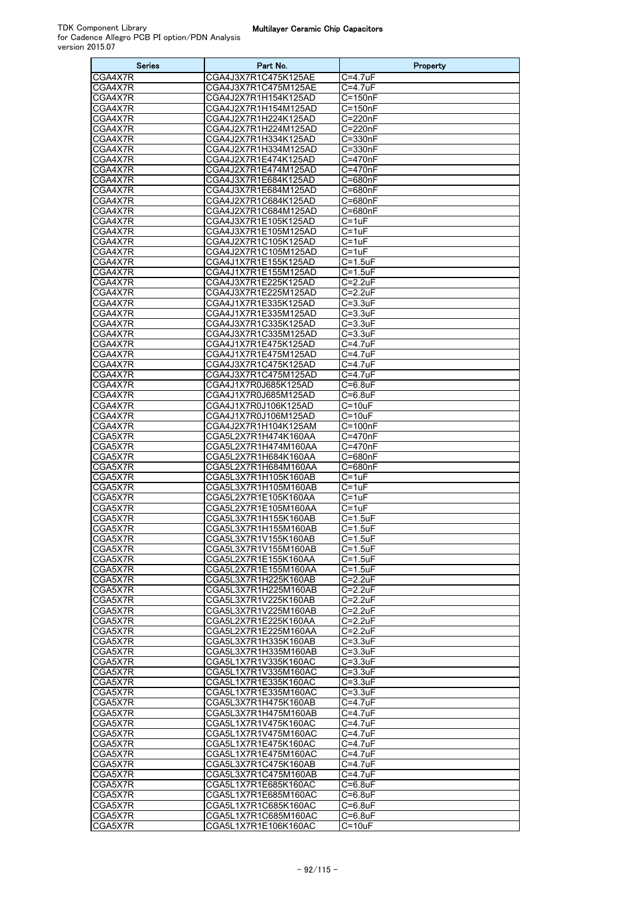| Series | Part No. | Property |
|---|---|---|
| CGA4X7R | CGA4J3X7R1C475K125AE | C=4.7uF |
| CGA4X7R | CGA4J3X7R1C475M125AE | C=4.7uF |
| CGA4X7R | CGA4J2X7R1H154K125AD | C=150nF |
| CGA4X7R | CGA4J2X7R1H154M125AD | C=150nF |
| CGA4X7R | CGA4J2X7R1H224K125AD | C=220nF |
| CGA4X7R | CGA4J2X7R1H224M125AD | C=220nF |
| CGA4X7R | CGA4J2X7R1H334K125AD | C=330nF |
| CGA4X7R | CGA4J2X7R1H334M125AD | C=330nF |
| CGA4X7R | CGA4J2X7R1E474K125AD | C=470nF |
| CGA4X7R | CGA4J2X7R1E474M125AD | C=470nF |
| CGA4X7R | CGA4J3X7R1E684K125AD | C=680nF |
| CGA4X7R | CGA4J3X7R1E684M125AD | C=680nF |
| CGA4X7R | CGA4J2X7R1C684K125AD | C=680nF |
| CGA4X7R | CGA4J2X7R1C684M125AD | C=680nF |
| CGA4X7R | CGA4J3X7R1E105K125AD | C=1uF |
| CGA4X7R | CGA4J3X7R1E105M125AD | C=1uF |
| CGA4X7R | CGA4J2X7R1C105K125AD | C=1uF |
| CGA4X7R | CGA4J2X7R1C105M125AD | C=1uF |
| CGA4X7R | CGA4J1X7R1E155K125AD | C=1.5uF |
| CGA4X7R | CGA4J1X7R1E155M125AD | C=1.5uF |
| CGA4X7R | CGA4J3X7R1E225K125AD | C=2.2uF |
| CGA4X7R | CGA4J3X7R1E225M125AD | C=2.2uF |
| CGA4X7R | CGA4J1X7R1E335K125AD | C=3.3uF |
| CGA4X7R | CGA4J1X7R1E335M125AD | C=3.3uF |
| CGA4X7R | CGA4J3X7R1C335K125AD | C=3.3uF |
| CGA4X7R | CGA4J3X7R1C335M125AD | C=3.3uF |
| CGA4X7R | CGA4J1X7R1E475K125AD | C=4.7uF |
| CGA4X7R | CGA4J1X7R1E475M125AD | C=4.7uF |
| CGA4X7R | CGA4J3X7R1C475K125AD | C=4.7uF |
| CGA4X7R | CGA4J3X7R1C475M125AD | C=4.7uF |
| CGA4X7R | CGA4J1X7R0J685K125AD | C=6.8uF |
| CGA4X7R | CGA4J1X7R0J685M125AD | C=6.8uF |
| CGA4X7R | CGA4J1X7R0J106K125AD | C=10uF |
| CGA4X7R | CGA4J1X7R0J106M125AD | C=10uF |
| CGA4X7R | CGA4J2X7R1H104K125AM | C=100nF |
| CGA5X7R | CGA5L2X7R1H474K160AA | C=470nF |
| CGA5X7R | CGA5L2X7R1H474M160AA | C=470nF |
| CGA5X7R | CGA5L2X7R1H684K160AA | C=680nF |
| CGA5X7R | CGA5L2X7R1H684M160AA | C=680nF |
| CGA5X7R | CGA5L3X7R1H105K160AB | C=1uF |
| CGA5X7R | CGA5L3X7R1H105M160AB | C=1uF |
| CGA5X7R | CGA5L2X7R1E105K160AA | C=1uF |
| CGA5X7R | CGA5L2X7R1E105M160AA | C=1uF |
| CGA5X7R | CGA5L3X7R1H155K160AB | C=1.5uF |
| CGA5X7R | CGA5L3X7R1H155M160AB | C=1.5uF |
| CGA5X7R | CGA5L3X7R1V155K160AB | C=1.5uF |
| CGA5X7R | CGA5L3X7R1V155M160AB | C=1.5uF |
| CGA5X7R | CGA5L2X7R1E155K160AA | C=1.5uF |
| CGA5X7R | CGA5L2X7R1E155M160AA | C=1.5uF |
| CGA5X7R | CGA5L3X7R1H225K160AB | C=2.2uF |
| CGA5X7R | CGA5L3X7R1H225M160AB | C=2.2uF |
| CGA5X7R | CGA5L3X7R1V225K160AB | C=2.2uF |
| CGA5X7R | CGA5L3X7R1V225M160AB | C=2.2uF |
| CGA5X7R | CGA5L2X7R1E225K160AA | C=2.2uF |
| CGA5X7R | CGA5L2X7R1E225M160AA | C=2.2uF |
| CGA5X7R | CGA5L3X7R1H335K160AB | C=3.3uF |
| CGA5X7R | CGA5L3X7R1H335M160AB | C=3.3uF |
| CGA5X7R | CGA5L1X7R1V335K160AC | C=3.3uF |
| CGA5X7R | CGA5L1X7R1V335M160AC | C=3.3uF |
| CGA5X7R | CGA5L1X7R1E335K160AC | C=3.3uF |
| CGA5X7R | CGA5L1X7R1E335M160AC | C=3.3uF |
| CGA5X7R | CGA5L3X7R1H475K160AB | C=4.7uF |
| CGA5X7R | CGA5L3X7R1H475M160AB | C=4.7uF |
| CGA5X7R | CGA5L1X7R1V475K160AC | C=4.7uF |
| CGA5X7R | CGA5L1X7R1V475M160AC | C=4.7uF |
| CGA5X7R | CGA5L1X7R1E475K160AC | C=4.7uF |
| CGA5X7R | CGA5L1X7R1E475M160AC | C=4.7uF |
| CGA5X7R | CGA5L3X7R1C475K160AB | C=4.7uF |
| CGA5X7R | CGA5L3X7R1C475M160AB | C=4.7uF |
| CGA5X7R | CGA5L1X7R1E685K160AC | C=6.8uF |
| CGA5X7R | CGA5L1X7R1E685M160AC | C=6.8uF |
| CGA5X7R | CGA5L1X7R1C685K160AC | C=6.8uF |
| CGA5X7R | CGA5L1X7R1C685M160AC | C=6.8uF |
| CGA5X7R | CGA5L1X7R1E106K160AC | C=10uF |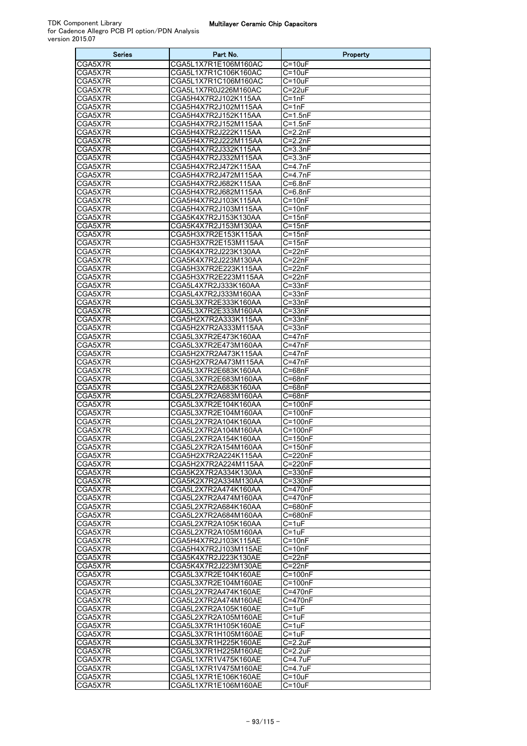| Series | Part No. | Property |
| --- | --- | --- |
| CGA5X7R | CGA5L1X7R1E106M160AC | C=10uF |
| CGA5X7R | CGA5L1X7R1C106K160AC | C=10uF |
| CGA5X7R | CGA5L1X7R1C106M160AC | C=10uF |
| CGA5X7R | CGA5L1X7R0J226M160AC | C=22uF |
| CGA5X7R | CGA5H4X7R2J102K115AA | C=1nF |
| CGA5X7R | CGA5H4X7R2J102M115AA | C=1nF |
| CGA5X7R | CGA5H4X7R2J152K115AA | C=1.5nF |
| CGA5X7R | CGA5H4X7R2J152M115AA | C=1.5nF |
| CGA5X7R | CGA5H4X7R2J222K115AA | C=2.2nF |
| CGA5X7R | CGA5H4X7R2J222M115AA | C=2.2nF |
| CGA5X7R | CGA5H4X7R2J332K115AA | C=3.3nF |
| CGA5X7R | CGA5H4X7R2J332M115AA | C=3.3nF |
| CGA5X7R | CGA5H4X7R2J472K115AA | C=4.7nF |
| CGA5X7R | CGA5H4X7R2J472M115AA | C=4.7nF |
| CGA5X7R | CGA5H4X7R2J682K115AA | C=6.8nF |
| CGA5X7R | CGA5H4X7R2J682M115AA | C=6.8nF |
| CGA5X7R | CGA5H4X7R2J103K115AA | C=10nF |
| CGA5X7R | CGA5H4X7R2J103M115AA | C=10nF |
| CGA5X7R | CGA5K4X7R2J153K130AA | C=15nF |
| CGA5X7R | CGA5K4X7R2J153M130AA | C=15nF |
| CGA5X7R | CGA5H3X7R2E153K115AA | C=15nF |
| CGA5X7R | CGA5H3X7R2E153M115AA | C=15nF |
| CGA5X7R | CGA5K4X7R2J223K130AA | C=22nF |
| CGA5X7R | CGA5K4X7R2J223M130AA | C=22nF |
| CGA5X7R | CGA5H3X7R2E223K115AA | C=22nF |
| CGA5X7R | CGA5H3X7R2E223M115AA | C=22nF |
| CGA5X7R | CGA5L4X7R2J333K160AA | C=33nF |
| CGA5X7R | CGA5L4X7R2J333M160AA | C=33nF |
| CGA5X7R | CGA5L3X7R2E333K160AA | C=33nF |
| CGA5X7R | CGA5L3X7R2E333M160AA | C=33nF |
| CGA5X7R | CGA5H2X7R2A333K115AA | C=33nF |
| CGA5X7R | CGA5H2X7R2A333M115AA | C=33nF |
| CGA5X7R | CGA5L3X7R2E473K160AA | C=47nF |
| CGA5X7R | CGA5L3X7R2E473M160AA | C=47nF |
| CGA5X7R | CGA5H2X7R2A473K115AA | C=47nF |
| CGA5X7R | CGA5H2X7R2A473M115AA | C=47nF |
| CGA5X7R | CGA5L3X7R2E683K160AA | C=68nF |
| CGA5X7R | CGA5L3X7R2E683M160AA | C=68nF |
| CGA5X7R | CGA5L2X7R2A683K160AA | C=68nF |
| CGA5X7R | CGA5L2X7R2A683M160AA | C=68nF |
| CGA5X7R | CGA5L3X7R2E104K160AA | C=100nF |
| CGA5X7R | CGA5L3X7R2E104M160AA | C=100nF |
| CGA5X7R | CGA5L2X7R2A104K160AA | C=100nF |
| CGA5X7R | CGA5L2X7R2A104M160AA | C=100nF |
| CGA5X7R | CGA5L2X7R2A154K160AA | C=150nF |
| CGA5X7R | CGA5L2X7R2A154M160AA | C=150nF |
| CGA5X7R | CGA5H2X7R2A224K115AA | C=220nF |
| CGA5X7R | CGA5H2X7R2A224M115AA | C=220nF |
| CGA5X7R | CGA5K2X7R2A334K130AA | C=330nF |
| CGA5X7R | CGA5K2X7R2A334M130AA | C=330nF |
| CGA5X7R | CGA5L2X7R2A474K160AA | C=470nF |
| CGA5X7R | CGA5L2X7R2A474M160AA | C=470nF |
| CGA5X7R | CGA5L2X7R2A684K160AA | C=680nF |
| CGA5X7R | CGA5L2X7R2A684M160AA | C=680nF |
| CGA5X7R | CGA5L2X7R2A105K160AA | C=1uF |
| CGA5X7R | CGA5L2X7R2A105M160AA | C=1uF |
| CGA5X7R | CGA5H4X7R2J103K115AE | C=10nF |
| CGA5X7R | CGA5H4X7R2J103M115AE | C=10nF |
| CGA5X7R | CGA5K4X7R2J223K130AE | C=22nF |
| CGA5X7R | CGA5K4X7R2J223M130AE | C=22nF |
| CGA5X7R | CGA5L3X7R2E104K160AE | C=100nF |
| CGA5X7R | CGA5L3X7R2E104M160AE | C=100nF |
| CGA5X7R | CGA5L2X7R2A474K160AE | C=470nF |
| CGA5X7R | CGA5L2X7R2A474M160AE | C=470nF |
| CGA5X7R | CGA5L2X7R2A105K160AE | C=1uF |
| CGA5X7R | CGA5L2X7R2A105M160AE | C=1uF |
| CGA5X7R | CGA5L3X7R1H105K160AE | C=1uF |
| CGA5X7R | CGA5L3X7R1H105M160AE | C=1uF |
| CGA5X7R | CGA5L3X7R1H225K160AE | C=2.2uF |
| CGA5X7R | CGA5L3X7R1H225M160AE | C=2.2uF |
| CGA5X7R | CGA5L1X7R1V475K160AE | C=4.7uF |
| CGA5X7R | CGA5L1X7R1V475M160AE | C=4.7uF |
| CGA5X7R | CGA5L1X7R1E106K160AE | C=10uF |
| CGA5X7R | CGA5L1X7R1E106M160AE | C=10uF |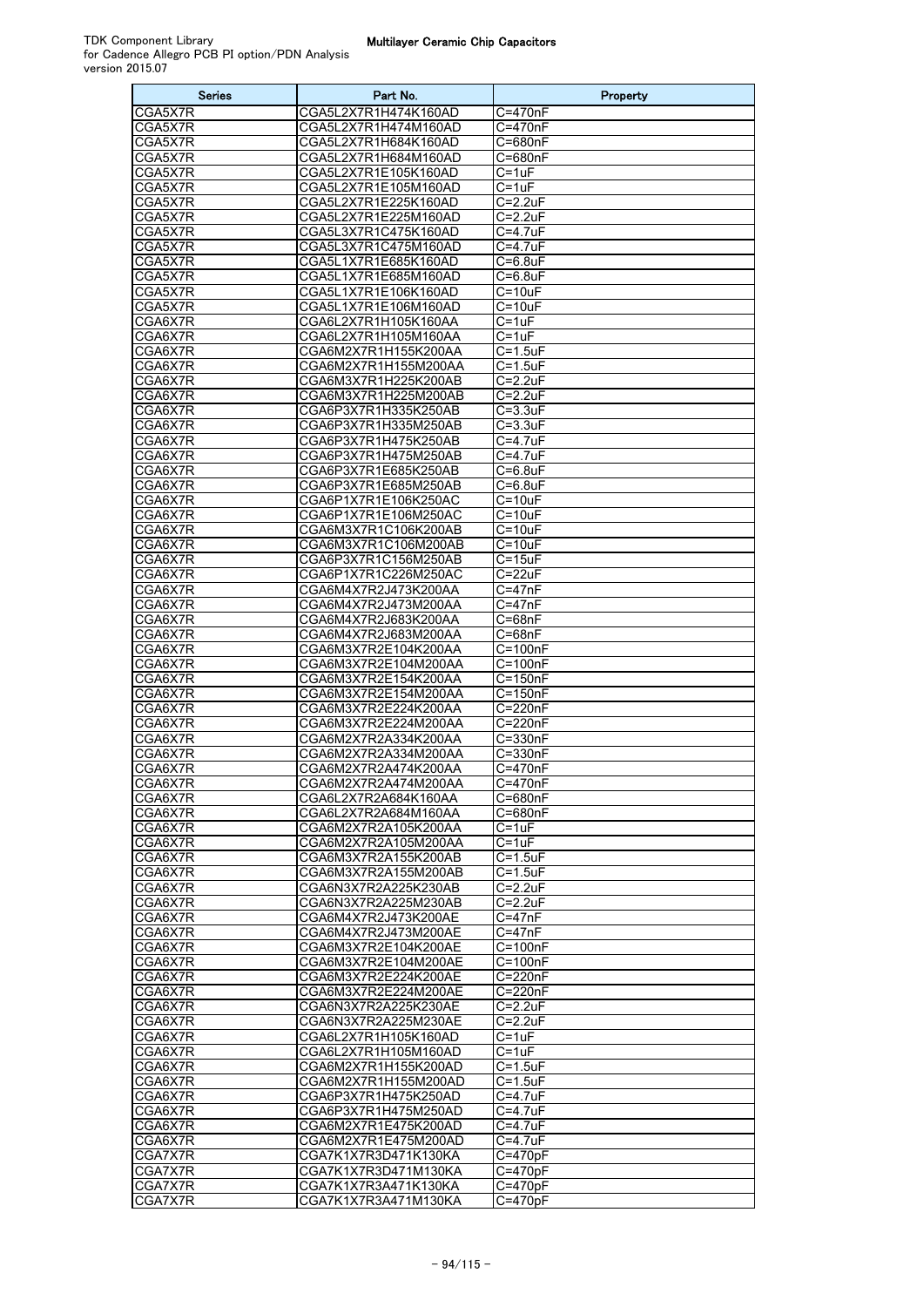| Series | Part No. | Property |
|---|---|---|
| CGA5X7R | CGA5L2X7R1H474K160AD | C=470nF |
| CGA5X7R | CGA5L2X7R1H474M160AD | C=470nF |
| CGA5X7R | CGA5L2X7R1H684K160AD | C=680nF |
| CGA5X7R | CGA5L2X7R1H684M160AD | C=680nF |
| CGA5X7R | CGA5L2X7R1E105K160AD | C=1uF |
| CGA5X7R | CGA5L2X7R1E105M160AD | C=1uF |
| CGA5X7R | CGA5L2X7R1E225K160AD | C=2.2uF |
| CGA5X7R | CGA5L2X7R1E225M160AD | C=2.2uF |
| CGA5X7R | CGA5L3X7R1C475K160AD | C=4.7uF |
| CGA5X7R | CGA5L3X7R1C475M160AD | C=4.7uF |
| CGA5X7R | CGA5L1X7R1E685K160AD | C=6.8uF |
| CGA5X7R | CGA5L1X7R1E685M160AD | C=6.8uF |
| CGA5X7R | CGA5L1X7R1E106K160AD | C=10uF |
| CGA5X7R | CGA5L1X7R1E106M160AD | C=10uF |
| CGA6X7R | CGA6L2X7R1H105K160AA | C=1uF |
| CGA6X7R | CGA6L2X7R1H105M160AA | C=1uF |
| CGA6X7R | CGA6M2X7R1H155K200AA | C=1.5uF |
| CGA6X7R | CGA6M2X7R1H155M200AA | C=1.5uF |
| CGA6X7R | CGA6M3X7R1H225K200AB | C=2.2uF |
| CGA6X7R | CGA6M3X7R1H225M200AB | C=2.2uF |
| CGA6X7R | CGA6P3X7R1H335K250AB | C=3.3uF |
| CGA6X7R | CGA6P3X7R1H335M250AB | C=3.3uF |
| CGA6X7R | CGA6P3X7R1H475K250AB | C=4.7uF |
| CGA6X7R | CGA6P3X7R1H475M250AB | C=4.7uF |
| CGA6X7R | CGA6P3X7R1E685K250AB | C=6.8uF |
| CGA6X7R | CGA6P3X7R1E685M250AB | C=6.8uF |
| CGA6X7R | CGA6P1X7R1E106K250AC | C=10uF |
| CGA6X7R | CGA6P1X7R1E106M250AC | C=10uF |
| CGA6X7R | CGA6M3X7R1C106K200AB | C=10uF |
| CGA6X7R | CGA6M3X7R1C106M200AB | C=10uF |
| CGA6X7R | CGA6P3X7R1C156M250AB | C=15uF |
| CGA6X7R | CGA6P1X7R1C226M250AC | C=22uF |
| CGA6X7R | CGA6M4X7R2J473K200AA | C=47nF |
| CGA6X7R | CGA6M4X7R2J473M200AA | C=47nF |
| CGA6X7R | CGA6M4X7R2J683K200AA | C=68nF |
| CGA6X7R | CGA6M4X7R2J683M200AA | C=68nF |
| CGA6X7R | CGA6M3X7R2E104K200AA | C=100nF |
| CGA6X7R | CGA6M3X7R2E104M200AA | C=100nF |
| CGA6X7R | CGA6M3X7R2E154K200AA | C=150nF |
| CGA6X7R | CGA6M3X7R2E154M200AA | C=150nF |
| CGA6X7R | CGA6M3X7R2E224K200AA | C=220nF |
| CGA6X7R | CGA6M3X7R2E224M200AA | C=220nF |
| CGA6X7R | CGA6M2X7R2A334K200AA | C=330nF |
| CGA6X7R | CGA6M2X7R2A334M200AA | C=330nF |
| CGA6X7R | CGA6M2X7R2A474K200AA | C=470nF |
| CGA6X7R | CGA6M2X7R2A474M200AA | C=470nF |
| CGA6X7R | CGA6L2X7R2A684K160AA | C=680nF |
| CGA6X7R | CGA6L2X7R2A684M160AA | C=680nF |
| CGA6X7R | CGA6M2X7R2A105K200AA | C=1uF |
| CGA6X7R | CGA6M2X7R2A105M200AA | C=1uF |
| CGA6X7R | CGA6M3X7R2A155K200AB | C=1.5uF |
| CGA6X7R | CGA6M3X7R2A155M200AB | C=1.5uF |
| CGA6X7R | CGA6N3X7R2A225K230AB | C=2.2uF |
| CGA6X7R | CGA6N3X7R2A225M230AB | C=2.2uF |
| CGA6X7R | CGA6M4X7R2J473K200AE | C=47nF |
| CGA6X7R | CGA6M4X7R2J473M200AE | C=47nF |
| CGA6X7R | CGA6M3X7R2E104K200AE | C=100nF |
| CGA6X7R | CGA6M3X7R2E104M200AE | C=100nF |
| CGA6X7R | CGA6M3X7R2E224K200AE | C=220nF |
| CGA6X7R | CGA6M3X7R2E224M200AE | C=220nF |
| CGA6X7R | CGA6N3X7R2A225K230AE | C=2.2uF |
| CGA6X7R | CGA6N3X7R2A225M230AE | C=2.2uF |
| CGA6X7R | CGA6L2X7R1H105K160AD | C=1uF |
| CGA6X7R | CGA6L2X7R1H105M160AD | C=1uF |
| CGA6X7R | CGA6M2X7R1H155K200AD | C=1.5uF |
| CGA6X7R | CGA6M2X7R1H155M200AD | C=1.5uF |
| CGA6X7R | CGA6P3X7R1H475K250AD | C=4.7uF |
| CGA6X7R | CGA6P3X7R1H475M250AD | C=4.7uF |
| CGA6X7R | CGA6M2X7R1E475K200AD | C=4.7uF |
| CGA6X7R | CGA6M2X7R1E475M200AD | C=4.7uF |
| CGA7X7R | CGA7K1X7R3D471K130KA | C=470pF |
| CGA7X7R | CGA7K1X7R3D471M130KA | C=470pF |
| CGA7X7R | CGA7K1X7R3A471K130KA | C=470pF |
| CGA7X7R | CGA7K1X7R3A471M130KA | C=470pF |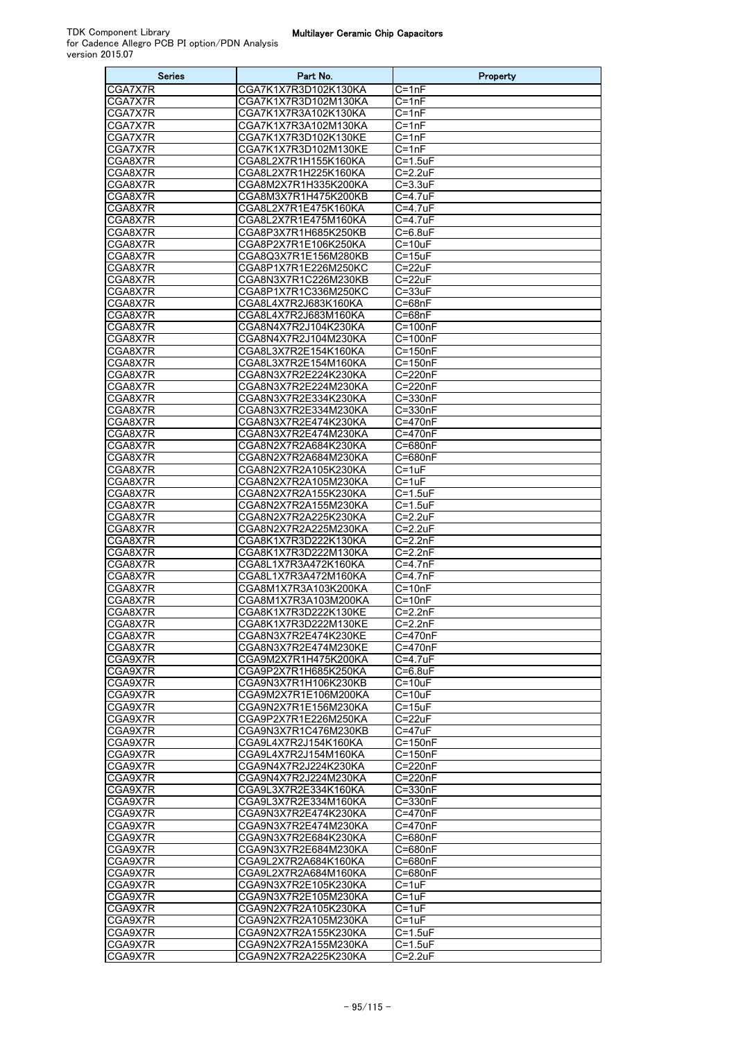| Series | Part No. | Property |
|---|---|---|
| CGA7X7R | CGA7K1X7R3D102K130KA | C=1nF |
| CGA7X7R | CGA7K1X7R3D102M130KA | C=1nF |
| CGA7X7R | CGA7K1X7R3A102K130KA | C=1nF |
| CGA7X7R | CGA7K1X7R3A102M130KA | C=1nF |
| CGA7X7R | CGA7K1X7R3D102K130KE | C=1nF |
| CGA7X7R | CGA7K1X7R3D102M130KE | C=1nF |
| CGA8X7R | CGA8L2X7R1H155K160KA | C=1.5uF |
| CGA8X7R | CGA8L2X7R1H225K160KA | C=2.2uF |
| CGA8X7R | CGA8M2X7R1H335K200KA | C=3.3uF |
| CGA8X7R | CGA8M3X7R1H475K200KB | C=4.7uF |
| CGA8X7R | CGA8L2X7R1E475K160KA | C=4.7uF |
| CGA8X7R | CGA8L2X7R1E475M160KA | C=4.7uF |
| CGA8X7R | CGA8P3X7R1H685K250KB | C=6.8uF |
| CGA8X7R | CGA8P2X7R1E106K250KA | C=10uF |
| CGA8X7R | CGA8Q3X7R1E156M280KB | C=15uF |
| CGA8X7R | CGA8P1X7R1E226M250KC | C=22uF |
| CGA8X7R | CGA8N3X7R1C226M230KB | C=22uF |
| CGA8X7R | CGA8P1X7R1C336M250KC | C=33uF |
| CGA8X7R | CGA8L4X7R2J683K160KA | C=68nF |
| CGA8X7R | CGA8L4X7R2J683M160KA | C=68nF |
| CGA8X7R | CGA8N4X7R2J104K230KA | C=100nF |
| CGA8X7R | CGA8N4X7R2J104M230KA | C=100nF |
| CGA8X7R | CGA8L3X7R2E154K160KA | C=150nF |
| CGA8X7R | CGA8L3X7R2E154M160KA | C=150nF |
| CGA8X7R | CGA8N3X7R2E224K230KA | C=220nF |
| CGA8X7R | CGA8N3X7R2E224M230KA | C=220nF |
| CGA8X7R | CGA8N3X7R2E334K230KA | C=330nF |
| CGA8X7R | CGA8N3X7R2E334M230KA | C=330nF |
| CGA8X7R | CGA8N3X7R2E474K230KA | C=470nF |
| CGA8X7R | CGA8N3X7R2E474M230KA | C=470nF |
| CGA8X7R | CGA8N2X7R2A684K230KA | C=680nF |
| CGA8X7R | CGA8N2X7R2A684M230KA | C=680nF |
| CGA8X7R | CGA8N2X7R2A105K230KA | C=1uF |
| CGA8X7R | CGA8N2X7R2A105M230KA | C=1uF |
| CGA8X7R | CGA8N2X7R2A155K230KA | C=1.5uF |
| CGA8X7R | CGA8N2X7R2A155M230KA | C=1.5uF |
| CGA8X7R | CGA8N2X7R2A225K230KA | C=2.2uF |
| CGA8X7R | CGA8N2X7R2A225M230KA | C=2.2uF |
| CGA8X7R | CGA8K1X7R3D222K130KA | C=2.2nF |
| CGA8X7R | CGA8K1X7R3D222M130KA | C=2.2nF |
| CGA8X7R | CGA8L1X7R3A472K160KA | C=4.7nF |
| CGA8X7R | CGA8L1X7R3A472M160KA | C=4.7nF |
| CGA8X7R | CGA8M1X7R3A103K200KA | C=10nF |
| CGA8X7R | CGA8M1X7R3A103M200KA | C=10nF |
| CGA8X7R | CGA8K1X7R3D222K130KE | C=2.2nF |
| CGA8X7R | CGA8K1X7R3D222M130KE | C=2.2nF |
| CGA8X7R | CGA8N3X7R2E474K230KE | C=470nF |
| CGA8X7R | CGA8N3X7R2E474M230KE | C=470nF |
| CGA9X7R | CGA9M2X7R1H475K200KA | C=4.7uF |
| CGA9X7R | CGA9P2X7R1H685K250KA | C=6.8uF |
| CGA9X7R | CGA9N3X7R1H106K230KB | C=10uF |
| CGA9X7R | CGA9M2X7R1E106M200KA | C=10uF |
| CGA9X7R | CGA9N2X7R1E156M230KA | C=15uF |
| CGA9X7R | CGA9P2X7R1E226M250KA | C=22uF |
| CGA9X7R | CGA9N3X7R1C476M230KB | C=47uF |
| CGA9X7R | CGA9L4X7R2J154K160KA | C=150nF |
| CGA9X7R | CGA9L4X7R2J154M160KA | C=150nF |
| CGA9X7R | CGA9N4X7R2J224K230KA | C=220nF |
| CGA9X7R | CGA9N4X7R2J224M230KA | C=220nF |
| CGA9X7R | CGA9L3X7R2E334K160KA | C=330nF |
| CGA9X7R | CGA9L3X7R2E334M160KA | C=330nF |
| CGA9X7R | CGA9N3X7R2E474K230KA | C=470nF |
| CGA9X7R | CGA9N3X7R2E474M230KA | C=470nF |
| CGA9X7R | CGA9N3X7R2E684K230KA | C=680nF |
| CGA9X7R | CGA9N3X7R2E684M230KA | C=680nF |
| CGA9X7R | CGA9L2X7R2A684K160KA | C=680nF |
| CGA9X7R | CGA9L2X7R2A684M160KA | C=680nF |
| CGA9X7R | CGA9N3X7R2E105K230KA | C=1uF |
| CGA9X7R | CGA9N3X7R2E105M230KA | C=1uF |
| CGA9X7R | CGA9N2X7R2A105K230KA | C=1uF |
| CGA9X7R | CGA9N2X7R2A105M230KA | C=1uF |
| CGA9X7R | CGA9N2X7R2A155K230KA | C=1.5uF |
| CGA9X7R | CGA9N2X7R2A155M230KA | C=1.5uF |
| CGA9X7R | CGA9N2X7R2A225K230KA | C=2.2uF |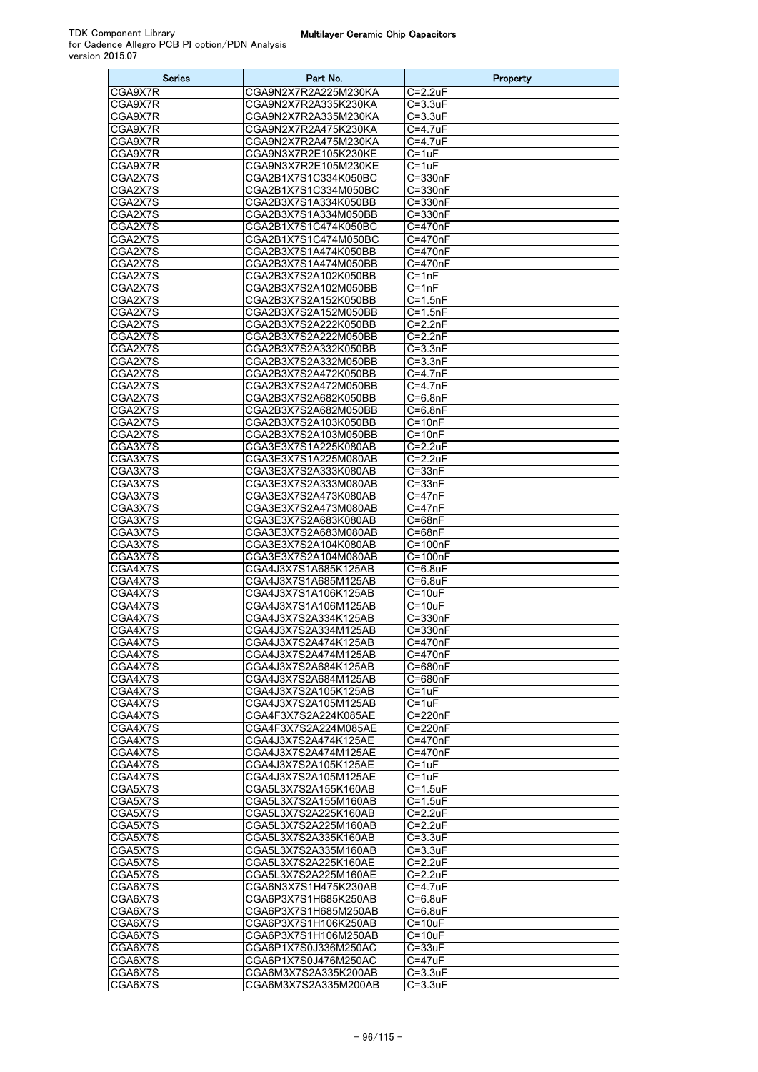| Series | Part No. | Property |
| --- | --- | --- |
| CGA9X7R | CGA9N2X7R2A225M230KA | C=2.2uF |
| CGA9X7R | CGA9N2X7R2A335K230KA | C=3.3uF |
| CGA9X7R | CGA9N2X7R2A335M230KA | C=3.3uF |
| CGA9X7R | CGA9N2X7R2A475K230KA | C=4.7uF |
| CGA9X7R | CGA9N2X7R2A475M230KA | C=4.7uF |
| CGA9X7R | CGA9N3X7R2E105K230KE | C=1uF |
| CGA9X7R | CGA9N3X7R2E105M230KE | C=1uF |
| CGA2X7S | CGA2B1X7S1C334K050BC | C=330nF |
| CGA2X7S | CGA2B1X7S1C334M050BC | C=330nF |
| CGA2X7S | CGA2B3X7S1A334K050BB | C=330nF |
| CGA2X7S | CGA2B3X7S1A334M050BB | C=330nF |
| CGA2X7S | CGA2B1X7S1C474K050BC | C=470nF |
| CGA2X7S | CGA2B1X7S1C474M050BC | C=470nF |
| CGA2X7S | CGA2B3X7S1A474K050BB | C=470nF |
| CGA2X7S | CGA2B3X7S1A474M050BB | C=470nF |
| CGA2X7S | CGA2B3X7S2A102K050BB | C=1nF |
| CGA2X7S | CGA2B3X7S2A102M050BB | C=1nF |
| CGA2X7S | CGA2B3X7S2A152K050BB | C=1.5nF |
| CGA2X7S | CGA2B3X7S2A152M050BB | C=1.5nF |
| CGA2X7S | CGA2B3X7S2A222K050BB | C=2.2nF |
| CGA2X7S | CGA2B3X7S2A222M050BB | C=2.2nF |
| CGA2X7S | CGA2B3X7S2A332K050BB | C=3.3nF |
| CGA2X7S | CGA2B3X7S2A332M050BB | C=3.3nF |
| CGA2X7S | CGA2B3X7S2A472K050BB | C=4.7nF |
| CGA2X7S | CGA2B3X7S2A472M050BB | C=4.7nF |
| CGA2X7S | CGA2B3X7S2A682K050BB | C=6.8nF |
| CGA2X7S | CGA2B3X7S2A682M050BB | C=6.8nF |
| CGA2X7S | CGA2B3X7S2A103K050BB | C=10nF |
| CGA2X7S | CGA2B3X7S2A103M050BB | C=10nF |
| CGA3X7S | CGA3E3X7S1A225K080AB | C=2.2uF |
| CGA3X7S | CGA3E3X7S1A225M080AB | C=2.2uF |
| CGA3X7S | CGA3E3X7S2A333K080AB | C=33nF |
| CGA3X7S | CGA3E3X7S2A333M080AB | C=33nF |
| CGA3X7S | CGA3E3X7S2A473K080AB | C=47nF |
| CGA3X7S | CGA3E3X7S2A473M080AB | C=47nF |
| CGA3X7S | CGA3E3X7S2A683K080AB | C=68nF |
| CGA3X7S | CGA3E3X7S2A683M080AB | C=68nF |
| CGA3X7S | CGA3E3X7S2A104K080AB | C=100nF |
| CGA3X7S | CGA3E3X7S2A104M080AB | C=100nF |
| CGA4X7S | CGA4J3X7S1A685K125AB | C=6.8uF |
| CGA4X7S | CGA4J3X7S1A685M125AB | C=6.8uF |
| CGA4X7S | CGA4J3X7S1A106K125AB | C=10uF |
| CGA4X7S | CGA4J3X7S1A106M125AB | C=10uF |
| CGA4X7S | CGA4J3X7S2A334K125AB | C=330nF |
| CGA4X7S | CGA4J3X7S2A334M125AB | C=330nF |
| CGA4X7S | CGA4J3X7S2A474K125AB | C=470nF |
| CGA4X7S | CGA4J3X7S2A474M125AB | C=470nF |
| CGA4X7S | CGA4J3X7S2A684K125AB | C=680nF |
| CGA4X7S | CGA4J3X7S2A684M125AB | C=680nF |
| CGA4X7S | CGA4J3X7S2A105K125AB | C=1uF |
| CGA4X7S | CGA4J3X7S2A105M125AB | C=1uF |
| CGA4X7S | CGA4F3X7S2A224K085AE | C=220nF |
| CGA4X7S | CGA4F3X7S2A224M085AE | C=220nF |
| CGA4X7S | CGA4J3X7S2A474K125AE | C=470nF |
| CGA4X7S | CGA4J3X7S2A474M125AE | C=470nF |
| CGA4X7S | CGA4J3X7S2A105K125AE | C=1uF |
| CGA4X7S | CGA4J3X7S2A105M125AE | C=1uF |
| CGA5X7S | CGA5L3X7S2A155K160AB | C=1.5uF |
| CGA5X7S | CGA5L3X7S2A155M160AB | C=1.5uF |
| CGA5X7S | CGA5L3X7S2A225K160AB | C=2.2uF |
| CGA5X7S | CGA5L3X7S2A225M160AB | C=2.2uF |
| CGA5X7S | CGA5L3X7S2A335K160AB | C=3.3uF |
| CGA5X7S | CGA5L3X7S2A335M160AB | C=3.3uF |
| CGA5X7S | CGA5L3X7S2A225K160AE | C=2.2uF |
| CGA5X7S | CGA5L3X7S2A225M160AE | C=2.2uF |
| CGA6X7S | CGA6N3X7S1H475K230AB | C=4.7uF |
| CGA6X7S | CGA6P3X7S1H685K250AB | C=6.8uF |
| CGA6X7S | CGA6P3X7S1H685M250AB | C=6.8uF |
| CGA6X7S | CGA6P3X7S1H106K250AB | C=10uF |
| CGA6X7S | CGA6P3X7S1H106M250AB | C=10uF |
| CGA6X7S | CGA6P1X7S0J336M250AC | C=33uF |
| CGA6X7S | CGA6P1X7S0J476M250AC | C=47uF |
| CGA6X7S | CGA6M3X7S2A335K200AB | C=3.3uF |
| CGA6X7S | CGA6M3X7S2A335M200AB | C=3.3uF |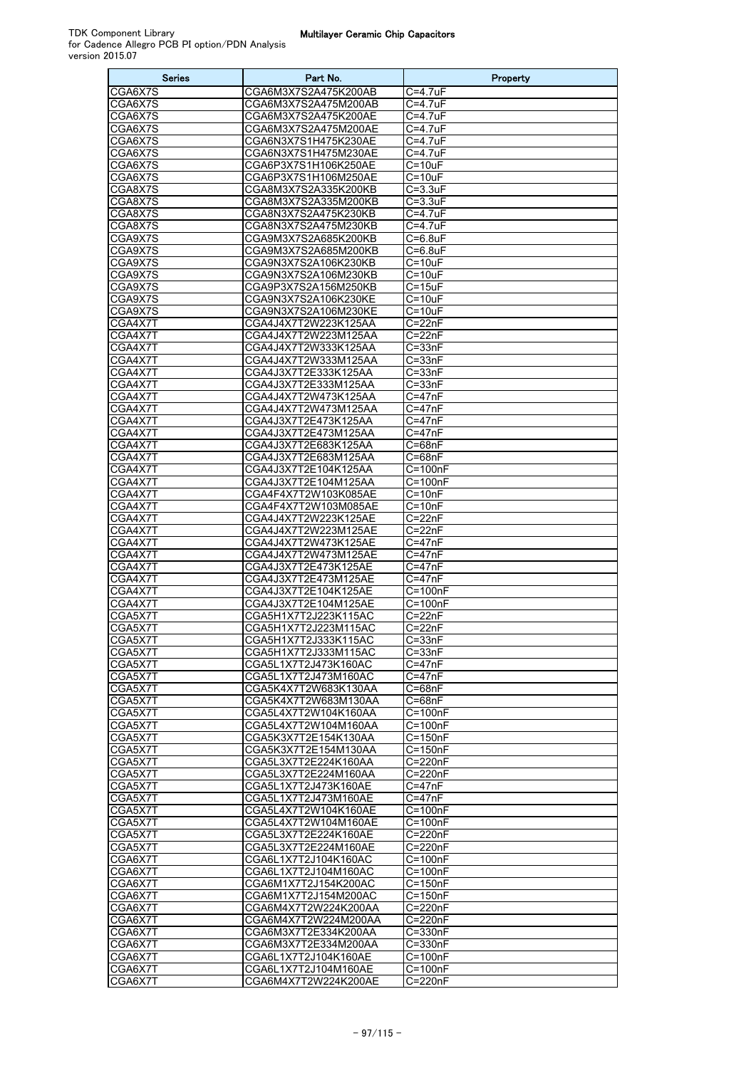| Series | Part No. | Property |
|---|---|---|
| CGA6X7S | CGA6M3X7S2A475K200AB | C=4.7uF |
| CGA6X7S | CGA6M3X7S2A475M200AB | C=4.7uF |
| CGA6X7S | CGA6M3X7S2A475K200AE | C=4.7uF |
| CGA6X7S | CGA6M3X7S2A475M200AE | C=4.7uF |
| CGA6X7S | CGA6N3X7S1H475K230AE | C=4.7uF |
| CGA6X7S | CGA6N3X7S1H475M230AE | C=4.7uF |
| CGA6X7S | CGA6P3X7S1H106K250AE | C=10uF |
| CGA6X7S | CGA6P3X7S1H106M250AE | C=10uF |
| CGA8X7S | CGA8M3X7S2A335K200KB | C=3.3uF |
| CGA8X7S | CGA8M3X7S2A335M200KB | C=3.3uF |
| CGA8X7S | CGA8N3X7S2A475K230KB | C=4.7uF |
| CGA8X7S | CGA8N3X7S2A475M230KB | C=4.7uF |
| CGA9X7S | CGA9M3X7S2A685K200KB | C=6.8uF |
| CGA9X7S | CGA9M3X7S2A685M200KB | C=6.8uF |
| CGA9X7S | CGA9N3X7S2A106K230KB | C=10uF |
| CGA9X7S | CGA9N3X7S2A106M230KB | C=10uF |
| CGA9X7S | CGA9P3X7S2A156M250KB | C=15uF |
| CGA9X7S | CGA9N3X7S2A106K230KE | C=10uF |
| CGA9X7S | CGA9N3X7S2A106M230KE | C=10uF |
| CGA4X7T | CGA4J4X7T2W223K125AA | C=22nF |
| CGA4X7T | CGA4J4X7T2W223M125AA | C=22nF |
| CGA4X7T | CGA4J4X7T2W333K125AA | C=33nF |
| CGA4X7T | CGA4J4X7T2W333M125AA | C=33nF |
| CGA4X7T | CGA4J3X7T2E333K125AA | C=33nF |
| CGA4X7T | CGA4J3X7T2E333M125AA | C=33nF |
| CGA4X7T | CGA4J4X7T2W473K125AA | C=47nF |
| CGA4X7T | CGA4J4X7T2W473M125AA | C=47nF |
| CGA4X7T | CGA4J3X7T2E473K125AA | C=47nF |
| CGA4X7T | CGA4J3X7T2E473M125AA | C=47nF |
| CGA4X7T | CGA4J3X7T2E683K125AA | C=68nF |
| CGA4X7T | CGA4J3X7T2E683M125AA | C=68nF |
| CGA4X7T | CGA4J3X7T2E104K125AA | C=100nF |
| CGA4X7T | CGA4J3X7T2E104M125AA | C=100nF |
| CGA4X7T | CGA4F4X7T2W103K085AE | C=10nF |
| CGA4X7T | CGA4F4X7T2W103M085AE | C=10nF |
| CGA4X7T | CGA4J4X7T2W223K125AE | C=22nF |
| CGA4X7T | CGA4J4X7T2W223M125AE | C=22nF |
| CGA4X7T | CGA4J4X7T2W473K125AE | C=47nF |
| CGA4X7T | CGA4J4X7T2W473M125AE | C=47nF |
| CGA4X7T | CGA4J3X7T2E473K125AE | C=47nF |
| CGA4X7T | CGA4J3X7T2E473M125AE | C=47nF |
| CGA4X7T | CGA4J3X7T2E104K125AE | C=100nF |
| CGA4X7T | CGA4J3X7T2E104M125AE | C=100nF |
| CGA5X7T | CGA5H1X7T2J223K115AC | C=22nF |
| CGA5X7T | CGA5H1X7T2J223M115AC | C=22nF |
| CGA5X7T | CGA5H1X7T2J333K115AC | C=33nF |
| CGA5X7T | CGA5H1X7T2J333M115AC | C=33nF |
| CGA5X7T | CGA5L1X7T2J473K160AC | C=47nF |
| CGA5X7T | CGA5L1X7T2J473M160AC | C=47nF |
| CGA5X7T | CGA5K4X7T2W683K130AA | C=68nF |
| CGA5X7T | CGA5K4X7T2W683M130AA | C=68nF |
| CGA5X7T | CGA5L4X7T2W104K160AA | C=100nF |
| CGA5X7T | CGA5L4X7T2W104M160AA | C=100nF |
| CGA5X7T | CGA5K3X7T2E154K130AA | C=150nF |
| CGA5X7T | CGA5K3X7T2E154M130AA | C=150nF |
| CGA5X7T | CGA5L3X7T2E224K160AA | C=220nF |
| CGA5X7T | CGA5L3X7T2E224M160AA | C=220nF |
| CGA5X7T | CGA5L1X7T2J473K160AE | C=47nF |
| CGA5X7T | CGA5L1X7T2J473M160AE | C=47nF |
| CGA5X7T | CGA5L4X7T2W104K160AE | C=100nF |
| CGA5X7T | CGA5L4X7T2W104M160AE | C=100nF |
| CGA5X7T | CGA5L3X7T2E224K160AE | C=220nF |
| CGA5X7T | CGA5L3X7T2E224M160AE | C=220nF |
| CGA6X7T | CGA6L1X7T2J104K160AC | C=100nF |
| CGA6X7T | CGA6L1X7T2J104M160AC | C=100nF |
| CGA6X7T | CGA6M1X7T2J154K200AC | C=150nF |
| CGA6X7T | CGA6M1X7T2J154M200AC | C=150nF |
| CGA6X7T | CGA6M4X7T2W224K200AA | C=220nF |
| CGA6X7T | CGA6M4X7T2W224M200AA | C=220nF |
| CGA6X7T | CGA6M3X7T2E334K200AA | C=330nF |
| CGA6X7T | CGA6M3X7T2E334M200AA | C=330nF |
| CGA6X7T | CGA6L1X7T2J104K160AE | C=100nF |
| CGA6X7T | CGA6L1X7T2J104M160AE | C=100nF |
| CGA6X7T | CGA6M4X7T2W224K200AE | C=220nF |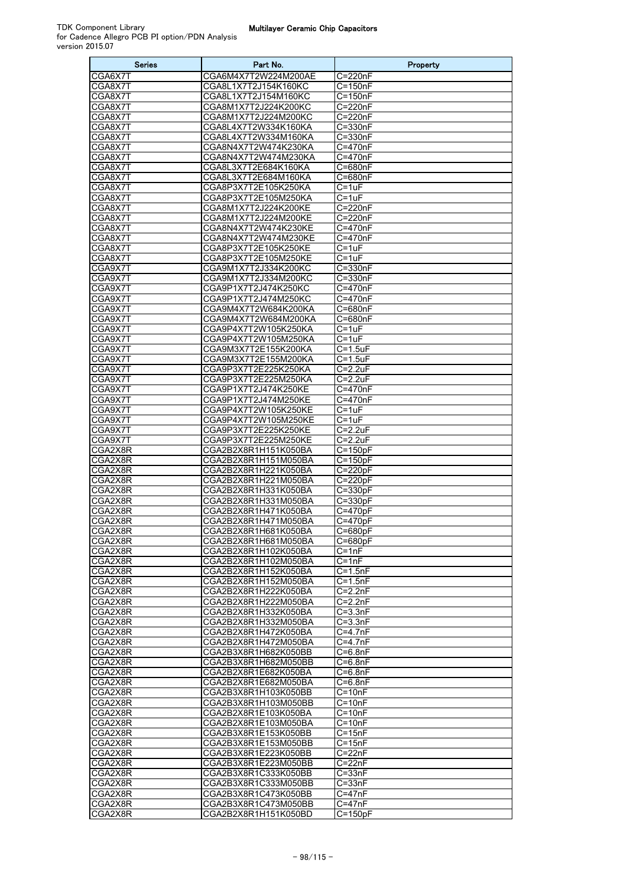| Series | Part No. | Property |
|---|---|---|
| CGA6X7T | CGA6M4X7T2W224M200AE | C=220nF |
| CGA8X7T | CGA8L1X7T2J154K160KC | C=150nF |
| CGA8X7T | CGA8L1X7T2J154M160KC | C=150nF |
| CGA8X7T | CGA8M1X7T2J224K200KC | C=220nF |
| CGA8X7T | CGA8M1X7T2J224M200KC | C=220nF |
| CGA8X7T | CGA8L4X7T2W334K160KA | C=330nF |
| CGA8X7T | CGA8L4X7T2W334M160KA | C=330nF |
| CGA8X7T | CGA8N4X7T2W474K230KA | C=470nF |
| CGA8X7T | CGA8N4X7T2W474M230KA | C=470nF |
| CGA8X7T | CGA8L3X7T2E684K160KA | C=680nF |
| CGA8X7T | CGA8L3X7T2E684M160KA | C=680nF |
| CGA8X7T | CGA8P3X7T2E105K250KA | C=1uF |
| CGA8X7T | CGA8P3X7T2E105M250KA | C=1uF |
| CGA8X7T | CGA8M1X7T2J224K200KE | C=220nF |
| CGA8X7T | CGA8M1X7T2J224M200KE | C=220nF |
| CGA8X7T | CGA8N4X7T2W474K230KE | C=470nF |
| CGA8X7T | CGA8N4X7T2W474M230KE | C=470nF |
| CGA8X7T | CGA8P3X7T2E105K250KE | C=1uF |
| CGA8X7T | CGA8P3X7T2E105M250KE | C=1uF |
| CGA9X7T | CGA9M1X7T2J334K200KC | C=330nF |
| CGA9X7T | CGA9M1X7T2J334M200KC | C=330nF |
| CGA9X7T | CGA9P1X7T2J474K250KC | C=470nF |
| CGA9X7T | CGA9P1X7T2J474M250KC | C=470nF |
| CGA9X7T | CGA9M4X7T2W684K200KA | C=680nF |
| CGA9X7T | CGA9M4X7T2W684M200KA | C=680nF |
| CGA9X7T | CGA9P4X7T2W105K250KA | C=1uF |
| CGA9X7T | CGA9P4X7T2W105M250KA | C=1uF |
| CGA9X7T | CGA9M3X7T2E155K200KA | C=1.5uF |
| CGA9X7T | CGA9M3X7T2E155M200KA | C=1.5uF |
| CGA9X7T | CGA9P3X7T2E225K250KA | C=2.2uF |
| CGA9X7T | CGA9P3X7T2E225M250KA | C=2.2uF |
| CGA9X7T | CGA9P1X7T2J474K250KE | C=470nF |
| CGA9X7T | CGA9P1X7T2J474M250KE | C=470nF |
| CGA9X7T | CGA9P4X7T2W105K250KE | C=1uF |
| CGA9X7T | CGA9P4X7T2W105M250KE | C=1uF |
| CGA9X7T | CGA9P3X7T2E225K250KE | C=2.2uF |
| CGA9X7T | CGA9P3X7T2E225M250KE | C=2.2uF |
| CGA2X8R | CGA2B2X8R1H151K050BA | C=150pF |
| CGA2X8R | CGA2B2X8R1H151M050BA | C=150pF |
| CGA2X8R | CGA2B2X8R1H221K050BA | C=220pF |
| CGA2X8R | CGA2B2X8R1H221M050BA | C=220pF |
| CGA2X8R | CGA2B2X8R1H331K050BA | C=330pF |
| CGA2X8R | CGA2B2X8R1H331M050BA | C=330pF |
| CGA2X8R | CGA2B2X8R1H471K050BA | C=470pF |
| CGA2X8R | CGA2B2X8R1H471M050BA | C=470pF |
| CGA2X8R | CGA2B2X8R1H681K050BA | C=680pF |
| CGA2X8R | CGA2B2X8R1H681M050BA | C=680pF |
| CGA2X8R | CGA2B2X8R1H102K050BA | C=1nF |
| CGA2X8R | CGA2B2X8R1H102M050BA | C=1nF |
| CGA2X8R | CGA2B2X8R1H152K050BA | C=1.5nF |
| CGA2X8R | CGA2B2X8R1H152M050BA | C=1.5nF |
| CGA2X8R | CGA2B2X8R1H222K050BA | C=2.2nF |
| CGA2X8R | CGA2B2X8R1H222M050BA | C=2.2nF |
| CGA2X8R | CGA2B2X8R1H332K050BA | C=3.3nF |
| CGA2X8R | CGA2B2X8R1H332M050BA | C=3.3nF |
| CGA2X8R | CGA2B2X8R1H472K050BA | C=4.7nF |
| CGA2X8R | CGA2B2X8R1H472M050BA | C=4.7nF |
| CGA2X8R | CGA2B3X8R1H682K050BB | C=6.8nF |
| CGA2X8R | CGA2B3X8R1H682M050BB | C=6.8nF |
| CGA2X8R | CGA2B2X8R1E682K050BA | C=6.8nF |
| CGA2X8R | CGA2B2X8R1E682M050BA | C=6.8nF |
| CGA2X8R | CGA2B3X8R1H103K050BB | C=10nF |
| CGA2X8R | CGA2B3X8R1H103M050BB | C=10nF |
| CGA2X8R | CGA2B2X8R1E103K050BA | C=10nF |
| CGA2X8R | CGA2B2X8R1E103M050BA | C=10nF |
| CGA2X8R | CGA2B3X8R1E153K050BB | C=15nF |
| CGA2X8R | CGA2B3X8R1E153M050BB | C=15nF |
| CGA2X8R | CGA2B3X8R1E223K050BB | C=22nF |
| CGA2X8R | CGA2B3X8R1E223M050BB | C=22nF |
| CGA2X8R | CGA2B3X8R1C333K050BB | C=33nF |
| CGA2X8R | CGA2B3X8R1C333M050BB | C=33nF |
| CGA2X8R | CGA2B3X8R1C473K050BB | C=47nF |
| CGA2X8R | CGA2B3X8R1C473M050BB | C=47nF |
| CGA2X8R | CGA2B2X8R1H151K050BD | C=150pF |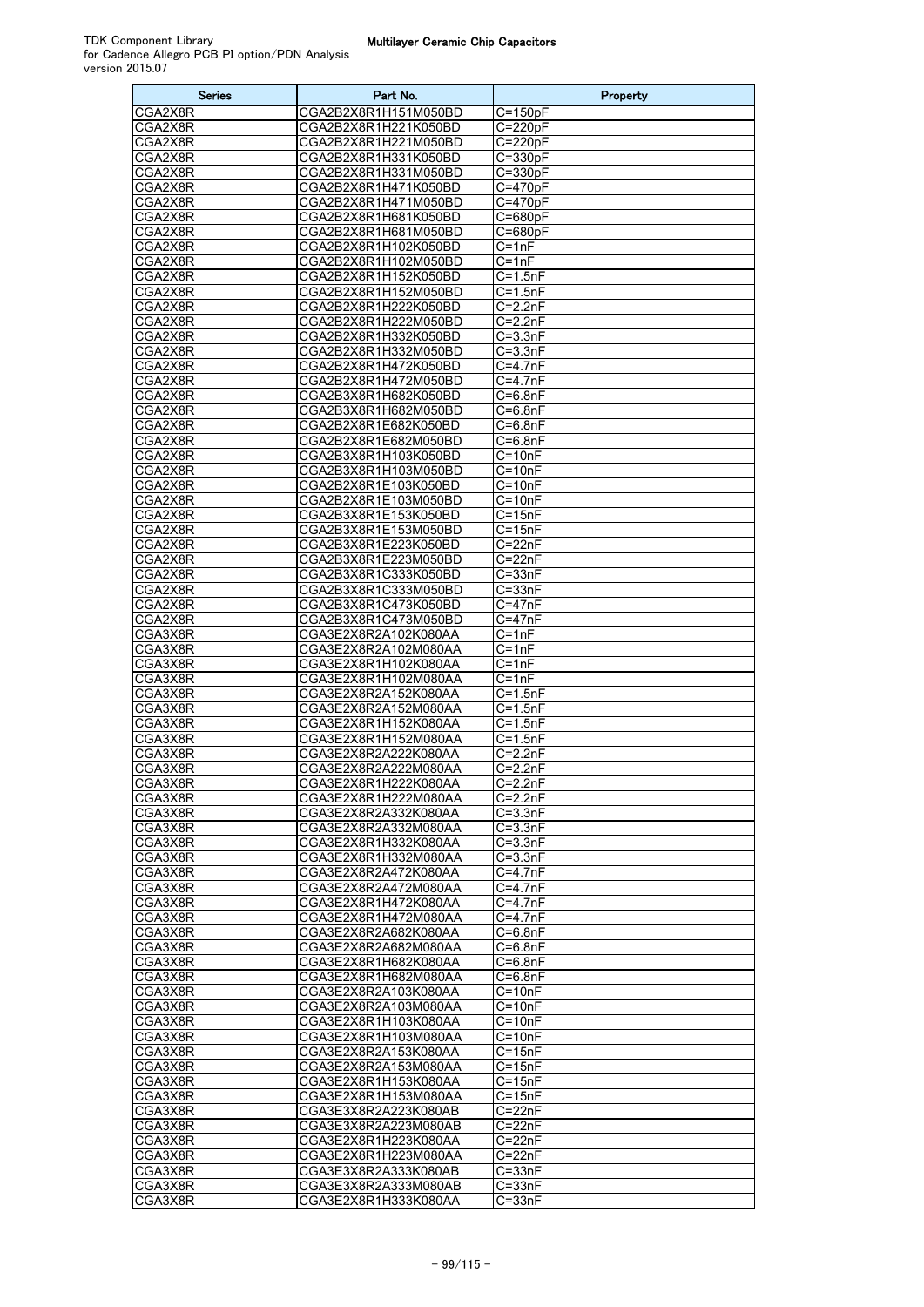| Series | Part No. | Property |
|---|---|---|
| CGA2X8R | CGA2B2X8R1H151M050BD | C=150pF |
| CGA2X8R | CGA2B2X8R1H221K050BD | C=220pF |
| CGA2X8R | CGA2B2X8R1H221M050BD | C=220pF |
| CGA2X8R | CGA2B2X8R1H331K050BD | C=330pF |
| CGA2X8R | CGA2B2X8R1H331M050BD | C=330pF |
| CGA2X8R | CGA2B2X8R1H471K050BD | C=470pF |
| CGA2X8R | CGA2B2X8R1H471M050BD | C=470pF |
| CGA2X8R | CGA2B2X8R1H681K050BD | C=680pF |
| CGA2X8R | CGA2B2X8R1H681M050BD | C=680pF |
| CGA2X8R | CGA2B2X8R1H102K050BD | C=1nF |
| CGA2X8R | CGA2B2X8R1H102M050BD | C=1nF |
| CGA2X8R | CGA2B2X8R1H152K050BD | C=1.5nF |
| CGA2X8R | CGA2B2X8R1H152M050BD | C=1.5nF |
| CGA2X8R | CGA2B2X8R1H222K050BD | C=2.2nF |
| CGA2X8R | CGA2B2X8R1H222M050BD | C=2.2nF |
| CGA2X8R | CGA2B2X8R1H332K050BD | C=3.3nF |
| CGA2X8R | CGA2B2X8R1H332M050BD | C=3.3nF |
| CGA2X8R | CGA2B2X8R1H472K050BD | C=4.7nF |
| CGA2X8R | CGA2B2X8R1H472M050BD | C=4.7nF |
| CGA2X8R | CGA2B3X8R1H682K050BD | C=6.8nF |
| CGA2X8R | CGA2B3X8R1H682M050BD | C=6.8nF |
| CGA2X8R | CGA2B2X8R1E682K050BD | C=6.8nF |
| CGA2X8R | CGA2B2X8R1E682M050BD | C=6.8nF |
| CGA2X8R | CGA2B3X8R1H103K050BD | C=10nF |
| CGA2X8R | CGA2B3X8R1H103M050BD | C=10nF |
| CGA2X8R | CGA2B2X8R1E103K050BD | C=10nF |
| CGA2X8R | CGA2B2X8R1E103M050BD | C=10nF |
| CGA2X8R | CGA2B3X8R1E153K050BD | C=15nF |
| CGA2X8R | CGA2B3X8R1E153M050BD | C=15nF |
| CGA2X8R | CGA2B3X8R1E223K050BD | C=22nF |
| CGA2X8R | CGA2B3X8R1E223M050BD | C=22nF |
| CGA2X8R | CGA2B3X8R1C333K050BD | C=33nF |
| CGA2X8R | CGA2B3X8R1C333M050BD | C=33nF |
| CGA2X8R | CGA2B3X8R1C473K050BD | C=47nF |
| CGA2X8R | CGA2B3X8R1C473M050BD | C=47nF |
| CGA3X8R | CGA3E2X8R2A102K080AA | C=1nF |
| CGA3X8R | CGA3E2X8R2A102M080AA | C=1nF |
| CGA3X8R | CGA3E2X8R1H102K080AA | C=1nF |
| CGA3X8R | CGA3E2X8R1H102M080AA | C=1nF |
| CGA3X8R | CGA3E2X8R2A152K080AA | C=1.5nF |
| CGA3X8R | CGA3E2X8R2A152M080AA | C=1.5nF |
| CGA3X8R | CGA3E2X8R1H152K080AA | C=1.5nF |
| CGA3X8R | CGA3E2X8R1H152M080AA | C=1.5nF |
| CGA3X8R | CGA3E2X8R2A222K080AA | C=2.2nF |
| CGA3X8R | CGA3E2X8R2A222M080AA | C=2.2nF |
| CGA3X8R | CGA3E2X8R1H222K080AA | C=2.2nF |
| CGA3X8R | CGA3E2X8R1H222M080AA | C=2.2nF |
| CGA3X8R | CGA3E2X8R2A332K080AA | C=3.3nF |
| CGA3X8R | CGA3E2X8R2A332M080AA | C=3.3nF |
| CGA3X8R | CGA3E2X8R1H332K080AA | C=3.3nF |
| CGA3X8R | CGA3E2X8R1H332M080AA | C=3.3nF |
| CGA3X8R | CGA3E2X8R2A472K080AA | C=4.7nF |
| CGA3X8R | CGA3E2X8R2A472M080AA | C=4.7nF |
| CGA3X8R | CGA3E2X8R1H472K080AA | C=4.7nF |
| CGA3X8R | CGA3E2X8R1H472M080AA | C=4.7nF |
| CGA3X8R | CGA3E2X8R2A682K080AA | C=6.8nF |
| CGA3X8R | CGA3E2X8R2A682M080AA | C=6.8nF |
| CGA3X8R | CGA3E2X8R1H682K080AA | C=6.8nF |
| CGA3X8R | CGA3E2X8R1H682M080AA | C=6.8nF |
| CGA3X8R | CGA3E2X8R2A103K080AA | C=10nF |
| CGA3X8R | CGA3E2X8R2A103M080AA | C=10nF |
| CGA3X8R | CGA3E2X8R1H103K080AA | C=10nF |
| CGA3X8R | CGA3E2X8R1H103M080AA | C=10nF |
| CGA3X8R | CGA3E2X8R2A153K080AA | C=15nF |
| CGA3X8R | CGA3E2X8R2A153M080AA | C=15nF |
| CGA3X8R | CGA3E2X8R1H153K080AA | C=15nF |
| CGA3X8R | CGA3E2X8R1H153M080AA | C=15nF |
| CGA3X8R | CGA3E3X8R2A223K080AB | C=22nF |
| CGA3X8R | CGA3E3X8R2A223M080AB | C=22nF |
| CGA3X8R | CGA3E2X8R1H223K080AA | C=22nF |
| CGA3X8R | CGA3E2X8R1H223M080AA | C=22nF |
| CGA3X8R | CGA3E3X8R2A333K080AB | C=33nF |
| CGA3X8R | CGA3E3X8R2A333M080AB | C=33nF |
| CGA3X8R | CGA3E2X8R1H333K080AA | C=33nF |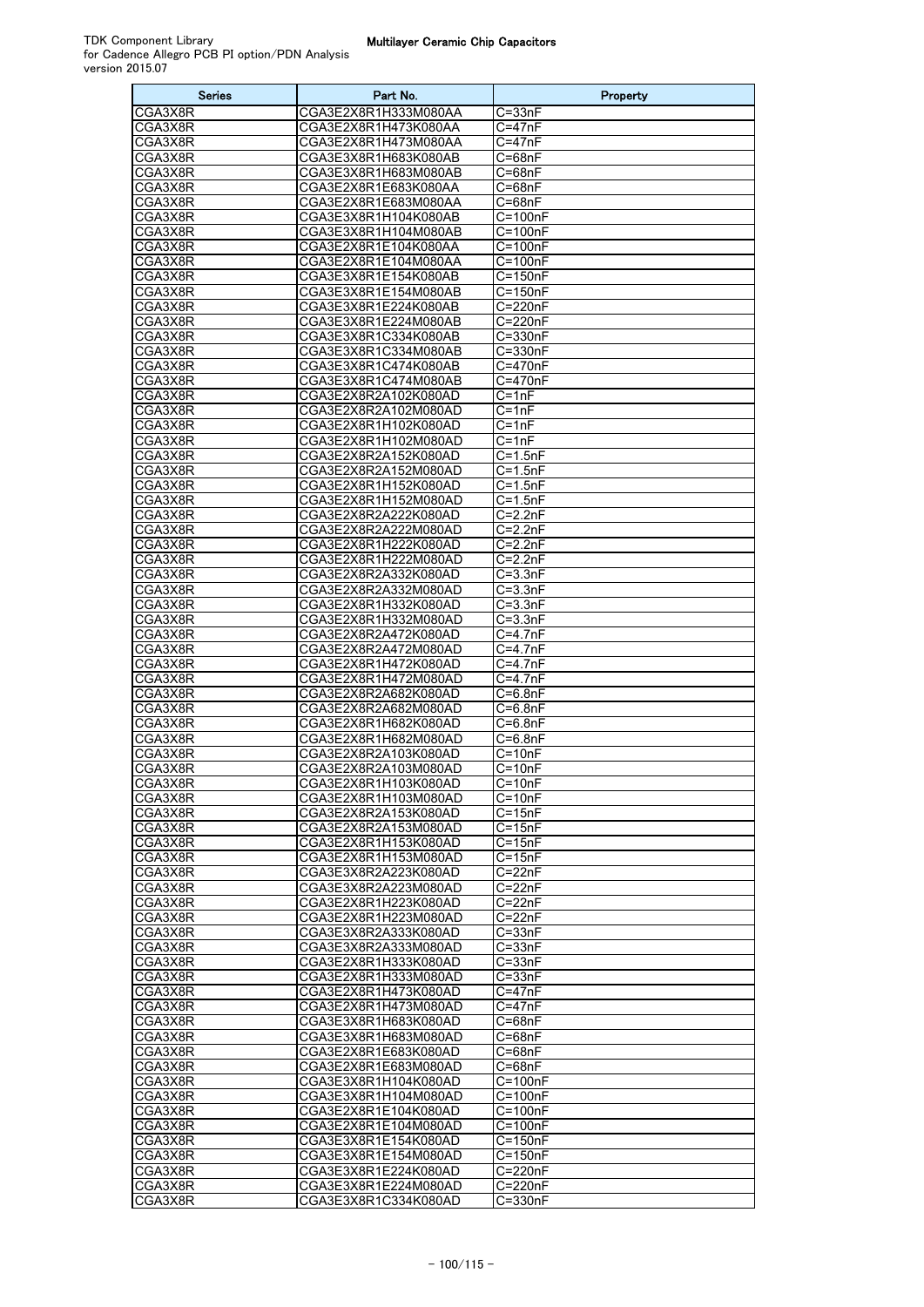| Series | Part No. | Property |
|---|---|---|
| CGA3X8R | CGA3E2X8R1H333M080AA | C=33nF |
| CGA3X8R | CGA3E2X8R1H473K080AA | C=47nF |
| CGA3X8R | CGA3E2X8R1H473M080AA | C=47nF |
| CGA3X8R | CGA3E3X8R1H683K080AB | C=68nF |
| CGA3X8R | CGA3E3X8R1H683M080AB | C=68nF |
| CGA3X8R | CGA3E2X8R1E683K080AA | C=68nF |
| CGA3X8R | CGA3E2X8R1E683M080AA | C=68nF |
| CGA3X8R | CGA3E3X8R1H104K080AB | C=100nF |
| CGA3X8R | CGA3E3X8R1H104M080AB | C=100nF |
| CGA3X8R | CGA3E2X8R1E104K080AA | C=100nF |
| CGA3X8R | CGA3E2X8R1E104M080AA | C=100nF |
| CGA3X8R | CGA3E3X8R1E154K080AB | C=150nF |
| CGA3X8R | CGA3E3X8R1E154M080AB | C=150nF |
| CGA3X8R | CGA3E3X8R1E224K080AB | C=220nF |
| CGA3X8R | CGA3E3X8R1E224M080AB | C=220nF |
| CGA3X8R | CGA3E3X8R1C334K080AB | C=330nF |
| CGA3X8R | CGA3E3X8R1C334M080AB | C=330nF |
| CGA3X8R | CGA3E3X8R1C474K080AB | C=470nF |
| CGA3X8R | CGA3E3X8R1C474M080AB | C=470nF |
| CGA3X8R | CGA3E2X8R2A102K080AD | C=1nF |
| CGA3X8R | CGA3E2X8R2A102M080AD | C=1nF |
| CGA3X8R | CGA3E2X8R1H102K080AD | C=1nF |
| CGA3X8R | CGA3E2X8R1H102M080AD | C=1nF |
| CGA3X8R | CGA3E2X8R2A152K080AD | C=1.5nF |
| CGA3X8R | CGA3E2X8R2A152M080AD | C=1.5nF |
| CGA3X8R | CGA3E2X8R1H152K080AD | C=1.5nF |
| CGA3X8R | CGA3E2X8R1H152M080AD | C=1.5nF |
| CGA3X8R | CGA3E2X8R2A222K080AD | C=2.2nF |
| CGA3X8R | CGA3E2X8R2A222M080AD | C=2.2nF |
| CGA3X8R | CGA3E2X8R1H222K080AD | C=2.2nF |
| CGA3X8R | CGA3E2X8R1H222M080AD | C=2.2nF |
| CGA3X8R | CGA3E2X8R2A332K080AD | C=3.3nF |
| CGA3X8R | CGA3E2X8R2A332M080AD | C=3.3nF |
| CGA3X8R | CGA3E2X8R1H332K080AD | C=3.3nF |
| CGA3X8R | CGA3E2X8R1H332M080AD | C=3.3nF |
| CGA3X8R | CGA3E2X8R2A472K080AD | C=4.7nF |
| CGA3X8R | CGA3E2X8R2A472M080AD | C=4.7nF |
| CGA3X8R | CGA3E2X8R1H472K080AD | C=4.7nF |
| CGA3X8R | CGA3E2X8R1H472M080AD | C=4.7nF |
| CGA3X8R | CGA3E2X8R2A682K080AD | C=6.8nF |
| CGA3X8R | CGA3E2X8R2A682M080AD | C=6.8nF |
| CGA3X8R | CGA3E2X8R1H682K080AD | C=6.8nF |
| CGA3X8R | CGA3E2X8R1H682M080AD | C=6.8nF |
| CGA3X8R | CGA3E2X8R2A103K080AD | C=10nF |
| CGA3X8R | CGA3E2X8R2A103M080AD | C=10nF |
| CGA3X8R | CGA3E2X8R1H103K080AD | C=10nF |
| CGA3X8R | CGA3E2X8R1H103M080AD | C=10nF |
| CGA3X8R | CGA3E2X8R2A153K080AD | C=15nF |
| CGA3X8R | CGA3E2X8R2A153M080AD | C=15nF |
| CGA3X8R | CGA3E2X8R1H153K080AD | C=15nF |
| CGA3X8R | CGA3E2X8R1H153M080AD | C=15nF |
| CGA3X8R | CGA3E3X8R2A223K080AD | C=22nF |
| CGA3X8R | CGA3E3X8R2A223M080AD | C=22nF |
| CGA3X8R | CGA3E2X8R1H223K080AD | C=22nF |
| CGA3X8R | CGA3E2X8R1H223M080AD | C=22nF |
| CGA3X8R | CGA3E3X8R2A333K080AD | C=33nF |
| CGA3X8R | CGA3E3X8R2A333M080AD | C=33nF |
| CGA3X8R | CGA3E2X8R1H333K080AD | C=33nF |
| CGA3X8R | CGA3E2X8R1H333M080AD | C=33nF |
| CGA3X8R | CGA3E2X8R1H473K080AD | C=47nF |
| CGA3X8R | CGA3E2X8R1H473M080AD | C=47nF |
| CGA3X8R | CGA3E3X8R1H683K080AD | C=68nF |
| CGA3X8R | CGA3E3X8R1H683M080AD | C=68nF |
| CGA3X8R | CGA3E2X8R1E683K080AD | C=68nF |
| CGA3X8R | CGA3E2X8R1E683M080AD | C=68nF |
| CGA3X8R | CGA3E3X8R1H104K080AD | C=100nF |
| CGA3X8R | CGA3E3X8R1H104M080AD | C=100nF |
| CGA3X8R | CGA3E2X8R1E104K080AD | C=100nF |
| CGA3X8R | CGA3E2X8R1E104M080AD | C=100nF |
| CGA3X8R | CGA3E3X8R1E154K080AD | C=150nF |
| CGA3X8R | CGA3E3X8R1E154M080AD | C=150nF |
| CGA3X8R | CGA3E3X8R1E224K080AD | C=220nF |
| CGA3X8R | CGA3E3X8R1E224M080AD | C=220nF |
| CGA3X8R | CGA3E3X8R1C334K080AD | C=330nF |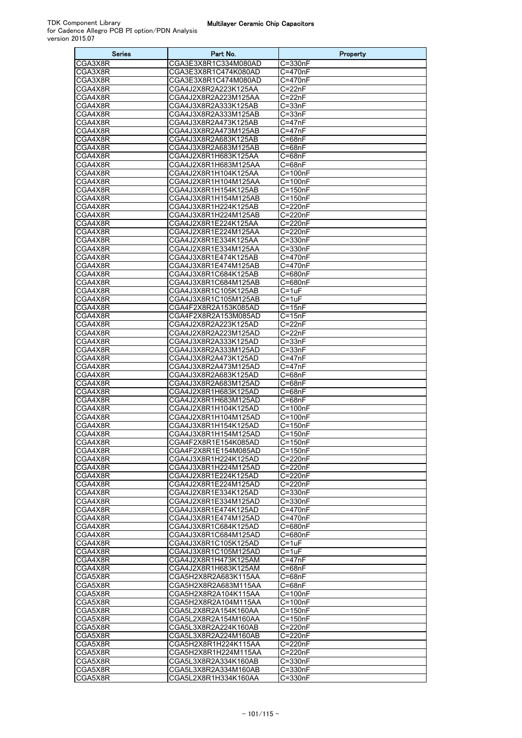| Series | Part No. | Property |
|---|---|---|
| CGA3X8R | CGA3E3X8R1C334M080AD | C=330nF |
| CGA3X8R | CGA3E3X8R1C474K080AD | C=470nF |
| CGA3X8R | CGA3E3X8R1C474M080AD | C=470nF |
| CGA4X8R | CGA4J2X8R2A223K125AA | C=22nF |
| CGA4X8R | CGA4J2X8R2A223M125AA | C=22nF |
| CGA4X8R | CGA4J3X8R2A333K125AB | C=33nF |
| CGA4X8R | CGA4J3X8R2A333M125AB | C=33nF |
| CGA4X8R | CGA4J3X8R2A473K125AB | C=47nF |
| CGA4X8R | CGA4J3X8R2A473M125AB | C=47nF |
| CGA4X8R | CGA4J3X8R2A683K125AB | C=68nF |
| CGA4X8R | CGA4J3X8R2A683M125AB | C=68nF |
| CGA4X8R | CGA4J2X8R1H683K125AA | C=68nF |
| CGA4X8R | CGA4J2X8R1H683M125AA | C=68nF |
| CGA4X8R | CGA4J2X8R1H104K125AA | C=100nF |
| CGA4X8R | CGA4J2X8R1H104M125AA | C=100nF |
| CGA4X8R | CGA4J3X8R1H154K125AB | C=150nF |
| CGA4X8R | CGA4J3X8R1H154M125AB | C=150nF |
| CGA4X8R | CGA4J3X8R1H224K125AB | C=220nF |
| CGA4X8R | CGA4J3X8R1H224M125AB | C=220nF |
| CGA4X8R | CGA4J2X8R1E224K125AA | C=220nF |
| CGA4X8R | CGA4J2X8R1E224M125AA | C=220nF |
| CGA4X8R | CGA4J2X8R1E334K125AA | C=330nF |
| CGA4X8R | CGA4J2X8R1E334M125AA | C=330nF |
| CGA4X8R | CGA4J3X8R1E474K125AB | C=470nF |
| CGA4X8R | CGA4J3X8R1E474M125AB | C=470nF |
| CGA4X8R | CGA4J3X8R1C684K125AB | C=680nF |
| CGA4X8R | CGA4J3X8R1C684M125AB | C=680nF |
| CGA4X8R | CGA4J3X8R1C105K125AB | C=1uF |
| CGA4X8R | CGA4J3X8R1C105M125AB | C=1uF |
| CGA4X8R | CGA4F2X8R2A153K085AD | C=15nF |
| CGA4X8R | CGA4F2X8R2A153M085AD | C=15nF |
| CGA4X8R | CGA4J2X8R2A223K125AD | C=22nF |
| CGA4X8R | CGA4J2X8R2A223M125AD | C=22nF |
| CGA4X8R | CGA4J3X8R2A333K125AD | C=33nF |
| CGA4X8R | CGA4J3X8R2A333M125AD | C=33nF |
| CGA4X8R | CGA4J3X8R2A473K125AD | C=47nF |
| CGA4X8R | CGA4J3X8R2A473M125AD | C=47nF |
| CGA4X8R | CGA4J3X8R2A683K125AD | C=68nF |
| CGA4X8R | CGA4J3X8R2A683M125AD | C=68nF |
| CGA4X8R | CGA4J2X8R1H683K125AD | C=68nF |
| CGA4X8R | CGA4J2X8R1H683M125AD | C=68nF |
| CGA4X8R | CGA4J2X8R1H104K125AD | C=100nF |
| CGA4X8R | CGA4J2X8R1H104M125AD | C=100nF |
| CGA4X8R | CGA4J3X8R1H154K125AD | C=150nF |
| CGA4X8R | CGA4J3X8R1H154M125AD | C=150nF |
| CGA4X8R | CGA4F2X8R1E154K085AD | C=150nF |
| CGA4X8R | CGA4F2X8R1E154M085AD | C=150nF |
| CGA4X8R | CGA4J3X8R1H224K125AD | C=220nF |
| CGA4X8R | CGA4J3X8R1H224M125AD | C=220nF |
| CGA4X8R | CGA4J2X8R1E224K125AD | C=220nF |
| CGA4X8R | CGA4J2X8R1E224M125AD | C=220nF |
| CGA4X8R | CGA4J2X8R1E334K125AD | C=330nF |
| CGA4X8R | CGA4J2X8R1E334M125AD | C=330nF |
| CGA4X8R | CGA4J3X8R1E474K125AD | C=470nF |
| CGA4X8R | CGA4J3X8R1E474M125AD | C=470nF |
| CGA4X8R | CGA4J3X8R1C684K125AD | C=680nF |
| CGA4X8R | CGA4J3X8R1C684M125AD | C=680nF |
| CGA4X8R | CGA4J3X8R1C105K125AD | C=1uF |
| CGA4X8R | CGA4J3X8R1C105M125AD | C=1uF |
| CGA4X8R | CGA4J2X8R1H473K125AM | C=47nF |
| CGA4X8R | CGA4J2X8R1H683K125AM | C=68nF |
| CGA5X8R | CGA5H2X8R2A683K115AA | C=68nF |
| CGA5X8R | CGA5H2X8R2A683M115AA | C=68nF |
| CGA5X8R | CGA5H2X8R2A104K115AA | C=100nF |
| CGA5X8R | CGA5H2X8R2A104M115AA | C=100nF |
| CGA5X8R | CGA5L2X8R2A154K160AA | C=150nF |
| CGA5X8R | CGA5L2X8R2A154M160AA | C=150nF |
| CGA5X8R | CGA5L3X8R2A224K160AB | C=220nF |
| CGA5X8R | CGA5L3X8R2A224M160AB | C=220nF |
| CGA5X8R | CGA5H2X8R1H224K115AA | C=220nF |
| CGA5X8R | CGA5H2X8R1H224M115AA | C=220nF |
| CGA5X8R | CGA5L3X8R2A334K160AB | C=330nF |
| CGA5X8R | CGA5L3X8R2A334M160AB | C=330nF |
| CGA5X8R | CGA5L2X8R1H334K160AA | C=330nF |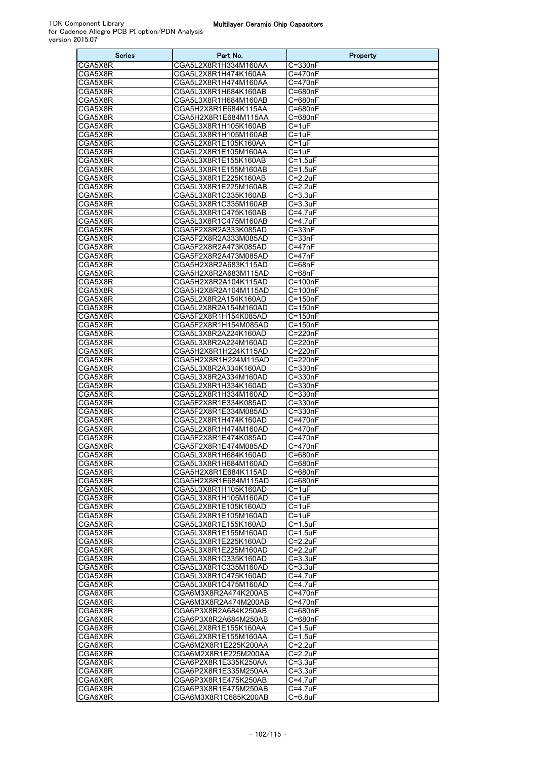| Series | Part No. | Property |
| --- | --- | --- |
| CGA5X8R | CGA5L2X8R1H334M160AA | C=330nF |
| CGA5X8R | CGA5L2X8R1H474K160AA | C=470nF |
| CGA5X8R | CGA5L2X8R1H474M160AA | C=470nF |
| CGA5X8R | CGA5L3X8R1H684K160AB | C=680nF |
| CGA5X8R | CGA5L3X8R1H684M160AB | C=680nF |
| CGA5X8R | CGA5H2X8R1E684K115AA | C=680nF |
| CGA5X8R | CGA5H2X8R1E684M115AA | C=680nF |
| CGA5X8R | CGA5L3X8R1H105K160AB | C=1uF |
| CGA5X8R | CGA5L3X8R1H105M160AB | C=1uF |
| CGA5X8R | CGA5L2X8R1E105K160AA | C=1uF |
| CGA5X8R | CGA5L2X8R1E105M160AA | C=1uF |
| CGA5X8R | CGA5L3X8R1E155K160AB | C=1.5uF |
| CGA5X8R | CGA5L3X8R1E155M160AB | C=1.5uF |
| CGA5X8R | CGA5L3X8R1E225K160AB | C=2.2uF |
| CGA5X8R | CGA5L3X8R1E225M160AB | C=2.2uF |
| CGA5X8R | CGA5L3X8R1C335K160AB | C=3.3uF |
| CGA5X8R | CGA5L3X8R1C335M160AB | C=3.3uF |
| CGA5X8R | CGA5L3X8R1C475K160AB | C=4.7uF |
| CGA5X8R | CGA5L3X8R1C475M160AB | C=4.7uF |
| CGA5X8R | CGA5F2X8R2A333K085AD | C=33nF |
| CGA5X8R | CGA5F2X8R2A333M085AD | C=33nF |
| CGA5X8R | CGA5F2X8R2A473K085AD | C=47nF |
| CGA5X8R | CGA5F2X8R2A473M085AD | C=47nF |
| CGA5X8R | CGA5H2X8R2A683K115AD | C=68nF |
| CGA5X8R | CGA5H2X8R2A683M115AD | C=68nF |
| CGA5X8R | CGA5H2X8R2A104K115AD | C=100nF |
| CGA5X8R | CGA5H2X8R2A104M115AD | C=100nF |
| CGA5X8R | CGA5L2X8R2A154K160AD | C=150nF |
| CGA5X8R | CGA5L2X8R2A154M160AD | C=150nF |
| CGA5X8R | CGA5F2X8R1H154K085AD | C=150nF |
| CGA5X8R | CGA5F2X8R1H154M085AD | C=150nF |
| CGA5X8R | CGA5L3X8R2A224K160AD | C=220nF |
| CGA5X8R | CGA5L3X8R2A224M160AD | C=220nF |
| CGA5X8R | CGA5H2X8R1H224K115AD | C=220nF |
| CGA5X8R | CGA5H2X8R1H224M115AD | C=220nF |
| CGA5X8R | CGA5L3X8R2A334K160AD | C=330nF |
| CGA5X8R | CGA5L3X8R2A334M160AD | C=330nF |
| CGA5X8R | CGA5L2X8R1H334K160AD | C=330nF |
| CGA5X8R | CGA5L2X8R1H334M160AD | C=330nF |
| CGA5X8R | CGA5F2X8R1E334K085AD | C=330nF |
| CGA5X8R | CGA5F2X8R1E334M085AD | C=330nF |
| CGA5X8R | CGA5L2X8R1H474K160AD | C=470nF |
| CGA5X8R | CGA5L2X8R1H474M160AD | C=470nF |
| CGA5X8R | CGA5F2X8R1E474K085AD | C=470nF |
| CGA5X8R | CGA5F2X8R1E474M085AD | C=470nF |
| CGA5X8R | CGA5L3X8R1H684K160AD | C=680nF |
| CGA5X8R | CGA5L3X8R1H684M160AD | C=680nF |
| CGA5X8R | CGA5H2X8R1E684K115AD | C=680nF |
| CGA5X8R | CGA5H2X8R1E684M115AD | C=680nF |
| CGA5X8R | CGA5L3X8R1H105K160AD | C=1uF |
| CGA5X8R | CGA5L3X8R1H105M160AD | C=1uF |
| CGA5X8R | CGA5L2X8R1E105K160AD | C=1uF |
| CGA5X8R | CGA5L2X8R1E105M160AD | C=1uF |
| CGA5X8R | CGA5L3X8R1E155K160AD | C=1.5uF |
| CGA5X8R | CGA5L3X8R1E155M160AD | C=1.5uF |
| CGA5X8R | CGA5L3X8R1E225K160AD | C=2.2uF |
| CGA5X8R | CGA5L3X8R1E225M160AD | C=2.2uF |
| CGA5X8R | CGA5L3X8R1C335K160AD | C=3.3uF |
| CGA5X8R | CGA5L3X8R1C335M160AD | C=3.3uF |
| CGA5X8R | CGA5L3X8R1C475K160AD | C=4.7uF |
| CGA5X8R | CGA5L3X8R1C475M160AD | C=4.7uF |
| CGA6X8R | CGA6M3X8R2A474K200AB | C=470nF |
| CGA6X8R | CGA6M3X8R2A474M200AB | C=470nF |
| CGA6X8R | CGA6P3X8R2A684K250AB | C=680nF |
| CGA6X8R | CGA6P3X8R2A684M250AB | C=680nF |
| CGA6X8R | CGA6L2X8R1E155K160AA | C=1.5uF |
| CGA6X8R | CGA6L2X8R1E155M160AA | C=1.5uF |
| CGA6X8R | CGA6M2X8R1E225K200AA | C=2.2uF |
| CGA6X8R | CGA6M2X8R1E225M200AA | C=2.2uF |
| CGA6X8R | CGA6P2X8R1E335K250AA | C=3.3uF |
| CGA6X8R | CGA6P2X8R1E335M250AA | C=3.3uF |
| CGA6X8R | CGA6P3X8R1E475K250AB | C=4.7uF |
| CGA6X8R | CGA6P3X8R1E475M250AB | C=4.7uF |
| CGA6X8R | CGA6M3X8R1C685K200AB | C=6.8uF |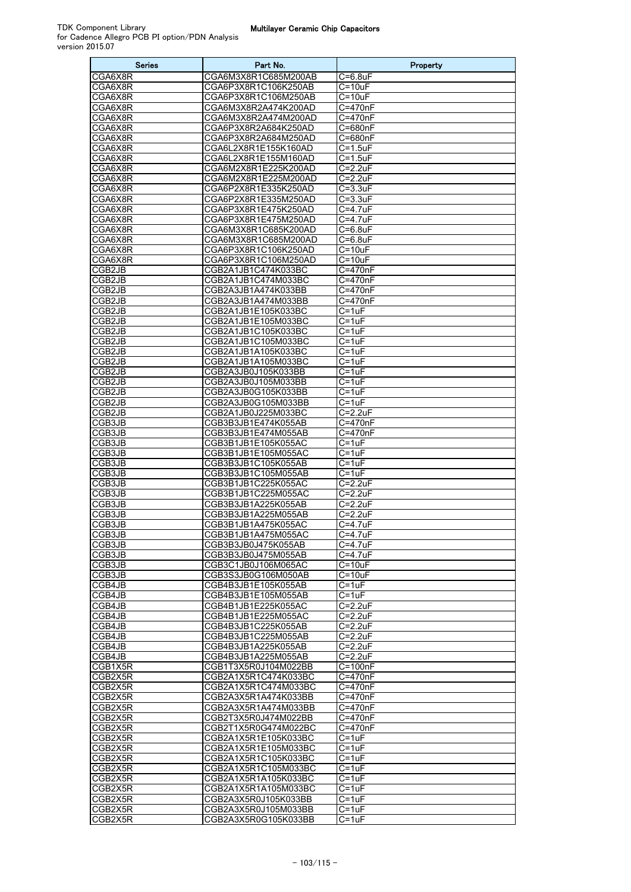| Series | Part No. | Property |
|---|---|---|
| CGA6X8R | CGA6M3X8R1C685M200AB | C=6.8uF |
| CGA6X8R | CGA6P3X8R1C106K250AB | C=10uF |
| CGA6X8R | CGA6P3X8R1C106M250AB | C=10uF |
| CGA6X8R | CGA6M3X8R2A474K200AD | C=470nF |
| CGA6X8R | CGA6M3X8R2A474M200AD | C=470nF |
| CGA6X8R | CGA6P3X8R2A684K250AD | C=680nF |
| CGA6X8R | CGA6P3X8R2A684M250AD | C=680nF |
| CGA6X8R | CGA6L2X8R1E155K160AD | C=1.5uF |
| CGA6X8R | CGA6L2X8R1E155M160AD | C=1.5uF |
| CGA6X8R | CGA6M2X8R1E225K200AD | C=2.2uF |
| CGA6X8R | CGA6M2X8R1E225M200AD | C=2.2uF |
| CGA6X8R | CGA6P2X8R1E335K250AD | C=3.3uF |
| CGA6X8R | CGA6P2X8R1E335M250AD | C=3.3uF |
| CGA6X8R | CGA6P3X8R1E475K250AD | C=4.7uF |
| CGA6X8R | CGA6P3X8R1E475M250AD | C=4.7uF |
| CGA6X8R | CGA6M3X8R1C685K200AD | C=6.8uF |
| CGA6X8R | CGA6M3X8R1C685M200AD | C=6.8uF |
| CGA6X8R | CGA6P3X8R1C106K250AD | C=10uF |
| CGA6X8R | CGA6P3X8R1C106M250AD | C=10uF |
| CGB2JB | CGB2A1JB1C474K033BC | C=470nF |
| CGB2JB | CGB2A1JB1C474M033BC | C=470nF |
| CGB2JB | CGB2A3JB1A474K033BB | C=470nF |
| CGB2JB | CGB2A3JB1A474M033BB | C=470nF |
| CGB2JB | CGB2A1JB1E105K033BC | C=1uF |
| CGB2JB | CGB2A1JB1E105M033BC | C=1uF |
| CGB2JB | CGB2A1JB1C105K033BC | C=1uF |
| CGB2JB | CGB2A1JB1C105M033BC | C=1uF |
| CGB2JB | CGB2A1JB1A105K033BC | C=1uF |
| CGB2JB | CGB2A1JB1A105M033BC | C=1uF |
| CGB2JB | CGB2A3JB0J105K033BB | C=1uF |
| CGB2JB | CGB2A3JB0J105M033BB | C=1uF |
| CGB2JB | CGB2A3JB0G105K033BB | C=1uF |
| CGB2JB | CGB2A3JB0G105M033BB | C=1uF |
| CGB2JB | CGB2A1JB0J225M033BC | C=2.2uF |
| CGB3JB | CGB3B3JB1E474K055AB | C=470nF |
| CGB3JB | CGB3B3JB1E474M055AB | C=470nF |
| CGB3JB | CGB3B1JB1E105K055AC | C=1uF |
| CGB3JB | CGB3B1JB1E105M055AC | C=1uF |
| CGB3JB | CGB3B3JB1C105K055AB | C=1uF |
| CGB3JB | CGB3B3JB1C105M055AB | C=1uF |
| CGB3JB | CGB3B1JB1C225K055AC | C=2.2uF |
| CGB3JB | CGB3B1JB1C225M055AC | C=2.2uF |
| CGB3JB | CGB3B3JB1A225K055AB | C=2.2uF |
| CGB3JB | CGB3B3JB1A225M055AB | C=2.2uF |
| CGB3JB | CGB3B1JB1A475K055AC | C=4.7uF |
| CGB3JB | CGB3B1JB1A475M055AC | C=4.7uF |
| CGB3JB | CGB3B3JB0J475K055AB | C=4.7uF |
| CGB3JB | CGB3B3JB0J475M055AB | C=4.7uF |
| CGB3JB | CGB3C1JB0J106M065AC | C=10uF |
| CGB3JB | CGB3S3JB0G106M050AB | C=10uF |
| CGB4JB | CGB4B3JB1E105K055AB | C=1uF |
| CGB4JB | CGB4B3JB1E105M055AB | C=1uF |
| CGB4JB | CGB4B1JB1E225K055AC | C=2.2uF |
| CGB4JB | CGB4B1JB1E225M055AC | C=2.2uF |
| CGB4JB | CGB4B3JB1C225K055AB | C=2.2uF |
| CGB4JB | CGB4B3JB1C225M055AB | C=2.2uF |
| CGB4JB | CGB4B3JB1A225K055AB | C=2.2uF |
| CGB4JB | CGB4B3JB1A225M055AB | C=2.2uF |
| CGB1X5R | CGB1T3X5R0J104M022BB | C=100nF |
| CGB2X5R | CGB2A1X5R1C474K033BC | C=470nF |
| CGB2X5R | CGB2A1X5R1C474M033BC | C=470nF |
| CGB2X5R | CGB2A3X5R1A474K033BB | C=470nF |
| CGB2X5R | CGB2A3X5R1A474M033BB | C=470nF |
| CGB2X5R | CGB2T3X5R0J474M022BB | C=470nF |
| CGB2X5R | CGB2T1X5R0G474M022BC | C=470nF |
| CGB2X5R | CGB2A1X5R1E105K033BC | C=1uF |
| CGB2X5R | CGB2A1X5R1E105M033BC | C=1uF |
| CGB2X5R | CGB2A1X5R1C105K033BC | C=1uF |
| CGB2X5R | CGB2A1X5R1C105M033BC | C=1uF |
| CGB2X5R | CGB2A1X5R1A105K033BC | C=1uF |
| CGB2X5R | CGB2A1X5R1A105M033BC | C=1uF |
| CGB2X5R | CGB2A3X5R0J105K033BB | C=1uF |
| CGB2X5R | CGB2A3X5R0J105M033BB | C=1uF |
| CGB2X5R | CGB2A3X5R0G105K033BB | C=1uF |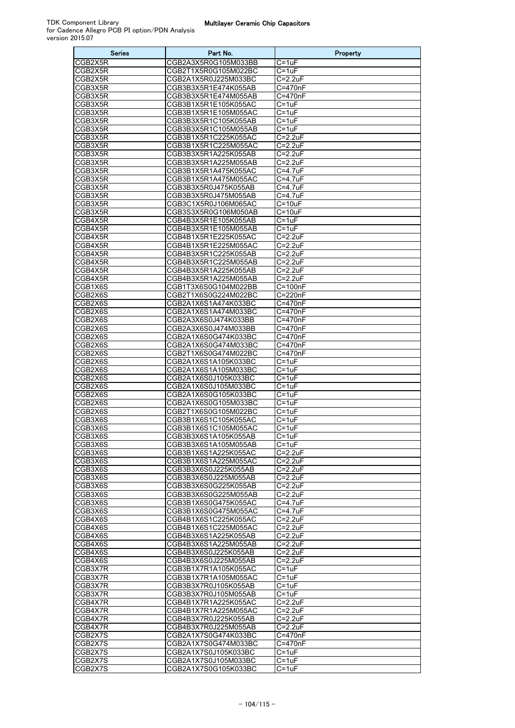| Series | Part No. | Property |
| --- | --- | --- |
| CGB2X5R | CGB2A3X5R0G105M033BB | C=1uF |
| CGB2X5R | CGB2T1X5R0G105M022BC | C=1uF |
| CGB2X5R | CGB2A1X5R0J225M033BC | C=2.2uF |
| CGB3X5R | CGB3B3X5R1E474K055AB | C=470nF |
| CGB3X5R | CGB3B3X5R1E474M055AB | C=470nF |
| CGB3X5R | CGB3B1X5R1E105K055AC | C=1uF |
| CGB3X5R | CGB3B1X5R1E105M055AC | C=1uF |
| CGB3X5R | CGB3B3X5R1C105K055AB | C=1uF |
| CGB3X5R | CGB3B3X5R1C105M055AB | C=1uF |
| CGB3X5R | CGB3B1X5R1C225K055AC | C=2.2uF |
| CGB3X5R | CGB3B1X5R1C225M055AC | C=2.2uF |
| CGB3X5R | CGB3B3X5R1A225K055AB | C=2.2uF |
| CGB3X5R | CGB3B3X5R1A225M055AB | C=2.2uF |
| CGB3X5R | CGB3B1X5R1A475K055AC | C=4.7uF |
| CGB3X5R | CGB3B1X5R1A475M055AC | C=4.7uF |
| CGB3X5R | CGB3B3X5R0J475K055AB | C=4.7uF |
| CGB3X5R | CGB3B3X5R0J475M055AB | C=4.7uF |
| CGB3X5R | CGB3C1X5R0J106M065AC | C=10uF |
| CGB3X5R | CGB3S3X5R0G106M050AB | C=10uF |
| CGB4X5R | CGB4B3X5R1E105K055AB | C=1uF |
| CGB4X5R | CGB4B3X5R1E105M055AB | C=1uF |
| CGB4X5R | CGB4B1X5R1E225K055AC | C=2.2uF |
| CGB4X5R | CGB4B1X5R1E225M055AC | C=2.2uF |
| CGB4X5R | CGB4B3X5R1C225K055AB | C=2.2uF |
| CGB4X5R | CGB4B3X5R1C225M055AB | C=2.2uF |
| CGB4X5R | CGB4B3X5R1A225K055AB | C=2.2uF |
| CGB4X5R | CGB4B3X5R1A225M055AB | C=2.2uF |
| CGB1X6S | CGB1T3X6S0G104M022BB | C=100nF |
| CGB2X6S | CGB2T1X6S0G224M022BC | C=220nF |
| CGB2X6S | CGB2A1X6S1A474K033BC | C=470nF |
| CGB2X6S | CGB2A1X6S1A474M033BC | C=470nF |
| CGB2X6S | CGB2A3X6S0J474K033BB | C=470nF |
| CGB2X6S | CGB2A3X6S0J474M033BB | C=470nF |
| CGB2X6S | CGB2A1X6S0G474K033BC | C=470nF |
| CGB2X6S | CGB2A1X6S0G474M033BC | C=470nF |
| CGB2X6S | CGB2T1X6S0G474M022BC | C=470nF |
| CGB2X6S | CGB2A1X6S1A105K033BC | C=1uF |
| CGB2X6S | CGB2A1X6S1A105M033BC | C=1uF |
| CGB2X6S | CGB2A1X6S0J105K033BC | C=1uF |
| CGB2X6S | CGB2A1X6S0J105M033BC | C=1uF |
| CGB2X6S | CGB2A1X6S0G105K033BC | C=1uF |
| CGB2X6S | CGB2A1X6S0G105M033BC | C=1uF |
| CGB2X6S | CGB2T1X6S0G105M022BC | C=1uF |
| CGB3X6S | CGB3B1X6S1C105K055AC | C=1uF |
| CGB3X6S | CGB3B1X6S1C105M055AC | C=1uF |
| CGB3X6S | CGB3B3X6S1A105K055AB | C=1uF |
| CGB3X6S | CGB3B3X6S1A105M055AB | C=1uF |
| CGB3X6S | CGB3B1X6S1A225K055AC | C=2.2uF |
| CGB3X6S | CGB3B1X6S1A225M055AC | C=2.2uF |
| CGB3X6S | CGB3B3X6S0J225K055AB | C=2.2uF |
| CGB3X6S | CGB3B3X6S0J225M055AB | C=2.2uF |
| CGB3X6S | CGB3B3X6S0G225K055AB | C=2.2uF |
| CGB3X6S | CGB3B3X6S0G225M055AB | C=2.2uF |
| CGB3X6S | CGB3B1X6S0G475K055AC | C=4.7uF |
| CGB3X6S | CGB3B1X6S0G475M055AC | C=4.7uF |
| CGB4X6S | CGB4B1X6S1C225K055AC | C=2.2uF |
| CGB4X6S | CGB4B1X6S1C225M055AC | C=2.2uF |
| CGB4X6S | CGB4B3X6S1A225K055AB | C=2.2uF |
| CGB4X6S | CGB4B3X6S1A225M055AB | C=2.2uF |
| CGB4X6S | CGB4B3X6S0J225K055AB | C=2.2uF |
| CGB4X6S | CGB4B3X6S0J225M055AB | C=2.2uF |
| CGB3X7R | CGB3B1X7R1A105K055AC | C=1uF |
| CGB3X7R | CGB3B1X7R1A105M055AC | C=1uF |
| CGB3X7R | CGB3B3X7R0J105K055AB | C=1uF |
| CGB3X7R | CGB3B3X7R0J105M055AB | C=1uF |
| CGB4X7R | CGB4B1X7R1A225K055AC | C=2.2uF |
| CGB4X7R | CGB4B1X7R1A225M055AC | C=2.2uF |
| CGB4X7R | CGB4B3X7R0J225K055AB | C=2.2uF |
| CGB4X7R | CGB4B3X7R0J225M055AB | C=2.2uF |
| CGB2X7S | CGB2A1X7S0G474K033BC | C=470nF |
| CGB2X7S | CGB2A1X7S0G474M033BC | C=470nF |
| CGB2X7S | CGB2A1X7S0J105K033BC | C=1uF |
| CGB2X7S | CGB2A1X7S0J105M033BC | C=1uF |
| CGB2X7S | CGB2A1X7S0G105K033BC | C=1uF |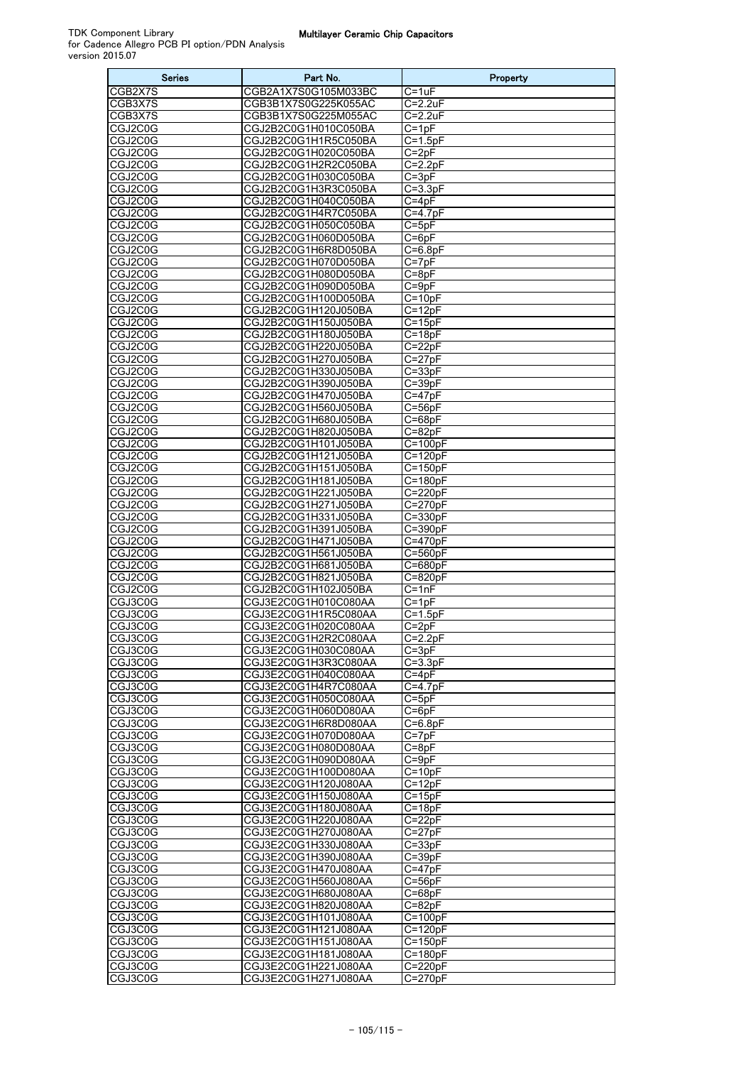| Series | Part No. | Property |
|---|---|---|
| CGB2X7S | CGB2A1X7S0G105M033BC | C=1uF |
| CGB3X7S | CGB3B1X7S0G225K055AC | C=2.2uF |
| CGB3X7S | CGB3B1X7S0G225M055AC | C=2.2uF |
| CGJ2C0G | CGJ2B2C0G1H010C050BA | C=1pF |
| CGJ2C0G | CGJ2B2C0G1H1R5C050BA | C=1.5pF |
| CGJ2C0G | CGJ2B2C0G1H020C050BA | C=2pF |
| CGJ2C0G | CGJ2B2C0G1H2R2C050BA | C=2.2pF |
| CGJ2C0G | CGJ2B2C0G1H030C050BA | C=3pF |
| CGJ2C0G | CGJ2B2C0G1H3R3C050BA | C=3.3pF |
| CGJ2C0G | CGJ2B2C0G1H040C050BA | C=4pF |
| CGJ2C0G | CGJ2B2C0G1H4R7C050BA | C=4.7pF |
| CGJ2C0G | CGJ2B2C0G1H050C050BA | C=5pF |
| CGJ2C0G | CGJ2B2C0G1H060D050BA | C=6pF |
| CGJ2C0G | CGJ2B2C0G1H6R8D050BA | C=6.8pF |
| CGJ2C0G | CGJ2B2C0G1H070D050BA | C=7pF |
| CGJ2C0G | CGJ2B2C0G1H080D050BA | C=8pF |
| CGJ2C0G | CGJ2B2C0G1H090D050BA | C=9pF |
| CGJ2C0G | CGJ2B2C0G1H100D050BA | C=10pF |
| CGJ2C0G | CGJ2B2C0G1H120J050BA | C=12pF |
| CGJ2C0G | CGJ2B2C0G1H150J050BA | C=15pF |
| CGJ2C0G | CGJ2B2C0G1H180J050BA | C=18pF |
| CGJ2C0G | CGJ2B2C0G1H220J050BA | C=22pF |
| CGJ2C0G | CGJ2B2C0G1H270J050BA | C=27pF |
| CGJ2C0G | CGJ2B2C0G1H330J050BA | C=33pF |
| CGJ2C0G | CGJ2B2C0G1H390J050BA | C=39pF |
| CGJ2C0G | CGJ2B2C0G1H470J050BA | C=47pF |
| CGJ2C0G | CGJ2B2C0G1H560J050BA | C=56pF |
| CGJ2C0G | CGJ2B2C0G1H680J050BA | C=68pF |
| CGJ2C0G | CGJ2B2C0G1H820J050BA | C=82pF |
| CGJ2C0G | CGJ2B2C0G1H101J050BA | C=100pF |
| CGJ2C0G | CGJ2B2C0G1H121J050BA | C=120pF |
| CGJ2C0G | CGJ2B2C0G1H151J050BA | C=150pF |
| CGJ2C0G | CGJ2B2C0G1H181J050BA | C=180pF |
| CGJ2C0G | CGJ2B2C0G1H221J050BA | C=220pF |
| CGJ2C0G | CGJ2B2C0G1H271J050BA | C=270pF |
| CGJ2C0G | CGJ2B2C0G1H331J050BA | C=330pF |
| CGJ2C0G | CGJ2B2C0G1H391J050BA | C=390pF |
| CGJ2C0G | CGJ2B2C0G1H471J050BA | C=470pF |
| CGJ2C0G | CGJ2B2C0G1H561J050BA | C=560pF |
| CGJ2C0G | CGJ2B2C0G1H681J050BA | C=680pF |
| CGJ2C0G | CGJ2B2C0G1H821J050BA | C=820pF |
| CGJ2C0G | CGJ2B2C0G1H102J050BA | C=1nF |
| CGJ3C0G | CGJ3E2C0G1H010C080AA | C=1pF |
| CGJ3C0G | CGJ3E2C0G1H1R5C080AA | C=1.5pF |
| CGJ3C0G | CGJ3E2C0G1H020C080AA | C=2pF |
| CGJ3C0G | CGJ3E2C0G1H2R2C080AA | C=2.2pF |
| CGJ3C0G | CGJ3E2C0G1H030C080AA | C=3pF |
| CGJ3C0G | CGJ3E2C0G1H3R3C080AA | C=3.3pF |
| CGJ3C0G | CGJ3E2C0G1H040C080AA | C=4pF |
| CGJ3C0G | CGJ3E2C0G1H4R7C080AA | C=4.7pF |
| CGJ3C0G | CGJ3E2C0G1H050C080AA | C=5pF |
| CGJ3C0G | CGJ3E2C0G1H060D080AA | C=6pF |
| CGJ3C0G | CGJ3E2C0G1H6R8D080AA | C=6.8pF |
| CGJ3C0G | CGJ3E2C0G1H070D080AA | C=7pF |
| CGJ3C0G | CGJ3E2C0G1H080D080AA | C=8pF |
| CGJ3C0G | CGJ3E2C0G1H090D080AA | C=9pF |
| CGJ3C0G | CGJ3E2C0G1H100D080AA | C=10pF |
| CGJ3C0G | CGJ3E2C0G1H120J080AA | C=12pF |
| CGJ3C0G | CGJ3E2C0G1H150J080AA | C=15pF |
| CGJ3C0G | CGJ3E2C0G1H180J080AA | C=18pF |
| CGJ3C0G | CGJ3E2C0G1H220J080AA | C=22pF |
| CGJ3C0G | CGJ3E2C0G1H270J080AA | C=27pF |
| CGJ3C0G | CGJ3E2C0G1H330J080AA | C=33pF |
| CGJ3C0G | CGJ3E2C0G1H390J080AA | C=39pF |
| CGJ3C0G | CGJ3E2C0G1H470J080AA | C=47pF |
| CGJ3C0G | CGJ3E2C0G1H560J080AA | C=56pF |
| CGJ3C0G | CGJ3E2C0G1H680J080AA | C=68pF |
| CGJ3C0G | CGJ3E2C0G1H820J080AA | C=82pF |
| CGJ3C0G | CGJ3E2C0G1H101J080AA | C=100pF |
| CGJ3C0G | CGJ3E2C0G1H121J080AA | C=120pF |
| CGJ3C0G | CGJ3E2C0G1H151J080AA | C=150pF |
| CGJ3C0G | CGJ3E2C0G1H181J080AA | C=180pF |
| CGJ3C0G | CGJ3E2C0G1H221J080AA | C=220pF |
| CGJ3C0G | CGJ3E2C0G1H271J080AA | C=270pF |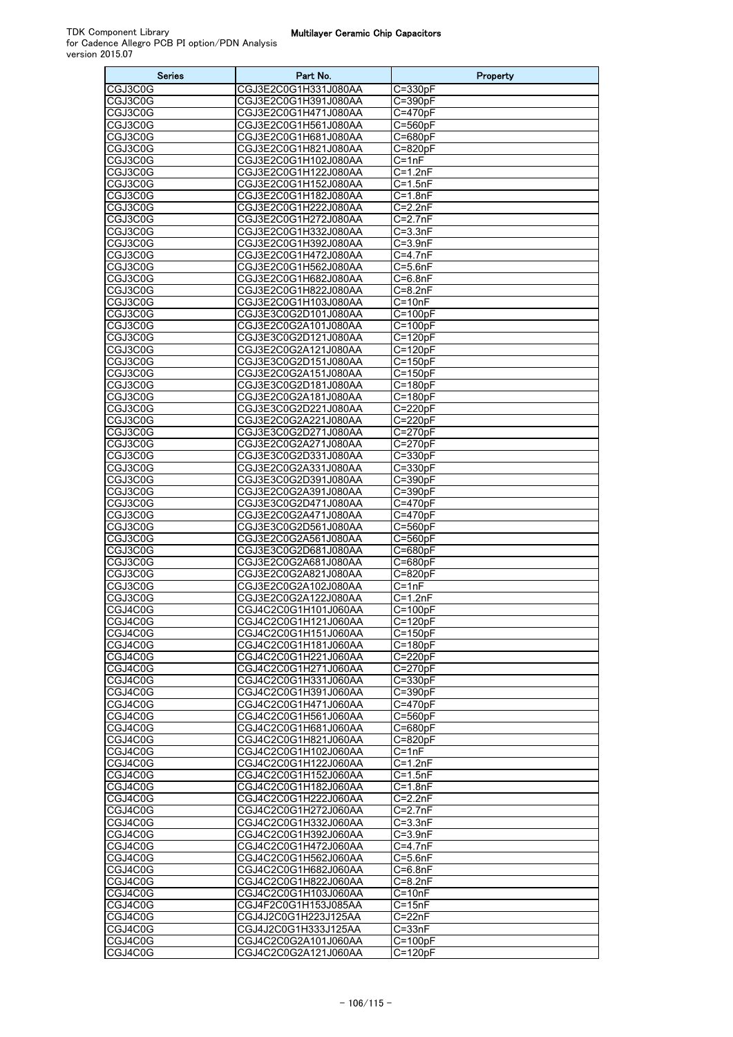| Series | Part No. | Property |
|---|---|---|
| CGJ3C0G | CGJ3E2C0G1H331J080AA | C=330pF |
| CGJ3C0G | CGJ3E2C0G1H391J080AA | C=390pF |
| CGJ3C0G | CGJ3E2C0G1H471J080AA | C=470pF |
| CGJ3C0G | CGJ3E2C0G1H561J080AA | C=560pF |
| CGJ3C0G | CGJ3E2C0G1H681J080AA | C=680pF |
| CGJ3C0G | CGJ3E2C0G1H821J080AA | C=820pF |
| CGJ3C0G | CGJ3E2C0G1H102J080AA | C=1nF |
| CGJ3C0G | CGJ3E2C0G1H122J080AA | C=1.2nF |
| CGJ3C0G | CGJ3E2C0G1H152J080AA | C=1.5nF |
| CGJ3C0G | CGJ3E2C0G1H182J080AA | C=1.8nF |
| CGJ3C0G | CGJ3E2C0G1H222J080AA | C=2.2nF |
| CGJ3C0G | CGJ3E2C0G1H272J080AA | C=2.7nF |
| CGJ3C0G | CGJ3E2C0G1H332J080AA | C=3.3nF |
| CGJ3C0G | CGJ3E2C0G1H392J080AA | C=3.9nF |
| CGJ3C0G | CGJ3E2C0G1H472J080AA | C=4.7nF |
| CGJ3C0G | CGJ3E2C0G1H562J080AA | C=5.6nF |
| CGJ3C0G | CGJ3E2C0G1H682J080AA | C=6.8nF |
| CGJ3C0G | CGJ3E2C0G1H822J080AA | C=8.2nF |
| CGJ3C0G | CGJ3E2C0G1H103J080AA | C=10nF |
| CGJ3C0G | CGJ3E3C0G2D101J080AA | C=100pF |
| CGJ3C0G | CGJ3E2C0G2A101J080AA | C=100pF |
| CGJ3C0G | CGJ3E3C0G2D121J080AA | C=120pF |
| CGJ3C0G | CGJ3E2C0G2A121J080AA | C=120pF |
| CGJ3C0G | CGJ3E3C0G2D151J080AA | C=150pF |
| CGJ3C0G | CGJ3E2C0G2A151J080AA | C=150pF |
| CGJ3C0G | CGJ3E3C0G2D181J080AA | C=180pF |
| CGJ3C0G | CGJ3E2C0G2A181J080AA | C=180pF |
| CGJ3C0G | CGJ3E3C0G2D221J080AA | C=220pF |
| CGJ3C0G | CGJ3E2C0G2A221J080AA | C=220pF |
| CGJ3C0G | CGJ3E3C0G2D271J080AA | C=270pF |
| CGJ3C0G | CGJ3E2C0G2A271J080AA | C=270pF |
| CGJ3C0G | CGJ3E3C0G2D331J080AA | C=330pF |
| CGJ3C0G | CGJ3E2C0G2A331J080AA | C=330pF |
| CGJ3C0G | CGJ3E3C0G2D391J080AA | C=390pF |
| CGJ3C0G | CGJ3E2C0G2A391J080AA | C=390pF |
| CGJ3C0G | CGJ3E3C0G2D471J080AA | C=470pF |
| CGJ3C0G | CGJ3E2C0G2A471J080AA | C=470pF |
| CGJ3C0G | CGJ3E3C0G2D561J080AA | C=560pF |
| CGJ3C0G | CGJ3E2C0G2A561J080AA | C=560pF |
| CGJ3C0G | CGJ3E3C0G2D681J080AA | C=680pF |
| CGJ3C0G | CGJ3E2C0G2A681J080AA | C=680pF |
| CGJ3C0G | CGJ3E2C0G2A821J080AA | C=820pF |
| CGJ3C0G | CGJ3E2C0G2A102J080AA | C=1nF |
| CGJ3C0G | CGJ3E2C0G2A122J080AA | C=1.2nF |
| CGJ4C0G | CGJ4C2C0G1H101J060AA | C=100pF |
| CGJ4C0G | CGJ4C2C0G1H121J060AA | C=120pF |
| CGJ4C0G | CGJ4C2C0G1H151J060AA | C=150pF |
| CGJ4C0G | CGJ4C2C0G1H181J060AA | C=180pF |
| CGJ4C0G | CGJ4C2C0G1H221J060AA | C=220pF |
| CGJ4C0G | CGJ4C2C0G1H271J060AA | C=270pF |
| CGJ4C0G | CGJ4C2C0G1H331J060AA | C=330pF |
| CGJ4C0G | CGJ4C2C0G1H391J060AA | C=390pF |
| CGJ4C0G | CGJ4C2C0G1H471J060AA | C=470pF |
| CGJ4C0G | CGJ4C2C0G1H561J060AA | C=560pF |
| CGJ4C0G | CGJ4C2C0G1H681J060AA | C=680pF |
| CGJ4C0G | CGJ4C2C0G1H821J060AA | C=820pF |
| CGJ4C0G | CGJ4C2C0G1H102J060AA | C=1nF |
| CGJ4C0G | CGJ4C2C0G1H122J060AA | C=1.2nF |
| CGJ4C0G | CGJ4C2C0G1H152J060AA | C=1.5nF |
| CGJ4C0G | CGJ4C2C0G1H182J060AA | C=1.8nF |
| CGJ4C0G | CGJ4C2C0G1H222J060AA | C=2.2nF |
| CGJ4C0G | CGJ4C2C0G1H272J060AA | C=2.7nF |
| CGJ4C0G | CGJ4C2C0G1H332J060AA | C=3.3nF |
| CGJ4C0G | CGJ4C2C0G1H392J060AA | C=3.9nF |
| CGJ4C0G | CGJ4C2C0G1H472J060AA | C=4.7nF |
| CGJ4C0G | CGJ4C2C0G1H562J060AA | C=5.6nF |
| CGJ4C0G | CGJ4C2C0G1H682J060AA | C=6.8nF |
| CGJ4C0G | CGJ4C2C0G1H822J060AA | C=8.2nF |
| CGJ4C0G | CGJ4C2C0G1H103J060AA | C=10nF |
| CGJ4C0G | CGJ4F2C0G1H153J085AA | C=15nF |
| CGJ4C0G | CGJ4J2C0G1H223J125AA | C=22nF |
| CGJ4C0G | CGJ4J2C0G1H333J125AA | C=33nF |
| CGJ4C0G | CGJ4C2C0G2A101J060AA | C=100pF |
| CGJ4C0G | CGJ4C2C0G2A121J060AA | C=120pF |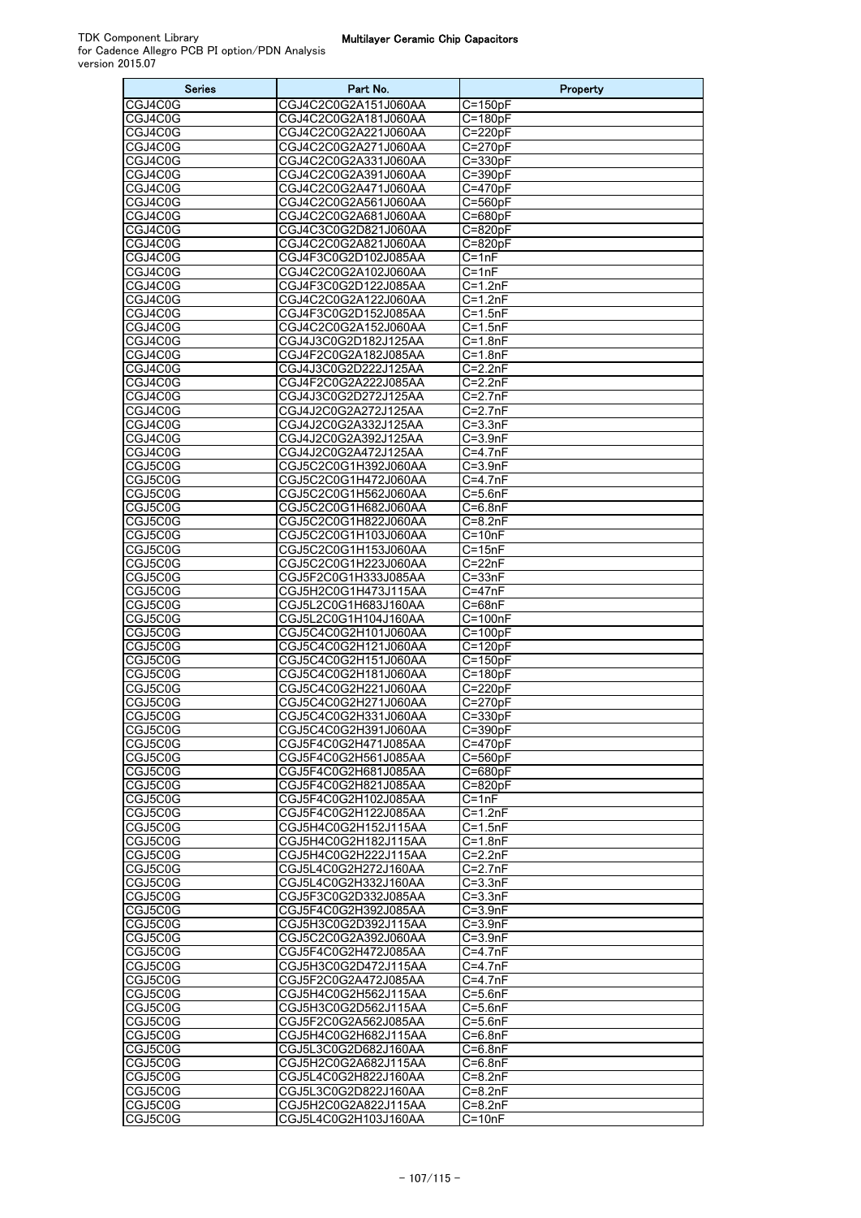| Series | Part No. | Property |
|---|---|---|
| CGJ4C0G | CGJ4C2C0G2A151J060AA | C=150pF |
| CGJ4C0G | CGJ4C2C0G2A181J060AA | C=180pF |
| CGJ4C0G | CGJ4C2C0G2A221J060AA | C=220pF |
| CGJ4C0G | CGJ4C2C0G2A271J060AA | C=270pF |
| CGJ4C0G | CGJ4C2C0G2A331J060AA | C=330pF |
| CGJ4C0G | CGJ4C2C0G2A391J060AA | C=390pF |
| CGJ4C0G | CGJ4C2C0G2A471J060AA | C=470pF |
| CGJ4C0G | CGJ4C2C0G2A561J060AA | C=560pF |
| CGJ4C0G | CGJ4C2C0G2A681J060AA | C=680pF |
| CGJ4C0G | CGJ4C3C0G2D821J060AA | C=820pF |
| CGJ4C0G | CGJ4C2C0G2A821J060AA | C=820pF |
| CGJ4C0G | CGJ4F3C0G2D102J085AA | C=1nF |
| CGJ4C0G | CGJ4C2C0G2A102J060AA | C=1nF |
| CGJ4C0G | CGJ4F3C0G2D122J085AA | C=1.2nF |
| CGJ4C0G | CGJ4C2C0G2A122J060AA | C=1.2nF |
| CGJ4C0G | CGJ4F3C0G2D152J085AA | C=1.5nF |
| CGJ4C0G | CGJ4C2C0G2A152J060AA | C=1.5nF |
| CGJ4C0G | CGJ4J3C0G2D182J125AA | C=1.8nF |
| CGJ4C0G | CGJ4F2C0G2A182J085AA | C=1.8nF |
| CGJ4C0G | CGJ4J3C0G2D222J125AA | C=2.2nF |
| CGJ4C0G | CGJ4F2C0G2A222J085AA | C=2.2nF |
| CGJ4C0G | CGJ4J3C0G2D272J125AA | C=2.7nF |
| CGJ4C0G | CGJ4J2C0G2A272J125AA | C=2.7nF |
| CGJ4C0G | CGJ4J2C0G2A332J125AA | C=3.3nF |
| CGJ4C0G | CGJ4J2C0G2A392J125AA | C=3.9nF |
| CGJ4C0G | CGJ4J2C0G2A472J125AA | C=4.7nF |
| CGJ5C0G | CGJ5C2C0G1H392J060AA | C=3.9nF |
| CGJ5C0G | CGJ5C2C0G1H472J060AA | C=4.7nF |
| CGJ5C0G | CGJ5C2C0G1H562J060AA | C=5.6nF |
| CGJ5C0G | CGJ5C2C0G1H682J060AA | C=6.8nF |
| CGJ5C0G | CGJ5C2C0G1H822J060AA | C=8.2nF |
| CGJ5C0G | CGJ5C2C0G1H103J060AA | C=10nF |
| CGJ5C0G | CGJ5C2C0G1H153J060AA | C=15nF |
| CGJ5C0G | CGJ5C2C0G1H223J060AA | C=22nF |
| CGJ5C0G | CGJ5F2C0G1H333J085AA | C=33nF |
| CGJ5C0G | CGJ5H2C0G1H473J115AA | C=47nF |
| CGJ5C0G | CGJ5L2C0G1H683J160AA | C=68nF |
| CGJ5C0G | CGJ5L2C0G1H104J160AA | C=100nF |
| CGJ5C0G | CGJ5C4C0G2H101J060AA | C=100pF |
| CGJ5C0G | CGJ5C4C0G2H121J060AA | C=120pF |
| CGJ5C0G | CGJ5C4C0G2H151J060AA | C=150pF |
| CGJ5C0G | CGJ5C4C0G2H181J060AA | C=180pF |
| CGJ5C0G | CGJ5C4C0G2H221J060AA | C=220pF |
| CGJ5C0G | CGJ5C4C0G2H271J060AA | C=270pF |
| CGJ5C0G | CGJ5C4C0G2H331J060AA | C=330pF |
| CGJ5C0G | CGJ5C4C0G2H391J060AA | C=390pF |
| CGJ5C0G | CGJ5F4C0G2H471J085AA | C=470pF |
| CGJ5C0G | CGJ5F4C0G2H561J085AA | C=560pF |
| CGJ5C0G | CGJ5F4C0G2H681J085AA | C=680pF |
| CGJ5C0G | CGJ5F4C0G2H821J085AA | C=820pF |
| CGJ5C0G | CGJ5F4C0G2H102J085AA | C=1nF |
| CGJ5C0G | CGJ5F4C0G2H122J085AA | C=1.2nF |
| CGJ5C0G | CGJ5H4C0G2H152J115AA | C=1.5nF |
| CGJ5C0G | CGJ5H4C0G2H182J115AA | C=1.8nF |
| CGJ5C0G | CGJ5H4C0G2H222J115AA | C=2.2nF |
| CGJ5C0G | CGJ5L4C0G2H272J160AA | C=2.7nF |
| CGJ5C0G | CGJ5L4C0G2H332J160AA | C=3.3nF |
| CGJ5C0G | CGJ5F3C0G2D332J085AA | C=3.3nF |
| CGJ5C0G | CGJ5F4C0G2H392J085AA | C=3.9nF |
| CGJ5C0G | CGJ5H3C0G2D392J115AA | C=3.9nF |
| CGJ5C0G | CGJ5C2C0G2A392J060AA | C=3.9nF |
| CGJ5C0G | CGJ5F4C0G2H472J085AA | C=4.7nF |
| CGJ5C0G | CGJ5H3C0G2D472J115AA | C=4.7nF |
| CGJ5C0G | CGJ5F2C0G2A472J085AA | C=4.7nF |
| CGJ5C0G | CGJ5H4C0G2H562J115AA | C=5.6nF |
| CGJ5C0G | CGJ5H3C0G2D562J115AA | C=5.6nF |
| CGJ5C0G | CGJ5F2C0G2A562J085AA | C=5.6nF |
| CGJ5C0G | CGJ5H4C0G2H682J115AA | C=6.8nF |
| CGJ5C0G | CGJ5L3C0G2D682J160AA | C=6.8nF |
| CGJ5C0G | CGJ5H2C0G2A682J115AA | C=6.8nF |
| CGJ5C0G | CGJ5L4C0G2H822J160AA | C=8.2nF |
| CGJ5C0G | CGJ5L3C0G2D822J160AA | C=8.2nF |
| CGJ5C0G | CGJ5H2C0G2A822J115AA | C=8.2nF |
| CGJ5C0G | CGJ5L4C0G2H103J160AA | C=10nF |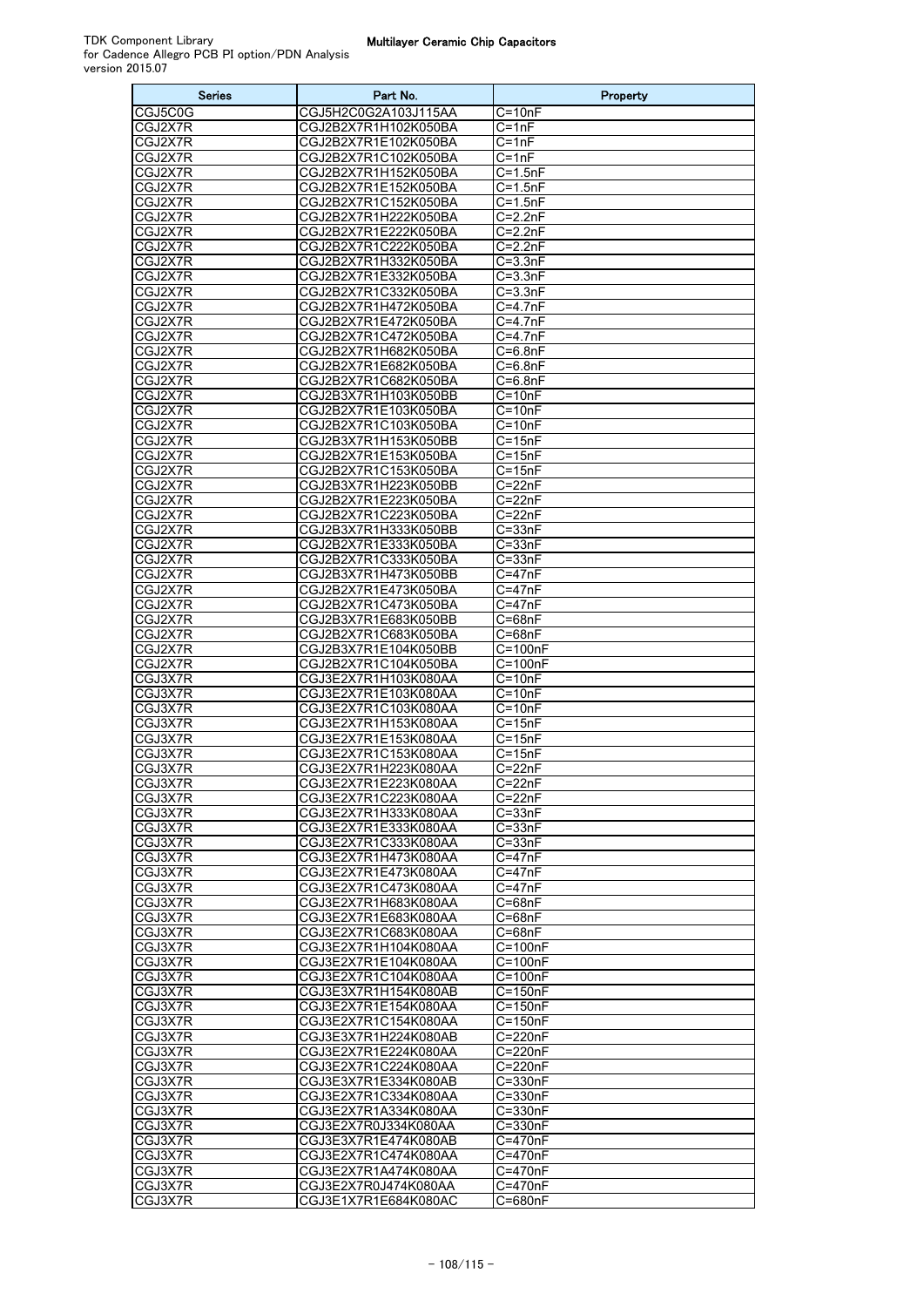| Series | Part No. | Property |
| --- | --- | --- |
| CGJ5C0G | CGJ5H2C0G2A103J115AA | C=10nF |
| CGJ2X7R | CGJ2B2X7R1H102K050BA | C=1nF |
| CGJ2X7R | CGJ2B2X7R1E102K050BA | C=1nF |
| CGJ2X7R | CGJ2B2X7R1C102K050BA | C=1nF |
| CGJ2X7R | CGJ2B2X7R1H152K050BA | C=1.5nF |
| CGJ2X7R | CGJ2B2X7R1E152K050BA | C=1.5nF |
| CGJ2X7R | CGJ2B2X7R1C152K050BA | C=1.5nF |
| CGJ2X7R | CGJ2B2X7R1H222K050BA | C=2.2nF |
| CGJ2X7R | CGJ2B2X7R1E222K050BA | C=2.2nF |
| CGJ2X7R | CGJ2B2X7R1C222K050BA | C=2.2nF |
| CGJ2X7R | CGJ2B2X7R1H332K050BA | C=3.3nF |
| CGJ2X7R | CGJ2B2X7R1E332K050BA | C=3.3nF |
| CGJ2X7R | CGJ2B2X7R1C332K050BA | C=3.3nF |
| CGJ2X7R | CGJ2B2X7R1H472K050BA | C=4.7nF |
| CGJ2X7R | CGJ2B2X7R1E472K050BA | C=4.7nF |
| CGJ2X7R | CGJ2B2X7R1C472K050BA | C=4.7nF |
| CGJ2X7R | CGJ2B2X7R1H682K050BA | C=6.8nF |
| CGJ2X7R | CGJ2B2X7R1E682K050BA | C=6.8nF |
| CGJ2X7R | CGJ2B2X7R1C682K050BA | C=6.8nF |
| CGJ2X7R | CGJ2B3X7R1H103K050BB | C=10nF |
| CGJ2X7R | CGJ2B2X7R1E103K050BA | C=10nF |
| CGJ2X7R | CGJ2B2X7R1C103K050BA | C=10nF |
| CGJ2X7R | CGJ2B3X7R1H153K050BB | C=15nF |
| CGJ2X7R | CGJ2B2X7R1E153K050BA | C=15nF |
| CGJ2X7R | CGJ2B2X7R1C153K050BA | C=15nF |
| CGJ2X7R | CGJ2B3X7R1H223K050BB | C=22nF |
| CGJ2X7R | CGJ2B2X7R1E223K050BA | C=22nF |
| CGJ2X7R | CGJ2B2X7R1C223K050BA | C=22nF |
| CGJ2X7R | CGJ2B3X7R1H333K050BB | C=33nF |
| CGJ2X7R | CGJ2B2X7R1E333K050BA | C=33nF |
| CGJ2X7R | CGJ2B2X7R1C333K050BA | C=33nF |
| CGJ2X7R | CGJ2B3X7R1H473K050BB | C=47nF |
| CGJ2X7R | CGJ2B2X7R1E473K050BA | C=47nF |
| CGJ2X7R | CGJ2B2X7R1C473K050BA | C=47nF |
| CGJ2X7R | CGJ2B3X7R1E683K050BB | C=68nF |
| CGJ2X7R | CGJ2B2X7R1C683K050BA | C=68nF |
| CGJ2X7R | CGJ2B3X7R1E104K050BB | C=100nF |
| CGJ2X7R | CGJ2B2X7R1C104K050BA | C=100nF |
| CGJ3X7R | CGJ3E2X7R1H103K080AA | C=10nF |
| CGJ3X7R | CGJ3E2X7R1E103K080AA | C=10nF |
| CGJ3X7R | CGJ3E2X7R1C103K080AA | C=10nF |
| CGJ3X7R | CGJ3E2X7R1H153K080AA | C=15nF |
| CGJ3X7R | CGJ3E2X7R1E153K080AA | C=15nF |
| CGJ3X7R | CGJ3E2X7R1C153K080AA | C=15nF |
| CGJ3X7R | CGJ3E2X7R1H223K080AA | C=22nF |
| CGJ3X7R | CGJ3E2X7R1E223K080AA | C=22nF |
| CGJ3X7R | CGJ3E2X7R1C223K080AA | C=22nF |
| CGJ3X7R | CGJ3E2X7R1H333K080AA | C=33nF |
| CGJ3X7R | CGJ3E2X7R1E333K080AA | C=33nF |
| CGJ3X7R | CGJ3E2X7R1C333K080AA | C=33nF |
| CGJ3X7R | CGJ3E2X7R1H473K080AA | C=47nF |
| CGJ3X7R | CGJ3E2X7R1E473K080AA | C=47nF |
| CGJ3X7R | CGJ3E2X7R1C473K080AA | C=47nF |
| CGJ3X7R | CGJ3E2X7R1H683K080AA | C=68nF |
| CGJ3X7R | CGJ3E2X7R1E683K080AA | C=68nF |
| CGJ3X7R | CGJ3E2X7R1C683K080AA | C=68nF |
| CGJ3X7R | CGJ3E2X7R1H104K080AA | C=100nF |
| CGJ3X7R | CGJ3E2X7R1E104K080AA | C=100nF |
| CGJ3X7R | CGJ3E2X7R1C104K080AA | C=100nF |
| CGJ3X7R | CGJ3E3X7R1H154K080AB | C=150nF |
| CGJ3X7R | CGJ3E2X7R1E154K080AA | C=150nF |
| CGJ3X7R | CGJ3E2X7R1C154K080AA | C=150nF |
| CGJ3X7R | CGJ3E3X7R1H224K080AB | C=220nF |
| CGJ3X7R | CGJ3E2X7R1E224K080AA | C=220nF |
| CGJ3X7R | CGJ3E2X7R1C224K080AA | C=220nF |
| CGJ3X7R | CGJ3E3X7R1E334K080AB | C=330nF |
| CGJ3X7R | CGJ3E2X7R1C334K080AA | C=330nF |
| CGJ3X7R | CGJ3E2X7R1A334K080AA | C=330nF |
| CGJ3X7R | CGJ3E2X7R0J334K080AA | C=330nF |
| CGJ3X7R | CGJ3E3X7R1E474K080AB | C=470nF |
| CGJ3X7R | CGJ3E2X7R1C474K080AA | C=470nF |
| CGJ3X7R | CGJ3E2X7R1A474K080AA | C=470nF |
| CGJ3X7R | CGJ3E2X7R0J474K080AA | C=470nF |
| CGJ3X7R | CGJ3E1X7R1E684K080AC | C=680nF |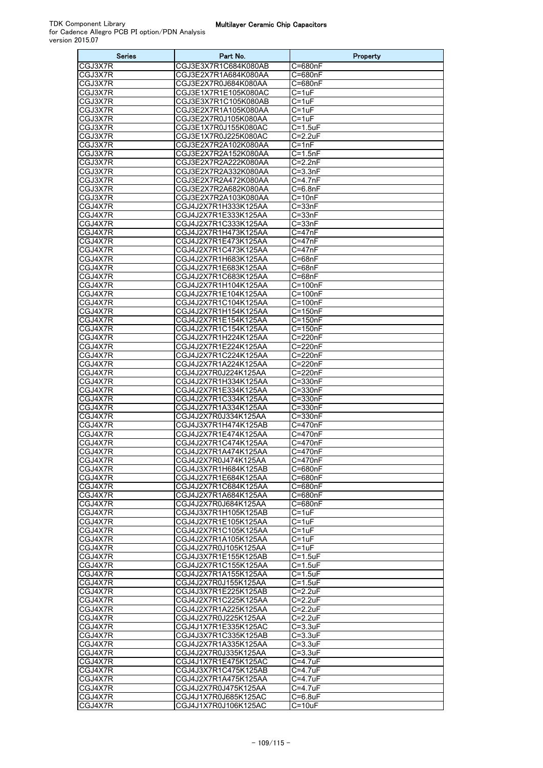| Series | Part No. | Property |
|---|---|---|
| CGJ3X7R | CGJ3E3X7R1C684K080AB | C=680nF |
| CGJ3X7R | CGJ3E2X7R1A684K080AA | C=680nF |
| CGJ3X7R | CGJ3E2X7R0J684K080AA | C=680nF |
| CGJ3X7R | CGJ3E1X7R1E105K080AC | C=1uF |
| CGJ3X7R | CGJ3E3X7R1C105K080AB | C=1uF |
| CGJ3X7R | CGJ3E2X7R1A105K080AA | C=1uF |
| CGJ3X7R | CGJ3E2X7R0J105K080AA | C=1uF |
| CGJ3X7R | CGJ3E1X7R0J155K080AC | C=1.5uF |
| CGJ3X7R | CGJ3E1X7R0J225K080AC | C=2.2uF |
| CGJ3X7R | CGJ3E2X7R2A102K080AA | C=1nF |
| CGJ3X7R | CGJ3E2X7R2A152K080AA | C=1.5nF |
| CGJ3X7R | CGJ3E2X7R2A222K080AA | C=2.2nF |
| CGJ3X7R | CGJ3E2X7R2A332K080AA | C=3.3nF |
| CGJ3X7R | CGJ3E2X7R2A472K080AA | C=4.7nF |
| CGJ3X7R | CGJ3E2X7R2A682K080AA | C=6.8nF |
| CGJ3X7R | CGJ3E2X7R2A103K080AA | C=10nF |
| CGJ4X7R | CGJ4J2X7R1H333K125AA | C=33nF |
| CGJ4X7R | CGJ4J2X7R1E333K125AA | C=33nF |
| CGJ4X7R | CGJ4J2X7R1C333K125AA | C=33nF |
| CGJ4X7R | CGJ4J2X7R1H473K125AA | C=47nF |
| CGJ4X7R | CGJ4J2X7R1E473K125AA | C=47nF |
| CGJ4X7R | CGJ4J2X7R1C473K125AA | C=47nF |
| CGJ4X7R | CGJ4J2X7R1H683K125AA | C=68nF |
| CGJ4X7R | CGJ4J2X7R1E683K125AA | C=68nF |
| CGJ4X7R | CGJ4J2X7R1C683K125AA | C=68nF |
| CGJ4X7R | CGJ4J2X7R1H104K125AA | C=100nF |
| CGJ4X7R | CGJ4J2X7R1E104K125AA | C=100nF |
| CGJ4X7R | CGJ4J2X7R1C104K125AA | C=100nF |
| CGJ4X7R | CGJ4J2X7R1H154K125AA | C=150nF |
| CGJ4X7R | CGJ4J2X7R1E154K125AA | C=150nF |
| CGJ4X7R | CGJ4J2X7R1C154K125AA | C=150nF |
| CGJ4X7R | CGJ4J2X7R1H224K125AA | C=220nF |
| CGJ4X7R | CGJ4J2X7R1E224K125AA | C=220nF |
| CGJ4X7R | CGJ4J2X7R1C224K125AA | C=220nF |
| CGJ4X7R | CGJ4J2X7R1A224K125AA | C=220nF |
| CGJ4X7R | CGJ4J2X7R0J224K125AA | C=220nF |
| CGJ4X7R | CGJ4J2X7R1H334K125AA | C=330nF |
| CGJ4X7R | CGJ4J2X7R1E334K125AA | C=330nF |
| CGJ4X7R | CGJ4J2X7R1C334K125AA | C=330nF |
| CGJ4X7R | CGJ4J2X7R1A334K125AA | C=330nF |
| CGJ4X7R | CGJ4J2X7R0J334K125AA | C=330nF |
| CGJ4X7R | CGJ4J3X7R1H474K125AB | C=470nF |
| CGJ4X7R | CGJ4J2X7R1E474K125AA | C=470nF |
| CGJ4X7R | CGJ4J2X7R1C474K125AA | C=470nF |
| CGJ4X7R | CGJ4J2X7R1A474K125AA | C=470nF |
| CGJ4X7R | CGJ4J2X7R0J474K125AA | C=470nF |
| CGJ4X7R | CGJ4J3X7R1H684K125AB | C=680nF |
| CGJ4X7R | CGJ4J2X7R1E684K125AA | C=680nF |
| CGJ4X7R | CGJ4J2X7R1C684K125AA | C=680nF |
| CGJ4X7R | CGJ4J2X7R1A684K125AA | C=680nF |
| CGJ4X7R | CGJ4J2X7R0J684K125AA | C=680nF |
| CGJ4X7R | CGJ4J3X7R1H105K125AB | C=1uF |
| CGJ4X7R | CGJ4J2X7R1E105K125AA | C=1uF |
| CGJ4X7R | CGJ4J2X7R1C105K125AA | C=1uF |
| CGJ4X7R | CGJ4J2X7R1A105K125AA | C=1uF |
| CGJ4X7R | CGJ4J2X7R0J105K125AA | C=1uF |
| CGJ4X7R | CGJ4J3X7R1E155K125AB | C=1.5uF |
| CGJ4X7R | CGJ4J2X7R1C155K125AA | C=1.5uF |
| CGJ4X7R | CGJ4J2X7R1A155K125AA | C=1.5uF |
| CGJ4X7R | CGJ4J2X7R0J155K125AA | C=1.5uF |
| CGJ4X7R | CGJ4J3X7R1E225K125AB | C=2.2uF |
| CGJ4X7R | CGJ4J2X7R1C225K125AA | C=2.2uF |
| CGJ4X7R | CGJ4J2X7R1A225K125AA | C=2.2uF |
| CGJ4X7R | CGJ4J2X7R0J225K125AA | C=2.2uF |
| CGJ4X7R | CGJ4J1X7R1E335K125AC | C=3.3uF |
| CGJ4X7R | CGJ4J3X7R1C335K125AB | C=3.3uF |
| CGJ4X7R | CGJ4J2X7R1A335K125AA | C=3.3uF |
| CGJ4X7R | CGJ4J2X7R0J335K125AA | C=3.3uF |
| CGJ4X7R | CGJ4J1X7R1E475K125AC | C=4.7uF |
| CGJ4X7R | CGJ4J3X7R1C475K125AB | C=4.7uF |
| CGJ4X7R | CGJ4J2X7R1A475K125AA | C=4.7uF |
| CGJ4X7R | CGJ4J2X7R0J475K125AA | C=4.7uF |
| CGJ4X7R | CGJ4J1X7R0J685K125AC | C=6.8uF |
| CGJ4X7R | CGJ4J1X7R0J106K125AC | C=10uF |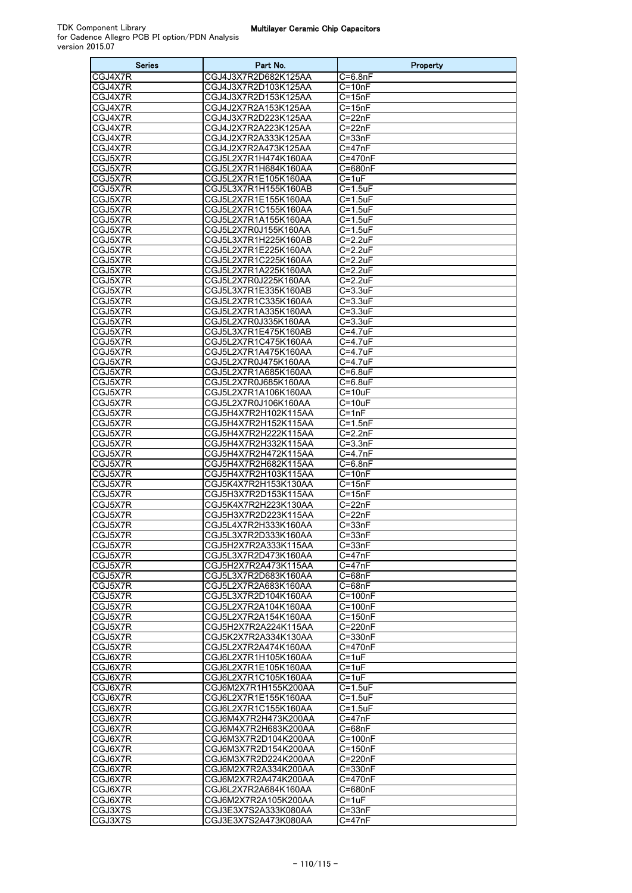| Series | Part No. | Property |
|---|---|---|
| CGJ4X7R | CGJ4J3X7R2D682K125AA | C=6.8nF |
| CGJ4X7R | CGJ4J3X7R2D103K125AA | C=10nF |
| CGJ4X7R | CGJ4J3X7R2D153K125AA | C=15nF |
| CGJ4X7R | CGJ4J2X7R2A153K125AA | C=15nF |
| CGJ4X7R | CGJ4J3X7R2D223K125AA | C=22nF |
| CGJ4X7R | CGJ4J2X7R2A223K125AA | C=22nF |
| CGJ4X7R | CGJ4J2X7R2A333K125AA | C=33nF |
| CGJ4X7R | CGJ4J2X7R2A473K125AA | C=47nF |
| CGJ5X7R | CGJ5L2X7R1H474K160AA | C=470nF |
| CGJ5X7R | CGJ5L2X7R1H684K160AA | C=680nF |
| CGJ5X7R | CGJ5L2X7R1E105K160AA | C=1uF |
| CGJ5X7R | CGJ5L3X7R1H155K160AB | C=1.5uF |
| CGJ5X7R | CGJ5L2X7R1E155K160AA | C=1.5uF |
| CGJ5X7R | CGJ5L2X7R1C155K160AA | C=1.5uF |
| CGJ5X7R | CGJ5L2X7R1A155K160AA | C=1.5uF |
| CGJ5X7R | CGJ5L2X7R0J155K160AA | C=1.5uF |
| CGJ5X7R | CGJ5L3X7R1H225K160AB | C=2.2uF |
| CGJ5X7R | CGJ5L2X7R1E225K160AA | C=2.2uF |
| CGJ5X7R | CGJ5L2X7R1C225K160AA | C=2.2uF |
| CGJ5X7R | CGJ5L2X7R1A225K160AA | C=2.2uF |
| CGJ5X7R | CGJ5L2X7R0J225K160AA | C=2.2uF |
| CGJ5X7R | CGJ5L3X7R1E335K160AB | C=3.3uF |
| CGJ5X7R | CGJ5L2X7R1C335K160AA | C=3.3uF |
| CGJ5X7R | CGJ5L2X7R1A335K160AA | C=3.3uF |
| CGJ5X7R | CGJ5L2X7R0J335K160AA | C=3.3uF |
| CGJ5X7R | CGJ5L3X7R1E475K160AB | C=4.7uF |
| CGJ5X7R | CGJ5L2X7R1C475K160AA | C=4.7uF |
| CGJ5X7R | CGJ5L2X7R1A475K160AA | C=4.7uF |
| CGJ5X7R | CGJ5L2X7R0J475K160AA | C=4.7uF |
| CGJ5X7R | CGJ5L2X7R1A685K160AA | C=6.8uF |
| CGJ5X7R | CGJ5L2X7R0J685K160AA | C=6.8uF |
| CGJ5X7R | CGJ5L2X7R1A106K160AA | C=10uF |
| CGJ5X7R | CGJ5L2X7R0J106K160AA | C=10uF |
| CGJ5X7R | CGJ5H4X7R2H102K115AA | C=1nF |
| CGJ5X7R | CGJ5H4X7R2H152K115AA | C=1.5nF |
| CGJ5X7R | CGJ5H4X7R2H222K115AA | C=2.2nF |
| CGJ5X7R | CGJ5H4X7R2H332K115AA | C=3.3nF |
| CGJ5X7R | CGJ5H4X7R2H472K115AA | C=4.7nF |
| CGJ5X7R | CGJ5H4X7R2H682K115AA | C=6.8nF |
| CGJ5X7R | CGJ5H4X7R2H103K115AA | C=10nF |
| CGJ5X7R | CGJ5K4X7R2H153K130AA | C=15nF |
| CGJ5X7R | CGJ5H3X7R2D153K115AA | C=15nF |
| CGJ5X7R | CGJ5K4X7R2H223K130AA | C=22nF |
| CGJ5X7R | CGJ5H3X7R2D223K115AA | C=22nF |
| CGJ5X7R | CGJ5L4X7R2H333K160AA | C=33nF |
| CGJ5X7R | CGJ5L3X7R2D333K160AA | C=33nF |
| CGJ5X7R | CGJ5H2X7R2A333K115AA | C=33nF |
| CGJ5X7R | CGJ5L3X7R2D473K160AA | C=47nF |
| CGJ5X7R | CGJ5H2X7R2A473K115AA | C=47nF |
| CGJ5X7R | CGJ5L3X7R2D683K160AA | C=68nF |
| CGJ5X7R | CGJ5L2X7R2A683K160AA | C=68nF |
| CGJ5X7R | CGJ5L3X7R2D104K160AA | C=100nF |
| CGJ5X7R | CGJ5L2X7R2A104K160AA | C=100nF |
| CGJ5X7R | CGJ5L2X7R2A154K160AA | C=150nF |
| CGJ5X7R | CGJ5H2X7R2A224K115AA | C=220nF |
| CGJ5X7R | CGJ5K2X7R2A334K130AA | C=330nF |
| CGJ5X7R | CGJ5L2X7R2A474K160AA | C=470nF |
| CGJ6X7R | CGJ6L2X7R1H105K160AA | C=1uF |
| CGJ6X7R | CGJ6L2X7R1E105K160AA | C=1uF |
| CGJ6X7R | CGJ6L2X7R1C105K160AA | C=1uF |
| CGJ6X7R | CGJ6M2X7R1H155K200AA | C=1.5uF |
| CGJ6X7R | CGJ6L2X7R1E155K160AA | C=1.5uF |
| CGJ6X7R | CGJ6L2X7R1C155K160AA | C=1.5uF |
| CGJ6X7R | CGJ6M4X7R2H473K200AA | C=47nF |
| CGJ6X7R | CGJ6M4X7R2H683K200AA | C=68nF |
| CGJ6X7R | CGJ6M3X7R2D104K200AA | C=100nF |
| CGJ6X7R | CGJ6M3X7R2D154K200AA | C=150nF |
| CGJ6X7R | CGJ6M3X7R2D224K200AA | C=220nF |
| CGJ6X7R | CGJ6M2X7R2A334K200AA | C=330nF |
| CGJ6X7R | CGJ6M2X7R2A474K200AA | C=470nF |
| CGJ6X7R | CGJ6L2X7R2A684K160AA | C=680nF |
| CGJ6X7R | CGJ6M2X7R2A105K200AA | C=1uF |
| CGJ3X7S | CGJ3E3X7S2A333K080AA | C=33nF |
| CGJ3X7S | CGJ3E3X7S2A473K080AA | C=47nF |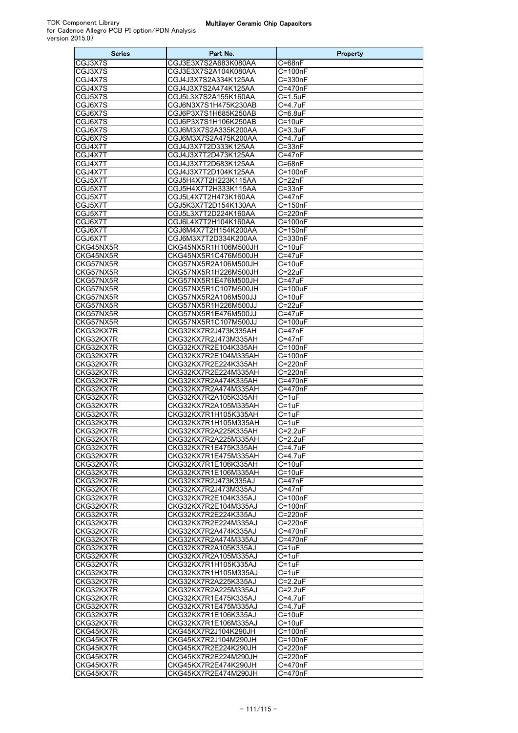| Series | Part No. | Property |
|---|---|---|
| CGJ3X7S | CGJ3E3X7S2A683K080AA | C=68nF |
| CGJ3X7S | CGJ3E3X7S2A104K080AA | C=100nF |
| CGJ4X7S | CGJ4J3X7S2A334K125AA | C=330nF |
| CGJ4X7S | CGJ4J3X7S2A474K125AA | C=470nF |
| CGJ5X7S | CGJ5L3X7S2A155K160AA | C=1.5uF |
| CGJ6X7S | CGJ6N3X7S1H475K230AB | C=4.7uF |
| CGJ6X7S | CGJ6P3X7S1H685K250AB | C=6.8uF |
| CGJ6X7S | CGJ6P3X7S1H106K250AB | C=10uF |
| CGJ6X7S | CGJ6M3X7S2A335K200AA | C=3.3uF |
| CGJ6X7S | CGJ6M3X7S2A475K200AA | C=4.7uF |
| CGJ4X7T | CGJ4J3X7T2D333K125AA | C=33nF |
| CGJ4X7T | CGJ4J3X7T2D473K125AA | C=47nF |
| CGJ4X7T | CGJ4J3X7T2D683K125AA | C=68nF |
| CGJ4X7T | CGJ4J3X7T2D104K125AA | C=100nF |
| CGJ5X7T | CGJ5H4X7T2H223K115AA | C=22nF |
| CGJ5X7T | CGJ5H4X7T2H333K115AA | C=33nF |
| CGJ5X7T | CGJ5L4X7T2H473K160AA | C=47nF |
| CGJ5X7T | CGJ5K3X7T2D154K130AA | C=150nF |
| CGJ5X7T | CGJ5L3X7T2D224K160AA | C=220nF |
| CGJ6X7T | CGJ6L4X7T2H104K160AA | C=100nF |
| CGJ6X7T | CGJ6M4X7T2H154K200AA | C=150nF |
| CGJ6X7T | CGJ6M3X7T2D334K200AA | C=330nF |
| CKG45NX5R | CKG45NX5R1H106M500JH | C=10uF |
| CKG45NX5R | CKG45NX5R1C476M500JH | C=47uF |
| CKG57NX5R | CKG57NX5R2A106M500JH | C=10uF |
| CKG57NX5R | CKG57NX5R1H226M500JH | C=22uF |
| CKG57NX5R | CKG57NX5R1E476M500JH | C=47uF |
| CKG57NX5R | CKG57NX5R1C107M500JH | C=100uF |
| CKG57NX5R | CKG57NX5R2A106M500JJ | C=10uF |
| CKG57NX5R | CKG57NX5R1H226M500JJ | C=22uF |
| CKG57NX5R | CKG57NX5R1E476M500JJ | C=47uF |
| CKG57NX5R | CKG57NX5R1C107M500JJ | C=100uF |
| CKG32KX7R | CKG32KX7R2J473K335AH | C=47nF |
| CKG32KX7R | CKG32KX7R2J473M335AH | C=47nF |
| CKG32KX7R | CKG32KX7R2E104K335AH | C=100nF |
| CKG32KX7R | CKG32KX7R2E104M335AH | C=100nF |
| CKG32KX7R | CKG32KX7R2E224K335AH | C=220nF |
| CKG32KX7R | CKG32KX7R2E224M335AH | C=220nF |
| CKG32KX7R | CKG32KX7R2A474K335AH | C=470nF |
| CKG32KX7R | CKG32KX7R2A474M335AH | C=470nF |
| CKG32KX7R | CKG32KX7R2A105K335AH | C=1uF |
| CKG32KX7R | CKG32KX7R2A105M335AH | C=1uF |
| CKG32KX7R | CKG32KX7R1H105K335AH | C=1uF |
| CKG32KX7R | CKG32KX7R1H105M335AH | C=1uF |
| CKG32KX7R | CKG32KX7R2A225K335AH | C=2.2uF |
| CKG32KX7R | CKG32KX7R2A225M335AH | C=2.2uF |
| CKG32KX7R | CKG32KX7R1E475K335AH | C=4.7uF |
| CKG32KX7R | CKG32KX7R1E475M335AH | C=4.7uF |
| CKG32KX7R | CKG32KX7R1E106K335AH | C=10uF |
| CKG32KX7R | CKG32KX7R1E106M335AH | C=10uF |
| CKG32KX7R | CKG32KX7R2J473K335AJ | C=47nF |
| CKG32KX7R | CKG32KX7R2J473M335AJ | C=47nF |
| CKG32KX7R | CKG32KX7R2E104K335AJ | C=100nF |
| CKG32KX7R | CKG32KX7R2E104M335AJ | C=100nF |
| CKG32KX7R | CKG32KX7R2E224K335AJ | C=220nF |
| CKG32KX7R | CKG32KX7R2E224M335AJ | C=220nF |
| CKG32KX7R | CKG32KX7R2A474K335AJ | C=470nF |
| CKG32KX7R | CKG32KX7R2A474M335AJ | C=470nF |
| CKG32KX7R | CKG32KX7R2A105K335AJ | C=1uF |
| CKG32KX7R | CKG32KX7R2A105M335AJ | C=1uF |
| CKG32KX7R | CKG32KX7R1H105K335AJ | C=1uF |
| CKG32KX7R | CKG32KX7R1H105M335AJ | C=1uF |
| CKG32KX7R | CKG32KX7R2A225K335AJ | C=2.2uF |
| CKG32KX7R | CKG32KX7R2A225M335AJ | C=2.2uF |
| CKG32KX7R | CKG32KX7R1E475K335AJ | C=4.7uF |
| CKG32KX7R | CKG32KX7R1E475M335AJ | C=4.7uF |
| CKG32KX7R | CKG32KX7R1E106K335AJ | C=10uF |
| CKG32KX7R | CKG32KX7R1E106M335AJ | C=10uF |
| CKG45KX7R | CKG45KX7R2J104K290JH | C=100nF |
| CKG45KX7R | CKG45KX7R2J104M290JH | C=100nF |
| CKG45KX7R | CKG45KX7R2E224K290JH | C=220nF |
| CKG45KX7R | CKG45KX7R2E224M290JH | C=220nF |
| CKG45KX7R | CKG45KX7R2E474K290JH | C=470nF |
| CKG45KX7R | CKG45KX7R2E474M290JH | C=470nF |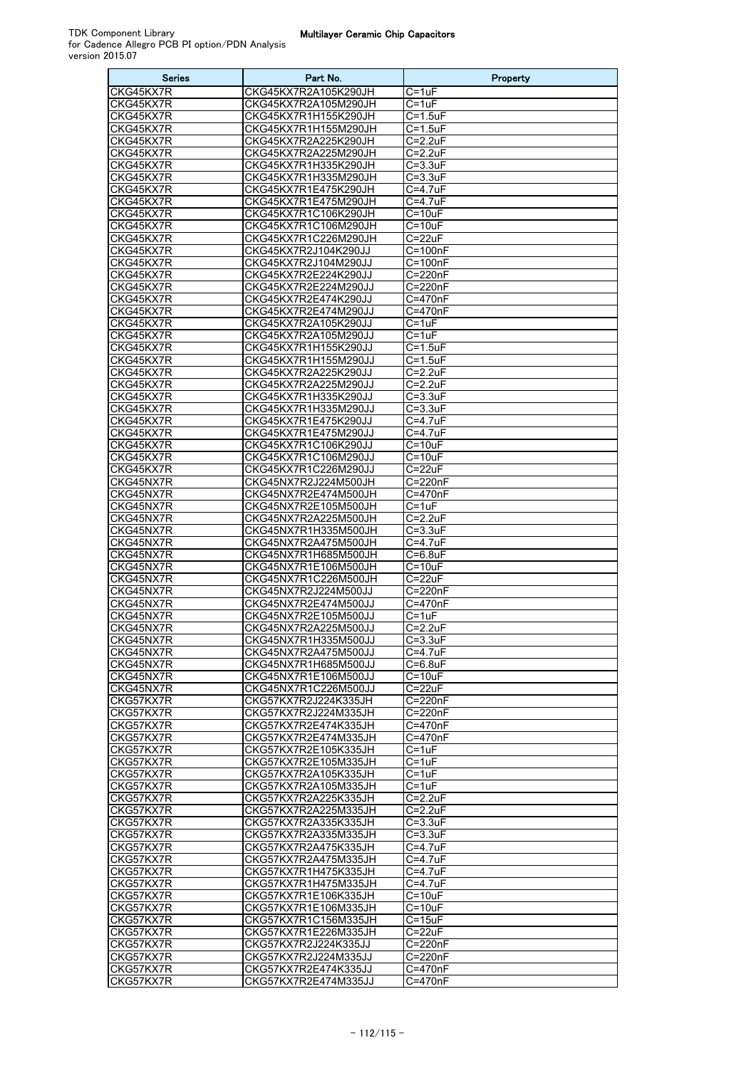| Series | Part No. | Property |
|---|---|---|
| CKG45KX7R | CKG45KX7R2A105K290JH | C=1uF |
| CKG45KX7R | CKG45KX7R2A105M290JH | C=1uF |
| CKG45KX7R | CKG45KX7R1H155K290JH | C=1.5uF |
| CKG45KX7R | CKG45KX7R1H155M290JH | C=1.5uF |
| CKG45KX7R | CKG45KX7R2A225K290JH | C=2.2uF |
| CKG45KX7R | CKG45KX7R2A225M290JH | C=2.2uF |
| CKG45KX7R | CKG45KX7R1H335K290JH | C=3.3uF |
| CKG45KX7R | CKG45KX7R1H335M290JH | C=3.3uF |
| CKG45KX7R | CKG45KX7R1E475K290JH | C=4.7uF |
| CKG45KX7R | CKG45KX7R1E475M290JH | C=4.7uF |
| CKG45KX7R | CKG45KX7R1C106K290JH | C=10uF |
| CKG45KX7R | CKG45KX7R1C106M290JH | C=10uF |
| CKG45KX7R | CKG45KX7R1C226M290JH | C=22uF |
| CKG45KX7R | CKG45KX7R2J104K290JJ | C=100nF |
| CKG45KX7R | CKG45KX7R2J104M290JJ | C=100nF |
| CKG45KX7R | CKG45KX7R2E224K290JJ | C=220nF |
| CKG45KX7R | CKG45KX7R2E224M290JJ | C=220nF |
| CKG45KX7R | CKG45KX7R2E474K290JJ | C=470nF |
| CKG45KX7R | CKG45KX7R2E474M290JJ | C=470nF |
| CKG45KX7R | CKG45KX7R2A105K290JJ | C=1uF |
| CKG45KX7R | CKG45KX7R2A105M290JJ | C=1uF |
| CKG45KX7R | CKG45KX7R1H155K290JJ | C=1.5uF |
| CKG45KX7R | CKG45KX7R1H155M290JJ | C=1.5uF |
| CKG45KX7R | CKG45KX7R2A225K290JJ | C=2.2uF |
| CKG45KX7R | CKG45KX7R2A225M290JJ | C=2.2uF |
| CKG45KX7R | CKG45KX7R1H335K290JJ | C=3.3uF |
| CKG45KX7R | CKG45KX7R1H335M290JJ | C=3.3uF |
| CKG45KX7R | CKG45KX7R1E475K290JJ | C=4.7uF |
| CKG45KX7R | CKG45KX7R1E475M290JJ | C=4.7uF |
| CKG45KX7R | CKG45KX7R1C106K290JJ | C=10uF |
| CKG45KX7R | CKG45KX7R1C106M290JJ | C=10uF |
| CKG45KX7R | CKG45KX7R1C226M290JJ | C=22uF |
| CKG45NX7R | CKG45NX7R2J224M500JH | C=220nF |
| CKG45NX7R | CKG45NX7R2E474M500JH | C=470nF |
| CKG45NX7R | CKG45NX7R2E105M500JH | C=1uF |
| CKG45NX7R | CKG45NX7R2A225M500JH | C=2.2uF |
| CKG45NX7R | CKG45NX7R1H335M500JH | C=3.3uF |
| CKG45NX7R | CKG45NX7R2A475M500JH | C=4.7uF |
| CKG45NX7R | CKG45NX7R1H685M500JH | C=6.8uF |
| CKG45NX7R | CKG45NX7R1E106M500JH | C=10uF |
| CKG45NX7R | CKG45NX7R1C226M500JH | C=22uF |
| CKG45NX7R | CKG45NX7R2J224M500JJ | C=220nF |
| CKG45NX7R | CKG45NX7R2E474M500JJ | C=470nF |
| CKG45NX7R | CKG45NX7R2E105M500JJ | C=1uF |
| CKG45NX7R | CKG45NX7R2A225M500JJ | C=2.2uF |
| CKG45NX7R | CKG45NX7R1H335M500JJ | C=3.3uF |
| CKG45NX7R | CKG45NX7R2A475M500JJ | C=4.7uF |
| CKG45NX7R | CKG45NX7R1H685M500JJ | C=6.8uF |
| CKG45NX7R | CKG45NX7R1E106M500JJ | C=10uF |
| CKG45NX7R | CKG45NX7R1C226M500JJ | C=22uF |
| CKG57KX7R | CKG57KX7R2J224K335JH | C=220nF |
| CKG57KX7R | CKG57KX7R2J224M335JH | C=220nF |
| CKG57KX7R | CKG57KX7R2E474K335JH | C=470nF |
| CKG57KX7R | CKG57KX7R2E474M335JH | C=470nF |
| CKG57KX7R | CKG57KX7R2E105K335JH | C=1uF |
| CKG57KX7R | CKG57KX7R2E105M335JH | C=1uF |
| CKG57KX7R | CKG57KX7R2A105K335JH | C=1uF |
| CKG57KX7R | CKG57KX7R2A105M335JH | C=1uF |
| CKG57KX7R | CKG57KX7R2A225K335JH | C=2.2uF |
| CKG57KX7R | CKG57KX7R2A225M335JH | C=2.2uF |
| CKG57KX7R | CKG57KX7R2A335K335JH | C=3.3uF |
| CKG57KX7R | CKG57KX7R2A335M335JH | C=3.3uF |
| CKG57KX7R | CKG57KX7R2A475K335JH | C=4.7uF |
| CKG57KX7R | CKG57KX7R2A475M335JH | C=4.7uF |
| CKG57KX7R | CKG57KX7R1H475K335JH | C=4.7uF |
| CKG57KX7R | CKG57KX7R1H475M335JH | C=4.7uF |
| CKG57KX7R | CKG57KX7R1E106K335JH | C=10uF |
| CKG57KX7R | CKG57KX7R1E106M335JH | C=10uF |
| CKG57KX7R | CKG57KX7R1C156M335JH | C=15uF |
| CKG57KX7R | CKG57KX7R1E226M335JH | C=22uF |
| CKG57KX7R | CKG57KX7R2J224K335JJ | C=220nF |
| CKG57KX7R | CKG57KX7R2J224M335JJ | C=220nF |
| CKG57KX7R | CKG57KX7R2E474K335JJ | C=470nF |
| CKG57KX7R | CKG57KX7R2E474M335JJ | C=470nF |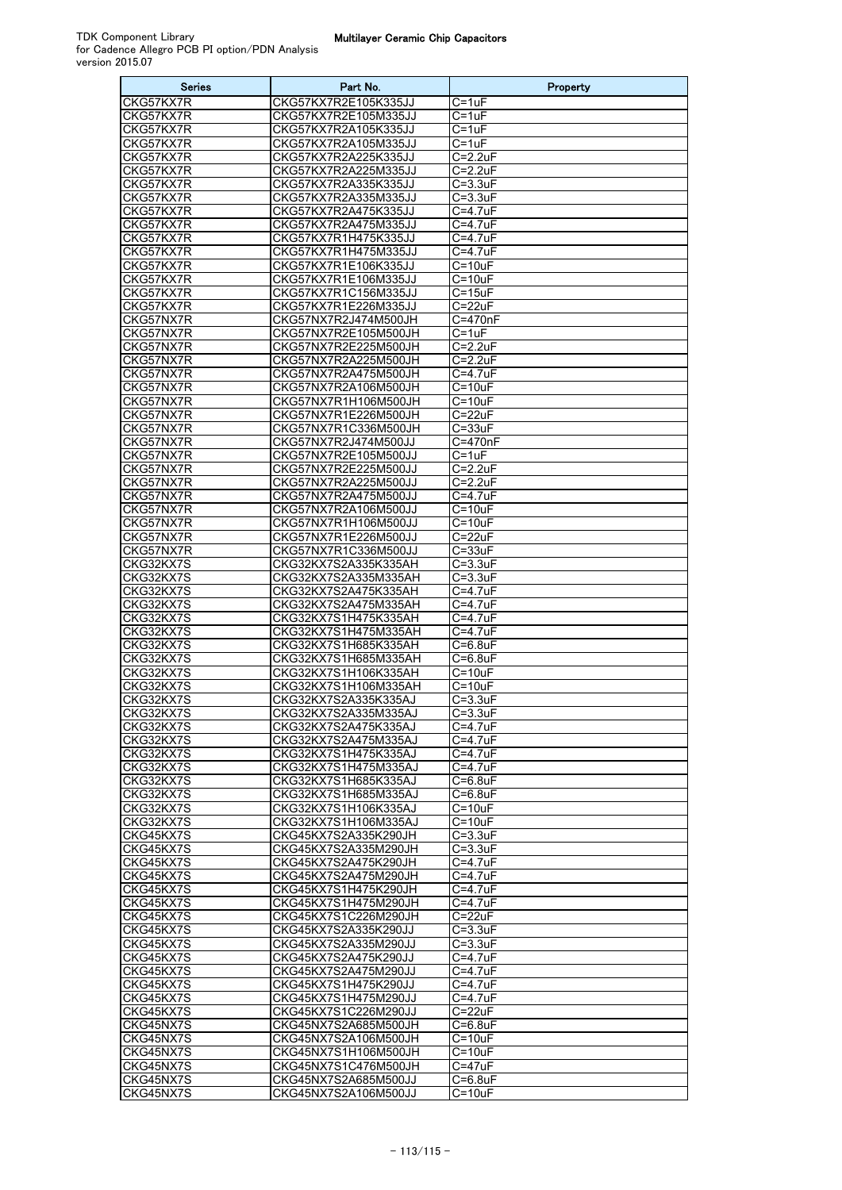| Series | Part No. | Property |
| --- | --- | --- |
| CKG57KX7R | CKG57KX7R2E105K335JJ | C=1uF |
| CKG57KX7R | CKG57KX7R2E105M335JJ | C=1uF |
| CKG57KX7R | CKG57KX7R2A105K335JJ | C=1uF |
| CKG57KX7R | CKG57KX7R2A105M335JJ | C=1uF |
| CKG57KX7R | CKG57KX7R2A225K335JJ | C=2.2uF |
| CKG57KX7R | CKG57KX7R2A225M335JJ | C=2.2uF |
| CKG57KX7R | CKG57KX7R2A335K335JJ | C=3.3uF |
| CKG57KX7R | CKG57KX7R2A335M335JJ | C=3.3uF |
| CKG57KX7R | CKG57KX7R2A475K335JJ | C=4.7uF |
| CKG57KX7R | CKG57KX7R2A475M335JJ | C=4.7uF |
| CKG57KX7R | CKG57KX7R1H475K335JJ | C=4.7uF |
| CKG57KX7R | CKG57KX7R1H475M335JJ | C=4.7uF |
| CKG57KX7R | CKG57KX7R1E106K335JJ | C=10uF |
| CKG57KX7R | CKG57KX7R1E106M335JJ | C=10uF |
| CKG57KX7R | CKG57KX7R1C156M335JJ | C=15uF |
| CKG57KX7R | CKG57KX7R1E226M335JJ | C=22uF |
| CKG57NX7R | CKG57NX7R2J474M500JH | C=470nF |
| CKG57NX7R | CKG57NX7R2E105M500JH | C=1uF |
| CKG57NX7R | CKG57NX7R2E225M500JH | C=2.2uF |
| CKG57NX7R | CKG57NX7R2A225M500JH | C=2.2uF |
| CKG57NX7R | CKG57NX7R2A475M500JH | C=4.7uF |
| CKG57NX7R | CKG57NX7R2A106M500JH | C=10uF |
| CKG57NX7R | CKG57NX7R1H106M500JH | C=10uF |
| CKG57NX7R | CKG57NX7R1E226M500JH | C=22uF |
| CKG57NX7R | CKG57NX7R1C336M500JH | C=33uF |
| CKG57NX7R | CKG57NX7R2J474M500JJ | C=470nF |
| CKG57NX7R | CKG57NX7R2E105M500JJ | C=1uF |
| CKG57NX7R | CKG57NX7R2E225M500JJ | C=2.2uF |
| CKG57NX7R | CKG57NX7R2A225M500JJ | C=2.2uF |
| CKG57NX7R | CKG57NX7R2A475M500JJ | C=4.7uF |
| CKG57NX7R | CKG57NX7R2A106M500JJ | C=10uF |
| CKG57NX7R | CKG57NX7R1H106M500JJ | C=10uF |
| CKG57NX7R | CKG57NX7R1E226M500JJ | C=22uF |
| CKG57NX7R | CKG57NX7R1C336M500JJ | C=33uF |
| CKG32KX7S | CKG32KX7S2A335K335AH | C=3.3uF |
| CKG32KX7S | CKG32KX7S2A335M335AH | C=3.3uF |
| CKG32KX7S | CKG32KX7S2A475K335AH | C=4.7uF |
| CKG32KX7S | CKG32KX7S2A475M335AH | C=4.7uF |
| CKG32KX7S | CKG32KX7S1H475K335AH | C=4.7uF |
| CKG32KX7S | CKG32KX7S1H475M335AH | C=4.7uF |
| CKG32KX7S | CKG32KX7S1H685K335AH | C=6.8uF |
| CKG32KX7S | CKG32KX7S1H685M335AH | C=6.8uF |
| CKG32KX7S | CKG32KX7S1H106K335AH | C=10uF |
| CKG32KX7S | CKG32KX7S1H106M335AH | C=10uF |
| CKG32KX7S | CKG32KX7S2A335K335AJ | C=3.3uF |
| CKG32KX7S | CKG32KX7S2A335M335AJ | C=3.3uF |
| CKG32KX7S | CKG32KX7S2A475K335AJ | C=4.7uF |
| CKG32KX7S | CKG32KX7S2A475M335AJ | C=4.7uF |
| CKG32KX7S | CKG32KX7S1H475K335AJ | C=4.7uF |
| CKG32KX7S | CKG32KX7S1H475M335AJ | C=4.7uF |
| CKG32KX7S | CKG32KX7S1H685K335AJ | C=6.8uF |
| CKG32KX7S | CKG32KX7S1H685M335AJ | C=6.8uF |
| CKG32KX7S | CKG32KX7S1H106K335AJ | C=10uF |
| CKG32KX7S | CKG32KX7S1H106M335AJ | C=10uF |
| CKG45KX7S | CKG45KX7S2A335K290JH | C=3.3uF |
| CKG45KX7S | CKG45KX7S2A335M290JH | C=3.3uF |
| CKG45KX7S | CKG45KX7S2A475K290JH | C=4.7uF |
| CKG45KX7S | CKG45KX7S2A475M290JH | C=4.7uF |
| CKG45KX7S | CKG45KX7S1H475K290JH | C=4.7uF |
| CKG45KX7S | CKG45KX7S1H475M290JH | C=4.7uF |
| CKG45KX7S | CKG45KX7S1C226M290JH | C=22uF |
| CKG45KX7S | CKG45KX7S2A335K290JJ | C=3.3uF |
| CKG45KX7S | CKG45KX7S2A335M290JJ | C=3.3uF |
| CKG45KX7S | CKG45KX7S2A475K290JJ | C=4.7uF |
| CKG45KX7S | CKG45KX7S2A475M290JJ | C=4.7uF |
| CKG45KX7S | CKG45KX7S1H475K290JJ | C=4.7uF |
| CKG45KX7S | CKG45KX7S1H475M290JJ | C=4.7uF |
| CKG45KX7S | CKG45KX7S1C226M290JJ | C=22uF |
| CKG45NX7S | CKG45NX7S2A685M500JH | C=6.8uF |
| CKG45NX7S | CKG45NX7S2A106M500JH | C=10uF |
| CKG45NX7S | CKG45NX7S1H106M500JH | C=10uF |
| CKG45NX7S | CKG45NX7S1C476M500JH | C=47uF |
| CKG45NX7S | CKG45NX7S2A685M500JJ | C=6.8uF |
| CKG45NX7S | CKG45NX7S2A106M500JJ | C=10uF |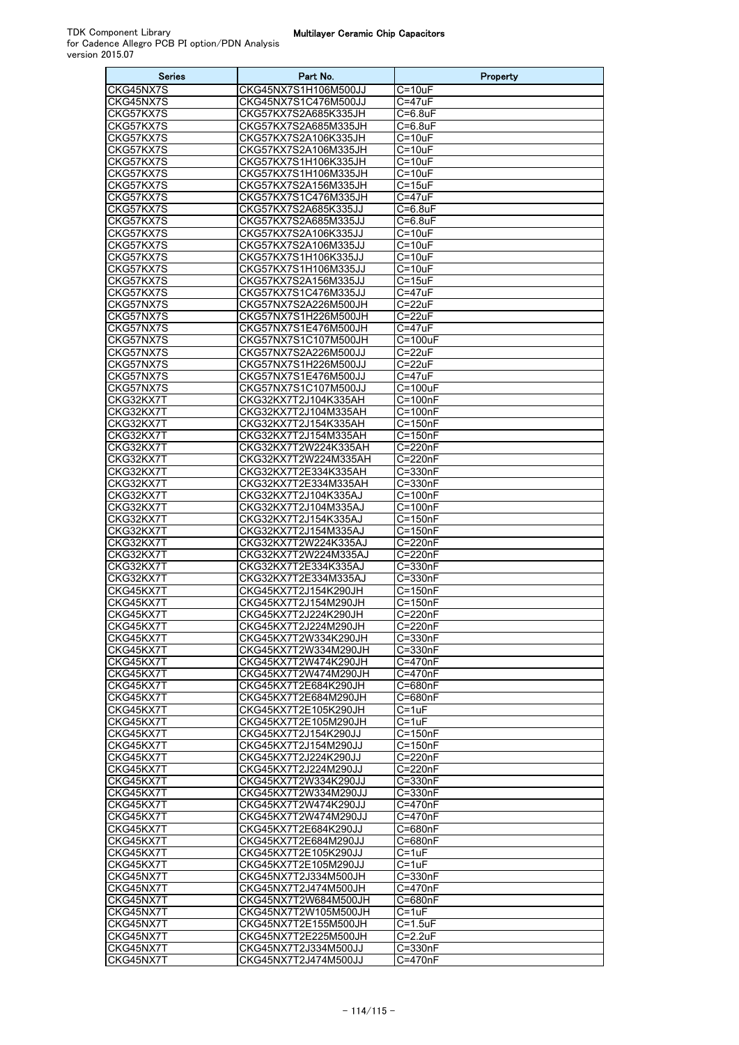| Series | Part No. | Property |
|---|---|---|
| CKG45NX7S | CKG45NX7S1H106M500JJ | C=10uF |
| CKG45NX7S | CKG45NX7S1C476M500JJ | C=47uF |
| CKG57KX7S | CKG57KX7S2A685K335JH | C=6.8uF |
| CKG57KX7S | CKG57KX7S2A685M335JH | C=6.8uF |
| CKG57KX7S | CKG57KX7S2A106K335JH | C=10uF |
| CKG57KX7S | CKG57KX7S2A106M335JH | C=10uF |
| CKG57KX7S | CKG57KX7S1H106K335JH | C=10uF |
| CKG57KX7S | CKG57KX7S1H106M335JH | C=10uF |
| CKG57KX7S | CKG57KX7S2A156M335JH | C=15uF |
| CKG57KX7S | CKG57KX7S1C476M335JH | C=47uF |
| CKG57KX7S | CKG57KX7S2A685K335JJ | C=6.8uF |
| CKG57KX7S | CKG57KX7S2A685M335JJ | C=6.8uF |
| CKG57KX7S | CKG57KX7S2A106K335JJ | C=10uF |
| CKG57KX7S | CKG57KX7S2A106M335JJ | C=10uF |
| CKG57KX7S | CKG57KX7S1H106K335JJ | C=10uF |
| CKG57KX7S | CKG57KX7S1H106M335JJ | C=10uF |
| CKG57KX7S | CKG57KX7S2A156M335JJ | C=15uF |
| CKG57KX7S | CKG57KX7S1C476M335JJ | C=47uF |
| CKG57NX7S | CKG57NX7S2A226M500JH | C=22uF |
| CKG57NX7S | CKG57NX7S1H226M500JH | C=22uF |
| CKG57NX7S | CKG57NX7S1E476M500JH | C=47uF |
| CKG57NX7S | CKG57NX7S1C107M500JH | C=100uF |
| CKG57NX7S | CKG57NX7S2A226M500JJ | C=22uF |
| CKG57NX7S | CKG57NX7S1H226M500JJ | C=22uF |
| CKG57NX7S | CKG57NX7S1E476M500JJ | C=47uF |
| CKG57NX7S | CKG57NX7S1C107M500JJ | C=100uF |
| CKG32KX7T | CKG32KX7T2J104K335AH | C=100nF |
| CKG32KX7T | CKG32KX7T2J104M335AH | C=100nF |
| CKG32KX7T | CKG32KX7T2J154K335AH | C=150nF |
| CKG32KX7T | CKG32KX7T2J154M335AH | C=150nF |
| CKG32KX7T | CKG32KX7T2W224K335AH | C=220nF |
| CKG32KX7T | CKG32KX7T2W224M335AH | C=220nF |
| CKG32KX7T | CKG32KX7T2E334K335AH | C=330nF |
| CKG32KX7T | CKG32KX7T2E334M335AH | C=330nF |
| CKG32KX7T | CKG32KX7T2J104K335AJ | C=100nF |
| CKG32KX7T | CKG32KX7T2J104M335AJ | C=100nF |
| CKG32KX7T | CKG32KX7T2J154K335AJ | C=150nF |
| CKG32KX7T | CKG32KX7T2J154M335AJ | C=150nF |
| CKG32KX7T | CKG32KX7T2W224K335AJ | C=220nF |
| CKG32KX7T | CKG32KX7T2W224M335AJ | C=220nF |
| CKG32KX7T | CKG32KX7T2E334K335AJ | C=330nF |
| CKG32KX7T | CKG32KX7T2E334M335AJ | C=330nF |
| CKG45KX7T | CKG45KX7T2J154K290JH | C=150nF |
| CKG45KX7T | CKG45KX7T2J154M290JH | C=150nF |
| CKG45KX7T | CKG45KX7T2J224K290JH | C=220nF |
| CKG45KX7T | CKG45KX7T2J224M290JH | C=220nF |
| CKG45KX7T | CKG45KX7T2W334K290JH | C=330nF |
| CKG45KX7T | CKG45KX7T2W334M290JH | C=330nF |
| CKG45KX7T | CKG45KX7T2W474K290JH | C=470nF |
| CKG45KX7T | CKG45KX7T2W474M290JH | C=470nF |
| CKG45KX7T | CKG45KX7T2E684K290JH | C=680nF |
| CKG45KX7T | CKG45KX7T2E684M290JH | C=680nF |
| CKG45KX7T | CKG45KX7T2E105K290JH | C=1uF |
| CKG45KX7T | CKG45KX7T2E105M290JH | C=1uF |
| CKG45KX7T | CKG45KX7T2J154K290JJ | C=150nF |
| CKG45KX7T | CKG45KX7T2J154M290JJ | C=150nF |
| CKG45KX7T | CKG45KX7T2J224K290JJ | C=220nF |
| CKG45KX7T | CKG45KX7T2J224M290JJ | C=220nF |
| CKG45KX7T | CKG45KX7T2W334K290JJ | C=330nF |
| CKG45KX7T | CKG45KX7T2W334M290JJ | C=330nF |
| CKG45KX7T | CKG45KX7T2W474K290JJ | C=470nF |
| CKG45KX7T | CKG45KX7T2W474M290JJ | C=470nF |
| CKG45KX7T | CKG45KX7T2E684K290JJ | C=680nF |
| CKG45KX7T | CKG45KX7T2E684M290JJ | C=680nF |
| CKG45KX7T | CKG45KX7T2E105K290JJ | C=1uF |
| CKG45KX7T | CKG45KX7T2E105M290JJ | C=1uF |
| CKG45NX7T | CKG45NX7T2J334M500JH | C=330nF |
| CKG45NX7T | CKG45NX7T2J474M500JH | C=470nF |
| CKG45NX7T | CKG45NX7T2W684M500JH | C=680nF |
| CKG45NX7T | CKG45NX7T2W105M500JH | C=1uF |
| CKG45NX7T | CKG45NX7T2E155M500JH | C=1.5uF |
| CKG45NX7T | CKG45NX7T2E225M500JH | C=2.2uF |
| CKG45NX7T | CKG45NX7T2J334M500JJ | C=330nF |
| CKG45NX7T | CKG45NX7T2J474M500JJ | C=470nF |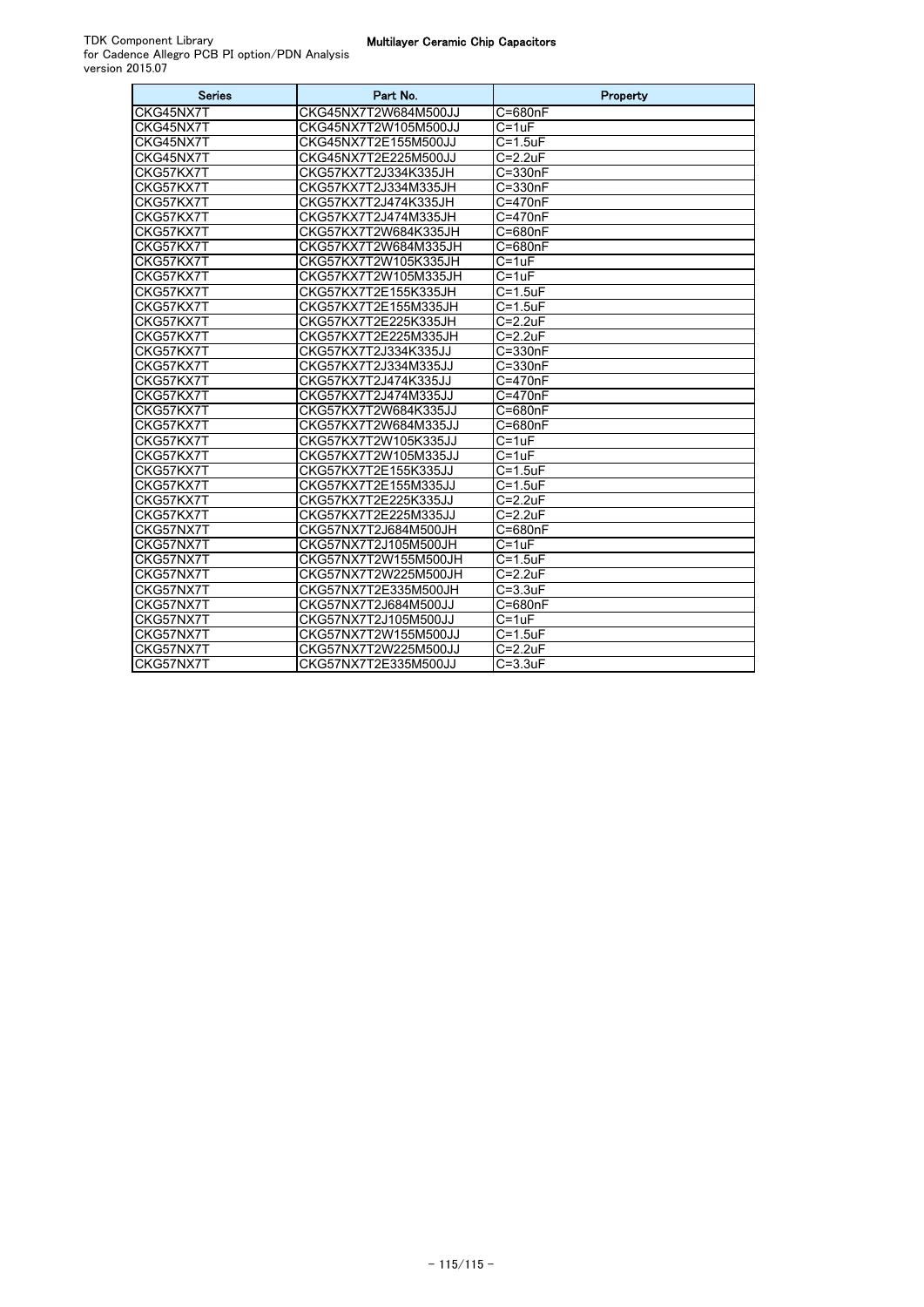| Series | Part No. | Property |
|---|---|---|
| CKG45NX7T | CKG45NX7T2W684M500JJ | C=680nF |
| CKG45NX7T | CKG45NX7T2W105M500JJ | C=1uF |
| CKG45NX7T | CKG45NX7T2E155M500JJ | C=1.5uF |
| CKG45NX7T | CKG45NX7T2E225M500JJ | C=2.2uF |
| CKG57KX7T | CKG57KX7T2J334K335JH | C=330nF |
| CKG57KX7T | CKG57KX7T2J334M335JH | C=330nF |
| CKG57KX7T | CKG57KX7T2J474K335JH | C=470nF |
| CKG57KX7T | CKG57KX7T2J474M335JH | C=470nF |
| CKG57KX7T | CKG57KX7T2W684K335JH | C=680nF |
| CKG57KX7T | CKG57KX7T2W684M335JH | C=680nF |
| CKG57KX7T | CKG57KX7T2W105K335JH | C=1uF |
| CKG57KX7T | CKG57KX7T2W105M335JH | C=1uF |
| CKG57KX7T | CKG57KX7T2E155K335JH | C=1.5uF |
| CKG57KX7T | CKG57KX7T2E155M335JH | C=1.5uF |
| CKG57KX7T | CKG57KX7T2E225K335JH | C=2.2uF |
| CKG57KX7T | CKG57KX7T2E225M335JH | C=2.2uF |
| CKG57KX7T | CKG57KX7T2J334K335JJ | C=330nF |
| CKG57KX7T | CKG57KX7T2J334M335JJ | C=330nF |
| CKG57KX7T | CKG57KX7T2J474K335JJ | C=470nF |
| CKG57KX7T | CKG57KX7T2J474M335JJ | C=470nF |
| CKG57KX7T | CKG57KX7T2W684K335JJ | C=680nF |
| CKG57KX7T | CKG57KX7T2W684M335JJ | C=680nF |
| CKG57KX7T | CKG57KX7T2W105K335JJ | C=1uF |
| CKG57KX7T | CKG57KX7T2W105M335JJ | C=1uF |
| CKG57KX7T | CKG57KX7T2E155K335JJ | C=1.5uF |
| CKG57KX7T | CKG57KX7T2E155M335JJ | C=1.5uF |
| CKG57KX7T | CKG57KX7T2E225K335JJ | C=2.2uF |
| CKG57KX7T | CKG57KX7T2E225M335JJ | C=2.2uF |
| CKG57NX7T | CKG57NX7T2J684M500JH | C=680nF |
| CKG57NX7T | CKG57NX7T2J105M500JH | C=1uF |
| CKG57NX7T | CKG57NX7T2W155M500JH | C=1.5uF |
| CKG57NX7T | CKG57NX7T2W225M500JH | C=2.2uF |
| CKG57NX7T | CKG57NX7T2E335M500JH | C=3.3uF |
| CKG57NX7T | CKG57NX7T2J684M500JJ | C=680nF |
| CKG57NX7T | CKG57NX7T2J105M500JJ | C=1uF |
| CKG57NX7T | CKG57NX7T2W155M500JJ | C=1.5uF |
| CKG57NX7T | CKG57NX7T2W225M500JJ | C=2.2uF |
| CKG57NX7T | CKG57NX7T2E335M500JJ | C=3.3uF |